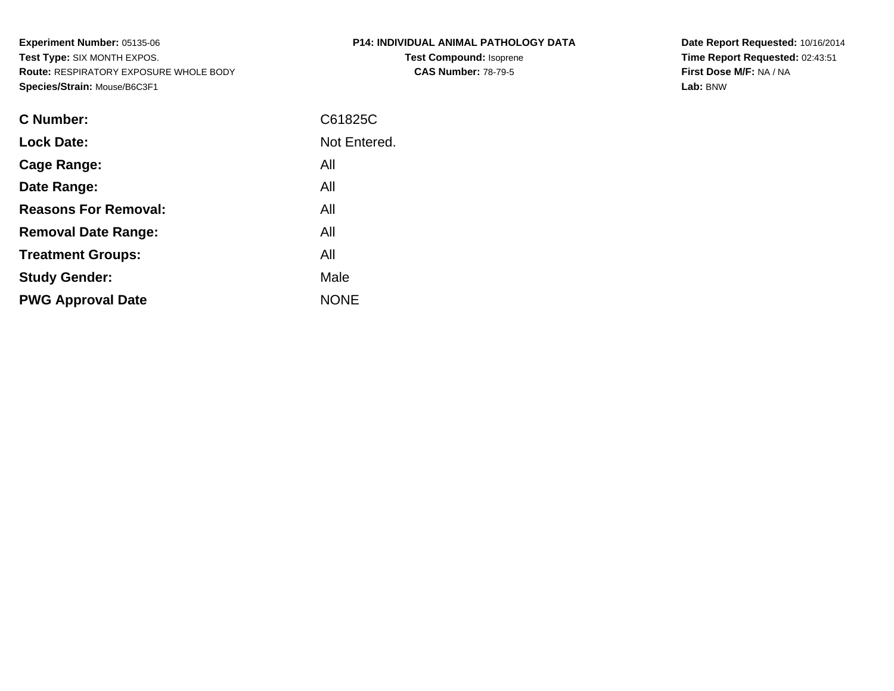**Experiment Number:** 05135-06
**Test Type:** SIX MONTH EXPOS.
**Route:** RESPIRATORY EXPOSURE WHOLE BODY
**Species/Strain:** Mouse/B6C3F1

**P14: INDIVIDUAL ANIMAL PATHOLOGY DATA**
**Test Compound:** Isoprene
**CAS Number:** 78-79-5

**Date Report Requested:** 10/16/2014
**Time Report Requested:** 02:43:51
**First Dose M/F:** NA / NA
**Lab:** BNW

| | |
|---|---|
| **C Number:** | C61825C |
| **Lock Date:** | Not Entered. |
| **Cage Range:** | All |
| **Date Range:** | All |
| **Reasons For Removal:** | All |
| **Removal Date Range:** | All |
| **Treatment Groups:** | All |
| **Study Gender:** | Male |
| **PWG Approval Date** | NONE |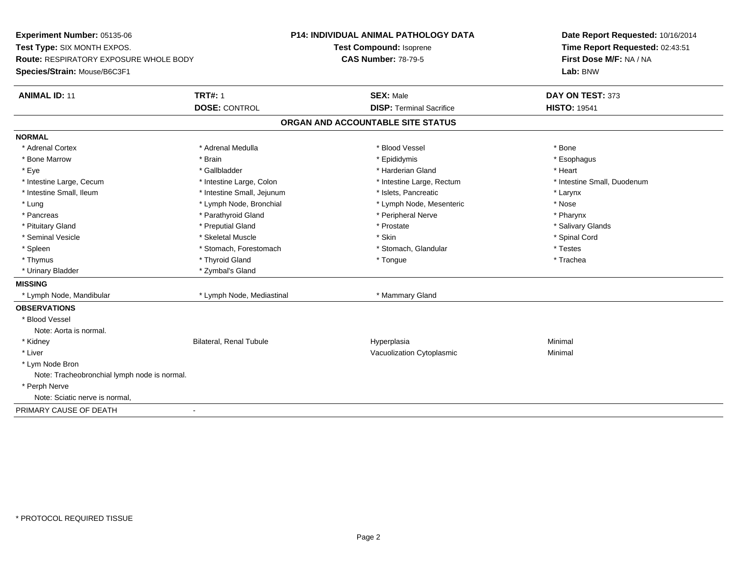**Experiment Number:** 05135-06
**Test Type:** SIX MONTH EXPOS.
**Route:** RESPIRATORY EXPOSURE WHOLE BODY
**Species/Strain:** Mouse/B6C3F1

**P14: INDIVIDUAL ANIMAL PATHOLOGY DATA**
**Test Compound:** Isoprene
**CAS Number:** 78-79-5

**Date Report Requested:** 10/16/2014
**Time Report Requested:** 02:43:51
**First Dose M/F:** NA / NA
**Lab:** BNW

| **ANIMAL ID:** 11 | **TRT#:** 1 | **SEX:** Male | **DAY ON TEST:** 373 |
|---|---|---|---|
| | **DOSE:** CONTROL | **DISP:** Terminal Sacrifice | **HISTO:** 19541 |

## ORGAN AND ACCOUNTABLE SITE STATUS

**NORMAL**

| | | | |
|---|---|---|---|
| * Adrenal Cortex | * Adrenal Medulla | * Blood Vessel | * Bone |
| * Bone Marrow | * Brain | * Epididymis | * Esophagus |
| * Eye | * Gallbladder | * Harderian Gland | * Heart |
| * Intestine Large, Cecum | * Intestine Large, Colon | * Intestine Large, Rectum | * Intestine Small, Duodenum |
| * Intestine Small, Ileum | * Intestine Small, Jejunum | * Islets, Pancreatic | * Larynx |
| * Lung | * Lymph Node, Bronchial | * Lymph Node, Mesenteric | * Nose |
| * Pancreas | * Parathyroid Gland | * Peripheral Nerve | * Pharynx |
| * Pituitary Gland | * Preputial Gland | * Prostate | * Salivary Glands |
| * Seminal Vesicle | * Skeletal Muscle | * Skin | * Spinal Cord |
| * Spleen | * Stomach, Forestomach | * Stomach, Glandular | * Testes |
| * Thymus | * Thyroid Gland | * Tongue | * Trachea |
| * Urinary Bladder | * Zymbal's Gland | | |

**MISSING**

| | | |
|---|---|---|
| * Lymph Node, Mandibular | * Lymph Node, Mediastinal | * Mammary Gland |

**OBSERVATIONS**

| | | | |
|---|---|---|---|
| * Blood Vessel | | | |
| Note: Aorta is normal. | | | |
| * Kidney | Bilateral, Renal Tubule | Hyperplasia | Minimal |
| * Liver | | Vacuolization Cytoplasmic | Minimal |
| * Lym Node Bron | | | |
| Note: Tracheobronchial lymph node is normal. | | | |
| * Perph Nerve | | | |
| Note: Sciatic nerve is normal, | | | |

PRIMARY CAUSE OF DEATH -

* PROTOCOL REQUIRED TISSUE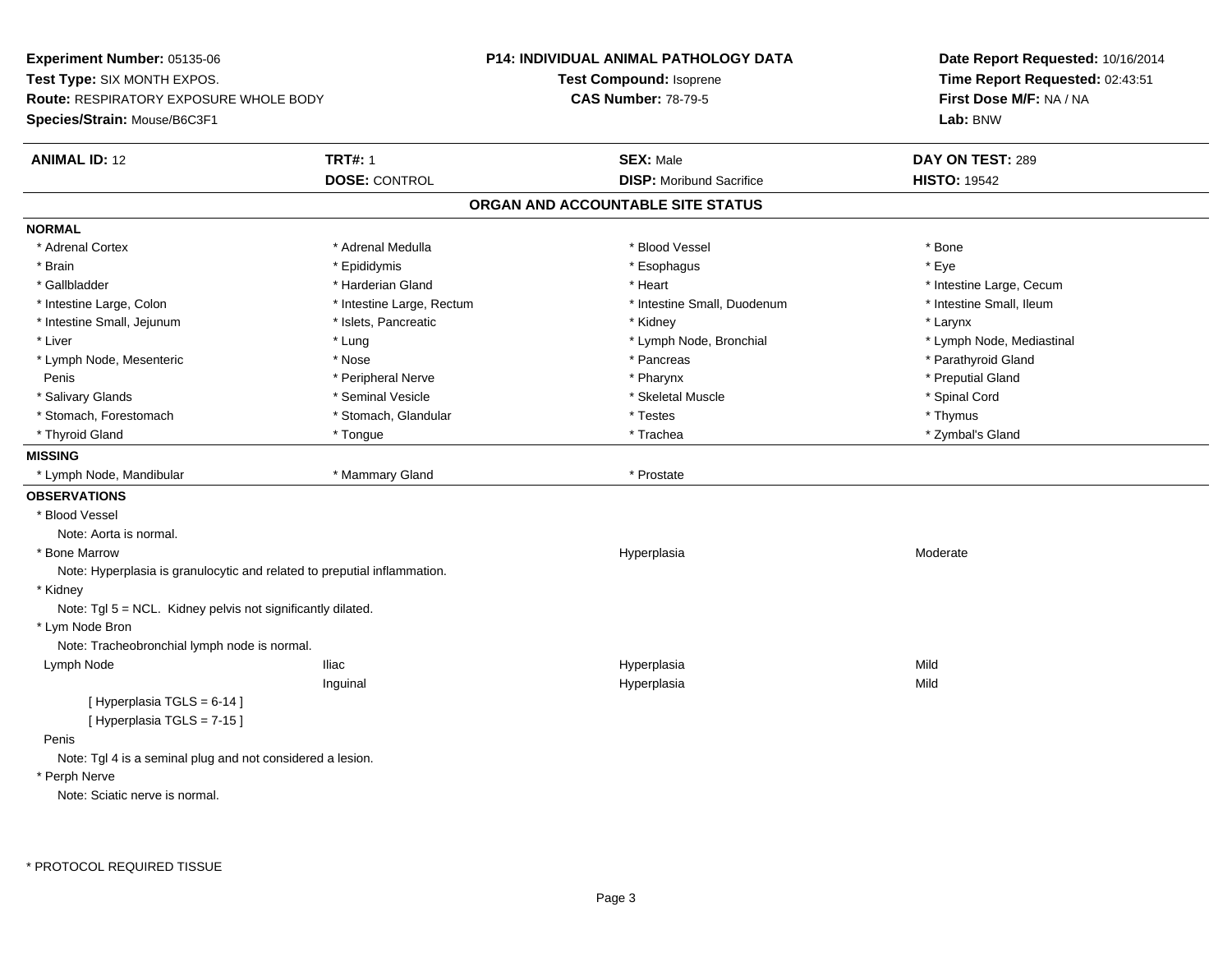**Experiment Number:** 05135-06
**Test Type:** SIX MONTH EXPOS.
**Route:** RESPIRATORY EXPOSURE WHOLE BODY
**Species/Strain:** Mouse/B6C3F1

**P14: INDIVIDUAL ANIMAL PATHOLOGY DATA**
**Test Compound:** Isoprene
**CAS Number:** 78-79-5

**Date Report Requested:** 10/16/2014
**Time Report Requested:** 02:43:51
**First Dose M/F:** NA / NA
**Lab:** BNW

| **ANIMAL ID:** 12 | **TRT#:** 1 | **SEX:** Male | **DAY ON TEST:** 289 |
|---|---|---|---|
| | **DOSE:** CONTROL | **DISP:** Moribund Sacrifice | **HISTO:** 19542 |

## ORGAN AND ACCOUNTABLE SITE STATUS

**NORMAL**

| | | | |
|---|---|---|---|
| * Adrenal Cortex | * Adrenal Medulla | * Blood Vessel | * Bone |
| * Brain | * Epididymis | * Esophagus | * Eye |
| * Gallbladder | * Harderian Gland | * Heart | * Intestine Large, Cecum |
| * Intestine Large, Colon | * Intestine Large, Rectum | * Intestine Small, Duodenum | * Intestine Small, Ileum |
| * Intestine Small, Jejunum | * Islets, Pancreatic | * Kidney | * Larynx |
| * Liver | * Lung | * Lymph Node, Bronchial | * Lymph Node, Mediastinal |
| * Lymph Node, Mesenteric | * Nose | * Pancreas | * Parathyroid Gland |
| Penis | * Peripheral Nerve | * Pharynx | * Preputial Gland |
| * Salivary Glands | * Seminal Vesicle | * Skeletal Muscle | * Spinal Cord |
| * Stomach, Forestomach | * Stomach, Glandular | * Testes | * Thymus |
| * Thyroid Gland | * Tongue | * Trachea | * Zymbal's Gland |

**MISSING**

| | | |
|---|---|---|
| * Lymph Node, Mandibular | * Mammary Gland | * Prostate |

**OBSERVATIONS**

* Blood Vessel
  Note: Aorta is normal.

| | | | |
|---|---|---|---|
| * Bone Marrow | | Hyperplasia | Moderate |

  Note: Hyperplasia is granulocytic and related to preputial inflammation.

* Kidney
  Note: Tgl 5 = NCL. Kidney pelvis not significantly dilated.

* Lym Node Bron
  Note: Tracheobronchial lymph node is normal.

| | | | |
|---|---|---|---|
| Lymph Node | Iliac | Hyperplasia | Mild |
| | Inguinal | Hyperplasia | Mild |

  [ Hyperplasia TGLS = 6-14 ]
  [ Hyperplasia TGLS = 7-15 ]

Penis
  Note: Tgl 4 is a seminal plug and not considered a lesion.

* Perph Nerve
  Note: Sciatic nerve is normal.

* PROTOCOL REQUIRED TISSUE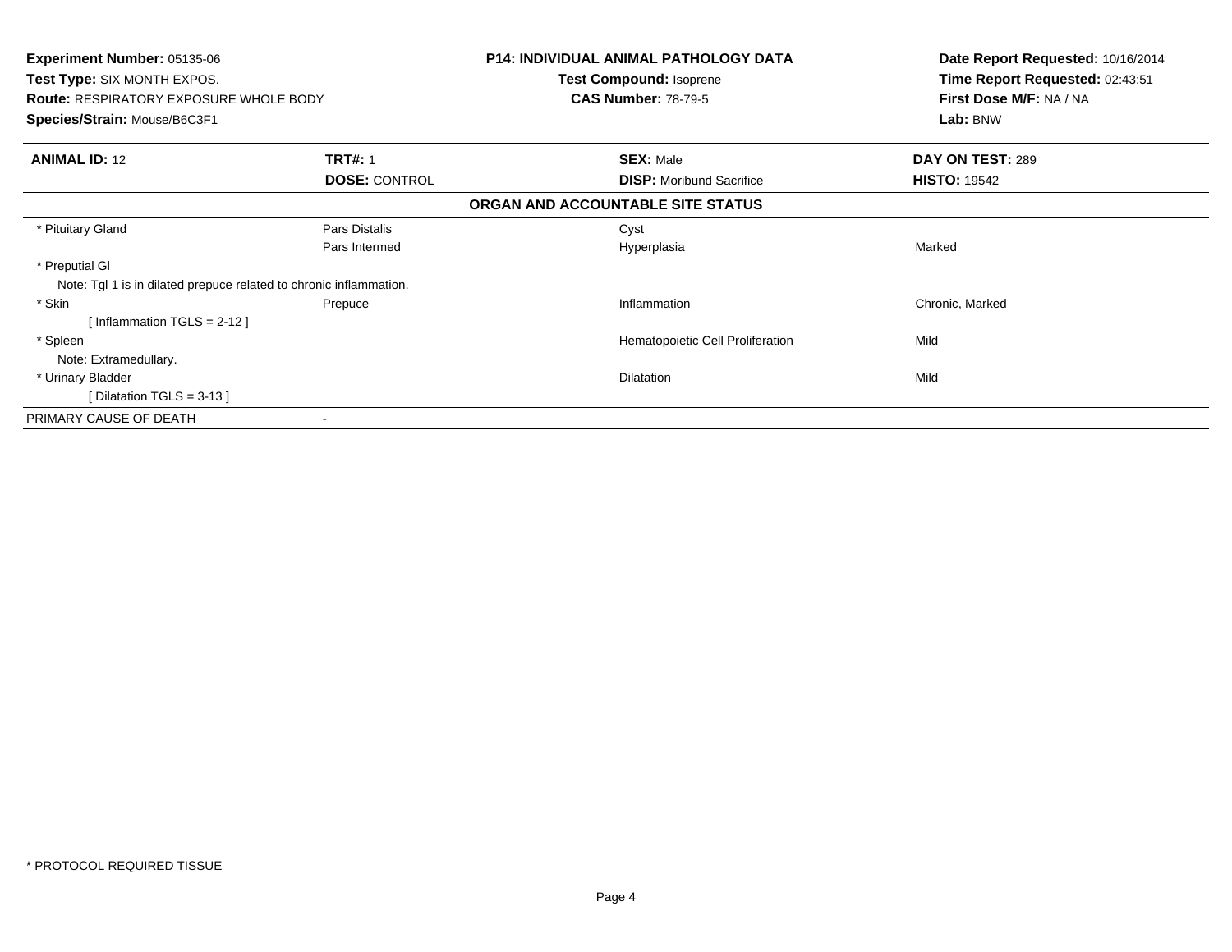**Experiment Number:** 05135-06
**Test Type:** SIX MONTH EXPOS.
**Route:** RESPIRATORY EXPOSURE WHOLE BODY
**Species/Strain:** Mouse/B6C3F1

**P14: INDIVIDUAL ANIMAL PATHOLOGY DATA**
**Test Compound:** Isoprene
**CAS Number:** 78-79-5

**Date Report Requested:** 10/16/2014
**Time Report Requested:** 02:43:51
**First Dose M/F:** NA / NA
**Lab:** BNW

| **ANIMAL ID:** 12 | **TRT#:** 1 | **SEX:** Male | **DAY ON TEST:** 289 |
|---|---|---|---|
| | **DOSE:** CONTROL | **DISP:** Moribund Sacrifice | **HISTO:** 19542 |

**ORGAN AND ACCOUNTABLE SITE STATUS**

| | | | |
|---|---|---|---|
| * Pituitary Gland | Pars Distalis | Cyst | |
| | Pars Intermed | Hyperplasia | Marked |
| * Preputial Gl | | | |
| Note: Tgl 1 is in dilated prepuce related to chronic inflammation. | | | |
| * Skin | Prepuce | Inflammation | Chronic, Marked |
| [ Inflammation TGLS = 2-12 ] | | | |
| * Spleen | | Hematopoietic Cell Proliferation | Mild |
| Note: Extramedullary. | | | |
| * Urinary Bladder | | Dilatation | Mild |
| [ Dilatation TGLS = 3-13 ] | | | |
| PRIMARY CAUSE OF DEATH | - | | |

* PROTOCOL REQUIRED TISSUE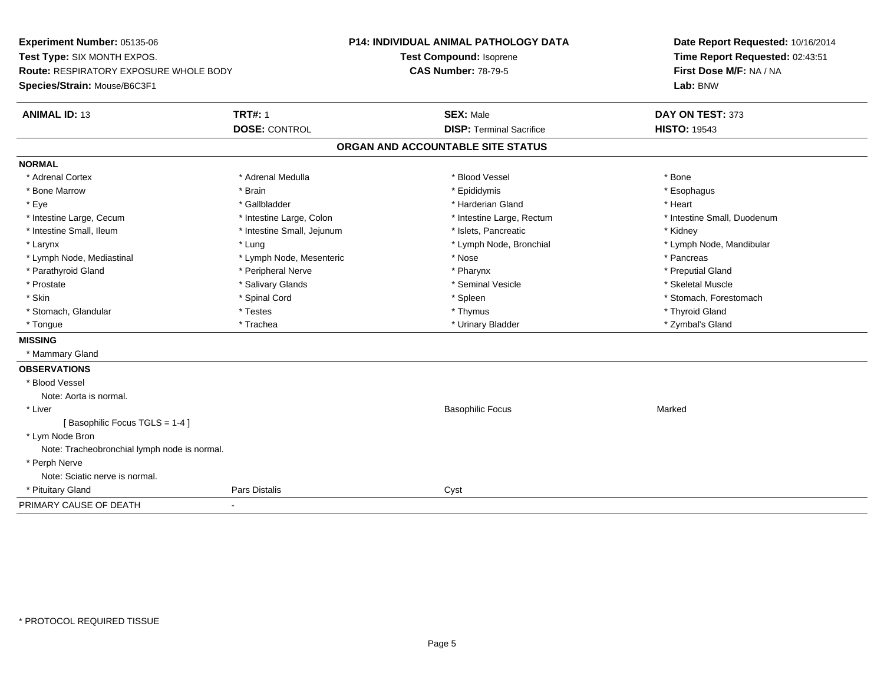**Experiment Number:** 05135-06
**Test Type:** SIX MONTH EXPOS.
**Route:** RESPIRATORY EXPOSURE WHOLE BODY
**Species/Strain:** Mouse/B6C3F1

**P14: INDIVIDUAL ANIMAL PATHOLOGY DATA**
**Test Compound:** Isoprene
**CAS Number:** 78-79-5

**Date Report Requested:** 10/16/2014
**Time Report Requested:** 02:43:51
**First Dose M/F:** NA / NA
**Lab:** BNW

| **ANIMAL ID:** 13 | **TRT#:** 1 | **SEX:** Male | **DAY ON TEST:** 373 |
|---|---|---|---|
| | **DOSE:** CONTROL | **DISP:** Terminal Sacrifice | **HISTO:** 19543 |

## ORGAN AND ACCOUNTABLE SITE STATUS

**NORMAL**

| | | | |
|---|---|---|---|
| * Adrenal Cortex | * Adrenal Medulla | * Blood Vessel | * Bone |
| * Bone Marrow | * Brain | * Epididymis | * Esophagus |
| * Eye | * Gallbladder | * Harderian Gland | * Heart |
| * Intestine Large, Cecum | * Intestine Large, Colon | * Intestine Large, Rectum | * Intestine Small, Duodenum |
| * Intestine Small, Ileum | * Intestine Small, Jejunum | * Islets, Pancreatic | * Kidney |
| * Larynx | * Lung | * Lymph Node, Bronchial | * Lymph Node, Mandibular |
| * Lymph Node, Mediastinal | * Lymph Node, Mesenteric | * Nose | * Pancreas |
| * Parathyroid Gland | * Peripheral Nerve | * Pharynx | * Preputial Gland |
| * Prostate | * Salivary Glands | * Seminal Vesicle | * Skeletal Muscle |
| * Skin | * Spinal Cord | * Spleen | * Stomach, Forestomach |
| * Stomach, Glandular | * Testes | * Thymus | * Thyroid Gland |
| * Tongue | * Trachea | * Urinary Bladder | * Zymbal's Gland |

**MISSING**

* Mammary Gland

**OBSERVATIONS**

| | | | |
|---|---|---|---|
| * Blood Vessel | | | |
| Note: Aorta is normal. | | | |
| * Liver | | Basophilic Focus | Marked |
| [ Basophilic Focus TGLS = 1-4 ] | | | |
| * Lym Node Bron | | | |
| Note: Tracheobronchial lymph node is normal. | | | |
| * Perph Nerve | | | |
| Note: Sciatic nerve is normal. | | | |
| * Pituitary Gland | Pars Distalis | Cyst | |

PRIMARY CAUSE OF DEATH -

* PROTOCOL REQUIRED TISSUE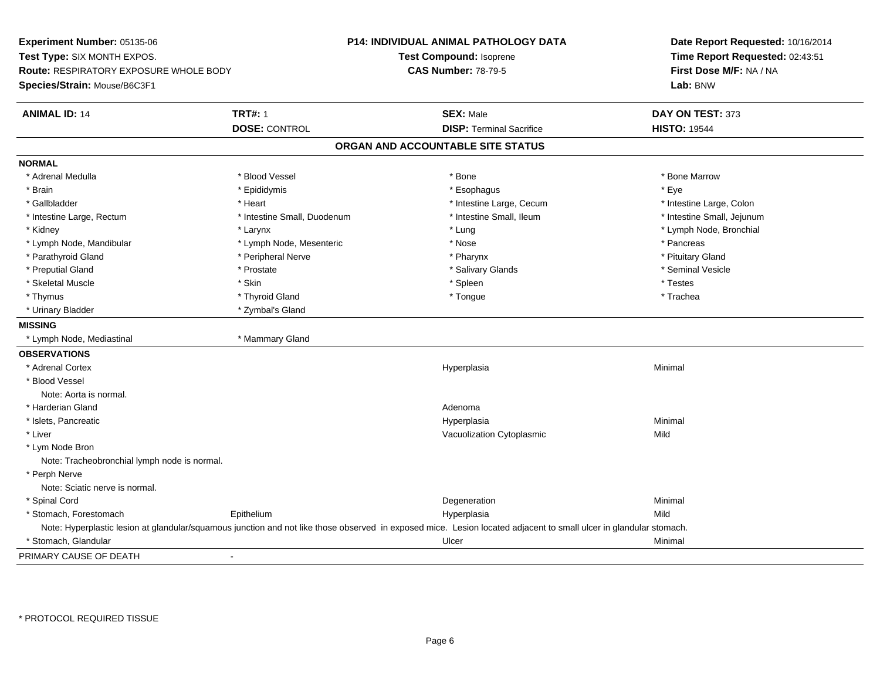**Experiment Number:** 05135-06
**Test Type:** SIX MONTH EXPOS.
**Route:** RESPIRATORY EXPOSURE WHOLE BODY
**Species/Strain:** Mouse/B6C3F1

**P14: INDIVIDUAL ANIMAL PATHOLOGY DATA**
**Test Compound:** Isoprene
**CAS Number:** 78-79-5

**Date Report Requested:** 10/16/2014
**Time Report Requested:** 02:43:51
**First Dose M/F:** NA / NA
**Lab:** BNW

| **ANIMAL ID:** 14 | **TRT#:** 1 | **SEX:** Male | **DAY ON TEST:** 373 |
|---|---|---|---|
| | **DOSE:** CONTROL | **DISP:** Terminal Sacrifice | **HISTO:** 19544 |

## ORGAN AND ACCOUNTABLE SITE STATUS

**NORMAL**

| | | | |
|---|---|---|---|
| * Adrenal Medulla | * Blood Vessel | * Bone | * Bone Marrow |
| * Brain | * Epididymis | * Esophagus | * Eye |
| * Gallbladder | * Heart | * Intestine Large, Cecum | * Intestine Large, Colon |
| * Intestine Large, Rectum | * Intestine Small, Duodenum | * Intestine Small, Ileum | * Intestine Small, Jejunum |
| * Kidney | * Larynx | * Lung | * Lymph Node, Bronchial |
| * Lymph Node, Mandibular | * Lymph Node, Mesenteric | * Nose | * Pancreas |
| * Parathyroid Gland | * Peripheral Nerve | * Pharynx | * Pituitary Gland |
| * Preputial Gland | * Prostate | * Salivary Glands | * Seminal Vesicle |
| * Skeletal Muscle | * Skin | * Spleen | * Testes |
| * Thymus | * Thyroid Gland | * Tongue | * Trachea |
| * Urinary Bladder | * Zymbal's Gland | | |

**MISSING**

| | |
|---|---|
| * Lymph Node, Mediastinal | * Mammary Gland |

**OBSERVATIONS**

| | | | |
|---|---|---|---|
| * Adrenal Cortex | | Hyperplasia | Minimal |
| * Blood Vessel | | | |
| Note: Aorta is normal. | | | |
| * Harderian Gland | | Adenoma | |
| * Islets, Pancreatic | | Hyperplasia | Minimal |
| * Liver | | Vacuolization Cytoplasmic | Mild |
| * Lym Node Bron | | | |
| Note: Tracheobronchial lymph node is normal. | | | |
| * Perph Nerve | | | |
| Note: Sciatic nerve is normal. | | | |
| * Spinal Cord | | Degeneration | Minimal |
| * Stomach, Forestomach | Epithelium | Hyperplasia | Mild |
| Note: Hyperplastic lesion at glandular/squamous junction and not like those observed in exposed mice. Lesion located adjacent to small ulcer in glandular stomach. | | | |
| * Stomach, Glandular | | Ulcer | Minimal |

PRIMARY CAUSE OF DEATH -

\* PROTOCOL REQUIRED TISSUE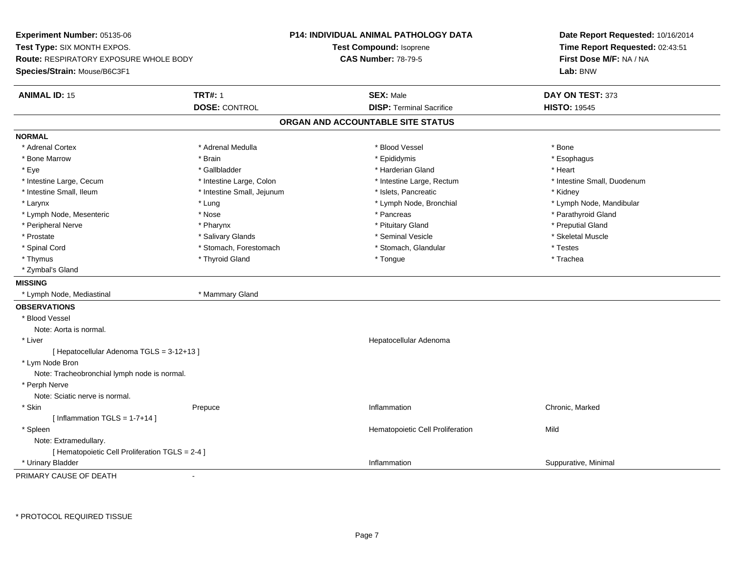**Experiment Number:** 05135-06
**Test Type:** SIX MONTH EXPOS.
**Route:** RESPIRATORY EXPOSURE WHOLE BODY
**Species/Strain:** Mouse/B6C3F1

**P14: INDIVIDUAL ANIMAL PATHOLOGY DATA**
**Test Compound:** Isoprene
**CAS Number:** 78-79-5

**Date Report Requested:** 10/16/2014
**Time Report Requested:** 02:43:51
**First Dose M/F:** NA / NA
**Lab:** BNW

| **ANIMAL ID:** 15 | **TRT#:** 1 | **SEX:** Male | **DAY ON TEST:** 373 |
|---|---|---|---|
| | **DOSE:** CONTROL | **DISP:** Terminal Sacrifice | **HISTO:** 19545 |

## ORGAN AND ACCOUNTABLE SITE STATUS

**NORMAL**

| | | | |
|---|---|---|---|
| * Adrenal Cortex | * Adrenal Medulla | * Blood Vessel | * Bone |
| * Bone Marrow | * Brain | * Epididymis | * Esophagus |
| * Eye | * Gallbladder | * Harderian Gland | * Heart |
| * Intestine Large, Cecum | * Intestine Large, Colon | * Intestine Large, Rectum | * Intestine Small, Duodenum |
| * Intestine Small, Ileum | * Intestine Small, Jejunum | * Islets, Pancreatic | * Kidney |
| * Larynx | * Lung | * Lymph Node, Bronchial | * Lymph Node, Mandibular |
| * Lymph Node, Mesenteric | * Nose | * Pancreas | * Parathyroid Gland |
| * Peripheral Nerve | * Pharynx | * Pituitary Gland | * Preputial Gland |
| * Prostate | * Salivary Glands | * Seminal Vesicle | * Skeletal Muscle |
| * Spinal Cord | * Stomach, Forestomach | * Stomach, Glandular | * Testes |
| * Thymus | * Thyroid Gland | * Tongue | * Trachea |
| * Zymbal's Gland | | | |

**MISSING**

| | |
|---|---|
| * Lymph Node, Mediastinal | * Mammary Gland |

**OBSERVATIONS**

| | | | |
|---|---|---|---|
| * Blood Vessel | | | |
| Note: Aorta is normal. | | | |
| * Liver | | Hepatocellular Adenoma | |
| [ Hepatocellular Adenoma TGLS = 3-12+13 ] | | | |
| * Lym Node Bron | | | |
| Note: Tracheobronchial lymph node is normal. | | | |
| * Perph Nerve | | | |
| Note: Sciatic nerve is normal. | | | |
| * Skin | Prepuce | Inflammation | Chronic, Marked |
| [ Inflammation TGLS = 1-7+14 ] | | | |
| * Spleen | | Hematopoietic Cell Proliferation | Mild |
| Note: Extramedullary. | | | |
| [ Hematopoietic Cell Proliferation TGLS = 2-4 ] | | | |
| * Urinary Bladder | | Inflammation | Suppurative, Minimal |

PRIMARY CAUSE OF DEATH -

\* PROTOCOL REQUIRED TISSUE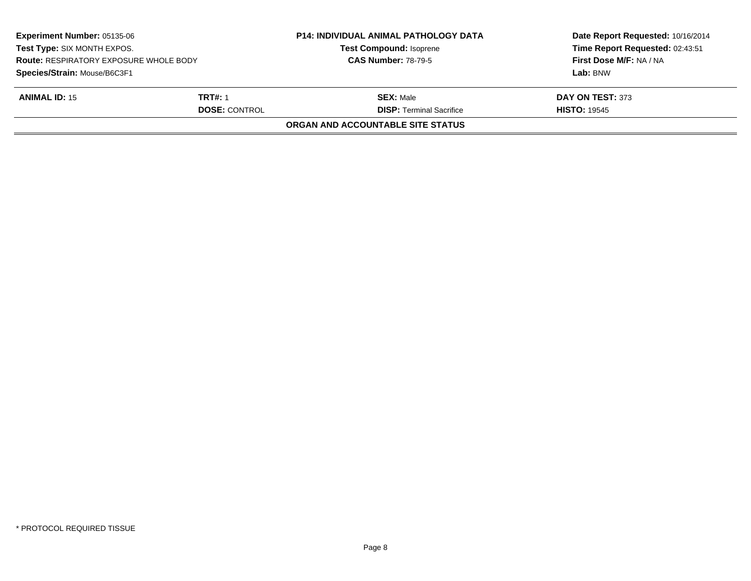| **Experiment Number:** 05135-06 | **P14: INDIVIDUAL ANIMAL PATHOLOGY DATA** | **Date Report Requested:** 10/16/2014 |
|---|---|---|
| **Test Type:** SIX MONTH EXPOS. | **Test Compound:** Isoprene | **Time Report Requested:** 02:43:51 |
| **Route:** RESPIRATORY EXPOSURE WHOLE BODY | **CAS Number:** 78-79-5 | **First Dose M/F:** NA / NA |
| **Species/Strain:** Mouse/B6C3F1 | | **Lab:** BNW |

| **ANIMAL ID:** 15 | **TRT#:** 1 | **SEX:** Male | **DAY ON TEST:** 373 |
|---|---|---|---|
| | **DOSE:** CONTROL | **DISP:** Terminal Sacrifice | **HISTO:** 19545 |

**ORGAN AND ACCOUNTABLE SITE STATUS**

* PROTOCOL REQUIRED TISSUE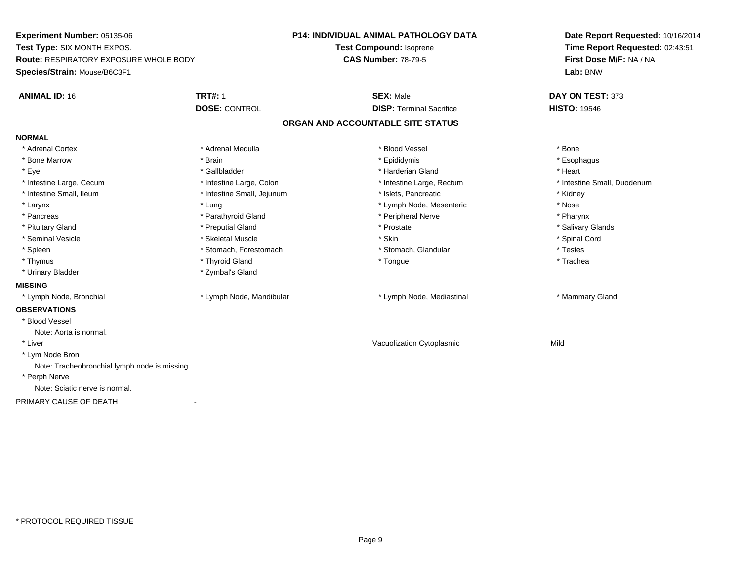**Experiment Number:** 05135-06
**Test Type:** SIX MONTH EXPOS.
**Route:** RESPIRATORY EXPOSURE WHOLE BODY
**Species/Strain:** Mouse/B6C3F1

**P14: INDIVIDUAL ANIMAL PATHOLOGY DATA**
**Test Compound:** Isoprene
**CAS Number:** 78-79-5

**Date Report Requested:** 10/16/2014
**Time Report Requested:** 02:43:51
**First Dose M/F:** NA / NA
**Lab:** BNW

| **ANIMAL ID:** 16 | **TRT#:** 1 | **SEX:** Male | **DAY ON TEST:** 373 |
|---|---|---|---|
| | **DOSE:** CONTROL | **DISP:** Terminal Sacrifice | **HISTO:** 19546 |

## ORGAN AND ACCOUNTABLE SITE STATUS

**NORMAL**

| | | | |
|---|---|---|---|
| * Adrenal Cortex | * Adrenal Medulla | * Blood Vessel | * Bone |
| * Bone Marrow | * Brain | * Epididymis | * Esophagus |
| * Eye | * Gallbladder | * Harderian Gland | * Heart |
| * Intestine Large, Cecum | * Intestine Large, Colon | * Intestine Large, Rectum | * Intestine Small, Duodenum |
| * Intestine Small, Ileum | * Intestine Small, Jejunum | * Islets, Pancreatic | * Kidney |
| * Larynx | * Lung | * Lymph Node, Mesenteric | * Nose |
| * Pancreas | * Parathyroid Gland | * Peripheral Nerve | * Pharynx |
| * Pituitary Gland | * Preputial Gland | * Prostate | * Salivary Glands |
| * Seminal Vesicle | * Skeletal Muscle | * Skin | * Spinal Cord |
| * Spleen | * Stomach, Forestomach | * Stomach, Glandular | * Testes |
| * Thymus | * Thyroid Gland | * Tongue | * Trachea |
| * Urinary Bladder | * Zymbal's Gland | | |

**MISSING**

| | | | |
|---|---|---|---|
| * Lymph Node, Bronchial | * Lymph Node, Mandibular | * Lymph Node, Mediastinal | * Mammary Gland |

**OBSERVATIONS**

* Blood Vessel
  Note: Aorta is normal.
* Liver — Vacuolization Cytoplasmic — Mild
* Lym Node Bron
  Note: Tracheobronchial lymph node is missing.
* Perph Nerve
  Note: Sciatic nerve is normal.

PRIMARY CAUSE OF DEATH -

* PROTOCOL REQUIRED TISSUE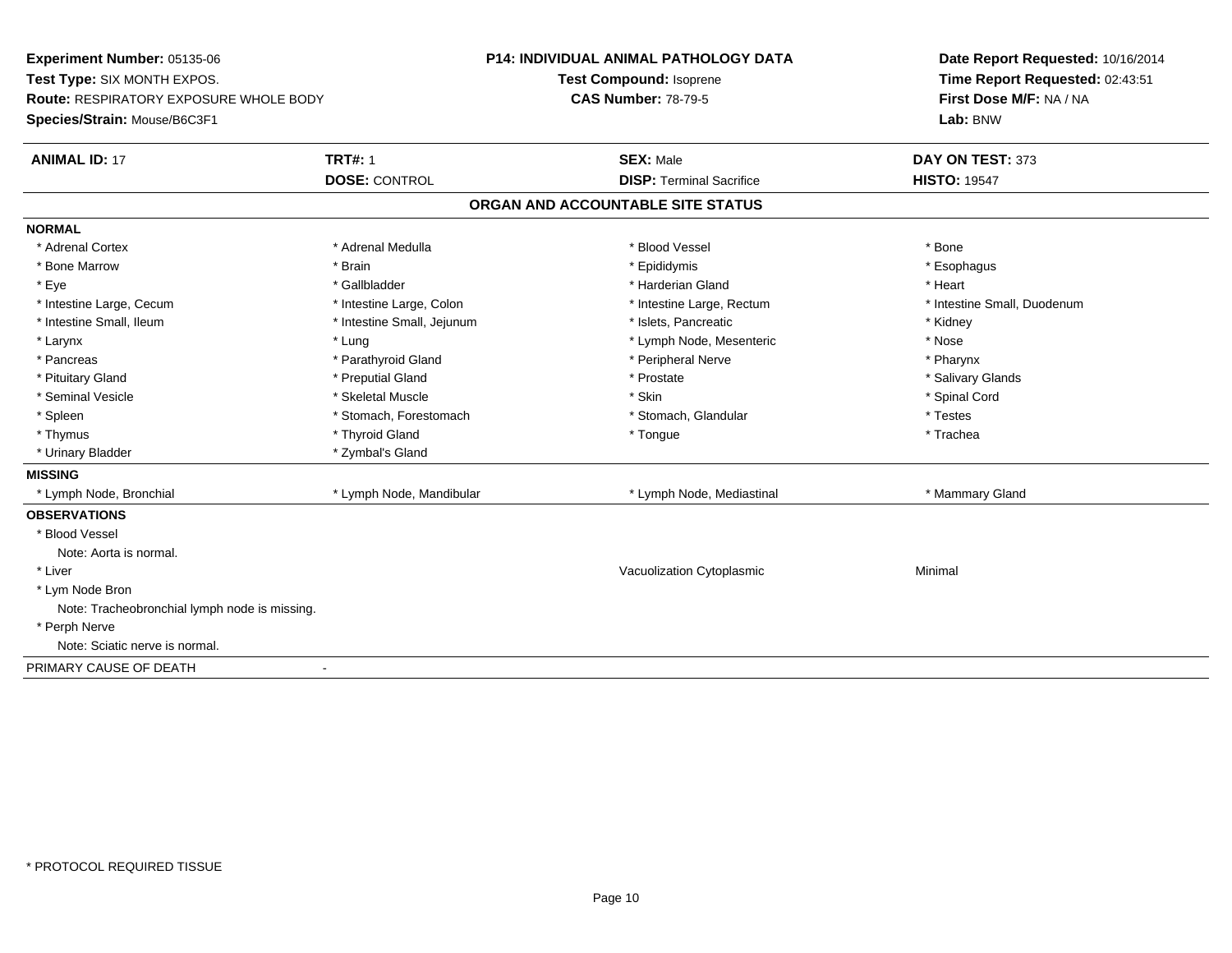**Experiment Number:** 05135-06
**Test Type:** SIX MONTH EXPOS.
**Route:** RESPIRATORY EXPOSURE WHOLE BODY
**Species/Strain:** Mouse/B6C3F1

**P14: INDIVIDUAL ANIMAL PATHOLOGY DATA**
**Test Compound:** Isoprene
**CAS Number:** 78-79-5

**Date Report Requested:** 10/16/2014
**Time Report Requested:** 02:43:51
**First Dose M/F:** NA / NA
**Lab:** BNW

| **ANIMAL ID:** 17 | **TRT#:** 1 | **SEX:** Male | **DAY ON TEST:** 373 |
|---|---|---|---|
| | **DOSE:** CONTROL | **DISP:** Terminal Sacrifice | **HISTO:** 19547 |

## ORGAN AND ACCOUNTABLE SITE STATUS

| | | | |
|---|---|---|---|
| **NORMAL** | | | |
| * Adrenal Cortex | * Adrenal Medulla | * Blood Vessel | * Bone |
| * Bone Marrow | * Brain | * Epididymis | * Esophagus |
| * Eye | * Gallbladder | * Harderian Gland | * Heart |
| * Intestine Large, Cecum | * Intestine Large, Colon | * Intestine Large, Rectum | * Intestine Small, Duodenum |
| * Intestine Small, Ileum | * Intestine Small, Jejunum | * Islets, Pancreatic | * Kidney |
| * Larynx | * Lung | * Lymph Node, Mesenteric | * Nose |
| * Pancreas | * Parathyroid Gland | * Peripheral Nerve | * Pharynx |
| * Pituitary Gland | * Preputial Gland | * Prostate | * Salivary Glands |
| * Seminal Vesicle | * Skeletal Muscle | * Skin | * Spinal Cord |
| * Spleen | * Stomach, Forestomach | * Stomach, Glandular | * Testes |
| * Thymus | * Thyroid Gland | * Tongue | * Trachea |
| * Urinary Bladder | * Zymbal's Gland | | |
| **MISSING** | | | |
| * Lymph Node, Bronchial | * Lymph Node, Mandibular | * Lymph Node, Mediastinal | * Mammary Gland |
| **OBSERVATIONS** | | | |
| * Blood Vessel | | | |
| Note: Aorta is normal. | | | |
| * Liver | | Vacuolization Cytoplasmic | Minimal |
| * Lym Node Bron | | | |
| Note: Tracheobronchial lymph node is missing. | | | |
| * Perph Nerve | | | |
| Note: Sciatic nerve is normal. | | | |
| PRIMARY CAUSE OF DEATH | - | | |

* PROTOCOL REQUIRED TISSUE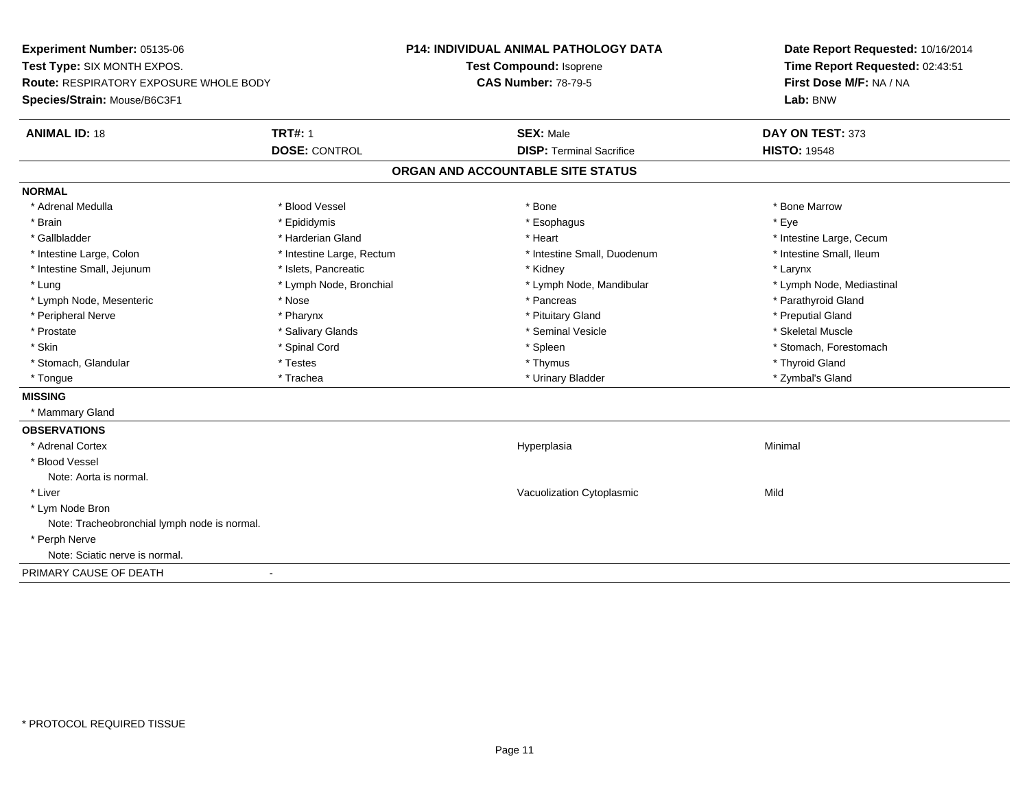**Experiment Number:** 05135-06
**Test Type:** SIX MONTH EXPOS.
**Route:** RESPIRATORY EXPOSURE WHOLE BODY
**Species/Strain:** Mouse/B6C3F1

**P14: INDIVIDUAL ANIMAL PATHOLOGY DATA**
**Test Compound:** Isoprene
**CAS Number:** 78-79-5

**Date Report Requested:** 10/16/2014
**Time Report Requested:** 02:43:51
**First Dose M/F:** NA / NA
**Lab:** BNW

| **ANIMAL ID:** 18 | **TRT#:** 1 | **SEX:** Male | **DAY ON TEST:** 373 |
|---|---|---|---|
| | **DOSE:** CONTROL | **DISP:** Terminal Sacrifice | **HISTO:** 19548 |

## ORGAN AND ACCOUNTABLE SITE STATUS

**NORMAL**

| | | | |
|---|---|---|---|
| * Adrenal Medulla | * Blood Vessel | * Bone | * Bone Marrow |
| * Brain | * Epididymis | * Esophagus | * Eye |
| * Gallbladder | * Harderian Gland | * Heart | * Intestine Large, Cecum |
| * Intestine Large, Colon | * Intestine Large, Rectum | * Intestine Small, Duodenum | * Intestine Small, Ileum |
| * Intestine Small, Jejunum | * Islets, Pancreatic | * Kidney | * Larynx |
| * Lung | * Lymph Node, Bronchial | * Lymph Node, Mandibular | * Lymph Node, Mediastinal |
| * Lymph Node, Mesenteric | * Nose | * Pancreas | * Parathyroid Gland |
| * Peripheral Nerve | * Pharynx | * Pituitary Gland | * Preputial Gland |
| * Prostate | * Salivary Glands | * Seminal Vesicle | * Skeletal Muscle |
| * Skin | * Spinal Cord | * Spleen | * Stomach, Forestomach |
| * Stomach, Glandular | * Testes | * Thymus | * Thyroid Gland |
| * Tongue | * Trachea | * Urinary Bladder | * Zymbal's Gland |

**MISSING**

* Mammary Gland

**OBSERVATIONS**

| | | |
|---|---|---|
| * Adrenal Cortex | Hyperplasia | Minimal |
| * Blood Vessel | | |
| Note: Aorta is normal. | | |
| * Liver | Vacuolization Cytoplasmic | Mild |
| * Lym Node Bron | | |
| Note: Tracheobronchial lymph node is normal. | | |
| * Perph Nerve | | |
| Note: Sciatic nerve is normal. | | |

PRIMARY CAUSE OF DEATH -

* PROTOCOL REQUIRED TISSUE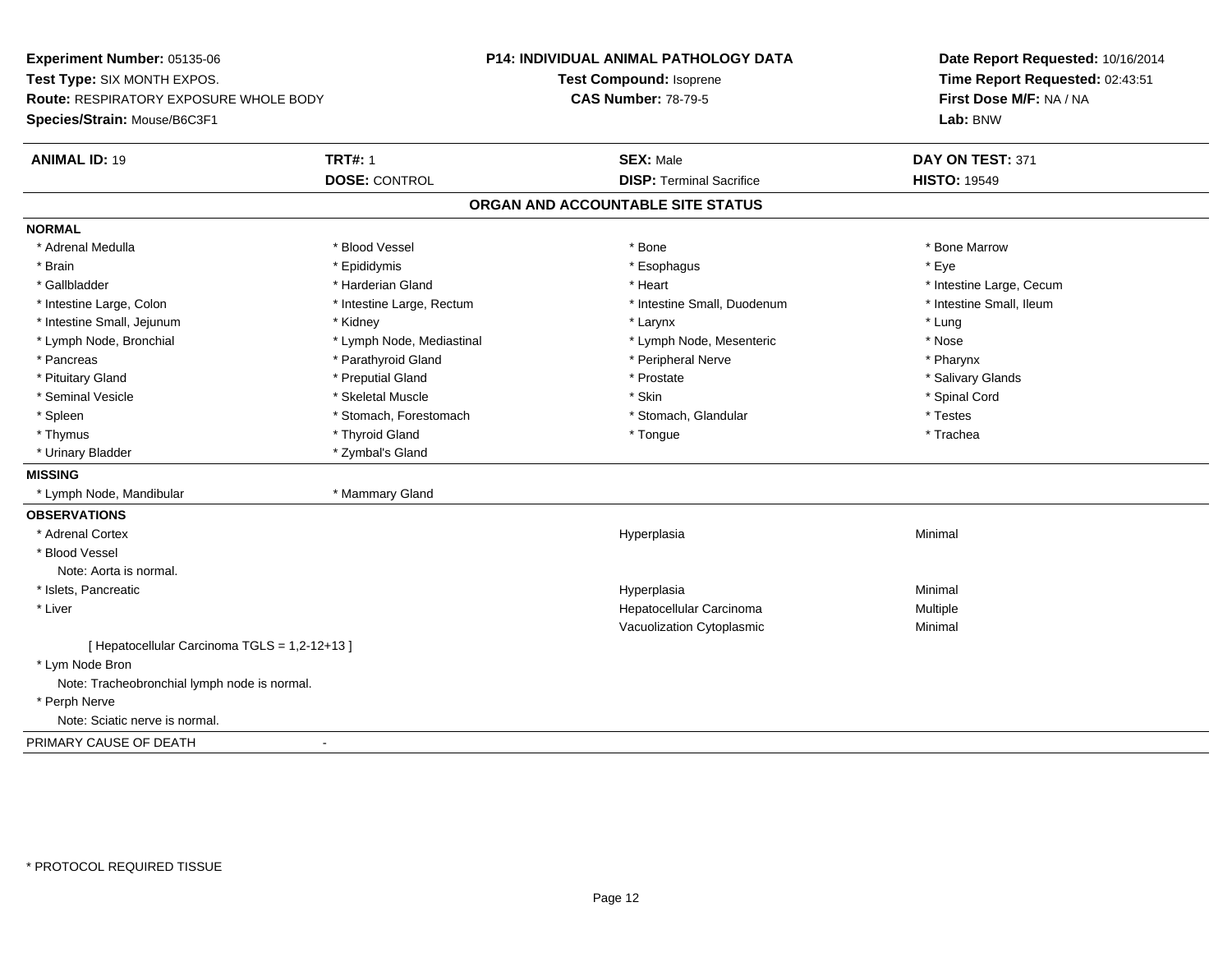**Experiment Number:** 05135-06
**Test Type:** SIX MONTH EXPOS.
**Route:** RESPIRATORY EXPOSURE WHOLE BODY
**Species/Strain:** Mouse/B6C3F1

**P14: INDIVIDUAL ANIMAL PATHOLOGY DATA**
**Test Compound:** Isoprene
**CAS Number:** 78-79-5

**Date Report Requested:** 10/16/2014
**Time Report Requested:** 02:43:51
**First Dose M/F:** NA / NA
**Lab:** BNW

| **ANIMAL ID:** 19 | **TRT#:** 1 | **SEX:** Male | **DAY ON TEST:** 371 |
|---|---|---|---|
| | **DOSE:** CONTROL | **DISP:** Terminal Sacrifice | **HISTO:** 19549 |

## ORGAN AND ACCOUNTABLE SITE STATUS

**NORMAL**

| | | | |
|---|---|---|---|
| * Adrenal Medulla | * Blood Vessel | * Bone | * Bone Marrow |
| * Brain | * Epididymis | * Esophagus | * Eye |
| * Gallbladder | * Harderian Gland | * Heart | * Intestine Large, Cecum |
| * Intestine Large, Colon | * Intestine Large, Rectum | * Intestine Small, Duodenum | * Intestine Small, Ileum |
| * Intestine Small, Jejunum | * Kidney | * Larynx | * Lung |
| * Lymph Node, Bronchial | * Lymph Node, Mediastinal | * Lymph Node, Mesenteric | * Nose |
| * Pancreas | * Parathyroid Gland | * Peripheral Nerve | * Pharynx |
| * Pituitary Gland | * Preputial Gland | * Prostate | * Salivary Glands |
| * Seminal Vesicle | * Skeletal Muscle | * Skin | * Spinal Cord |
| * Spleen | * Stomach, Forestomach | * Stomach, Glandular | * Testes |
| * Thymus | * Thyroid Gland | * Tongue | * Trachea |
| * Urinary Bladder | * Zymbal's Gland | | |

**MISSING**

| | |
|---|---|
| * Lymph Node, Mandibular | * Mammary Gland |

**OBSERVATIONS**

| | | |
|---|---|---|
| * Adrenal Cortex | Hyperplasia | Minimal |
| * Blood Vessel | | |
| Note: Aorta is normal. | | |
| * Islets, Pancreatic | Hyperplasia | Minimal |
| * Liver | Hepatocellular Carcinoma | Multiple |
| | Vacuolization Cytoplasmic | Minimal |
| [ Hepatocellular Carcinoma TGLS = 1,2-12+13 ] | | |
| * Lym Node Bron | | |
| Note: Tracheobronchial lymph node is normal. | | |
| * Perph Nerve | | |
| Note: Sciatic nerve is normal. | | |

PRIMARY CAUSE OF DEATH -

* PROTOCOL REQUIRED TISSUE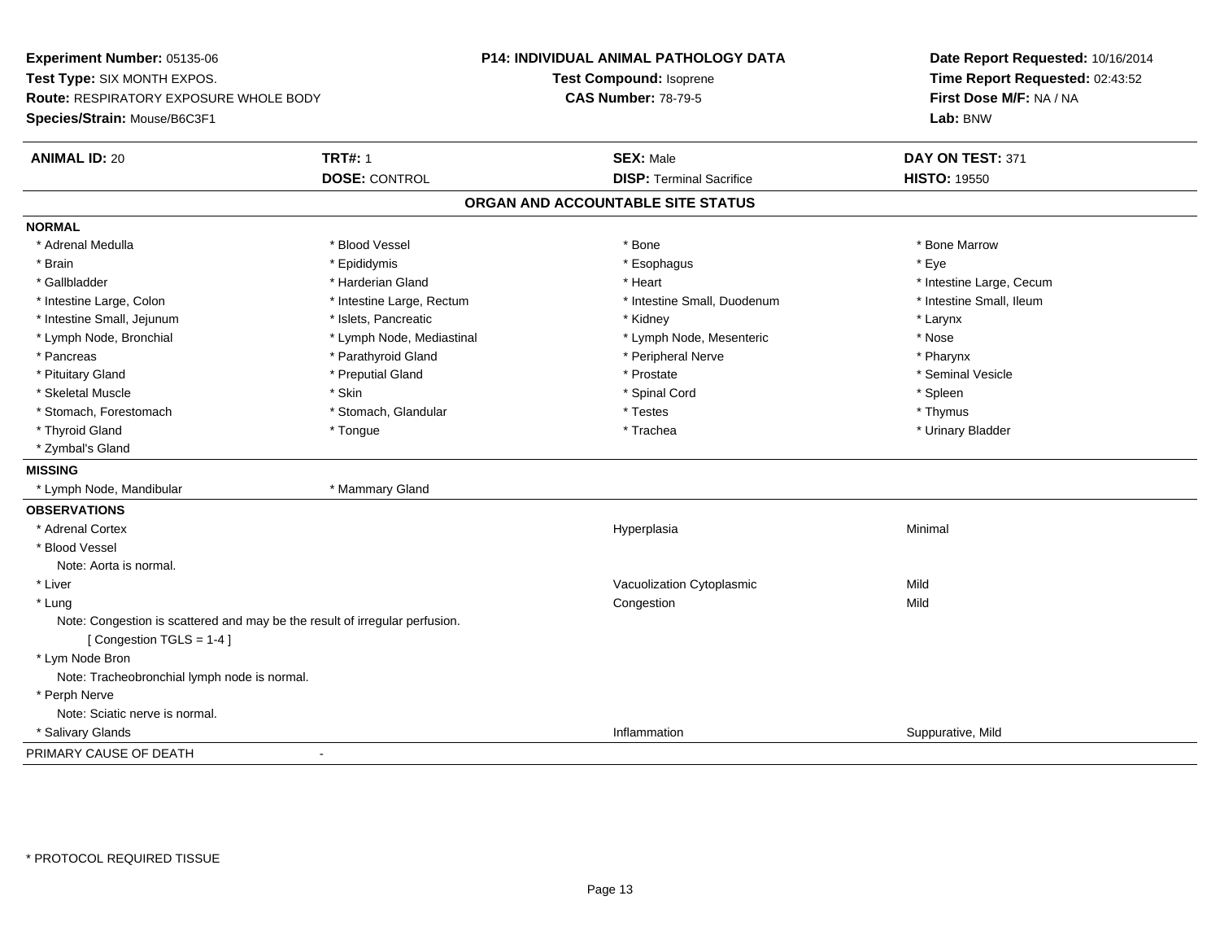**Experiment Number:** 05135-06
**Test Type:** SIX MONTH EXPOS.
**Route:** RESPIRATORY EXPOSURE WHOLE BODY
**Species/Strain:** Mouse/B6C3F1

**P14: INDIVIDUAL ANIMAL PATHOLOGY DATA**
**Test Compound:** Isoprene
**CAS Number:** 78-79-5

**Date Report Requested:** 10/16/2014
**Time Report Requested:** 02:43:52
**First Dose M/F:** NA / NA
**Lab:** BNW

| **ANIMAL ID:** 20 | **TRT#:** 1 | **SEX:** Male | **DAY ON TEST:** 371 |
|---|---|---|---|
| | **DOSE:** CONTROL | **DISP:** Terminal Sacrifice | **HISTO:** 19550 |

## ORGAN AND ACCOUNTABLE SITE STATUS

**NORMAL**

| | | | |
|---|---|---|---|
| * Adrenal Medulla | * Blood Vessel | * Bone | * Bone Marrow |
| * Brain | * Epididymis | * Esophagus | * Eye |
| * Gallbladder | * Harderian Gland | * Heart | * Intestine Large, Cecum |
| * Intestine Large, Colon | * Intestine Large, Rectum | * Intestine Small, Duodenum | * Intestine Small, Ileum |
| * Intestine Small, Jejunum | * Islets, Pancreatic | * Kidney | * Larynx |
| * Lymph Node, Bronchial | * Lymph Node, Mediastinal | * Lymph Node, Mesenteric | * Nose |
| * Pancreas | * Parathyroid Gland | * Peripheral Nerve | * Pharynx |
| * Pituitary Gland | * Preputial Gland | * Prostate | * Seminal Vesicle |
| * Skeletal Muscle | * Skin | * Spinal Cord | * Spleen |
| * Stomach, Forestomach | * Stomach, Glandular | * Testes | * Thymus |
| * Thyroid Gland | * Tongue | * Trachea | * Urinary Bladder |
| * Zymbal's Gland | | | |

**MISSING**

* Lymph Node, Mandibular
* Mammary Gland

**OBSERVATIONS**

| | | |
|---|---|---|
| * Adrenal Cortex | Hyperplasia | Minimal |
| * Blood Vessel | | |
| Note: Aorta is normal. | | |
| * Liver | Vacuolization Cytoplasmic | Mild |
| * Lung | Congestion | Mild |
| Note: Congestion is scattered and may be the result of irregular perfusion. | | |
| [ Congestion TGLS = 1-4 ] | | |
| * Lym Node Bron | | |
| Note: Tracheobronchial lymph node is normal. | | |
| * Perph Nerve | | |
| Note: Sciatic nerve is normal. | | |
| * Salivary Glands | Inflammation | Suppurative, Mild |

PRIMARY CAUSE OF DEATH -

\* PROTOCOL REQUIRED TISSUE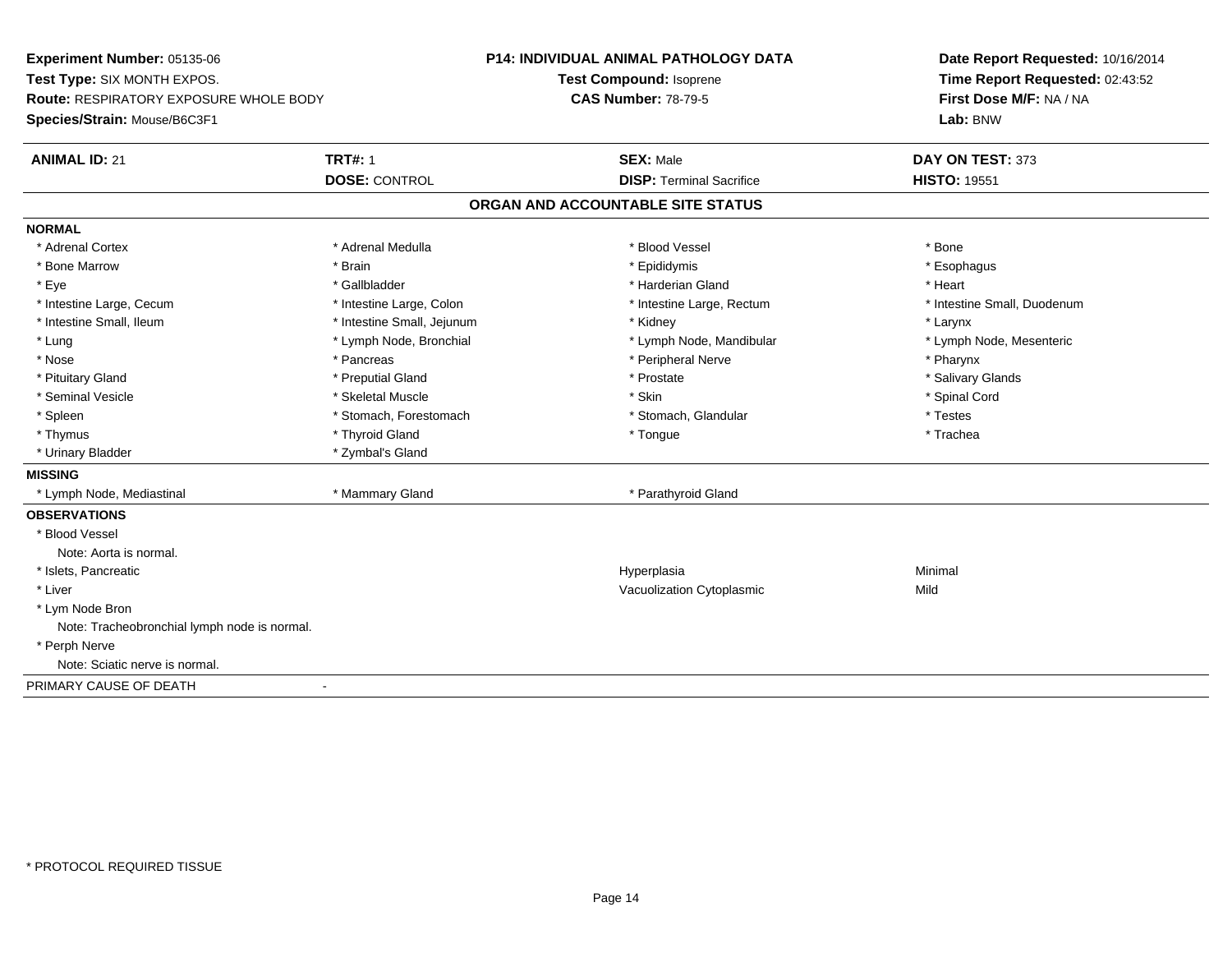**Experiment Number:** 05135-06
**Test Type:** SIX MONTH EXPOS.
**Route:** RESPIRATORY EXPOSURE WHOLE BODY
**Species/Strain:** Mouse/B6C3F1

**P14: INDIVIDUAL ANIMAL PATHOLOGY DATA**
**Test Compound:** Isoprene
**CAS Number:** 78-79-5

**Date Report Requested:** 10/16/2014
**Time Report Requested:** 02:43:52
**First Dose M/F:** NA / NA
**Lab:** BNW

| **ANIMAL ID:** 21 | **TRT#:** 1 | **SEX:** Male | **DAY ON TEST:** 373 |
|---|---|---|---|
| | **DOSE:** CONTROL | **DISP:** Terminal Sacrifice | **HISTO:** 19551 |

## ORGAN AND ACCOUNTABLE SITE STATUS

**NORMAL**

| | | | |
|---|---|---|---|
| * Adrenal Cortex | * Adrenal Medulla | * Blood Vessel | * Bone |
| * Bone Marrow | * Brain | * Epididymis | * Esophagus |
| * Eye | * Gallbladder | * Harderian Gland | * Heart |
| * Intestine Large, Cecum | * Intestine Large, Colon | * Intestine Large, Rectum | * Intestine Small, Duodenum |
| * Intestine Small, Ileum | * Intestine Small, Jejunum | * Kidney | * Larynx |
| * Lung | * Lymph Node, Bronchial | * Lymph Node, Mandibular | * Lymph Node, Mesenteric |
| * Nose | * Pancreas | * Peripheral Nerve | * Pharynx |
| * Pituitary Gland | * Preputial Gland | * Prostate | * Salivary Glands |
| * Seminal Vesicle | * Skeletal Muscle | * Skin | * Spinal Cord |
| * Spleen | * Stomach, Forestomach | * Stomach, Glandular | * Testes |
| * Thymus | * Thyroid Gland | * Tongue | * Trachea |
| * Urinary Bladder | * Zymbal's Gland | | |

**MISSING**

| | | |
|---|---|---|
| * Lymph Node, Mediastinal | * Mammary Gland | * Parathyroid Gland |

**OBSERVATIONS**

| | | |
|---|---|---|
| * Blood Vessel | | |
| Note: Aorta is normal. | | |
| * Islets, Pancreatic | Hyperplasia | Minimal |
| * Liver | Vacuolization Cytoplasmic | Mild |
| * Lym Node Bron | | |
| Note: Tracheobronchial lymph node is normal. | | |
| * Perph Nerve | | |
| Note: Sciatic nerve is normal. | | |

PRIMARY CAUSE OF DEATH -

\* PROTOCOL REQUIRED TISSUE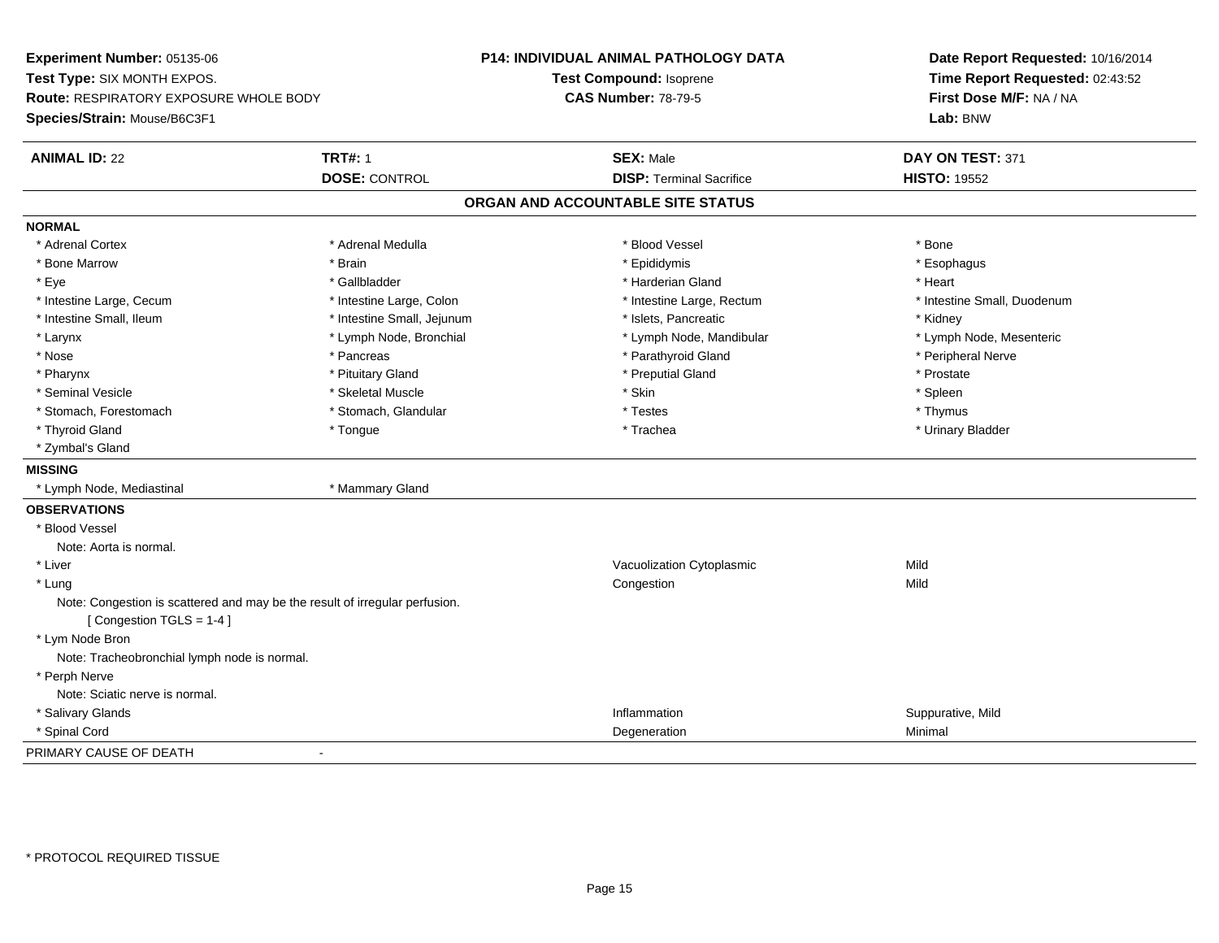**Experiment Number:** 05135-06
**Test Type:** SIX MONTH EXPOS.
**Route:** RESPIRATORY EXPOSURE WHOLE BODY
**Species/Strain:** Mouse/B6C3F1

**P14: INDIVIDUAL ANIMAL PATHOLOGY DATA**
**Test Compound:** Isoprene
**CAS Number:** 78-79-5

**Date Report Requested:** 10/16/2014
**Time Report Requested:** 02:43:52
**First Dose M/F:** NA / NA
**Lab:** BNW

| **ANIMAL ID:** 22 | **TRT#:** 1 | **SEX:** Male | **DAY ON TEST:** 371 |
|---|---|---|---|
| | **DOSE:** CONTROL | **DISP:** Terminal Sacrifice | **HISTO:** 19552 |

## ORGAN AND ACCOUNTABLE SITE STATUS

**NORMAL**

| | | | |
|---|---|---|---|
| * Adrenal Cortex | * Adrenal Medulla | * Blood Vessel | * Bone |
| * Bone Marrow | * Brain | * Epididymis | * Esophagus |
| * Eye | * Gallbladder | * Harderian Gland | * Heart |
| * Intestine Large, Cecum | * Intestine Large, Colon | * Intestine Large, Rectum | * Intestine Small, Duodenum |
| * Intestine Small, Ileum | * Intestine Small, Jejunum | * Islets, Pancreatic | * Kidney |
| * Larynx | * Lymph Node, Bronchial | * Lymph Node, Mandibular | * Lymph Node, Mesenteric |
| * Nose | * Pancreas | * Parathyroid Gland | * Peripheral Nerve |
| * Pharynx | * Pituitary Gland | * Preputial Gland | * Prostate |
| * Seminal Vesicle | * Skeletal Muscle | * Skin | * Spleen |
| * Stomach, Forestomach | * Stomach, Glandular | * Testes | * Thymus |
| * Thyroid Gland | * Tongue | * Trachea | * Urinary Bladder |
| * Zymbal's Gland | | | |

**MISSING**

* Lymph Node, Mediastinal
* Mammary Gland

**OBSERVATIONS**

| | | |
|---|---|---|
| * Blood Vessel | | |
| Note: Aorta is normal. | | |
| * Liver | Vacuolization Cytoplasmic | Mild |
| * Lung | Congestion | Mild |
| Note: Congestion is scattered and may be the result of irregular perfusion. | | |
| [ Congestion TGLS = 1-4 ] | | |
| * Lym Node Bron | | |
| Note: Tracheobronchial lymph node is normal. | | |
| * Perph Nerve | | |
| Note: Sciatic nerve is normal. | | |
| * Salivary Glands | Inflammation | Suppurative, Mild |
| * Spinal Cord | Degeneration | Minimal |

PRIMARY CAUSE OF DEATH -

* PROTOCOL REQUIRED TISSUE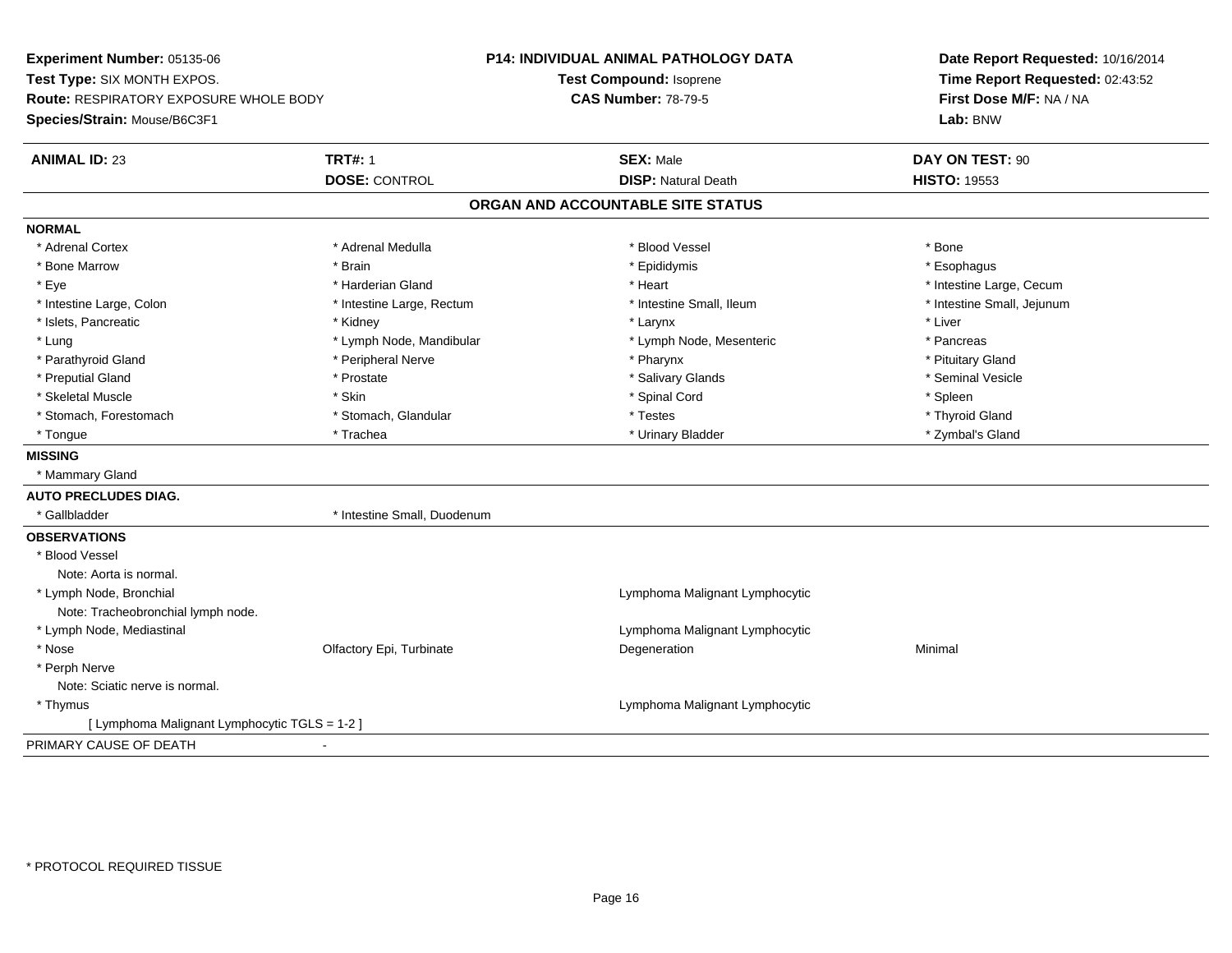**Experiment Number:** 05135-06
**Test Type:** SIX MONTH EXPOS.
**Route:** RESPIRATORY EXPOSURE WHOLE BODY
**Species/Strain:** Mouse/B6C3F1

**P14: INDIVIDUAL ANIMAL PATHOLOGY DATA**
**Test Compound:** Isoprene
**CAS Number:** 78-79-5

**Date Report Requested:** 10/16/2014
**Time Report Requested:** 02:43:52
**First Dose M/F:** NA / NA
**Lab:** BNW

| **ANIMAL ID:** 23 | **TRT#:** 1 | **SEX:** Male | **DAY ON TEST:** 90 |
|---|---|---|---|
| | **DOSE:** CONTROL | **DISP:** Natural Death | **HISTO:** 19553 |

## ORGAN AND ACCOUNTABLE SITE STATUS

**NORMAL**

| | | | |
|---|---|---|---|
| * Adrenal Cortex | * Adrenal Medulla | * Blood Vessel | * Bone |
| * Bone Marrow | * Brain | * Epididymis | * Esophagus |
| * Eye | * Harderian Gland | * Heart | * Intestine Large, Cecum |
| * Intestine Large, Colon | * Intestine Large, Rectum | * Intestine Small, Ileum | * Intestine Small, Jejunum |
| * Islets, Pancreatic | * Kidney | * Larynx | * Liver |
| * Lung | * Lymph Node, Mandibular | * Lymph Node, Mesenteric | * Pancreas |
| * Parathyroid Gland | * Peripheral Nerve | * Pharynx | * Pituitary Gland |
| * Preputial Gland | * Prostate | * Salivary Glands | * Seminal Vesicle |
| * Skeletal Muscle | * Skin | * Spinal Cord | * Spleen |
| * Stomach, Forestomach | * Stomach, Glandular | * Testes | * Thyroid Gland |
| * Tongue | * Trachea | * Urinary Bladder | * Zymbal's Gland |

**MISSING**

* Mammary Gland

**AUTO PRECLUDES DIAG.**

| | |
|---|---|
| * Gallbladder | * Intestine Small, Duodenum |

**OBSERVATIONS**

| | | | |
|---|---|---|---|
| * Blood Vessel | | | |
| Note: Aorta is normal. | | | |
| * Lymph Node, Bronchial | | Lymphoma Malignant Lymphocytic | |
| Note: Tracheobronchial lymph node. | | | |
| * Lymph Node, Mediastinal | | Lymphoma Malignant Lymphocytic | |
| * Nose | Olfactory Epi, Turbinate | Degeneration | Minimal |
| * Perph Nerve | | | |
| Note: Sciatic nerve is normal. | | | |
| * Thymus | | Lymphoma Malignant Lymphocytic | |
| [ Lymphoma Malignant Lymphocytic TGLS = 1-2 ] | | | |

PRIMARY CAUSE OF DEATH -

* PROTOCOL REQUIRED TISSUE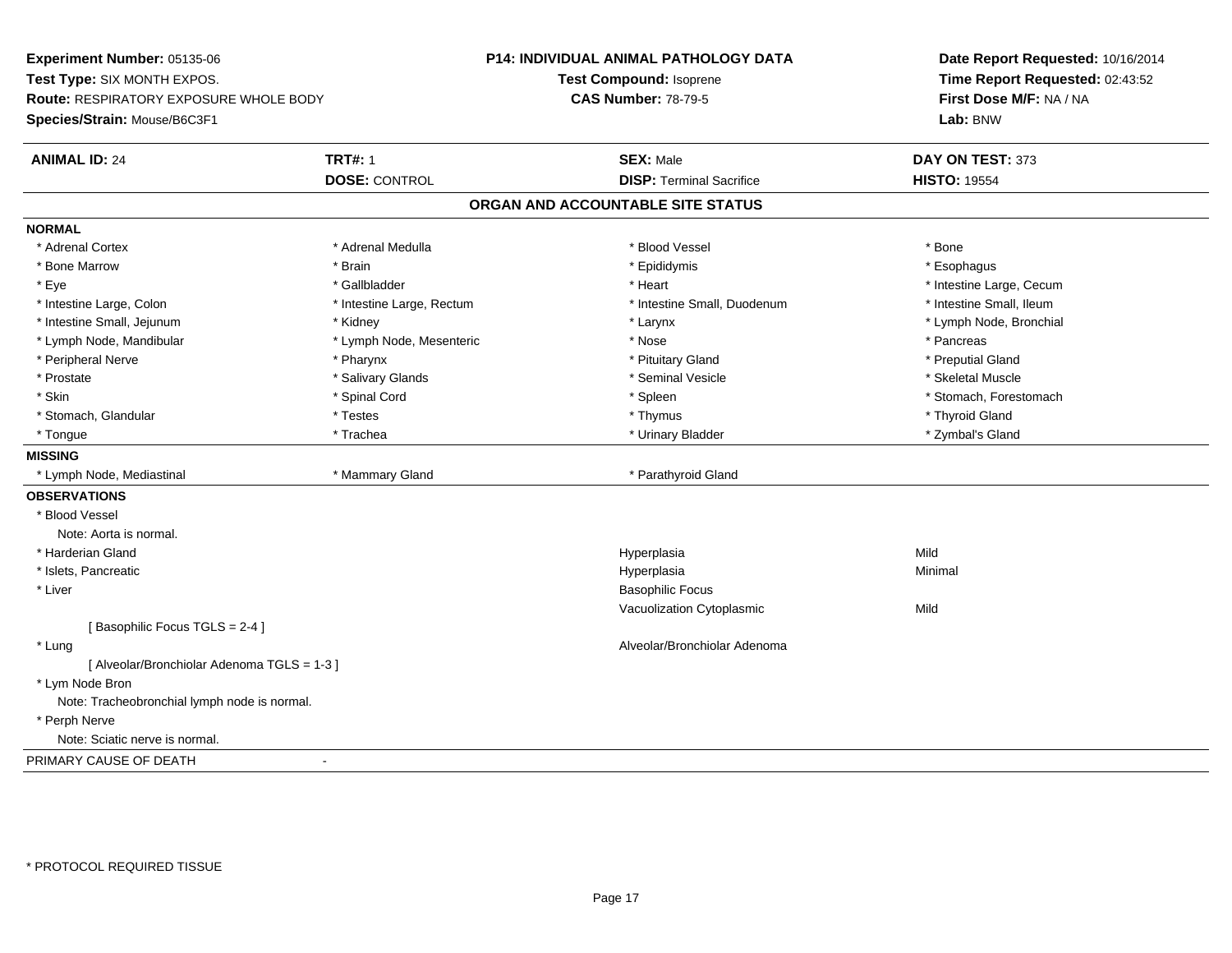**Experiment Number:** 05135-06
**Test Type:** SIX MONTH EXPOS.
**Route:** RESPIRATORY EXPOSURE WHOLE BODY
**Species/Strain:** Mouse/B6C3F1

**P14: INDIVIDUAL ANIMAL PATHOLOGY DATA**
**Test Compound:** Isoprene
**CAS Number:** 78-79-5

**Date Report Requested:** 10/16/2014
**Time Report Requested:** 02:43:52
**First Dose M/F:** NA / NA
**Lab:** BNW

| **ANIMAL ID:** 24 | **TRT#:** 1 | **SEX:** Male | **DAY ON TEST:** 373 |
|---|---|---|---|
| | **DOSE:** CONTROL | **DISP:** Terminal Sacrifice | **HISTO:** 19554 |

## ORGAN AND ACCOUNTABLE SITE STATUS

**NORMAL**

| | | | |
|---|---|---|---|
| * Adrenal Cortex | * Adrenal Medulla | * Blood Vessel | * Bone |
| * Bone Marrow | * Brain | * Epididymis | * Esophagus |
| * Eye | * Gallbladder | * Heart | * Intestine Large, Cecum |
| * Intestine Large, Colon | * Intestine Large, Rectum | * Intestine Small, Duodenum | * Intestine Small, Ileum |
| * Intestine Small, Jejunum | * Kidney | * Larynx | * Lymph Node, Bronchial |
| * Lymph Node, Mandibular | * Lymph Node, Mesenteric | * Nose | * Pancreas |
| * Peripheral Nerve | * Pharynx | * Pituitary Gland | * Preputial Gland |
| * Prostate | * Salivary Glands | * Seminal Vesicle | * Skeletal Muscle |
| * Skin | * Spinal Cord | * Spleen | * Stomach, Forestomach |
| * Stomach, Glandular | * Testes | * Thymus | * Thyroid Gland |
| * Tongue | * Trachea | * Urinary Bladder | * Zymbal's Gland |

**MISSING**

| | | |
|---|---|---|
| * Lymph Node, Mediastinal | * Mammary Gland | * Parathyroid Gland |

**OBSERVATIONS**

| | | |
|---|---|---|
| * Blood Vessel | | |
| Note: Aorta is normal. | | |
| * Harderian Gland | Hyperplasia | Mild |
| * Islets, Pancreatic | Hyperplasia | Minimal |
| * Liver | Basophilic Focus | |
| | Vacuolization Cytoplasmic | Mild |
| [ Basophilic Focus TGLS = 2-4 ] | | |
| * Lung | Alveolar/Bronchiolar Adenoma | |
| [ Alveolar/Bronchiolar Adenoma TGLS = 1-3 ] | | |
| * Lym Node Bron | | |
| Note: Tracheobronchial lymph node is normal. | | |
| * Perph Nerve | | |
| Note: Sciatic nerve is normal. | | |

PRIMARY CAUSE OF DEATH -

* PROTOCOL REQUIRED TISSUE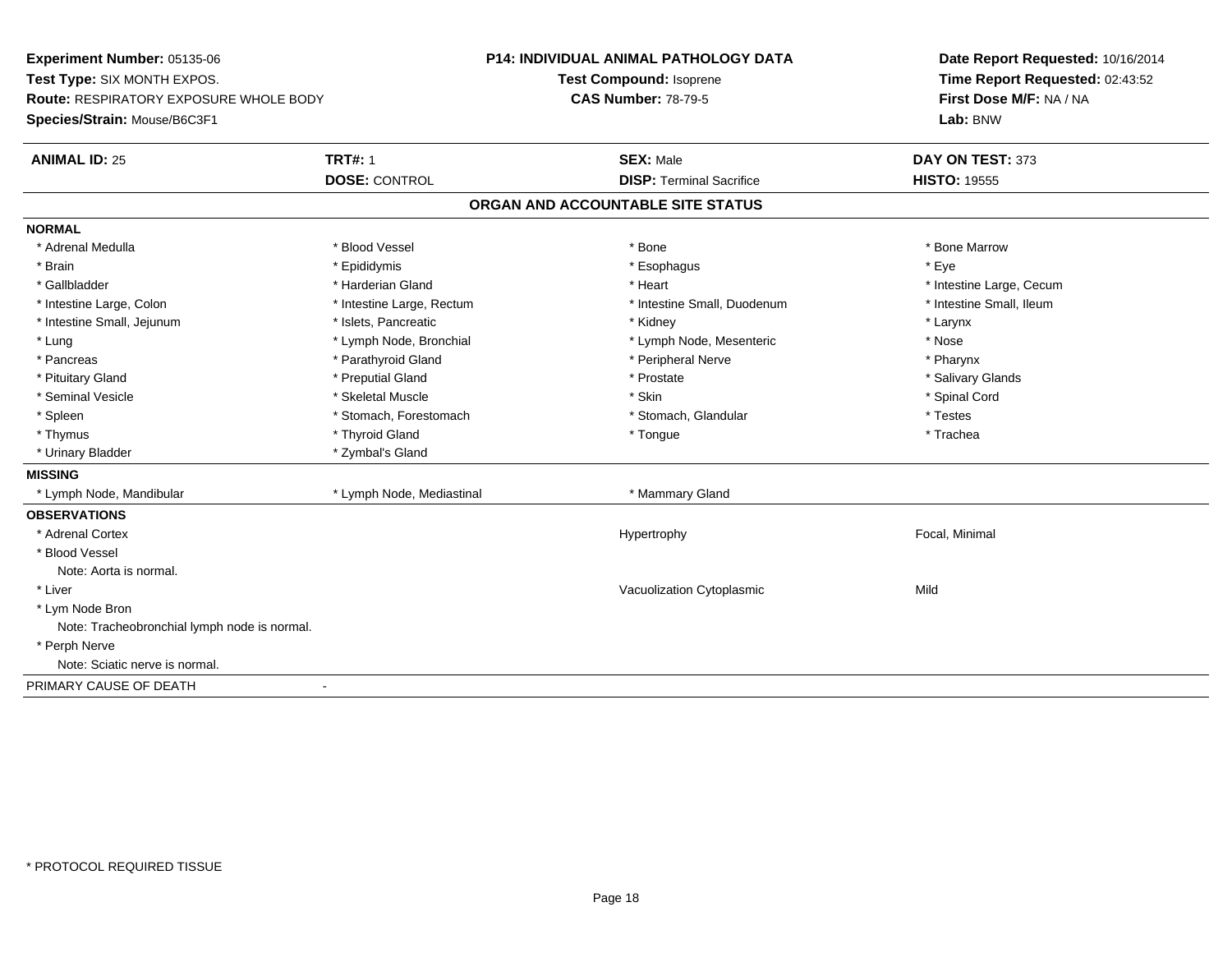**Experiment Number:** 05135-06
**Test Type:** SIX MONTH EXPOS.
**Route:** RESPIRATORY EXPOSURE WHOLE BODY
**Species/Strain:** Mouse/B6C3F1

**P14: INDIVIDUAL ANIMAL PATHOLOGY DATA**
**Test Compound:** Isoprene
**CAS Number:** 78-79-5

**Date Report Requested:** 10/16/2014
**Time Report Requested:** 02:43:52
**First Dose M/F:** NA / NA
**Lab:** BNW

| **ANIMAL ID:** 25 | **TRT#:** 1 | **SEX:** Male | **DAY ON TEST:** 373 |
|---|---|---|---|
| | **DOSE:** CONTROL | **DISP:** Terminal Sacrifice | **HISTO:** 19555 |

## ORGAN AND ACCOUNTABLE SITE STATUS

**NORMAL**

| | | | |
|---|---|---|---|
| * Adrenal Medulla | * Blood Vessel | * Bone | * Bone Marrow |
| * Brain | * Epididymis | * Esophagus | * Eye |
| * Gallbladder | * Harderian Gland | * Heart | * Intestine Large, Cecum |
| * Intestine Large, Colon | * Intestine Large, Rectum | * Intestine Small, Duodenum | * Intestine Small, Ileum |
| * Intestine Small, Jejunum | * Islets, Pancreatic | * Kidney | * Larynx |
| * Lung | * Lymph Node, Bronchial | * Lymph Node, Mesenteric | * Nose |
| * Pancreas | * Parathyroid Gland | * Peripheral Nerve | * Pharynx |
| * Pituitary Gland | * Preputial Gland | * Prostate | * Salivary Glands |
| * Seminal Vesicle | * Skeletal Muscle | * Skin | * Spinal Cord |
| * Spleen | * Stomach, Forestomach | * Stomach, Glandular | * Testes |
| * Thymus | * Thyroid Gland | * Tongue | * Trachea |
| * Urinary Bladder | * Zymbal's Gland | | |

**MISSING**

| | | |
|---|---|---|
| * Lymph Node, Mandibular | * Lymph Node, Mediastinal | * Mammary Gland |

**OBSERVATIONS**

| | | |
|---|---|---|
| * Adrenal Cortex | Hypertrophy | Focal, Minimal |
| * Blood Vessel | | |
| Note: Aorta is normal. | | |
| * Liver | Vacuolization Cytoplasmic | Mild |
| * Lym Node Bron | | |
| Note: Tracheobronchial lymph node is normal. | | |
| * Perph Nerve | | |
| Note: Sciatic nerve is normal. | | |

PRIMARY CAUSE OF DEATH -

* PROTOCOL REQUIRED TISSUE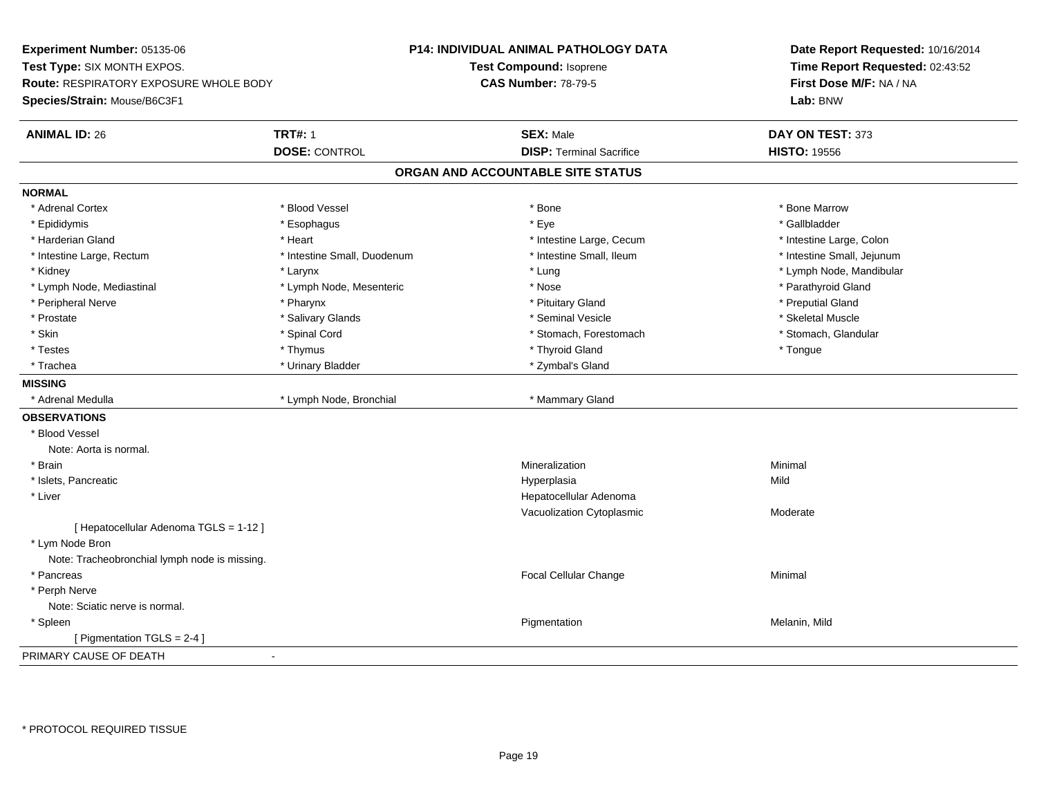**Experiment Number:** 05135-06
**Test Type:** SIX MONTH EXPOS.
**Route:** RESPIRATORY EXPOSURE WHOLE BODY
**Species/Strain:** Mouse/B6C3F1

**P14: INDIVIDUAL ANIMAL PATHOLOGY DATA**
**Test Compound:** Isoprene
**CAS Number:** 78-79-5

**Date Report Requested:** 10/16/2014
**Time Report Requested:** 02:43:52
**First Dose M/F:** NA / NA
**Lab:** BNW

| **ANIMAL ID:** 26 | **TRT#:** 1 | **SEX:** Male | **DAY ON TEST:** 373 |
|---|---|---|---|
| | **DOSE:** CONTROL | **DISP:** Terminal Sacrifice | **HISTO:** 19556 |

## ORGAN AND ACCOUNTABLE SITE STATUS

**NORMAL**

| | | | |
|---|---|---|---|
| * Adrenal Cortex | * Blood Vessel | * Bone | * Bone Marrow |
| * Epididymis | * Esophagus | * Eye | * Gallbladder |
| * Harderian Gland | * Heart | * Intestine Large, Cecum | * Intestine Large, Colon |
| * Intestine Large, Rectum | * Intestine Small, Duodenum | * Intestine Small, Ileum | * Intestine Small, Jejunum |
| * Kidney | * Larynx | * Lung | * Lymph Node, Mandibular |
| * Lymph Node, Mediastinal | * Lymph Node, Mesenteric | * Nose | * Parathyroid Gland |
| * Peripheral Nerve | * Pharynx | * Pituitary Gland | * Preputial Gland |
| * Prostate | * Salivary Glands | * Seminal Vesicle | * Skeletal Muscle |
| * Skin | * Spinal Cord | * Stomach, Forestomach | * Stomach, Glandular |
| * Testes | * Thymus | * Thyroid Gland | * Tongue |
| * Trachea | * Urinary Bladder | * Zymbal's Gland | |

**MISSING**

| | | |
|---|---|---|
| * Adrenal Medulla | * Lymph Node, Bronchial | * Mammary Gland |

**OBSERVATIONS**

| | | |
|---|---|---|
| * Blood Vessel | | |
| Note: Aorta is normal. | | |
| * Brain | Mineralization | Minimal |
| * Islets, Pancreatic | Hyperplasia | Mild |
| * Liver | Hepatocellular Adenoma | |
| | Vacuolization Cytoplasmic | Moderate |
| [ Hepatocellular Adenoma TGLS = 1-12 ] | | |
| * Lym Node Bron | | |
| Note: Tracheobronchial lymph node is missing. | | |
| * Pancreas | Focal Cellular Change | Minimal |
| * Perph Nerve | | |
| Note: Sciatic nerve is normal. | | |
| * Spleen | Pigmentation | Melanin, Mild |
| [ Pigmentation TGLS = 2-4 ] | | |

PRIMARY CAUSE OF DEATH -

* PROTOCOL REQUIRED TISSUE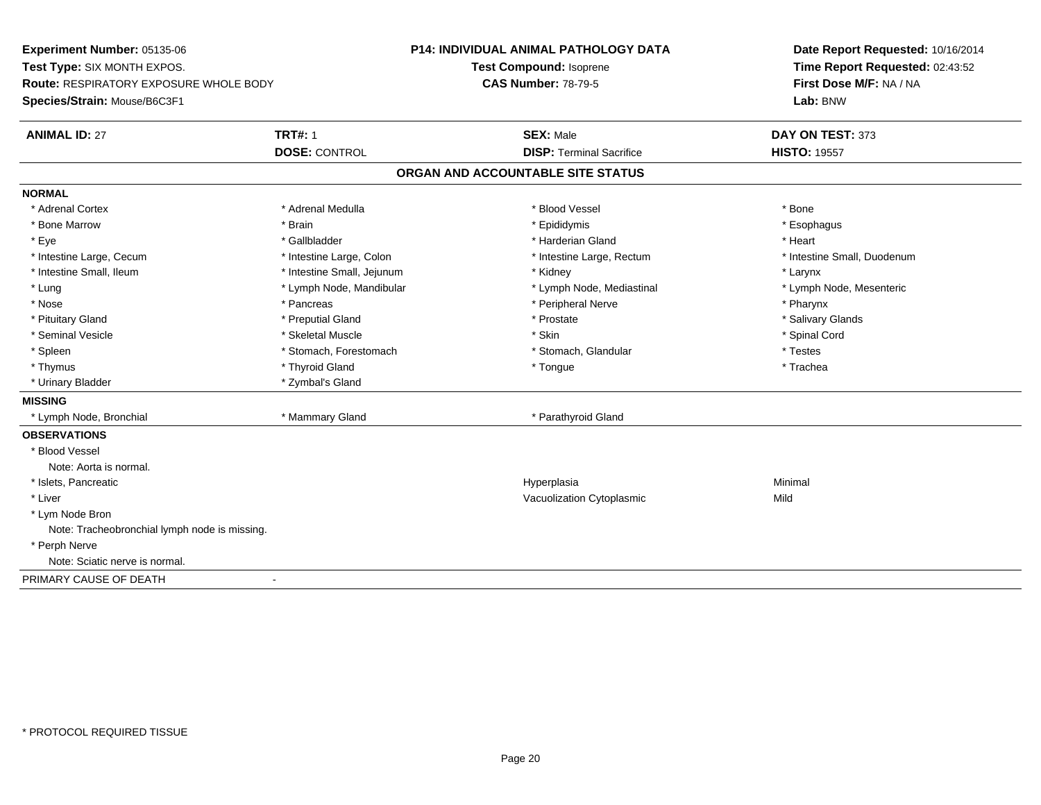**Experiment Number:** 05135-06
**Test Type:** SIX MONTH EXPOS.
**Route:** RESPIRATORY EXPOSURE WHOLE BODY
**Species/Strain:** Mouse/B6C3F1

**P14: INDIVIDUAL ANIMAL PATHOLOGY DATA**
**Test Compound:** Isoprene
**CAS Number:** 78-79-5

**Date Report Requested:** 10/16/2014
**Time Report Requested:** 02:43:52
**First Dose M/F:** NA / NA
**Lab:** BNW

| **ANIMAL ID:** 27 | **TRT#:** 1 | **SEX:** Male | **DAY ON TEST:** 373 |
|---|---|---|---|
| | **DOSE:** CONTROL | **DISP:** Terminal Sacrifice | **HISTO:** 19557 |

## ORGAN AND ACCOUNTABLE SITE STATUS

**NORMAL**

| | | | |
|---|---|---|---|
| * Adrenal Cortex | * Adrenal Medulla | * Blood Vessel | * Bone |
| * Bone Marrow | * Brain | * Epididymis | * Esophagus |
| * Eye | * Gallbladder | * Harderian Gland | * Heart |
| * Intestine Large, Cecum | * Intestine Large, Colon | * Intestine Large, Rectum | * Intestine Small, Duodenum |
| * Intestine Small, Ileum | * Intestine Small, Jejunum | * Kidney | * Larynx |
| * Lung | * Lymph Node, Mandibular | * Lymph Node, Mediastinal | * Lymph Node, Mesenteric |
| * Nose | * Pancreas | * Peripheral Nerve | * Pharynx |
| * Pituitary Gland | * Preputial Gland | * Prostate | * Salivary Glands |
| * Seminal Vesicle | * Skeletal Muscle | * Skin | * Spinal Cord |
| * Spleen | * Stomach, Forestomach | * Stomach, Glandular | * Testes |
| * Thymus | * Thyroid Gland | * Tongue | * Trachea |
| * Urinary Bladder | * Zymbal's Gland | | |

**MISSING**

| | | |
|---|---|---|
| * Lymph Node, Bronchial | * Mammary Gland | * Parathyroid Gland |

**OBSERVATIONS**

| | | |
|---|---|---|
| * Blood Vessel | | |
| Note: Aorta is normal. | | |
| * Islets, Pancreatic | Hyperplasia | Minimal |
| * Liver | Vacuolization Cytoplasmic | Mild |
| * Lym Node Bron | | |
| Note: Tracheobronchial lymph node is missing. | | |
| * Perph Nerve | | |
| Note: Sciatic nerve is normal. | | |

PRIMARY CAUSE OF DEATH -

\* PROTOCOL REQUIRED TISSUE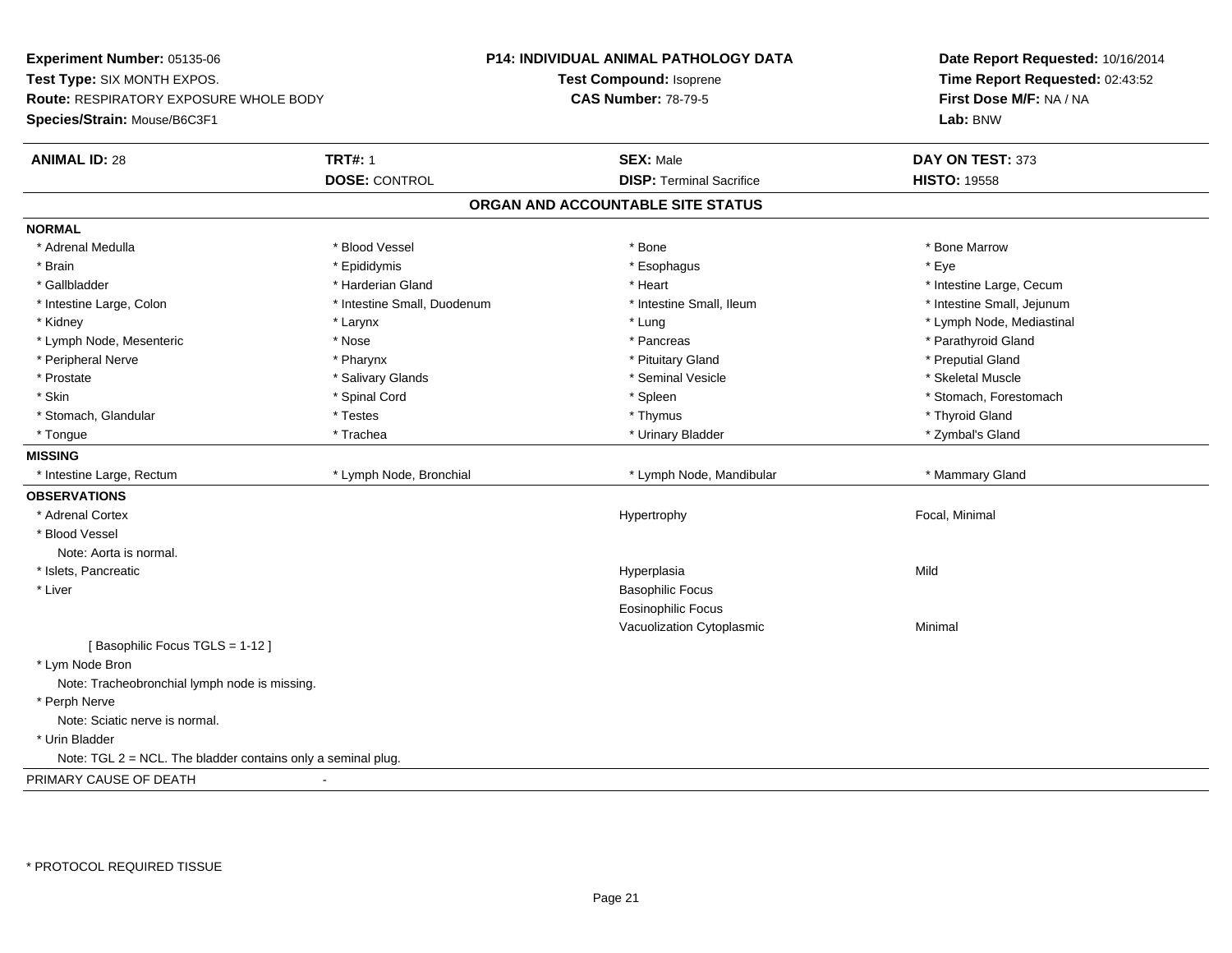**Experiment Number:** 05135-06
**Test Type:** SIX MONTH EXPOS.
**Route:** RESPIRATORY EXPOSURE WHOLE BODY
**Species/Strain:** Mouse/B6C3F1

**P14: INDIVIDUAL ANIMAL PATHOLOGY DATA**
**Test Compound:** Isoprene
**CAS Number:** 78-79-5

**Date Report Requested:** 10/16/2014
**Time Report Requested:** 02:43:52
**First Dose M/F:** NA / NA
**Lab:** BNW

| **ANIMAL ID:** 28 | **TRT#:** 1 | **SEX:** Male | **DAY ON TEST:** 373 |
|---|---|---|---|
| | **DOSE:** CONTROL | **DISP:** Terminal Sacrifice | **HISTO:** 19558 |

## ORGAN AND ACCOUNTABLE SITE STATUS

**NORMAL**

| | | | |
|---|---|---|---|
| * Adrenal Medulla | * Blood Vessel | * Bone | * Bone Marrow |
| * Brain | * Epididymis | * Esophagus | * Eye |
| * Gallbladder | * Harderian Gland | * Heart | * Intestine Large, Cecum |
| * Intestine Large, Colon | * Intestine Small, Duodenum | * Intestine Small, Ileum | * Intestine Small, Jejunum |
| * Kidney | * Larynx | * Lung | * Lymph Node, Mediastinal |
| * Lymph Node, Mesenteric | * Nose | * Pancreas | * Parathyroid Gland |
| * Peripheral Nerve | * Pharynx | * Pituitary Gland | * Preputial Gland |
| * Prostate | * Salivary Glands | * Seminal Vesicle | * Skeletal Muscle |
| * Skin | * Spinal Cord | * Spleen | * Stomach, Forestomach |
| * Stomach, Glandular | * Testes | * Thymus | * Thyroid Gland |
| * Tongue | * Trachea | * Urinary Bladder | * Zymbal's Gland |

**MISSING**

| | | | |
|---|---|---|---|
| * Intestine Large, Rectum | * Lymph Node, Bronchial | * Lymph Node, Mandibular | * Mammary Gland |

**OBSERVATIONS**

| | | |
|---|---|---|
| * Adrenal Cortex | Hypertrophy | Focal, Minimal |
| * Blood Vessel | | |
| Note: Aorta is normal. | | |
| * Islets, Pancreatic | Hyperplasia | Mild |
| * Liver | Basophilic Focus | |
| | Eosinophilic Focus | |
| | Vacuolization Cytoplasmic | Minimal |
| [ Basophilic Focus TGLS = 1-12 ] | | |
| * Lym Node Bron | | |
| Note: Tracheobronchial lymph node is missing. | | |
| * Perph Nerve | | |
| Note: Sciatic nerve is normal. | | |
| * Urin Bladder | | |
| Note: TGL 2 = NCL. The bladder contains only a seminal plug. | | |

PRIMARY CAUSE OF DEATH -

* PROTOCOL REQUIRED TISSUE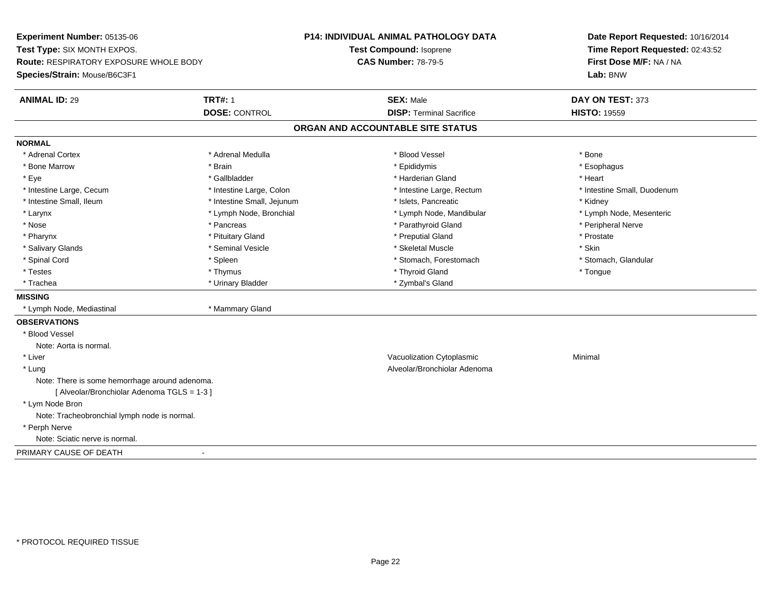**Experiment Number:** 05135-06
**Test Type:** SIX MONTH EXPOS.
**Route:** RESPIRATORY EXPOSURE WHOLE BODY
**Species/Strain:** Mouse/B6C3F1

**P14: INDIVIDUAL ANIMAL PATHOLOGY DATA**
**Test Compound:** Isoprene
**CAS Number:** 78-79-5

**Date Report Requested:** 10/16/2014
**Time Report Requested:** 02:43:52
**First Dose M/F:** NA / NA
**Lab:** BNW

| **ANIMAL ID:** 29 | **TRT#:** 1 | **SEX:** Male | **DAY ON TEST:** 373 |
|---|---|---|---|
| | **DOSE:** CONTROL | **DISP:** Terminal Sacrifice | **HISTO:** 19559 |

## ORGAN AND ACCOUNTABLE SITE STATUS

**NORMAL**

| | | | |
|---|---|---|---|
| * Adrenal Cortex | * Adrenal Medulla | * Blood Vessel | * Bone |
| * Bone Marrow | * Brain | * Epididymis | * Esophagus |
| * Eye | * Gallbladder | * Harderian Gland | * Heart |
| * Intestine Large, Cecum | * Intestine Large, Colon | * Intestine Large, Rectum | * Intestine Small, Duodenum |
| * Intestine Small, Ileum | * Intestine Small, Jejunum | * Islets, Pancreatic | * Kidney |
| * Larynx | * Lymph Node, Bronchial | * Lymph Node, Mandibular | * Lymph Node, Mesenteric |
| * Nose | * Pancreas | * Parathyroid Gland | * Peripheral Nerve |
| * Pharynx | * Pituitary Gland | * Preputial Gland | * Prostate |
| * Salivary Glands | * Seminal Vesicle | * Skeletal Muscle | * Skin |
| * Spinal Cord | * Spleen | * Stomach, Forestomach | * Stomach, Glandular |
| * Testes | * Thymus | * Thyroid Gland | * Tongue |
| * Trachea | * Urinary Bladder | * Zymbal's Gland | |

**MISSING**

* Lymph Node, Mediastinal
* Mammary Gland

**OBSERVATIONS**

* Blood Vessel
  Note: Aorta is normal.
* Liver — Vacuolization Cytoplasmic — Minimal
* Lung — Alveolar/Bronchiolar Adenoma
  Note: There is some hemorrhage around adenoma.
  [ Alveolar/Bronchiolar Adenoma TGLS = 1-3 ]
* Lym Node Bron
  Note: Tracheobronchial lymph node is normal.
* Perph Nerve
  Note: Sciatic nerve is normal.

PRIMARY CAUSE OF DEATH -

* PROTOCOL REQUIRED TISSUE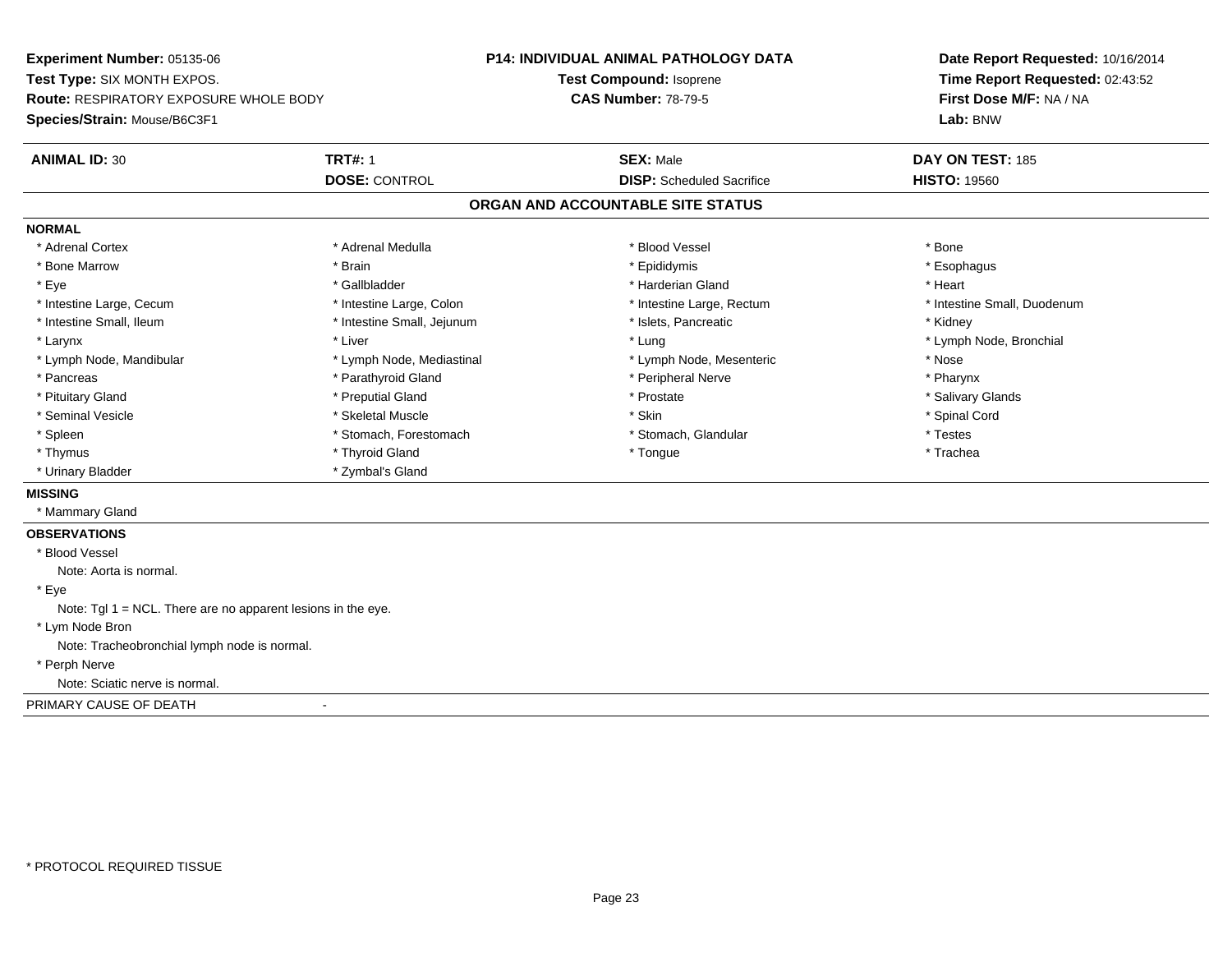**Experiment Number:** 05135-06
**Test Type:** SIX MONTH EXPOS.
**Route:** RESPIRATORY EXPOSURE WHOLE BODY
**Species/Strain:** Mouse/B6C3F1

**P14: INDIVIDUAL ANIMAL PATHOLOGY DATA**
**Test Compound:** Isoprene
**CAS Number:** 78-79-5

**Date Report Requested:** 10/16/2014
**Time Report Requested:** 02:43:52
**First Dose M/F:** NA / NA
**Lab:** BNW

| **ANIMAL ID:** 30 | **TRT#:** 1 | **SEX:** Male | **DAY ON TEST:** 185 |
|---|---|---|---|
| | **DOSE:** CONTROL | **DISP:** Scheduled Sacrifice | **HISTO:** 19560 |

## ORGAN AND ACCOUNTABLE SITE STATUS

**NORMAL**

| | | | |
|---|---|---|---|
| * Adrenal Cortex | * Adrenal Medulla | * Blood Vessel | * Bone |
| * Bone Marrow | * Brain | * Epididymis | * Esophagus |
| * Eye | * Gallbladder | * Harderian Gland | * Heart |
| * Intestine Large, Cecum | * Intestine Large, Colon | * Intestine Large, Rectum | * Intestine Small, Duodenum |
| * Intestine Small, Ileum | * Intestine Small, Jejunum | * Islets, Pancreatic | * Kidney |
| * Larynx | * Liver | * Lung | * Lymph Node, Bronchial |
| * Lymph Node, Mandibular | * Lymph Node, Mediastinal | * Lymph Node, Mesenteric | * Nose |
| * Pancreas | * Parathyroid Gland | * Peripheral Nerve | * Pharynx |
| * Pituitary Gland | * Preputial Gland | * Prostate | * Salivary Glands |
| * Seminal Vesicle | * Skeletal Muscle | * Skin | * Spinal Cord |
| * Spleen | * Stomach, Forestomach | * Stomach, Glandular | * Testes |
| * Thymus | * Thyroid Gland | * Tongue | * Trachea |
| * Urinary Bladder | * Zymbal's Gland | | |

**MISSING**

* Mammary Gland

**OBSERVATIONS**

* Blood Vessel
  Note: Aorta is normal.
* Eye
  Note: Tgl 1 = NCL. There are no apparent lesions in the eye.
* Lym Node Bron
  Note: Tracheobronchial lymph node is normal.
* Perph Nerve
  Note: Sciatic nerve is normal.

PRIMARY CAUSE OF DEATH -

* PROTOCOL REQUIRED TISSUE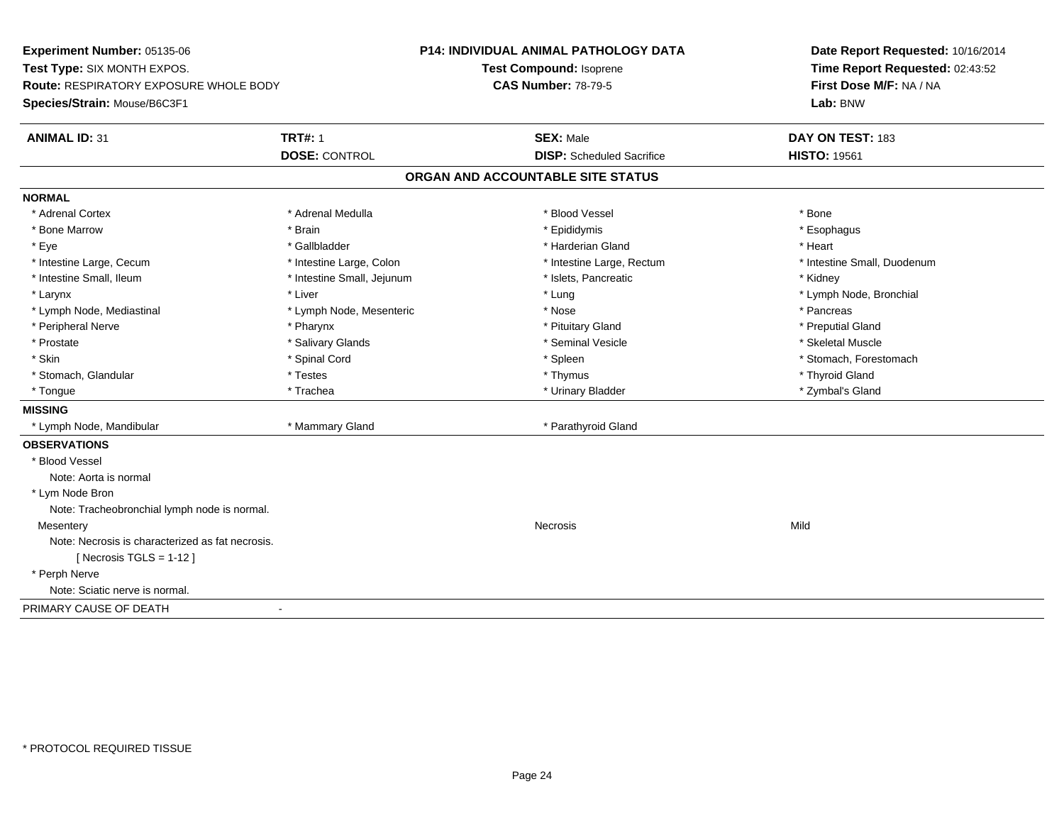**Experiment Number:** 05135-06
**Test Type:** SIX MONTH EXPOS.
**Route:** RESPIRATORY EXPOSURE WHOLE BODY
**Species/Strain:** Mouse/B6C3F1

**P14: INDIVIDUAL ANIMAL PATHOLOGY DATA**
**Test Compound:** Isoprene
**CAS Number:** 78-79-5

**Date Report Requested:** 10/16/2014
**Time Report Requested:** 02:43:52
**First Dose M/F:** NA / NA
**Lab:** BNW

| **ANIMAL ID:** 31 | **TRT#:** 1 | **SEX:** Male | **DAY ON TEST:** 183 |
|---|---|---|---|
| | **DOSE:** CONTROL | **DISP:** Scheduled Sacrifice | **HISTO:** 19561 |

## ORGAN AND ACCOUNTABLE SITE STATUS

**NORMAL**

| | | | |
|---|---|---|---|
| * Adrenal Cortex | * Adrenal Medulla | * Blood Vessel | * Bone |
| * Bone Marrow | * Brain | * Epididymis | * Esophagus |
| * Eye | * Gallbladder | * Harderian Gland | * Heart |
| * Intestine Large, Cecum | * Intestine Large, Colon | * Intestine Large, Rectum | * Intestine Small, Duodenum |
| * Intestine Small, Ileum | * Intestine Small, Jejunum | * Islets, Pancreatic | * Kidney |
| * Larynx | * Liver | * Lung | * Lymph Node, Bronchial |
| * Lymph Node, Mediastinal | * Lymph Node, Mesenteric | * Nose | * Pancreas |
| * Peripheral Nerve | * Pharynx | * Pituitary Gland | * Preputial Gland |
| * Prostate | * Salivary Glands | * Seminal Vesicle | * Skeletal Muscle |
| * Skin | * Spinal Cord | * Spleen | * Stomach, Forestomach |
| * Stomach, Glandular | * Testes | * Thymus | * Thyroid Gland |
| * Tongue | * Trachea | * Urinary Bladder | * Zymbal's Gland |

**MISSING**

| | | |
|---|---|---|
| * Lymph Node, Mandibular | * Mammary Gland | * Parathyroid Gland |

**OBSERVATIONS**

* Blood Vessel
  Note: Aorta is normal
* Lym Node Bron
  Note: Tracheobronchial lymph node is normal.

| | | |
|---|---|---|
| Mesentery | Necrosis | Mild |

  Note: Necrosis is characterized as fat necrosis.
  [ Necrosis TGLS = 1-12 ]
* Perph Nerve
  Note: Sciatic nerve is normal.

PRIMARY CAUSE OF DEATH -

* PROTOCOL REQUIRED TISSUE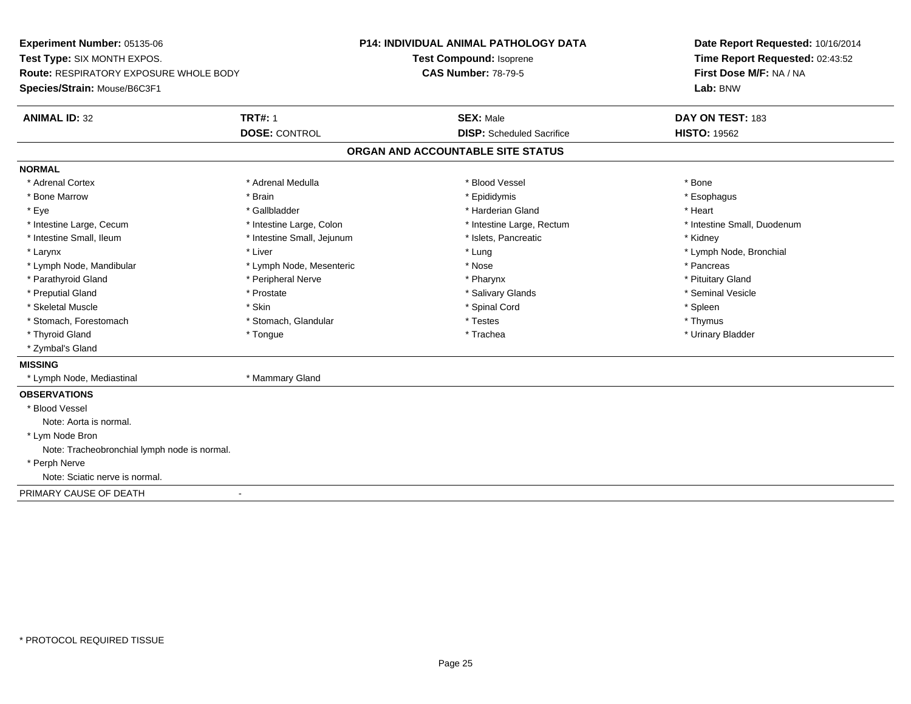**Experiment Number:** 05135-06
**Test Type:** SIX MONTH EXPOS.
**Route:** RESPIRATORY EXPOSURE WHOLE BODY
**Species/Strain:** Mouse/B6C3F1

**P14: INDIVIDUAL ANIMAL PATHOLOGY DATA**
**Test Compound:** Isoprene
**CAS Number:** 78-79-5

**Date Report Requested:** 10/16/2014
**Time Report Requested:** 02:43:52
**First Dose M/F:** NA / NA
**Lab:** BNW

| **ANIMAL ID:** 32 | **TRT#:** 1 | **SEX:** Male | **DAY ON TEST:** 183 |
|---|---|---|---|
| | **DOSE:** CONTROL | **DISP:** Scheduled Sacrifice | **HISTO:** 19562 |

## ORGAN AND ACCOUNTABLE SITE STATUS

**NORMAL**

| | | | |
|---|---|---|---|
| * Adrenal Cortex | * Adrenal Medulla | * Blood Vessel | * Bone |
| * Bone Marrow | * Brain | * Epididymis | * Esophagus |
| * Eye | * Gallbladder | * Harderian Gland | * Heart |
| * Intestine Large, Cecum | * Intestine Large, Colon | * Intestine Large, Rectum | * Intestine Small, Duodenum |
| * Intestine Small, Ileum | * Intestine Small, Jejunum | * Islets, Pancreatic | * Kidney |
| * Larynx | * Liver | * Lung | * Lymph Node, Bronchial |
| * Lymph Node, Mandibular | * Lymph Node, Mesenteric | * Nose | * Pancreas |
| * Parathyroid Gland | * Peripheral Nerve | * Pharynx | * Pituitary Gland |
| * Preputial Gland | * Prostate | * Salivary Glands | * Seminal Vesicle |
| * Skeletal Muscle | * Skin | * Spinal Cord | * Spleen |
| * Stomach, Forestomach | * Stomach, Glandular | * Testes | * Thymus |
| * Thyroid Gland | * Tongue | * Trachea | * Urinary Bladder |
| * Zymbal's Gland | | | |

**MISSING**

| | |
|---|---|
| * Lymph Node, Mediastinal | * Mammary Gland |

**OBSERVATIONS**

* Blood Vessel
  Note: Aorta is normal.
* Lym Node Bron
  Note: Tracheobronchial lymph node is normal.
* Perph Nerve
  Note: Sciatic nerve is normal.

PRIMARY CAUSE OF DEATH -

* PROTOCOL REQUIRED TISSUE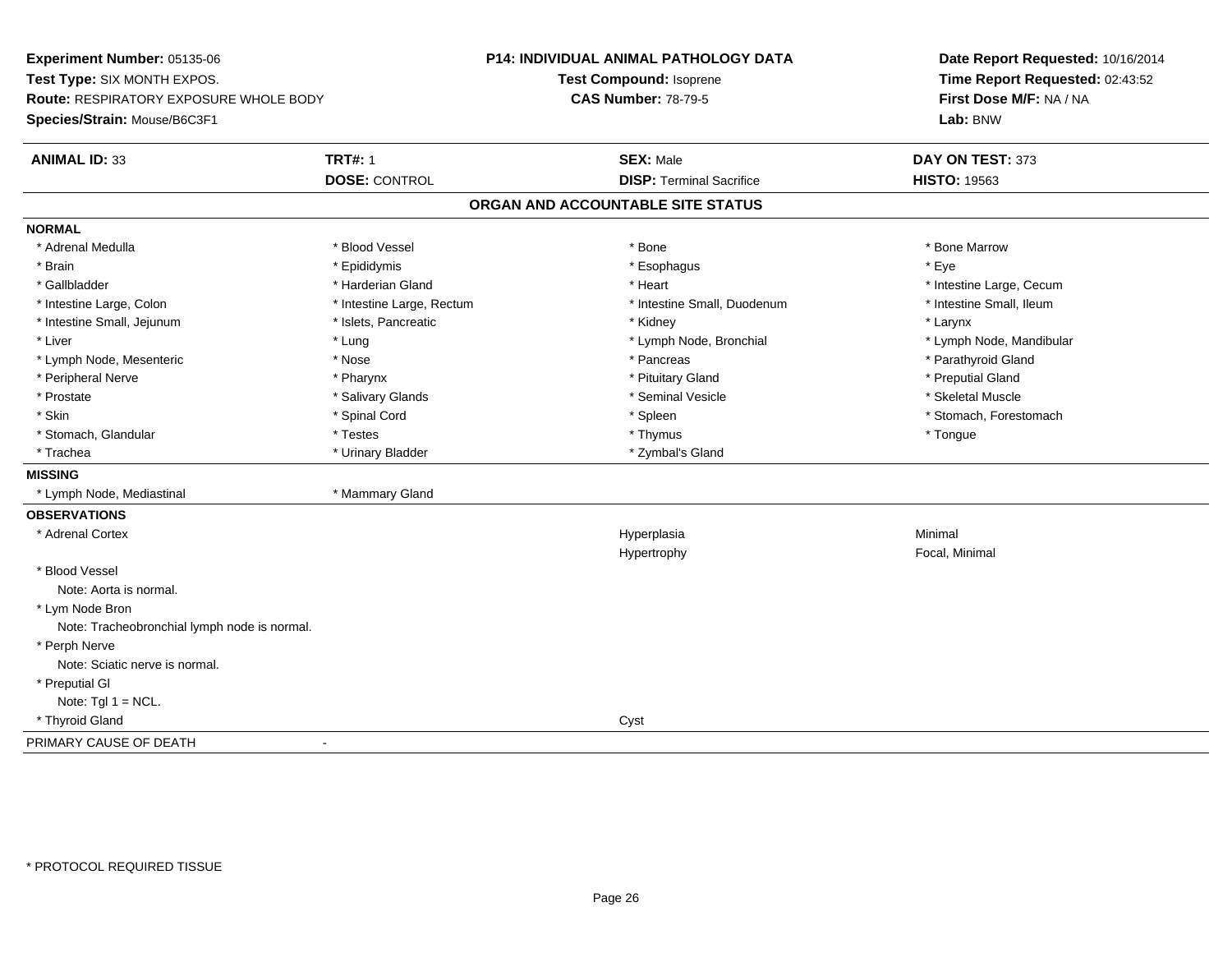**Experiment Number:** 05135-06
**Test Type:** SIX MONTH EXPOS.
**Route:** RESPIRATORY EXPOSURE WHOLE BODY
**Species/Strain:** Mouse/B6C3F1

**P14: INDIVIDUAL ANIMAL PATHOLOGY DATA**
**Test Compound:** Isoprene
**CAS Number:** 78-79-5

**Date Report Requested:** 10/16/2014
**Time Report Requested:** 02:43:52
**First Dose M/F:** NA / NA
**Lab:** BNW

| **ANIMAL ID:** 33 | **TRT#:** 1 | **SEX:** Male | **DAY ON TEST:** 373 |
|---|---|---|---|
| | **DOSE:** CONTROL | **DISP:** Terminal Sacrifice | **HISTO:** 19563 |

## ORGAN AND ACCOUNTABLE SITE STATUS

**NORMAL**

| | | | |
|---|---|---|---|
| * Adrenal Medulla | * Blood Vessel | * Bone | * Bone Marrow |
| * Brain | * Epididymis | * Esophagus | * Eye |
| * Gallbladder | * Harderian Gland | * Heart | * Intestine Large, Cecum |
| * Intestine Large, Colon | * Intestine Large, Rectum | * Intestine Small, Duodenum | * Intestine Small, Ileum |
| * Intestine Small, Jejunum | * Islets, Pancreatic | * Kidney | * Larynx |
| * Liver | * Lung | * Lymph Node, Bronchial | * Lymph Node, Mandibular |
| * Lymph Node, Mesenteric | * Nose | * Pancreas | * Parathyroid Gland |
| * Peripheral Nerve | * Pharynx | * Pituitary Gland | * Preputial Gland |
| * Prostate | * Salivary Glands | * Seminal Vesicle | * Skeletal Muscle |
| * Skin | * Spinal Cord | * Spleen | * Stomach, Forestomach |
| * Stomach, Glandular | * Testes | * Thymus | * Tongue |
| * Trachea | * Urinary Bladder | * Zymbal's Gland | |

**MISSING**

| | |
|---|---|
| * Lymph Node, Mediastinal | * Mammary Gland |

**OBSERVATIONS**

| | | |
|---|---|---|
| * Adrenal Cortex | Hyperplasia | Minimal |
| | Hypertrophy | Focal, Minimal |
| * Blood Vessel | | |
| Note: Aorta is normal. | | |
| * Lym Node Bron | | |
| Note: Tracheobronchial lymph node is normal. | | |
| * Perph Nerve | | |
| Note: Sciatic nerve is normal. | | |
| * Preputial Gl | | |
| Note: Tgl 1 = NCL. | | |
| * Thyroid Gland | Cyst | |

PRIMARY CAUSE OF DEATH -

* PROTOCOL REQUIRED TISSUE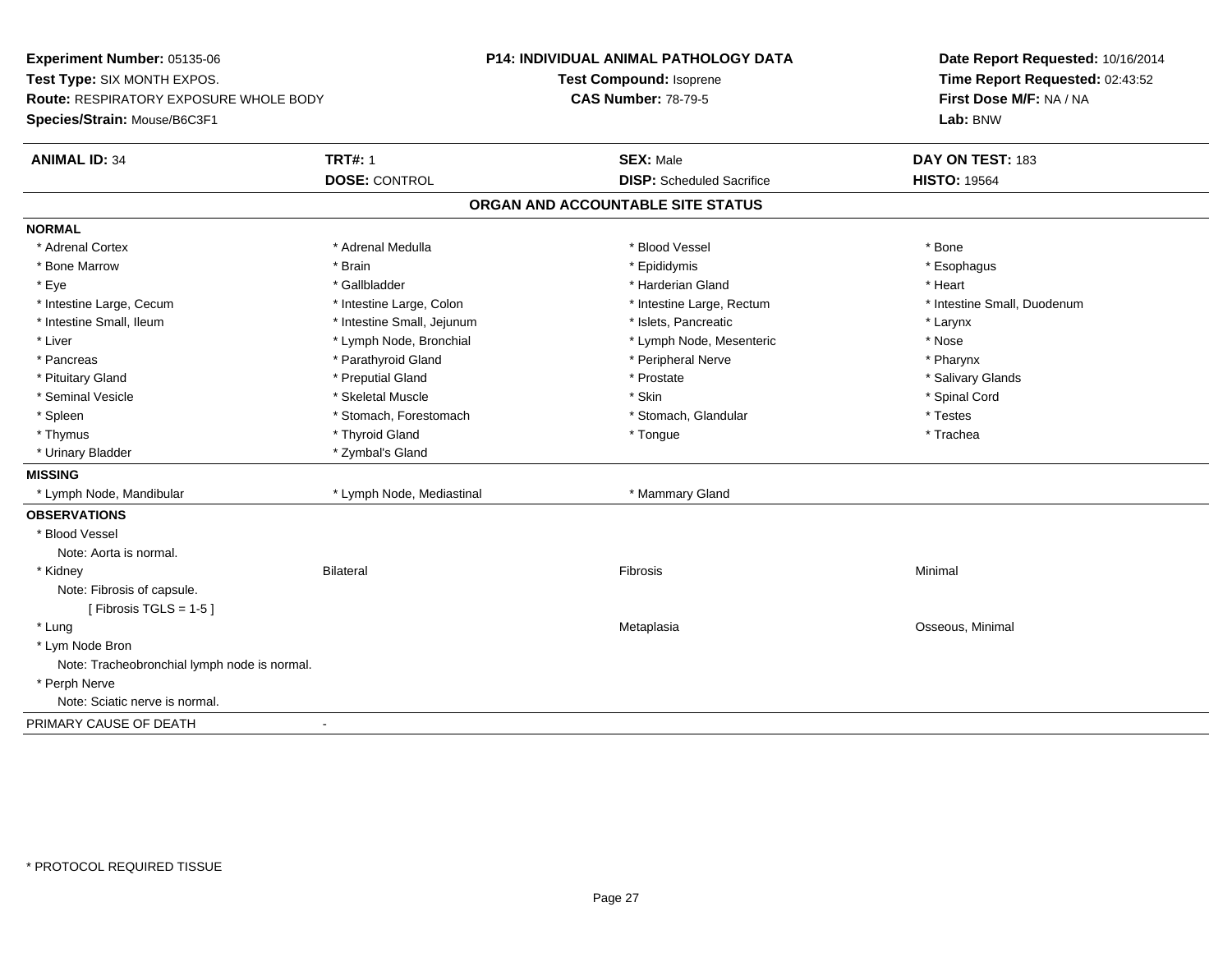**Experiment Number:** 05135-06
**Test Type:** SIX MONTH EXPOS.
**Route:** RESPIRATORY EXPOSURE WHOLE BODY
**Species/Strain:** Mouse/B6C3F1

**P14: INDIVIDUAL ANIMAL PATHOLOGY DATA**
**Test Compound:** Isoprene
**CAS Number:** 78-79-5

**Date Report Requested:** 10/16/2014
**Time Report Requested:** 02:43:52
**First Dose M/F:** NA / NA
**Lab:** BNW

| **ANIMAL ID:** 34 | **TRT#:** 1 | **SEX:** Male | **DAY ON TEST:** 183 |
|---|---|---|---|
| | **DOSE:** CONTROL | **DISP:** Scheduled Sacrifice | **HISTO:** 19564 |

## ORGAN AND ACCOUNTABLE SITE STATUS

**NORMAL**

| | | | |
|---|---|---|---|
| * Adrenal Cortex | * Adrenal Medulla | * Blood Vessel | * Bone |
| * Bone Marrow | * Brain | * Epididymis | * Esophagus |
| * Eye | * Gallbladder | * Harderian Gland | * Heart |
| * Intestine Large, Cecum | * Intestine Large, Colon | * Intestine Large, Rectum | * Intestine Small, Duodenum |
| * Intestine Small, Ileum | * Intestine Small, Jejunum | * Islets, Pancreatic | * Larynx |
| * Liver | * Lymph Node, Bronchial | * Lymph Node, Mesenteric | * Nose |
| * Pancreas | * Parathyroid Gland | * Peripheral Nerve | * Pharynx |
| * Pituitary Gland | * Preputial Gland | * Prostate | * Salivary Glands |
| * Seminal Vesicle | * Skeletal Muscle | * Skin | * Spinal Cord |
| * Spleen | * Stomach, Forestomach | * Stomach, Glandular | * Testes |
| * Thymus | * Thyroid Gland | * Tongue | * Trachea |
| * Urinary Bladder | * Zymbal's Gland | | |

**MISSING**

| | | |
|---|---|---|
| * Lymph Node, Mandibular | * Lymph Node, Mediastinal | * Mammary Gland |

**OBSERVATIONS**

| | | | |
|---|---|---|---|
| * Blood Vessel | | | |
| Note: Aorta is normal. | | | |
| * Kidney | Bilateral | Fibrosis | Minimal |
| Note: Fibrosis of capsule. | | | |
| [ Fibrosis TGLS = 1-5 ] | | | |
| * Lung | | Metaplasia | Osseous, Minimal |
| * Lym Node Bron | | | |
| Note: Tracheobronchial lymph node is normal. | | | |
| * Perph Nerve | | | |
| Note: Sciatic nerve is normal. | | | |

PRIMARY CAUSE OF DEATH -

\* PROTOCOL REQUIRED TISSUE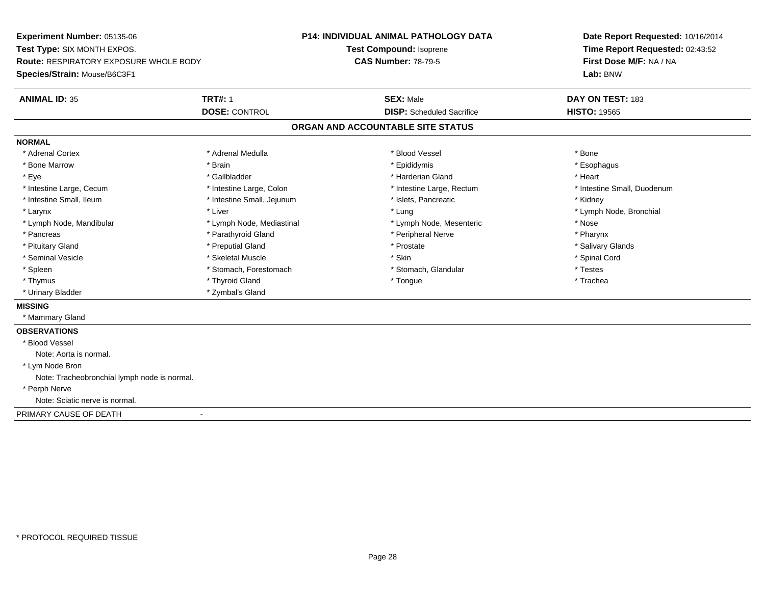**Experiment Number:** 05135-06
**Test Type:** SIX MONTH EXPOS.
**Route:** RESPIRATORY EXPOSURE WHOLE BODY
**Species/Strain:** Mouse/B6C3F1

**P14: INDIVIDUAL ANIMAL PATHOLOGY DATA**
**Test Compound:** Isoprene
**CAS Number:** 78-79-5

**Date Report Requested:** 10/16/2014
**Time Report Requested:** 02:43:52
**First Dose M/F:** NA / NA
**Lab:** BNW

| **ANIMAL ID:** 35 | **TRT#:** 1 | **SEX:** Male | **DAY ON TEST:** 183 |
|---|---|---|---|
| | **DOSE:** CONTROL | **DISP:** Scheduled Sacrifice | **HISTO:** 19565 |

## ORGAN AND ACCOUNTABLE SITE STATUS

**NORMAL**

| | | | |
|---|---|---|---|
| * Adrenal Cortex | * Adrenal Medulla | * Blood Vessel | * Bone |
| * Bone Marrow | * Brain | * Epididymis | * Esophagus |
| * Eye | * Gallbladder | * Harderian Gland | * Heart |
| * Intestine Large, Cecum | * Intestine Large, Colon | * Intestine Large, Rectum | * Intestine Small, Duodenum |
| * Intestine Small, Ileum | * Intestine Small, Jejunum | * Islets, Pancreatic | * Kidney |
| * Larynx | * Liver | * Lung | * Lymph Node, Bronchial |
| * Lymph Node, Mandibular | * Lymph Node, Mediastinal | * Lymph Node, Mesenteric | * Nose |
| * Pancreas | * Parathyroid Gland | * Peripheral Nerve | * Pharynx |
| * Pituitary Gland | * Preputial Gland | * Prostate | * Salivary Glands |
| * Seminal Vesicle | * Skeletal Muscle | * Skin | * Spinal Cord |
| * Spleen | * Stomach, Forestomach | * Stomach, Glandular | * Testes |
| * Thymus | * Thyroid Gland | * Tongue | * Trachea |
| * Urinary Bladder | * Zymbal's Gland | | |

**MISSING**

* Mammary Gland

**OBSERVATIONS**

* Blood Vessel
  Note: Aorta is normal.
* Lym Node Bron
  Note: Tracheobronchial lymph node is normal.
* Perph Nerve
  Note: Sciatic nerve is normal.

PRIMARY CAUSE OF DEATH -

* PROTOCOL REQUIRED TISSUE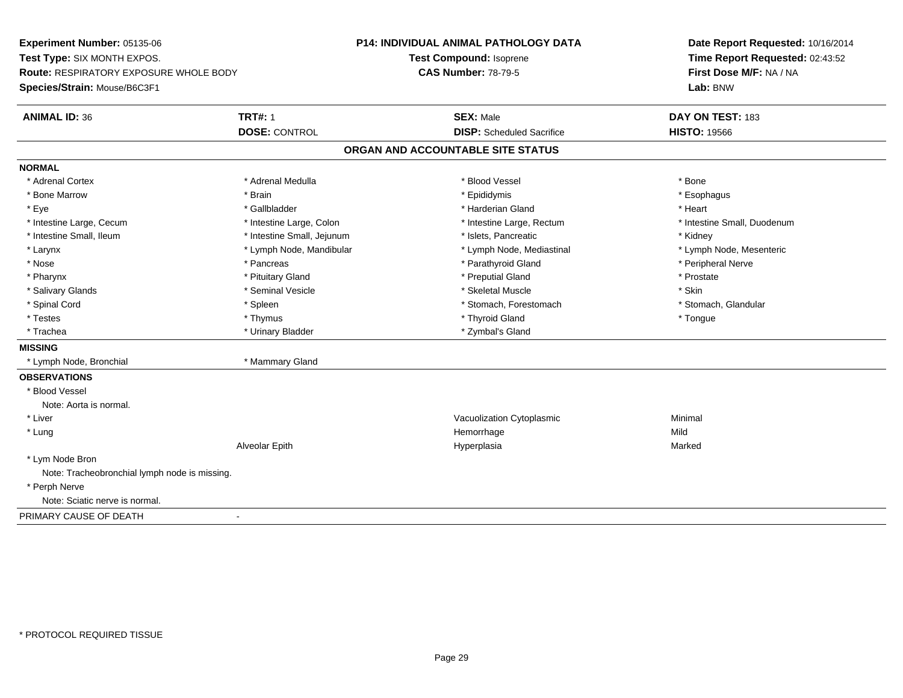**Experiment Number:** 05135-06
**Test Type:** SIX MONTH EXPOS.
**Route:** RESPIRATORY EXPOSURE WHOLE BODY
**Species/Strain:** Mouse/B6C3F1

**P14: INDIVIDUAL ANIMAL PATHOLOGY DATA**
**Test Compound:** Isoprene
**CAS Number:** 78-79-5

**Date Report Requested:** 10/16/2014
**Time Report Requested:** 02:43:52
**First Dose M/F:** NA / NA
**Lab:** BNW

| **ANIMAL ID:** 36 | **TRT#:** 1 | **SEX:** Male | **DAY ON TEST:** 183 |
|---|---|---|---|
| | **DOSE:** CONTROL | **DISP:** Scheduled Sacrifice | **HISTO:** 19566 |

## ORGAN AND ACCOUNTABLE SITE STATUS

**NORMAL**

| | | | |
|---|---|---|---|
| * Adrenal Cortex | * Adrenal Medulla | * Blood Vessel | * Bone |
| * Bone Marrow | * Brain | * Epididymis | * Esophagus |
| * Eye | * Gallbladder | * Harderian Gland | * Heart |
| * Intestine Large, Cecum | * Intestine Large, Colon | * Intestine Large, Rectum | * Intestine Small, Duodenum |
| * Intestine Small, Ileum | * Intestine Small, Jejunum | * Islets, Pancreatic | * Kidney |
| * Larynx | * Lymph Node, Mandibular | * Lymph Node, Mediastinal | * Lymph Node, Mesenteric |
| * Nose | * Pancreas | * Parathyroid Gland | * Peripheral Nerve |
| * Pharynx | * Pituitary Gland | * Preputial Gland | * Prostate |
| * Salivary Glands | * Seminal Vesicle | * Skeletal Muscle | * Skin |
| * Spinal Cord | * Spleen | * Stomach, Forestomach | * Stomach, Glandular |
| * Testes | * Thymus | * Thyroid Gland | * Tongue |
| * Trachea | * Urinary Bladder | * Zymbal's Gland | |

**MISSING**

| | |
|---|---|
| * Lymph Node, Bronchial | * Mammary Gland |

**OBSERVATIONS**

| | | | |
|---|---|---|---|
| * Blood Vessel | | | |
| Note: Aorta is normal. | | | |
| * Liver | | Vacuolization Cytoplasmic | Minimal |
| * Lung | | Hemorrhage | Mild |
| | Alveolar Epith | Hyperplasia | Marked |
| * Lym Node Bron | | | |
| Note: Tracheobronchial lymph node is missing. | | | |
| * Perph Nerve | | | |
| Note: Sciatic nerve is normal. | | | |

PRIMARY CAUSE OF DEATH -

* PROTOCOL REQUIRED TISSUE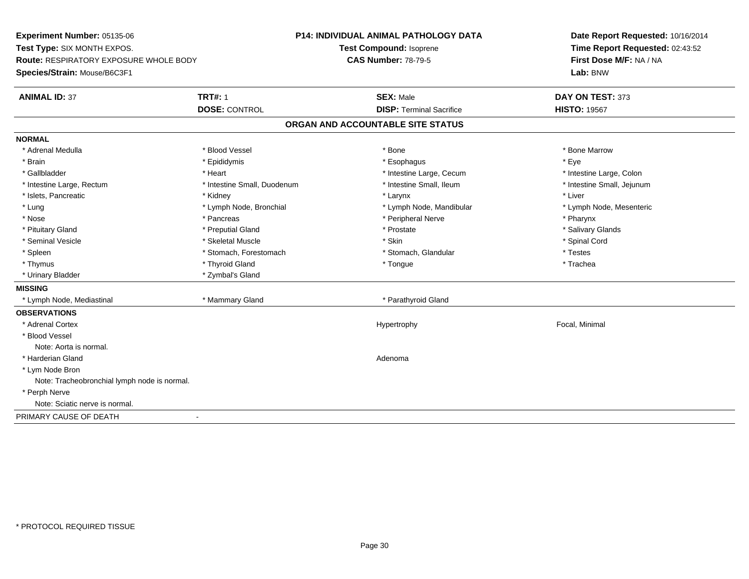**Experiment Number:** 05135-06
**Test Type:** SIX MONTH EXPOS.
**Route:** RESPIRATORY EXPOSURE WHOLE BODY
**Species/Strain:** Mouse/B6C3F1

**P14: INDIVIDUAL ANIMAL PATHOLOGY DATA**
**Test Compound:** Isoprene
**CAS Number:** 78-79-5

**Date Report Requested:** 10/16/2014
**Time Report Requested:** 02:43:52
**First Dose M/F:** NA / NA
**Lab:** BNW

| **ANIMAL ID:** 37 | **TRT#:** 1 | **SEX:** Male | **DAY ON TEST:** 373 |
|---|---|---|---|
| | **DOSE:** CONTROL | **DISP:** Terminal Sacrifice | **HISTO:** 19567 |

## ORGAN AND ACCOUNTABLE SITE STATUS

**NORMAL**

| | | | |
|---|---|---|---|
| * Adrenal Medulla | * Blood Vessel | * Bone | * Bone Marrow |
| * Brain | * Epididymis | * Esophagus | * Eye |
| * Gallbladder | * Heart | * Intestine Large, Cecum | * Intestine Large, Colon |
| * Intestine Large, Rectum | * Intestine Small, Duodenum | * Intestine Small, Ileum | * Intestine Small, Jejunum |
| * Islets, Pancreatic | * Kidney | * Larynx | * Liver |
| * Lung | * Lymph Node, Bronchial | * Lymph Node, Mandibular | * Lymph Node, Mesenteric |
| * Nose | * Pancreas | * Peripheral Nerve | * Pharynx |
| * Pituitary Gland | * Preputial Gland | * Prostate | * Salivary Glands |
| * Seminal Vesicle | * Skeletal Muscle | * Skin | * Spinal Cord |
| * Spleen | * Stomach, Forestomach | * Stomach, Glandular | * Testes |
| * Thymus | * Thyroid Gland | * Tongue | * Trachea |
| * Urinary Bladder | * Zymbal's Gland | | |

**MISSING**

| | | |
|---|---|---|
| * Lymph Node, Mediastinal | * Mammary Gland | * Parathyroid Gland |

**OBSERVATIONS**

| | | |
|---|---|---|
| * Adrenal Cortex | Hypertrophy | Focal, Minimal |
| * Blood Vessel | | |
| Note: Aorta is normal. | | |
| * Harderian Gland | Adenoma | |
| * Lym Node Bron | | |
| Note: Tracheobronchial lymph node is normal. | | |
| * Perph Nerve | | |
| Note: Sciatic nerve is normal. | | |

PRIMARY CAUSE OF DEATH -

\* PROTOCOL REQUIRED TISSUE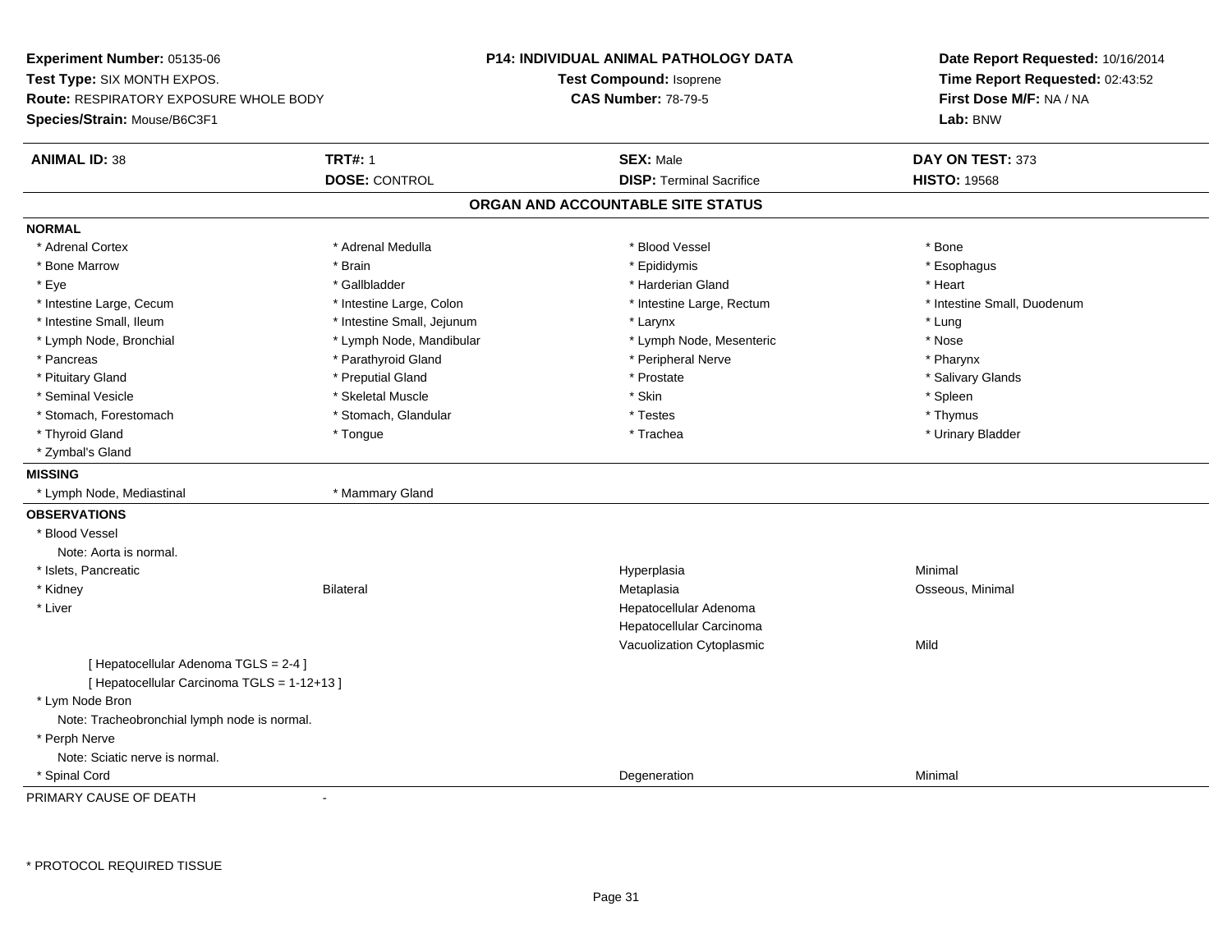**Experiment Number:** 05135-06
**Test Type:** SIX MONTH EXPOS.
**Route:** RESPIRATORY EXPOSURE WHOLE BODY
**Species/Strain:** Mouse/B6C3F1

**P14: INDIVIDUAL ANIMAL PATHOLOGY DATA**
**Test Compound:** Isoprene
**CAS Number:** 78-79-5

**Date Report Requested:** 10/16/2014
**Time Report Requested:** 02:43:52
**First Dose M/F:** NA / NA
**Lab:** BNW

| **ANIMAL ID:** 38 | **TRT#:** 1 | **SEX:** Male | **DAY ON TEST:** 373 |
|---|---|---|---|
| | **DOSE:** CONTROL | **DISP:** Terminal Sacrifice | **HISTO:** 19568 |

## ORGAN AND ACCOUNTABLE SITE STATUS

**NORMAL**

| | | | |
|---|---|---|---|
| * Adrenal Cortex | * Adrenal Medulla | * Blood Vessel | * Bone |
| * Bone Marrow | * Brain | * Epididymis | * Esophagus |
| * Eye | * Gallbladder | * Harderian Gland | * Heart |
| * Intestine Large, Cecum | * Intestine Large, Colon | * Intestine Large, Rectum | * Intestine Small, Duodenum |
| * Intestine Small, Ileum | * Intestine Small, Jejunum | * Larynx | * Lung |
| * Lymph Node, Bronchial | * Lymph Node, Mandibular | * Lymph Node, Mesenteric | * Nose |
| * Pancreas | * Parathyroid Gland | * Peripheral Nerve | * Pharynx |
| * Pituitary Gland | * Preputial Gland | * Prostate | * Salivary Glands |
| * Seminal Vesicle | * Skeletal Muscle | * Skin | * Spleen |
| * Stomach, Forestomach | * Stomach, Glandular | * Testes | * Thymus |
| * Thyroid Gland | * Tongue | * Trachea | * Urinary Bladder |
| * Zymbal's Gland | | | |

**MISSING**

| | |
|---|---|
| * Lymph Node, Mediastinal | * Mammary Gland |

**OBSERVATIONS**

| | | | |
|---|---|---|---|
| * Blood Vessel | | | |
| Note: Aorta is normal. | | | |
| * Islets, Pancreatic | | Hyperplasia | Minimal |
| * Kidney | Bilateral | Metaplasia | Osseous, Minimal |
| * Liver | | Hepatocellular Adenoma | |
| | | Hepatocellular Carcinoma | |
| | | Vacuolization Cytoplasmic | Mild |
| [ Hepatocellular Adenoma TGLS = 2-4 ] | | | |
| [ Hepatocellular Carcinoma TGLS = 1-12+13 ] | | | |
| * Lym Node Bron | | | |
| Note: Tracheobronchial lymph node is normal. | | | |
| * Perph Nerve | | | |
| Note: Sciatic nerve is normal. | | | |
| * Spinal Cord | | Degeneration | Minimal |

PRIMARY CAUSE OF DEATH -

* PROTOCOL REQUIRED TISSUE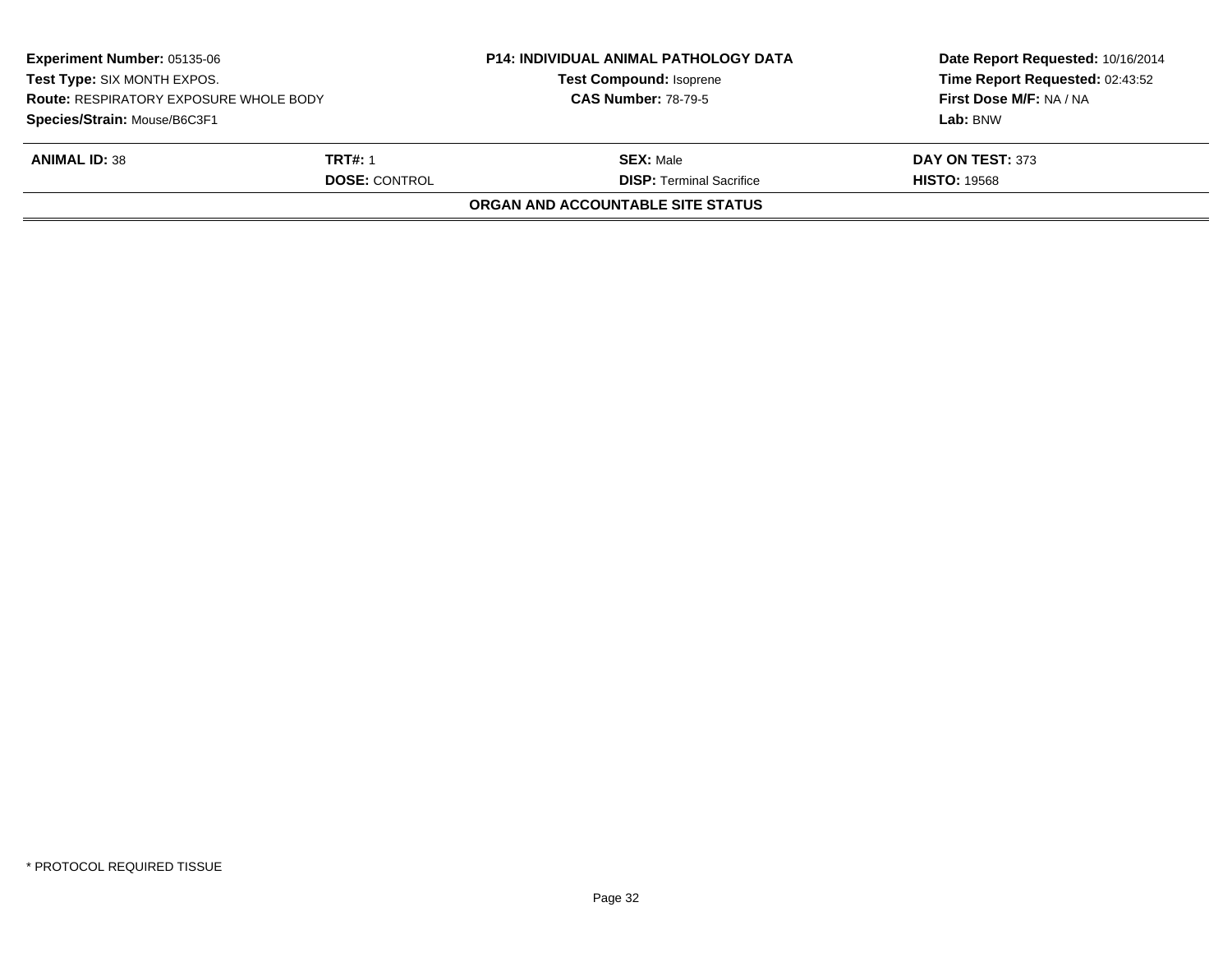| **Experiment Number:** 05135-06 | **P14: INDIVIDUAL ANIMAL PATHOLOGY DATA** | **Date Report Requested:** 10/16/2014 |
|---|---|---|
| **Test Type:** SIX MONTH EXPOS. | **Test Compound:** Isoprene | **Time Report Requested:** 02:43:52 |
| **Route:** RESPIRATORY EXPOSURE WHOLE BODY | **CAS Number:** 78-79-5 | **First Dose M/F:** NA / NA |
| **Species/Strain:** Mouse/B6C3F1 | | **Lab:** BNW |

| **ANIMAL ID:** 38 | **TRT#:** 1 | **SEX:** Male | **DAY ON TEST:** 373 |
|---|---|---|---|
| | **DOSE:** CONTROL | **DISP:** Terminal Sacrifice | **HISTO:** 19568 |

**ORGAN AND ACCOUNTABLE SITE STATUS**

* PROTOCOL REQUIRED TISSUE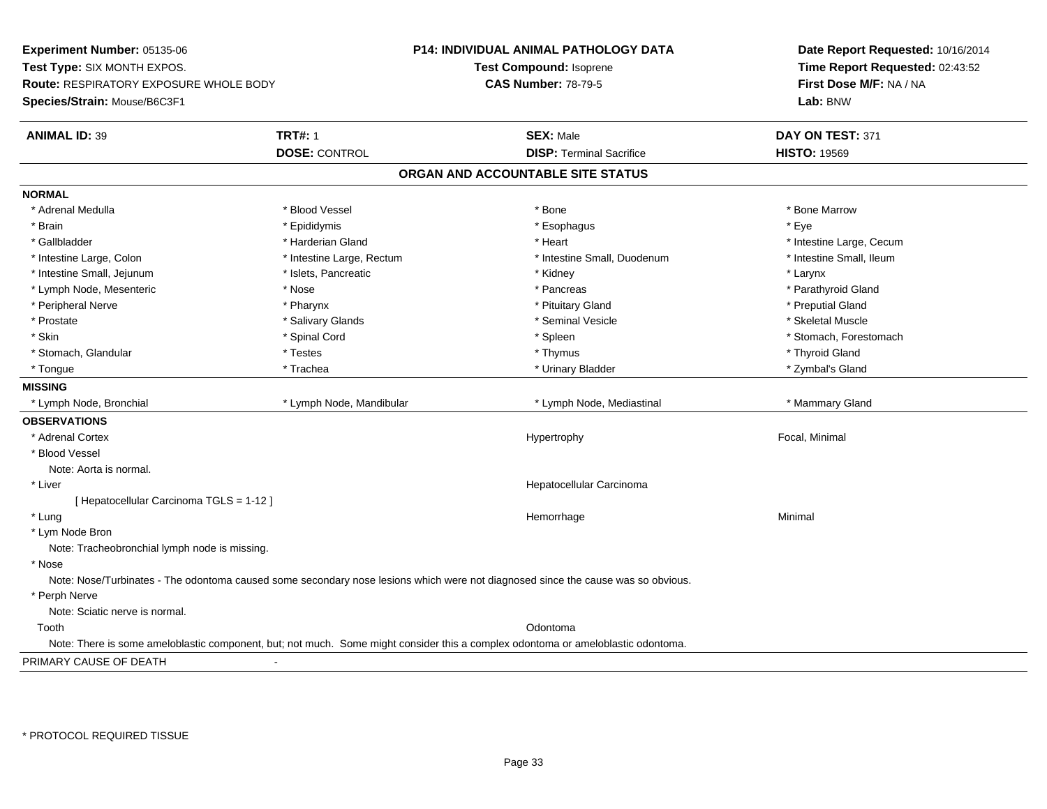**Experiment Number:** 05135-06
**Test Type:** SIX MONTH EXPOS.
**Route:** RESPIRATORY EXPOSURE WHOLE BODY
**Species/Strain:** Mouse/B6C3F1

**P14: INDIVIDUAL ANIMAL PATHOLOGY DATA**
**Test Compound:** Isoprene
**CAS Number:** 78-79-5

**Date Report Requested:** 10/16/2014
**Time Report Requested:** 02:43:52
**First Dose M/F:** NA / NA
**Lab:** BNW

| **ANIMAL ID:** 39 | **TRT#:** 1 | **SEX:** Male | **DAY ON TEST:** 371 |
|---|---|---|---|
| | **DOSE:** CONTROL | **DISP:** Terminal Sacrifice | **HISTO:** 19569 |

## ORGAN AND ACCOUNTABLE SITE STATUS

**NORMAL**

| | | | |
|---|---|---|---|
| * Adrenal Medulla | * Blood Vessel | * Bone | * Bone Marrow |
| * Brain | * Epididymis | * Esophagus | * Eye |
| * Gallbladder | * Harderian Gland | * Heart | * Intestine Large, Cecum |
| * Intestine Large, Colon | * Intestine Large, Rectum | * Intestine Small, Duodenum | * Intestine Small, Ileum |
| * Intestine Small, Jejunum | * Islets, Pancreatic | * Kidney | * Larynx |
| * Lymph Node, Mesenteric | * Nose | * Pancreas | * Parathyroid Gland |
| * Peripheral Nerve | * Pharynx | * Pituitary Gland | * Preputial Gland |
| * Prostate | * Salivary Glands | * Seminal Vesicle | * Skeletal Muscle |
| * Skin | * Spinal Cord | * Spleen | * Stomach, Forestomach |
| * Stomach, Glandular | * Testes | * Thymus | * Thyroid Gland |
| * Tongue | * Trachea | * Urinary Bladder | * Zymbal's Gland |

**MISSING**

| | | | |
|---|---|---|---|
| * Lymph Node, Bronchial | * Lymph Node, Mandibular | * Lymph Node, Mediastinal | * Mammary Gland |

**OBSERVATIONS**

* Adrenal Cortex — Hypertrophy — Focal, Minimal
* Blood Vessel
  Note: Aorta is normal.
* Liver — Hepatocellular Carcinoma
  [ Hepatocellular Carcinoma TGLS = 1-12 ]
* Lung — Hemorrhage — Minimal
* Lym Node Bron
  Note: Tracheobronchial lymph node is missing.
* Nose
  Note: Nose/Turbinates - The odontoma caused some secondary nose lesions which were not diagnosed since the cause was so obvious.
* Perph Nerve
  Note: Sciatic nerve is normal.
Tooth — Odontoma
  Note: There is some ameloblastic component, but; not much. Some might consider this a complex odontoma or ameloblastic odontoma.

PRIMARY CAUSE OF DEATH -

* PROTOCOL REQUIRED TISSUE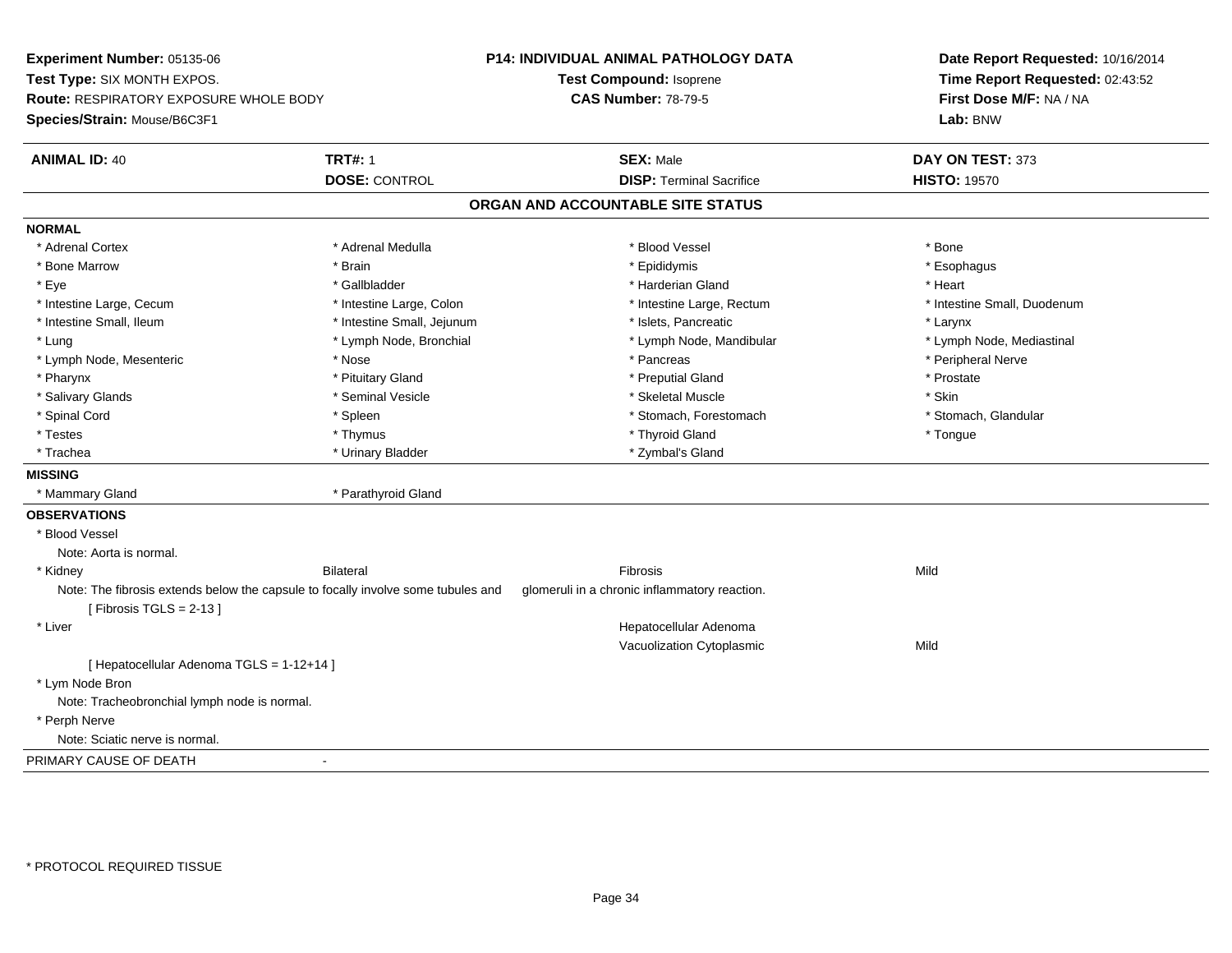**Experiment Number:** 05135-06
**Test Type:** SIX MONTH EXPOS.
**Route:** RESPIRATORY EXPOSURE WHOLE BODY
**Species/Strain:** Mouse/B6C3F1

**P14: INDIVIDUAL ANIMAL PATHOLOGY DATA**
**Test Compound:** Isoprene
**CAS Number:** 78-79-5

**Date Report Requested:** 10/16/2014
**Time Report Requested:** 02:43:52
**First Dose M/F:** NA / NA
**Lab:** BNW

| **ANIMAL ID:** 40 | **TRT#:** 1 | **SEX:** Male | **DAY ON TEST:** 373 |
|---|---|---|---|
| | **DOSE:** CONTROL | **DISP:** Terminal Sacrifice | **HISTO:** 19570 |

## ORGAN AND ACCOUNTABLE SITE STATUS

**NORMAL**

| | | | |
|---|---|---|---|
| * Adrenal Cortex | * Adrenal Medulla | * Blood Vessel | * Bone |
| * Bone Marrow | * Brain | * Epididymis | * Esophagus |
| * Eye | * Gallbladder | * Harderian Gland | * Heart |
| * Intestine Large, Cecum | * Intestine Large, Colon | * Intestine Large, Rectum | * Intestine Small, Duodenum |
| * Intestine Small, Ileum | * Intestine Small, Jejunum | * Islets, Pancreatic | * Larynx |
| * Lung | * Lymph Node, Bronchial | * Lymph Node, Mandibular | * Lymph Node, Mediastinal |
| * Lymph Node, Mesenteric | * Nose | * Pancreas | * Peripheral Nerve |
| * Pharynx | * Pituitary Gland | * Preputial Gland | * Prostate |
| * Salivary Glands | * Seminal Vesicle | * Skeletal Muscle | * Skin |
| * Spinal Cord | * Spleen | * Stomach, Forestomach | * Stomach, Glandular |
| * Testes | * Thymus | * Thyroid Gland | * Tongue |
| * Trachea | * Urinary Bladder | * Zymbal's Gland | |

**MISSING**

| | |
|---|---|
| * Mammary Gland | * Parathyroid Gland |

**OBSERVATIONS**

* Blood Vessel
  Note: Aorta is normal.

| | | | |
|---|---|---|---|
| * Kidney | Bilateral | Fibrosis | Mild |

Note: The fibrosis extends below the capsule to focally involve some tubules and glomeruli in a chronic inflammatory reaction.
[ Fibrosis TGLS = 2-13 ]

| | | | |
|---|---|---|---|
| * Liver | | Hepatocellular Adenoma | |
| | | Vacuolization Cytoplasmic | Mild |

[ Hepatocellular Adenoma TGLS = 1-12+14 ]

* Lym Node Bron
  Note: Tracheobronchial lymph node is normal.
* Perph Nerve
  Note: Sciatic nerve is normal.

PRIMARY CAUSE OF DEATH -

* PROTOCOL REQUIRED TISSUE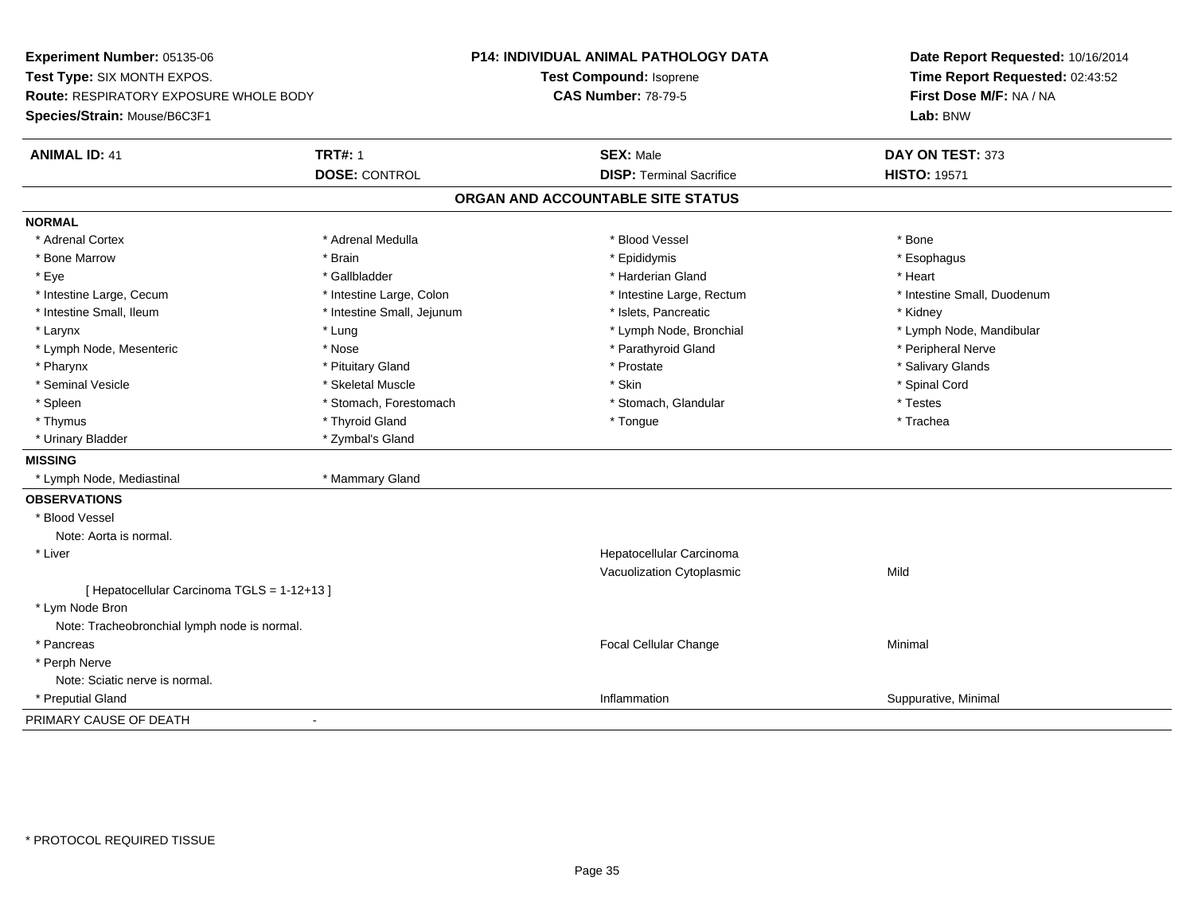**Experiment Number:** 05135-06
**Test Type:** SIX MONTH EXPOS.
**Route:** RESPIRATORY EXPOSURE WHOLE BODY
**Species/Strain:** Mouse/B6C3F1

**P14: INDIVIDUAL ANIMAL PATHOLOGY DATA**
**Test Compound:** Isoprene
**CAS Number:** 78-79-5

**Date Report Requested:** 10/16/2014
**Time Report Requested:** 02:43:52
**First Dose M/F:** NA / NA
**Lab:** BNW

| **ANIMAL ID:** 41 | **TRT#:** 1 | **SEX:** Male | **DAY ON TEST:** 373 |
|---|---|---|---|
| | **DOSE:** CONTROL | **DISP:** Terminal Sacrifice | **HISTO:** 19571 |

## ORGAN AND ACCOUNTABLE SITE STATUS

**NORMAL**

| | | | |
|---|---|---|---|
| * Adrenal Cortex | * Adrenal Medulla | * Blood Vessel | * Bone |
| * Bone Marrow | * Brain | * Epididymis | * Esophagus |
| * Eye | * Gallbladder | * Harderian Gland | * Heart |
| * Intestine Large, Cecum | * Intestine Large, Colon | * Intestine Large, Rectum | * Intestine Small, Duodenum |
| * Intestine Small, Ileum | * Intestine Small, Jejunum | * Islets, Pancreatic | * Kidney |
| * Larynx | * Lung | * Lymph Node, Bronchial | * Lymph Node, Mandibular |
| * Lymph Node, Mesenteric | * Nose | * Parathyroid Gland | * Peripheral Nerve |
| * Pharynx | * Pituitary Gland | * Prostate | * Salivary Glands |
| * Seminal Vesicle | * Skeletal Muscle | * Skin | * Spinal Cord |
| * Spleen | * Stomach, Forestomach | * Stomach, Glandular | * Testes |
| * Thymus | * Thyroid Gland | * Tongue | * Trachea |
| * Urinary Bladder | * Zymbal's Gland | | |

**MISSING**

| | |
|---|---|
| * Lymph Node, Mediastinal | * Mammary Gland |

**OBSERVATIONS**

| | | |
|---|---|---|
| * Blood Vessel | | |
| Note: Aorta is normal. | | |
| * Liver | Hepatocellular Carcinoma | |
| | Vacuolization Cytoplasmic | Mild |
| [ Hepatocellular Carcinoma TGLS = 1-12+13 ] | | |
| * Lym Node Bron | | |
| Note: Tracheobronchial lymph node is normal. | | |
| * Pancreas | Focal Cellular Change | Minimal |
| * Perph Nerve | | |
| Note: Sciatic nerve is normal. | | |
| * Preputial Gland | Inflammation | Suppurative, Minimal |

PRIMARY CAUSE OF DEATH -

* PROTOCOL REQUIRED TISSUE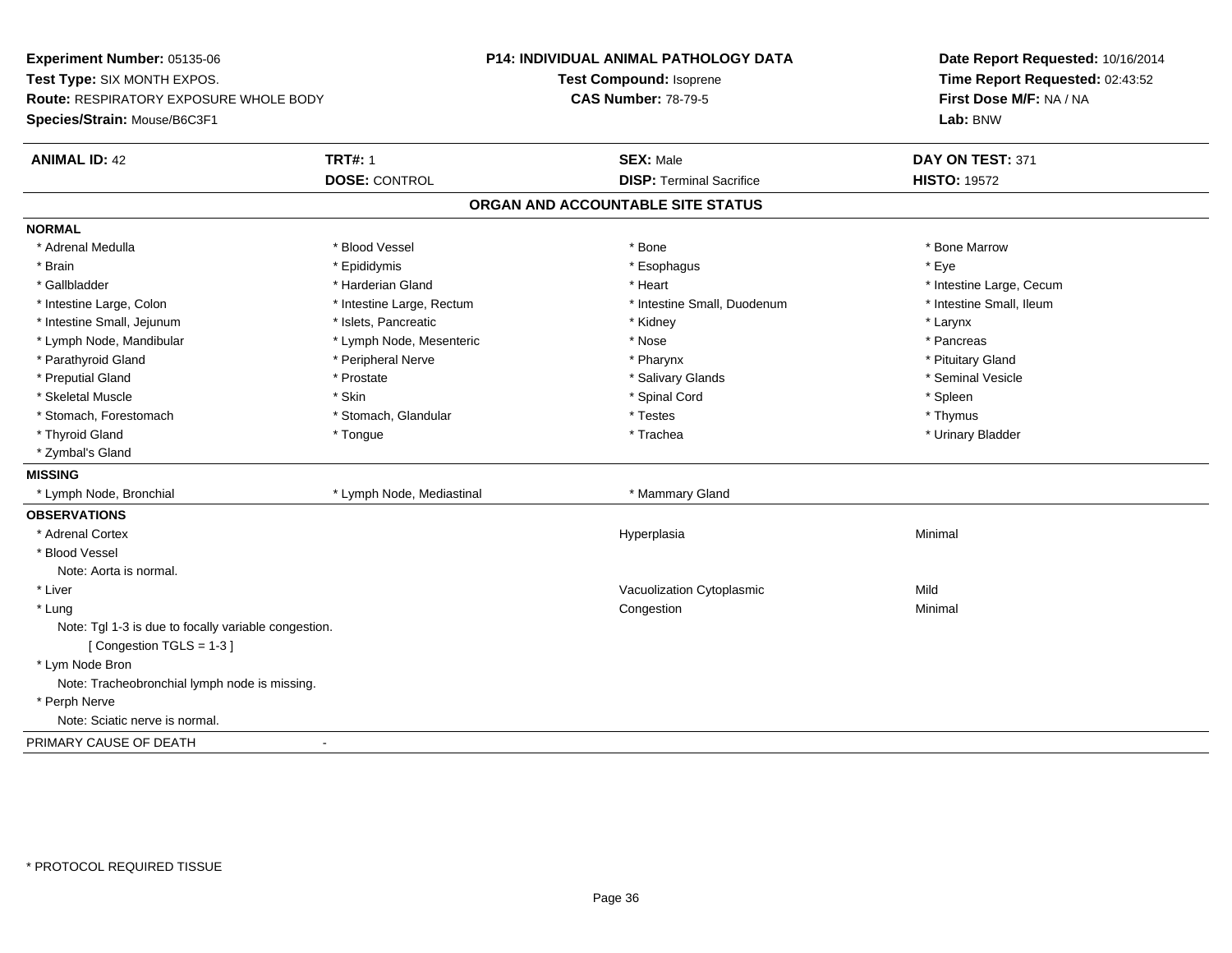**Experiment Number:** 05135-06
**Test Type:** SIX MONTH EXPOS.
**Route:** RESPIRATORY EXPOSURE WHOLE BODY
**Species/Strain:** Mouse/B6C3F1

**P14: INDIVIDUAL ANIMAL PATHOLOGY DATA**
**Test Compound:** Isoprene
**CAS Number:** 78-79-5

**Date Report Requested:** 10/16/2014
**Time Report Requested:** 02:43:52
**First Dose M/F:** NA / NA
**Lab:** BNW

| **ANIMAL ID:** 42 | **TRT#:** 1 | **SEX:** Male | **DAY ON TEST:** 371 |
|---|---|---|---|
| | **DOSE:** CONTROL | **DISP:** Terminal Sacrifice | **HISTO:** 19572 |

## ORGAN AND ACCOUNTABLE SITE STATUS

**NORMAL**

| | | | |
|---|---|---|---|
| * Adrenal Medulla | * Blood Vessel | * Bone | * Bone Marrow |
| * Brain | * Epididymis | * Esophagus | * Eye |
| * Gallbladder | * Harderian Gland | * Heart | * Intestine Large, Cecum |
| * Intestine Large, Colon | * Intestine Large, Rectum | * Intestine Small, Duodenum | * Intestine Small, Ileum |
| * Intestine Small, Jejunum | * Islets, Pancreatic | * Kidney | * Larynx |
| * Lymph Node, Mandibular | * Lymph Node, Mesenteric | * Nose | * Pancreas |
| * Parathyroid Gland | * Peripheral Nerve | * Pharynx | * Pituitary Gland |
| * Preputial Gland | * Prostate | * Salivary Glands | * Seminal Vesicle |
| * Skeletal Muscle | * Skin | * Spinal Cord | * Spleen |
| * Stomach, Forestomach | * Stomach, Glandular | * Testes | * Thymus |
| * Thyroid Gland | * Tongue | * Trachea | * Urinary Bladder |
| * Zymbal's Gland | | | |

**MISSING**

| | | |
|---|---|---|
| * Lymph Node, Bronchial | * Lymph Node, Mediastinal | * Mammary Gland |

**OBSERVATIONS**

| | | |
|---|---|---|
| * Adrenal Cortex | Hyperplasia | Minimal |
| * Blood Vessel | | |
| Note: Aorta is normal. | | |
| * Liver | Vacuolization Cytoplasmic | Mild |
| * Lung | Congestion | Minimal |
| Note: Tgl 1-3 is due to focally variable congestion. | | |
| [ Congestion TGLS = 1-3 ] | | |
| * Lym Node Bron | | |
| Note: Tracheobronchial lymph node is missing. | | |
| * Perph Nerve | | |
| Note: Sciatic nerve is normal. | | |

PRIMARY CAUSE OF DEATH -

\* PROTOCOL REQUIRED TISSUE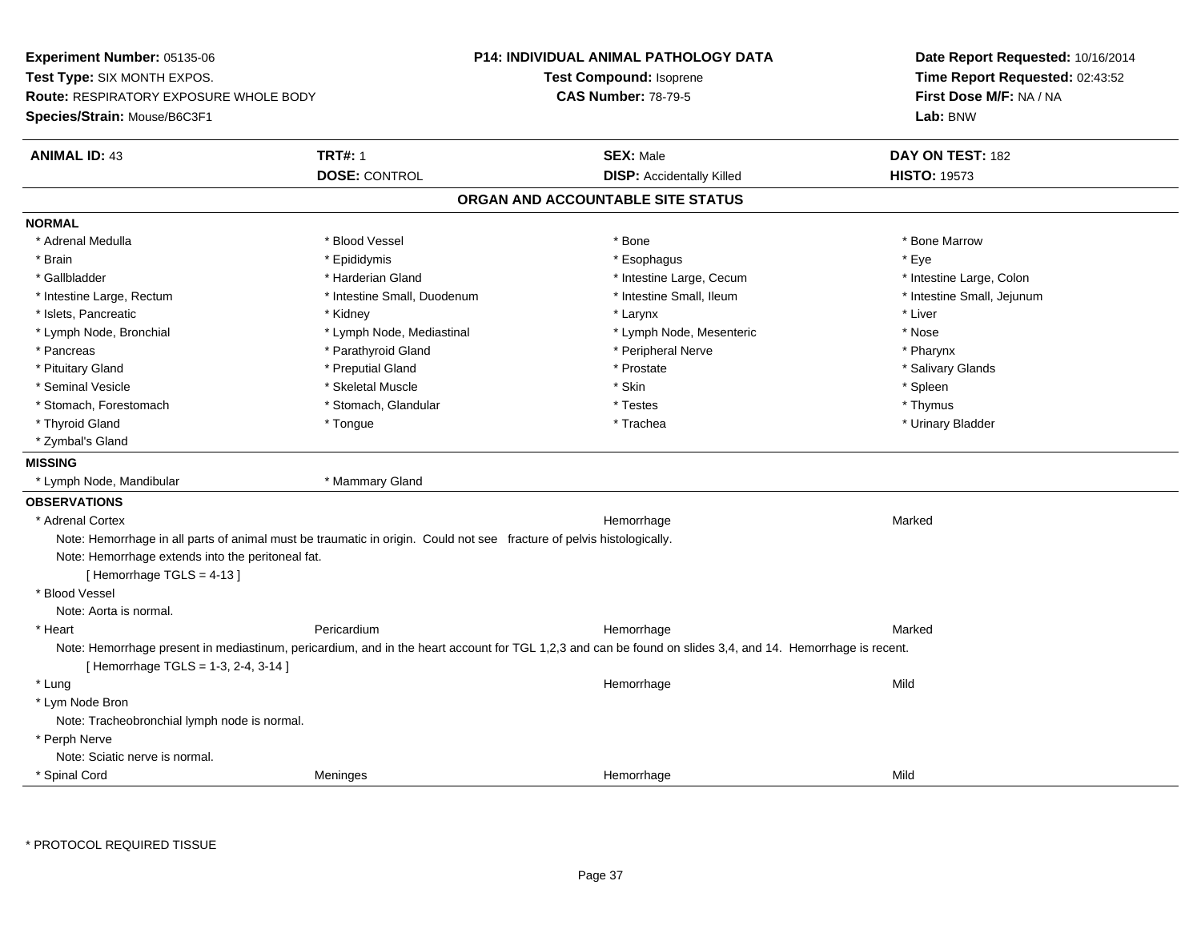**Experiment Number:** 05135-06
**Test Type:** SIX MONTH EXPOS.
**Route:** RESPIRATORY EXPOSURE WHOLE BODY
**Species/Strain:** Mouse/B6C3F1

**P14: INDIVIDUAL ANIMAL PATHOLOGY DATA**
**Test Compound:** Isoprene
**CAS Number:** 78-79-5

**Date Report Requested:** 10/16/2014
**Time Report Requested:** 02:43:52
**First Dose M/F:** NA / NA
**Lab:** BNW

| **ANIMAL ID:** 43 | **TRT#:** 1 | **SEX:** Male | **DAY ON TEST:** 182 |
|---|---|---|---|
| | **DOSE:** CONTROL | **DISP:** Accidentally Killed | **HISTO:** 19573 |

## ORGAN AND ACCOUNTABLE SITE STATUS

**NORMAL**

| | | | |
|---|---|---|---|
| * Adrenal Medulla | * Blood Vessel | * Bone | * Bone Marrow |
| * Brain | * Epididymis | * Esophagus | * Eye |
| * Gallbladder | * Harderian Gland | * Intestine Large, Cecum | * Intestine Large, Colon |
| * Intestine Large, Rectum | * Intestine Small, Duodenum | * Intestine Small, Ileum | * Intestine Small, Jejunum |
| * Islets, Pancreatic | * Kidney | * Larynx | * Liver |
| * Lymph Node, Bronchial | * Lymph Node, Mediastinal | * Lymph Node, Mesenteric | * Nose |
| * Pancreas | * Parathyroid Gland | * Peripheral Nerve | * Pharynx |
| * Pituitary Gland | * Preputial Gland | * Prostate | * Salivary Glands |
| * Seminal Vesicle | * Skeletal Muscle | * Skin | * Spleen |
| * Stomach, Forestomach | * Stomach, Glandular | * Testes | * Thymus |
| * Thyroid Gland | * Tongue | * Trachea | * Urinary Bladder |
| * Zymbal's Gland | | | |

**MISSING**

* Lymph Node, Mandibular
* Mammary Gland

**OBSERVATIONS**

* Adrenal Cortex — Hemorrhage — Marked
  - Note: Hemorrhage in all parts of animal must be traumatic in origin. Could not see fracture of pelvis histologically.
  - Note: Hemorrhage extends into the peritoneal fat.
  - [ Hemorrhage TGLS = 4-13 ]
* Blood Vessel
  - Note: Aorta is normal.
* Heart — Pericardium — Hemorrhage — Marked
  - Note: Hemorrhage present in mediastinum, pericardium, and in the heart account for TGL 1,2,3 and can be found on slides 3,4, and 14. Hemorrhage is recent.
  - [ Hemorrhage TGLS = 1-3, 2-4, 3-14 ]
* Lung — Hemorrhage — Mild
* Lym Node Bron
  - Note: Tracheobronchial lymph node is normal.
* Perph Nerve
  - Note: Sciatic nerve is normal.
* Spinal Cord — Meninges — Hemorrhage — Mild

\* PROTOCOL REQUIRED TISSUE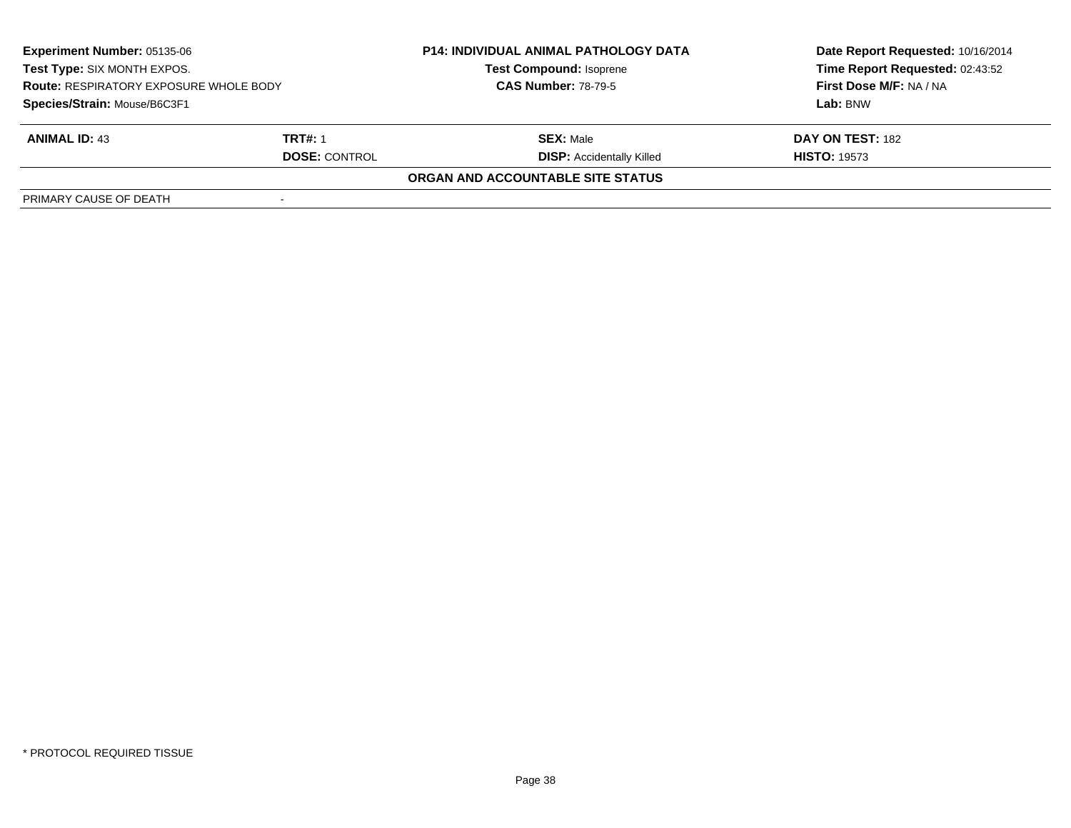**Experiment Number:** 05135-06
**Test Type:** SIX MONTH EXPOS.
**Route:** RESPIRATORY EXPOSURE WHOLE BODY
**Species/Strain:** Mouse/B6C3F1

**P14: INDIVIDUAL ANIMAL PATHOLOGY DATA**
**Test Compound:** Isoprene
**CAS Number:** 78-79-5

**Date Report Requested:** 10/16/2014
**Time Report Requested:** 02:43:52
**First Dose M/F:** NA / NA
**Lab:** BNW

| **ANIMAL ID:** 43 | **TRT#:** 1 | **SEX:** Male | **DAY ON TEST:** 182 |
|---|---|---|---|
| | **DOSE:** CONTROL | **DISP:** Accidentally Killed | **HISTO:** 19573 |

**ORGAN AND ACCOUNTABLE SITE STATUS**

| PRIMARY CAUSE OF DEATH | - |
|---|---|

* PROTOCOL REQUIRED TISSUE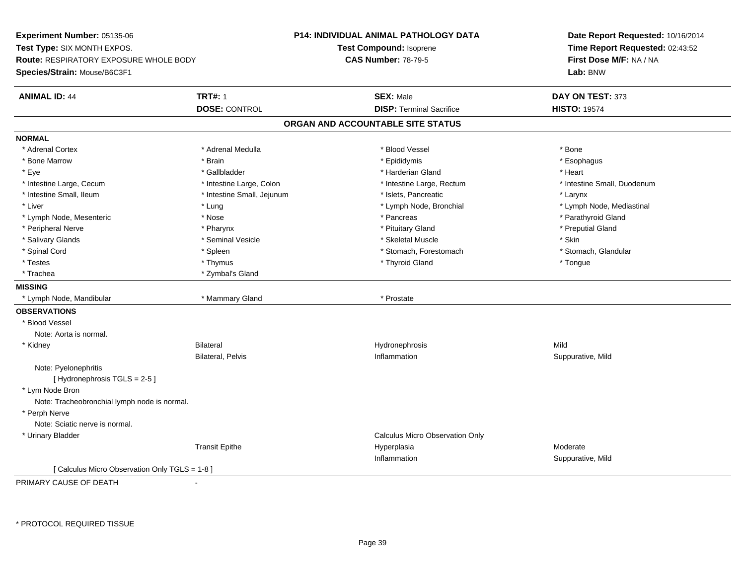**Experiment Number:** 05135-06
**Test Type:** SIX MONTH EXPOS.
**Route:** RESPIRATORY EXPOSURE WHOLE BODY
**Species/Strain:** Mouse/B6C3F1

**P14: INDIVIDUAL ANIMAL PATHOLOGY DATA**
**Test Compound:** Isoprene
**CAS Number:** 78-79-5

**Date Report Requested:** 10/16/2014
**Time Report Requested:** 02:43:52
**First Dose M/F:** NA / NA
**Lab:** BNW

| **ANIMAL ID:** 44 | **TRT#:** 1 | **SEX:** Male | **DAY ON TEST:** 373 |
|---|---|---|---|
| | **DOSE:** CONTROL | **DISP:** Terminal Sacrifice | **HISTO:** 19574 |

## ORGAN AND ACCOUNTABLE SITE STATUS

**NORMAL**

| | | | |
|---|---|---|---|
| * Adrenal Cortex | * Adrenal Medulla | * Blood Vessel | * Bone |
| * Bone Marrow | * Brain | * Epididymis | * Esophagus |
| * Eye | * Gallbladder | * Harderian Gland | * Heart |
| * Intestine Large, Cecum | * Intestine Large, Colon | * Intestine Large, Rectum | * Intestine Small, Duodenum |
| * Intestine Small, Ileum | * Intestine Small, Jejunum | * Islets, Pancreatic | * Larynx |
| * Liver | * Lung | * Lymph Node, Bronchial | * Lymph Node, Mediastinal |
| * Lymph Node, Mesenteric | * Nose | * Pancreas | * Parathyroid Gland |
| * Peripheral Nerve | * Pharynx | * Pituitary Gland | * Preputial Gland |
| * Salivary Glands | * Seminal Vesicle | * Skeletal Muscle | * Skin |
| * Spinal Cord | * Spleen | * Stomach, Forestomach | * Stomach, Glandular |
| * Testes | * Thymus | * Thyroid Gland | * Tongue |
| * Trachea | * Zymbal's Gland | | |

**MISSING**

| | | | |
|---|---|---|---|
| * Lymph Node, Mandibular | * Mammary Gland | * Prostate | |

**OBSERVATIONS**

| | | | |
|---|---|---|---|
| * Blood Vessel | | | |
| Note: Aorta is normal. | | | |
| * Kidney | Bilateral | Hydronephrosis | Mild |
| | Bilateral, Pelvis | Inflammation | Suppurative, Mild |
| Note: Pyelonephritis | | | |
| [ Hydronephrosis TGLS = 2-5 ] | | | |
| * Lym Node Bron | | | |
| Note: Tracheobronchial lymph node is normal. | | | |
| * Perph Nerve | | | |
| Note: Sciatic nerve is normal. | | | |
| * Urinary Bladder | | Calculus Micro Observation Only | |
| | Transit Epithe | Hyperplasia | Moderate |
| | | Inflammation | Suppurative, Mild |
| [ Calculus Micro Observation Only TGLS = 1-8 ] | | | |

PRIMARY CAUSE OF DEATH -

\* PROTOCOL REQUIRED TISSUE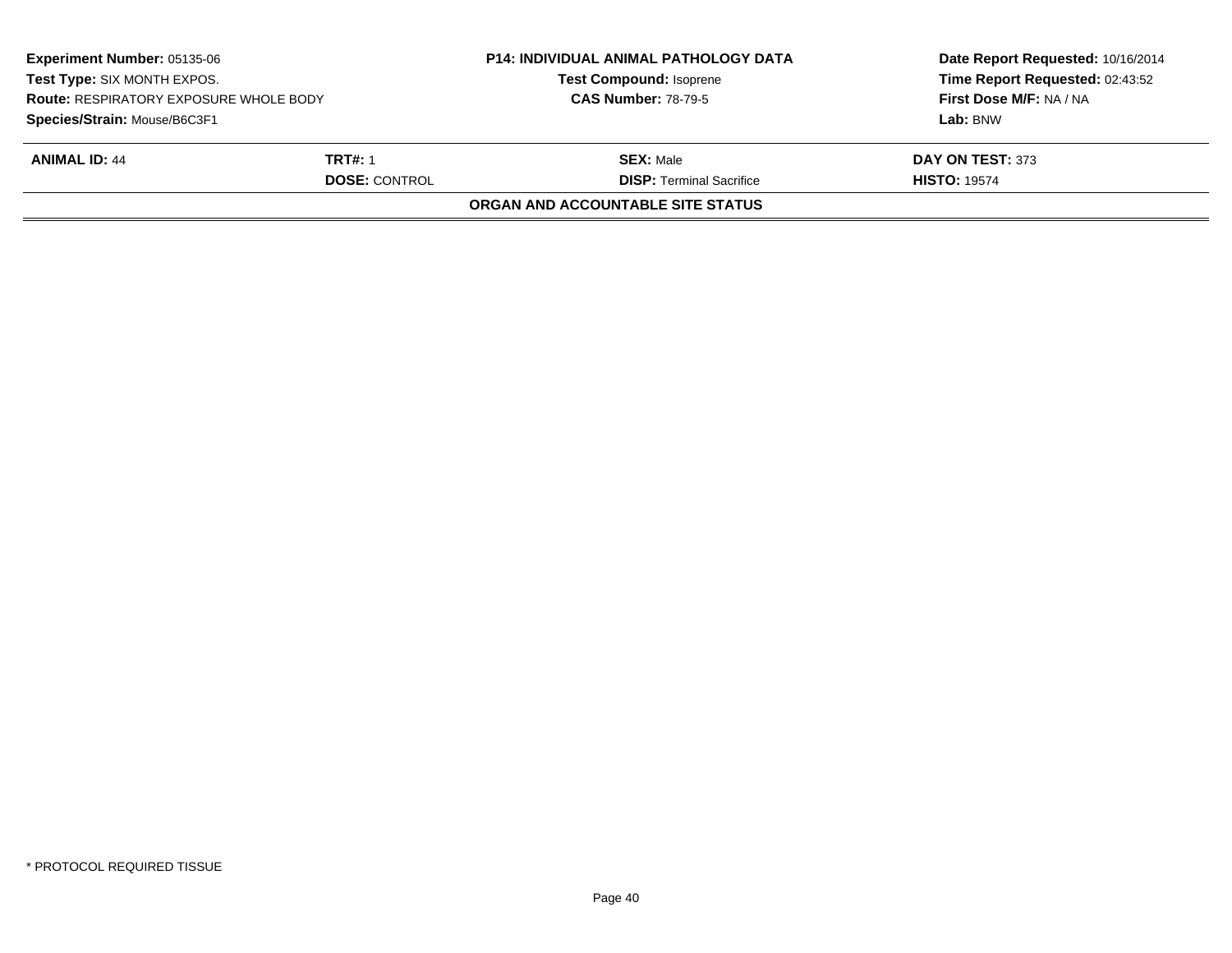**Experiment Number:** 05135-06
**Test Type:** SIX MONTH EXPOS.
**Route:** RESPIRATORY EXPOSURE WHOLE BODY
**Species/Strain:** Mouse/B6C3F1

**P14: INDIVIDUAL ANIMAL PATHOLOGY DATA**
**Test Compound:** Isoprene
**CAS Number:** 78-79-5

**Date Report Requested:** 10/16/2014
**Time Report Requested:** 02:43:52
**First Dose M/F:** NA / NA
**Lab:** BNW

| **ANIMAL ID:** 44 | **TRT#:** 1 | **SEX:** Male | **DAY ON TEST:** 373 |
|---|---|---|---|
| | **DOSE:** CONTROL | **DISP:** Terminal Sacrifice | **HISTO:** 19574 |

**ORGAN AND ACCOUNTABLE SITE STATUS**

* PROTOCOL REQUIRED TISSUE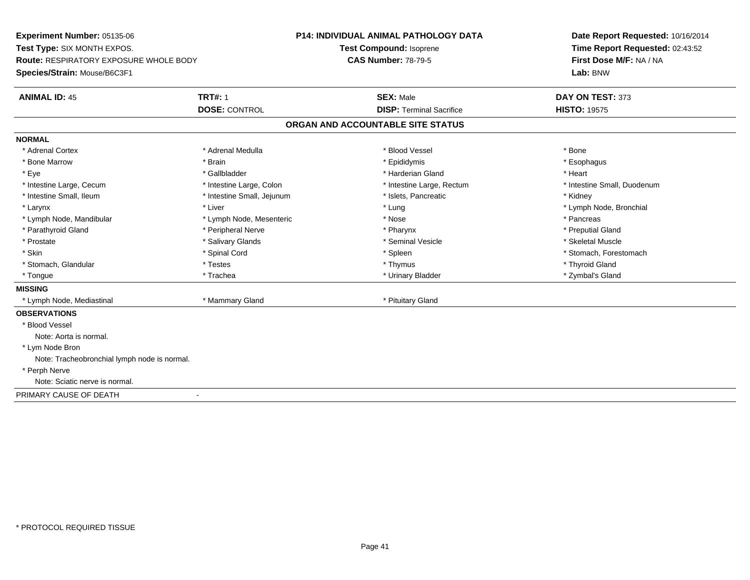**Experiment Number:** 05135-06
**Test Type:** SIX MONTH EXPOS.
**Route:** RESPIRATORY EXPOSURE WHOLE BODY
**Species/Strain:** Mouse/B6C3F1

**P14: INDIVIDUAL ANIMAL PATHOLOGY DATA**
**Test Compound:** Isoprene
**CAS Number:** 78-79-5

**Date Report Requested:** 10/16/2014
**Time Report Requested:** 02:43:52
**First Dose M/F:** NA / NA
**Lab:** BNW

| **ANIMAL ID:** 45 | **TRT#:** 1 | **SEX:** Male | **DAY ON TEST:** 373 |
|---|---|---|---|
| | **DOSE:** CONTROL | **DISP:** Terminal Sacrifice | **HISTO:** 19575 |

## ORGAN AND ACCOUNTABLE SITE STATUS

**NORMAL**

| | | | |
|---|---|---|---|
| * Adrenal Cortex | * Adrenal Medulla | * Blood Vessel | * Bone |
| * Bone Marrow | * Brain | * Epididymis | * Esophagus |
| * Eye | * Gallbladder | * Harderian Gland | * Heart |
| * Intestine Large, Cecum | * Intestine Large, Colon | * Intestine Large, Rectum | * Intestine Small, Duodenum |
| * Intestine Small, Ileum | * Intestine Small, Jejunum | * Islets, Pancreatic | * Kidney |
| * Larynx | * Liver | * Lung | * Lymph Node, Bronchial |
| * Lymph Node, Mandibular | * Lymph Node, Mesenteric | * Nose | * Pancreas |
| * Parathyroid Gland | * Peripheral Nerve | * Pharynx | * Preputial Gland |
| * Prostate | * Salivary Glands | * Seminal Vesicle | * Skeletal Muscle |
| * Skin | * Spinal Cord | * Spleen | * Stomach, Forestomach |
| * Stomach, Glandular | * Testes | * Thymus | * Thyroid Gland |
| * Tongue | * Trachea | * Urinary Bladder | * Zymbal's Gland |

**MISSING**

| | | |
|---|---|---|
| * Lymph Node, Mediastinal | * Mammary Gland | * Pituitary Gland |

**OBSERVATIONS**

* Blood Vessel
  Note: Aorta is normal.
* Lym Node Bron
  Note: Tracheobronchial lymph node is normal.
* Perph Nerve
  Note: Sciatic nerve is normal.

PRIMARY CAUSE OF DEATH -

* PROTOCOL REQUIRED TISSUE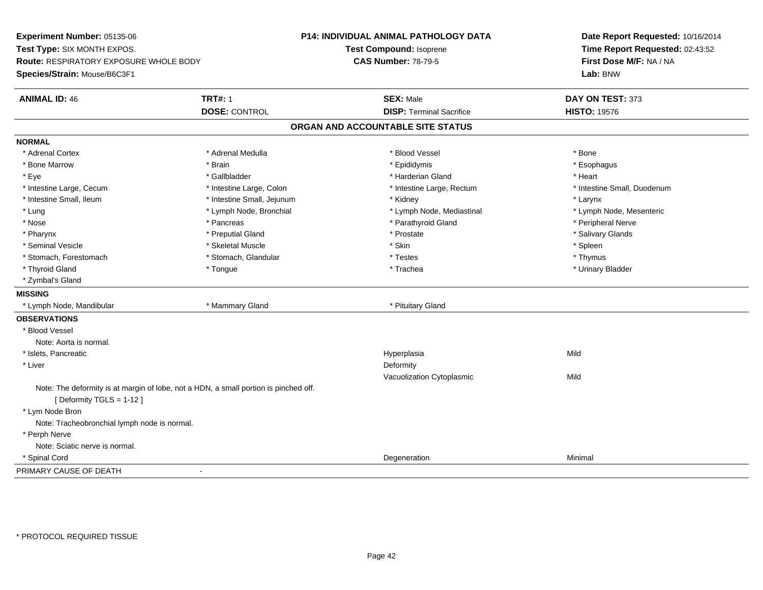**Experiment Number:** 05135-06
**Test Type:** SIX MONTH EXPOS.
**Route:** RESPIRATORY EXPOSURE WHOLE BODY
**Species/Strain:** Mouse/B6C3F1

**P14: INDIVIDUAL ANIMAL PATHOLOGY DATA**
**Test Compound:** Isoprene
**CAS Number:** 78-79-5

**Date Report Requested:** 10/16/2014
**Time Report Requested:** 02:43:52
**First Dose M/F:** NA / NA
**Lab:** BNW

| **ANIMAL ID:** 46 | **TRT#:** 1 | **SEX:** Male | **DAY ON TEST:** 373 |
|---|---|---|---|
| | **DOSE:** CONTROL | **DISP:** Terminal Sacrifice | **HISTO:** 19576 |

## ORGAN AND ACCOUNTABLE SITE STATUS

**NORMAL**

| | | | |
|---|---|---|---|
| * Adrenal Cortex | * Adrenal Medulla | * Blood Vessel | * Bone |
| * Bone Marrow | * Brain | * Epididymis | * Esophagus |
| * Eye | * Gallbladder | * Harderian Gland | * Heart |
| * Intestine Large, Cecum | * Intestine Large, Colon | * Intestine Large, Rectum | * Intestine Small, Duodenum |
| * Intestine Small, Ileum | * Intestine Small, Jejunum | * Kidney | * Larynx |
| * Lung | * Lymph Node, Bronchial | * Lymph Node, Mediastinal | * Lymph Node, Mesenteric |
| * Nose | * Pancreas | * Parathyroid Gland | * Peripheral Nerve |
| * Pharynx | * Preputial Gland | * Prostate | * Salivary Glands |
| * Seminal Vesicle | * Skeletal Muscle | * Skin | * Spleen |
| * Stomach, Forestomach | * Stomach, Glandular | * Testes | * Thymus |
| * Thyroid Gland | * Tongue | * Trachea | * Urinary Bladder |
| * Zymbal's Gland | | | |

**MISSING**

| | | |
|---|---|---|
| * Lymph Node, Mandibular | * Mammary Gland | * Pituitary Gland |

**OBSERVATIONS**

* Blood Vessel
  Note: Aorta is normal.
* Islets, Pancreatic — Hyperplasia — Mild
* Liver — Deformity
  Vacuolization Cytoplasmic — Mild
  Note: The deformity is at margin of lobe, not a HDN, a small portion is pinched off.
  [ Deformity TGLS = 1-12 ]
* Lym Node Bron
  Note: Tracheobronchial lymph node is normal.
* Perph Nerve
  Note: Sciatic nerve is normal.
* Spinal Cord — Degeneration — Minimal

PRIMARY CAUSE OF DEATH -

\* PROTOCOL REQUIRED TISSUE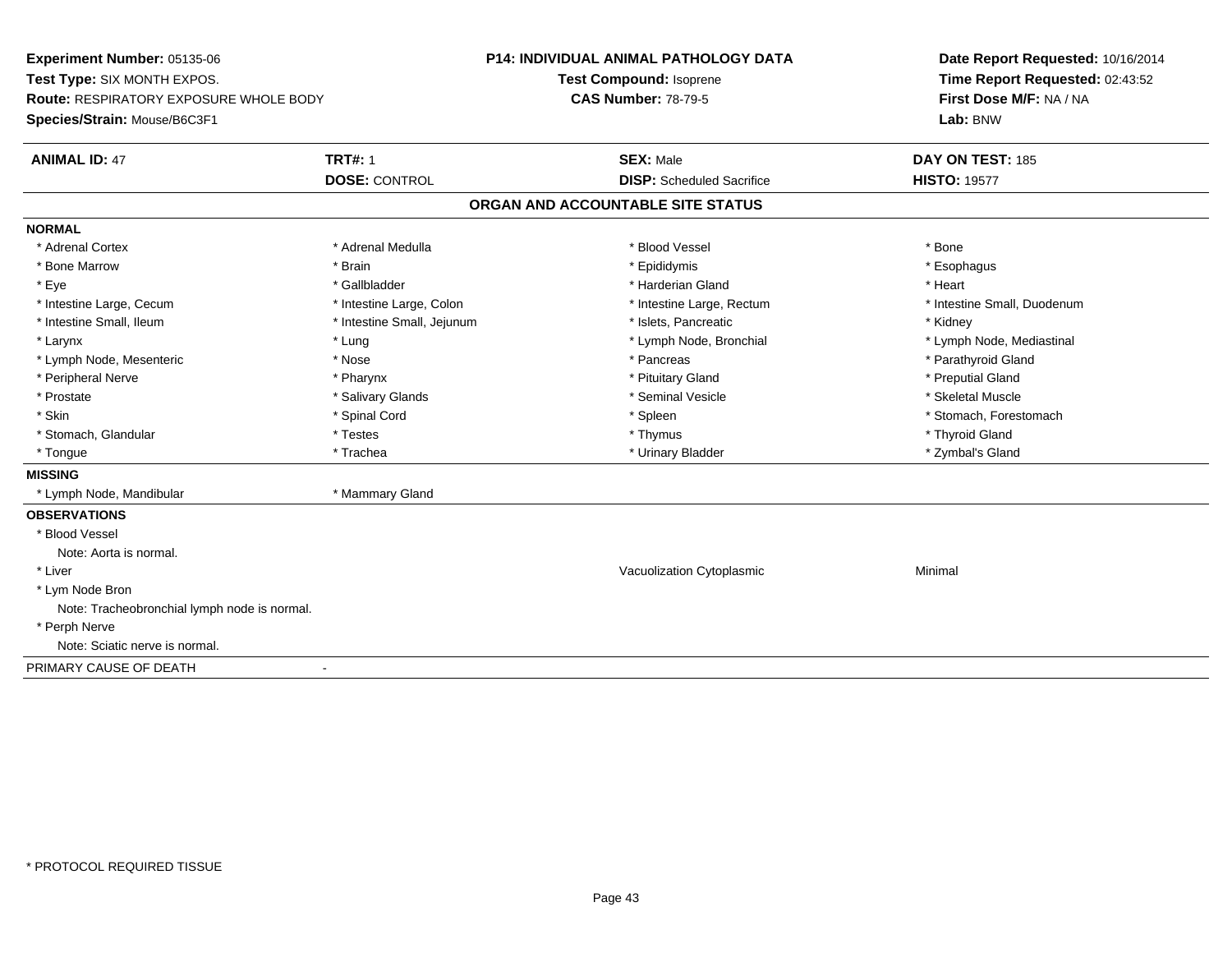**Experiment Number:** 05135-06
**Test Type:** SIX MONTH EXPOS.
**Route:** RESPIRATORY EXPOSURE WHOLE BODY
**Species/Strain:** Mouse/B6C3F1

**P14: INDIVIDUAL ANIMAL PATHOLOGY DATA**
**Test Compound:** Isoprene
**CAS Number:** 78-79-5

**Date Report Requested:** 10/16/2014
**Time Report Requested:** 02:43:52
**First Dose M/F:** NA / NA
**Lab:** BNW

| **ANIMAL ID:** 47 | **TRT#:** 1 | **SEX:** Male | **DAY ON TEST:** 185 |
|---|---|---|---|
| | **DOSE:** CONTROL | **DISP:** Scheduled Sacrifice | **HISTO:** 19577 |

## ORGAN AND ACCOUNTABLE SITE STATUS

**NORMAL**

| | | | |
|---|---|---|---|
| * Adrenal Cortex | * Adrenal Medulla | * Blood Vessel | * Bone |
| * Bone Marrow | * Brain | * Epididymis | * Esophagus |
| * Eye | * Gallbladder | * Harderian Gland | * Heart |
| * Intestine Large, Cecum | * Intestine Large, Colon | * Intestine Large, Rectum | * Intestine Small, Duodenum |
| * Intestine Small, Ileum | * Intestine Small, Jejunum | * Islets, Pancreatic | * Kidney |
| * Larynx | * Lung | * Lymph Node, Bronchial | * Lymph Node, Mediastinal |
| * Lymph Node, Mesenteric | * Nose | * Pancreas | * Parathyroid Gland |
| * Peripheral Nerve | * Pharynx | * Pituitary Gland | * Preputial Gland |
| * Prostate | * Salivary Glands | * Seminal Vesicle | * Skeletal Muscle |
| * Skin | * Spinal Cord | * Spleen | * Stomach, Forestomach |
| * Stomach, Glandular | * Testes | * Thymus | * Thyroid Gland |
| * Tongue | * Trachea | * Urinary Bladder | * Zymbal's Gland |

**MISSING**

* Lymph Node, Mandibular
* Mammary Gland

**OBSERVATIONS**

* Blood Vessel
  Note: Aorta is normal.
* Liver — Vacuolization Cytoplasmic — Minimal
* Lym Node Bron
  Note: Tracheobronchial lymph node is normal.
* Perph Nerve
  Note: Sciatic nerve is normal.

PRIMARY CAUSE OF DEATH -

* PROTOCOL REQUIRED TISSUE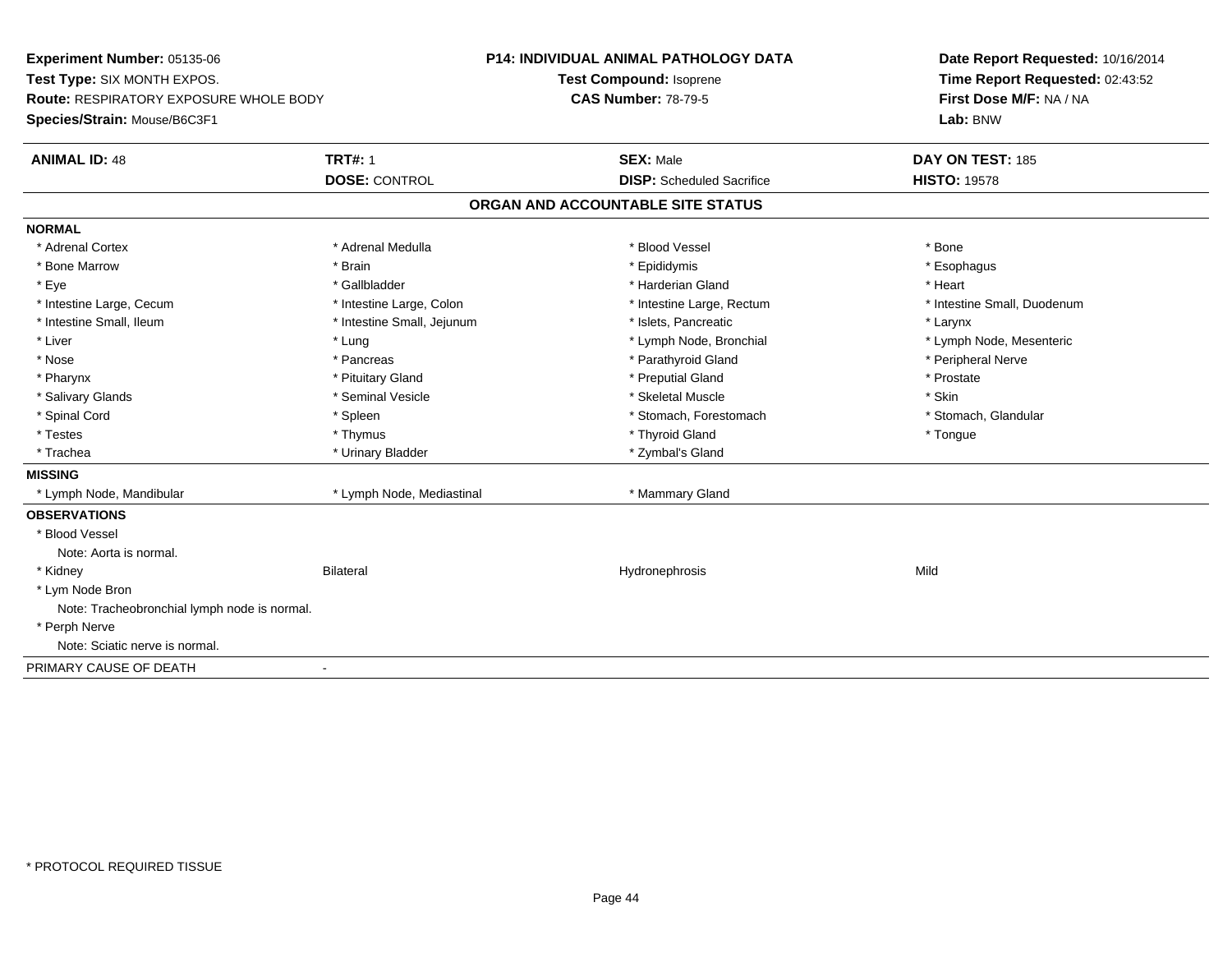**Experiment Number:** 05135-06
**Test Type:** SIX MONTH EXPOS.
**Route:** RESPIRATORY EXPOSURE WHOLE BODY
**Species/Strain:** Mouse/B6C3F1

**P14: INDIVIDUAL ANIMAL PATHOLOGY DATA**
**Test Compound:** Isoprene
**CAS Number:** 78-79-5

**Date Report Requested:** 10/16/2014
**Time Report Requested:** 02:43:52
**First Dose M/F:** NA / NA
**Lab:** BNW

| **ANIMAL ID:** 48 | **TRT#:** 1 | **SEX:** Male | **DAY ON TEST:** 185 |
|---|---|---|---|
| | **DOSE:** CONTROL | **DISP:** Scheduled Sacrifice | **HISTO:** 19578 |

## ORGAN AND ACCOUNTABLE SITE STATUS

**NORMAL**

| | | | |
|---|---|---|---|
| * Adrenal Cortex | * Adrenal Medulla | * Blood Vessel | * Bone |
| * Bone Marrow | * Brain | * Epididymis | * Esophagus |
| * Eye | * Gallbladder | * Harderian Gland | * Heart |
| * Intestine Large, Cecum | * Intestine Large, Colon | * Intestine Large, Rectum | * Intestine Small, Duodenum |
| * Intestine Small, Ileum | * Intestine Small, Jejunum | * Islets, Pancreatic | * Larynx |
| * Liver | * Lung | * Lymph Node, Bronchial | * Lymph Node, Mesenteric |
| * Nose | * Pancreas | * Parathyroid Gland | * Peripheral Nerve |
| * Pharynx | * Pituitary Gland | * Preputial Gland | * Prostate |
| * Salivary Glands | * Seminal Vesicle | * Skeletal Muscle | * Skin |
| * Spinal Cord | * Spleen | * Stomach, Forestomach | * Stomach, Glandular |
| * Testes | * Thymus | * Thyroid Gland | * Tongue |
| * Trachea | * Urinary Bladder | * Zymbal's Gland | |

**MISSING**

| | | | |
|---|---|---|---|
| * Lymph Node, Mandibular | * Lymph Node, Mediastinal | * Mammary Gland | |

**OBSERVATIONS**

* Blood Vessel
  Note: Aorta is normal.
* Kidney — Bilateral — Hydronephrosis — Mild
* Lym Node Bron
  Note: Tracheobronchial lymph node is normal.
* Perph Nerve
  Note: Sciatic nerve is normal.

PRIMARY CAUSE OF DEATH -

* PROTOCOL REQUIRED TISSUE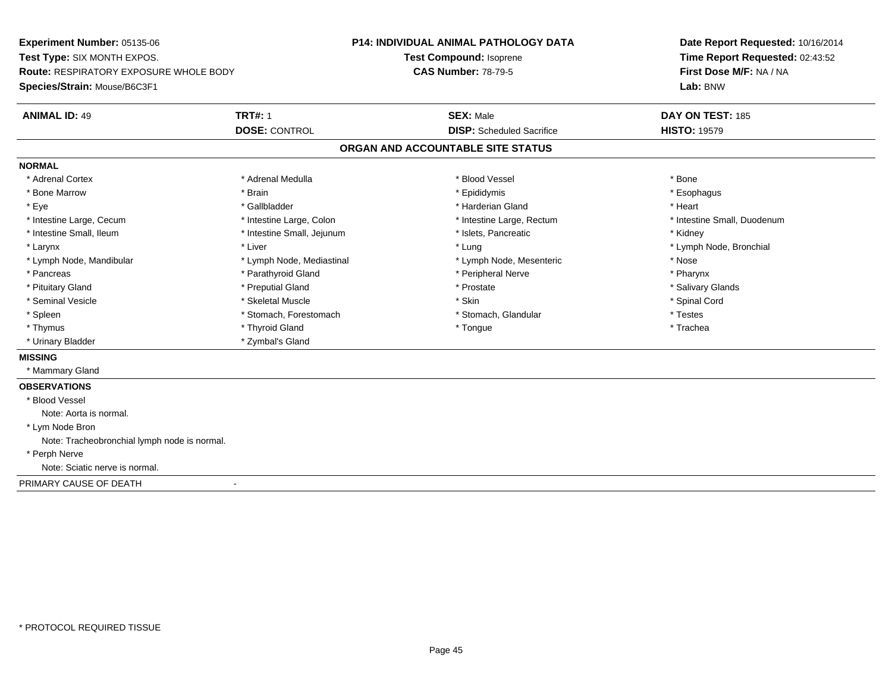**Experiment Number:** 05135-06
**Test Type:** SIX MONTH EXPOS.
**Route:** RESPIRATORY EXPOSURE WHOLE BODY
**Species/Strain:** Mouse/B6C3F1

**P14: INDIVIDUAL ANIMAL PATHOLOGY DATA**
**Test Compound:** Isoprene
**CAS Number:** 78-79-5

**Date Report Requested:** 10/16/2014
**Time Report Requested:** 02:43:52
**First Dose M/F:** NA / NA
**Lab:** BNW

| **ANIMAL ID:** 49 | **TRT#:** 1 | **SEX:** Male | **DAY ON TEST:** 185 |
|---|---|---|---|
| | **DOSE:** CONTROL | **DISP:** Scheduled Sacrifice | **HISTO:** 19579 |

## ORGAN AND ACCOUNTABLE SITE STATUS

**NORMAL**

| | | | |
|---|---|---|---|
| * Adrenal Cortex | * Adrenal Medulla | * Blood Vessel | * Bone |
| * Bone Marrow | * Brain | * Epididymis | * Esophagus |
| * Eye | * Gallbladder | * Harderian Gland | * Heart |
| * Intestine Large, Cecum | * Intestine Large, Colon | * Intestine Large, Rectum | * Intestine Small, Duodenum |
| * Intestine Small, Ileum | * Intestine Small, Jejunum | * Islets, Pancreatic | * Kidney |
| * Larynx | * Liver | * Lung | * Lymph Node, Bronchial |
| * Lymph Node, Mandibular | * Lymph Node, Mediastinal | * Lymph Node, Mesenteric | * Nose |
| * Pancreas | * Parathyroid Gland | * Peripheral Nerve | * Pharynx |
| * Pituitary Gland | * Preputial Gland | * Prostate | * Salivary Glands |
| * Seminal Vesicle | * Skeletal Muscle | * Skin | * Spinal Cord |
| * Spleen | * Stomach, Forestomach | * Stomach, Glandular | * Testes |
| * Thymus | * Thyroid Gland | * Tongue | * Trachea |
| * Urinary Bladder | * Zymbal's Gland | | |

**MISSING**

* Mammary Gland

**OBSERVATIONS**

* Blood Vessel
  Note: Aorta is normal.
* Lym Node Bron
  Note: Tracheobronchial lymph node is normal.
* Perph Nerve
  Note: Sciatic nerve is normal.

PRIMARY CAUSE OF DEATH -

* PROTOCOL REQUIRED TISSUE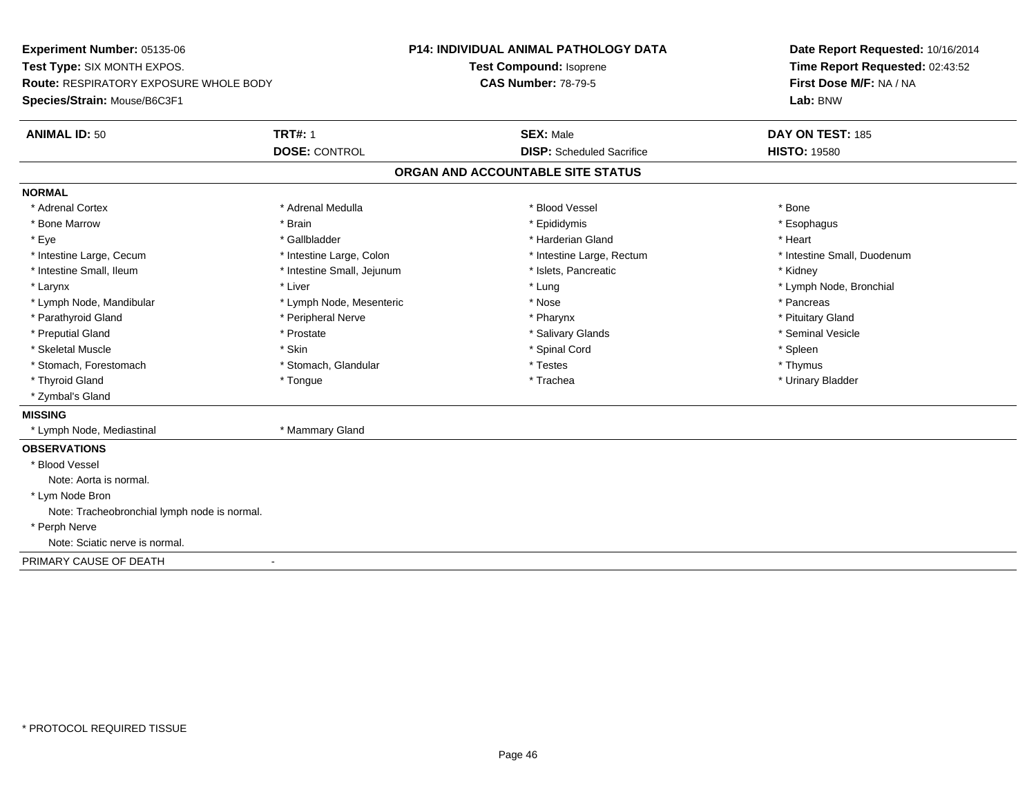**Experiment Number:** 05135-06
**Test Type:** SIX MONTH EXPOS.
**Route:** RESPIRATORY EXPOSURE WHOLE BODY
**Species/Strain:** Mouse/B6C3F1

**P14: INDIVIDUAL ANIMAL PATHOLOGY DATA**
**Test Compound:** Isoprene
**CAS Number:** 78-79-5

**Date Report Requested:** 10/16/2014
**Time Report Requested:** 02:43:52
**First Dose M/F:** NA / NA
**Lab:** BNW

| **ANIMAL ID:** 50 | **TRT#:** 1 | **SEX:** Male | **DAY ON TEST:** 185 |
|---|---|---|---|
| | **DOSE:** CONTROL | **DISP:** Scheduled Sacrifice | **HISTO:** 19580 |

## ORGAN AND ACCOUNTABLE SITE STATUS

**NORMAL**

| | | | |
|---|---|---|---|
| * Adrenal Cortex | * Adrenal Medulla | * Blood Vessel | * Bone |
| * Bone Marrow | * Brain | * Epididymis | * Esophagus |
| * Eye | * Gallbladder | * Harderian Gland | * Heart |
| * Intestine Large, Cecum | * Intestine Large, Colon | * Intestine Large, Rectum | * Intestine Small, Duodenum |
| * Intestine Small, Ileum | * Intestine Small, Jejunum | * Islets, Pancreatic | * Kidney |
| * Larynx | * Liver | * Lung | * Lymph Node, Bronchial |
| * Lymph Node, Mandibular | * Lymph Node, Mesenteric | * Nose | * Pancreas |
| * Parathyroid Gland | * Peripheral Nerve | * Pharynx | * Pituitary Gland |
| * Preputial Gland | * Prostate | * Salivary Glands | * Seminal Vesicle |
| * Skeletal Muscle | * Skin | * Spinal Cord | * Spleen |
| * Stomach, Forestomach | * Stomach, Glandular | * Testes | * Thymus |
| * Thyroid Gland | * Tongue | * Trachea | * Urinary Bladder |
| * Zymbal's Gland | | | |

**MISSING**

| | |
|---|---|
| * Lymph Node, Mediastinal | * Mammary Gland |

**OBSERVATIONS**

* Blood Vessel
  Note: Aorta is normal.
* Lym Node Bron
  Note: Tracheobronchial lymph node is normal.
* Perph Nerve
  Note: Sciatic nerve is normal.

PRIMARY CAUSE OF DEATH -

* PROTOCOL REQUIRED TISSUE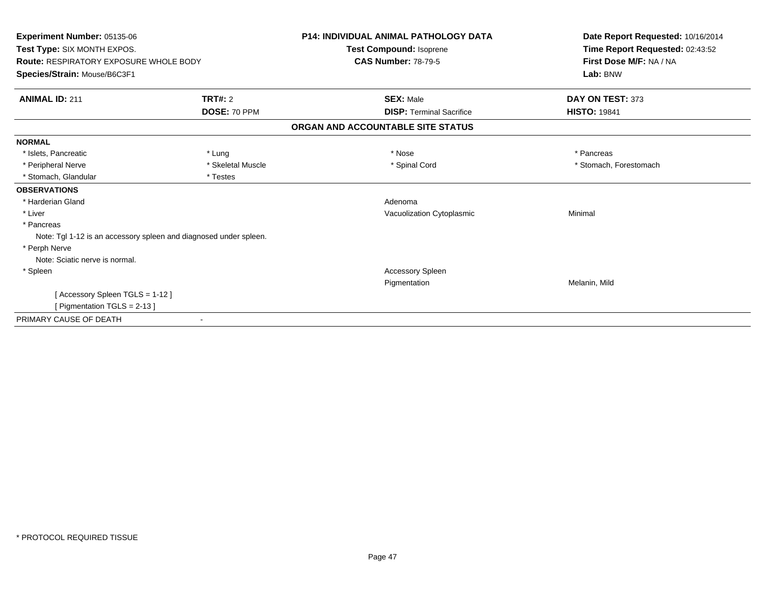**Experiment Number:** 05135-06
**Test Type:** SIX MONTH EXPOS.
**Route:** RESPIRATORY EXPOSURE WHOLE BODY
**Species/Strain:** Mouse/B6C3F1

**P14: INDIVIDUAL ANIMAL PATHOLOGY DATA**
**Test Compound:** Isoprene
**CAS Number:** 78-79-5

**Date Report Requested:** 10/16/2014
**Time Report Requested:** 02:43:52
**First Dose M/F:** NA / NA
**Lab:** BNW

| **ANIMAL ID:** 211 | **TRT#:** 2 | **SEX:** Male | **DAY ON TEST:** 373 |
|---|---|---|---|
| | **DOSE:** 70 PPM | **DISP:** Terminal Sacrifice | **HISTO:** 19841 |

## ORGAN AND ACCOUNTABLE SITE STATUS

**NORMAL**

| | | | |
|---|---|---|---|
| * Islets, Pancreatic | * Lung | * Nose | * Pancreas |
| * Peripheral Nerve | * Skeletal Muscle | * Spinal Cord | * Stomach, Forestomach |
| * Stomach, Glandular | * Testes | | |

**OBSERVATIONS**

| | | |
|---|---|---|
| * Harderian Gland | Adenoma | |
| * Liver | Vacuolization Cytoplasmic | Minimal |
| * Pancreas | | |
| Note: Tgl 1-12 is an accessory spleen and diagnosed under spleen. | | |
| * Perph Nerve | | |
| Note: Sciatic nerve is normal. | | |
| * Spleen | Accessory Spleen | |
| | Pigmentation | Melanin, Mild |
| [ Accessory Spleen TGLS = 1-12 ] | | |
| [ Pigmentation TGLS = 2-13 ] | | |

PRIMARY CAUSE OF DEATH -

* PROTOCOL REQUIRED TISSUE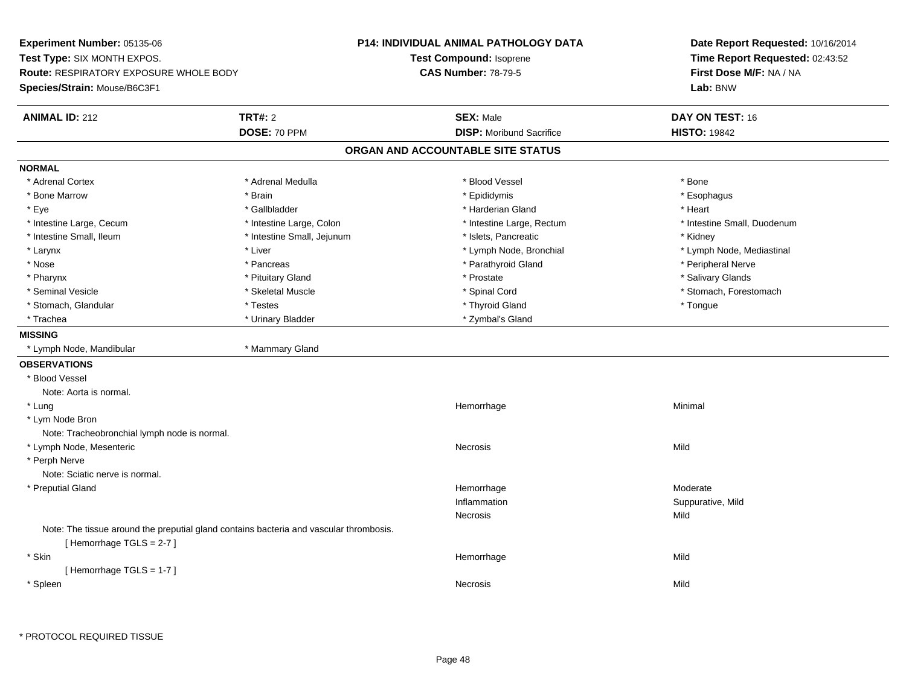**Experiment Number:** 05135-06
**Test Type:** SIX MONTH EXPOS.
**Route:** RESPIRATORY EXPOSURE WHOLE BODY
**Species/Strain:** Mouse/B6C3F1

**P14: INDIVIDUAL ANIMAL PATHOLOGY DATA**
**Test Compound:** Isoprene
**CAS Number:** 78-79-5

**Date Report Requested:** 10/16/2014
**Time Report Requested:** 02:43:52
**First Dose M/F:** NA / NA
**Lab:** BNW

| **ANIMAL ID:** 212 | **TRT#:** 2 | **SEX:** Male | **DAY ON TEST:** 16 |
|---|---|---|---|
| | **DOSE:** 70 PPM | **DISP:** Moribund Sacrifice | **HISTO:** 19842 |

## ORGAN AND ACCOUNTABLE SITE STATUS

**NORMAL**

| | | | |
|---|---|---|---|
| * Adrenal Cortex | * Adrenal Medulla | * Blood Vessel | * Bone |
| * Bone Marrow | * Brain | * Epididymis | * Esophagus |
| * Eye | * Gallbladder | * Harderian Gland | * Heart |
| * Intestine Large, Cecum | * Intestine Large, Colon | * Intestine Large, Rectum | * Intestine Small, Duodenum |
| * Intestine Small, Ileum | * Intestine Small, Jejunum | * Islets, Pancreatic | * Kidney |
| * Larynx | * Liver | * Lymph Node, Bronchial | * Lymph Node, Mediastinal |
| * Nose | * Pancreas | * Parathyroid Gland | * Peripheral Nerve |
| * Pharynx | * Pituitary Gland | * Prostate | * Salivary Glands |
| * Seminal Vesicle | * Skeletal Muscle | * Spinal Cord | * Stomach, Forestomach |
| * Stomach, Glandular | * Testes | * Thyroid Gland | * Tongue |
| * Trachea | * Urinary Bladder | * Zymbal's Gland | |

**MISSING**

| | |
|---|---|
| * Lymph Node, Mandibular | * Mammary Gland |

**OBSERVATIONS**

* Blood Vessel
  Note: Aorta is normal.

| | | |
|---|---|---|
| * Lung | Hemorrhage | Minimal |

* Lym Node Bron
  Note: Tracheobronchial lymph node is normal.

| | | |
|---|---|---|
| * Lymph Node, Mesenteric | Necrosis | Mild |

* Perph Nerve
  Note: Sciatic nerve is normal.

| | | |
|---|---|---|
| * Preputial Gland | Hemorrhage | Moderate |
| | Inflammation | Suppurative, Mild |
| | Necrosis | Mild |

Note: The tissue around the preputial gland contains bacteria and vascular thrombosis.
[ Hemorrhage TGLS = 2-7 ]

| | | |
|---|---|---|
| * Skin | Hemorrhage | Mild |

[ Hemorrhage TGLS = 1-7 ]

| | | |
|---|---|---|
| * Spleen | Necrosis | Mild |

* PROTOCOL REQUIRED TISSUE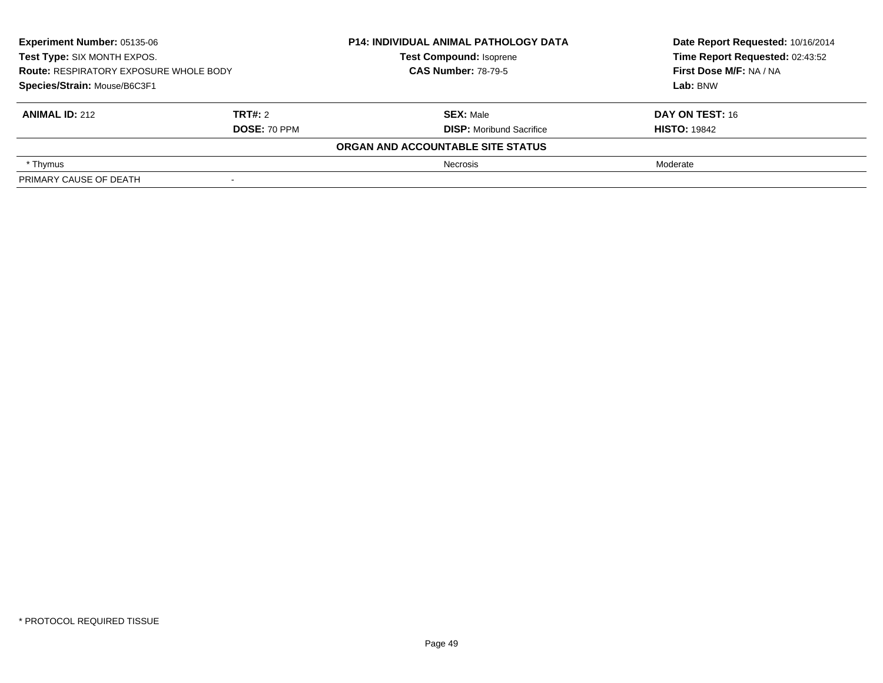**Experiment Number:** 05135-06
**Test Type:** SIX MONTH EXPOS.
**Route:** RESPIRATORY EXPOSURE WHOLE BODY
**Species/Strain:** Mouse/B6C3F1

**P14: INDIVIDUAL ANIMAL PATHOLOGY DATA**
**Test Compound:** Isoprene
**CAS Number:** 78-79-5

**Date Report Requested:** 10/16/2014
**Time Report Requested:** 02:43:52
**First Dose M/F:** NA / NA
**Lab:** BNW

| **ANIMAL ID:** 212 | **TRT#:** 2 | **SEX:** Male | **DAY ON TEST:** 16 |
|---|---|---|---|
| | **DOSE:** 70 PPM | **DISP:** Moribund Sacrifice | **HISTO:** 19842 |

**ORGAN AND ACCOUNTABLE SITE STATUS**

| | | | |
|---|---|---|---|
| * Thymus | | Necrosis | Moderate |
| PRIMARY CAUSE OF DEATH | - | | |

* PROTOCOL REQUIRED TISSUE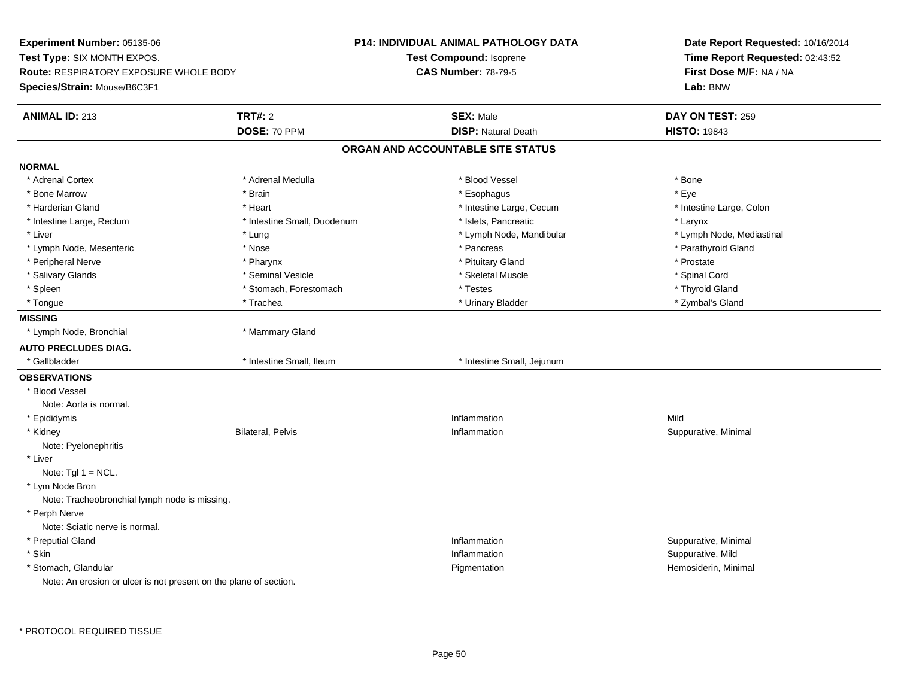**Experiment Number:** 05135-06
**Test Type:** SIX MONTH EXPOS.
**Route:** RESPIRATORY EXPOSURE WHOLE BODY
**Species/Strain:** Mouse/B6C3F1

**P14: INDIVIDUAL ANIMAL PATHOLOGY DATA**
**Test Compound:** Isoprene
**CAS Number:** 78-79-5

**Date Report Requested:** 10/16/2014
**Time Report Requested:** 02:43:52
**First Dose M/F:** NA / NA
**Lab:** BNW

| **ANIMAL ID:** 213 | **TRT#:** 2 | **SEX:** Male | **DAY ON TEST:** 259 |
|---|---|---|---|
| | **DOSE:** 70 PPM | **DISP:** Natural Death | **HISTO:** 19843 |

## ORGAN AND ACCOUNTABLE SITE STATUS

**NORMAL**

| | | | |
|---|---|---|---|
| * Adrenal Cortex | * Adrenal Medulla | * Blood Vessel | * Bone |
| * Bone Marrow | * Brain | * Esophagus | * Eye |
| * Harderian Gland | * Heart | * Intestine Large, Cecum | * Intestine Large, Colon |
| * Intestine Large, Rectum | * Intestine Small, Duodenum | * Islets, Pancreatic | * Larynx |
| * Liver | * Lung | * Lymph Node, Mandibular | * Lymph Node, Mediastinal |
| * Lymph Node, Mesenteric | * Nose | * Pancreas | * Parathyroid Gland |
| * Peripheral Nerve | * Pharynx | * Pituitary Gland | * Prostate |
| * Salivary Glands | * Seminal Vesicle | * Skeletal Muscle | * Spinal Cord |
| * Spleen | * Stomach, Forestomach | * Testes | * Thyroid Gland |
| * Tongue | * Trachea | * Urinary Bladder | * Zymbal's Gland |

**MISSING**

| | |
|---|---|
| * Lymph Node, Bronchial | * Mammary Gland |

**AUTO PRECLUDES DIAG.**

| | | |
|---|---|---|
| * Gallbladder | * Intestine Small, Ileum | * Intestine Small, Jejunum |

**OBSERVATIONS**

| | | | |
|---|---|---|---|
| * Blood Vessel | | | |
| Note: Aorta is normal. | | | |
| * Epididymis | | Inflammation | Mild |
| * Kidney | Bilateral, Pelvis | Inflammation | Suppurative, Minimal |
| Note: Pyelonephritis | | | |
| * Liver | | | |
| Note: Tgl 1 = NCL. | | | |
| * Lym Node Bron | | | |
| Note: Tracheobronchial lymph node is missing. | | | |
| * Perph Nerve | | | |
| Note: Sciatic nerve is normal. | | | |
| * Preputial Gland | | Inflammation | Suppurative, Minimal |
| * Skin | | Inflammation | Suppurative, Mild |
| * Stomach, Glandular | | Pigmentation | Hemosiderin, Minimal |
| Note: An erosion or ulcer is not present on the plane of section. | | | |

* PROTOCOL REQUIRED TISSUE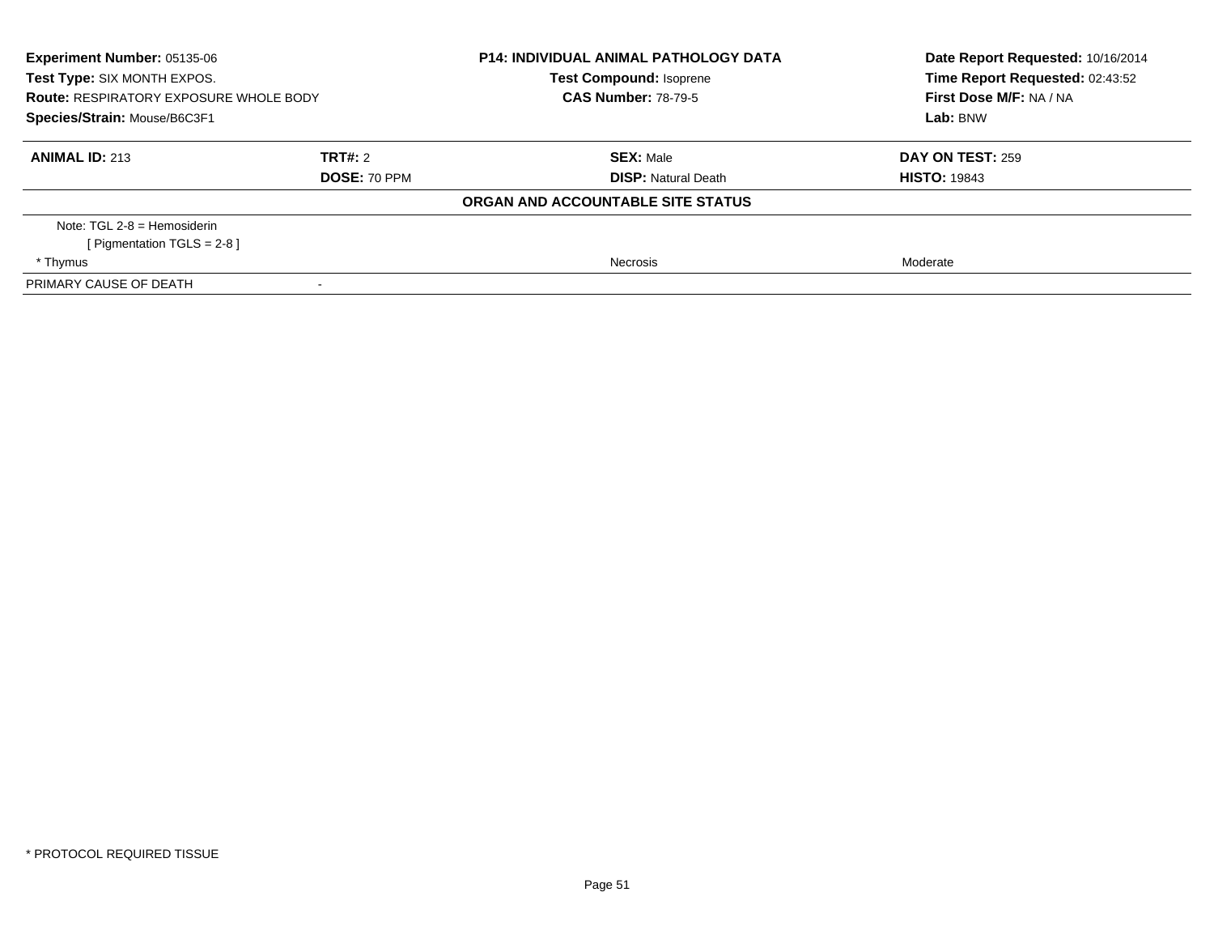**Experiment Number:** 05135-06
**Test Type:** SIX MONTH EXPOS.
**Route:** RESPIRATORY EXPOSURE WHOLE BODY
**Species/Strain:** Mouse/B6C3F1

**P14: INDIVIDUAL ANIMAL PATHOLOGY DATA**
**Test Compound:** Isoprene
**CAS Number:** 78-79-5

**Date Report Requested:** 10/16/2014
**Time Report Requested:** 02:43:52
**First Dose M/F:** NA / NA
**Lab:** BNW

| **ANIMAL ID:** 213 | **TRT#:** 2 | **SEX:** Male | **DAY ON TEST:** 259 |
|---|---|---|---|
| | **DOSE:** 70 PPM | **DISP:** Natural Death | **HISTO:** 19843 |

**ORGAN AND ACCOUNTABLE SITE STATUS**

| | | | |
|---|---|---|---|
| Note: TGL 2-8 = Hemosiderin [ Pigmentation TGLS = 2-8 ] | | | |
| * Thymus | | Necrosis | Moderate |
| PRIMARY CAUSE OF DEATH | - | | |

* PROTOCOL REQUIRED TISSUE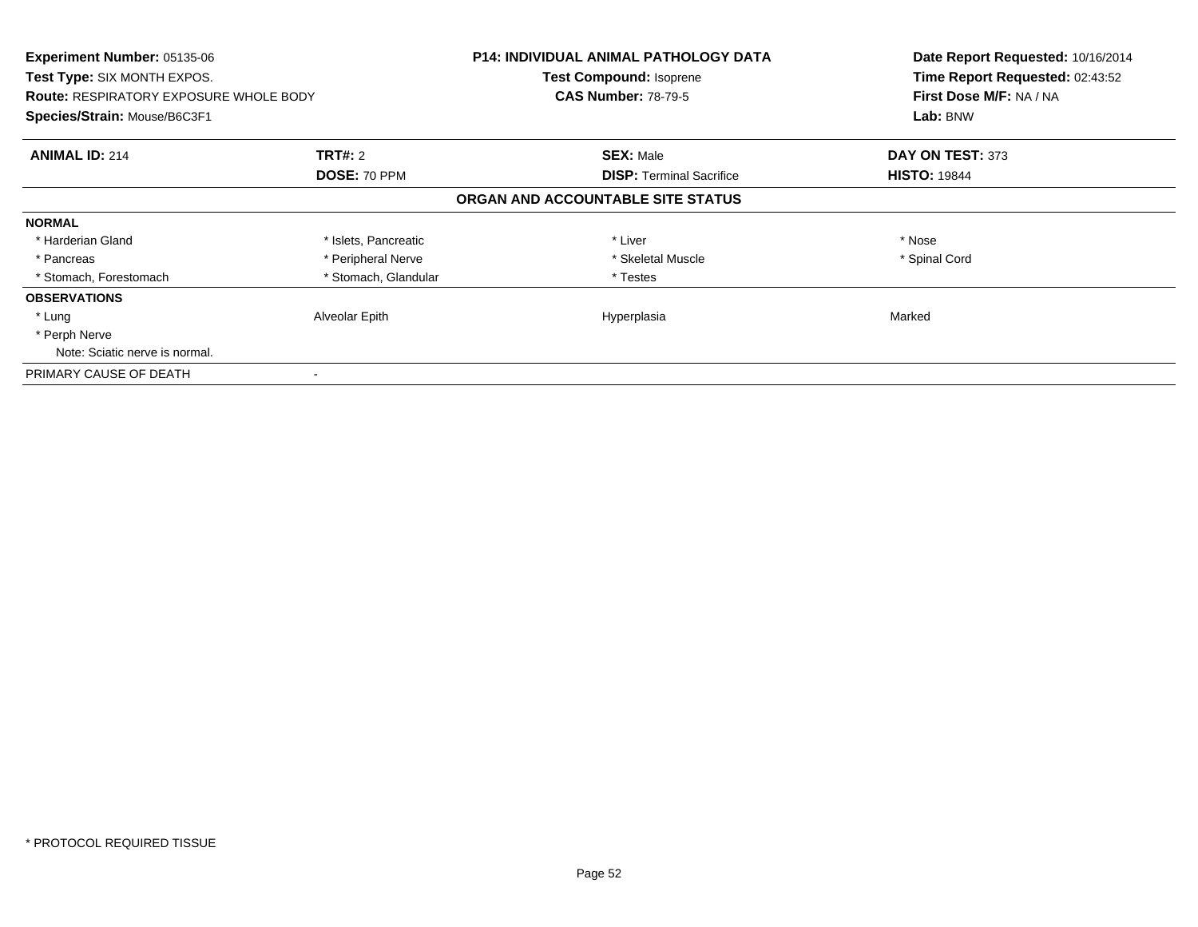**Experiment Number:** 05135-06
**Test Type:** SIX MONTH EXPOS.
**Route:** RESPIRATORY EXPOSURE WHOLE BODY
**Species/Strain:** Mouse/B6C3F1

**P14: INDIVIDUAL ANIMAL PATHOLOGY DATA**
**Test Compound:** Isoprene
**CAS Number:** 78-79-5

**Date Report Requested:** 10/16/2014
**Time Report Requested:** 02:43:52
**First Dose M/F:** NA / NA
**Lab:** BNW

| **ANIMAL ID:** 214 | **TRT#:** 2 | **SEX:** Male | **DAY ON TEST:** 373 |
|---|---|---|---|
| | **DOSE:** 70 PPM | **DISP:** Terminal Sacrifice | **HISTO:** 19844 |

## ORGAN AND ACCOUNTABLE SITE STATUS

| | | | |
|---|---|---|---|
| **NORMAL** | | | |
| * Harderian Gland | * Islets, Pancreatic | * Liver | * Nose |
| * Pancreas | * Peripheral Nerve | * Skeletal Muscle | * Spinal Cord |
| * Stomach, Forestomach | * Stomach, Glandular | * Testes | |
| **OBSERVATIONS** | | | |
| * Lung | Alveolar Epith | Hyperplasia | Marked |
| * Perph Nerve | | | |
| Note: Sciatic nerve is normal. | | | |
| PRIMARY CAUSE OF DEATH | - | | |

* PROTOCOL REQUIRED TISSUE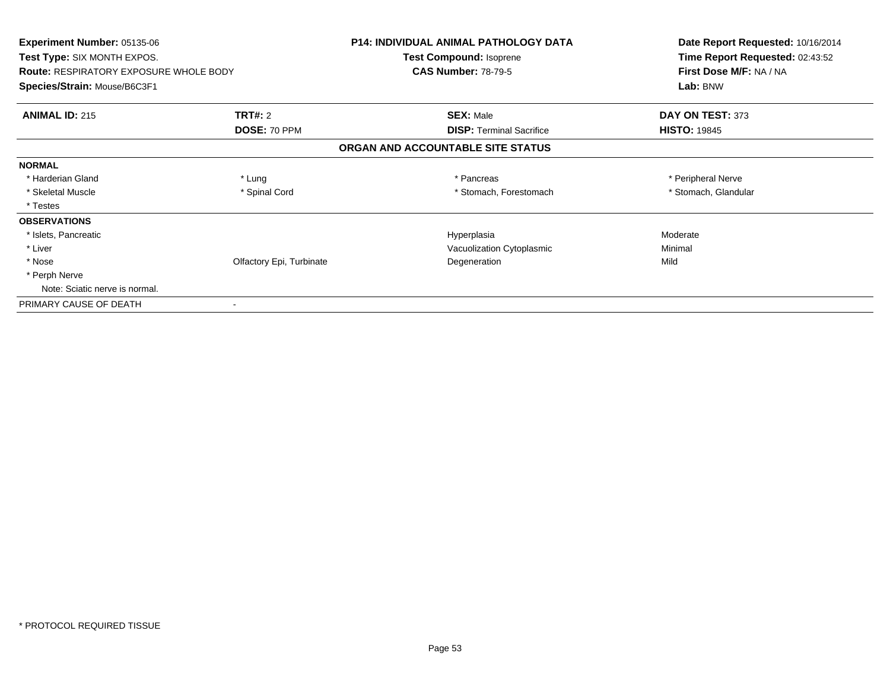**Experiment Number:** 05135-06
**Test Type:** SIX MONTH EXPOS.
**Route:** RESPIRATORY EXPOSURE WHOLE BODY
**Species/Strain:** Mouse/B6C3F1

**P14: INDIVIDUAL ANIMAL PATHOLOGY DATA**
**Test Compound:** Isoprene
**CAS Number:** 78-79-5

**Date Report Requested:** 10/16/2014
**Time Report Requested:** 02:43:52
**First Dose M/F:** NA / NA
**Lab:** BNW

| **ANIMAL ID:** 215 | **TRT#:** 2 | **SEX:** Male | **DAY ON TEST:** 373 |
|---|---|---|---|
| | **DOSE:** 70 PPM | **DISP:** Terminal Sacrifice | **HISTO:** 19845 |

**ORGAN AND ACCOUNTABLE SITE STATUS**

| **NORMAL** | | | |
|---|---|---|---|
| * Harderian Gland | * Lung | * Pancreas | * Peripheral Nerve |
| * Skeletal Muscle | * Spinal Cord | * Stomach, Forestomach | * Stomach, Glandular |
| * Testes | | | |

| **OBSERVATIONS** | | | |
|---|---|---|---|
| * Islets, Pancreatic | | Hyperplasia | Moderate |
| * Liver | | Vacuolization Cytoplasmic | Minimal |
| * Nose | Olfactory Epi, Turbinate | Degeneration | Mild |
| * Perph Nerve | | | |
| Note: Sciatic nerve is normal. | | | |

PRIMARY CAUSE OF DEATH -

* PROTOCOL REQUIRED TISSUE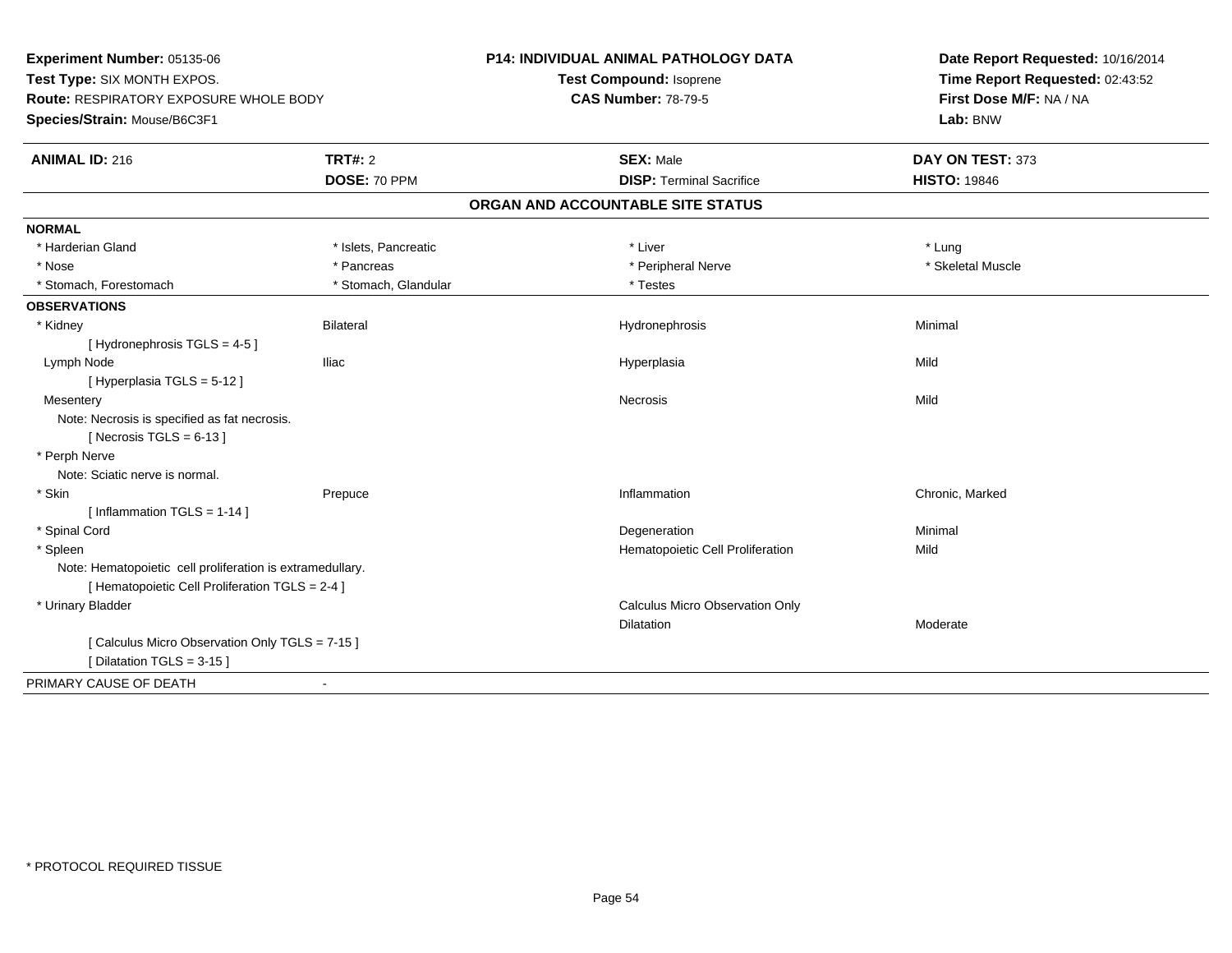**Experiment Number:** 05135-06
**Test Type:** SIX MONTH EXPOS.
**Route:** RESPIRATORY EXPOSURE WHOLE BODY
**Species/Strain:** Mouse/B6C3F1

**P14: INDIVIDUAL ANIMAL PATHOLOGY DATA**
**Test Compound:** Isoprene
**CAS Number:** 78-79-5

**Date Report Requested:** 10/16/2014
**Time Report Requested:** 02:43:52
**First Dose M/F:** NA / NA
**Lab:** BNW

| **ANIMAL ID:** 216 | **TRT#:** 2 | **SEX:** Male | **DAY ON TEST:** 373 |
|---|---|---|---|
| | **DOSE:** 70 PPM | **DISP:** Terminal Sacrifice | **HISTO:** 19846 |

## ORGAN AND ACCOUNTABLE SITE STATUS

**NORMAL**

| | | | |
|---|---|---|---|
| * Harderian Gland | * Islets, Pancreatic | * Liver | * Lung |
| * Nose | * Pancreas | * Peripheral Nerve | * Skeletal Muscle |
| * Stomach, Forestomach | * Stomach, Glandular | * Testes | |

**OBSERVATIONS**

| | | | |
|---|---|---|---|
| * Kidney | Bilateral | Hydronephrosis | Minimal |
| [ Hydronephrosis TGLS = 4-5 ] | | | |
| Lymph Node | Iliac | Hyperplasia | Mild |
| [ Hyperplasia TGLS = 5-12 ] | | | |
| Mesentery | | Necrosis | Mild |
| Note: Necrosis is specified as fat necrosis. | | | |
| [ Necrosis TGLS = 6-13 ] | | | |
| * Perph Nerve | | | |
| Note: Sciatic nerve is normal. | | | |
| * Skin | Prepuce | Inflammation | Chronic, Marked |
| [ Inflammation TGLS = 1-14 ] | | | |
| * Spinal Cord | | Degeneration | Minimal |
| * Spleen | | Hematopoietic Cell Proliferation | Mild |
| Note: Hematopoietic cell proliferation is extramedullary. | | | |
| [ Hematopoietic Cell Proliferation TGLS = 2-4 ] | | | |
| * Urinary Bladder | | Calculus Micro Observation Only | |
| | | Dilatation | Moderate |
| [ Calculus Micro Observation Only TGLS = 7-15 ] | | | |
| [ Dilatation TGLS = 3-15 ] | | | |

PRIMARY CAUSE OF DEATH -

* PROTOCOL REQUIRED TISSUE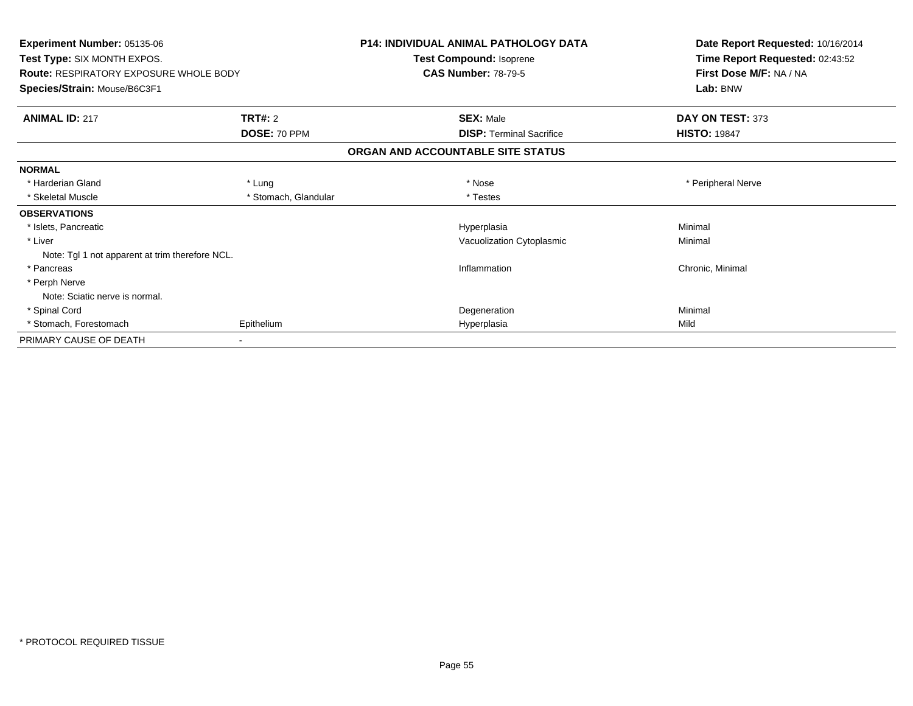**Experiment Number:** 05135-06
**Test Type:** SIX MONTH EXPOS.
**Route:** RESPIRATORY EXPOSURE WHOLE BODY
**Species/Strain:** Mouse/B6C3F1

**P14: INDIVIDUAL ANIMAL PATHOLOGY DATA**
**Test Compound:** Isoprene
**CAS Number:** 78-79-5

**Date Report Requested:** 10/16/2014
**Time Report Requested:** 02:43:52
**First Dose M/F:** NA / NA
**Lab:** BNW

| **ANIMAL ID:** 217 | **TRT#:** 2 | **SEX:** Male | **DAY ON TEST:** 373 |
|---|---|---|---|
| | **DOSE:** 70 PPM | **DISP:** Terminal Sacrifice | **HISTO:** 19847 |

## ORGAN AND ACCOUNTABLE SITE STATUS

| | | | |
|---|---|---|---|
| **NORMAL** | | | |
| * Harderian Gland | * Lung | * Nose | * Peripheral Nerve |
| * Skeletal Muscle | * Stomach, Glandular | * Testes | |
| **OBSERVATIONS** | | | |
| * Islets, Pancreatic | | Hyperplasia | Minimal |
| * Liver | | Vacuolization Cytoplasmic | Minimal |
| Note: Tgl 1 not apparent at trim therefore NCL. | | | |
| * Pancreas | | Inflammation | Chronic, Minimal |
| * Perph Nerve | | | |
| Note: Sciatic nerve is normal. | | | |
| * Spinal Cord | | Degeneration | Minimal |
| * Stomach, Forestomach | Epithelium | Hyperplasia | Mild |
| PRIMARY CAUSE OF DEATH | - | | |

* PROTOCOL REQUIRED TISSUE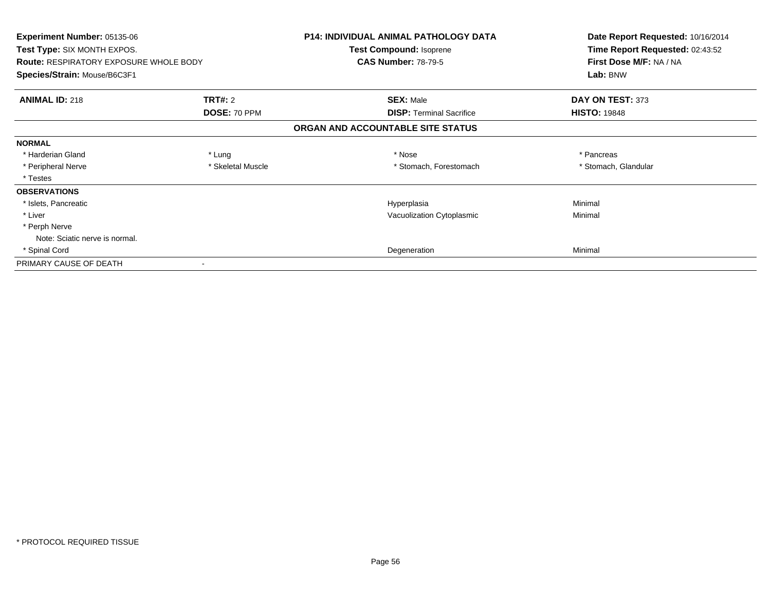**Experiment Number:** 05135-06
**Test Type:** SIX MONTH EXPOS.
**Route:** RESPIRATORY EXPOSURE WHOLE BODY
**Species/Strain:** Mouse/B6C3F1

**P14: INDIVIDUAL ANIMAL PATHOLOGY DATA**
**Test Compound:** Isoprene
**CAS Number:** 78-79-5

**Date Report Requested:** 10/16/2014
**Time Report Requested:** 02:43:52
**First Dose M/F:** NA / NA
**Lab:** BNW

| **ANIMAL ID:** 218 | **TRT#:** 2 | **SEX:** Male | **DAY ON TEST:** 373 |
|---|---|---|---|
| | **DOSE:** 70 PPM | **DISP:** Terminal Sacrifice | **HISTO:** 19848 |

**ORGAN AND ACCOUNTABLE SITE STATUS**

**NORMAL**

| | | | |
|---|---|---|---|
| * Harderian Gland | * Lung | * Nose | * Pancreas |
| * Peripheral Nerve | * Skeletal Muscle | * Stomach, Forestomach | * Stomach, Glandular |
| * Testes | | | |

**OBSERVATIONS**

| | | |
|---|---|---|
| * Islets, Pancreatic | Hyperplasia | Minimal |
| * Liver | Vacuolization Cytoplasmic | Minimal |
| * Perph Nerve | | |
| Note: Sciatic nerve is normal. | | |
| * Spinal Cord | Degeneration | Minimal |

PRIMARY CAUSE OF DEATH -

* PROTOCOL REQUIRED TISSUE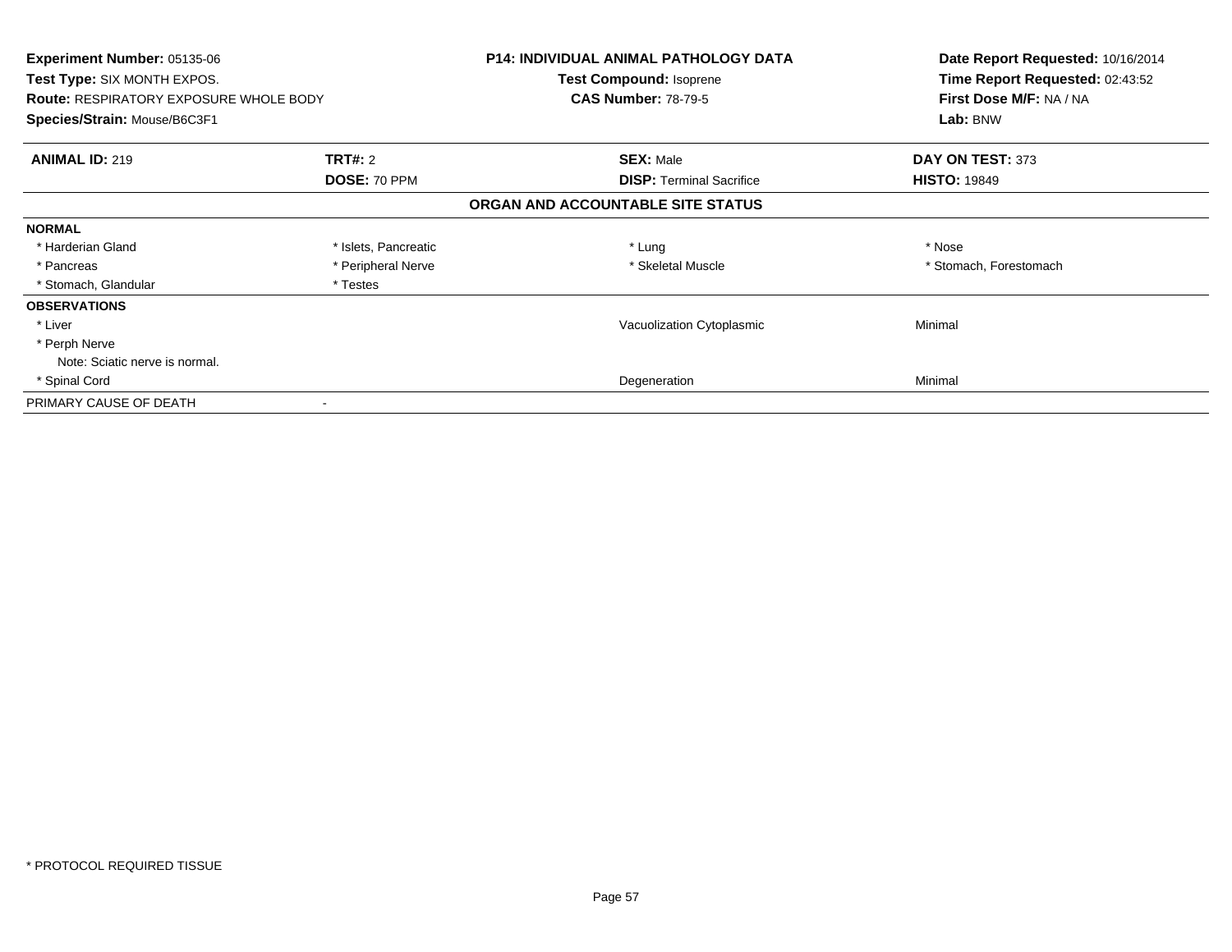**Experiment Number:** 05135-06
**Test Type:** SIX MONTH EXPOS.
**Route:** RESPIRATORY EXPOSURE WHOLE BODY
**Species/Strain:** Mouse/B6C3F1

**P14: INDIVIDUAL ANIMAL PATHOLOGY DATA**
**Test Compound:** Isoprene
**CAS Number:** 78-79-5

**Date Report Requested:** 10/16/2014
**Time Report Requested:** 02:43:52
**First Dose M/F:** NA / NA
**Lab:** BNW

| **ANIMAL ID:** 219 | **TRT#:** 2 | **SEX:** Male | **DAY ON TEST:** 373 |
|---|---|---|---|
| | **DOSE:** 70 PPM | **DISP:** Terminal Sacrifice | **HISTO:** 19849 |

## ORGAN AND ACCOUNTABLE SITE STATUS

| | | | |
|---|---|---|---|
| **NORMAL** | | | |
| * Harderian Gland | * Islets, Pancreatic | * Lung | * Nose |
| * Pancreas | * Peripheral Nerve | * Skeletal Muscle | * Stomach, Forestomach |
| * Stomach, Glandular | * Testes | | |
| **OBSERVATIONS** | | | |
| * Liver | | Vacuolization Cytoplasmic | Minimal |
| * Perph Nerve | | | |
| Note: Sciatic nerve is normal. | | | |
| * Spinal Cord | | Degeneration | Minimal |
| PRIMARY CAUSE OF DEATH | - | | |

* PROTOCOL REQUIRED TISSUE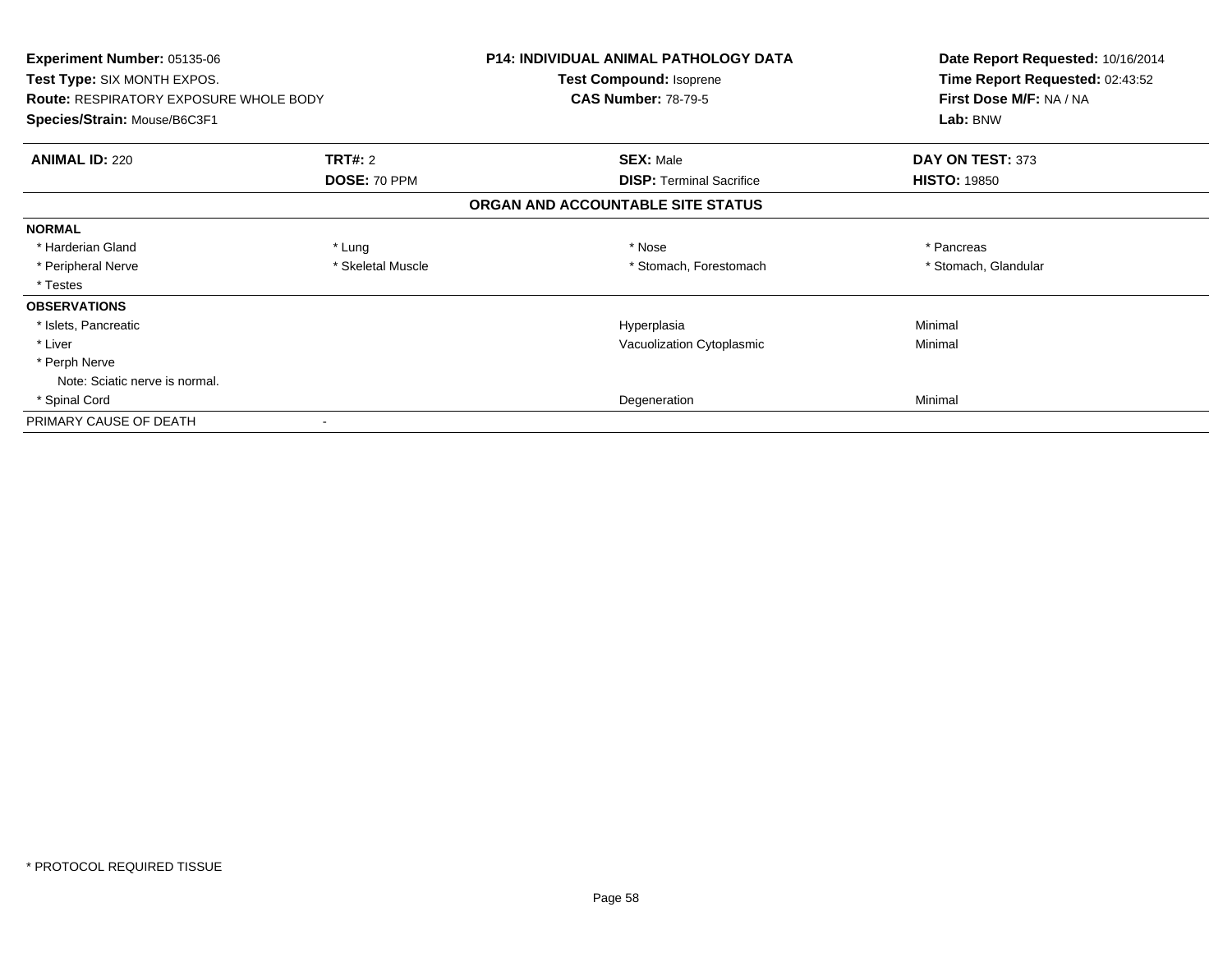**Experiment Number:** 05135-06
**Test Type:** SIX MONTH EXPOS.
**Route:** RESPIRATORY EXPOSURE WHOLE BODY
**Species/Strain:** Mouse/B6C3F1

**P14: INDIVIDUAL ANIMAL PATHOLOGY DATA**
**Test Compound:** Isoprene
**CAS Number:** 78-79-5

**Date Report Requested:** 10/16/2014
**Time Report Requested:** 02:43:52
**First Dose M/F:** NA / NA
**Lab:** BNW

| **ANIMAL ID:** 220 | **TRT#:** 2 | **SEX:** Male | **DAY ON TEST:** 373 |
|---|---|---|---|
| | **DOSE:** 70 PPM | **DISP:** Terminal Sacrifice | **HISTO:** 19850 |

**ORGAN AND ACCOUNTABLE SITE STATUS**

| | | | |
|---|---|---|---|
| **NORMAL** | | | |
| * Harderian Gland | * Lung | * Nose | * Pancreas |
| * Peripheral Nerve | * Skeletal Muscle | * Stomach, Forestomach | * Stomach, Glandular |
| * Testes | | | |
| **OBSERVATIONS** | | | |
| * Islets, Pancreatic | | Hyperplasia | Minimal |
| * Liver | | Vacuolization Cytoplasmic | Minimal |
| * Perph Nerve | | | |
| Note: Sciatic nerve is normal. | | | |
| * Spinal Cord | | Degeneration | Minimal |
| PRIMARY CAUSE OF DEATH | - | | |

* PROTOCOL REQUIRED TISSUE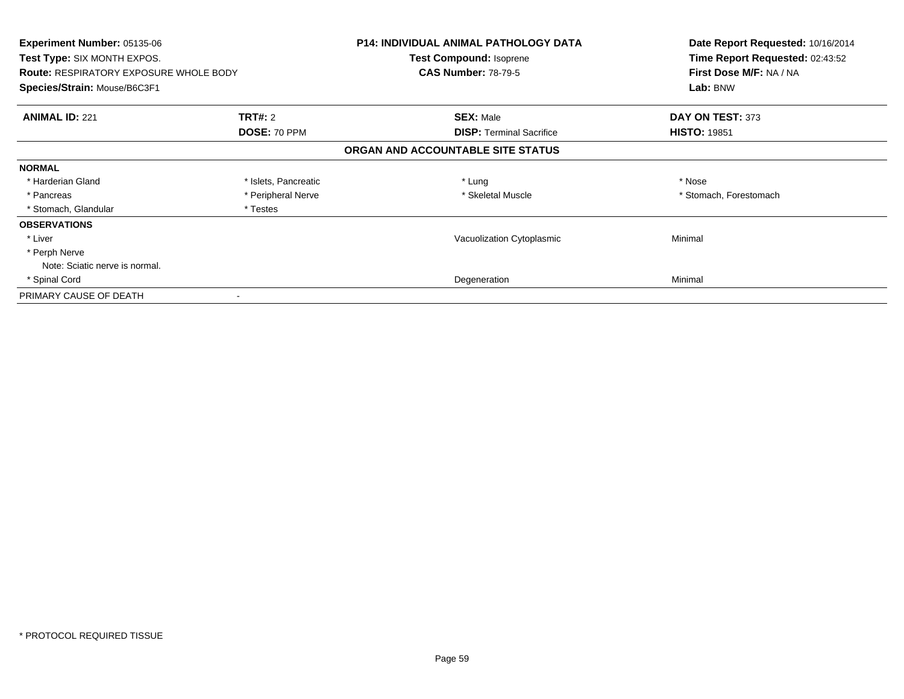**Experiment Number:** 05135-06
**Test Type:** SIX MONTH EXPOS.
**Route:** RESPIRATORY EXPOSURE WHOLE BODY
**Species/Strain:** Mouse/B6C3F1

**P14: INDIVIDUAL ANIMAL PATHOLOGY DATA**
**Test Compound:** Isoprene
**CAS Number:** 78-79-5

**Date Report Requested:** 10/16/2014
**Time Report Requested:** 02:43:52
**First Dose M/F:** NA / NA
**Lab:** BNW

| **ANIMAL ID:** 221 | **TRT#:** 2 | **SEX:** Male | **DAY ON TEST:** 373 |
|---|---|---|---|
| | **DOSE:** 70 PPM | **DISP:** Terminal Sacrifice | **HISTO:** 19851 |

**ORGAN AND ACCOUNTABLE SITE STATUS**

| | | | |
|---|---|---|---|
| **NORMAL** | | | |
| * Harderian Gland | * Islets, Pancreatic | * Lung | * Nose |
| * Pancreas | * Peripheral Nerve | * Skeletal Muscle | * Stomach, Forestomach |
| * Stomach, Glandular | * Testes | | |
| **OBSERVATIONS** | | | |
| * Liver | | Vacuolization Cytoplasmic | Minimal |
| * Perph Nerve | | | |
| Note: Sciatic nerve is normal. | | | |
| * Spinal Cord | | Degeneration | Minimal |
| PRIMARY CAUSE OF DEATH | - | | |

* PROTOCOL REQUIRED TISSUE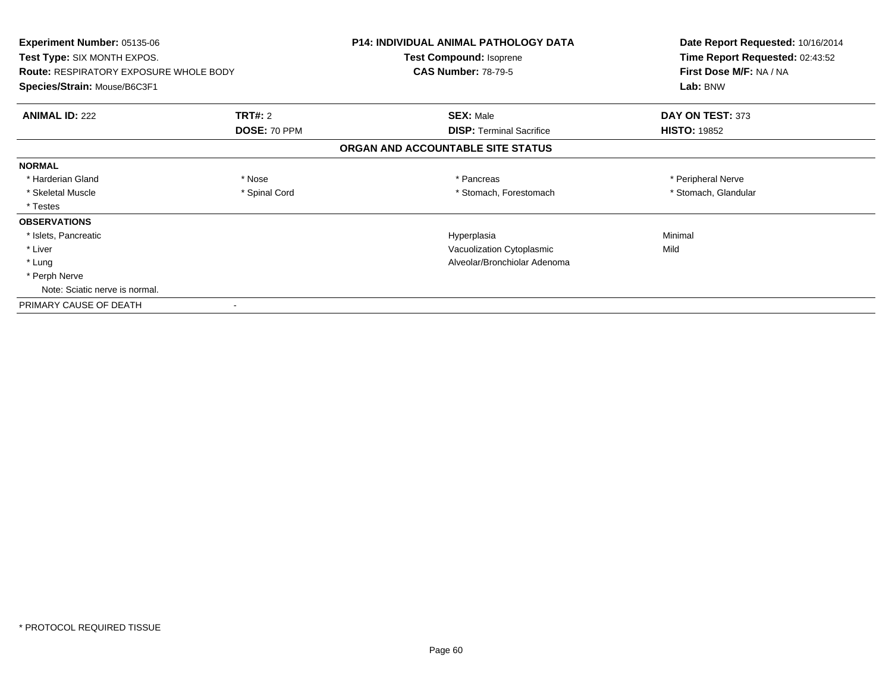**Experiment Number:** 05135-06
**Test Type:** SIX MONTH EXPOS.
**Route:** RESPIRATORY EXPOSURE WHOLE BODY
**Species/Strain:** Mouse/B6C3F1

**P14: INDIVIDUAL ANIMAL PATHOLOGY DATA**
**Test Compound:** Isoprene
**CAS Number:** 78-79-5

**Date Report Requested:** 10/16/2014
**Time Report Requested:** 02:43:52
**First Dose M/F:** NA / NA
**Lab:** BNW

| **ANIMAL ID:** 222 | **TRT#:** 2 | **SEX:** Male | **DAY ON TEST:** 373 |
|---|---|---|---|
| | **DOSE:** 70 PPM | **DISP:** Terminal Sacrifice | **HISTO:** 19852 |

## ORGAN AND ACCOUNTABLE SITE STATUS

| **NORMAL** | | | |
|---|---|---|---|
| * Harderian Gland | * Nose | * Pancreas | * Peripheral Nerve |
| * Skeletal Muscle | * Spinal Cord | * Stomach, Forestomach | * Stomach, Glandular |
| * Testes | | | |

| **OBSERVATIONS** | | |
|---|---|---|
| * Islets, Pancreatic | Hyperplasia | Minimal |
| * Liver | Vacuolization Cytoplasmic | Mild |
| * Lung | Alveolar/Bronchiolar Adenoma | |
| * Perph Nerve | | |
| Note: Sciatic nerve is normal. | | |

PRIMARY CAUSE OF DEATH -

* PROTOCOL REQUIRED TISSUE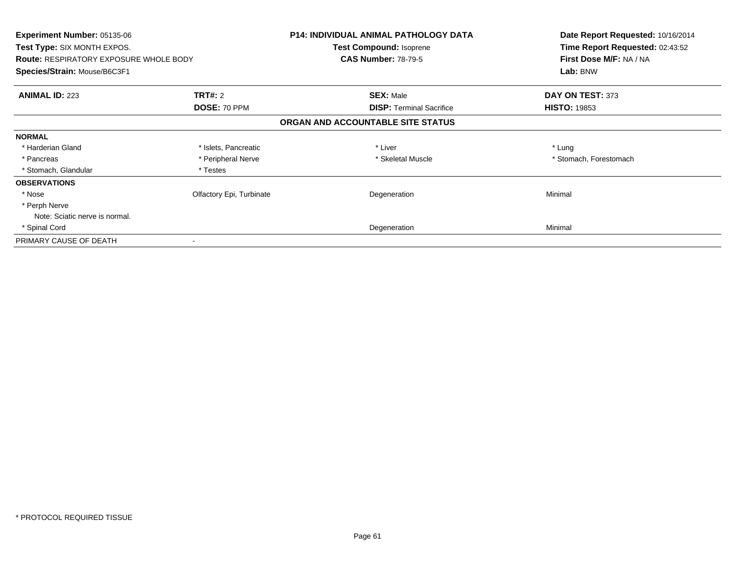**Experiment Number:** 05135-06
**Test Type:** SIX MONTH EXPOS.
**Route:** RESPIRATORY EXPOSURE WHOLE BODY
**Species/Strain:** Mouse/B6C3F1

**P14: INDIVIDUAL ANIMAL PATHOLOGY DATA**
**Test Compound:** Isoprene
**CAS Number:** 78-79-5

**Date Report Requested:** 10/16/2014
**Time Report Requested:** 02:43:52
**First Dose M/F:** NA / NA
**Lab:** BNW

| **ANIMAL ID:** 223 | **TRT#:** 2 | **SEX:** Male | **DAY ON TEST:** 373 |
|---|---|---|---|
| | **DOSE:** 70 PPM | **DISP:** Terminal Sacrifice | **HISTO:** 19853 |

## ORGAN AND ACCOUNTABLE SITE STATUS

| | | | |
|---|---|---|---|
| **NORMAL** | | | |
| * Harderian Gland | * Islets, Pancreatic | * Liver | * Lung |
| * Pancreas | * Peripheral Nerve | * Skeletal Muscle | * Stomach, Forestomach |
| * Stomach, Glandular | * Testes | | |
| **OBSERVATIONS** | | | |
| * Nose | Olfactory Epi, Turbinate | Degeneration | Minimal |
| * Perph Nerve | | | |
| Note: Sciatic nerve is normal. | | | |
| * Spinal Cord | | Degeneration | Minimal |
| PRIMARY CAUSE OF DEATH | - | | |

* PROTOCOL REQUIRED TISSUE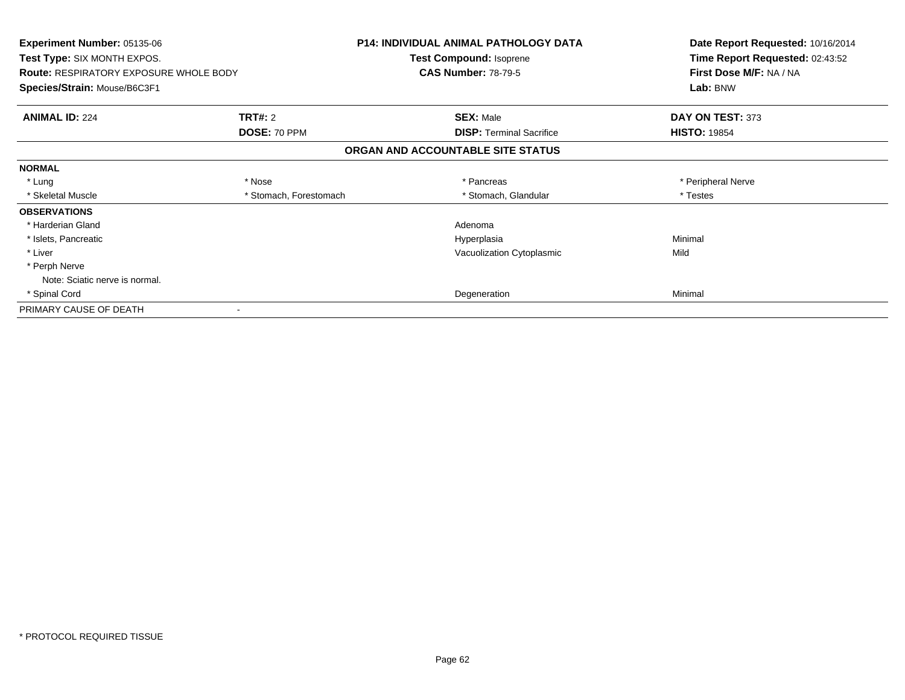**Experiment Number:** 05135-06
**Test Type:** SIX MONTH EXPOS.
**Route:** RESPIRATORY EXPOSURE WHOLE BODY
**Species/Strain:** Mouse/B6C3F1

**P14: INDIVIDUAL ANIMAL PATHOLOGY DATA**
**Test Compound:** Isoprene
**CAS Number:** 78-79-5

**Date Report Requested:** 10/16/2014
**Time Report Requested:** 02:43:52
**First Dose M/F:** NA / NA
**Lab:** BNW

| **ANIMAL ID:** 224 | **TRT#:** 2 | **SEX:** Male | **DAY ON TEST:** 373 |
|---|---|---|---|
| | **DOSE:** 70 PPM | **DISP:** Terminal Sacrifice | **HISTO:** 19854 |

**ORGAN AND ACCOUNTABLE SITE STATUS**

| | | | |
|---|---|---|---|
| **NORMAL** | | | |
| * Lung | * Nose | * Pancreas | * Peripheral Nerve |
| * Skeletal Muscle | * Stomach, Forestomach | * Stomach, Glandular | * Testes |
| **OBSERVATIONS** | | | |
| * Harderian Gland | | Adenoma | |
| * Islets, Pancreatic | | Hyperplasia | Minimal |
| * Liver | | Vacuolization Cytoplasmic | Mild |
| * Perph Nerve | | | |
| Note: Sciatic nerve is normal. | | | |
| * Spinal Cord | | Degeneration | Minimal |
| PRIMARY CAUSE OF DEATH | - | | |

* PROTOCOL REQUIRED TISSUE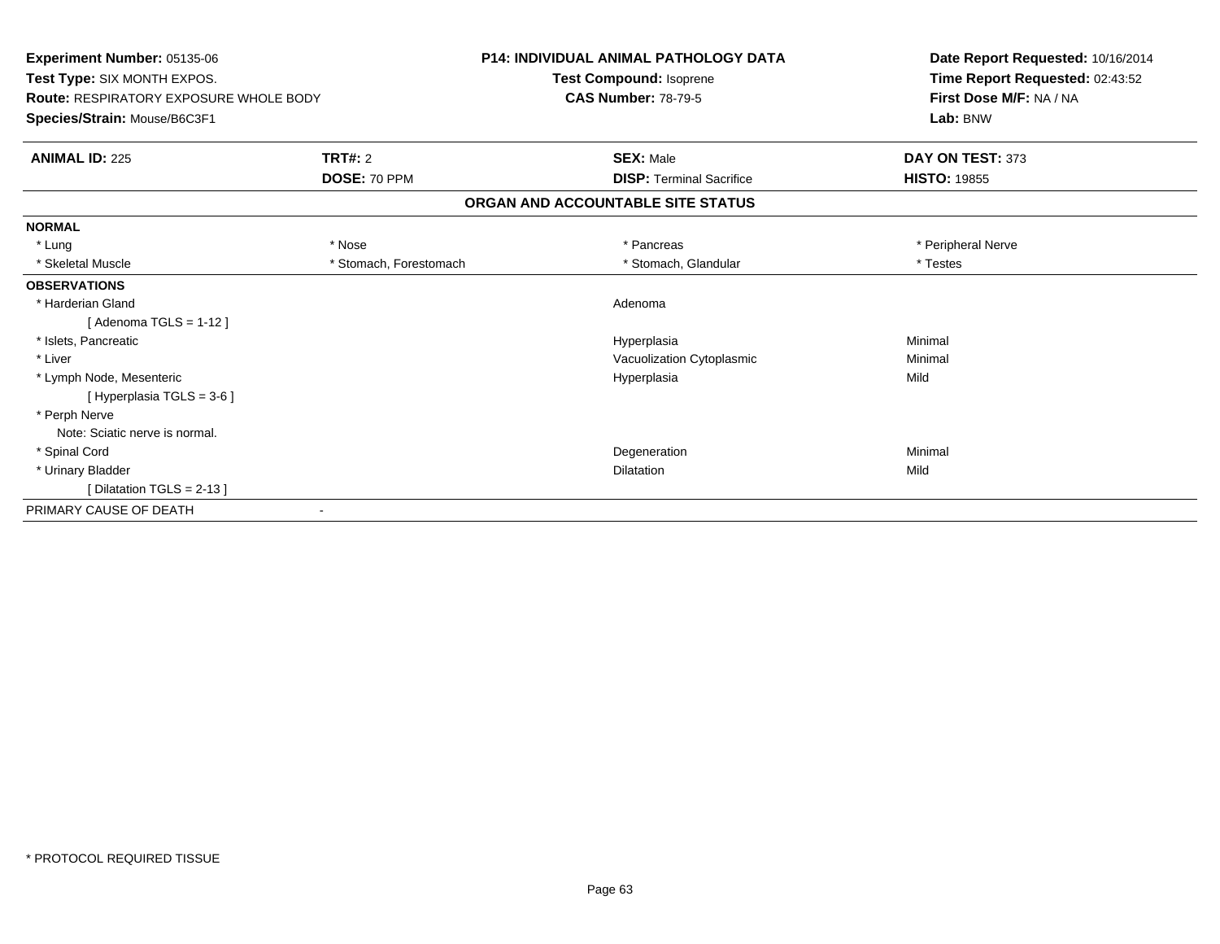**Experiment Number:** 05135-06
**Test Type:** SIX MONTH EXPOS.
**Route:** RESPIRATORY EXPOSURE WHOLE BODY
**Species/Strain:** Mouse/B6C3F1

**P14: INDIVIDUAL ANIMAL PATHOLOGY DATA**
**Test Compound:** Isoprene
**CAS Number:** 78-79-5

**Date Report Requested:** 10/16/2014
**Time Report Requested:** 02:43:52
**First Dose M/F:** NA / NA
**Lab:** BNW

| **ANIMAL ID:** 225 | **TRT#:** 2 | **SEX:** Male | **DAY ON TEST:** 373 |
|---|---|---|---|
| | **DOSE:** 70 PPM | **DISP:** Terminal Sacrifice | **HISTO:** 19855 |

## ORGAN AND ACCOUNTABLE SITE STATUS

| | | | |
|---|---|---|---|
| **NORMAL** | | | |
| * Lung | * Nose | * Pancreas | * Peripheral Nerve |
| * Skeletal Muscle | * Stomach, Forestomach | * Stomach, Glandular | * Testes |
| **OBSERVATIONS** | | | |
| * Harderian Gland | | Adenoma | |
| [ Adenoma TGLS = 1-12 ] | | | |
| * Islets, Pancreatic | | Hyperplasia | Minimal |
| * Liver | | Vacuolization Cytoplasmic | Minimal |
| * Lymph Node, Mesenteric | | Hyperplasia | Mild |
| [ Hyperplasia TGLS = 3-6 ] | | | |
| * Perph Nerve | | | |
| Note: Sciatic nerve is normal. | | | |
| * Spinal Cord | | Degeneration | Minimal |
| * Urinary Bladder | | Dilatation | Mild |
| [ Dilatation TGLS = 2-13 ] | | | |
| PRIMARY CAUSE OF DEATH | - | | |

* PROTOCOL REQUIRED TISSUE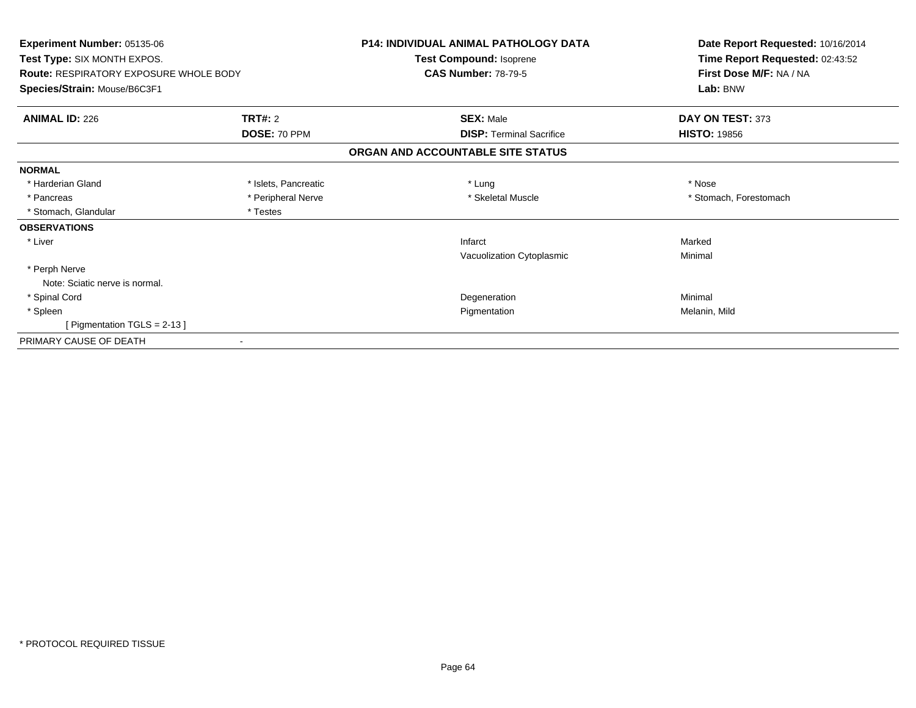**Experiment Number:** 05135-06
**Test Type:** SIX MONTH EXPOS.
**Route:** RESPIRATORY EXPOSURE WHOLE BODY
**Species/Strain:** Mouse/B6C3F1

**P14: INDIVIDUAL ANIMAL PATHOLOGY DATA**
**Test Compound:** Isoprene
**CAS Number:** 78-79-5

**Date Report Requested:** 10/16/2014
**Time Report Requested:** 02:43:52
**First Dose M/F:** NA / NA
**Lab:** BNW

| **ANIMAL ID:** 226 | **TRT#:** 2 | **SEX:** Male | **DAY ON TEST:** 373 |
|---|---|---|---|
| | **DOSE:** 70 PPM | **DISP:** Terminal Sacrifice | **HISTO:** 19856 |

## ORGAN AND ACCOUNTABLE SITE STATUS

**NORMAL**

| | | | |
|---|---|---|---|
| * Harderian Gland | * Islets, Pancreatic | * Lung | * Nose |
| * Pancreas | * Peripheral Nerve | * Skeletal Muscle | * Stomach, Forestomach |
| * Stomach, Glandular | * Testes | | |

**OBSERVATIONS**

| | | |
|---|---|---|
| * Liver | Infarct | Marked |
| | Vacuolization Cytoplasmic | Minimal |
| * Perph Nerve | | |
| Note: Sciatic nerve is normal. | | |
| * Spinal Cord | Degeneration | Minimal |
| * Spleen | Pigmentation | Melanin, Mild |
| [ Pigmentation TGLS = 2-13 ] | | |

PRIMARY CAUSE OF DEATH -

* PROTOCOL REQUIRED TISSUE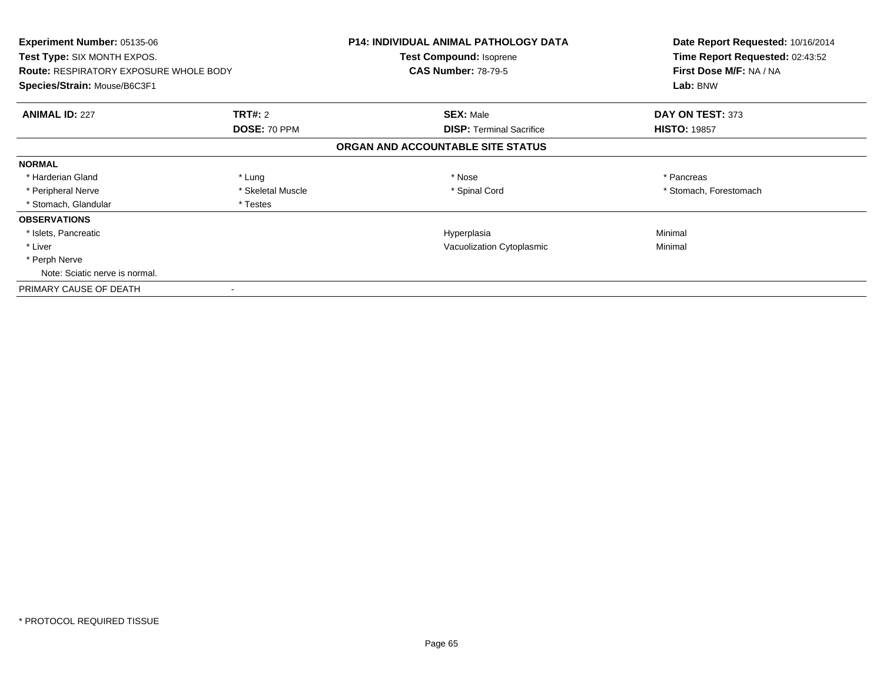**Experiment Number:** 05135-06
**Test Type:** SIX MONTH EXPOS.
**Route:** RESPIRATORY EXPOSURE WHOLE BODY
**Species/Strain:** Mouse/B6C3F1

**P14: INDIVIDUAL ANIMAL PATHOLOGY DATA**
**Test Compound:** Isoprene
**CAS Number:** 78-79-5

**Date Report Requested:** 10/16/2014
**Time Report Requested:** 02:43:52
**First Dose M/F:** NA / NA
**Lab:** BNW

| **ANIMAL ID:** 227 | **TRT#:** 2 | **SEX:** Male | **DAY ON TEST:** 373 |
|---|---|---|---|
| | **DOSE:** 70 PPM | **DISP:** Terminal Sacrifice | **HISTO:** 19857 |

**ORGAN AND ACCOUNTABLE SITE STATUS**

| | | | |
|---|---|---|---|
| **NORMAL** | | | |
| * Harderian Gland | * Lung | * Nose | * Pancreas |
| * Peripheral Nerve | * Skeletal Muscle | * Spinal Cord | * Stomach, Forestomach |
| * Stomach, Glandular | * Testes | | |
| **OBSERVATIONS** | | | |
| * Islets, Pancreatic | | Hyperplasia | Minimal |
| * Liver | | Vacuolization Cytoplasmic | Minimal |
| * Perph Nerve | | | |
| Note: Sciatic nerve is normal. | | | |
| PRIMARY CAUSE OF DEATH | - | | |

* PROTOCOL REQUIRED TISSUE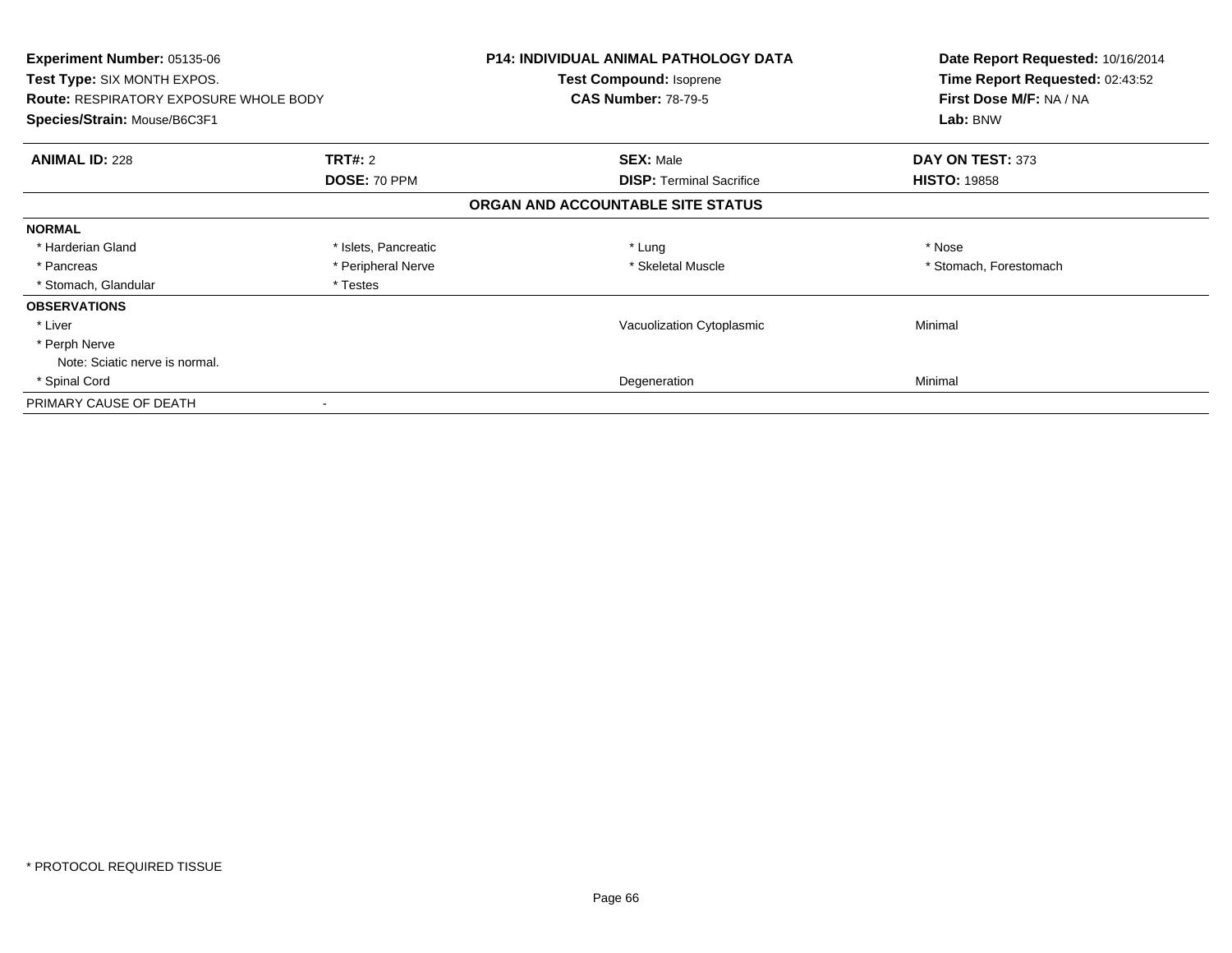**Experiment Number:** 05135-06
**Test Type:** SIX MONTH EXPOS.
**Route:** RESPIRATORY EXPOSURE WHOLE BODY
**Species/Strain:** Mouse/B6C3F1

**P14: INDIVIDUAL ANIMAL PATHOLOGY DATA**
**Test Compound:** Isoprene
**CAS Number:** 78-79-5

**Date Report Requested:** 10/16/2014
**Time Report Requested:** 02:43:52
**First Dose M/F:** NA / NA
**Lab:** BNW

| **ANIMAL ID:** 228 | **TRT#:** 2 | **SEX:** Male | **DAY ON TEST:** 373 |
|---|---|---|---|
| | **DOSE:** 70 PPM | **DISP:** Terminal Sacrifice | **HISTO:** 19858 |

**ORGAN AND ACCOUNTABLE SITE STATUS**

| **NORMAL** | | | |
|---|---|---|---|
| * Harderian Gland | * Islets, Pancreatic | * Lung | * Nose |
| * Pancreas | * Peripheral Nerve | * Skeletal Muscle | * Stomach, Forestomach |
| * Stomach, Glandular | * Testes | | |

| **OBSERVATIONS** | | |
|---|---|---|
| * Liver | Vacuolization Cytoplasmic | Minimal |
| * Perph Nerve | | |
| Note: Sciatic nerve is normal. | | |
| * Spinal Cord | Degeneration | Minimal |

PRIMARY CAUSE OF DEATH -

* PROTOCOL REQUIRED TISSUE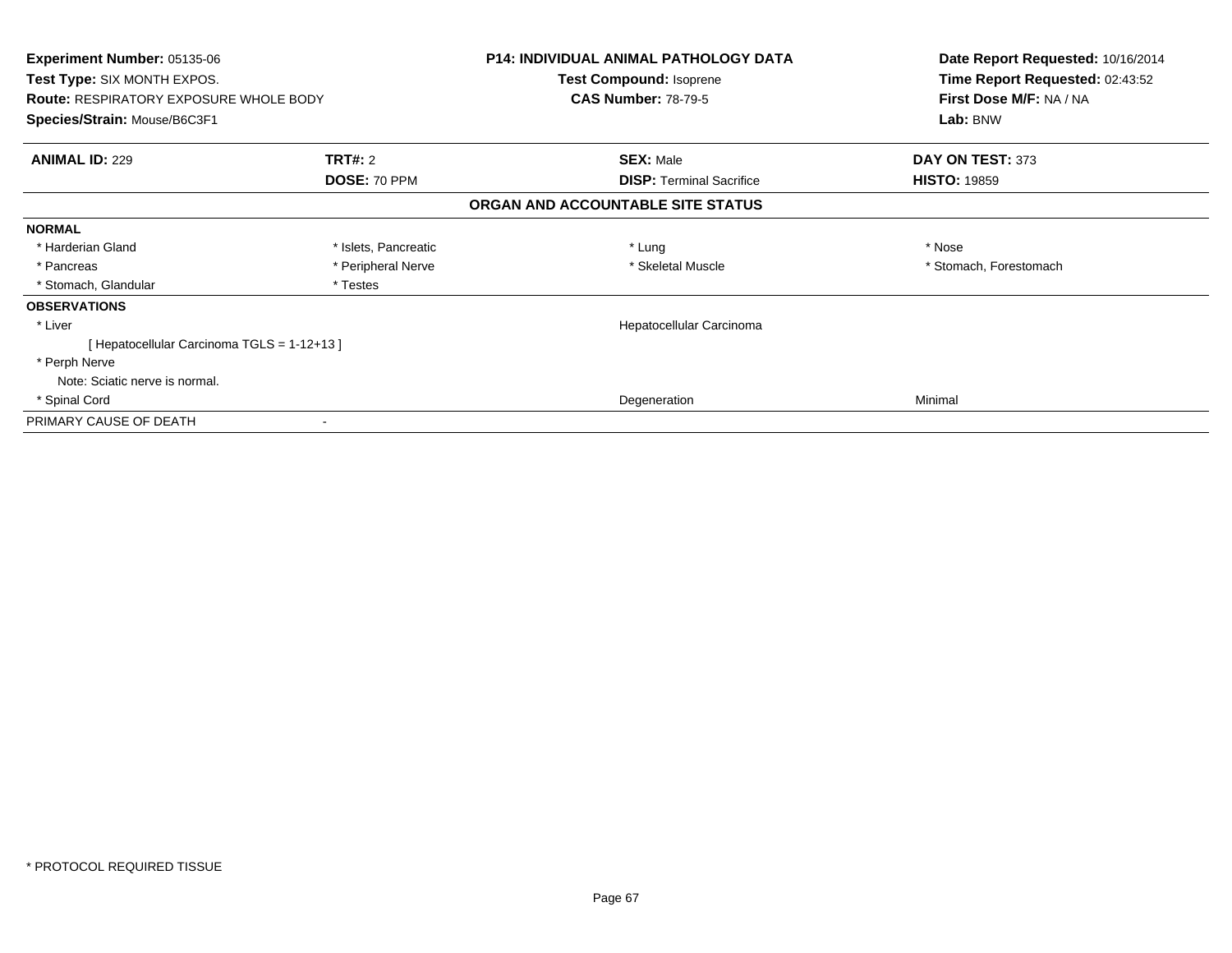**Experiment Number:** 05135-06
**Test Type:** SIX MONTH EXPOS.
**Route:** RESPIRATORY EXPOSURE WHOLE BODY
**Species/Strain:** Mouse/B6C3F1

**P14: INDIVIDUAL ANIMAL PATHOLOGY DATA**
**Test Compound:** Isoprene
**CAS Number:** 78-79-5

**Date Report Requested:** 10/16/2014
**Time Report Requested:** 02:43:52
**First Dose M/F:** NA / NA
**Lab:** BNW

| **ANIMAL ID:** 229 | **TRT#:** 2 | **SEX:** Male | **DAY ON TEST:** 373 |
|---|---|---|---|
| | **DOSE:** 70 PPM | **DISP:** Terminal Sacrifice | **HISTO:** 19859 |

**ORGAN AND ACCOUNTABLE SITE STATUS**

**NORMAL**

| | | | |
|---|---|---|---|
| * Harderian Gland | * Islets, Pancreatic | * Lung | * Nose |
| * Pancreas | * Peripheral Nerve | * Skeletal Muscle | * Stomach, Forestomach |
| * Stomach, Glandular | * Testes | | |

**OBSERVATIONS**

| | | |
|---|---|---|
| * Liver | Hepatocellular Carcinoma | |
| [ Hepatocellular Carcinoma TGLS = 1-12+13 ] | | |
| * Perph Nerve | | |
| Note: Sciatic nerve is normal. | | |
| * Spinal Cord | Degeneration | Minimal |

PRIMARY CAUSE OF DEATH -

* PROTOCOL REQUIRED TISSUE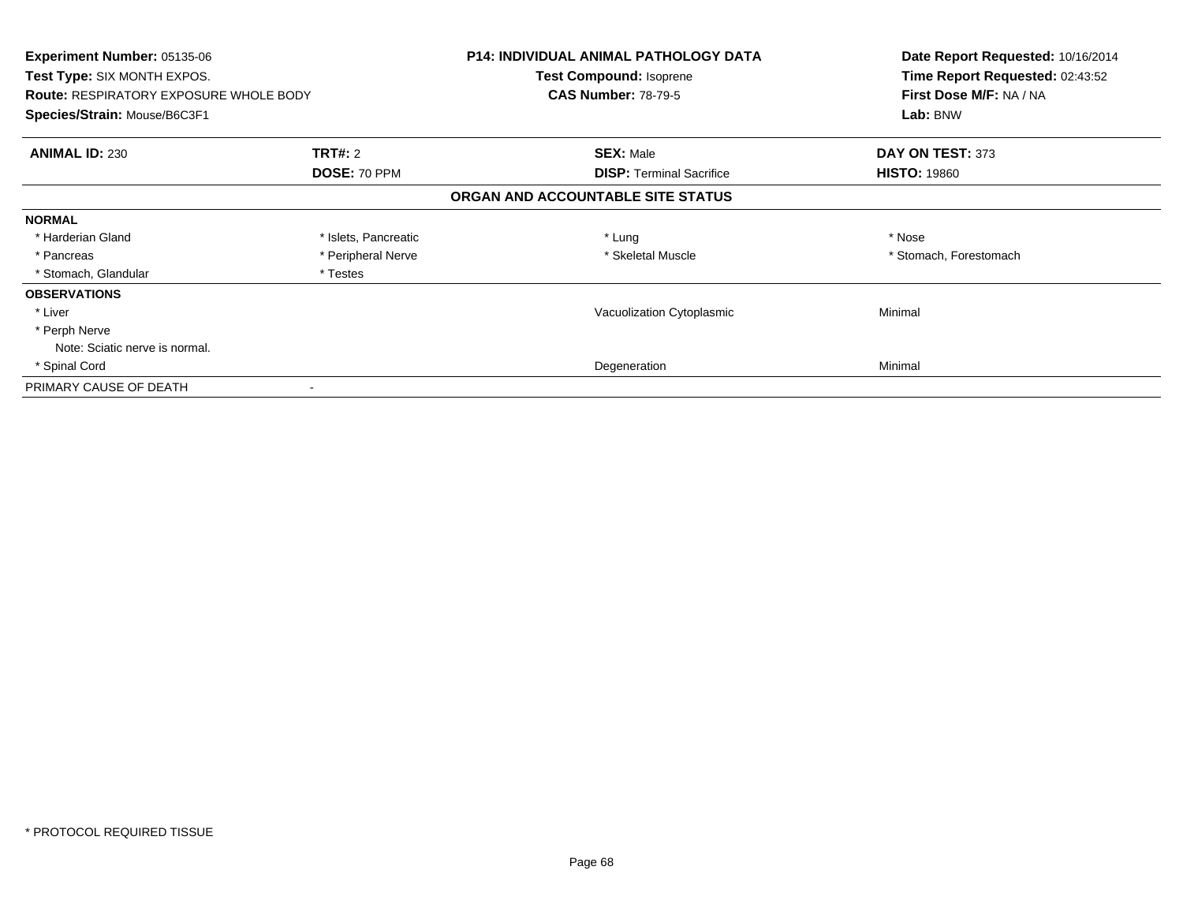**Experiment Number:** 05135-06
**Test Type:** SIX MONTH EXPOS.
**Route:** RESPIRATORY EXPOSURE WHOLE BODY
**Species/Strain:** Mouse/B6C3F1

**P14: INDIVIDUAL ANIMAL PATHOLOGY DATA**
**Test Compound:** Isoprene
**CAS Number:** 78-79-5

**Date Report Requested:** 10/16/2014
**Time Report Requested:** 02:43:52
**First Dose M/F:** NA / NA
**Lab:** BNW

| **ANIMAL ID:** 230 | **TRT#:** 2 | **SEX:** Male | **DAY ON TEST:** 373 |
|---|---|---|---|
| | **DOSE:** 70 PPM | **DISP:** Terminal Sacrifice | **HISTO:** 19860 |

**ORGAN AND ACCOUNTABLE SITE STATUS**

| | | | |
|---|---|---|---|
| **NORMAL** | | | |
| * Harderian Gland | * Islets, Pancreatic | * Lung | * Nose |
| * Pancreas | * Peripheral Nerve | * Skeletal Muscle | * Stomach, Forestomach |
| * Stomach, Glandular | * Testes | | |
| **OBSERVATIONS** | | | |
| * Liver | | Vacuolization Cytoplasmic | Minimal |
| * Perph Nerve | | | |
| Note: Sciatic nerve is normal. | | | |
| * Spinal Cord | | Degeneration | Minimal |
| PRIMARY CAUSE OF DEATH | - | | |

* PROTOCOL REQUIRED TISSUE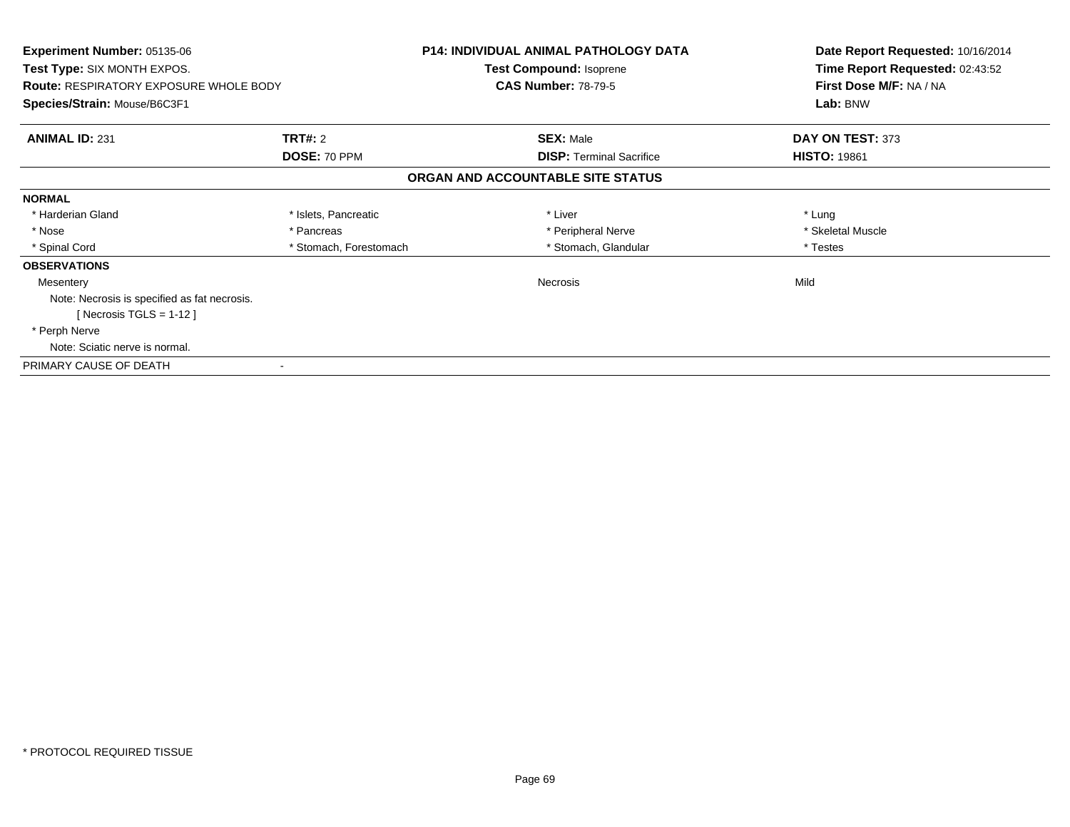**Experiment Number:** 05135-06
**Test Type:** SIX MONTH EXPOS.
**Route:** RESPIRATORY EXPOSURE WHOLE BODY
**Species/Strain:** Mouse/B6C3F1

**P14: INDIVIDUAL ANIMAL PATHOLOGY DATA**
**Test Compound:** Isoprene
**CAS Number:** 78-79-5

**Date Report Requested:** 10/16/2014
**Time Report Requested:** 02:43:52
**First Dose M/F:** NA / NA
**Lab:** BNW

| **ANIMAL ID:** 231 | **TRT#:** 2 | **SEX:** Male | **DAY ON TEST:** 373 |
|---|---|---|---|
| | **DOSE:** 70 PPM | **DISP:** Terminal Sacrifice | **HISTO:** 19861 |

## ORGAN AND ACCOUNTABLE SITE STATUS

**NORMAL**

| | | | |
|---|---|---|---|
| * Harderian Gland | * Islets, Pancreatic | * Liver | * Lung |
| * Nose | * Pancreas | * Peripheral Nerve | * Skeletal Muscle |
| * Spinal Cord | * Stomach, Forestomach | * Stomach, Glandular | * Testes |

**OBSERVATIONS**

| | | | |
|---|---|---|---|
| Mesentery | | Necrosis | Mild |

Note: Necrosis is specified as fat necrosis.
[ Necrosis TGLS = 1-12 ]

* Perph Nerve
Note: Sciatic nerve is normal.

PRIMARY CAUSE OF DEATH -

* PROTOCOL REQUIRED TISSUE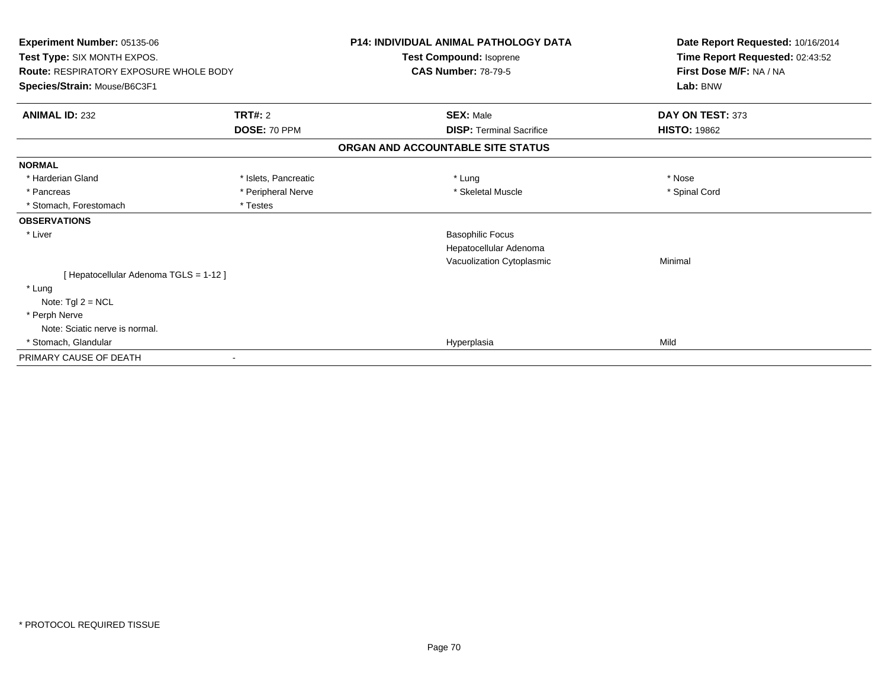**Experiment Number:** 05135-06
**Test Type:** SIX MONTH EXPOS.
**Route:** RESPIRATORY EXPOSURE WHOLE BODY
**Species/Strain:** Mouse/B6C3F1

**P14: INDIVIDUAL ANIMAL PATHOLOGY DATA**
**Test Compound:** Isoprene
**CAS Number:** 78-79-5

**Date Report Requested:** 10/16/2014
**Time Report Requested:** 02:43:52
**First Dose M/F:** NA / NA
**Lab:** BNW

| **ANIMAL ID:** 232 | **TRT#:** 2 | **SEX:** Male | **DAY ON TEST:** 373 |
|---|---|---|---|
| | **DOSE:** 70 PPM | **DISP:** Terminal Sacrifice | **HISTO:** 19862 |

## ORGAN AND ACCOUNTABLE SITE STATUS

| | | | |
|---|---|---|---|
| **NORMAL** | | | |
| * Harderian Gland | * Islets, Pancreatic | * Lung | * Nose |
| * Pancreas | * Peripheral Nerve | * Skeletal Muscle | * Spinal Cord |
| * Stomach, Forestomach | * Testes | | |
| **OBSERVATIONS** | | | |
| * Liver | | Basophilic Focus | |
| | | Hepatocellular Adenoma | |
| | | Vacuolization Cytoplasmic | Minimal |
| [ Hepatocellular Adenoma TGLS = 1-12 ] | | | |
| * Lung | | | |
| Note: Tgl 2 = NCL | | | |
| * Perph Nerve | | | |
| Note: Sciatic nerve is normal. | | | |
| * Stomach, Glandular | | Hyperplasia | Mild |
| PRIMARY CAUSE OF DEATH | - | | |

* PROTOCOL REQUIRED TISSUE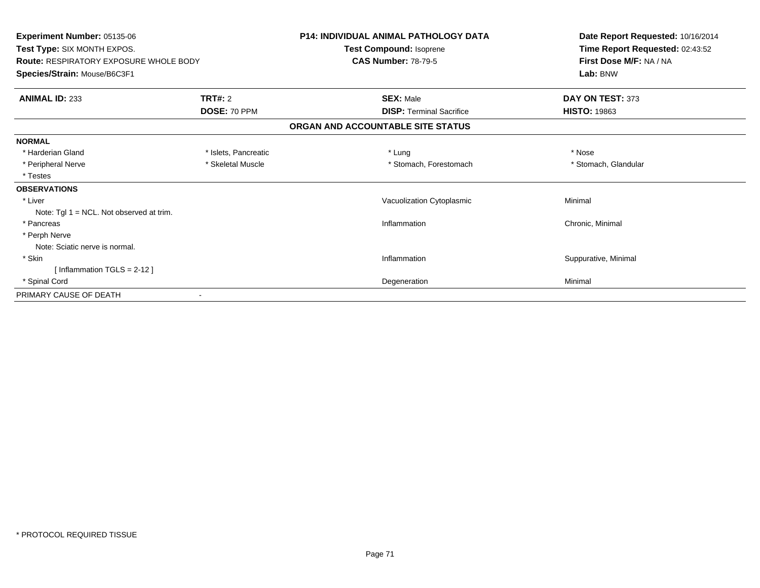**Experiment Number:** 05135-06
**Test Type:** SIX MONTH EXPOS.
**Route:** RESPIRATORY EXPOSURE WHOLE BODY
**Species/Strain:** Mouse/B6C3F1

**P14: INDIVIDUAL ANIMAL PATHOLOGY DATA**
**Test Compound:** Isoprene
**CAS Number:** 78-79-5

**Date Report Requested:** 10/16/2014
**Time Report Requested:** 02:43:52
**First Dose M/F:** NA / NA
**Lab:** BNW

| **ANIMAL ID:** 233 | **TRT#:** 2 | **SEX:** Male | **DAY ON TEST:** 373 |
|---|---|---|---|
| | **DOSE:** 70 PPM | **DISP:** Terminal Sacrifice | **HISTO:** 19863 |

## ORGAN AND ACCOUNTABLE SITE STATUS

**NORMAL**

| | | | |
|---|---|---|---|
| * Harderian Gland | * Islets, Pancreatic | * Lung | * Nose |
| * Peripheral Nerve | * Skeletal Muscle | * Stomach, Forestomach | * Stomach, Glandular |
| * Testes | | | |

**OBSERVATIONS**

| | | |
|---|---|---|
| * Liver | Vacuolization Cytoplasmic | Minimal |
| Note: Tgl 1 = NCL. Not observed at trim. | | |
| * Pancreas | Inflammation | Chronic, Minimal |
| * Perph Nerve | | |
| Note: Sciatic nerve is normal. | | |
| * Skin | Inflammation | Suppurative, Minimal |
| [ Inflammation TGLS = 2-12 ] | | |
| * Spinal Cord | Degeneration | Minimal |

PRIMARY CAUSE OF DEATH -

* PROTOCOL REQUIRED TISSUE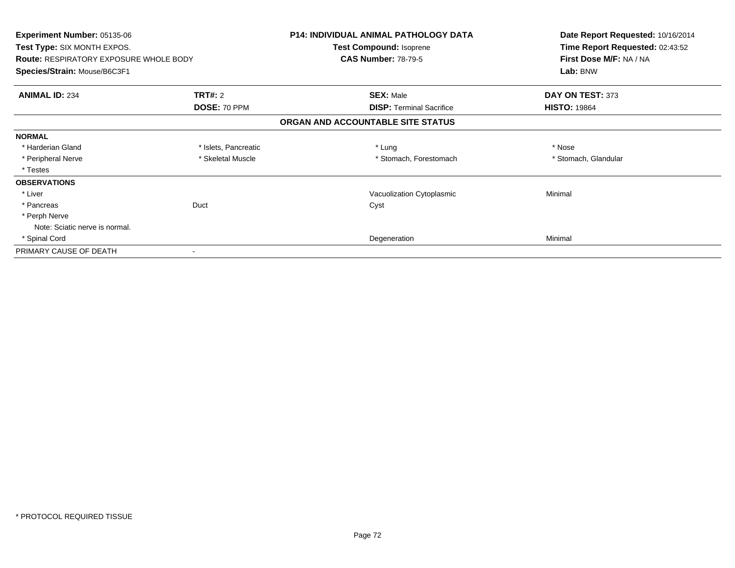**Experiment Number:** 05135-06
**Test Type:** SIX MONTH EXPOS.
**Route:** RESPIRATORY EXPOSURE WHOLE BODY
**Species/Strain:** Mouse/B6C3F1

**P14: INDIVIDUAL ANIMAL PATHOLOGY DATA**
**Test Compound:** Isoprene
**CAS Number:** 78-79-5

**Date Report Requested:** 10/16/2014
**Time Report Requested:** 02:43:52
**First Dose M/F:** NA / NA
**Lab:** BNW

| **ANIMAL ID:** 234 | **TRT#:** 2 | **SEX:** Male | **DAY ON TEST:** 373 |
|---|---|---|---|
| | **DOSE:** 70 PPM | **DISP:** Terminal Sacrifice | **HISTO:** 19864 |

**ORGAN AND ACCOUNTABLE SITE STATUS**

| | | | |
|---|---|---|---|
| **NORMAL** | | | |
| * Harderian Gland | * Islets, Pancreatic | * Lung | * Nose |
| * Peripheral Nerve | * Skeletal Muscle | * Stomach, Forestomach | * Stomach, Glandular |
| * Testes | | | |
| **OBSERVATIONS** | | | |
| * Liver | | Vacuolization Cytoplasmic | Minimal |
| * Pancreas | Duct | Cyst | |
| * Perph Nerve | | | |
| Note: Sciatic nerve is normal. | | | |
| * Spinal Cord | | Degeneration | Minimal |
| PRIMARY CAUSE OF DEATH | - | | |

* PROTOCOL REQUIRED TISSUE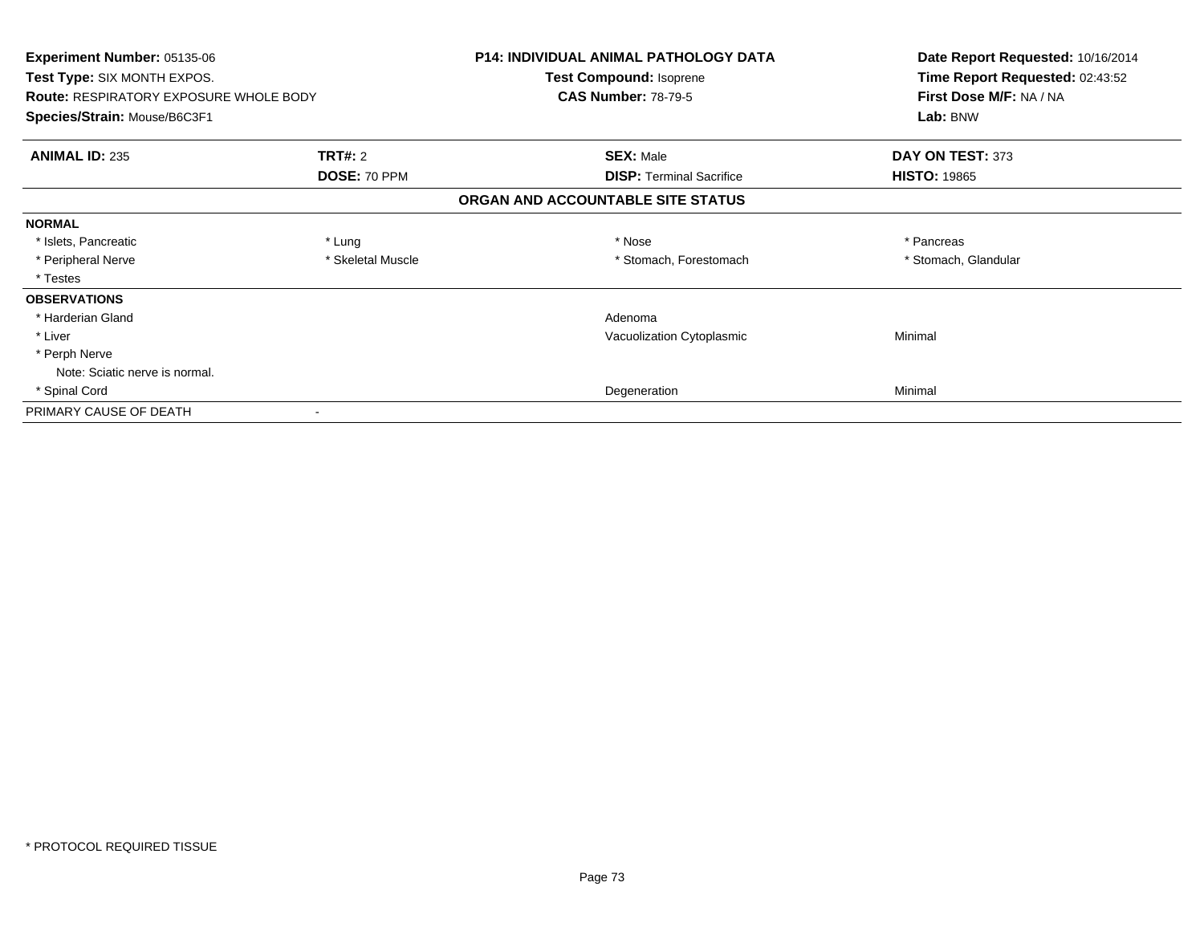**Experiment Number:** 05135-06
**Test Type:** SIX MONTH EXPOS.
**Route:** RESPIRATORY EXPOSURE WHOLE BODY
**Species/Strain:** Mouse/B6C3F1

**P14: INDIVIDUAL ANIMAL PATHOLOGY DATA**
**Test Compound:** Isoprene
**CAS Number:** 78-79-5

**Date Report Requested:** 10/16/2014
**Time Report Requested:** 02:43:52
**First Dose M/F:** NA / NA
**Lab:** BNW

| **ANIMAL ID:** 235 | **TRT#:** 2 | **SEX:** Male | **DAY ON TEST:** 373 |
|---|---|---|---|
| | **DOSE:** 70 PPM | **DISP:** Terminal Sacrifice | **HISTO:** 19865 |

**ORGAN AND ACCOUNTABLE SITE STATUS**

| | | | |
|---|---|---|---|
| **NORMAL** | | | |
| * Islets, Pancreatic | * Lung | * Nose | * Pancreas |
| * Peripheral Nerve | * Skeletal Muscle | * Stomach, Forestomach | * Stomach, Glandular |
| * Testes | | | |
| **OBSERVATIONS** | | | |
| * Harderian Gland | | Adenoma | |
| * Liver | | Vacuolization Cytoplasmic | Minimal |
| * Perph Nerve | | | |
| Note: Sciatic nerve is normal. | | | |
| * Spinal Cord | | Degeneration | Minimal |
| PRIMARY CAUSE OF DEATH | - | | |

* PROTOCOL REQUIRED TISSUE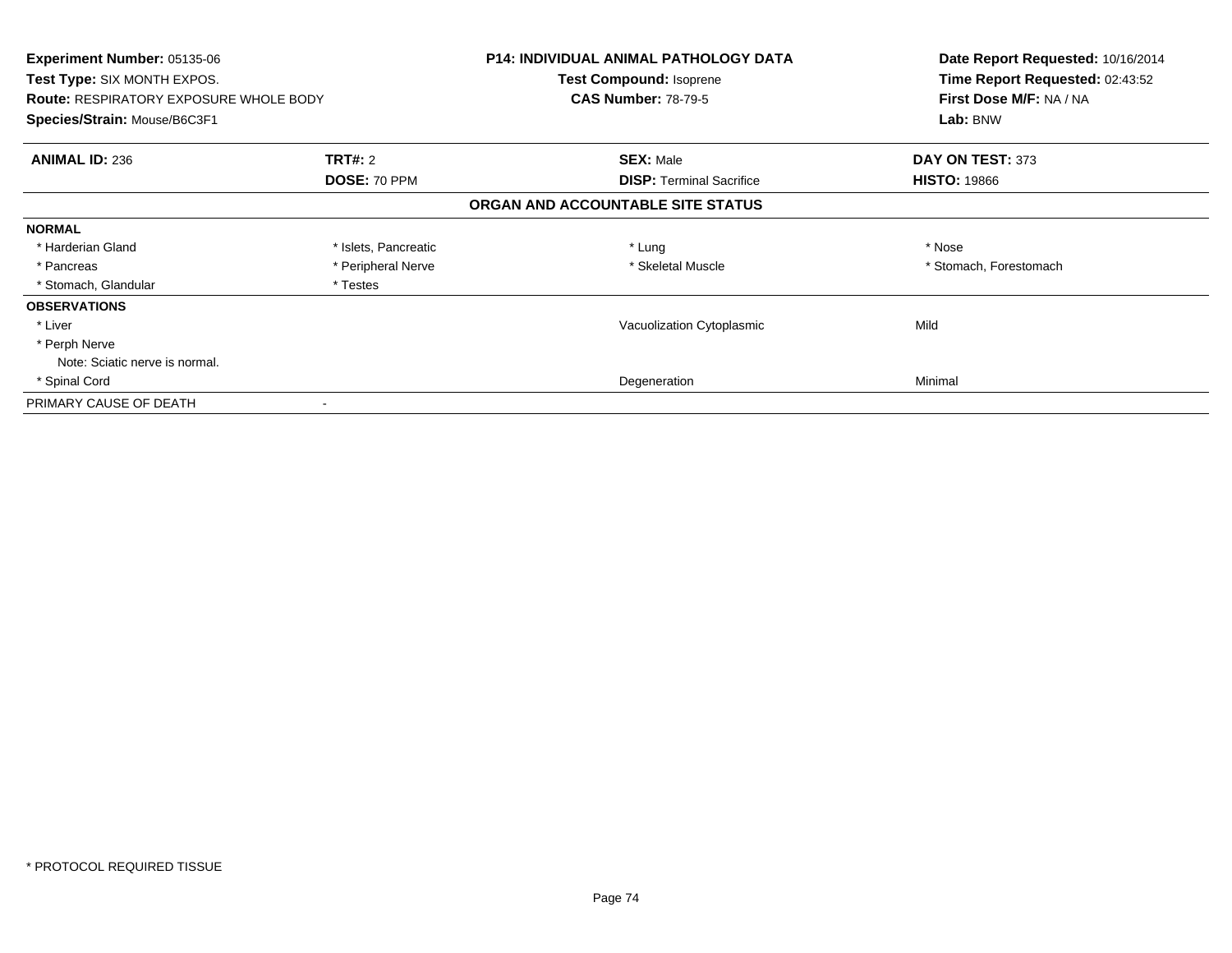**Experiment Number:** 05135-06
**Test Type:** SIX MONTH EXPOS.
**Route:** RESPIRATORY EXPOSURE WHOLE BODY
**Species/Strain:** Mouse/B6C3F1

**P14: INDIVIDUAL ANIMAL PATHOLOGY DATA**
**Test Compound:** Isoprene
**CAS Number:** 78-79-5

**Date Report Requested:** 10/16/2014
**Time Report Requested:** 02:43:52
**First Dose M/F:** NA / NA
**Lab:** BNW

| **ANIMAL ID:** 236 | **TRT#:** 2 | **SEX:** Male | **DAY ON TEST:** 373 |
|---|---|---|---|
| | **DOSE:** 70 PPM | **DISP:** Terminal Sacrifice | **HISTO:** 19866 |

**ORGAN AND ACCOUNTABLE SITE STATUS**

| | | | |
|---|---|---|---|
| **NORMAL** | | | |
| * Harderian Gland | * Islets, Pancreatic | * Lung | * Nose |
| * Pancreas | * Peripheral Nerve | * Skeletal Muscle | * Stomach, Forestomach |
| * Stomach, Glandular | * Testes | | |
| **OBSERVATIONS** | | | |
| * Liver | | Vacuolization Cytoplasmic | Mild |
| * Perph Nerve | | | |
| Note: Sciatic nerve is normal. | | | |
| * Spinal Cord | | Degeneration | Minimal |
| PRIMARY CAUSE OF DEATH | - | | |

* PROTOCOL REQUIRED TISSUE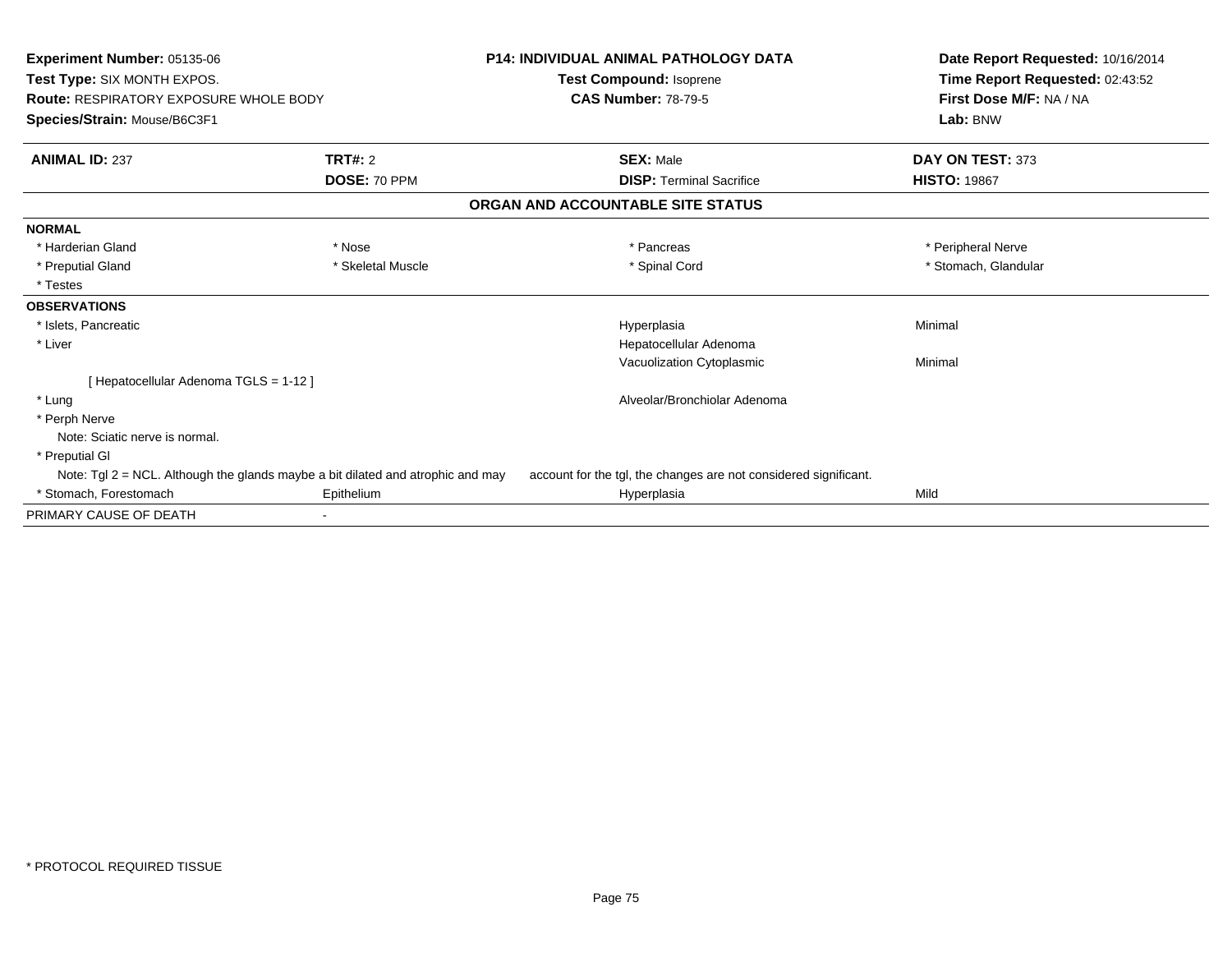**Experiment Number:** 05135-06
**Test Type:** SIX MONTH EXPOS.
**Route:** RESPIRATORY EXPOSURE WHOLE BODY
**Species/Strain:** Mouse/B6C3F1

**P14: INDIVIDUAL ANIMAL PATHOLOGY DATA**
**Test Compound:** Isoprene
**CAS Number:** 78-79-5

**Date Report Requested:** 10/16/2014
**Time Report Requested:** 02:43:52
**First Dose M/F:** NA / NA
**Lab:** BNW

| **ANIMAL ID:** 237 | **TRT#:** 2 | **SEX:** Male | **DAY ON TEST:** 373 |
|---|---|---|---|
| | **DOSE:** 70 PPM | **DISP:** Terminal Sacrifice | **HISTO:** 19867 |

## ORGAN AND ACCOUNTABLE SITE STATUS

**NORMAL**

| | | | |
|---|---|---|---|
| * Harderian Gland | * Nose | * Pancreas | * Peripheral Nerve |
| * Preputial Gland | * Skeletal Muscle | * Spinal Cord | * Stomach, Glandular |
| * Testes | | | |

**OBSERVATIONS**

| | | | |
|---|---|---|---|
| * Islets, Pancreatic | | Hyperplasia | Minimal |
| * Liver | | Hepatocellular Adenoma | |
| | | Vacuolization Cytoplasmic | Minimal |
| [ Hepatocellular Adenoma TGLS = 1-12 ] | | | |
| * Lung | | Alveolar/Bronchiolar Adenoma | |
| * Perph Nerve | | | |
| Note: Sciatic nerve is normal. | | | |
| * Preputial Gl | | | |
| Note: Tgl 2 = NCL. Although the glands maybe a bit dilated and atrophic and may account for the tgl, the changes are not considered significant. | | | |
| * Stomach, Forestomach | Epithelium | Hyperplasia | Mild |

PRIMARY CAUSE OF DEATH -

\* PROTOCOL REQUIRED TISSUE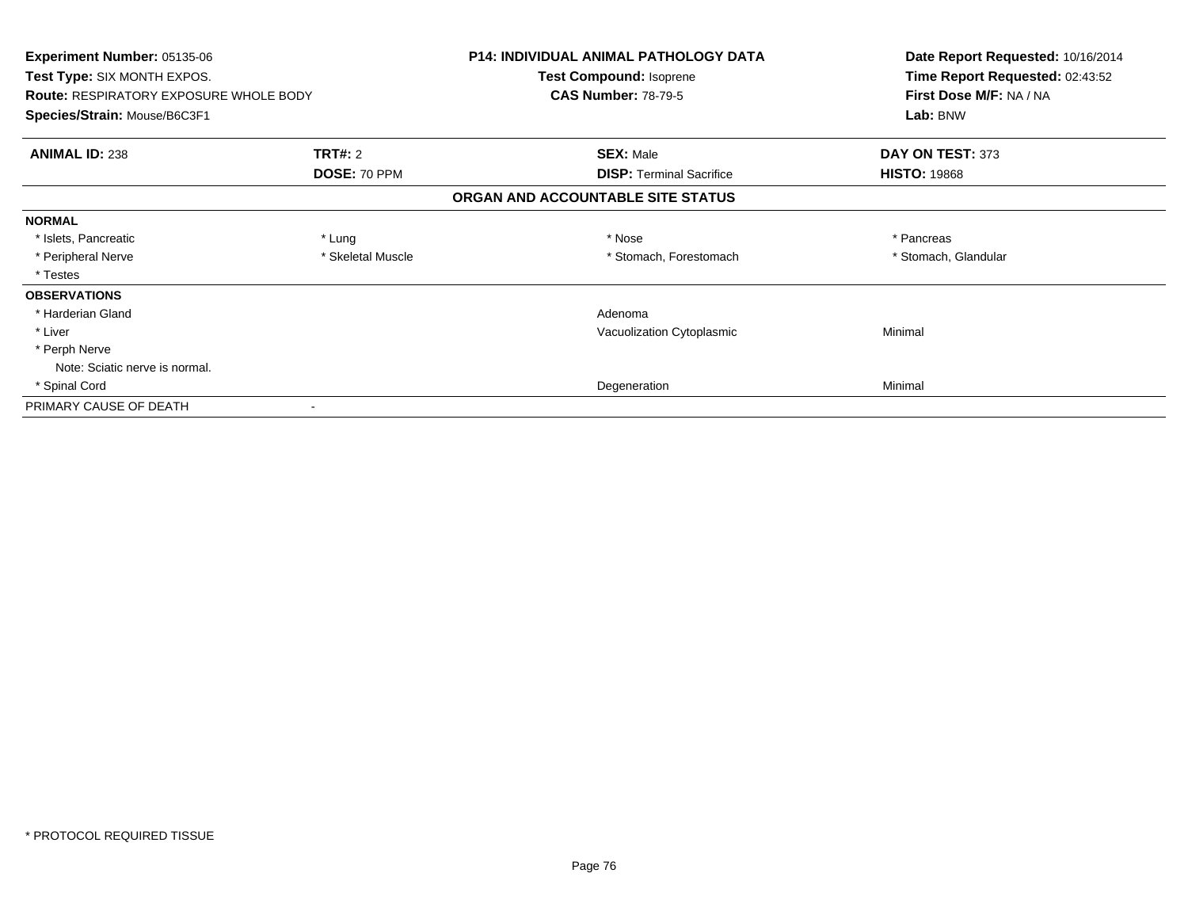**Experiment Number:** 05135-06
**Test Type:** SIX MONTH EXPOS.
**Route:** RESPIRATORY EXPOSURE WHOLE BODY
**Species/Strain:** Mouse/B6C3F1

**P14: INDIVIDUAL ANIMAL PATHOLOGY DATA**
**Test Compound:** Isoprene
**CAS Number:** 78-79-5

**Date Report Requested:** 10/16/2014
**Time Report Requested:** 02:43:52
**First Dose M/F:** NA / NA
**Lab:** BNW

| **ANIMAL ID:** 238 | **TRT#:** 2 | **SEX:** Male | **DAY ON TEST:** 373 |
|---|---|---|---|
| | **DOSE:** 70 PPM | **DISP:** Terminal Sacrifice | **HISTO:** 19868 |

## ORGAN AND ACCOUNTABLE SITE STATUS

| | | | |
|---|---|---|---|
| **NORMAL** | | | |
| * Islets, Pancreatic | * Lung | * Nose | * Pancreas |
| * Peripheral Nerve | * Skeletal Muscle | * Stomach, Forestomach | * Stomach, Glandular |
| * Testes | | | |
| **OBSERVATIONS** | | | |
| * Harderian Gland | | Adenoma | |
| * Liver | | Vacuolization Cytoplasmic | Minimal |
| * Perph Nerve | | | |
| Note: Sciatic nerve is normal. | | | |
| * Spinal Cord | | Degeneration | Minimal |
| PRIMARY CAUSE OF DEATH | - | | |

* PROTOCOL REQUIRED TISSUE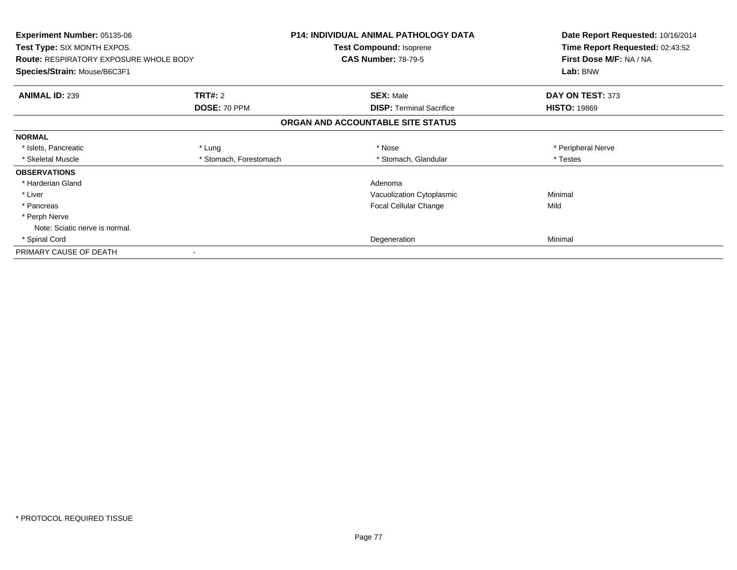**Experiment Number:** 05135-06
**Test Type:** SIX MONTH EXPOS.
**Route:** RESPIRATORY EXPOSURE WHOLE BODY
**Species/Strain:** Mouse/B6C3F1

**P14: INDIVIDUAL ANIMAL PATHOLOGY DATA**
**Test Compound:** Isoprene
**CAS Number:** 78-79-5

**Date Report Requested:** 10/16/2014
**Time Report Requested:** 02:43:52
**First Dose M/F:** NA / NA
**Lab:** BNW

| **ANIMAL ID:** 239 | **TRT#:** 2 | **SEX:** Male | **DAY ON TEST:** 373 |
|---|---|---|---|
| | **DOSE:** 70 PPM | **DISP:** Terminal Sacrifice | **HISTO:** 19869 |

**ORGAN AND ACCOUNTABLE SITE STATUS**

| | | | |
|---|---|---|---|
| **NORMAL** | | | |
| * Islets, Pancreatic | * Lung | * Nose | * Peripheral Nerve |
| * Skeletal Muscle | * Stomach, Forestomach | * Stomach, Glandular | * Testes |
| **OBSERVATIONS** | | | |
| * Harderian Gland | | Adenoma | |
| * Liver | | Vacuolization Cytoplasmic | Minimal |
| * Pancreas | | Focal Cellular Change | Mild |
| * Perph Nerve | | | |
| Note: Sciatic nerve is normal. | | | |
| * Spinal Cord | | Degeneration | Minimal |
| PRIMARY CAUSE OF DEATH | - | | |

* PROTOCOL REQUIRED TISSUE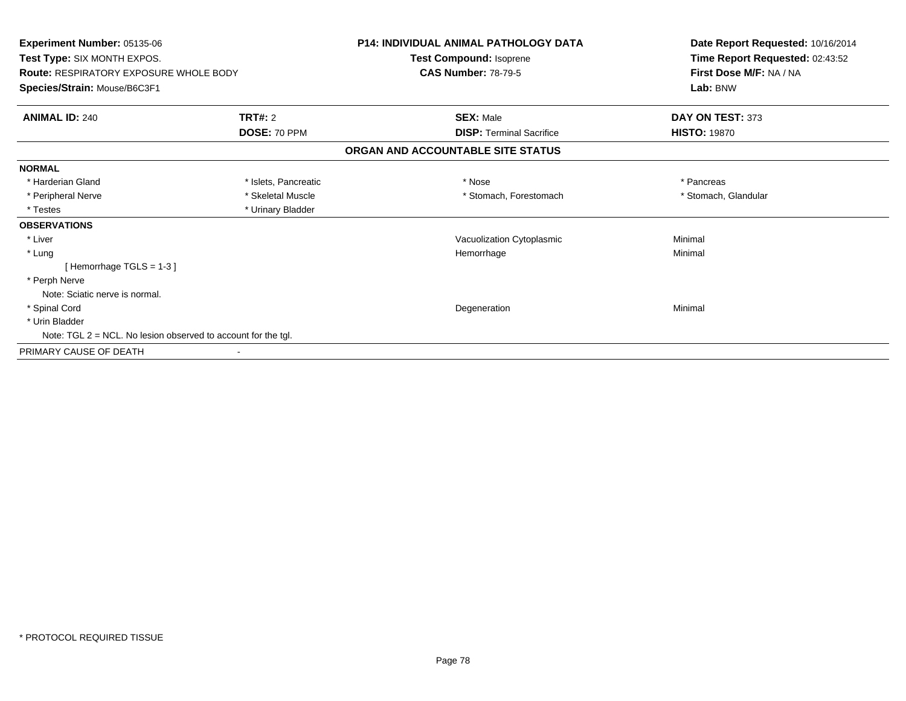**Experiment Number:** 05135-06
**Test Type:** SIX MONTH EXPOS.
**Route:** RESPIRATORY EXPOSURE WHOLE BODY
**Species/Strain:** Mouse/B6C3F1

**P14: INDIVIDUAL ANIMAL PATHOLOGY DATA**
**Test Compound:** Isoprene
**CAS Number:** 78-79-5

**Date Report Requested:** 10/16/2014
**Time Report Requested:** 02:43:52
**First Dose M/F:** NA / NA
**Lab:** BNW

| **ANIMAL ID:** 240 | **TRT#:** 2 | **SEX:** Male | **DAY ON TEST:** 373 |
|---|---|---|---|
| | **DOSE:** 70 PPM | **DISP:** Terminal Sacrifice | **HISTO:** 19870 |

## ORGAN AND ACCOUNTABLE SITE STATUS

**NORMAL**

| | | | |
|---|---|---|---|
| * Harderian Gland | * Islets, Pancreatic | * Nose | * Pancreas |
| * Peripheral Nerve | * Skeletal Muscle | * Stomach, Forestomach | * Stomach, Glandular |
| * Testes | * Urinary Bladder | | |

**OBSERVATIONS**

| | | |
|---|---|---|
| * Liver | Vacuolization Cytoplasmic | Minimal |
| * Lung | Hemorrhage | Minimal |
| [ Hemorrhage TGLS = 1-3 ] | | |
| * Perph Nerve | | |
| Note: Sciatic nerve is normal. | | |
| * Spinal Cord | Degeneration | Minimal |
| * Urin Bladder | | |
| Note: TGL 2 = NCL. No lesion observed to account for the tgl. | | |

PRIMARY CAUSE OF DEATH -

* PROTOCOL REQUIRED TISSUE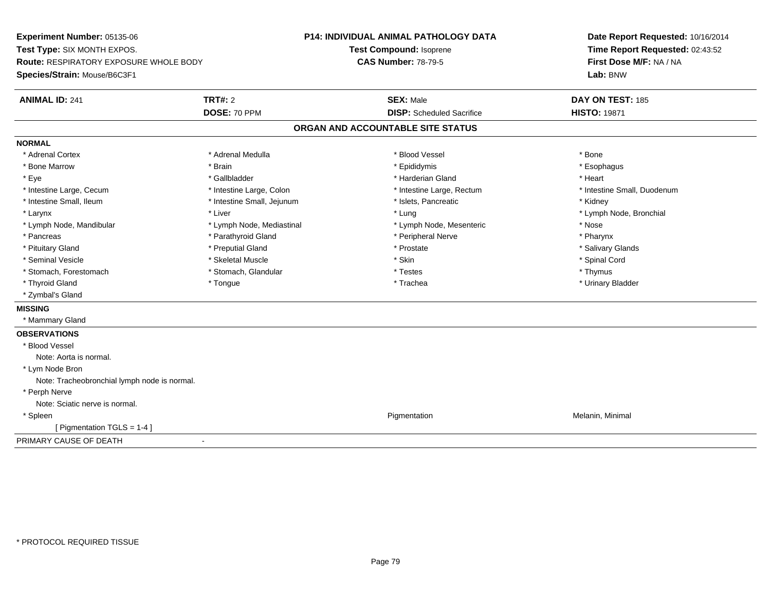**Experiment Number:** 05135-06
**Test Type:** SIX MONTH EXPOS.
**Route:** RESPIRATORY EXPOSURE WHOLE BODY
**Species/Strain:** Mouse/B6C3F1

**P14: INDIVIDUAL ANIMAL PATHOLOGY DATA**
**Test Compound:** Isoprene
**CAS Number:** 78-79-5

**Date Report Requested:** 10/16/2014
**Time Report Requested:** 02:43:52
**First Dose M/F:** NA / NA
**Lab:** BNW

| **ANIMAL ID:** 241 | **TRT#:** 2 | **SEX:** Male | **DAY ON TEST:** 185 |
|---|---|---|---|
| | **DOSE:** 70 PPM | **DISP:** Scheduled Sacrifice | **HISTO:** 19871 |

## ORGAN AND ACCOUNTABLE SITE STATUS

**NORMAL**

| | | | |
|---|---|---|---|
| * Adrenal Cortex | * Adrenal Medulla | * Blood Vessel | * Bone |
| * Bone Marrow | * Brain | * Epididymis | * Esophagus |
| * Eye | * Gallbladder | * Harderian Gland | * Heart |
| * Intestine Large, Cecum | * Intestine Large, Colon | * Intestine Large, Rectum | * Intestine Small, Duodenum |
| * Intestine Small, Ileum | * Intestine Small, Jejunum | * Islets, Pancreatic | * Kidney |
| * Larynx | * Liver | * Lung | * Lymph Node, Bronchial |
| * Lymph Node, Mandibular | * Lymph Node, Mediastinal | * Lymph Node, Mesenteric | * Nose |
| * Pancreas | * Parathyroid Gland | * Peripheral Nerve | * Pharynx |
| * Pituitary Gland | * Preputial Gland | * Prostate | * Salivary Glands |
| * Seminal Vesicle | * Skeletal Muscle | * Skin | * Spinal Cord |
| * Stomach, Forestomach | * Stomach, Glandular | * Testes | * Thymus |
| * Thyroid Gland | * Tongue | * Trachea | * Urinary Bladder |
| * Zymbal's Gland | | | |

**MISSING**

* Mammary Gland

**OBSERVATIONS**

* Blood Vessel
  Note: Aorta is normal.
* Lym Node Bron
  Note: Tracheobronchial lymph node is normal.
* Perph Nerve
  Note: Sciatic nerve is normal.
* Spleen — Pigmentation — Melanin, Minimal
  [ Pigmentation TGLS = 1-4 ]

PRIMARY CAUSE OF DEATH -

* PROTOCOL REQUIRED TISSUE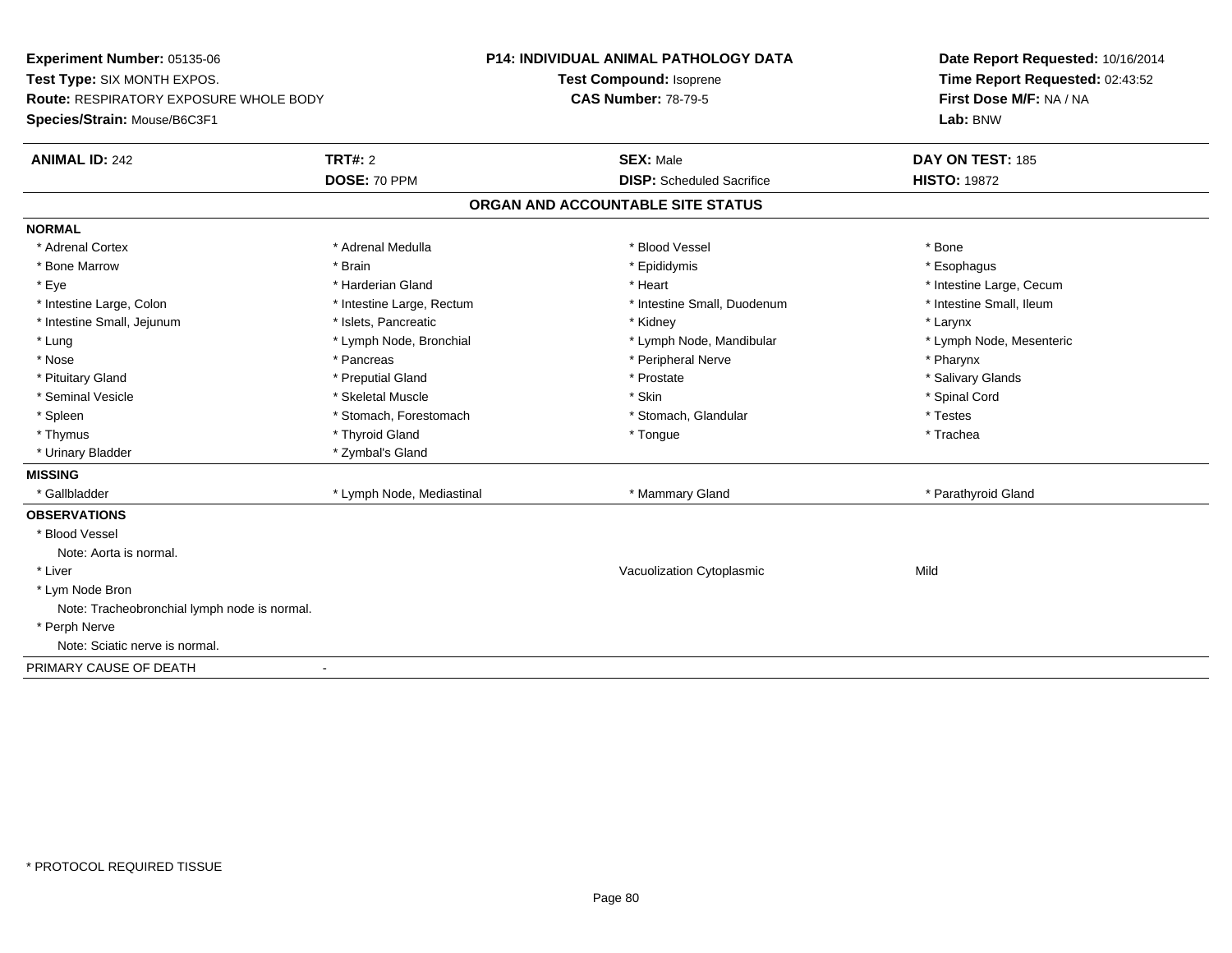**Experiment Number:** 05135-06
**Test Type:** SIX MONTH EXPOS.
**Route:** RESPIRATORY EXPOSURE WHOLE BODY
**Species/Strain:** Mouse/B6C3F1

**P14: INDIVIDUAL ANIMAL PATHOLOGY DATA**
**Test Compound:** Isoprene
**CAS Number:** 78-79-5

**Date Report Requested:** 10/16/2014
**Time Report Requested:** 02:43:52
**First Dose M/F:** NA / NA
**Lab:** BNW

| **ANIMAL ID:** 242 | **TRT#:** 2 | **SEX:** Male | **DAY ON TEST:** 185 |
|---|---|---|---|
| | **DOSE:** 70 PPM | **DISP:** Scheduled Sacrifice | **HISTO:** 19872 |

## ORGAN AND ACCOUNTABLE SITE STATUS

**NORMAL**

| | | | |
|---|---|---|---|
| * Adrenal Cortex | * Adrenal Medulla | * Blood Vessel | * Bone |
| * Bone Marrow | * Brain | * Epididymis | * Esophagus |
| * Eye | * Harderian Gland | * Heart | * Intestine Large, Cecum |
| * Intestine Large, Colon | * Intestine Large, Rectum | * Intestine Small, Duodenum | * Intestine Small, Ileum |
| * Intestine Small, Jejunum | * Islets, Pancreatic | * Kidney | * Larynx |
| * Lung | * Lymph Node, Bronchial | * Lymph Node, Mandibular | * Lymph Node, Mesenteric |
| * Nose | * Pancreas | * Peripheral Nerve | * Pharynx |
| * Pituitary Gland | * Preputial Gland | * Prostate | * Salivary Glands |
| * Seminal Vesicle | * Skeletal Muscle | * Skin | * Spinal Cord |
| * Spleen | * Stomach, Forestomach | * Stomach, Glandular | * Testes |
| * Thymus | * Thyroid Gland | * Tongue | * Trachea |
| * Urinary Bladder | * Zymbal's Gland | | |

**MISSING**

| | | | |
|---|---|---|---|
| * Gallbladder | * Lymph Node, Mediastinal | * Mammary Gland | * Parathyroid Gland |

**OBSERVATIONS**

| | | |
|---|---|---|
| * Blood Vessel | | |
| Note: Aorta is normal. | | |
| * Liver | Vacuolization Cytoplasmic | Mild |
| * Lym Node Bron | | |
| Note: Tracheobronchial lymph node is normal. | | |
| * Perph Nerve | | |
| Note: Sciatic nerve is normal. | | |

PRIMARY CAUSE OF DEATH -

* PROTOCOL REQUIRED TISSUE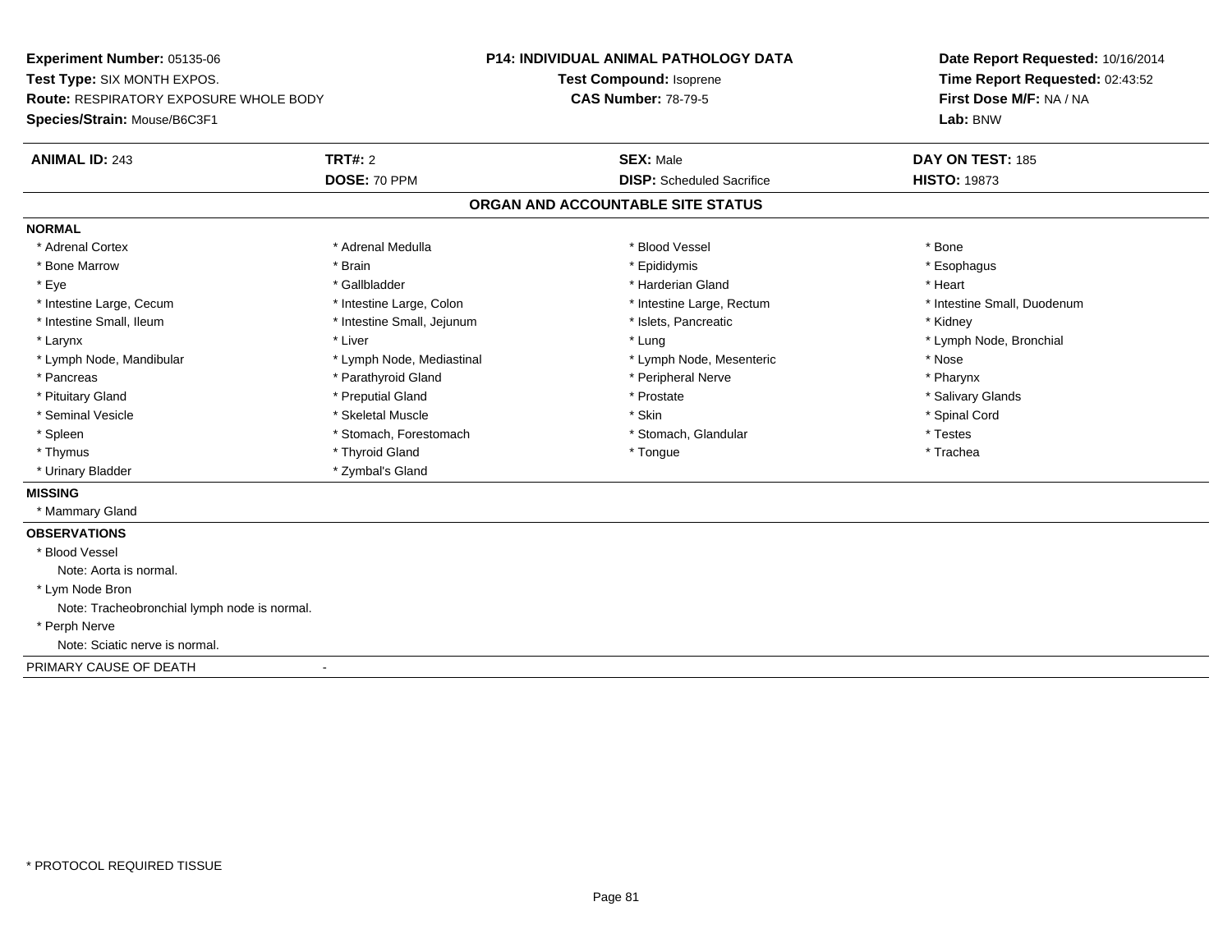**Experiment Number:** 05135-06
**Test Type:** SIX MONTH EXPOS.
**Route:** RESPIRATORY EXPOSURE WHOLE BODY
**Species/Strain:** Mouse/B6C3F1

**P14: INDIVIDUAL ANIMAL PATHOLOGY DATA**
**Test Compound:** Isoprene
**CAS Number:** 78-79-5

**Date Report Requested:** 10/16/2014
**Time Report Requested:** 02:43:52
**First Dose M/F:** NA / NA
**Lab:** BNW

| **ANIMAL ID:** 243 | **TRT#:** 2 | **SEX:** Male | **DAY ON TEST:** 185 |
|---|---|---|---|
| | **DOSE:** 70 PPM | **DISP:** Scheduled Sacrifice | **HISTO:** 19873 |

## ORGAN AND ACCOUNTABLE SITE STATUS

**NORMAL**

| | | | |
|---|---|---|---|
| * Adrenal Cortex | * Adrenal Medulla | * Blood Vessel | * Bone |
| * Bone Marrow | * Brain | * Epididymis | * Esophagus |
| * Eye | * Gallbladder | * Harderian Gland | * Heart |
| * Intestine Large, Cecum | * Intestine Large, Colon | * Intestine Large, Rectum | * Intestine Small, Duodenum |
| * Intestine Small, Ileum | * Intestine Small, Jejunum | * Islets, Pancreatic | * Kidney |
| * Larynx | * Liver | * Lung | * Lymph Node, Bronchial |
| * Lymph Node, Mandibular | * Lymph Node, Mediastinal | * Lymph Node, Mesenteric | * Nose |
| * Pancreas | * Parathyroid Gland | * Peripheral Nerve | * Pharynx |
| * Pituitary Gland | * Preputial Gland | * Prostate | * Salivary Glands |
| * Seminal Vesicle | * Skeletal Muscle | * Skin | * Spinal Cord |
| * Spleen | * Stomach, Forestomach | * Stomach, Glandular | * Testes |
| * Thymus | * Thyroid Gland | * Tongue | * Trachea |
| * Urinary Bladder | * Zymbal's Gland | | |

**MISSING**

* Mammary Gland

**OBSERVATIONS**

* Blood Vessel
  Note: Aorta is normal.
* Lym Node Bron
  Note: Tracheobronchial lymph node is normal.
* Perph Nerve
  Note: Sciatic nerve is normal.

PRIMARY CAUSE OF DEATH -

* PROTOCOL REQUIRED TISSUE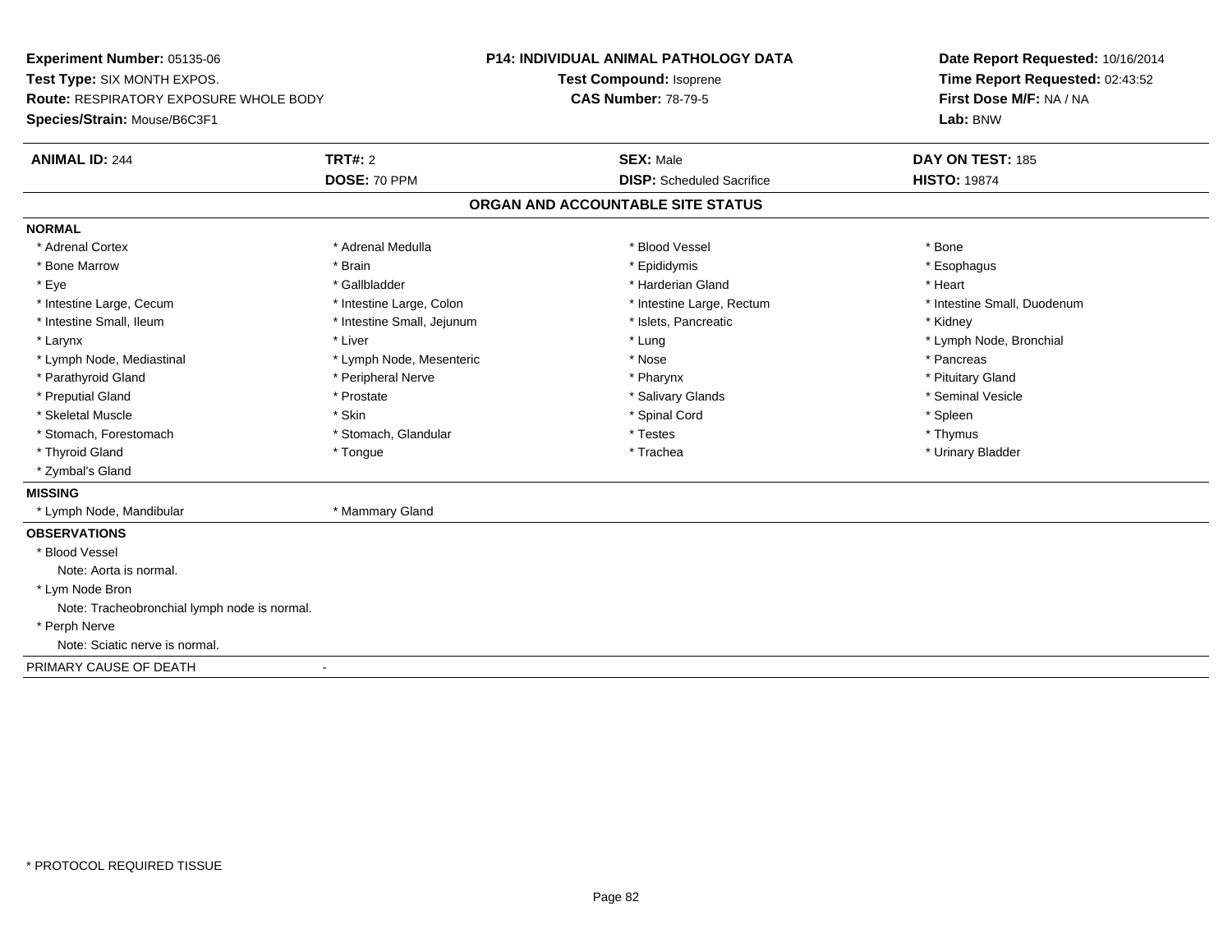**Experiment Number:** 05135-06
**Test Type:** SIX MONTH EXPOS.
**Route:** RESPIRATORY EXPOSURE WHOLE BODY
**Species/Strain:** Mouse/B6C3F1

**P14: INDIVIDUAL ANIMAL PATHOLOGY DATA**
**Test Compound:** Isoprene
**CAS Number:** 78-79-5

**Date Report Requested:** 10/16/2014
**Time Report Requested:** 02:43:52
**First Dose M/F:** NA / NA
**Lab:** BNW

| **ANIMAL ID:** 244 | **TRT#:** 2 | **SEX:** Male | **DAY ON TEST:** 185 |
|---|---|---|---|
| | **DOSE:** 70 PPM | **DISP:** Scheduled Sacrifice | **HISTO:** 19874 |

## ORGAN AND ACCOUNTABLE SITE STATUS

**NORMAL**

| | | | |
|---|---|---|---|
| * Adrenal Cortex | * Adrenal Medulla | * Blood Vessel | * Bone |
| * Bone Marrow | * Brain | * Epididymis | * Esophagus |
| * Eye | * Gallbladder | * Harderian Gland | * Heart |
| * Intestine Large, Cecum | * Intestine Large, Colon | * Intestine Large, Rectum | * Intestine Small, Duodenum |
| * Intestine Small, Ileum | * Intestine Small, Jejunum | * Islets, Pancreatic | * Kidney |
| * Larynx | * Liver | * Lung | * Lymph Node, Bronchial |
| * Lymph Node, Mediastinal | * Lymph Node, Mesenteric | * Nose | * Pancreas |
| * Parathyroid Gland | * Peripheral Nerve | * Pharynx | * Pituitary Gland |
| * Preputial Gland | * Prostate | * Salivary Glands | * Seminal Vesicle |
| * Skeletal Muscle | * Skin | * Spinal Cord | * Spleen |
| * Stomach, Forestomach | * Stomach, Glandular | * Testes | * Thymus |
| * Thyroid Gland | * Tongue | * Trachea | * Urinary Bladder |
| * Zymbal's Gland | | | |

**MISSING**

| | |
|---|---|
| * Lymph Node, Mandibular | * Mammary Gland |

**OBSERVATIONS**

* Blood Vessel
  Note: Aorta is normal.
* Lym Node Bron
  Note: Tracheobronchial lymph node is normal.
* Perph Nerve
  Note: Sciatic nerve is normal.

PRIMARY CAUSE OF DEATH -

* PROTOCOL REQUIRED TISSUE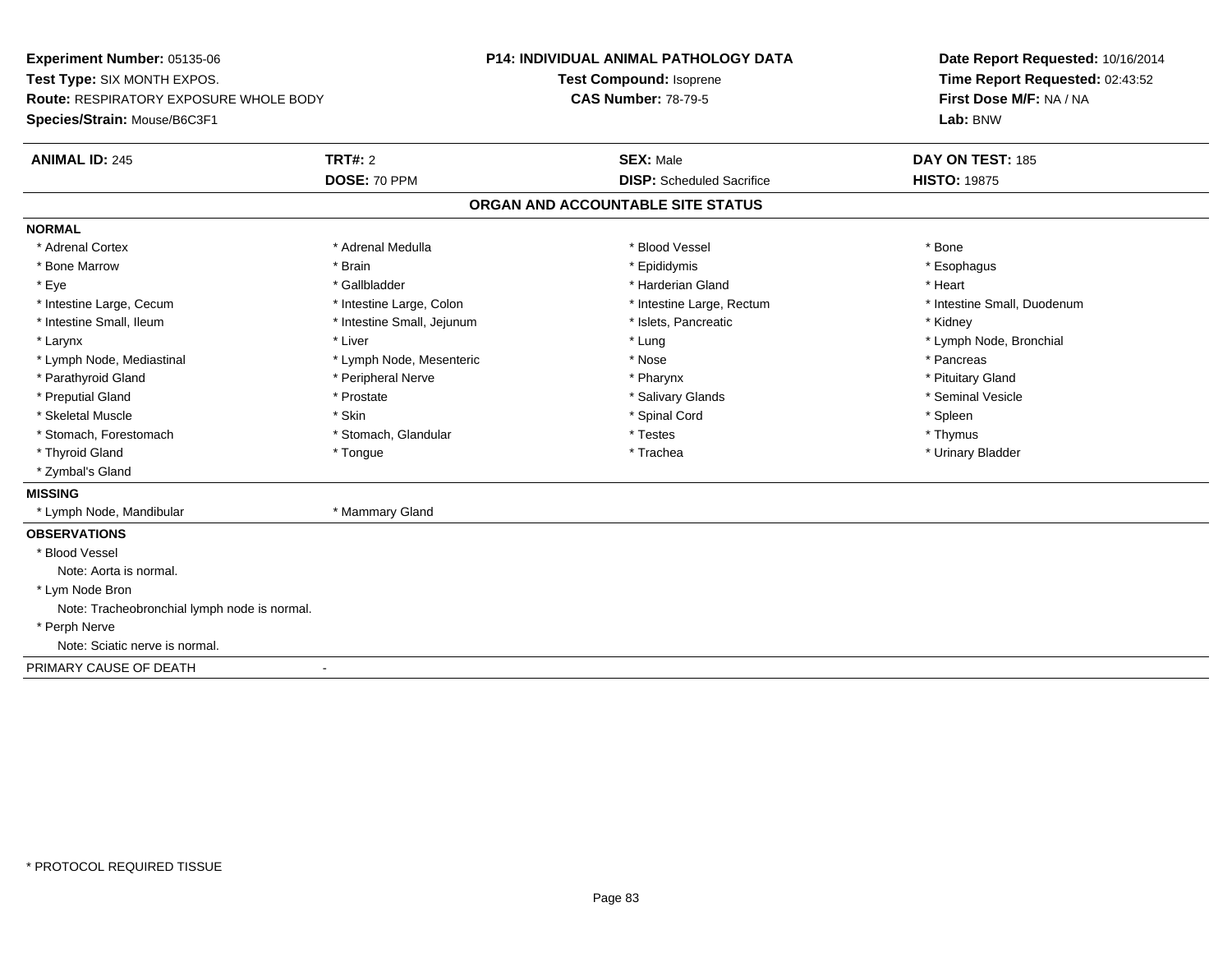**Experiment Number:** 05135-06
**Test Type:** SIX MONTH EXPOS.
**Route:** RESPIRATORY EXPOSURE WHOLE BODY
**Species/Strain:** Mouse/B6C3F1

**P14: INDIVIDUAL ANIMAL PATHOLOGY DATA**
**Test Compound:** Isoprene
**CAS Number:** 78-79-5

**Date Report Requested:** 10/16/2014
**Time Report Requested:** 02:43:52
**First Dose M/F:** NA / NA
**Lab:** BNW

| **ANIMAL ID:** 245 | **TRT#:** 2 | **SEX:** Male | **DAY ON TEST:** 185 |
|---|---|---|---|
| | **DOSE:** 70 PPM | **DISP:** Scheduled Sacrifice | **HISTO:** 19875 |

## ORGAN AND ACCOUNTABLE SITE STATUS

**NORMAL**

| | | | |
|---|---|---|---|
| * Adrenal Cortex | * Adrenal Medulla | * Blood Vessel | * Bone |
| * Bone Marrow | * Brain | * Epididymis | * Esophagus |
| * Eye | * Gallbladder | * Harderian Gland | * Heart |
| * Intestine Large, Cecum | * Intestine Large, Colon | * Intestine Large, Rectum | * Intestine Small, Duodenum |
| * Intestine Small, Ileum | * Intestine Small, Jejunum | * Islets, Pancreatic | * Kidney |
| * Larynx | * Liver | * Lung | * Lymph Node, Bronchial |
| * Lymph Node, Mediastinal | * Lymph Node, Mesenteric | * Nose | * Pancreas |
| * Parathyroid Gland | * Peripheral Nerve | * Pharynx | * Pituitary Gland |
| * Preputial Gland | * Prostate | * Salivary Glands | * Seminal Vesicle |
| * Skeletal Muscle | * Skin | * Spinal Cord | * Spleen |
| * Stomach, Forestomach | * Stomach, Glandular | * Testes | * Thymus |
| * Thyroid Gland | * Tongue | * Trachea | * Urinary Bladder |
| * Zymbal's Gland | | | |

**MISSING**

* Lymph Node, Mandibular
* Mammary Gland

**OBSERVATIONS**

* Blood Vessel
  Note: Aorta is normal.
* Lym Node Bron
  Note: Tracheobronchial lymph node is normal.
* Perph Nerve
  Note: Sciatic nerve is normal.

PRIMARY CAUSE OF DEATH -

* PROTOCOL REQUIRED TISSUE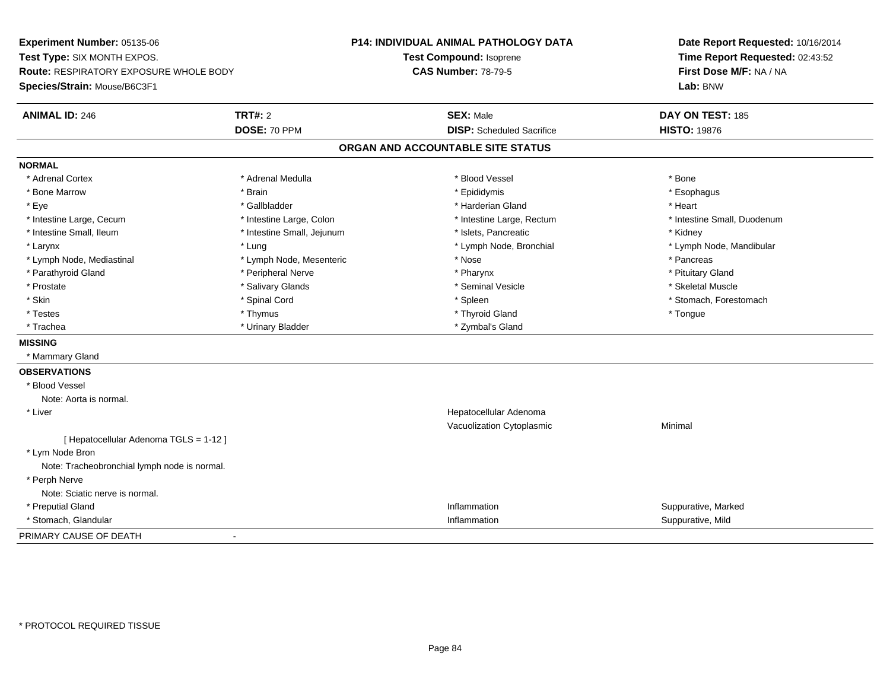**Experiment Number:** 05135-06
**Test Type:** SIX MONTH EXPOS.
**Route:** RESPIRATORY EXPOSURE WHOLE BODY
**Species/Strain:** Mouse/B6C3F1

**P14: INDIVIDUAL ANIMAL PATHOLOGY DATA**
**Test Compound:** Isoprene
**CAS Number:** 78-79-5

**Date Report Requested:** 10/16/2014
**Time Report Requested:** 02:43:52
**First Dose M/F:** NA / NA
**Lab:** BNW

| **ANIMAL ID:** 246 | **TRT#:** 2 | **SEX:** Male | **DAY ON TEST:** 185 |
|---|---|---|---|
| | **DOSE:** 70 PPM | **DISP:** Scheduled Sacrifice | **HISTO:** 19876 |

## ORGAN AND ACCOUNTABLE SITE STATUS

**NORMAL**

| | | | |
|---|---|---|---|
| * Adrenal Cortex | * Adrenal Medulla | * Blood Vessel | * Bone |
| * Bone Marrow | * Brain | * Epididymis | * Esophagus |
| * Eye | * Gallbladder | * Harderian Gland | * Heart |
| * Intestine Large, Cecum | * Intestine Large, Colon | * Intestine Large, Rectum | * Intestine Small, Duodenum |
| * Intestine Small, Ileum | * Intestine Small, Jejunum | * Islets, Pancreatic | * Kidney |
| * Larynx | * Lung | * Lymph Node, Bronchial | * Lymph Node, Mandibular |
| * Lymph Node, Mediastinal | * Lymph Node, Mesenteric | * Nose | * Pancreas |
| * Parathyroid Gland | * Peripheral Nerve | * Pharynx | * Pituitary Gland |
| * Prostate | * Salivary Glands | * Seminal Vesicle | * Skeletal Muscle |
| * Skin | * Spinal Cord | * Spleen | * Stomach, Forestomach |
| * Testes | * Thymus | * Thyroid Gland | * Tongue |
| * Trachea | * Urinary Bladder | * Zymbal's Gland | |

**MISSING**

* Mammary Gland

**OBSERVATIONS**

* Blood Vessel
  Note: Aorta is normal.
* Liver — Hepatocellular Adenoma
  — Vacuolization Cytoplasmic — Minimal
  [ Hepatocellular Adenoma TGLS = 1-12 ]
* Lym Node Bron
  Note: Tracheobronchial lymph node is normal.
* Perph Nerve
  Note: Sciatic nerve is normal.
* Preputial Gland — Inflammation — Suppurative, Marked
* Stomach, Glandular — Inflammation — Suppurative, Mild

PRIMARY CAUSE OF DEATH -

* PROTOCOL REQUIRED TISSUE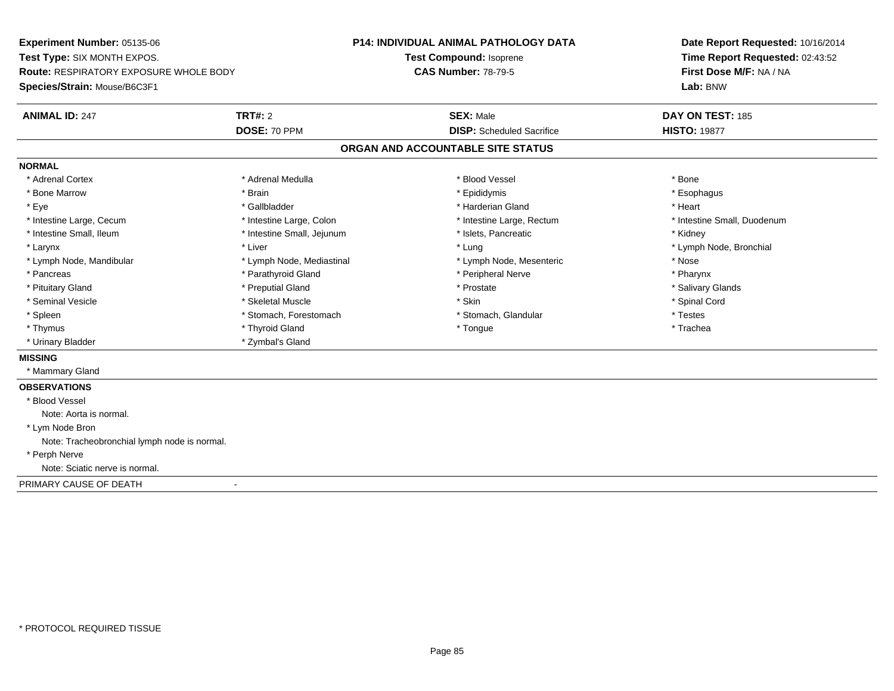**Experiment Number:** 05135-06
**Test Type:** SIX MONTH EXPOS.
**Route:** RESPIRATORY EXPOSURE WHOLE BODY
**Species/Strain:** Mouse/B6C3F1

**P14: INDIVIDUAL ANIMAL PATHOLOGY DATA**
**Test Compound:** Isoprene
**CAS Number:** 78-79-5

**Date Report Requested:** 10/16/2014
**Time Report Requested:** 02:43:52
**First Dose M/F:** NA / NA
**Lab:** BNW

| **ANIMAL ID:** 247 | **TRT#:** 2 | **SEX:** Male | **DAY ON TEST:** 185 |
|---|---|---|---|
| | **DOSE:** 70 PPM | **DISP:** Scheduled Sacrifice | **HISTO:** 19877 |

## ORGAN AND ACCOUNTABLE SITE STATUS

**NORMAL**

| | | | |
|---|---|---|---|
| * Adrenal Cortex | * Adrenal Medulla | * Blood Vessel | * Bone |
| * Bone Marrow | * Brain | * Epididymis | * Esophagus |
| * Eye | * Gallbladder | * Harderian Gland | * Heart |
| * Intestine Large, Cecum | * Intestine Large, Colon | * Intestine Large, Rectum | * Intestine Small, Duodenum |
| * Intestine Small, Ileum | * Intestine Small, Jejunum | * Islets, Pancreatic | * Kidney |
| * Larynx | * Liver | * Lung | * Lymph Node, Bronchial |
| * Lymph Node, Mandibular | * Lymph Node, Mediastinal | * Lymph Node, Mesenteric | * Nose |
| * Pancreas | * Parathyroid Gland | * Peripheral Nerve | * Pharynx |
| * Pituitary Gland | * Preputial Gland | * Prostate | * Salivary Glands |
| * Seminal Vesicle | * Skeletal Muscle | * Skin | * Spinal Cord |
| * Spleen | * Stomach, Forestomach | * Stomach, Glandular | * Testes |
| * Thymus | * Thyroid Gland | * Tongue | * Trachea |
| * Urinary Bladder | * Zymbal's Gland | | |

**MISSING**

* Mammary Gland

**OBSERVATIONS**

* Blood Vessel
  Note: Aorta is normal.
* Lym Node Bron
  Note: Tracheobronchial lymph node is normal.
* Perph Nerve
  Note: Sciatic nerve is normal.

PRIMARY CAUSE OF DEATH -

* PROTOCOL REQUIRED TISSUE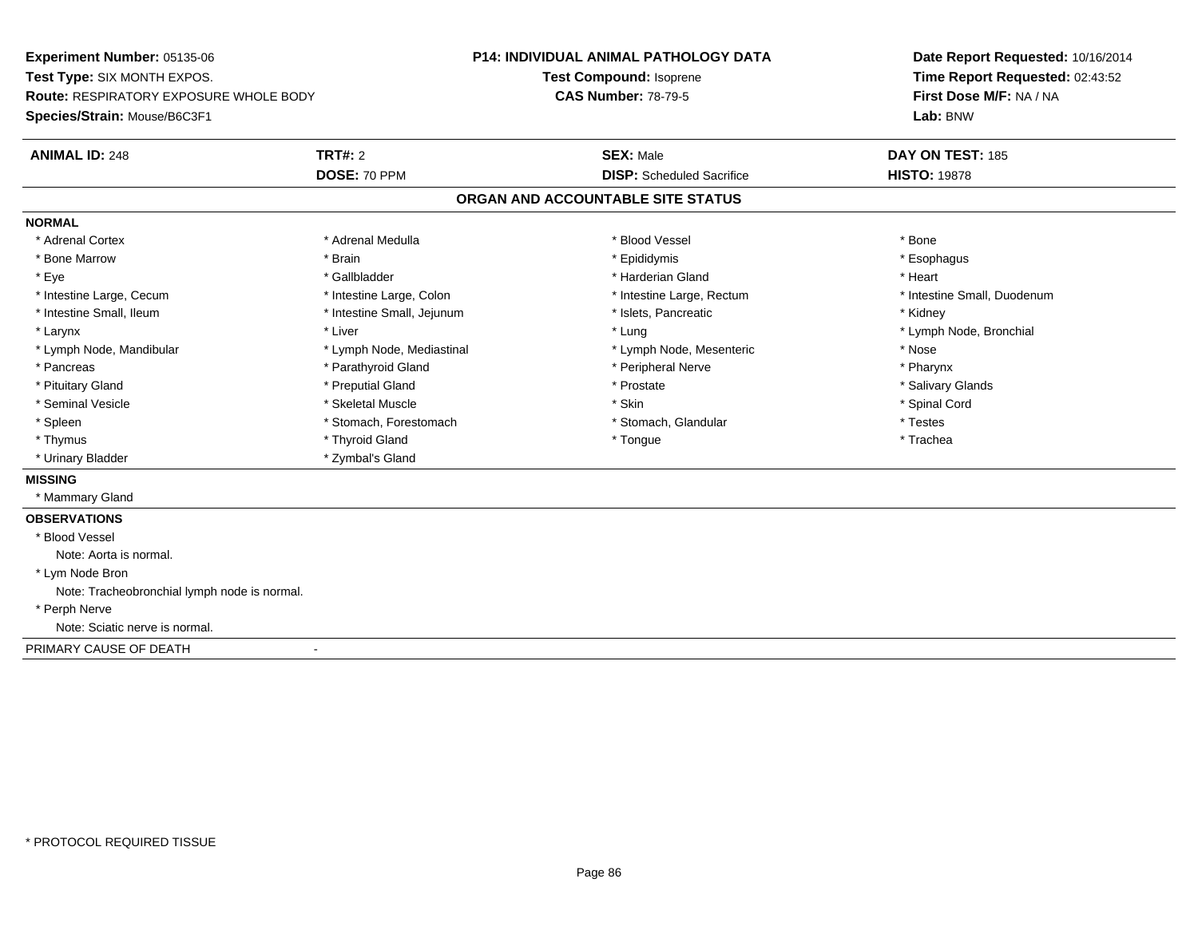**Experiment Number:** 05135-06
**Test Type:** SIX MONTH EXPOS.
**Route:** RESPIRATORY EXPOSURE WHOLE BODY
**Species/Strain:** Mouse/B6C3F1

**P14: INDIVIDUAL ANIMAL PATHOLOGY DATA**
**Test Compound:** Isoprene
**CAS Number:** 78-79-5

**Date Report Requested:** 10/16/2014
**Time Report Requested:** 02:43:52
**First Dose M/F:** NA / NA
**Lab:** BNW

| **ANIMAL ID:** 248 | **TRT#:** 2 | **SEX:** Male | **DAY ON TEST:** 185 |
|---|---|---|---|
| | **DOSE:** 70 PPM | **DISP:** Scheduled Sacrifice | **HISTO:** 19878 |

## ORGAN AND ACCOUNTABLE SITE STATUS

**NORMAL**

| | | | |
|---|---|---|---|
| * Adrenal Cortex | * Adrenal Medulla | * Blood Vessel | * Bone |
| * Bone Marrow | * Brain | * Epididymis | * Esophagus |
| * Eye | * Gallbladder | * Harderian Gland | * Heart |
| * Intestine Large, Cecum | * Intestine Large, Colon | * Intestine Large, Rectum | * Intestine Small, Duodenum |
| * Intestine Small, Ileum | * Intestine Small, Jejunum | * Islets, Pancreatic | * Kidney |
| * Larynx | * Liver | * Lung | * Lymph Node, Bronchial |
| * Lymph Node, Mandibular | * Lymph Node, Mediastinal | * Lymph Node, Mesenteric | * Nose |
| * Pancreas | * Parathyroid Gland | * Peripheral Nerve | * Pharynx |
| * Pituitary Gland | * Preputial Gland | * Prostate | * Salivary Glands |
| * Seminal Vesicle | * Skeletal Muscle | * Skin | * Spinal Cord |
| * Spleen | * Stomach, Forestomach | * Stomach, Glandular | * Testes |
| * Thymus | * Thyroid Gland | * Tongue | * Trachea |
| * Urinary Bladder | * Zymbal's Gland | | |

**MISSING**

* Mammary Gland

**OBSERVATIONS**

* Blood Vessel
  Note: Aorta is normal.
* Lym Node Bron
  Note: Tracheobronchial lymph node is normal.
* Perph Nerve
  Note: Sciatic nerve is normal.

PRIMARY CAUSE OF DEATH -

* PROTOCOL REQUIRED TISSUE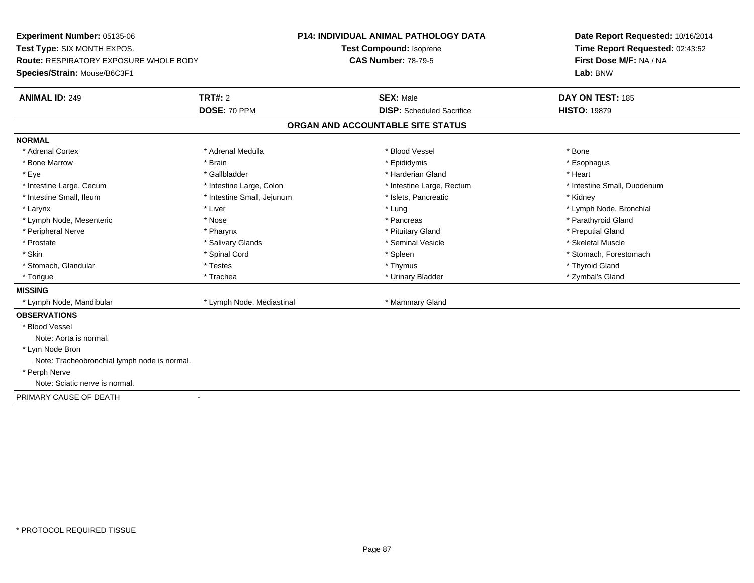**Experiment Number:** 05135-06
**Test Type:** SIX MONTH EXPOS.
**Route:** RESPIRATORY EXPOSURE WHOLE BODY
**Species/Strain:** Mouse/B6C3F1

**P14: INDIVIDUAL ANIMAL PATHOLOGY DATA**
**Test Compound:** Isoprene
**CAS Number:** 78-79-5

**Date Report Requested:** 10/16/2014
**Time Report Requested:** 02:43:52
**First Dose M/F:** NA / NA
**Lab:** BNW

| **ANIMAL ID:** 249 | **TRT#:** 2 | **SEX:** Male | **DAY ON TEST:** 185 |
|---|---|---|---|
| | **DOSE:** 70 PPM | **DISP:** Scheduled Sacrifice | **HISTO:** 19879 |

## ORGAN AND ACCOUNTABLE SITE STATUS

**NORMAL**

| | | | |
|---|---|---|---|
| * Adrenal Cortex | * Adrenal Medulla | * Blood Vessel | * Bone |
| * Bone Marrow | * Brain | * Epididymis | * Esophagus |
| * Eye | * Gallbladder | * Harderian Gland | * Heart |
| * Intestine Large, Cecum | * Intestine Large, Colon | * Intestine Large, Rectum | * Intestine Small, Duodenum |
| * Intestine Small, Ileum | * Intestine Small, Jejunum | * Islets, Pancreatic | * Kidney |
| * Larynx | * Liver | * Lung | * Lymph Node, Bronchial |
| * Lymph Node, Mesenteric | * Nose | * Pancreas | * Parathyroid Gland |
| * Peripheral Nerve | * Pharynx | * Pituitary Gland | * Preputial Gland |
| * Prostate | * Salivary Glands | * Seminal Vesicle | * Skeletal Muscle |
| * Skin | * Spinal Cord | * Spleen | * Stomach, Forestomach |
| * Stomach, Glandular | * Testes | * Thymus | * Thyroid Gland |
| * Tongue | * Trachea | * Urinary Bladder | * Zymbal's Gland |

**MISSING**

| | | |
|---|---|---|
| * Lymph Node, Mandibular | * Lymph Node, Mediastinal | * Mammary Gland |

**OBSERVATIONS**

* Blood Vessel
  Note: Aorta is normal.
* Lym Node Bron
  Note: Tracheobronchial lymph node is normal.
* Perph Nerve
  Note: Sciatic nerve is normal.

PRIMARY CAUSE OF DEATH -

* PROTOCOL REQUIRED TISSUE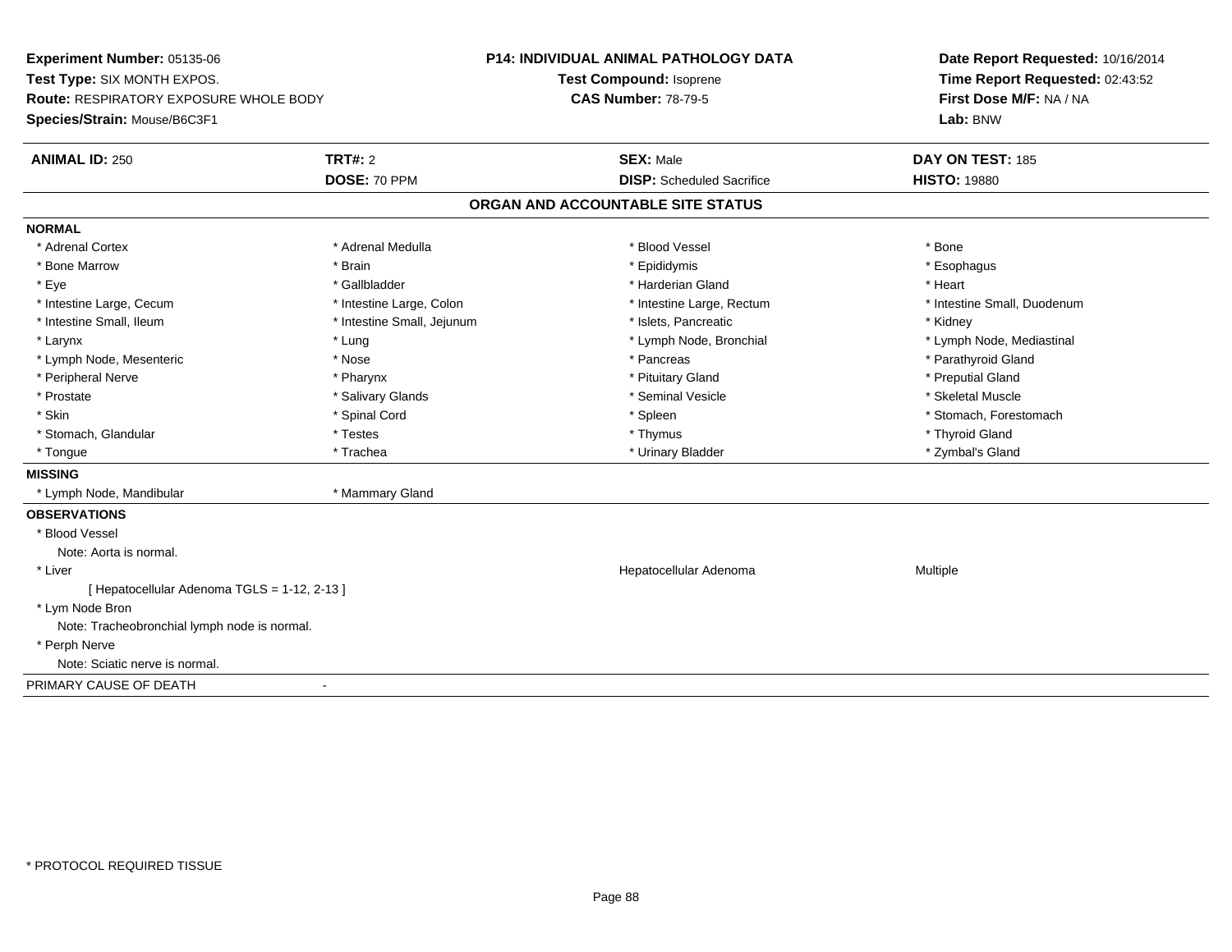**Experiment Number:** 05135-06
**Test Type:** SIX MONTH EXPOS.
**Route:** RESPIRATORY EXPOSURE WHOLE BODY
**Species/Strain:** Mouse/B6C3F1

**P14: INDIVIDUAL ANIMAL PATHOLOGY DATA**
**Test Compound:** Isoprene
**CAS Number:** 78-79-5

**Date Report Requested:** 10/16/2014
**Time Report Requested:** 02:43:52
**First Dose M/F:** NA / NA
**Lab:** BNW

| **ANIMAL ID:** 250 | **TRT#:** 2 | **SEX:** Male | **DAY ON TEST:** 185 |
|---|---|---|---|
| | **DOSE:** 70 PPM | **DISP:** Scheduled Sacrifice | **HISTO:** 19880 |

## ORGAN AND ACCOUNTABLE SITE STATUS

**NORMAL**

| | | | |
|---|---|---|---|
| * Adrenal Cortex | * Adrenal Medulla | * Blood Vessel | * Bone |
| * Bone Marrow | * Brain | * Epididymis | * Esophagus |
| * Eye | * Gallbladder | * Harderian Gland | * Heart |
| * Intestine Large, Cecum | * Intestine Large, Colon | * Intestine Large, Rectum | * Intestine Small, Duodenum |
| * Intestine Small, Ileum | * Intestine Small, Jejunum | * Islets, Pancreatic | * Kidney |
| * Larynx | * Lung | * Lymph Node, Bronchial | * Lymph Node, Mediastinal |
| * Lymph Node, Mesenteric | * Nose | * Pancreas | * Parathyroid Gland |
| * Peripheral Nerve | * Pharynx | * Pituitary Gland | * Preputial Gland |
| * Prostate | * Salivary Glands | * Seminal Vesicle | * Skeletal Muscle |
| * Skin | * Spinal Cord | * Spleen | * Stomach, Forestomach |
| * Stomach, Glandular | * Testes | * Thymus | * Thyroid Gland |
| * Tongue | * Trachea | * Urinary Bladder | * Zymbal's Gland |

**MISSING**

* Lymph Node, Mandibular
* Mammary Gland

**OBSERVATIONS**

* Blood Vessel
  Note: Aorta is normal.
* Liver — Hepatocellular Adenoma — Multiple
  [ Hepatocellular Adenoma TGLS = 1-12, 2-13 ]
* Lym Node Bron
  Note: Tracheobronchial lymph node is normal.
* Perph Nerve
  Note: Sciatic nerve is normal.

PRIMARY CAUSE OF DEATH -

* PROTOCOL REQUIRED TISSUE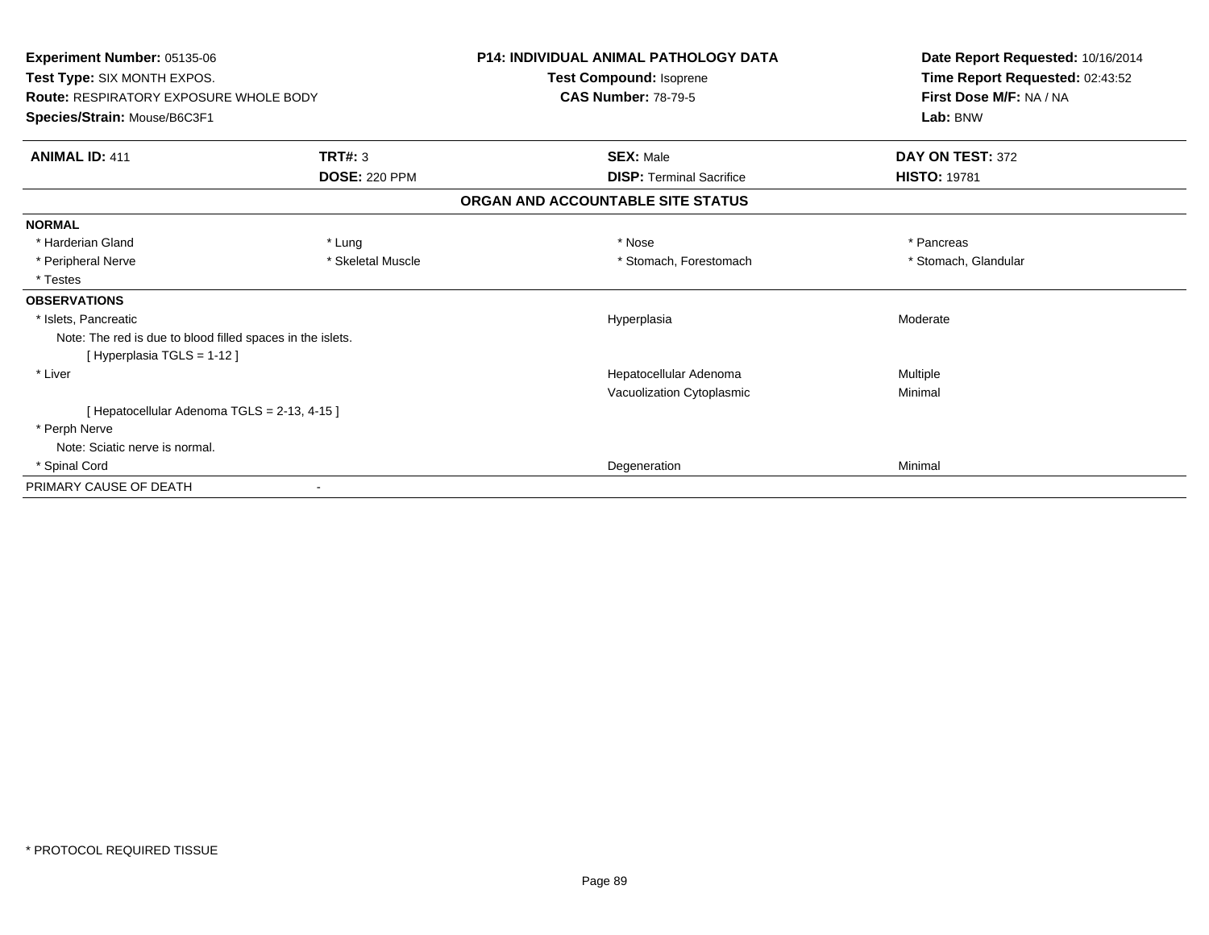**Experiment Number:** 05135-06
**Test Type:** SIX MONTH EXPOS.
**Route:** RESPIRATORY EXPOSURE WHOLE BODY
**Species/Strain:** Mouse/B6C3F1

**P14: INDIVIDUAL ANIMAL PATHOLOGY DATA**
**Test Compound:** Isoprene
**CAS Number:** 78-79-5

**Date Report Requested:** 10/16/2014
**Time Report Requested:** 02:43:52
**First Dose M/F:** NA / NA
**Lab:** BNW

| **ANIMAL ID:** 411 | **TRT#:** 3 | **SEX:** Male | **DAY ON TEST:** 372 |
|---|---|---|---|
| | **DOSE:** 220 PPM | **DISP:** Terminal Sacrifice | **HISTO:** 19781 |

**ORGAN AND ACCOUNTABLE SITE STATUS**

**NORMAL**

| | | | |
|---|---|---|---|
| * Harderian Gland | * Lung | * Nose | * Pancreas |
| * Peripheral Nerve | * Skeletal Muscle | * Stomach, Forestomach | * Stomach, Glandular |
| * Testes | | | |

**OBSERVATIONS**

| | | |
|---|---|---|
| * Islets, Pancreatic | Hyperplasia | Moderate |
| Note: The red is due to blood filled spaces in the islets. | | |
| [ Hyperplasia TGLS = 1-12 ] | | |
| * Liver | Hepatocellular Adenoma | Multiple |
| | Vacuolization Cytoplasmic | Minimal |
| [ Hepatocellular Adenoma TGLS = 2-13, 4-15 ] | | |
| * Perph Nerve | | |
| Note: Sciatic nerve is normal. | | |
| * Spinal Cord | Degeneration | Minimal |

PRIMARY CAUSE OF DEATH -

* PROTOCOL REQUIRED TISSUE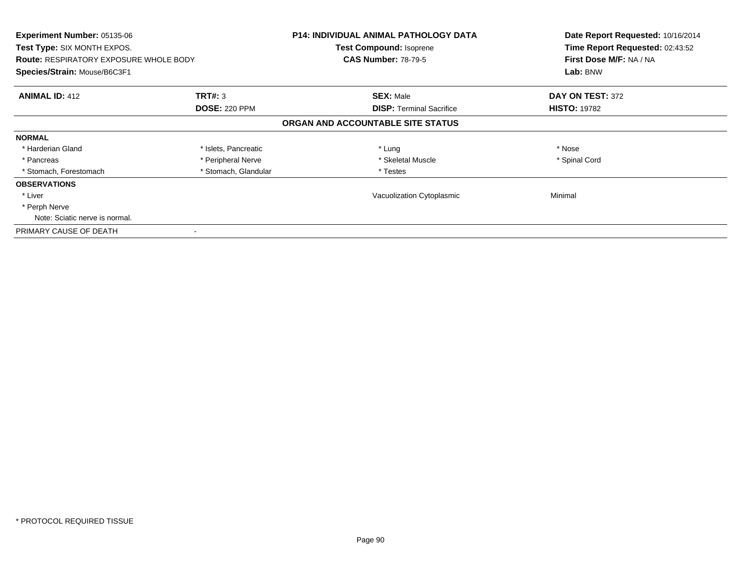**Experiment Number:** 05135-06
**Test Type:** SIX MONTH EXPOS.
**Route:** RESPIRATORY EXPOSURE WHOLE BODY
**Species/Strain:** Mouse/B6C3F1

**P14: INDIVIDUAL ANIMAL PATHOLOGY DATA**
**Test Compound:** Isoprene
**CAS Number:** 78-79-5

**Date Report Requested:** 10/16/2014
**Time Report Requested:** 02:43:52
**First Dose M/F:** NA / NA
**Lab:** BNW

| **ANIMAL ID:** 412 | **TRT#:** 3 | **SEX:** Male | **DAY ON TEST:** 372 |
|---|---|---|---|
| | **DOSE:** 220 PPM | **DISP:** Terminal Sacrifice | **HISTO:** 19782 |

**ORGAN AND ACCOUNTABLE SITE STATUS**

| | | | |
|---|---|---|---|
| **NORMAL** | | | |
| * Harderian Gland | * Islets, Pancreatic | * Lung | * Nose |
| * Pancreas | * Peripheral Nerve | * Skeletal Muscle | * Spinal Cord |
| * Stomach, Forestomach | * Stomach, Glandular | * Testes | |
| **OBSERVATIONS** | | | |
| * Liver | | Vacuolization Cytoplasmic | Minimal |
| * Perph Nerve | | | |
| Note: Sciatic nerve is normal. | | | |
| PRIMARY CAUSE OF DEATH | - | | |

* PROTOCOL REQUIRED TISSUE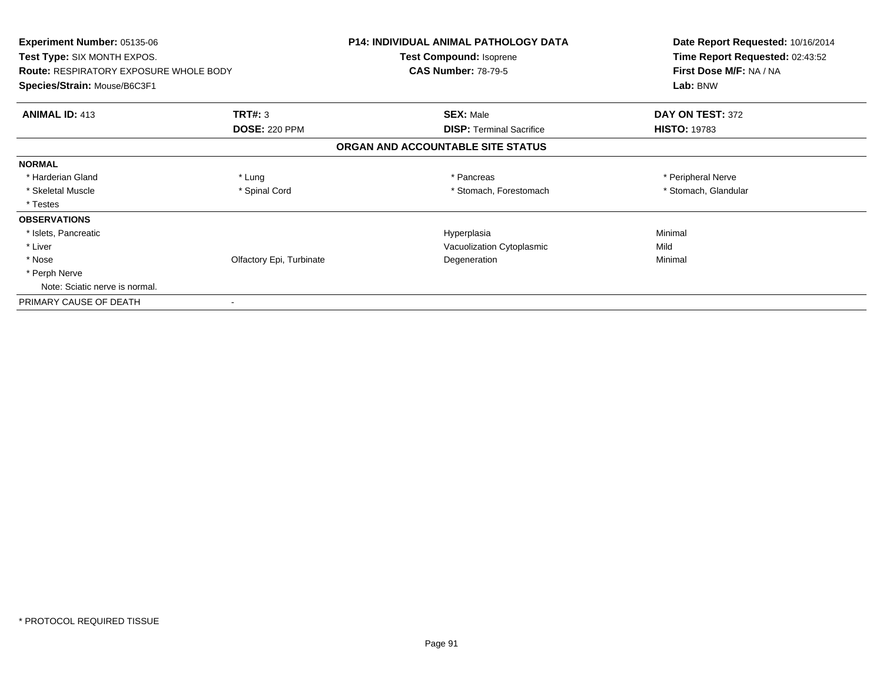**Experiment Number:** 05135-06
**Test Type:** SIX MONTH EXPOS.
**Route:** RESPIRATORY EXPOSURE WHOLE BODY
**Species/Strain:** Mouse/B6C3F1

**P14: INDIVIDUAL ANIMAL PATHOLOGY DATA**
**Test Compound:** Isoprene
**CAS Number:** 78-79-5

**Date Report Requested:** 10/16/2014
**Time Report Requested:** 02:43:52
**First Dose M/F:** NA / NA
**Lab:** BNW

| **ANIMAL ID:** 413 | **TRT#:** 3 | **SEX:** Male | **DAY ON TEST:** 372 |
|---|---|---|---|
| | **DOSE:** 220 PPM | **DISP:** Terminal Sacrifice | **HISTO:** 19783 |

**ORGAN AND ACCOUNTABLE SITE STATUS**

| | | | |
|---|---|---|---|
| **NORMAL** | | | |
| * Harderian Gland | * Lung | * Pancreas | * Peripheral Nerve |
| * Skeletal Muscle | * Spinal Cord | * Stomach, Forestomach | * Stomach, Glandular |
| * Testes | | | |
| **OBSERVATIONS** | | | |
| * Islets, Pancreatic | | Hyperplasia | Minimal |
| * Liver | | Vacuolization Cytoplasmic | Mild |
| * Nose | Olfactory Epi, Turbinate | Degeneration | Minimal |
| * Perph Nerve | | | |
| Note: Sciatic nerve is normal. | | | |
| PRIMARY CAUSE OF DEATH | - | | |

\* PROTOCOL REQUIRED TISSUE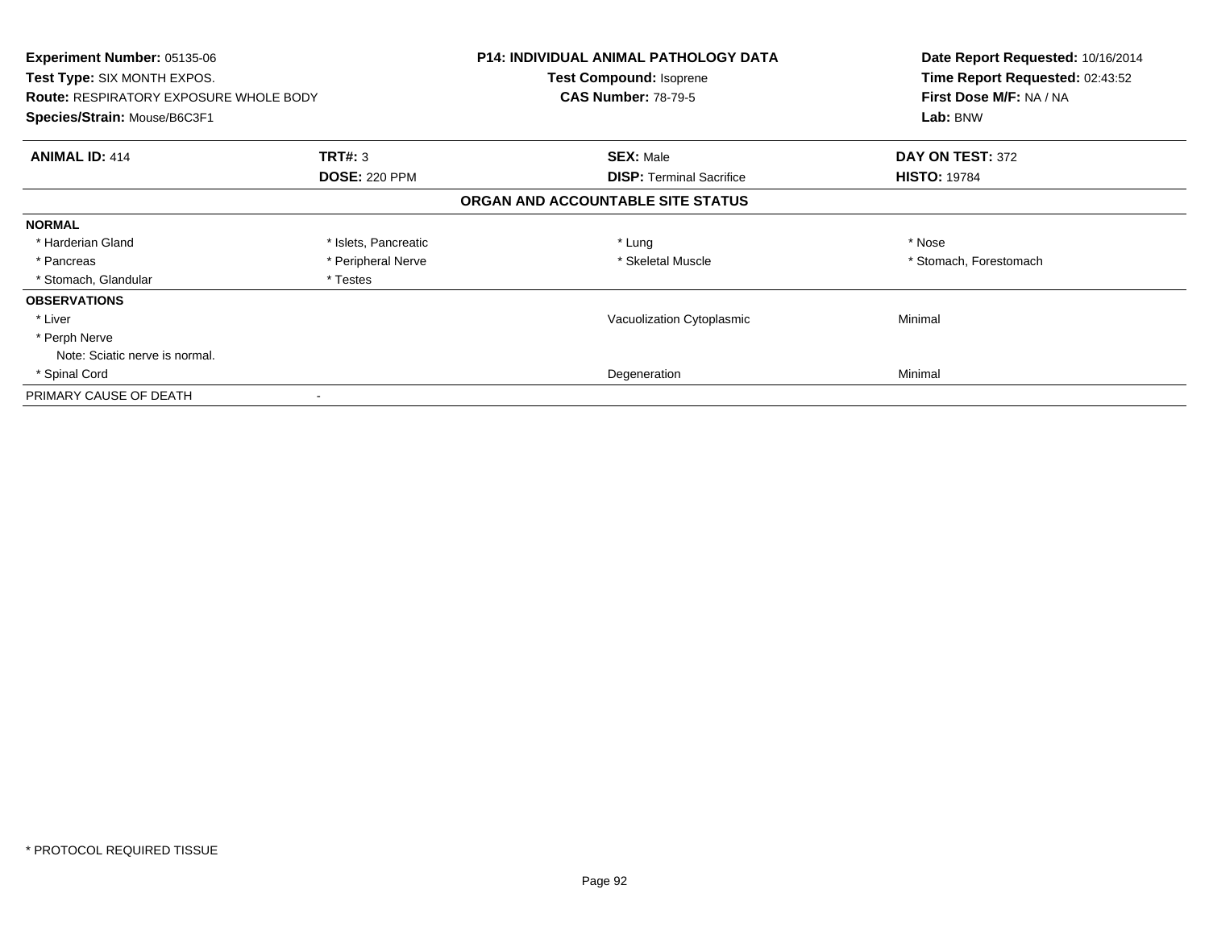**Experiment Number:** 05135-06
**Test Type:** SIX MONTH EXPOS.
**Route:** RESPIRATORY EXPOSURE WHOLE BODY
**Species/Strain:** Mouse/B6C3F1

**P14: INDIVIDUAL ANIMAL PATHOLOGY DATA**
**Test Compound:** Isoprene
**CAS Number:** 78-79-5

**Date Report Requested:** 10/16/2014
**Time Report Requested:** 02:43:52
**First Dose M/F:** NA / NA
**Lab:** BNW

| **ANIMAL ID:** 414 | **TRT#:** 3 | **SEX:** Male | **DAY ON TEST:** 372 |
|---|---|---|---|
| | **DOSE:** 220 PPM | **DISP:** Terminal Sacrifice | **HISTO:** 19784 |

**ORGAN AND ACCOUNTABLE SITE STATUS**

| | | | |
|---|---|---|---|
| **NORMAL** | | | |
| * Harderian Gland | * Islets, Pancreatic | * Lung | * Nose |
| * Pancreas | * Peripheral Nerve | * Skeletal Muscle | * Stomach, Forestomach |
| * Stomach, Glandular | * Testes | | |
| **OBSERVATIONS** | | | |
| * Liver | | Vacuolization Cytoplasmic | Minimal |
| * Perph Nerve | | | |
| Note: Sciatic nerve is normal. | | | |
| * Spinal Cord | | Degeneration | Minimal |
| PRIMARY CAUSE OF DEATH | - | | |

* PROTOCOL REQUIRED TISSUE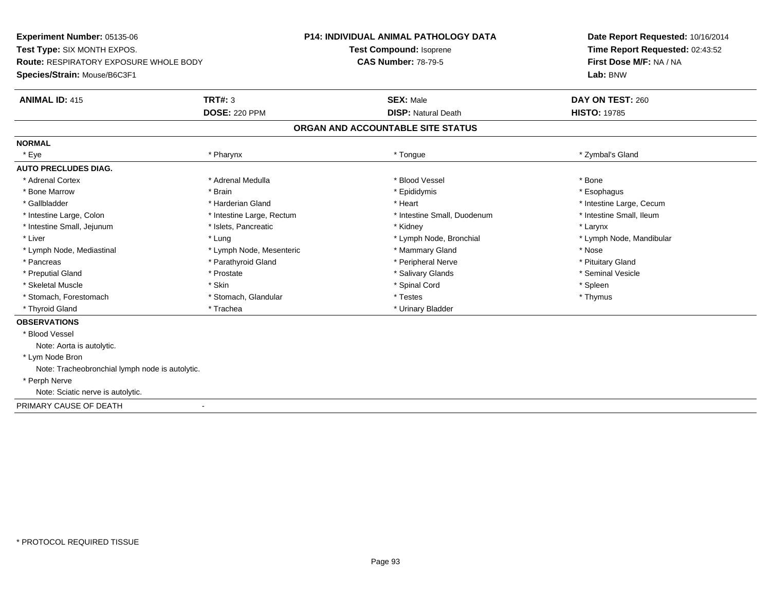**Experiment Number:** 05135-06
**Test Type:** SIX MONTH EXPOS.
**Route:** RESPIRATORY EXPOSURE WHOLE BODY
**Species/Strain:** Mouse/B6C3F1

**P14: INDIVIDUAL ANIMAL PATHOLOGY DATA**
**Test Compound:** Isoprene
**CAS Number:** 78-79-5

**Date Report Requested:** 10/16/2014
**Time Report Requested:** 02:43:52
**First Dose M/F:** NA / NA
**Lab:** BNW

| **ANIMAL ID:** 415 | **TRT#:** 3 | **SEX:** Male | **DAY ON TEST:** 260 |
|---|---|---|---|
| | **DOSE:** 220 PPM | **DISP:** Natural Death | **HISTO:** 19785 |

## ORGAN AND ACCOUNTABLE SITE STATUS

**NORMAL**

| | | | |
|---|---|---|---|
| * Eye | * Pharynx | * Tongue | * Zymbal's Gland |

**AUTO PRECLUDES DIAG.**

| | | | |
|---|---|---|---|
| * Adrenal Cortex | * Adrenal Medulla | * Blood Vessel | * Bone |
| * Bone Marrow | * Brain | * Epididymis | * Esophagus |
| * Gallbladder | * Harderian Gland | * Heart | * Intestine Large, Cecum |
| * Intestine Large, Colon | * Intestine Large, Rectum | * Intestine Small, Duodenum | * Intestine Small, Ileum |
| * Intestine Small, Jejunum | * Islets, Pancreatic | * Kidney | * Larynx |
| * Liver | * Lung | * Lymph Node, Bronchial | * Lymph Node, Mandibular |
| * Lymph Node, Mediastinal | * Lymph Node, Mesenteric | * Mammary Gland | * Nose |
| * Pancreas | * Parathyroid Gland | * Peripheral Nerve | * Pituitary Gland |
| * Preputial Gland | * Prostate | * Salivary Glands | * Seminal Vesicle |
| * Skeletal Muscle | * Skin | * Spinal Cord | * Spleen |
| * Stomach, Forestomach | * Stomach, Glandular | * Testes | * Thymus |
| * Thyroid Gland | * Trachea | * Urinary Bladder | |

**OBSERVATIONS**

* Blood Vessel
  Note: Aorta is autolytic.
* Lym Node Bron
  Note: Tracheobronchial lymph node is autolytic.
* Perph Nerve
  Note: Sciatic nerve is autolytic.

PRIMARY CAUSE OF DEATH -

\* PROTOCOL REQUIRED TISSUE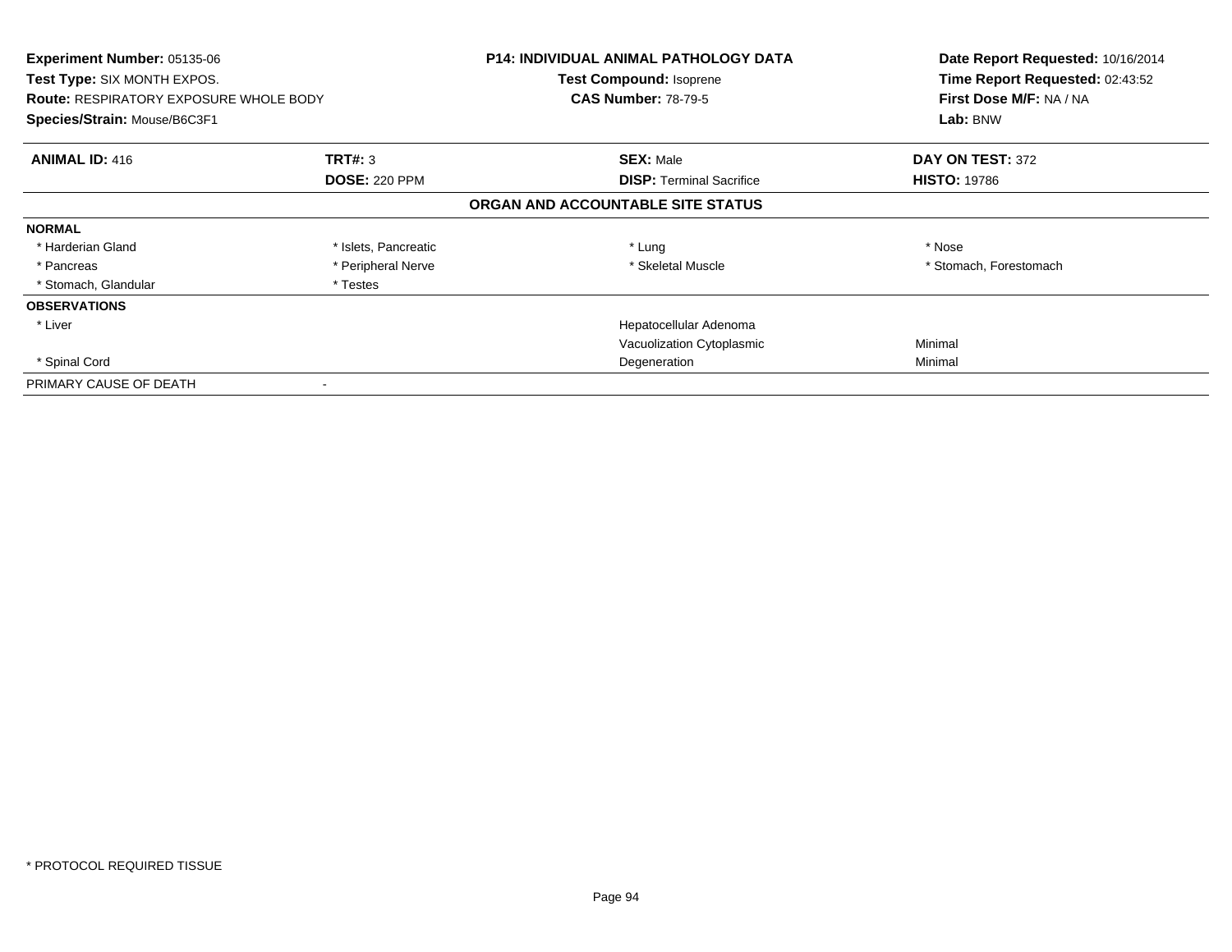**Experiment Number:** 05135-06
**Test Type:** SIX MONTH EXPOS.
**Route:** RESPIRATORY EXPOSURE WHOLE BODY
**Species/Strain:** Mouse/B6C3F1

**P14: INDIVIDUAL ANIMAL PATHOLOGY DATA**
**Test Compound:** Isoprene
**CAS Number:** 78-79-5

**Date Report Requested:** 10/16/2014
**Time Report Requested:** 02:43:52
**First Dose M/F:** NA / NA
**Lab:** BNW

| **ANIMAL ID:** 416 | **TRT#:** 3 | **SEX:** Male | **DAY ON TEST:** 372 |
|---|---|---|---|
| | **DOSE:** 220 PPM | **DISP:** Terminal Sacrifice | **HISTO:** 19786 |

## ORGAN AND ACCOUNTABLE SITE STATUS

| | | | |
|---|---|---|---|
| **NORMAL** | | | |
| * Harderian Gland | * Islets, Pancreatic | * Lung | * Nose |
| * Pancreas | * Peripheral Nerve | * Skeletal Muscle | * Stomach, Forestomach |
| * Stomach, Glandular | * Testes | | |
| **OBSERVATIONS** | | | |
| * Liver | | Hepatocellular Adenoma | |
| | | Vacuolization Cytoplasmic | Minimal |
| * Spinal Cord | | Degeneration | Minimal |
| PRIMARY CAUSE OF DEATH | - | | |

* PROTOCOL REQUIRED TISSUE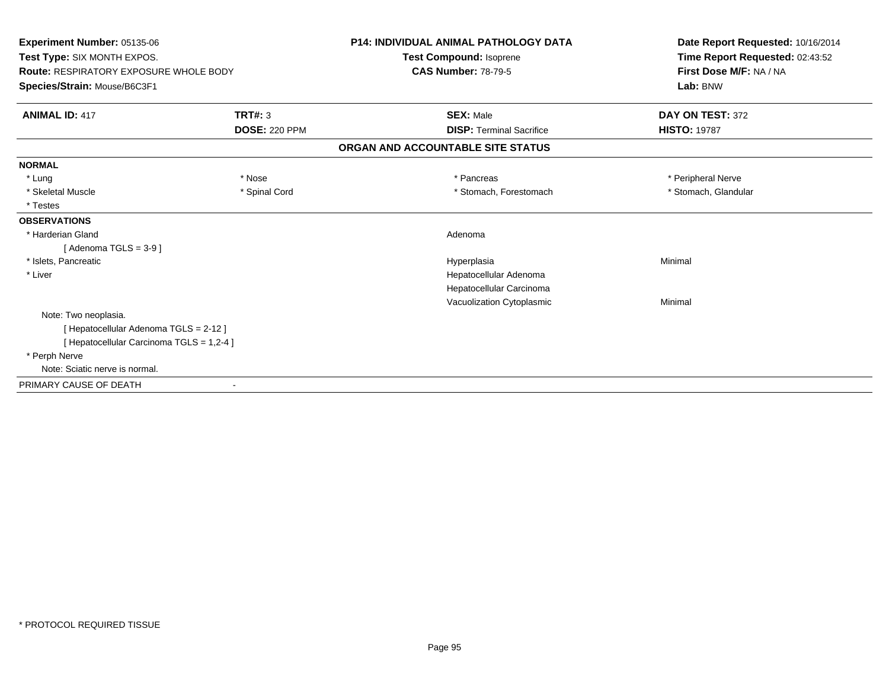**Experiment Number:** 05135-06
**Test Type:** SIX MONTH EXPOS.
**Route:** RESPIRATORY EXPOSURE WHOLE BODY
**Species/Strain:** Mouse/B6C3F1

**P14: INDIVIDUAL ANIMAL PATHOLOGY DATA**
**Test Compound:** Isoprene
**CAS Number:** 78-79-5

**Date Report Requested:** 10/16/2014
**Time Report Requested:** 02:43:52
**First Dose M/F:** NA / NA
**Lab:** BNW

| **ANIMAL ID:** 417 | **TRT#:** 3 | **SEX:** Male | **DAY ON TEST:** 372 |
|---|---|---|---|
| | **DOSE:** 220 PPM | **DISP:** Terminal Sacrifice | **HISTO:** 19787 |

**ORGAN AND ACCOUNTABLE SITE STATUS**

**NORMAL**

| | | | |
|---|---|---|---|
| * Lung | * Nose | * Pancreas | * Peripheral Nerve |
| * Skeletal Muscle | * Spinal Cord | * Stomach, Forestomach | * Stomach, Glandular |
| * Testes | | | |

**OBSERVATIONS**

| | | |
|---|---|---|
| * Harderian Gland | Adenoma | |
| [ Adenoma TGLS = 3-9 ] | | |
| * Islets, Pancreatic | Hyperplasia | Minimal |
| * Liver | Hepatocellular Adenoma | |
| | Hepatocellular Carcinoma | |
| | Vacuolization Cytoplasmic | Minimal |
| Note: Two neoplasia. | | |
| [ Hepatocellular Adenoma TGLS = 2-12 ] | | |
| [ Hepatocellular Carcinoma TGLS = 1,2-4 ] | | |
| * Perph Nerve | | |
| Note: Sciatic nerve is normal. | | |

PRIMARY CAUSE OF DEATH -

* PROTOCOL REQUIRED TISSUE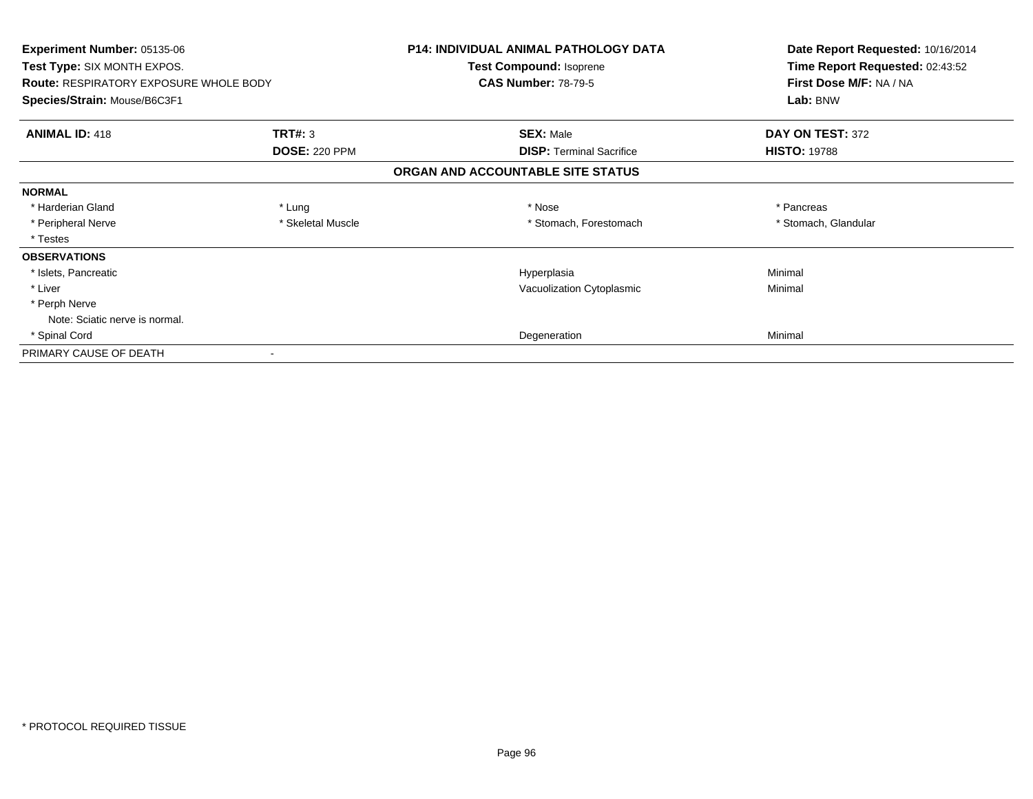**Experiment Number:** 05135-06
**Test Type:** SIX MONTH EXPOS.
**Route:** RESPIRATORY EXPOSURE WHOLE BODY
**Species/Strain:** Mouse/B6C3F1

**P14: INDIVIDUAL ANIMAL PATHOLOGY DATA**
**Test Compound:** Isoprene
**CAS Number:** 78-79-5

**Date Report Requested:** 10/16/2014
**Time Report Requested:** 02:43:52
**First Dose M/F:** NA / NA
**Lab:** BNW

| **ANIMAL ID:** 418 | **TRT#:** 3 | **SEX:** Male | **DAY ON TEST:** 372 |
|---|---|---|---|
| | **DOSE:** 220 PPM | **DISP:** Terminal Sacrifice | **HISTO:** 19788 |

### ORGAN AND ACCOUNTABLE SITE STATUS

| | | | |
|---|---|---|---|
| **NORMAL** | | | |
| * Harderian Gland | * Lung | * Nose | * Pancreas |
| * Peripheral Nerve | * Skeletal Muscle | * Stomach, Forestomach | * Stomach, Glandular |
| * Testes | | | |
| **OBSERVATIONS** | | | |
| * Islets, Pancreatic | | Hyperplasia | Minimal |
| * Liver | | Vacuolization Cytoplasmic | Minimal |
| * Perph Nerve | | | |
| Note: Sciatic nerve is normal. | | | |
| * Spinal Cord | | Degeneration | Minimal |
| PRIMARY CAUSE OF DEATH | - | | |

* PROTOCOL REQUIRED TISSUE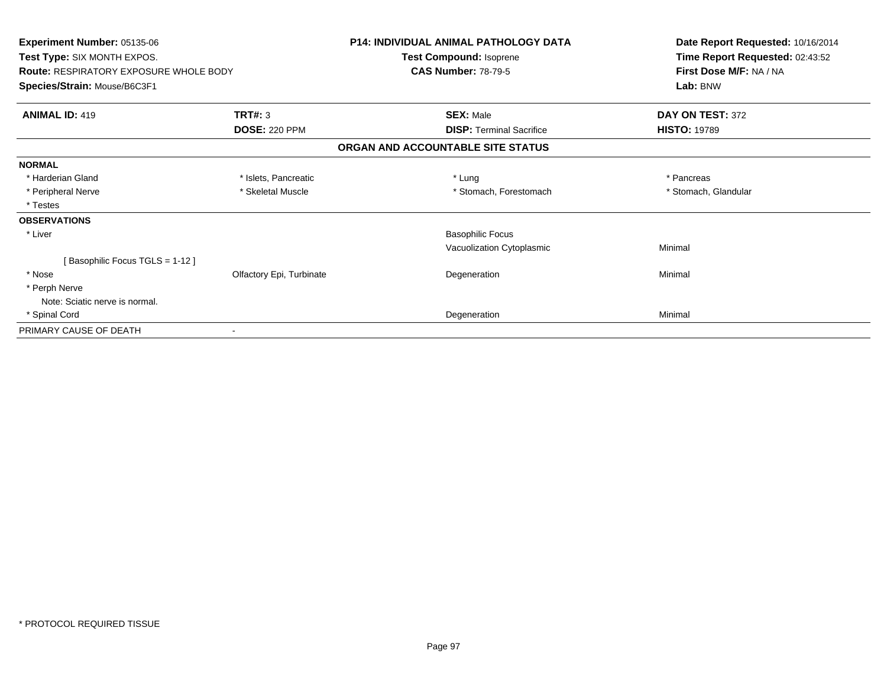**Experiment Number:** 05135-06
**Test Type:** SIX MONTH EXPOS.
**Route:** RESPIRATORY EXPOSURE WHOLE BODY
**Species/Strain:** Mouse/B6C3F1

**P14: INDIVIDUAL ANIMAL PATHOLOGY DATA**
**Test Compound:** Isoprene
**CAS Number:** 78-79-5

**Date Report Requested:** 10/16/2014
**Time Report Requested:** 02:43:52
**First Dose M/F:** NA / NA
**Lab:** BNW

| **ANIMAL ID:** 419 | **TRT#:** 3 | **SEX:** Male | **DAY ON TEST:** 372 |
|---|---|---|---|
| | **DOSE:** 220 PPM | **DISP:** Terminal Sacrifice | **HISTO:** 19789 |

**ORGAN AND ACCOUNTABLE SITE STATUS**

| | | | |
|---|---|---|---|
| **NORMAL** | | | |
| * Harderian Gland | * Islets, Pancreatic | * Lung | * Pancreas |
| * Peripheral Nerve | * Skeletal Muscle | * Stomach, Forestomach | * Stomach, Glandular |
| * Testes | | | |
| **OBSERVATIONS** | | | |
| * Liver | | Basophilic Focus | |
| | | Vacuolization Cytoplasmic | Minimal |
| [ Basophilic Focus TGLS = 1-12 ] | | | |
| * Nose | Olfactory Epi, Turbinate | Degeneration | Minimal |
| * Perph Nerve | | | |
| Note: Sciatic nerve is normal. | | | |
| * Spinal Cord | | Degeneration | Minimal |
| PRIMARY CAUSE OF DEATH | - | | |

* PROTOCOL REQUIRED TISSUE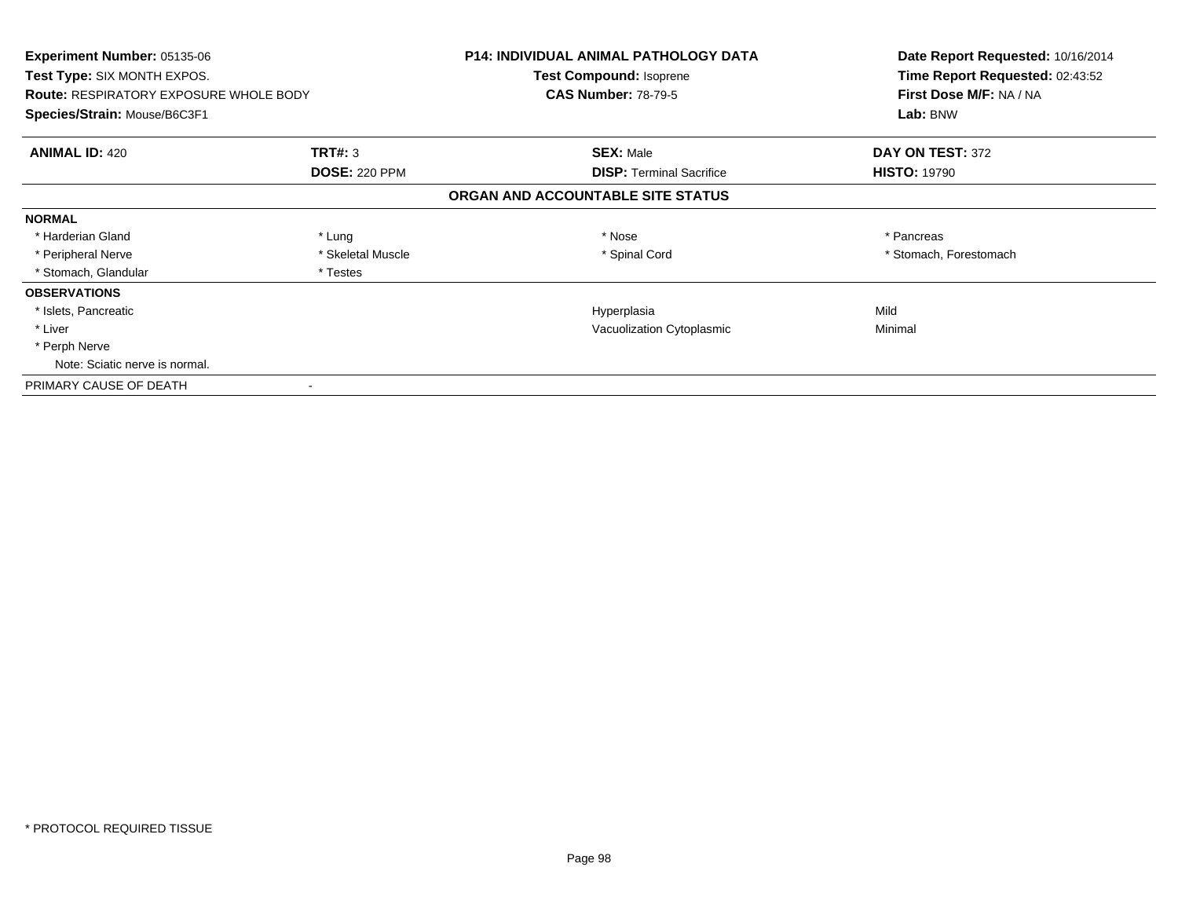**Experiment Number:** 05135-06
**Test Type:** SIX MONTH EXPOS.
**Route:** RESPIRATORY EXPOSURE WHOLE BODY
**Species/Strain:** Mouse/B6C3F1

**P14: INDIVIDUAL ANIMAL PATHOLOGY DATA**
**Test Compound:** Isoprene
**CAS Number:** 78-79-5

**Date Report Requested:** 10/16/2014
**Time Report Requested:** 02:43:52
**First Dose M/F:** NA / NA
**Lab:** BNW

| **ANIMAL ID:** 420 | **TRT#:** 3 | **SEX:** Male | **DAY ON TEST:** 372 |
|---|---|---|---|
| | **DOSE:** 220 PPM | **DISP:** Terminal Sacrifice | **HISTO:** 19790 |

**ORGAN AND ACCOUNTABLE SITE STATUS**

| | | | |
|---|---|---|---|
| **NORMAL** | | | |
| * Harderian Gland | * Lung | * Nose | * Pancreas |
| * Peripheral Nerve | * Skeletal Muscle | * Spinal Cord | * Stomach, Forestomach |
| * Stomach, Glandular | * Testes | | |
| **OBSERVATIONS** | | | |
| * Islets, Pancreatic | | Hyperplasia | Mild |
| * Liver | | Vacuolization Cytoplasmic | Minimal |
| * Perph Nerve | | | |
| Note: Sciatic nerve is normal. | | | |
| PRIMARY CAUSE OF DEATH | - | | |

* PROTOCOL REQUIRED TISSUE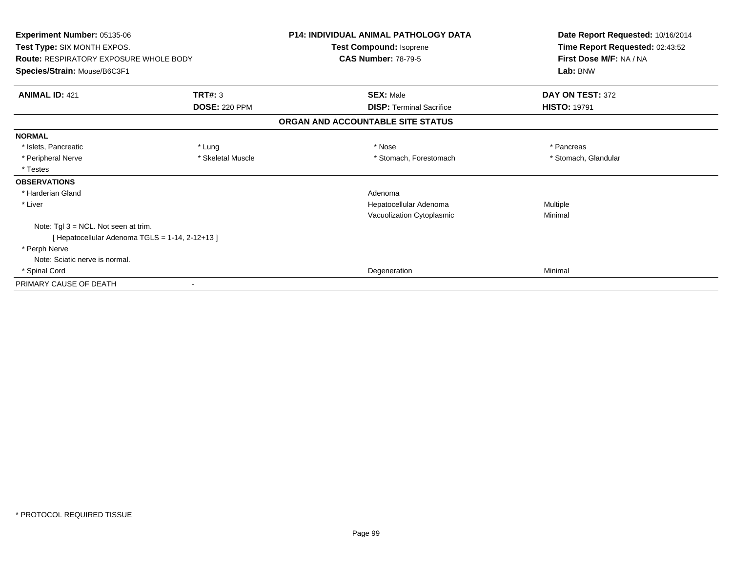**Experiment Number:** 05135-06
**Test Type:** SIX MONTH EXPOS.
**Route:** RESPIRATORY EXPOSURE WHOLE BODY
**Species/Strain:** Mouse/B6C3F1

**P14: INDIVIDUAL ANIMAL PATHOLOGY DATA**
**Test Compound:** Isoprene
**CAS Number:** 78-79-5

**Date Report Requested:** 10/16/2014
**Time Report Requested:** 02:43:52
**First Dose M/F:** NA / NA
**Lab:** BNW

| **ANIMAL ID:** 421 | **TRT#:** 3 | **SEX:** Male | **DAY ON TEST:** 372 |
|---|---|---|---|
| | **DOSE:** 220 PPM | **DISP:** Terminal Sacrifice | **HISTO:** 19791 |

## ORGAN AND ACCOUNTABLE SITE STATUS

| | | | |
|---|---|---|---|
| **NORMAL** | | | |
| * Islets, Pancreatic | * Lung | * Nose | * Pancreas |
| * Peripheral Nerve | * Skeletal Muscle | * Stomach, Forestomach | * Stomach, Glandular |
| * Testes | | | |
| **OBSERVATIONS** | | | |
| * Harderian Gland | | Adenoma | |
| * Liver | | Hepatocellular Adenoma | Multiple |
| | | Vacuolization Cytoplasmic | Minimal |
| Note: Tgl 3 = NCL. Not seen at trim. | | | |
| [ Hepatocellular Adenoma TGLS = 1-14, 2-12+13 ] | | | |
| * Perph Nerve | | | |
| Note: Sciatic nerve is normal. | | | |
| * Spinal Cord | | Degeneration | Minimal |
| PRIMARY CAUSE OF DEATH | - | | |

* PROTOCOL REQUIRED TISSUE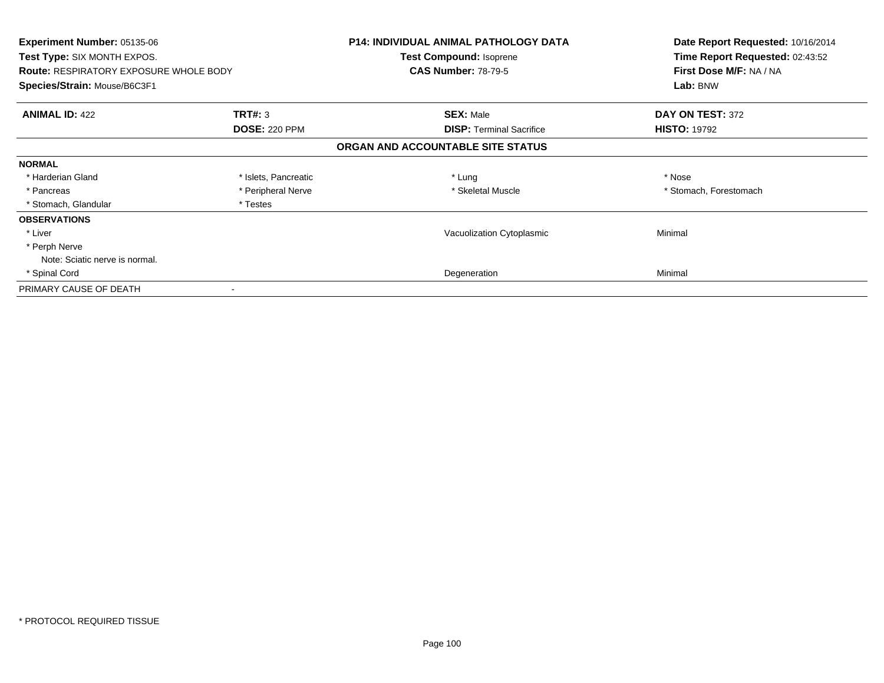**Experiment Number:** 05135-06
**Test Type:** SIX MONTH EXPOS.
**Route:** RESPIRATORY EXPOSURE WHOLE BODY
**Species/Strain:** Mouse/B6C3F1

**P14: INDIVIDUAL ANIMAL PATHOLOGY DATA**
**Test Compound:** Isoprene
**CAS Number:** 78-79-5

**Date Report Requested:** 10/16/2014
**Time Report Requested:** 02:43:52
**First Dose M/F:** NA / NA
**Lab:** BNW

| **ANIMAL ID:** 422 | **TRT#:** 3 | **SEX:** Male | **DAY ON TEST:** 372 |
|---|---|---|---|
| | **DOSE:** 220 PPM | **DISP:** Terminal Sacrifice | **HISTO:** 19792 |

**ORGAN AND ACCOUNTABLE SITE STATUS**

**NORMAL**

| | | | |
|---|---|---|---|
| * Harderian Gland | * Islets, Pancreatic | * Lung | * Nose |
| * Pancreas | * Peripheral Nerve | * Skeletal Muscle | * Stomach, Forestomach |
| * Stomach, Glandular | * Testes | | |

**OBSERVATIONS**

| | | |
|---|---|---|
| * Liver | Vacuolization Cytoplasmic | Minimal |
| * Perph Nerve | | |
| Note: Sciatic nerve is normal. | | |
| * Spinal Cord | Degeneration | Minimal |

PRIMARY CAUSE OF DEATH -

* PROTOCOL REQUIRED TISSUE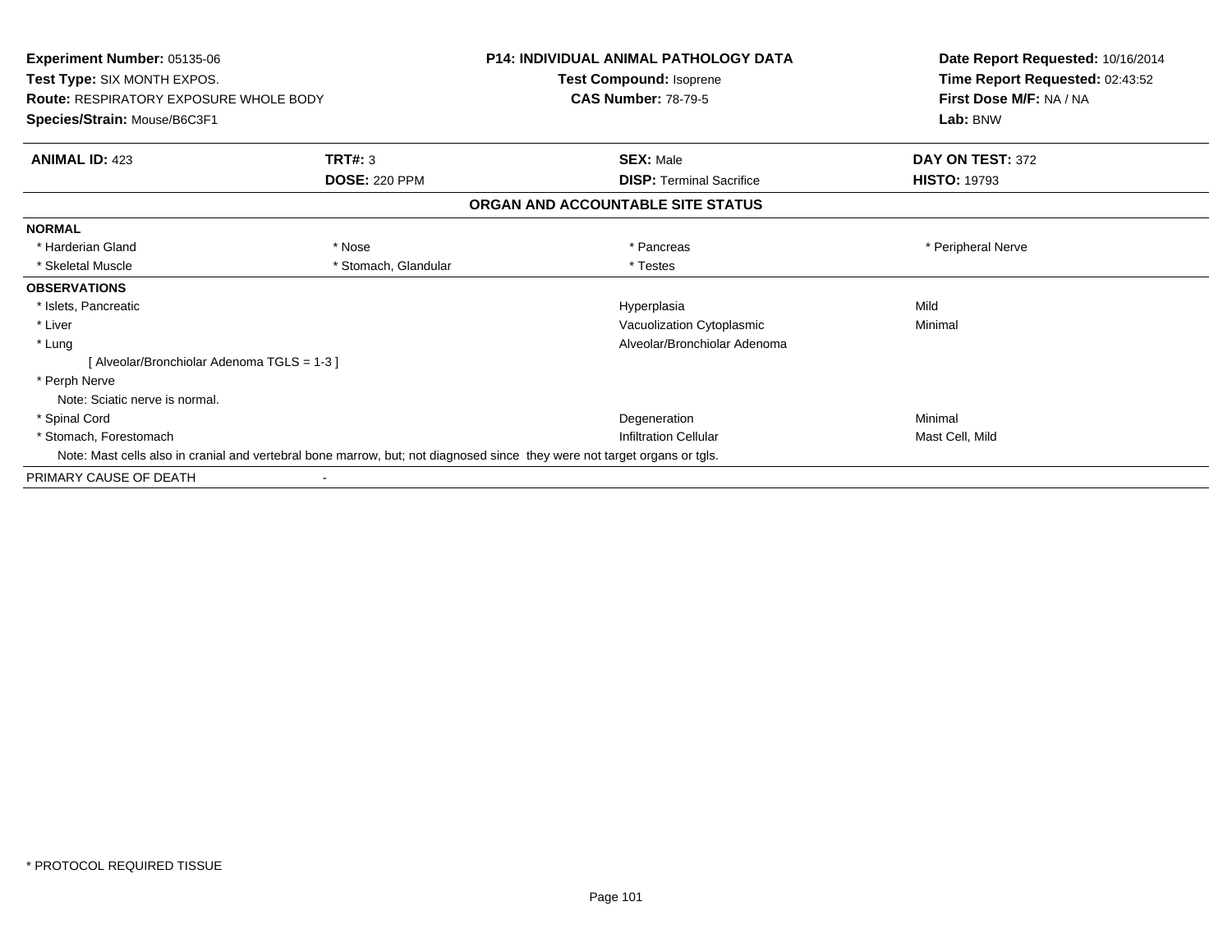**Experiment Number:** 05135-06
**Test Type:** SIX MONTH EXPOS.
**Route:** RESPIRATORY EXPOSURE WHOLE BODY
**Species/Strain:** Mouse/B6C3F1

**P14: INDIVIDUAL ANIMAL PATHOLOGY DATA**
**Test Compound:** Isoprene
**CAS Number:** 78-79-5

**Date Report Requested:** 10/16/2014
**Time Report Requested:** 02:43:52
**First Dose M/F:** NA / NA
**Lab:** BNW

| **ANIMAL ID:** 423 | **TRT#:** 3 | **SEX:** Male | **DAY ON TEST:** 372 |
|---|---|---|---|
| | **DOSE:** 220 PPM | **DISP:** Terminal Sacrifice | **HISTO:** 19793 |

**ORGAN AND ACCOUNTABLE SITE STATUS**

**NORMAL**

| | | | |
|---|---|---|---|
| * Harderian Gland | * Nose | * Pancreas | * Peripheral Nerve |
| * Skeletal Muscle | * Stomach, Glandular | * Testes | |

**OBSERVATIONS**

| | | |
|---|---|---|
| * Islets, Pancreatic | Hyperplasia | Mild |
| * Liver | Vacuolization Cytoplasmic | Minimal |
| * Lung | Alveolar/Bronchiolar Adenoma | |
| [ Alveolar/Bronchiolar Adenoma TGLS = 1-3 ] | | |
| * Perph Nerve | | |
| Note: Sciatic nerve is normal. | | |
| * Spinal Cord | Degeneration | Minimal |
| * Stomach, Forestomach | Infiltration Cellular | Mast Cell, Mild |

Note: Mast cells also in cranial and vertebral bone marrow, but; not diagnosed since they were not target organs or tgls.

PRIMARY CAUSE OF DEATH -

* PROTOCOL REQUIRED TISSUE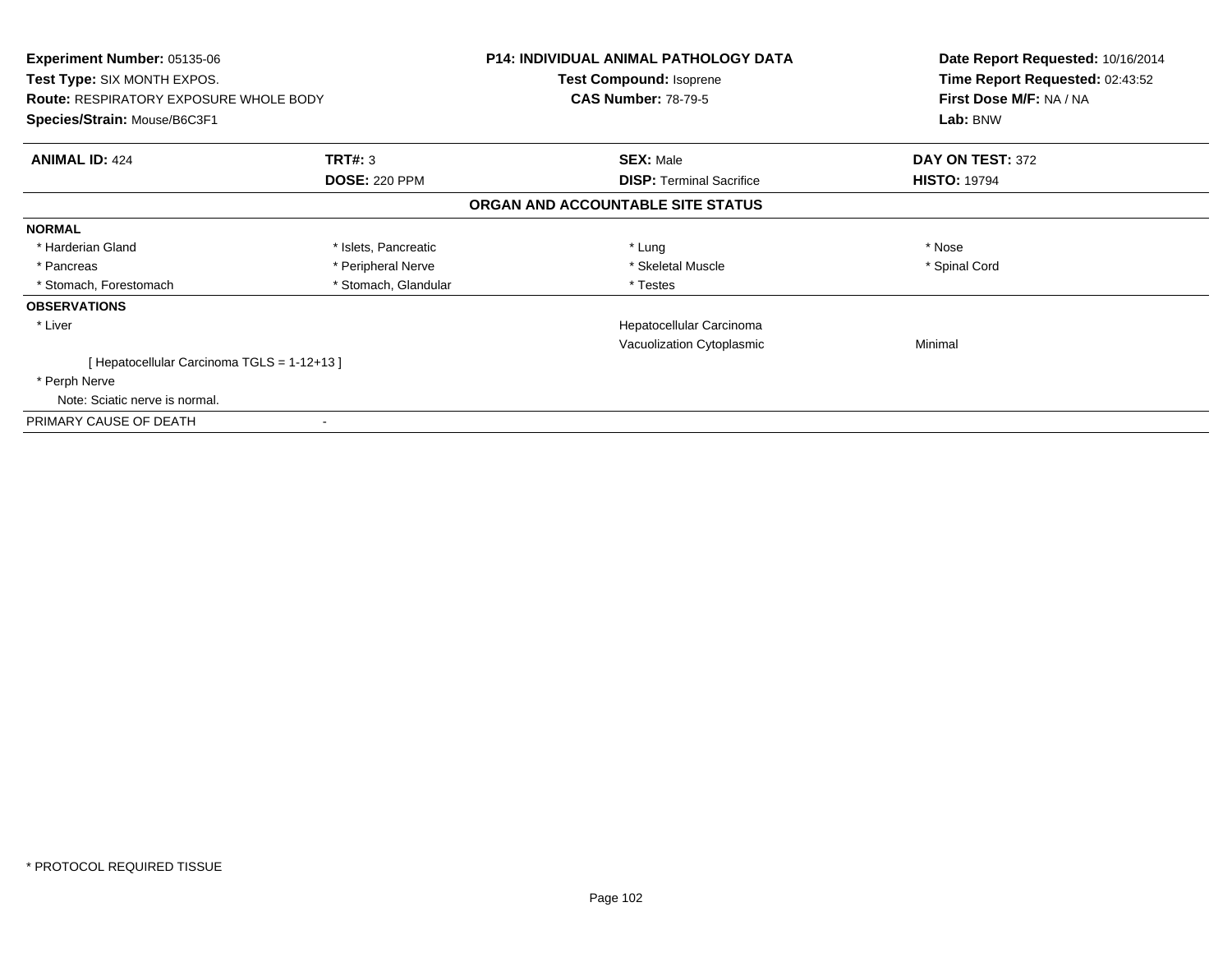**Experiment Number:** 05135-06
**Test Type:** SIX MONTH EXPOS.
**Route:** RESPIRATORY EXPOSURE WHOLE BODY
**Species/Strain:** Mouse/B6C3F1

**P14: INDIVIDUAL ANIMAL PATHOLOGY DATA**
**Test Compound:** Isoprene
**CAS Number:** 78-79-5

**Date Report Requested:** 10/16/2014
**Time Report Requested:** 02:43:52
**First Dose M/F:** NA / NA
**Lab:** BNW

| **ANIMAL ID:** 424 | **TRT#:** 3 | **SEX:** Male | **DAY ON TEST:** 372 |
|---|---|---|---|
| | **DOSE:** 220 PPM | **DISP:** Terminal Sacrifice | **HISTO:** 19794 |

## ORGAN AND ACCOUNTABLE SITE STATUS

**NORMAL**

| | | | |
|---|---|---|---|
| * Harderian Gland | * Islets, Pancreatic | * Lung | * Nose |
| * Pancreas | * Peripheral Nerve | * Skeletal Muscle | * Spinal Cord |
| * Stomach, Forestomach | * Stomach, Glandular | * Testes | |

**OBSERVATIONS**

| | | |
|---|---|---|
| * Liver | Hepatocellular Carcinoma | |
| | Vacuolization Cytoplasmic | Minimal |

[ Hepatocellular Carcinoma TGLS = 1-12+13 ]

* Perph Nerve

Note: Sciatic nerve is normal.

PRIMARY CAUSE OF DEATH -

* PROTOCOL REQUIRED TISSUE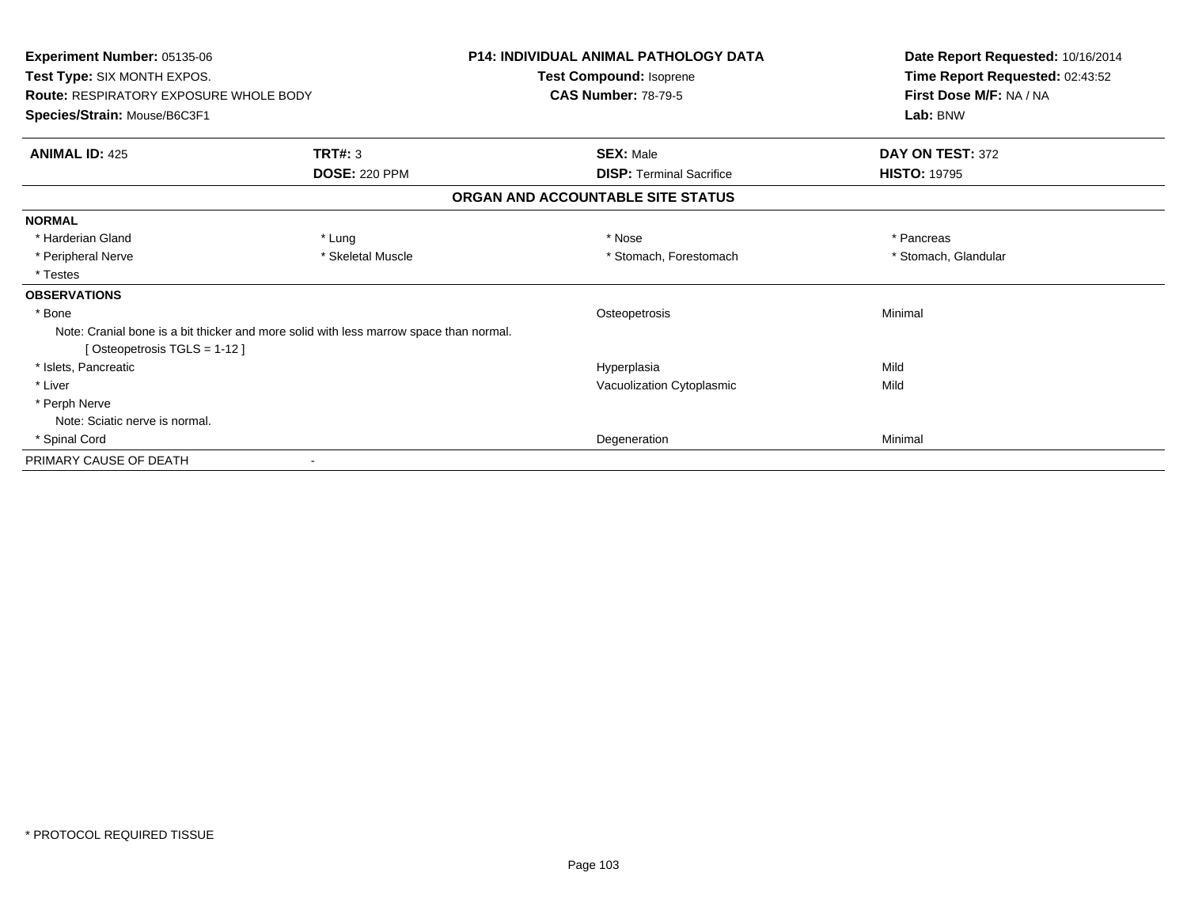**Experiment Number:** 05135-06
**Test Type:** SIX MONTH EXPOS.
**Route:** RESPIRATORY EXPOSURE WHOLE BODY
**Species/Strain:** Mouse/B6C3F1

**P14: INDIVIDUAL ANIMAL PATHOLOGY DATA**
**Test Compound:** Isoprene
**CAS Number:** 78-79-5

**Date Report Requested:** 10/16/2014
**Time Report Requested:** 02:43:52
**First Dose M/F:** NA / NA
**Lab:** BNW

| **ANIMAL ID:** 425 | **TRT#:** 3 | **SEX:** Male | **DAY ON TEST:** 372 |
|---|---|---|---|
| | **DOSE:** 220 PPM | **DISP:** Terminal Sacrifice | **HISTO:** 19795 |

## ORGAN AND ACCOUNTABLE SITE STATUS

| | | | |
|---|---|---|---|
| **NORMAL** | | | |
| * Harderian Gland | * Lung | * Nose | * Pancreas |
| * Peripheral Nerve | * Skeletal Muscle | * Stomach, Forestomach | * Stomach, Glandular |
| * Testes | | | |
| **OBSERVATIONS** | | | |
| * Bone | | Osteopetrosis | Minimal |
| Note: Cranial bone is a bit thicker and more solid with less marrow space than normal. | | | |
| [ Osteopetrosis TGLS = 1-12 ] | | | |
| * Islets, Pancreatic | | Hyperplasia | Mild |
| * Liver | | Vacuolization Cytoplasmic | Mild |
| * Perph Nerve | | | |
| Note: Sciatic nerve is normal. | | | |
| * Spinal Cord | | Degeneration | Minimal |
| PRIMARY CAUSE OF DEATH | - | | |

* PROTOCOL REQUIRED TISSUE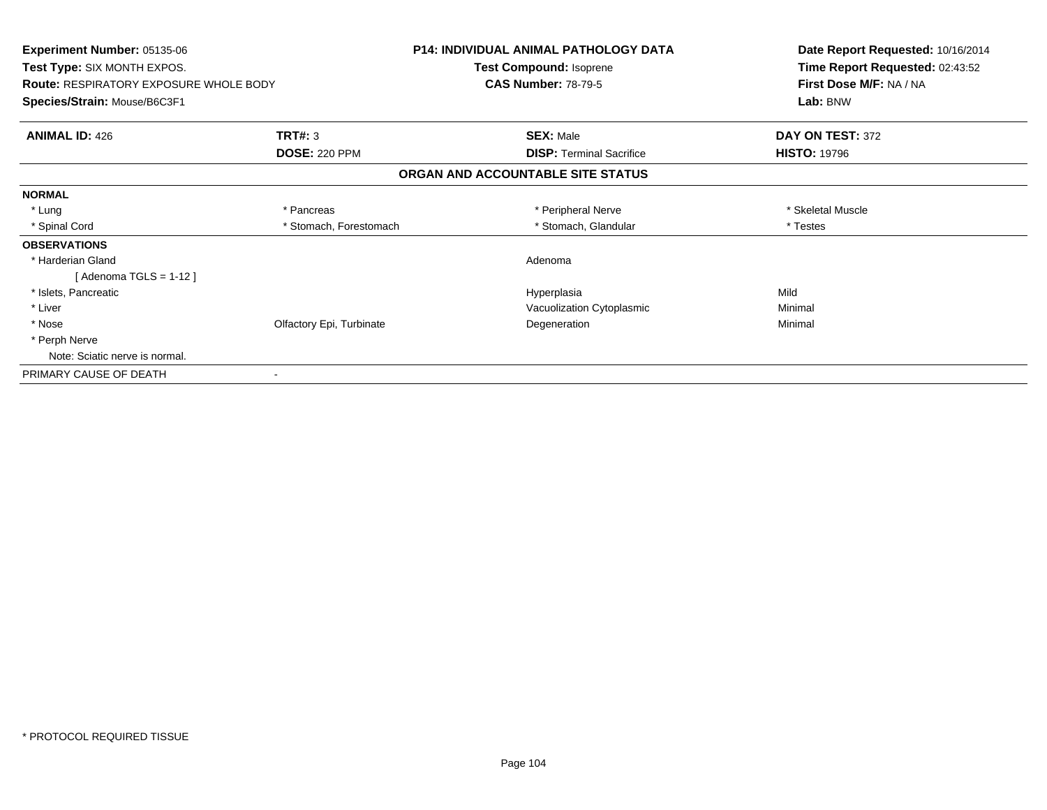**Experiment Number:** 05135-06
**Test Type:** SIX MONTH EXPOS.
**Route:** RESPIRATORY EXPOSURE WHOLE BODY
**Species/Strain:** Mouse/B6C3F1

**P14: INDIVIDUAL ANIMAL PATHOLOGY DATA**
**Test Compound:** Isoprene
**CAS Number:** 78-79-5

**Date Report Requested:** 10/16/2014
**Time Report Requested:** 02:43:52
**First Dose M/F:** NA / NA
**Lab:** BNW

| **ANIMAL ID:** 426 | **TRT#:** 3 | **SEX:** Male | **DAY ON TEST:** 372 |
|---|---|---|---|
| | **DOSE:** 220 PPM | **DISP:** Terminal Sacrifice | **HISTO:** 19796 |

**ORGAN AND ACCOUNTABLE SITE STATUS**

| | | | |
|---|---|---|---|
| **NORMAL** | | | |
| * Lung | * Pancreas | * Peripheral Nerve | * Skeletal Muscle |
| * Spinal Cord | * Stomach, Forestomach | * Stomach, Glandular | * Testes |
| **OBSERVATIONS** | | | |
| * Harderian Gland | | Adenoma | |
| [ Adenoma TGLS = 1-12 ] | | | |
| * Islets, Pancreatic | | Hyperplasia | Mild |
| * Liver | | Vacuolization Cytoplasmic | Minimal |
| * Nose | Olfactory Epi, Turbinate | Degeneration | Minimal |
| * Perph Nerve | | | |
| Note: Sciatic nerve is normal. | | | |
| PRIMARY CAUSE OF DEATH | - | | |

* PROTOCOL REQUIRED TISSUE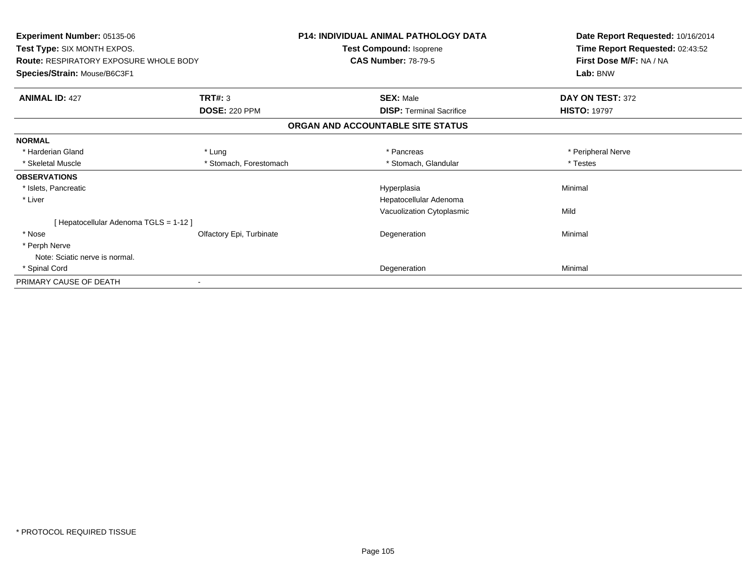**Experiment Number:** 05135-06
**Test Type:** SIX MONTH EXPOS.
**Route:** RESPIRATORY EXPOSURE WHOLE BODY
**Species/Strain:** Mouse/B6C3F1

**P14: INDIVIDUAL ANIMAL PATHOLOGY DATA**
**Test Compound:** Isoprene
**CAS Number:** 78-79-5

**Date Report Requested:** 10/16/2014
**Time Report Requested:** 02:43:52
**First Dose M/F:** NA / NA
**Lab:** BNW

| **ANIMAL ID:** 427 | **TRT#:** 3 | **SEX:** Male | **DAY ON TEST:** 372 |
|---|---|---|---|
| | **DOSE:** 220 PPM | **DISP:** Terminal Sacrifice | **HISTO:** 19797 |

**ORGAN AND ACCOUNTABLE SITE STATUS**

| | | | |
|---|---|---|---|
| **NORMAL** | | | |
| * Harderian Gland | * Lung | * Pancreas | * Peripheral Nerve |
| * Skeletal Muscle | * Stomach, Forestomach | * Stomach, Glandular | * Testes |
| **OBSERVATIONS** | | | |
| * Islets, Pancreatic | | Hyperplasia | Minimal |
| * Liver | | Hepatocellular Adenoma | |
| | | Vacuolization Cytoplasmic | Mild |
| [ Hepatocellular Adenoma TGLS = 1-12 ] | | | |
| * Nose | Olfactory Epi, Turbinate | Degeneration | Minimal |
| * Perph Nerve | | | |
| Note: Sciatic nerve is normal. | | | |
| * Spinal Cord | | Degeneration | Minimal |
| PRIMARY CAUSE OF DEATH | - | | |

* PROTOCOL REQUIRED TISSUE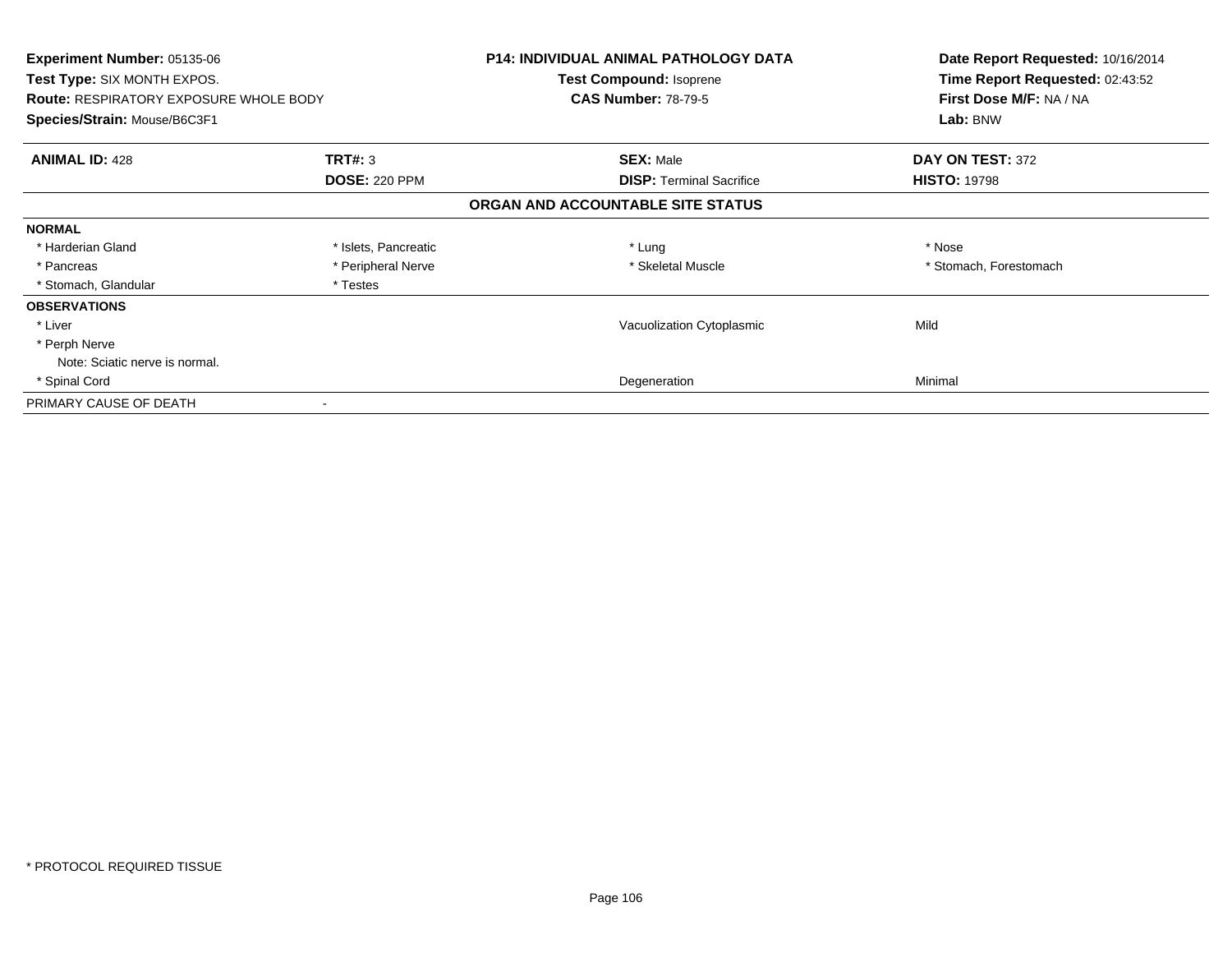**Experiment Number:** 05135-06
**Test Type:** SIX MONTH EXPOS.
**Route:** RESPIRATORY EXPOSURE WHOLE BODY
**Species/Strain:** Mouse/B6C3F1

**P14: INDIVIDUAL ANIMAL PATHOLOGY DATA**
**Test Compound:** Isoprene
**CAS Number:** 78-79-5

**Date Report Requested:** 10/16/2014
**Time Report Requested:** 02:43:52
**First Dose M/F:** NA / NA
**Lab:** BNW

| **ANIMAL ID:** 428 | **TRT#:** 3 | **SEX:** Male | **DAY ON TEST:** 372 |
|---|---|---|---|
| | **DOSE:** 220 PPM | **DISP:** Terminal Sacrifice | **HISTO:** 19798 |

## ORGAN AND ACCOUNTABLE SITE STATUS

| | | | |
|---|---|---|---|
| **NORMAL** | | | |
| * Harderian Gland | * Islets, Pancreatic | * Lung | * Nose |
| * Pancreas | * Peripheral Nerve | * Skeletal Muscle | * Stomach, Forestomach |
| * Stomach, Glandular | * Testes | | |
| **OBSERVATIONS** | | | |
| * Liver | | Vacuolization Cytoplasmic | Mild |
| * Perph Nerve | | | |
| Note: Sciatic nerve is normal. | | | |
| * Spinal Cord | | Degeneration | Minimal |
| PRIMARY CAUSE OF DEATH | - | | |

* PROTOCOL REQUIRED TISSUE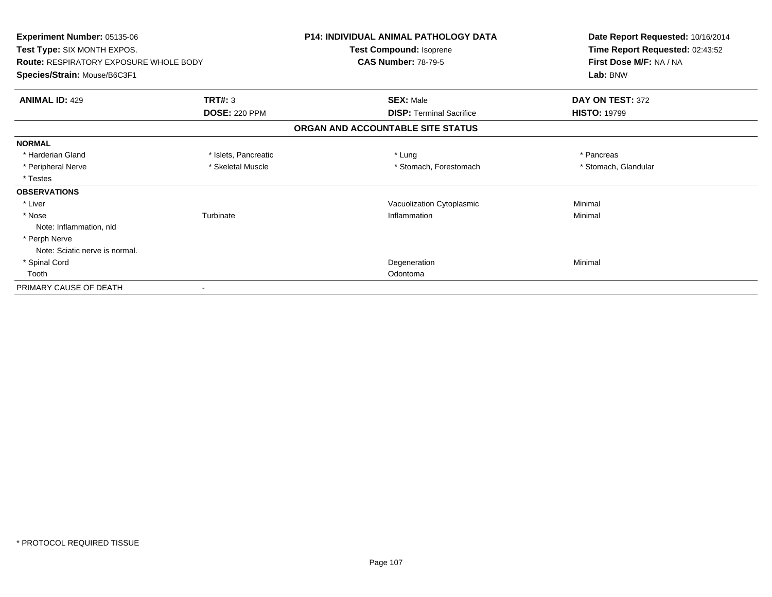**Experiment Number:** 05135-06
**Test Type:** SIX MONTH EXPOS.
**Route:** RESPIRATORY EXPOSURE WHOLE BODY
**Species/Strain:** Mouse/B6C3F1

**P14: INDIVIDUAL ANIMAL PATHOLOGY DATA**
**Test Compound:** Isoprene
**CAS Number:** 78-79-5

**Date Report Requested:** 10/16/2014
**Time Report Requested:** 02:43:52
**First Dose M/F:** NA / NA
**Lab:** BNW

| **ANIMAL ID:** 429 | **TRT#:** 3 | **SEX:** Male | **DAY ON TEST:** 372 |
|---|---|---|---|
| | **DOSE:** 220 PPM | **DISP:** Terminal Sacrifice | **HISTO:** 19799 |

**ORGAN AND ACCOUNTABLE SITE STATUS**

| | | | |
|---|---|---|---|
| **NORMAL** | | | |
| * Harderian Gland | * Islets, Pancreatic | * Lung | * Pancreas |
| * Peripheral Nerve | * Skeletal Muscle | * Stomach, Forestomach | * Stomach, Glandular |
| * Testes | | | |
| **OBSERVATIONS** | | | |
| * Liver | | Vacuolization Cytoplasmic | Minimal |
| * Nose | Turbinate | Inflammation | Minimal |
| Note: Inflammation, nld | | | |
| * Perph Nerve | | | |
| Note: Sciatic nerve is normal. | | | |
| * Spinal Cord | | Degeneration | Minimal |
| Tooth | | Odontoma | |
| PRIMARY CAUSE OF DEATH | - | | |

\* PROTOCOL REQUIRED TISSUE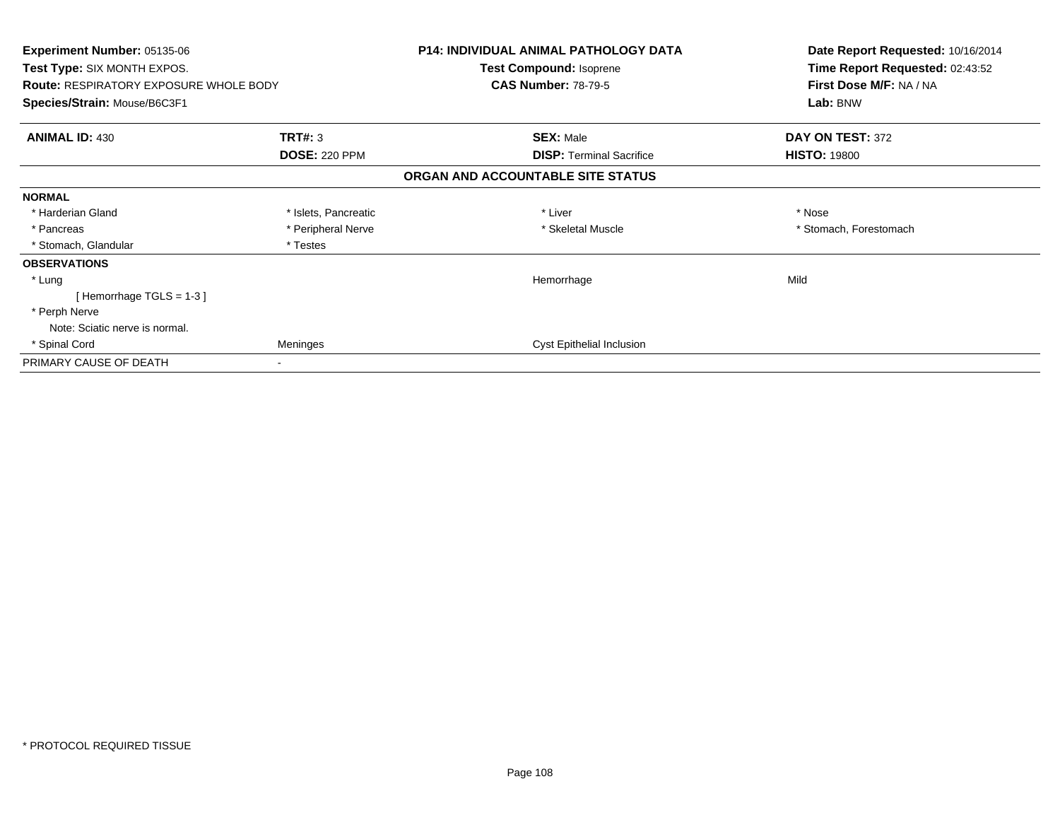**Experiment Number:** 05135-06
**Test Type:** SIX MONTH EXPOS.
**Route:** RESPIRATORY EXPOSURE WHOLE BODY
**Species/Strain:** Mouse/B6C3F1

**P14: INDIVIDUAL ANIMAL PATHOLOGY DATA**
**Test Compound:** Isoprene
**CAS Number:** 78-79-5

**Date Report Requested:** 10/16/2014
**Time Report Requested:** 02:43:52
**First Dose M/F:** NA / NA
**Lab:** BNW

| **ANIMAL ID:** 430 | **TRT#:** 3 | **SEX:** Male | **DAY ON TEST:** 372 |
|---|---|---|---|
| | **DOSE:** 220 PPM | **DISP:** Terminal Sacrifice | **HISTO:** 19800 |

**ORGAN AND ACCOUNTABLE SITE STATUS**

| | | | |
|---|---|---|---|
| **NORMAL** | | | |
| * Harderian Gland | * Islets, Pancreatic | * Liver | * Nose |
| * Pancreas | * Peripheral Nerve | * Skeletal Muscle | * Stomach, Forestomach |
| * Stomach, Glandular | * Testes | | |
| **OBSERVATIONS** | | | |
| * Lung | | Hemorrhage | Mild |
| [ Hemorrhage TGLS = 1-3 ] | | | |
| * Perph Nerve | | | |
| Note: Sciatic nerve is normal. | | | |
| * Spinal Cord | Meninges | Cyst Epithelial Inclusion | |
| PRIMARY CAUSE OF DEATH | - | | |

* PROTOCOL REQUIRED TISSUE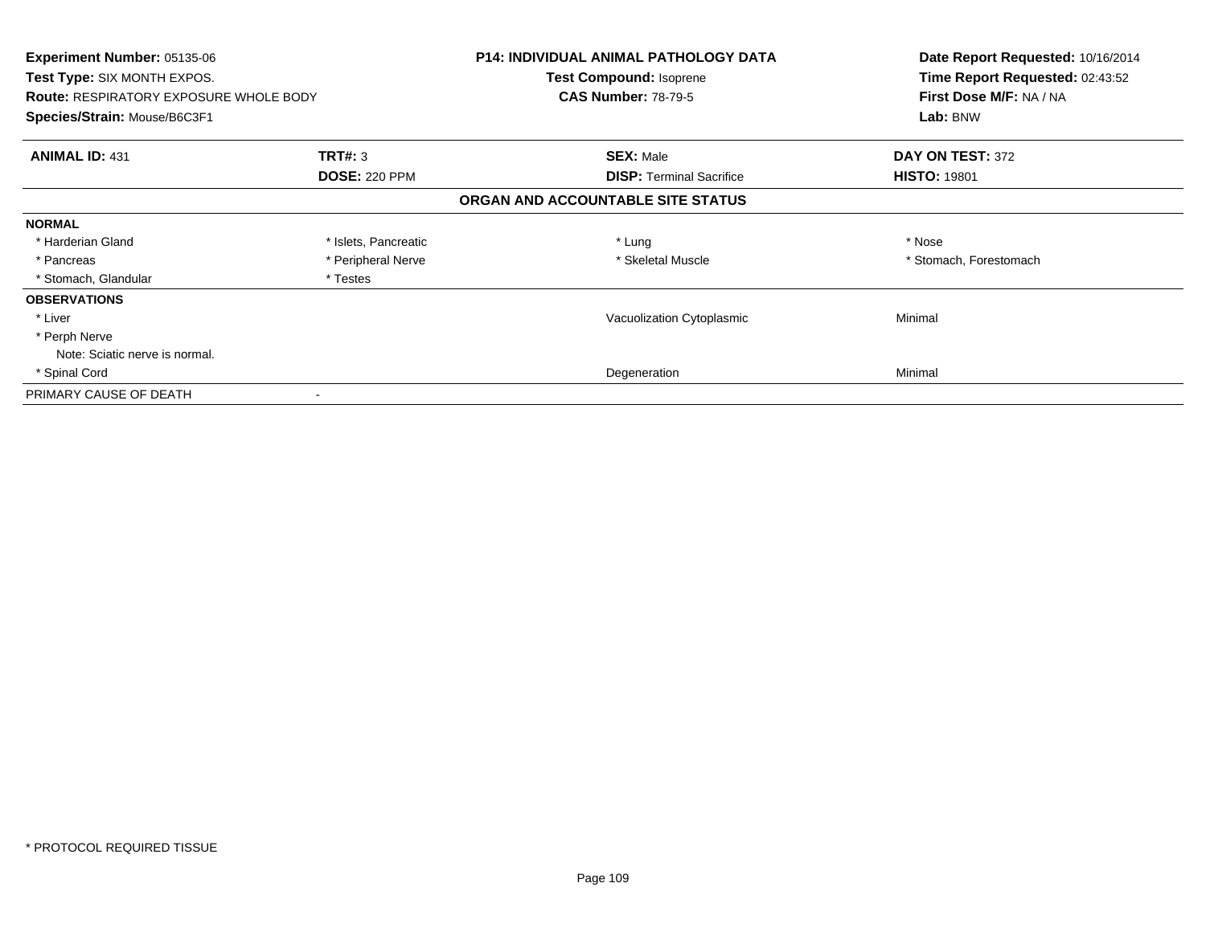**Experiment Number:** 05135-06
**Test Type:** SIX MONTH EXPOS.
**Route:** RESPIRATORY EXPOSURE WHOLE BODY
**Species/Strain:** Mouse/B6C3F1

**P14: INDIVIDUAL ANIMAL PATHOLOGY DATA**
**Test Compound:** Isoprene
**CAS Number:** 78-79-5

**Date Report Requested:** 10/16/2014
**Time Report Requested:** 02:43:52
**First Dose M/F:** NA / NA
**Lab:** BNW

| **ANIMAL ID:** 431 | **TRT#:** 3 | **SEX:** Male | **DAY ON TEST:** 372 |
|---|---|---|---|
| | **DOSE:** 220 PPM | **DISP:** Terminal Sacrifice | **HISTO:** 19801 |

**ORGAN AND ACCOUNTABLE SITE STATUS**

| | | | |
|---|---|---|---|
| **NORMAL** | | | |
| * Harderian Gland | * Islets, Pancreatic | * Lung | * Nose |
| * Pancreas | * Peripheral Nerve | * Skeletal Muscle | * Stomach, Forestomach |
| * Stomach, Glandular | * Testes | | |
| **OBSERVATIONS** | | | |
| * Liver | | Vacuolization Cytoplasmic | Minimal |
| * Perph Nerve | | | |
| Note: Sciatic nerve is normal. | | | |
| * Spinal Cord | | Degeneration | Minimal |
| PRIMARY CAUSE OF DEATH | - | | |

* PROTOCOL REQUIRED TISSUE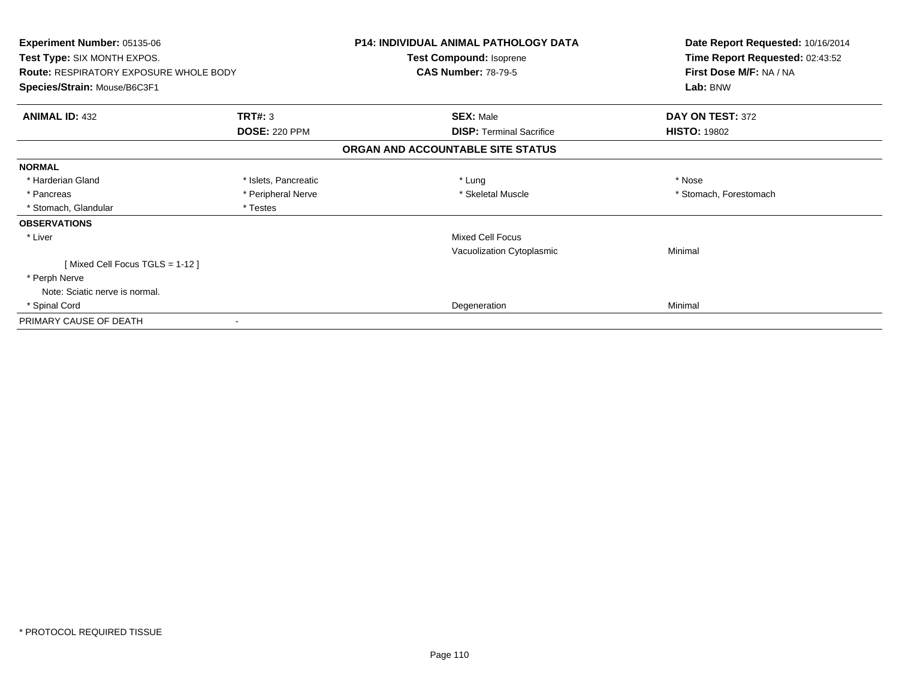**Experiment Number:** 05135-06
**Test Type:** SIX MONTH EXPOS.
**Route:** RESPIRATORY EXPOSURE WHOLE BODY
**Species/Strain:** Mouse/B6C3F1

**P14: INDIVIDUAL ANIMAL PATHOLOGY DATA**
**Test Compound:** Isoprene
**CAS Number:** 78-79-5

**Date Report Requested:** 10/16/2014
**Time Report Requested:** 02:43:52
**First Dose M/F:** NA / NA
**Lab:** BNW

| **ANIMAL ID:** 432 | **TRT#:** 3 | **SEX:** Male | **DAY ON TEST:** 372 |
|---|---|---|---|
| | **DOSE:** 220 PPM | **DISP:** Terminal Sacrifice | **HISTO:** 19802 |

### ORGAN AND ACCOUNTABLE SITE STATUS

**NORMAL**

| | | | |
|---|---|---|---|
| * Harderian Gland | * Islets, Pancreatic | * Lung | * Nose |
| * Pancreas | * Peripheral Nerve | * Skeletal Muscle | * Stomach, Forestomach |
| * Stomach, Glandular | * Testes | | |

**OBSERVATIONS**

| | | |
|---|---|---|
| * Liver | Mixed Cell Focus | |
| | Vacuolization Cytoplasmic | Minimal |
| [ Mixed Cell Focus TGLS = 1-12 ] | | |
| * Perph Nerve | | |
| Note: Sciatic nerve is normal. | | |
| * Spinal Cord | Degeneration | Minimal |

PRIMARY CAUSE OF DEATH -

* PROTOCOL REQUIRED TISSUE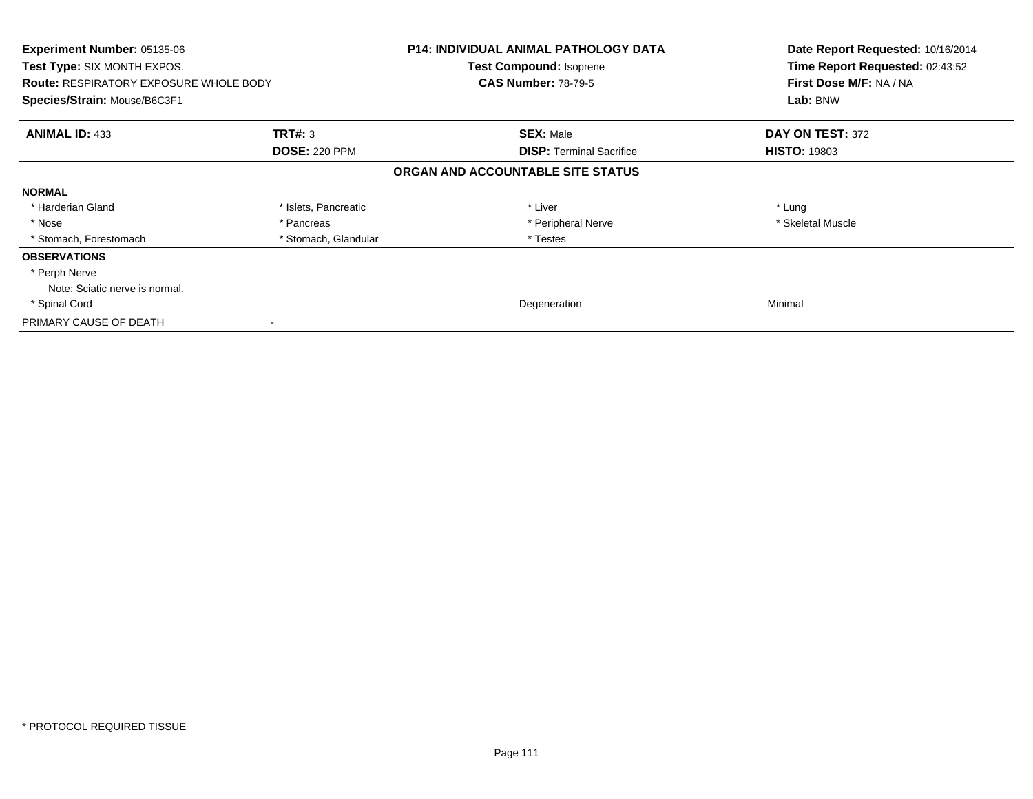**Experiment Number:** 05135-06
**Test Type:** SIX MONTH EXPOS.
**Route:** RESPIRATORY EXPOSURE WHOLE BODY
**Species/Strain:** Mouse/B6C3F1

**P14: INDIVIDUAL ANIMAL PATHOLOGY DATA**
**Test Compound:** Isoprene
**CAS Number:** 78-79-5

**Date Report Requested:** 10/16/2014
**Time Report Requested:** 02:43:52
**First Dose M/F:** NA / NA
**Lab:** BNW

| **ANIMAL ID:** 433 | **TRT#:** 3 | **SEX:** Male | **DAY ON TEST:** 372 |
|---|---|---|---|
| | **DOSE:** 220 PPM | **DISP:** Terminal Sacrifice | **HISTO:** 19803 |

**ORGAN AND ACCOUNTABLE SITE STATUS**

| | | | |
|---|---|---|---|
| **NORMAL** | | | |
| * Harderian Gland | * Islets, Pancreatic | * Liver | * Lung |
| * Nose | * Pancreas | * Peripheral Nerve | * Skeletal Muscle |
| * Stomach, Forestomach | * Stomach, Glandular | * Testes | |
| **OBSERVATIONS** | | | |
| * Perph Nerve | | | |
| Note: Sciatic nerve is normal. | | | |
| * Spinal Cord | | Degeneration | Minimal |
| PRIMARY CAUSE OF DEATH | - | | |

* PROTOCOL REQUIRED TISSUE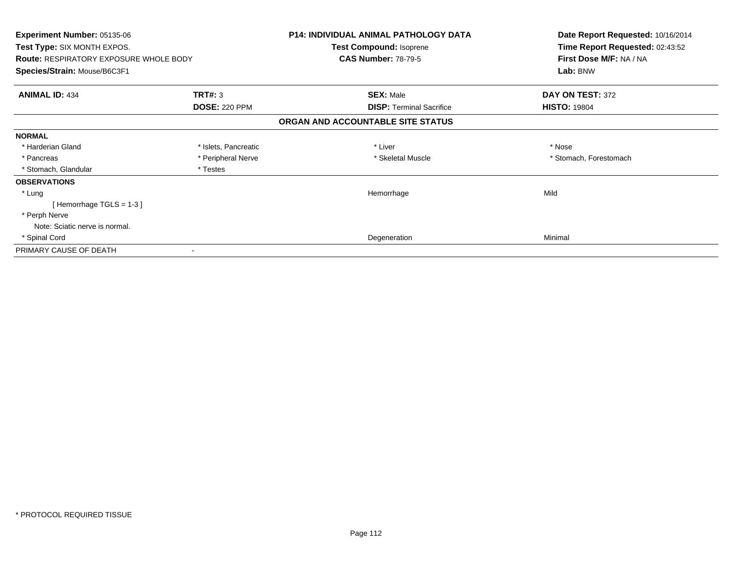**Experiment Number:** 05135-06
**Test Type:** SIX MONTH EXPOS.
**Route:** RESPIRATORY EXPOSURE WHOLE BODY
**Species/Strain:** Mouse/B6C3F1

**P14: INDIVIDUAL ANIMAL PATHOLOGY DATA**
**Test Compound:** Isoprene
**CAS Number:** 78-79-5

**Date Report Requested:** 10/16/2014
**Time Report Requested:** 02:43:52
**First Dose M/F:** NA / NA
**Lab:** BNW

| **ANIMAL ID:** 434 | **TRT#:** 3 | **SEX:** Male | **DAY ON TEST:** 372 |
|---|---|---|---|
| | **DOSE:** 220 PPM | **DISP:** Terminal Sacrifice | **HISTO:** 19804 |

## ORGAN AND ACCOUNTABLE SITE STATUS

| | | | |
|---|---|---|---|
| **NORMAL** | | | |
| * Harderian Gland | * Islets, Pancreatic | * Liver | * Nose |
| * Pancreas | * Peripheral Nerve | * Skeletal Muscle | * Stomach, Forestomach |
| * Stomach, Glandular | * Testes | | |
| **OBSERVATIONS** | | | |
| * Lung | | Hemorrhage | Mild |
| [ Hemorrhage TGLS = 1-3 ] | | | |
| * Perph Nerve | | | |
| Note: Sciatic nerve is normal. | | | |
| * Spinal Cord | | Degeneration | Minimal |
| PRIMARY CAUSE OF DEATH | - | | |

* PROTOCOL REQUIRED TISSUE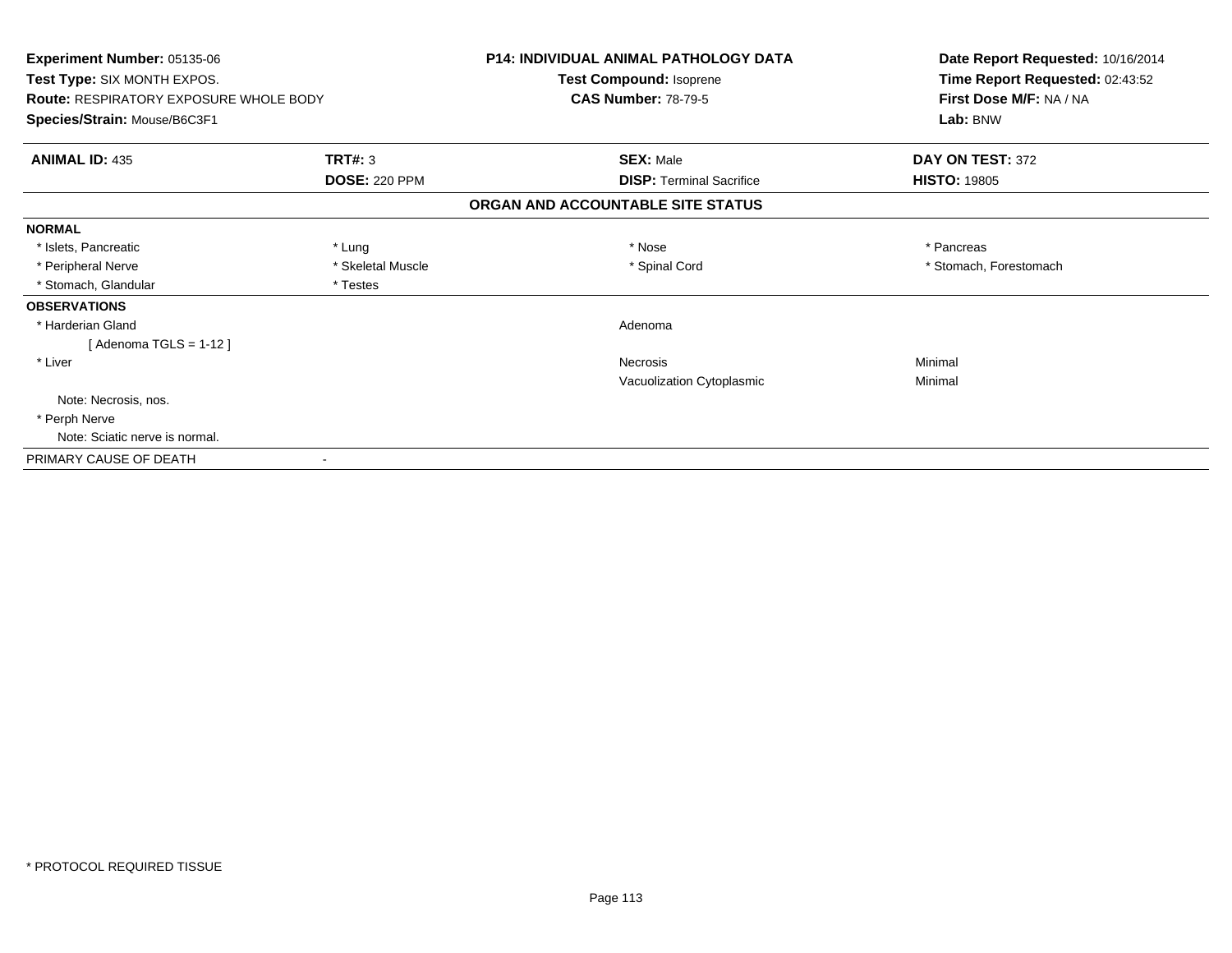**Experiment Number:** 05135-06
**Test Type:** SIX MONTH EXPOS.
**Route:** RESPIRATORY EXPOSURE WHOLE BODY
**Species/Strain:** Mouse/B6C3F1

**P14: INDIVIDUAL ANIMAL PATHOLOGY DATA**
**Test Compound:** Isoprene
**CAS Number:** 78-79-5

**Date Report Requested:** 10/16/2014
**Time Report Requested:** 02:43:52
**First Dose M/F:** NA / NA
**Lab:** BNW

| **ANIMAL ID:** 435 | **TRT#:** 3 | **SEX:** Male | **DAY ON TEST:** 372 |
|---|---|---|---|
| | **DOSE:** 220 PPM | **DISP:** Terminal Sacrifice | **HISTO:** 19805 |

## ORGAN AND ACCOUNTABLE SITE STATUS

**NORMAL**

| | | | |
|---|---|---|---|
| * Islets, Pancreatic | * Lung | * Nose | * Pancreas |
| * Peripheral Nerve | * Skeletal Muscle | * Spinal Cord | * Stomach, Forestomach |
| * Stomach, Glandular | * Testes | | |

**OBSERVATIONS**

| | | |
|---|---|---|
| * Harderian Gland | Adenoma | |
| [ Adenoma TGLS = 1-12 ] | | |
| * Liver | Necrosis | Minimal |
| | Vacuolization Cytoplasmic | Minimal |
| Note: Necrosis, nos. | | |
| * Perph Nerve | | |
| Note: Sciatic nerve is normal. | | |

PRIMARY CAUSE OF DEATH -

* PROTOCOL REQUIRED TISSUE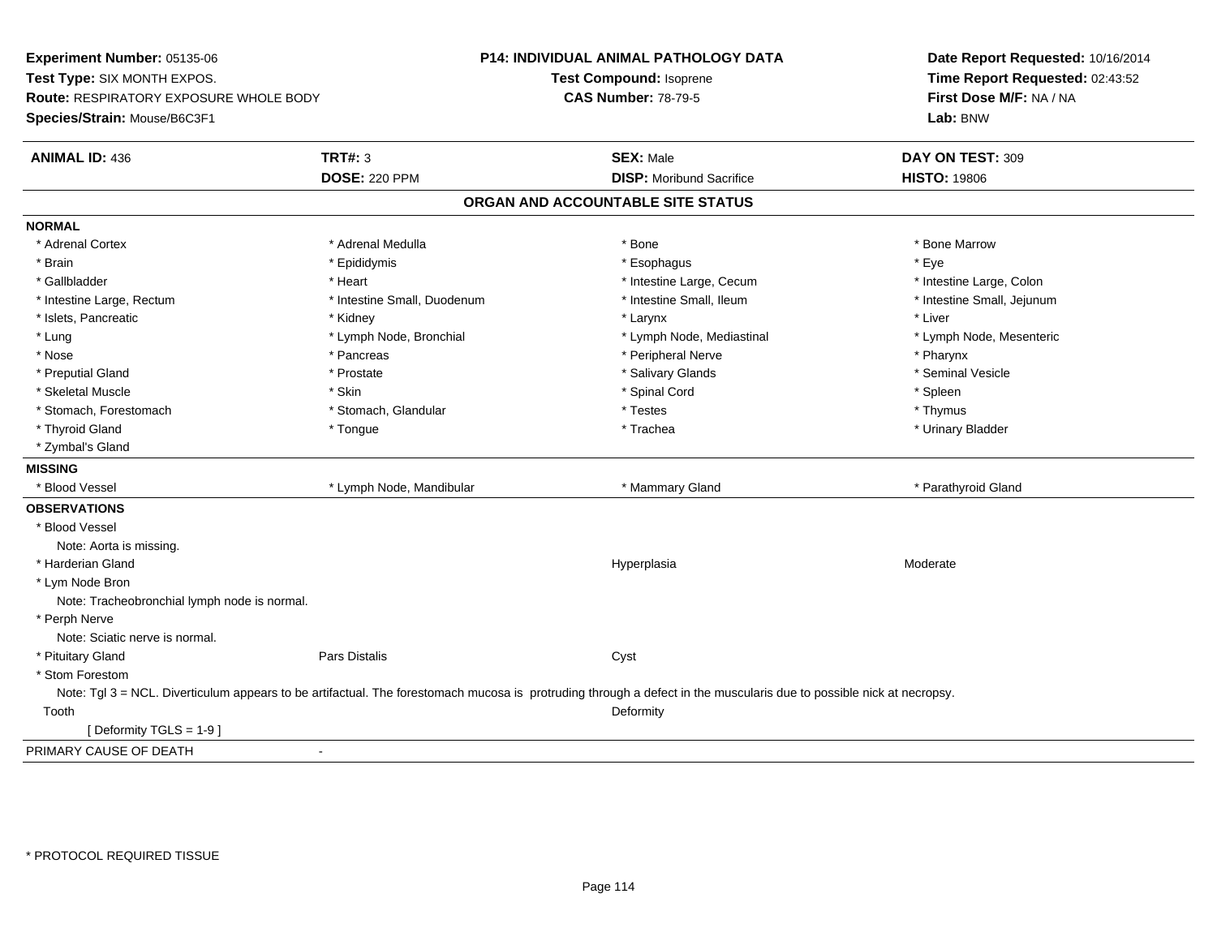**Experiment Number:** 05135-06
**Test Type:** SIX MONTH EXPOS.
**Route:** RESPIRATORY EXPOSURE WHOLE BODY
**Species/Strain:** Mouse/B6C3F1

**P14: INDIVIDUAL ANIMAL PATHOLOGY DATA**
**Test Compound:** Isoprene
**CAS Number:** 78-79-5

**Date Report Requested:** 10/16/2014
**Time Report Requested:** 02:43:52
**First Dose M/F:** NA / NA
**Lab:** BNW

| **ANIMAL ID:** 436 | **TRT#:** 3 | **SEX:** Male | **DAY ON TEST:** 309 |
|---|---|---|---|
| | **DOSE:** 220 PPM | **DISP:** Moribund Sacrifice | **HISTO:** 19806 |

## ORGAN AND ACCOUNTABLE SITE STATUS

**NORMAL**

| | | | |
|---|---|---|---|
| * Adrenal Cortex | * Adrenal Medulla | * Bone | * Bone Marrow |
| * Brain | * Epididymis | * Esophagus | * Eye |
| * Gallbladder | * Heart | * Intestine Large, Cecum | * Intestine Large, Colon |
| * Intestine Large, Rectum | * Intestine Small, Duodenum | * Intestine Small, Ileum | * Intestine Small, Jejunum |
| * Islets, Pancreatic | * Kidney | * Larynx | * Liver |
| * Lung | * Lymph Node, Bronchial | * Lymph Node, Mediastinal | * Lymph Node, Mesenteric |
| * Nose | * Pancreas | * Peripheral Nerve | * Pharynx |
| * Preputial Gland | * Prostate | * Salivary Glands | * Seminal Vesicle |
| * Skeletal Muscle | * Skin | * Spinal Cord | * Spleen |
| * Stomach, Forestomach | * Stomach, Glandular | * Testes | * Thymus |
| * Thyroid Gland | * Tongue | * Trachea | * Urinary Bladder |
| * Zymbal's Gland | | | |

**MISSING**

| | | | |
|---|---|---|---|
| * Blood Vessel | * Lymph Node, Mandibular | * Mammary Gland | * Parathyroid Gland |

**OBSERVATIONS**

* Blood Vessel
  Note: Aorta is missing.

| | | | |
|---|---|---|---|
| * Harderian Gland | | Hyperplasia | Moderate |

* Lym Node Bron
  Note: Tracheobronchial lymph node is normal.
* Perph Nerve
  Note: Sciatic nerve is normal.

| | | | |
|---|---|---|---|
| * Pituitary Gland | Pars Distalis | Cyst | |

* Stom Forestom
  Note: Tgl 3 = NCL. Diverticulum appears to be artifactual. The forestomach mucosa is protruding through a defect in the muscularis due to possible nick at necropsy.

| | | | |
|---|---|---|---|
| Tooth | | Deformity | |

[ Deformity TGLS = 1-9 ]

PRIMARY CAUSE OF DEATH -

* PROTOCOL REQUIRED TISSUE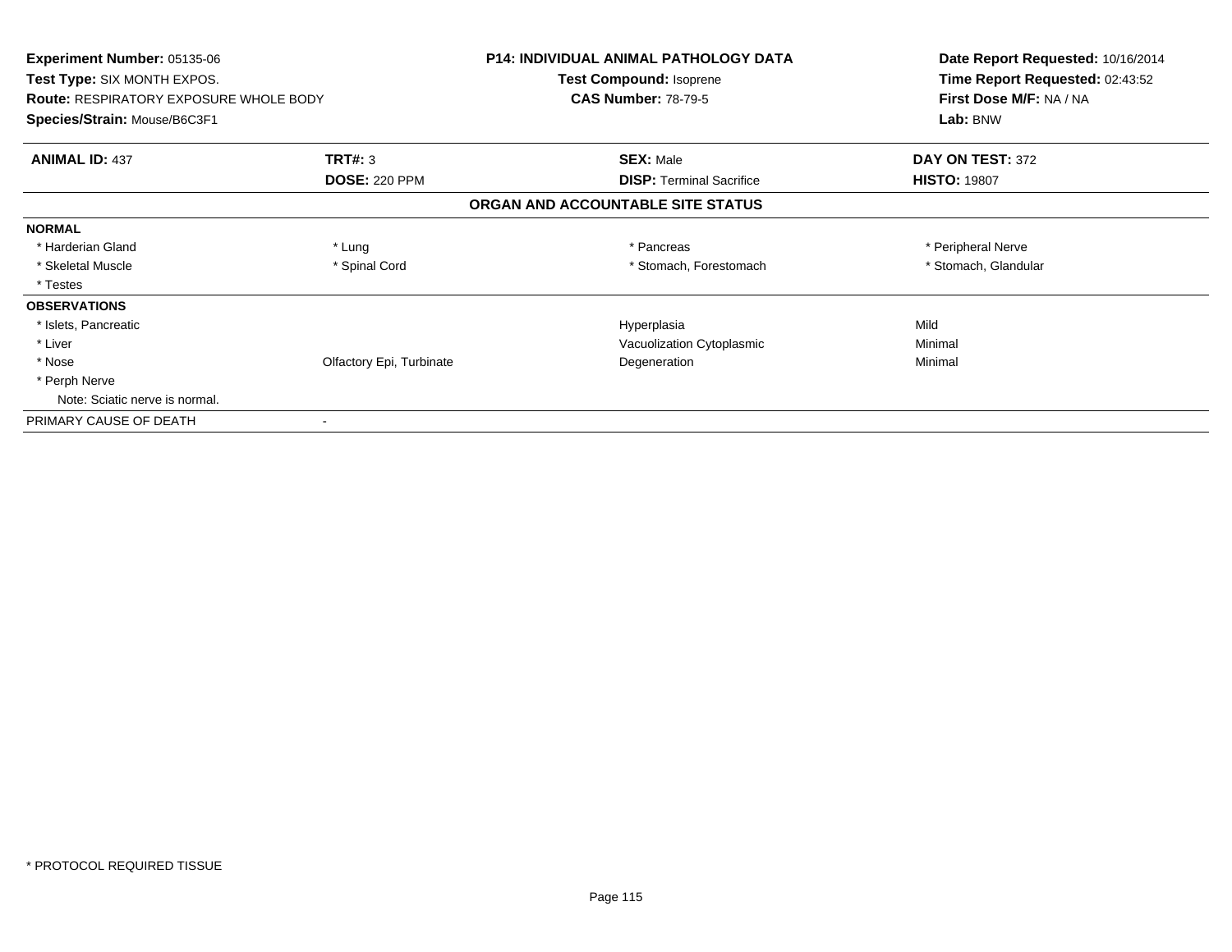**Experiment Number:** 05135-06
**Test Type:** SIX MONTH EXPOS.
**Route:** RESPIRATORY EXPOSURE WHOLE BODY
**Species/Strain:** Mouse/B6C3F1

**P14: INDIVIDUAL ANIMAL PATHOLOGY DATA**
**Test Compound:** Isoprene
**CAS Number:** 78-79-5

**Date Report Requested:** 10/16/2014
**Time Report Requested:** 02:43:52
**First Dose M/F:** NA / NA
**Lab:** BNW

| **ANIMAL ID:** 437 | **TRT#:** 3 | **SEX:** Male | **DAY ON TEST:** 372 |
|---|---|---|---|
| | **DOSE:** 220 PPM | **DISP:** Terminal Sacrifice | **HISTO:** 19807 |

### ORGAN AND ACCOUNTABLE SITE STATUS

| | | | |
|---|---|---|---|
| **NORMAL** | | | |
| * Harderian Gland | * Lung | * Pancreas | * Peripheral Nerve |
| * Skeletal Muscle | * Spinal Cord | * Stomach, Forestomach | * Stomach, Glandular |
| * Testes | | | |
| **OBSERVATIONS** | | | |
| * Islets, Pancreatic | | Hyperplasia | Mild |
| * Liver | | Vacuolization Cytoplasmic | Minimal |
| * Nose | Olfactory Epi, Turbinate | Degeneration | Minimal |
| * Perph Nerve | | | |
| Note: Sciatic nerve is normal. | | | |
| PRIMARY CAUSE OF DEATH | - | | |

* PROTOCOL REQUIRED TISSUE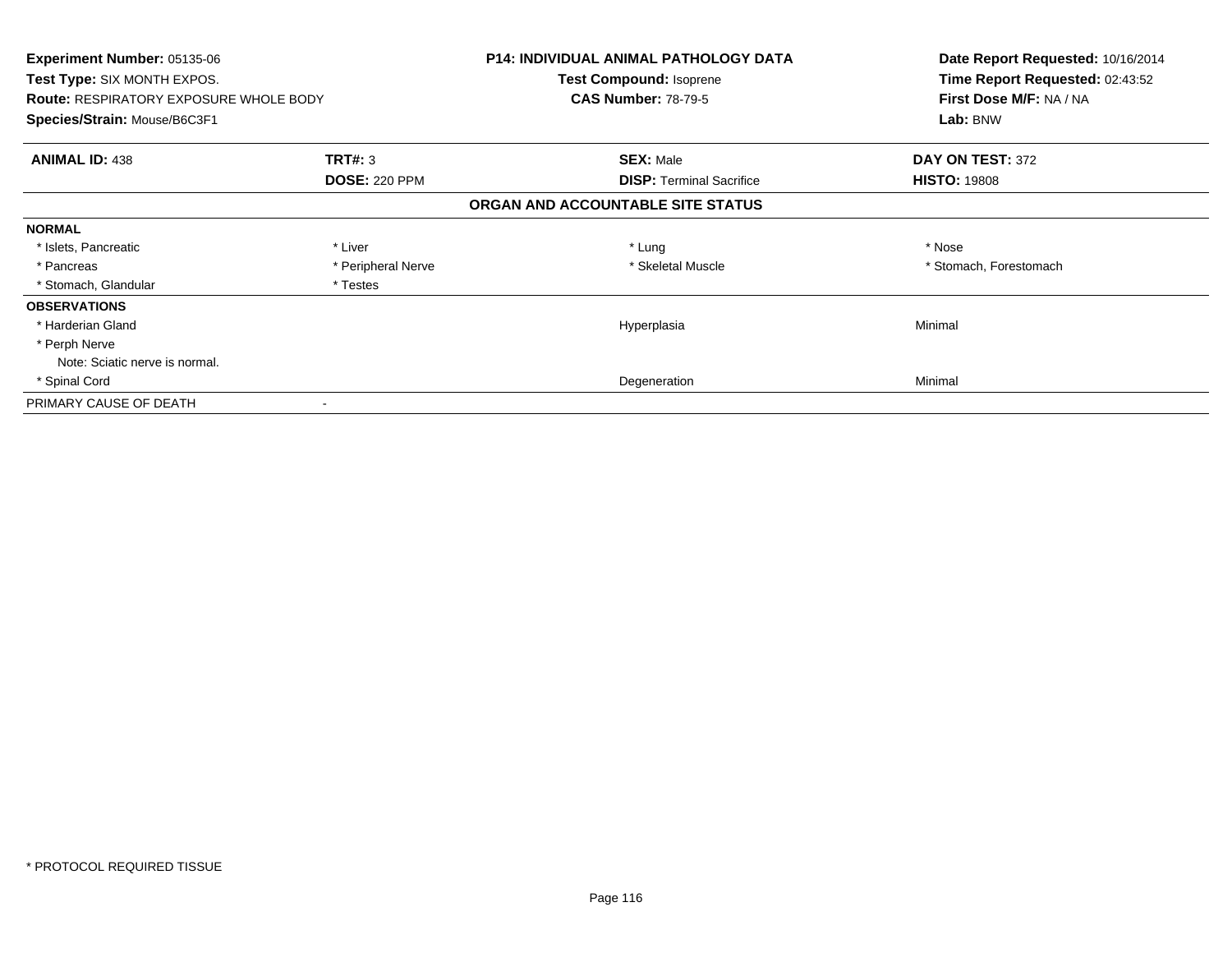**Experiment Number:** 05135-06
**Test Type:** SIX MONTH EXPOS.
**Route:** RESPIRATORY EXPOSURE WHOLE BODY
**Species/Strain:** Mouse/B6C3F1

**P14: INDIVIDUAL ANIMAL PATHOLOGY DATA**
**Test Compound:** Isoprene
**CAS Number:** 78-79-5

**Date Report Requested:** 10/16/2014
**Time Report Requested:** 02:43:52
**First Dose M/F:** NA / NA
**Lab:** BNW

| **ANIMAL ID:** 438 | **TRT#:** 3 | **SEX:** Male | **DAY ON TEST:** 372 |
|---|---|---|---|
| | **DOSE:** 220 PPM | **DISP:** Terminal Sacrifice | **HISTO:** 19808 |

**ORGAN AND ACCOUNTABLE SITE STATUS**

| | | | |
|---|---|---|---|
| **NORMAL** | | | |
| * Islets, Pancreatic | * Liver | * Lung | * Nose |
| * Pancreas | * Peripheral Nerve | * Skeletal Muscle | * Stomach, Forestomach |
| * Stomach, Glandular | * Testes | | |
| **OBSERVATIONS** | | | |
| * Harderian Gland | | Hyperplasia | Minimal |
| * Perph Nerve | | | |
| Note: Sciatic nerve is normal. | | | |
| * Spinal Cord | | Degeneration | Minimal |
| PRIMARY CAUSE OF DEATH | - | | |

* PROTOCOL REQUIRED TISSUE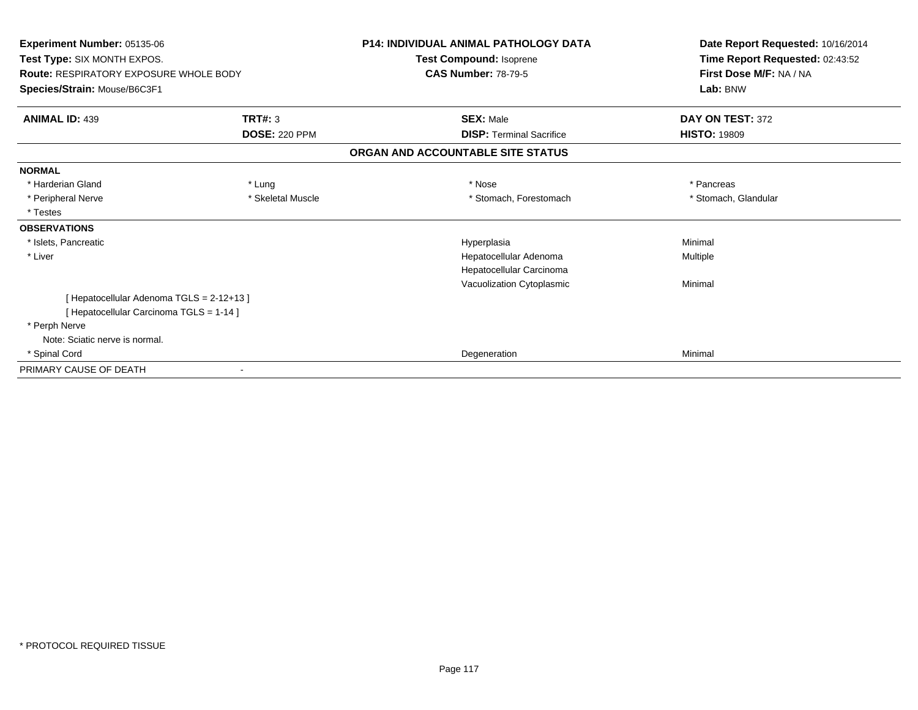**Experiment Number:** 05135-06
**Test Type:** SIX MONTH EXPOS.
**Route:** RESPIRATORY EXPOSURE WHOLE BODY
**Species/Strain:** Mouse/B6C3F1

**P14: INDIVIDUAL ANIMAL PATHOLOGY DATA**
**Test Compound:** Isoprene
**CAS Number:** 78-79-5

**Date Report Requested:** 10/16/2014
**Time Report Requested:** 02:43:52
**First Dose M/F:** NA / NA
**Lab:** BNW

| **ANIMAL ID:** 439 | **TRT#:** 3 | **SEX:** Male | **DAY ON TEST:** 372 |
|---|---|---|---|
| | **DOSE:** 220 PPM | **DISP:** Terminal Sacrifice | **HISTO:** 19809 |

## ORGAN AND ACCOUNTABLE SITE STATUS

**NORMAL**

| | | | |
|---|---|---|---|
| * Harderian Gland | * Lung | * Nose | * Pancreas |
| * Peripheral Nerve | * Skeletal Muscle | * Stomach, Forestomach | * Stomach, Glandular |
| * Testes | | | |

**OBSERVATIONS**

| | | |
|---|---|---|
| * Islets, Pancreatic | Hyperplasia | Minimal |
| * Liver | Hepatocellular Adenoma | Multiple |
| | Hepatocellular Carcinoma | |
| | Vacuolization Cytoplasmic | Minimal |
| [ Hepatocellular Adenoma TGLS = 2-12+13 ] | | |
| [ Hepatocellular Carcinoma TGLS = 1-14 ] | | |
| * Perph Nerve | | |
| Note: Sciatic nerve is normal. | | |
| * Spinal Cord | Degeneration | Minimal |

PRIMARY CAUSE OF DEATH -

* PROTOCOL REQUIRED TISSUE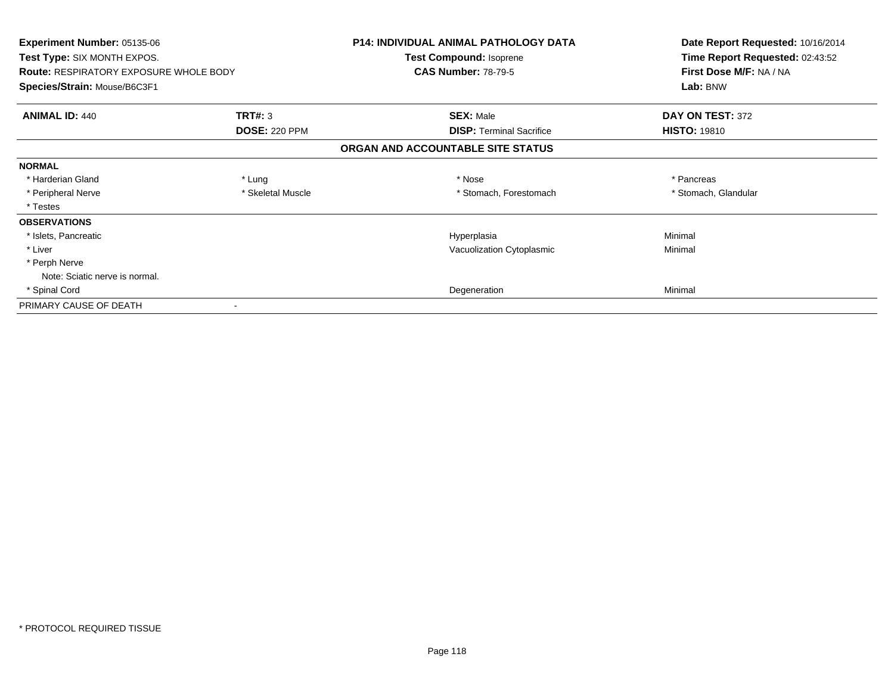**Experiment Number:** 05135-06
**Test Type:** SIX MONTH EXPOS.
**Route:** RESPIRATORY EXPOSURE WHOLE BODY
**Species/Strain:** Mouse/B6C3F1

**P14: INDIVIDUAL ANIMAL PATHOLOGY DATA**
**Test Compound:** Isoprene
**CAS Number:** 78-79-5

**Date Report Requested:** 10/16/2014
**Time Report Requested:** 02:43:52
**First Dose M/F:** NA / NA
**Lab:** BNW

| **ANIMAL ID:** 440 | **TRT#:** 3 | **SEX:** Male | **DAY ON TEST:** 372 |
|---|---|---|---|
| | **DOSE:** 220 PPM | **DISP:** Terminal Sacrifice | **HISTO:** 19810 |

**ORGAN AND ACCOUNTABLE SITE STATUS**

| | | | |
|---|---|---|---|
| **NORMAL** | | | |
| * Harderian Gland | * Lung | * Nose | * Pancreas |
| * Peripheral Nerve | * Skeletal Muscle | * Stomach, Forestomach | * Stomach, Glandular |
| * Testes | | | |
| **OBSERVATIONS** | | | |
| * Islets, Pancreatic | | Hyperplasia | Minimal |
| * Liver | | Vacuolization Cytoplasmic | Minimal |
| * Perph Nerve | | | |
| Note: Sciatic nerve is normal. | | | |
| * Spinal Cord | | Degeneration | Minimal |
| PRIMARY CAUSE OF DEATH | - | | |

* PROTOCOL REQUIRED TISSUE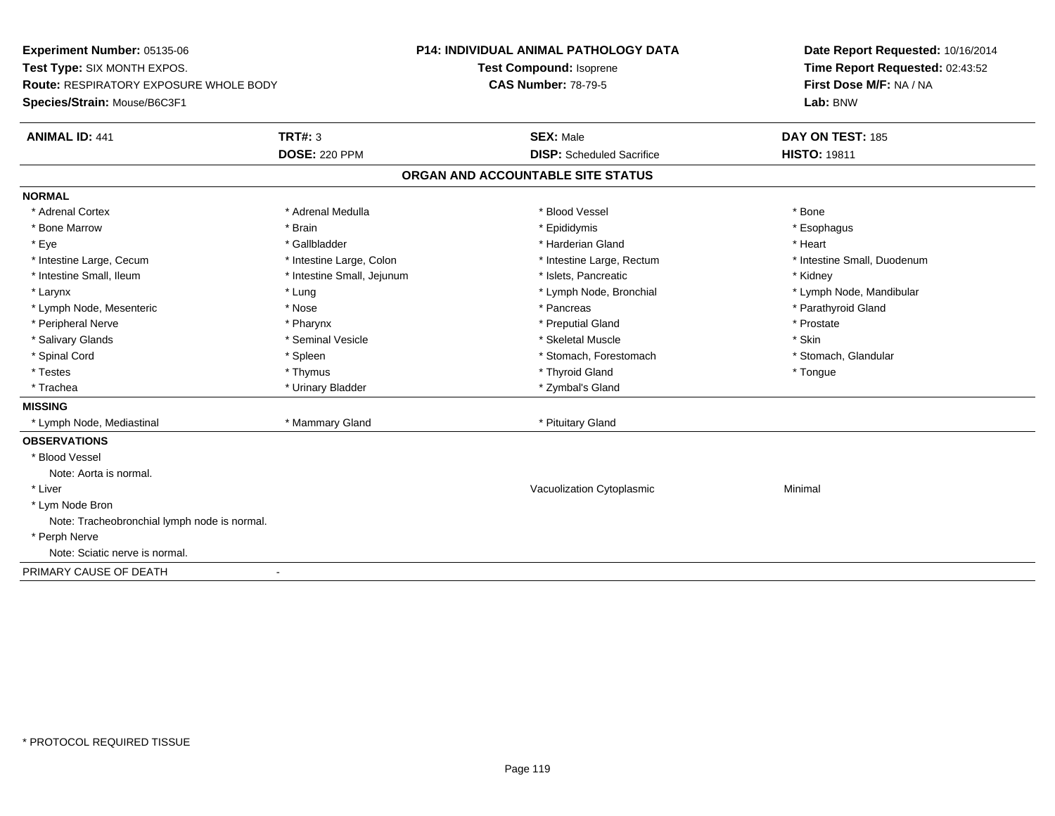**Experiment Number:** 05135-06
**Test Type:** SIX MONTH EXPOS.
**Route:** RESPIRATORY EXPOSURE WHOLE BODY
**Species/Strain:** Mouse/B6C3F1

**P14: INDIVIDUAL ANIMAL PATHOLOGY DATA**
**Test Compound:** Isoprene
**CAS Number:** 78-79-5

**Date Report Requested:** 10/16/2014
**Time Report Requested:** 02:43:52
**First Dose M/F:** NA / NA
**Lab:** BNW

| **ANIMAL ID:** 441 | **TRT#:** 3 | **SEX:** Male | **DAY ON TEST:** 185 |
|---|---|---|---|
| | **DOSE:** 220 PPM | **DISP:** Scheduled Sacrifice | **HISTO:** 19811 |

## ORGAN AND ACCOUNTABLE SITE STATUS

**NORMAL**

| | | | |
|---|---|---|---|
| * Adrenal Cortex | * Adrenal Medulla | * Blood Vessel | * Bone |
| * Bone Marrow | * Brain | * Epididymis | * Esophagus |
| * Eye | * Gallbladder | * Harderian Gland | * Heart |
| * Intestine Large, Cecum | * Intestine Large, Colon | * Intestine Large, Rectum | * Intestine Small, Duodenum |
| * Intestine Small, Ileum | * Intestine Small, Jejunum | * Islets, Pancreatic | * Kidney |
| * Larynx | * Lung | * Lymph Node, Bronchial | * Lymph Node, Mandibular |
| * Lymph Node, Mesenteric | * Nose | * Pancreas | * Parathyroid Gland |
| * Peripheral Nerve | * Pharynx | * Preputial Gland | * Prostate |
| * Salivary Glands | * Seminal Vesicle | * Skeletal Muscle | * Skin |
| * Spinal Cord | * Spleen | * Stomach, Forestomach | * Stomach, Glandular |
| * Testes | * Thymus | * Thyroid Gland | * Tongue |
| * Trachea | * Urinary Bladder | * Zymbal's Gland | |

**MISSING**

| | | | |
|---|---|---|---|
| * Lymph Node, Mediastinal | * Mammary Gland | * Pituitary Gland | |

**OBSERVATIONS**

* Blood Vessel
  Note: Aorta is normal.
* Liver — Vacuolization Cytoplasmic — Minimal
* Lym Node Bron
  Note: Tracheobronchial lymph node is normal.
* Perph Nerve
  Note: Sciatic nerve is normal.

PRIMARY CAUSE OF DEATH -

* PROTOCOL REQUIRED TISSUE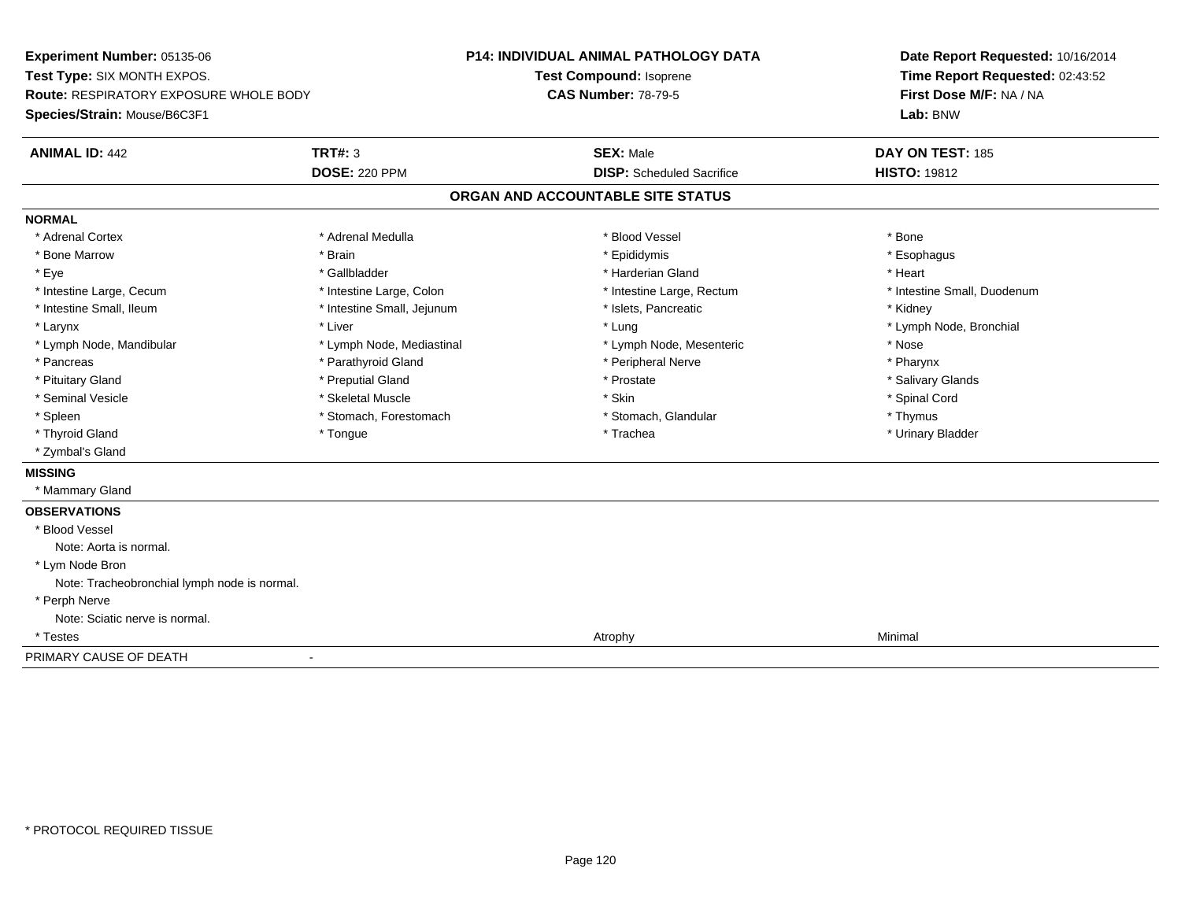**Experiment Number:** 05135-06
**Test Type:** SIX MONTH EXPOS.
**Route:** RESPIRATORY EXPOSURE WHOLE BODY
**Species/Strain:** Mouse/B6C3F1

**P14: INDIVIDUAL ANIMAL PATHOLOGY DATA**
**Test Compound:** Isoprene
**CAS Number:** 78-79-5

**Date Report Requested:** 10/16/2014
**Time Report Requested:** 02:43:52
**First Dose M/F:** NA / NA
**Lab:** BNW

| **ANIMAL ID:** 442 | **TRT#:** 3 | **SEX:** Male | **DAY ON TEST:** 185 |
|---|---|---|---|
| | **DOSE:** 220 PPM | **DISP:** Scheduled Sacrifice | **HISTO:** 19812 |

## ORGAN AND ACCOUNTABLE SITE STATUS

**NORMAL**

| | | | |
|---|---|---|---|
| * Adrenal Cortex | * Adrenal Medulla | * Blood Vessel | * Bone |
| * Bone Marrow | * Brain | * Epididymis | * Esophagus |
| * Eye | * Gallbladder | * Harderian Gland | * Heart |
| * Intestine Large, Cecum | * Intestine Large, Colon | * Intestine Large, Rectum | * Intestine Small, Duodenum |
| * Intestine Small, Ileum | * Intestine Small, Jejunum | * Islets, Pancreatic | * Kidney |
| * Larynx | * Liver | * Lung | * Lymph Node, Bronchial |
| * Lymph Node, Mandibular | * Lymph Node, Mediastinal | * Lymph Node, Mesenteric | * Nose |
| * Pancreas | * Parathyroid Gland | * Peripheral Nerve | * Pharynx |
| * Pituitary Gland | * Preputial Gland | * Prostate | * Salivary Glands |
| * Seminal Vesicle | * Skeletal Muscle | * Skin | * Spinal Cord |
| * Spleen | * Stomach, Forestomach | * Stomach, Glandular | * Thymus |
| * Thyroid Gland | * Tongue | * Trachea | * Urinary Bladder |
| * Zymbal's Gland | | | |

**MISSING**

* Mammary Gland

**OBSERVATIONS**

* Blood Vessel
  Note: Aorta is normal.
* Lym Node Bron
  Note: Tracheobronchial lymph node is normal.
* Perph Nerve
  Note: Sciatic nerve is normal.

| | | | |
|---|---|---|---|
| * Testes | | Atrophy | Minimal |

PRIMARY CAUSE OF DEATH -

* PROTOCOL REQUIRED TISSUE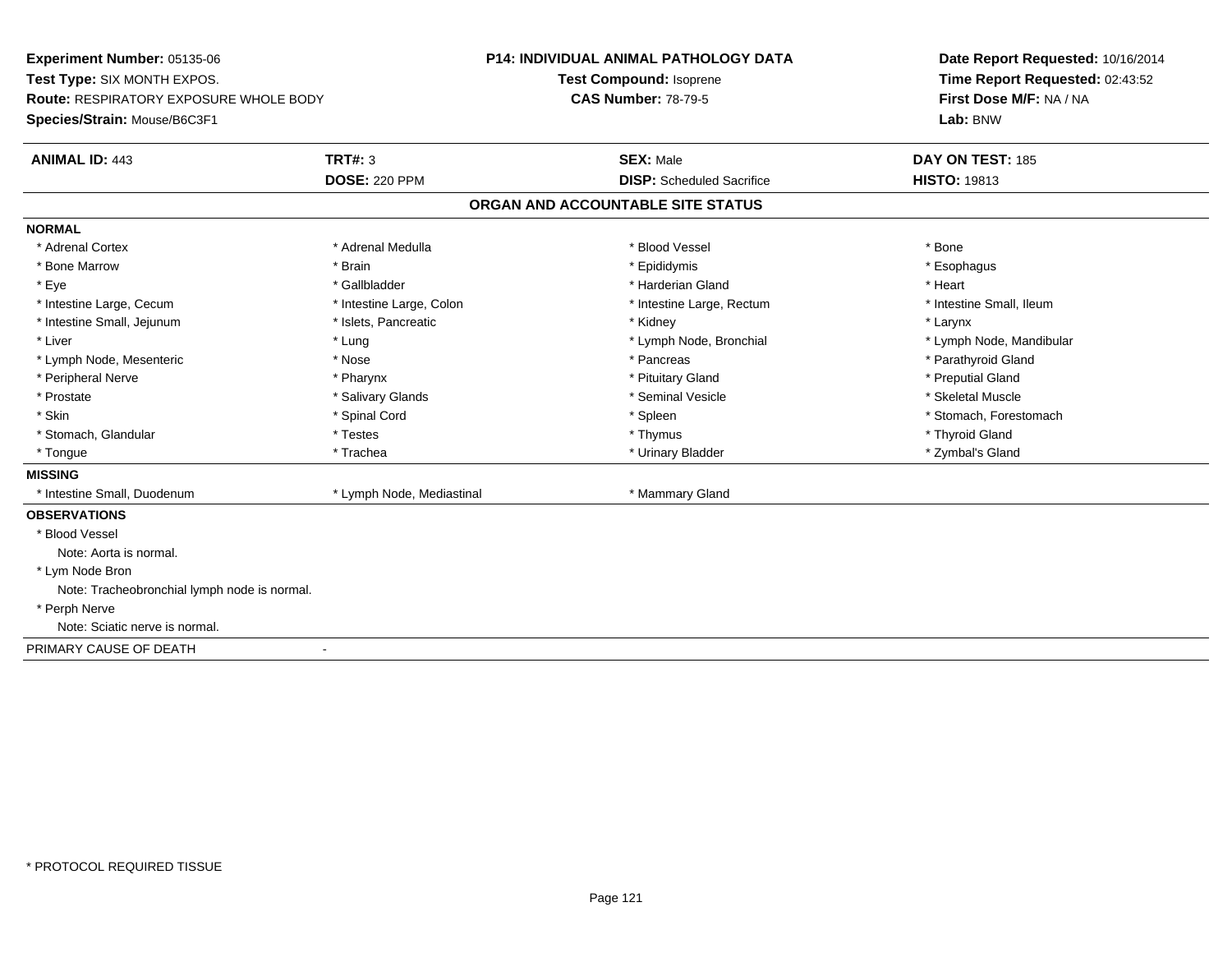**Experiment Number:** 05135-06
**Test Type:** SIX MONTH EXPOS.
**Route:** RESPIRATORY EXPOSURE WHOLE BODY
**Species/Strain:** Mouse/B6C3F1

**P14: INDIVIDUAL ANIMAL PATHOLOGY DATA**
**Test Compound:** Isoprene
**CAS Number:** 78-79-5

**Date Report Requested:** 10/16/2014
**Time Report Requested:** 02:43:52
**First Dose M/F:** NA / NA
**Lab:** BNW

| **ANIMAL ID:** 443 | **TRT#:** 3 | **SEX:** Male | **DAY ON TEST:** 185 |
|---|---|---|---|
| | **DOSE:** 220 PPM | **DISP:** Scheduled Sacrifice | **HISTO:** 19813 |

**ORGAN AND ACCOUNTABLE SITE STATUS**

**NORMAL**

| | | | |
|---|---|---|---|
| * Adrenal Cortex | * Adrenal Medulla | * Blood Vessel | * Bone |
| * Bone Marrow | * Brain | * Epididymis | * Esophagus |
| * Eye | * Gallbladder | * Harderian Gland | * Heart |
| * Intestine Large, Cecum | * Intestine Large, Colon | * Intestine Large, Rectum | * Intestine Small, Ileum |
| * Intestine Small, Jejunum | * Islets, Pancreatic | * Kidney | * Larynx |
| * Liver | * Lung | * Lymph Node, Bronchial | * Lymph Node, Mandibular |
| * Lymph Node, Mesenteric | * Nose | * Pancreas | * Parathyroid Gland |
| * Peripheral Nerve | * Pharynx | * Pituitary Gland | * Preputial Gland |
| * Prostate | * Salivary Glands | * Seminal Vesicle | * Skeletal Muscle |
| * Skin | * Spinal Cord | * Spleen | * Stomach, Forestomach |
| * Stomach, Glandular | * Testes | * Thymus | * Thyroid Gland |
| * Tongue | * Trachea | * Urinary Bladder | * Zymbal's Gland |

**MISSING**

| | | |
|---|---|---|
| * Intestine Small, Duodenum | * Lymph Node, Mediastinal | * Mammary Gland |

**OBSERVATIONS**

* Blood Vessel
  Note: Aorta is normal.
* Lym Node Bron
  Note: Tracheobronchial lymph node is normal.
* Perph Nerve
  Note: Sciatic nerve is normal.

PRIMARY CAUSE OF DEATH -

* PROTOCOL REQUIRED TISSUE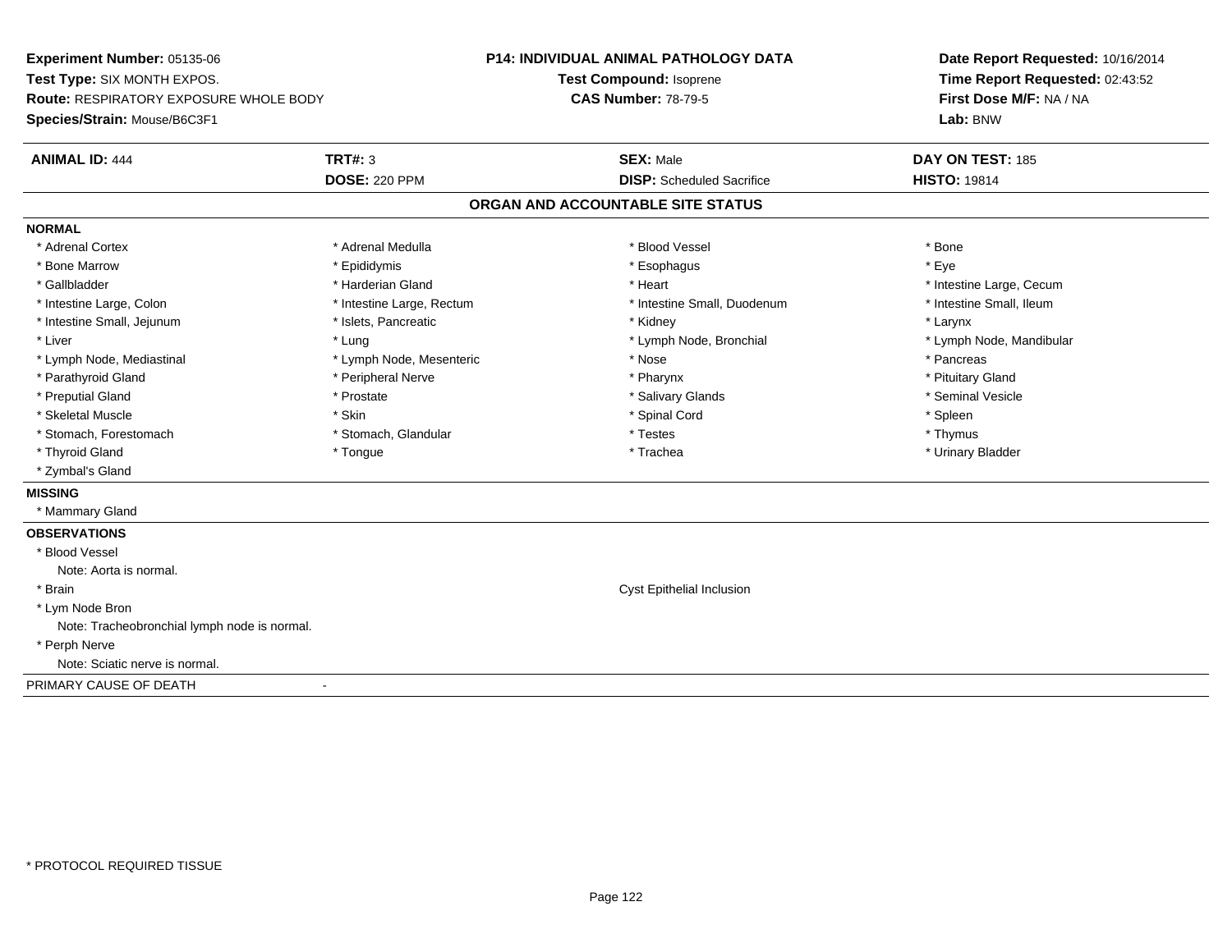**Experiment Number:** 05135-06
**Test Type:** SIX MONTH EXPOS.
**Route:** RESPIRATORY EXPOSURE WHOLE BODY
**Species/Strain:** Mouse/B6C3F1

**P14: INDIVIDUAL ANIMAL PATHOLOGY DATA**
**Test Compound:** Isoprene
**CAS Number:** 78-79-5

**Date Report Requested:** 10/16/2014
**Time Report Requested:** 02:43:52
**First Dose M/F:** NA / NA
**Lab:** BNW

| **ANIMAL ID:** 444 | **TRT#:** 3 | **SEX:** Male | **DAY ON TEST:** 185 |
|---|---|---|---|
| | **DOSE:** 220 PPM | **DISP:** Scheduled Sacrifice | **HISTO:** 19814 |

## ORGAN AND ACCOUNTABLE SITE STATUS

**NORMAL**

| | | | |
|---|---|---|---|
| * Adrenal Cortex | * Adrenal Medulla | * Blood Vessel | * Bone |
| * Bone Marrow | * Epididymis | * Esophagus | * Eye |
| * Gallbladder | * Harderian Gland | * Heart | * Intestine Large, Cecum |
| * Intestine Large, Colon | * Intestine Large, Rectum | * Intestine Small, Duodenum | * Intestine Small, Ileum |
| * Intestine Small, Jejunum | * Islets, Pancreatic | * Kidney | * Larynx |
| * Liver | * Lung | * Lymph Node, Bronchial | * Lymph Node, Mandibular |
| * Lymph Node, Mediastinal | * Lymph Node, Mesenteric | * Nose | * Pancreas |
| * Parathyroid Gland | * Peripheral Nerve | * Pharynx | * Pituitary Gland |
| * Preputial Gland | * Prostate | * Salivary Glands | * Seminal Vesicle |
| * Skeletal Muscle | * Skin | * Spinal Cord | * Spleen |
| * Stomach, Forestomach | * Stomach, Glandular | * Testes | * Thymus |
| * Thyroid Gland | * Tongue | * Trachea | * Urinary Bladder |
| * Zymbal's Gland | | | |

**MISSING**

* Mammary Gland

**OBSERVATIONS**

* Blood Vessel
  Note: Aorta is normal.
* Brain — Cyst Epithelial Inclusion
* Lym Node Bron
  Note: Tracheobronchial lymph node is normal.
* Perph Nerve
  Note: Sciatic nerve is normal.

PRIMARY CAUSE OF DEATH -

* PROTOCOL REQUIRED TISSUE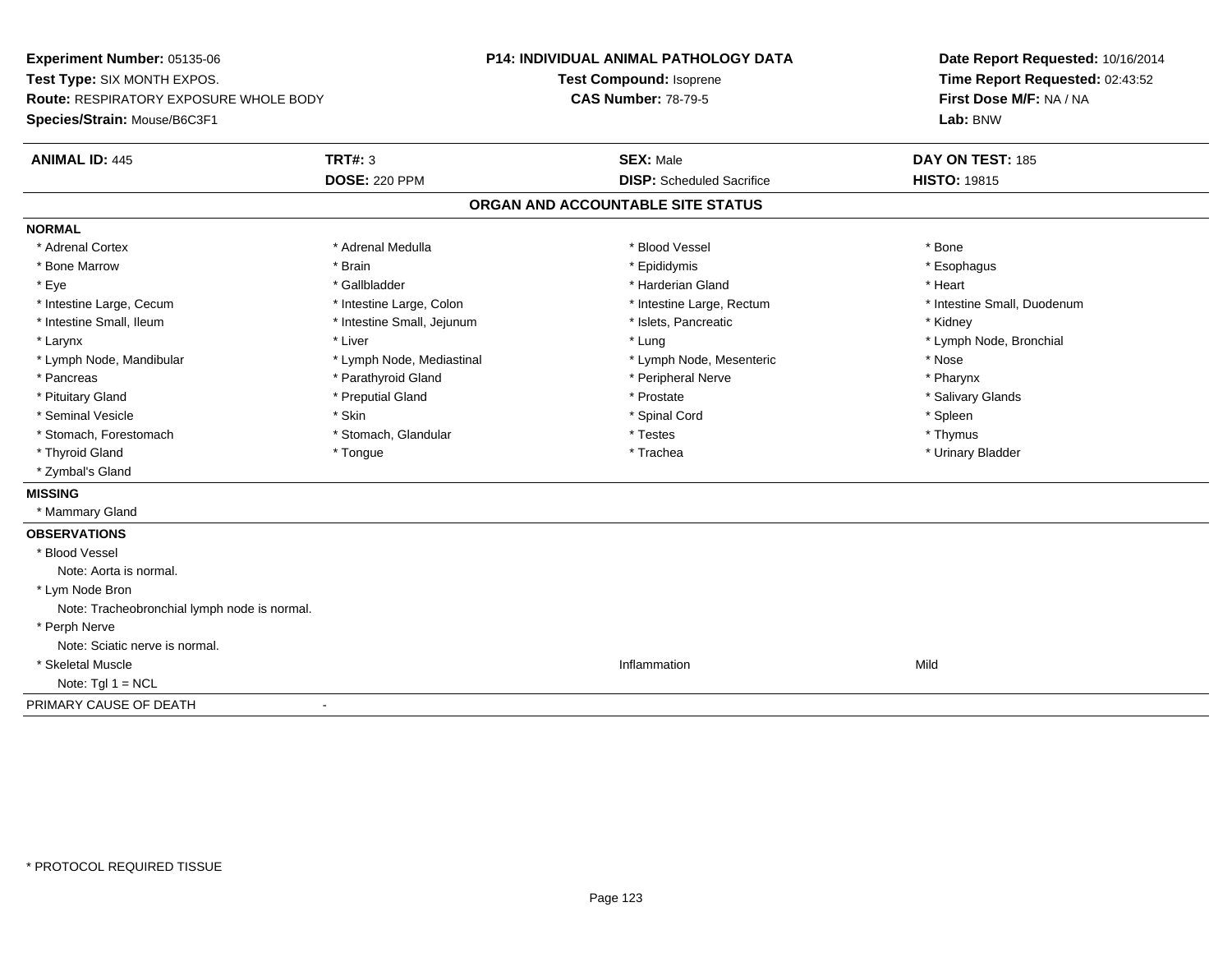**Experiment Number:** 05135-06
**Test Type:** SIX MONTH EXPOS.
**Route:** RESPIRATORY EXPOSURE WHOLE BODY
**Species/Strain:** Mouse/B6C3F1

**P14: INDIVIDUAL ANIMAL PATHOLOGY DATA**
**Test Compound:** Isoprene
**CAS Number:** 78-79-5

**Date Report Requested:** 10/16/2014
**Time Report Requested:** 02:43:52
**First Dose M/F:** NA / NA
**Lab:** BNW

| **ANIMAL ID:** 445 | **TRT#:** 3 | **SEX:** Male | **DAY ON TEST:** 185 |
|---|---|---|---|
| | **DOSE:** 220 PPM | **DISP:** Scheduled Sacrifice | **HISTO:** 19815 |

## ORGAN AND ACCOUNTABLE SITE STATUS

**NORMAL**

| | | | |
|---|---|---|---|
| * Adrenal Cortex | * Adrenal Medulla | * Blood Vessel | * Bone |
| * Bone Marrow | * Brain | * Epididymis | * Esophagus |
| * Eye | * Gallbladder | * Harderian Gland | * Heart |
| * Intestine Large, Cecum | * Intestine Large, Colon | * Intestine Large, Rectum | * Intestine Small, Duodenum |
| * Intestine Small, Ileum | * Intestine Small, Jejunum | * Islets, Pancreatic | * Kidney |
| * Larynx | * Liver | * Lung | * Lymph Node, Bronchial |
| * Lymph Node, Mandibular | * Lymph Node, Mediastinal | * Lymph Node, Mesenteric | * Nose |
| * Pancreas | * Parathyroid Gland | * Peripheral Nerve | * Pharynx |
| * Pituitary Gland | * Preputial Gland | * Prostate | * Salivary Glands |
| * Seminal Vesicle | * Skin | * Spinal Cord | * Spleen |
| * Stomach, Forestomach | * Stomach, Glandular | * Testes | * Thymus |
| * Thyroid Gland | * Tongue | * Trachea | * Urinary Bladder |
| * Zymbal's Gland | | | |

**MISSING**

* Mammary Gland

**OBSERVATIONS**

| | | |
|---|---|---|
| * Blood Vessel | | |
| Note: Aorta is normal. | | |
| * Lym Node Bron | | |
| Note: Tracheobronchial lymph node is normal. | | |
| * Perph Nerve | | |
| Note: Sciatic nerve is normal. | | |
| * Skeletal Muscle | Inflammation | Mild |
| Note: Tgl 1 = NCL | | |

PRIMARY CAUSE OF DEATH -

* PROTOCOL REQUIRED TISSUE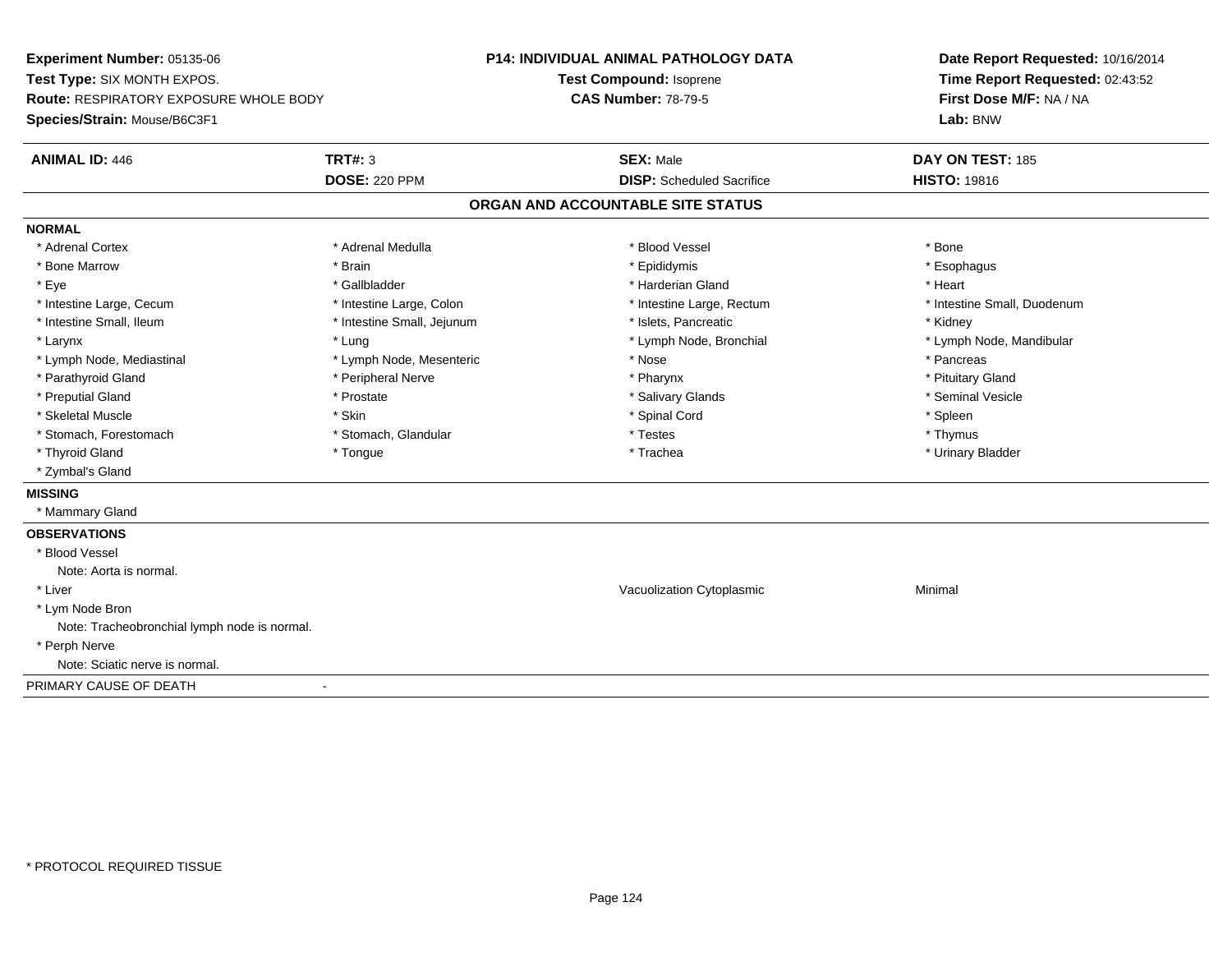**Experiment Number:** 05135-06
**Test Type:** SIX MONTH EXPOS.
**Route:** RESPIRATORY EXPOSURE WHOLE BODY
**Species/Strain:** Mouse/B6C3F1

**P14: INDIVIDUAL ANIMAL PATHOLOGY DATA**
**Test Compound:** Isoprene
**CAS Number:** 78-79-5

**Date Report Requested:** 10/16/2014
**Time Report Requested:** 02:43:52
**First Dose M/F:** NA / NA
**Lab:** BNW

| **ANIMAL ID:** 446 | **TRT#:** 3 | **SEX:** Male | **DAY ON TEST:** 185 |
|---|---|---|---|
| | **DOSE:** 220 PPM | **DISP:** Scheduled Sacrifice | **HISTO:** 19816 |

## ORGAN AND ACCOUNTABLE SITE STATUS

**NORMAL**

| | | | |
|---|---|---|---|
| * Adrenal Cortex | * Adrenal Medulla | * Blood Vessel | * Bone |
| * Bone Marrow | * Brain | * Epididymis | * Esophagus |
| * Eye | * Gallbladder | * Harderian Gland | * Heart |
| * Intestine Large, Cecum | * Intestine Large, Colon | * Intestine Large, Rectum | * Intestine Small, Duodenum |
| * Intestine Small, Ileum | * Intestine Small, Jejunum | * Islets, Pancreatic | * Kidney |
| * Larynx | * Lung | * Lymph Node, Bronchial | * Lymph Node, Mandibular |
| * Lymph Node, Mediastinal | * Lymph Node, Mesenteric | * Nose | * Pancreas |
| * Parathyroid Gland | * Peripheral Nerve | * Pharynx | * Pituitary Gland |
| * Preputial Gland | * Prostate | * Salivary Glands | * Seminal Vesicle |
| * Skeletal Muscle | * Skin | * Spinal Cord | * Spleen |
| * Stomach, Forestomach | * Stomach, Glandular | * Testes | * Thymus |
| * Thyroid Gland | * Tongue | * Trachea | * Urinary Bladder |
| * Zymbal's Gland | | | |

**MISSING**

* Mammary Gland

**OBSERVATIONS**

| | | |
|---|---|---|
| * Blood Vessel | | |
| Note: Aorta is normal. | | |
| * Liver | Vacuolization Cytoplasmic | Minimal |
| * Lym Node Bron | | |
| Note: Tracheobronchial lymph node is normal. | | |
| * Perph Nerve | | |
| Note: Sciatic nerve is normal. | | |

PRIMARY CAUSE OF DEATH -

* PROTOCOL REQUIRED TISSUE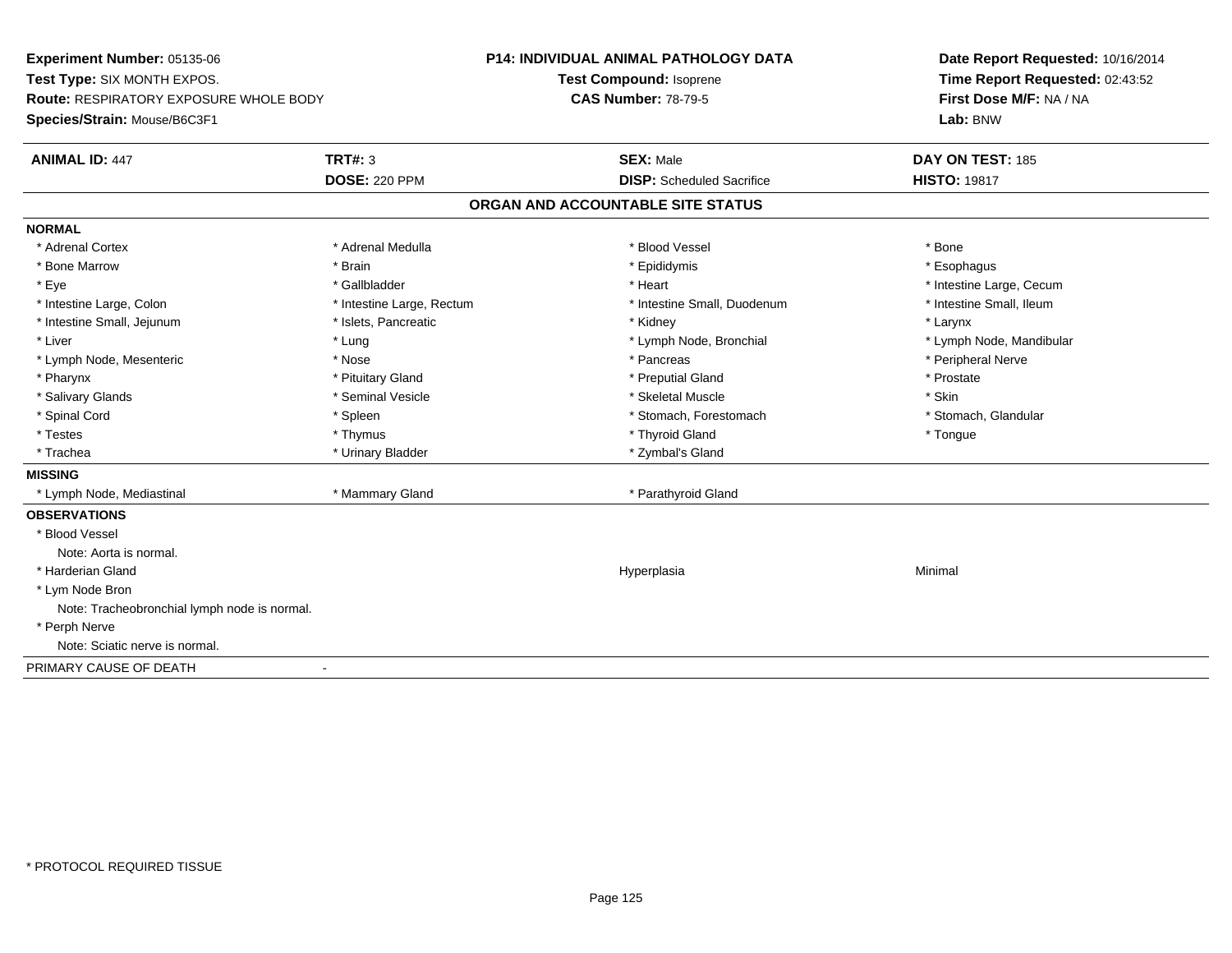**Experiment Number:** 05135-06
**Test Type:** SIX MONTH EXPOS.
**Route:** RESPIRATORY EXPOSURE WHOLE BODY
**Species/Strain:** Mouse/B6C3F1

**P14: INDIVIDUAL ANIMAL PATHOLOGY DATA**
**Test Compound:** Isoprene
**CAS Number:** 78-79-5

**Date Report Requested:** 10/16/2014
**Time Report Requested:** 02:43:52
**First Dose M/F:** NA / NA
**Lab:** BNW

| **ANIMAL ID:** 447 | **TRT#:** 3 | **SEX:** Male | **DAY ON TEST:** 185 |
|---|---|---|---|
| | **DOSE:** 220 PPM | **DISP:** Scheduled Sacrifice | **HISTO:** 19817 |

## ORGAN AND ACCOUNTABLE SITE STATUS

**NORMAL**

| | | | |
|---|---|---|---|
| * Adrenal Cortex | * Adrenal Medulla | * Blood Vessel | * Bone |
| * Bone Marrow | * Brain | * Epididymis | * Esophagus |
| * Eye | * Gallbladder | * Heart | * Intestine Large, Cecum |
| * Intestine Large, Colon | * Intestine Large, Rectum | * Intestine Small, Duodenum | * Intestine Small, Ileum |
| * Intestine Small, Jejunum | * Islets, Pancreatic | * Kidney | * Larynx |
| * Liver | * Lung | * Lymph Node, Bronchial | * Lymph Node, Mandibular |
| * Lymph Node, Mesenteric | * Nose | * Pancreas | * Peripheral Nerve |
| * Pharynx | * Pituitary Gland | * Preputial Gland | * Prostate |
| * Salivary Glands | * Seminal Vesicle | * Skeletal Muscle | * Skin |
| * Spinal Cord | * Spleen | * Stomach, Forestomach | * Stomach, Glandular |
| * Testes | * Thymus | * Thyroid Gland | * Tongue |
| * Trachea | * Urinary Bladder | * Zymbal's Gland | |

**MISSING**

| | | |
|---|---|---|
| * Lymph Node, Mediastinal | * Mammary Gland | * Parathyroid Gland |

**OBSERVATIONS**

* Blood Vessel
  Note: Aorta is normal.
* Harderian Gland — Hyperplasia — Minimal
* Lym Node Bron
  Note: Tracheobronchial lymph node is normal.
* Perph Nerve
  Note: Sciatic nerve is normal.

PRIMARY CAUSE OF DEATH -

* PROTOCOL REQUIRED TISSUE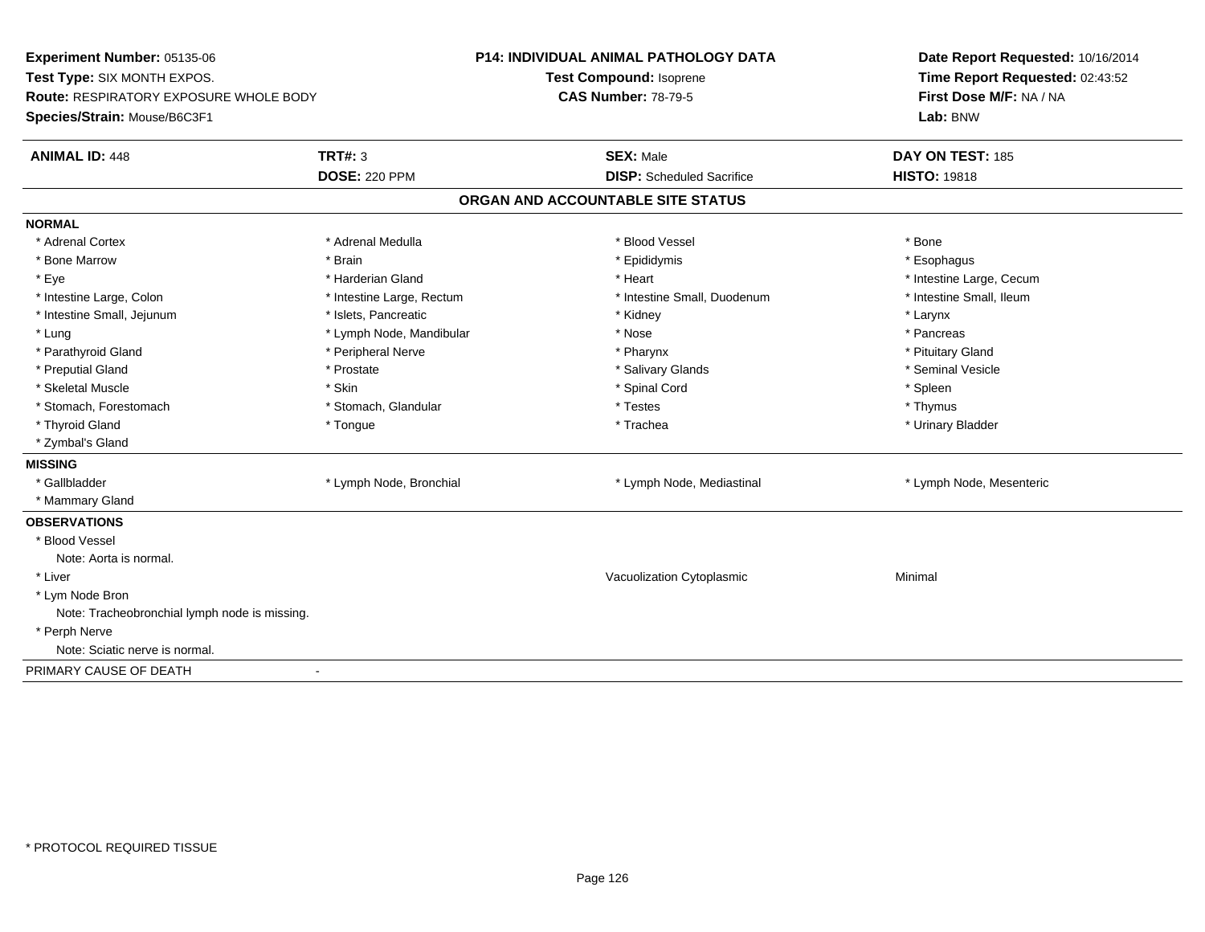**Experiment Number:** 05135-06
**Test Type:** SIX MONTH EXPOS.
**Route:** RESPIRATORY EXPOSURE WHOLE BODY
**Species/Strain:** Mouse/B6C3F1

**P14: INDIVIDUAL ANIMAL PATHOLOGY DATA**
**Test Compound:** Isoprene
**CAS Number:** 78-79-5

**Date Report Requested:** 10/16/2014
**Time Report Requested:** 02:43:52
**First Dose M/F:** NA / NA
**Lab:** BNW

| **ANIMAL ID:** 448 | **TRT#:** 3 | **SEX:** Male | **DAY ON TEST:** 185 |
|---|---|---|---|
| | **DOSE:** 220 PPM | **DISP:** Scheduled Sacrifice | **HISTO:** 19818 |

## ORGAN AND ACCOUNTABLE SITE STATUS

**NORMAL**

| | | | |
|---|---|---|---|
| * Adrenal Cortex | * Adrenal Medulla | * Blood Vessel | * Bone |
| * Bone Marrow | * Brain | * Epididymis | * Esophagus |
| * Eye | * Harderian Gland | * Heart | * Intestine Large, Cecum |
| * Intestine Large, Colon | * Intestine Large, Rectum | * Intestine Small, Duodenum | * Intestine Small, Ileum |
| * Intestine Small, Jejunum | * Islets, Pancreatic | * Kidney | * Larynx |
| * Lung | * Lymph Node, Mandibular | * Nose | * Pancreas |
| * Parathyroid Gland | * Peripheral Nerve | * Pharynx | * Pituitary Gland |
| * Preputial Gland | * Prostate | * Salivary Glands | * Seminal Vesicle |
| * Skeletal Muscle | * Skin | * Spinal Cord | * Spleen |
| * Stomach, Forestomach | * Stomach, Glandular | * Testes | * Thymus |
| * Thyroid Gland | * Tongue | * Trachea | * Urinary Bladder |
| * Zymbal's Gland | | | |

**MISSING**

| | | | |
|---|---|---|---|
| * Gallbladder | * Lymph Node, Bronchial | * Lymph Node, Mediastinal | * Lymph Node, Mesenteric |
| * Mammary Gland | | | |

**OBSERVATIONS**

* Blood Vessel
  Note: Aorta is normal.
* Liver — Vacuolization Cytoplasmic — Minimal
* Lym Node Bron
  Note: Tracheobronchial lymph node is missing.
* Perph Nerve
  Note: Sciatic nerve is normal.

PRIMARY CAUSE OF DEATH -

* PROTOCOL REQUIRED TISSUE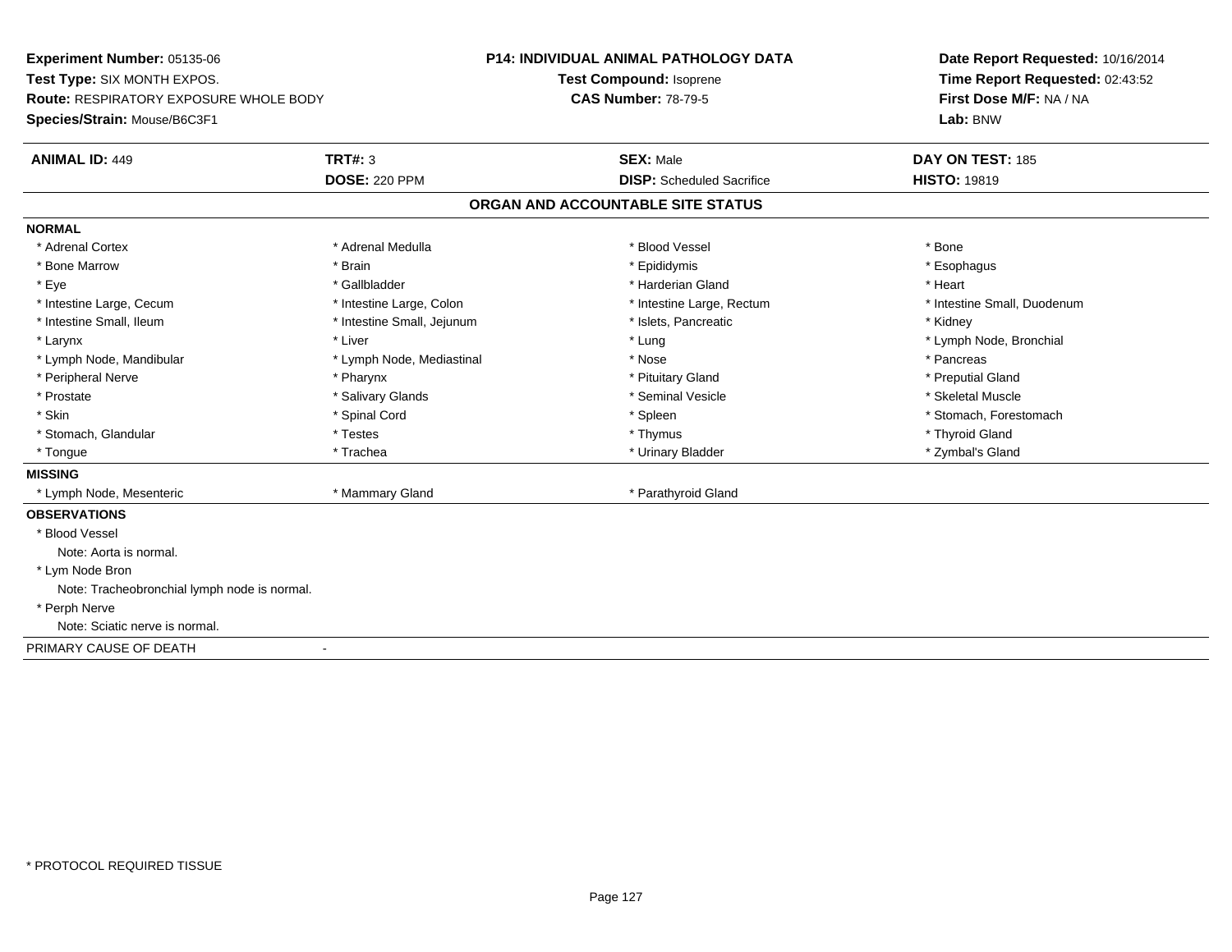**Experiment Number:** 05135-06
**Test Type:** SIX MONTH EXPOS.
**Route:** RESPIRATORY EXPOSURE WHOLE BODY
**Species/Strain:** Mouse/B6C3F1

**P14: INDIVIDUAL ANIMAL PATHOLOGY DATA**
**Test Compound:** Isoprene
**CAS Number:** 78-79-5

**Date Report Requested:** 10/16/2014
**Time Report Requested:** 02:43:52
**First Dose M/F:** NA / NA
**Lab:** BNW

| **ANIMAL ID:** 449 | **TRT#:** 3 | **SEX:** Male | **DAY ON TEST:** 185 |
|---|---|---|---|
| | **DOSE:** 220 PPM | **DISP:** Scheduled Sacrifice | **HISTO:** 19819 |

## ORGAN AND ACCOUNTABLE SITE STATUS

**NORMAL**

| | | | |
|---|---|---|---|
| * Adrenal Cortex | * Adrenal Medulla | * Blood Vessel | * Bone |
| * Bone Marrow | * Brain | * Epididymis | * Esophagus |
| * Eye | * Gallbladder | * Harderian Gland | * Heart |
| * Intestine Large, Cecum | * Intestine Large, Colon | * Intestine Large, Rectum | * Intestine Small, Duodenum |
| * Intestine Small, Ileum | * Intestine Small, Jejunum | * Islets, Pancreatic | * Kidney |
| * Larynx | * Liver | * Lung | * Lymph Node, Bronchial |
| * Lymph Node, Mandibular | * Lymph Node, Mediastinal | * Nose | * Pancreas |
| * Peripheral Nerve | * Pharynx | * Pituitary Gland | * Preputial Gland |
| * Prostate | * Salivary Glands | * Seminal Vesicle | * Skeletal Muscle |
| * Skin | * Spinal Cord | * Spleen | * Stomach, Forestomach |
| * Stomach, Glandular | * Testes | * Thymus | * Thyroid Gland |
| * Tongue | * Trachea | * Urinary Bladder | * Zymbal's Gland |

**MISSING**

| | | |
|---|---|---|
| * Lymph Node, Mesenteric | * Mammary Gland | * Parathyroid Gland |

**OBSERVATIONS**

* Blood Vessel
  Note: Aorta is normal.
* Lym Node Bron
  Note: Tracheobronchial lymph node is normal.
* Perph Nerve
  Note: Sciatic nerve is normal.

PRIMARY CAUSE OF DEATH -

\* PROTOCOL REQUIRED TISSUE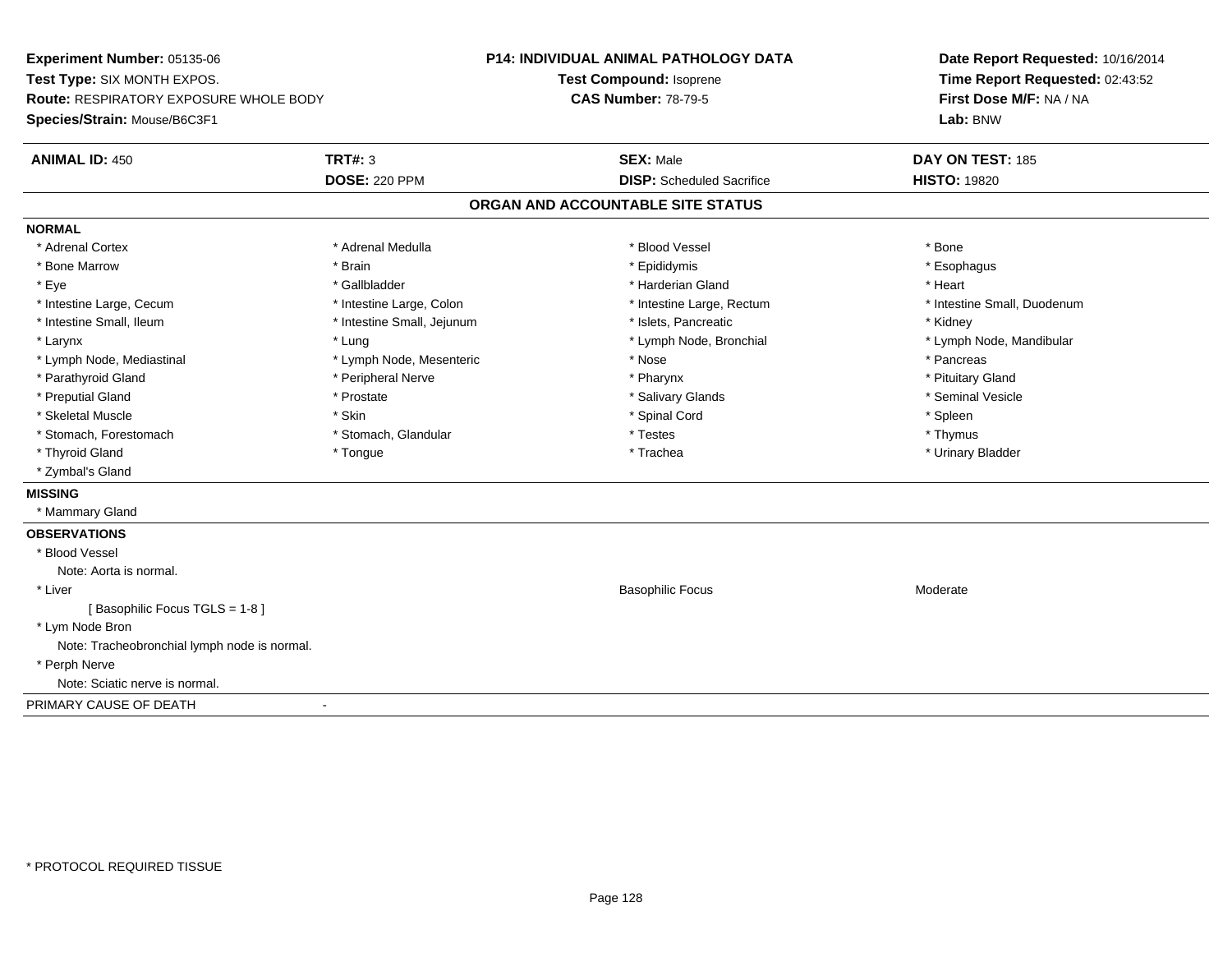**Experiment Number:** 05135-06
**Test Type:** SIX MONTH EXPOS.
**Route:** RESPIRATORY EXPOSURE WHOLE BODY
**Species/Strain:** Mouse/B6C3F1

**P14: INDIVIDUAL ANIMAL PATHOLOGY DATA**
**Test Compound:** Isoprene
**CAS Number:** 78-79-5

**Date Report Requested:** 10/16/2014
**Time Report Requested:** 02:43:52
**First Dose M/F:** NA / NA
**Lab:** BNW

| **ANIMAL ID:** 450 | **TRT#:** 3 | **SEX:** Male | **DAY ON TEST:** 185 |
|---|---|---|---|
| | **DOSE:** 220 PPM | **DISP:** Scheduled Sacrifice | **HISTO:** 19820 |

## ORGAN AND ACCOUNTABLE SITE STATUS

**NORMAL**

| | | | |
|---|---|---|---|
| * Adrenal Cortex | * Adrenal Medulla | * Blood Vessel | * Bone |
| * Bone Marrow | * Brain | * Epididymis | * Esophagus |
| * Eye | * Gallbladder | * Harderian Gland | * Heart |
| * Intestine Large, Cecum | * Intestine Large, Colon | * Intestine Large, Rectum | * Intestine Small, Duodenum |
| * Intestine Small, Ileum | * Intestine Small, Jejunum | * Islets, Pancreatic | * Kidney |
| * Larynx | * Lung | * Lymph Node, Bronchial | * Lymph Node, Mandibular |
| * Lymph Node, Mediastinal | * Lymph Node, Mesenteric | * Nose | * Pancreas |
| * Parathyroid Gland | * Peripheral Nerve | * Pharynx | * Pituitary Gland |
| * Preputial Gland | * Prostate | * Salivary Glands | * Seminal Vesicle |
| * Skeletal Muscle | * Skin | * Spinal Cord | * Spleen |
| * Stomach, Forestomach | * Stomach, Glandular | * Testes | * Thymus |
| * Thyroid Gland | * Tongue | * Trachea | * Urinary Bladder |
| * Zymbal's Gland | | | |

**MISSING**

* Mammary Gland

**OBSERVATIONS**

* Blood Vessel
    Note: Aorta is normal.
* Liver — Basophilic Focus — Moderate
    [ Basophilic Focus TGLS = 1-8 ]
* Lym Node Bron
    Note: Tracheobronchial lymph node is normal.
* Perph Nerve
    Note: Sciatic nerve is normal.

PRIMARY CAUSE OF DEATH -

* PROTOCOL REQUIRED TISSUE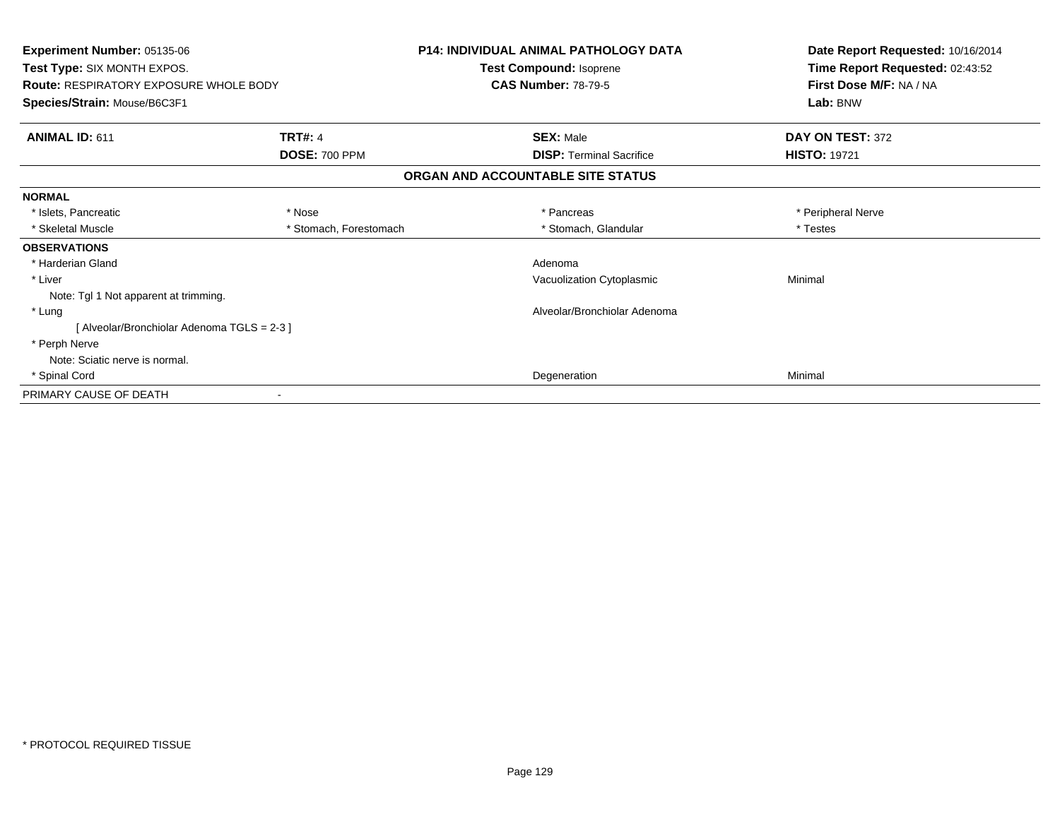**Experiment Number:** 05135-06
**Test Type:** SIX MONTH EXPOS.
**Route:** RESPIRATORY EXPOSURE WHOLE BODY
**Species/Strain:** Mouse/B6C3F1

**P14: INDIVIDUAL ANIMAL PATHOLOGY DATA**
**Test Compound:** Isoprene
**CAS Number:** 78-79-5

**Date Report Requested:** 10/16/2014
**Time Report Requested:** 02:43:52
**First Dose M/F:** NA / NA
**Lab:** BNW

| **ANIMAL ID:** 611 | **TRT#:** 4 | **SEX:** Male | **DAY ON TEST:** 372 |
|---|---|---|---|
| | **DOSE:** 700 PPM | **DISP:** Terminal Sacrifice | **HISTO:** 19721 |

**ORGAN AND ACCOUNTABLE SITE STATUS**

| | | | |
|---|---|---|---|
| **NORMAL** | | | |
| * Islets, Pancreatic | * Nose | * Pancreas | * Peripheral Nerve |
| * Skeletal Muscle | * Stomach, Forestomach | * Stomach, Glandular | * Testes |
| **OBSERVATIONS** | | | |
| * Harderian Gland | | Adenoma | |
| * Liver | | Vacuolization Cytoplasmic | Minimal |
| Note: Tgl 1 Not apparent at trimming. | | | |
| * Lung | | Alveolar/Bronchiolar Adenoma | |
| [ Alveolar/Bronchiolar Adenoma TGLS = 2-3 ] | | | |
| * Perph Nerve | | | |
| Note: Sciatic nerve is normal. | | | |
| * Spinal Cord | | Degeneration | Minimal |
| PRIMARY CAUSE OF DEATH | - | | |

* PROTOCOL REQUIRED TISSUE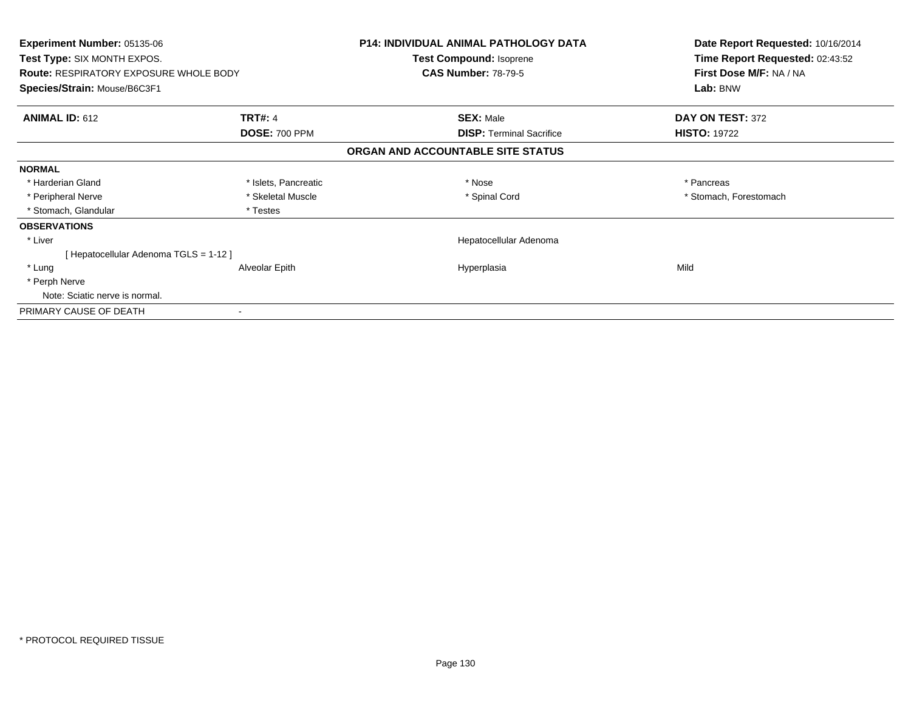**Experiment Number:** 05135-06
**Test Type:** SIX MONTH EXPOS.
**Route:** RESPIRATORY EXPOSURE WHOLE BODY
**Species/Strain:** Mouse/B6C3F1

**P14: INDIVIDUAL ANIMAL PATHOLOGY DATA**
**Test Compound:** Isoprene
**CAS Number:** 78-79-5

**Date Report Requested:** 10/16/2014
**Time Report Requested:** 02:43:52
**First Dose M/F:** NA / NA
**Lab:** BNW

| **ANIMAL ID:** 612 | **TRT#:** 4 | **SEX:** Male | **DAY ON TEST:** 372 |
|---|---|---|---|
| | **DOSE:** 700 PPM | **DISP:** Terminal Sacrifice | **HISTO:** 19722 |

**ORGAN AND ACCOUNTABLE SITE STATUS**

| | | | |
|---|---|---|---|
| **NORMAL** | | | |
| * Harderian Gland | * Islets, Pancreatic | * Nose | * Pancreas |
| * Peripheral Nerve | * Skeletal Muscle | * Spinal Cord | * Stomach, Forestomach |
| * Stomach, Glandular | * Testes | | |
| **OBSERVATIONS** | | | |
| * Liver | | Hepatocellular Adenoma | |
| [ Hepatocellular Adenoma TGLS = 1-12 ] | | | |
| * Lung | Alveolar Epith | Hyperplasia | Mild |
| * Perph Nerve | | | |
| Note: Sciatic nerve is normal. | | | |
| PRIMARY CAUSE OF DEATH | - | | |

* PROTOCOL REQUIRED TISSUE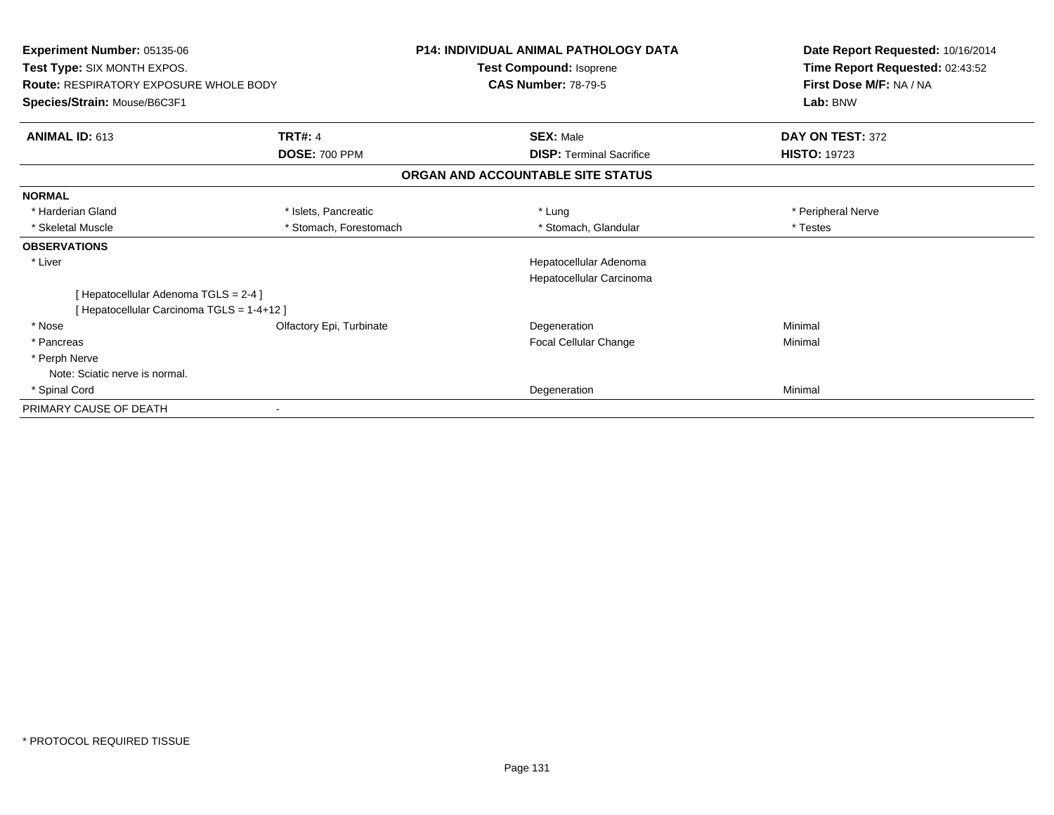**Experiment Number:** 05135-06
**Test Type:** SIX MONTH EXPOS.
**Route:** RESPIRATORY EXPOSURE WHOLE BODY
**Species/Strain:** Mouse/B6C3F1

**P14: INDIVIDUAL ANIMAL PATHOLOGY DATA**
**Test Compound:** Isoprene
**CAS Number:** 78-79-5

**Date Report Requested:** 10/16/2014
**Time Report Requested:** 02:43:52
**First Dose M/F:** NA / NA
**Lab:** BNW

| **ANIMAL ID:** 613 | **TRT#:** 4 | **SEX:** Male | **DAY ON TEST:** 372 |
|---|---|---|---|
| | **DOSE:** 700 PPM | **DISP:** Terminal Sacrifice | **HISTO:** 19723 |

**ORGAN AND ACCOUNTABLE SITE STATUS**

| | | | |
|---|---|---|---|
| **NORMAL** | | | |
| * Harderian Gland | * Islets, Pancreatic | * Lung | * Peripheral Nerve |
| * Skeletal Muscle | * Stomach, Forestomach | * Stomach, Glandular | * Testes |
| **OBSERVATIONS** | | | |
| * Liver | | Hepatocellular Adenoma | |
| | | Hepatocellular Carcinoma | |
| [ Hepatocellular Adenoma TGLS = 2-4 ] | | | |
| [ Hepatocellular Carcinoma TGLS = 1-4+12 ] | | | |
| * Nose | Olfactory Epi, Turbinate | Degeneration | Minimal |
| * Pancreas | | Focal Cellular Change | Minimal |
| * Perph Nerve | | | |
| Note: Sciatic nerve is normal. | | | |
| * Spinal Cord | | Degeneration | Minimal |
| PRIMARY CAUSE OF DEATH | - | | |

* PROTOCOL REQUIRED TISSUE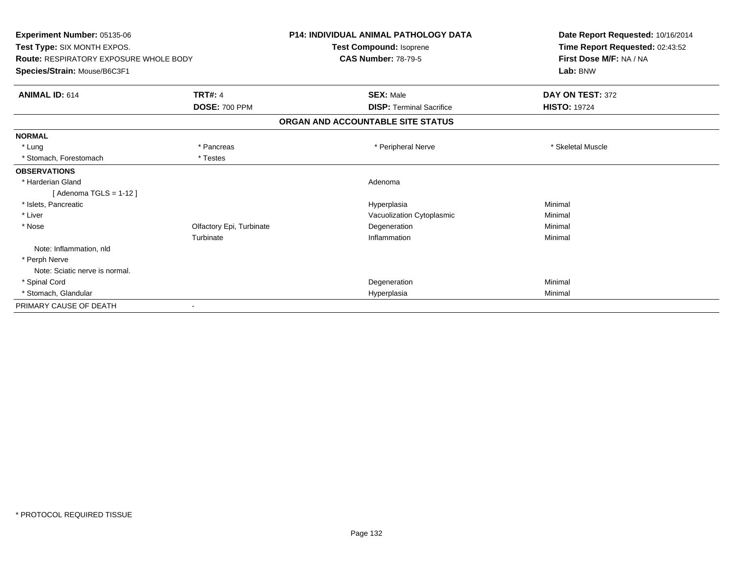**Experiment Number:** 05135-06
**Test Type:** SIX MONTH EXPOS.
**Route:** RESPIRATORY EXPOSURE WHOLE BODY
**Species/Strain:** Mouse/B6C3F1

**P14: INDIVIDUAL ANIMAL PATHOLOGY DATA**
**Test Compound:** Isoprene
**CAS Number:** 78-79-5

**Date Report Requested:** 10/16/2014
**Time Report Requested:** 02:43:52
**First Dose M/F:** NA / NA
**Lab:** BNW

| **ANIMAL ID:** 614 | **TRT#:** 4 | **SEX:** Male | **DAY ON TEST:** 372 |
|---|---|---|---|
| | **DOSE:** 700 PPM | **DISP:** Terminal Sacrifice | **HISTO:** 19724 |

**ORGAN AND ACCOUNTABLE SITE STATUS**

**NORMAL**

| | | | |
|---|---|---|---|
| * Lung | * Pancreas | * Peripheral Nerve | * Skeletal Muscle |
| * Stomach, Forestomach | * Testes | | |

**OBSERVATIONS**

| | | | |
|---|---|---|---|
| * Harderian Gland | | Adenoma | |
| [ Adenoma TGLS = 1-12 ] | | | |
| * Islets, Pancreatic | | Hyperplasia | Minimal |
| * Liver | | Vacuolization Cytoplasmic | Minimal |
| * Nose | Olfactory Epi, Turbinate | Degeneration | Minimal |
| | Turbinate | Inflammation | Minimal |
| Note: Inflammation, nld | | | |
| * Perph Nerve | | | |
| Note: Sciatic nerve is normal. | | | |
| * Spinal Cord | | Degeneration | Minimal |
| * Stomach, Glandular | | Hyperplasia | Minimal |

PRIMARY CAUSE OF DEATH -

* PROTOCOL REQUIRED TISSUE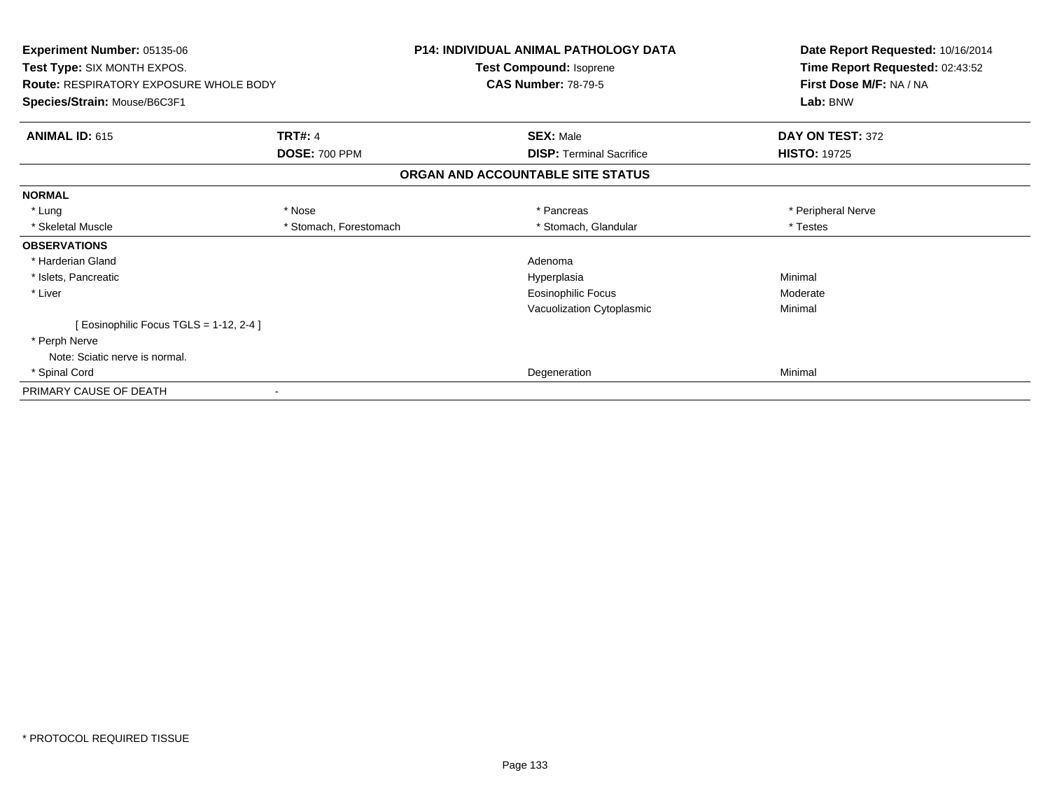**Experiment Number:** 05135-06
**Test Type:** SIX MONTH EXPOS.
**Route:** RESPIRATORY EXPOSURE WHOLE BODY
**Species/Strain:** Mouse/B6C3F1

**P14: INDIVIDUAL ANIMAL PATHOLOGY DATA**
**Test Compound:** Isoprene
**CAS Number:** 78-79-5

**Date Report Requested:** 10/16/2014
**Time Report Requested:** 02:43:52
**First Dose M/F:** NA / NA
**Lab:** BNW

| **ANIMAL ID:** 615 | **TRT#:** 4 | **SEX:** Male | **DAY ON TEST:** 372 |
|---|---|---|---|
| | **DOSE:** 700 PPM | **DISP:** Terminal Sacrifice | **HISTO:** 19725 |

## ORGAN AND ACCOUNTABLE SITE STATUS

| | | | |
|---|---|---|---|
| **NORMAL** | | | |
| * Lung | * Nose | * Pancreas | * Peripheral Nerve |
| * Skeletal Muscle | * Stomach, Forestomach | * Stomach, Glandular | * Testes |
| **OBSERVATIONS** | | | |
| * Harderian Gland | | Adenoma | |
| * Islets, Pancreatic | | Hyperplasia | Minimal |
| * Liver | | Eosinophilic Focus | Moderate |
| | | Vacuolization Cytoplasmic | Minimal |
| [ Eosinophilic Focus TGLS = 1-12, 2-4 ] | | | |
| * Perph Nerve | | | |
| Note: Sciatic nerve is normal. | | | |
| * Spinal Cord | | Degeneration | Minimal |
| PRIMARY CAUSE OF DEATH | - | | |

* PROTOCOL REQUIRED TISSUE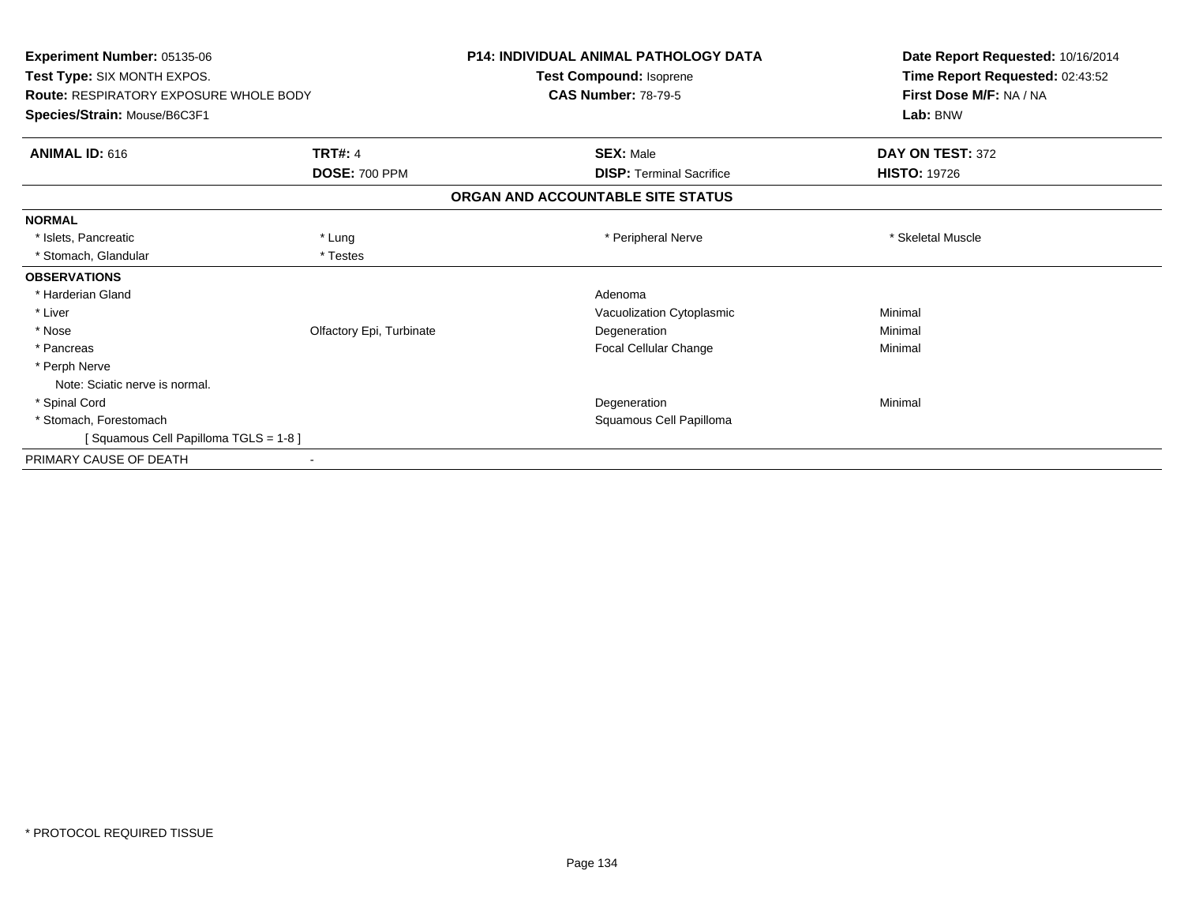**Experiment Number:** 05135-06
**Test Type:** SIX MONTH EXPOS.
**Route:** RESPIRATORY EXPOSURE WHOLE BODY
**Species/Strain:** Mouse/B6C3F1

**P14: INDIVIDUAL ANIMAL PATHOLOGY DATA**
**Test Compound:** Isoprene
**CAS Number:** 78-79-5

**Date Report Requested:** 10/16/2014
**Time Report Requested:** 02:43:52
**First Dose M/F:** NA / NA
**Lab:** BNW

| **ANIMAL ID:** 616 | **TRT#:** 4 | **SEX:** Male | **DAY ON TEST:** 372 |
|---|---|---|---|
| | **DOSE:** 700 PPM | **DISP:** Terminal Sacrifice | **HISTO:** 19726 |

**ORGAN AND ACCOUNTABLE SITE STATUS**

| | | | |
|---|---|---|---|
| **NORMAL** | | | |
| * Islets, Pancreatic | * Lung | * Peripheral Nerve | * Skeletal Muscle |
| * Stomach, Glandular | * Testes | | |
| **OBSERVATIONS** | | | |
| * Harderian Gland | | Adenoma | |
| * Liver | | Vacuolization Cytoplasmic | Minimal |
| * Nose | Olfactory Epi, Turbinate | Degeneration | Minimal |
| * Pancreas | | Focal Cellular Change | Minimal |
| * Perph Nerve | | | |
| Note: Sciatic nerve is normal. | | | |
| * Spinal Cord | | Degeneration | Minimal |
| * Stomach, Forestomach | | Squamous Cell Papilloma | |
| [ Squamous Cell Papilloma TGLS = 1-8 ] | | | |
| PRIMARY CAUSE OF DEATH | - | | |

* PROTOCOL REQUIRED TISSUE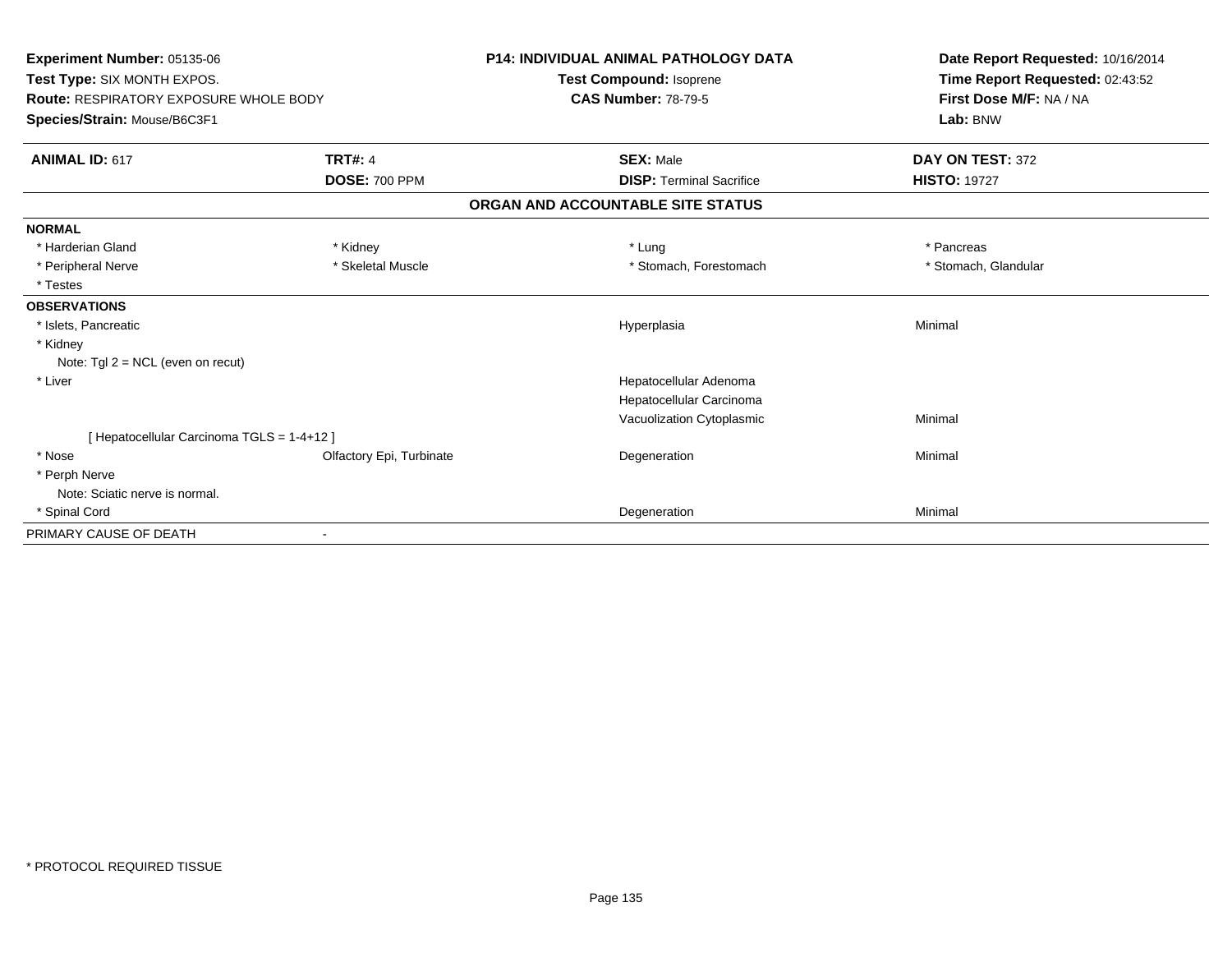**Experiment Number:** 05135-06
**Test Type:** SIX MONTH EXPOS.
**Route:** RESPIRATORY EXPOSURE WHOLE BODY
**Species/Strain:** Mouse/B6C3F1

**P14: INDIVIDUAL ANIMAL PATHOLOGY DATA**
**Test Compound:** Isoprene
**CAS Number:** 78-79-5

**Date Report Requested:** 10/16/2014
**Time Report Requested:** 02:43:52
**First Dose M/F:** NA / NA
**Lab:** BNW

| **ANIMAL ID:** 617 | **TRT#:** 4 | **SEX:** Male | **DAY ON TEST:** 372 |
|---|---|---|---|
| | **DOSE:** 700 PPM | **DISP:** Terminal Sacrifice | **HISTO:** 19727 |

## ORGAN AND ACCOUNTABLE SITE STATUS

| | | | |
|---|---|---|---|
| **NORMAL** | | | |
| * Harderian Gland | * Kidney | * Lung | * Pancreas |
| * Peripheral Nerve | * Skeletal Muscle | * Stomach, Forestomach | * Stomach, Glandular |
| * Testes | | | |
| **OBSERVATIONS** | | | |
| * Islets, Pancreatic | | Hyperplasia | Minimal |
| * Kidney | | | |
| Note: Tgl 2 = NCL (even on recut) | | | |
| * Liver | | Hepatocellular Adenoma | |
| | | Hepatocellular Carcinoma | |
| | | Vacuolization Cytoplasmic | Minimal |
| [ Hepatocellular Carcinoma TGLS = 1-4+12 ] | | | |
| * Nose | Olfactory Epi, Turbinate | Degeneration | Minimal |
| * Perph Nerve | | | |
| Note: Sciatic nerve is normal. | | | |
| * Spinal Cord | | Degeneration | Minimal |
| PRIMARY CAUSE OF DEATH | - | | |

* PROTOCOL REQUIRED TISSUE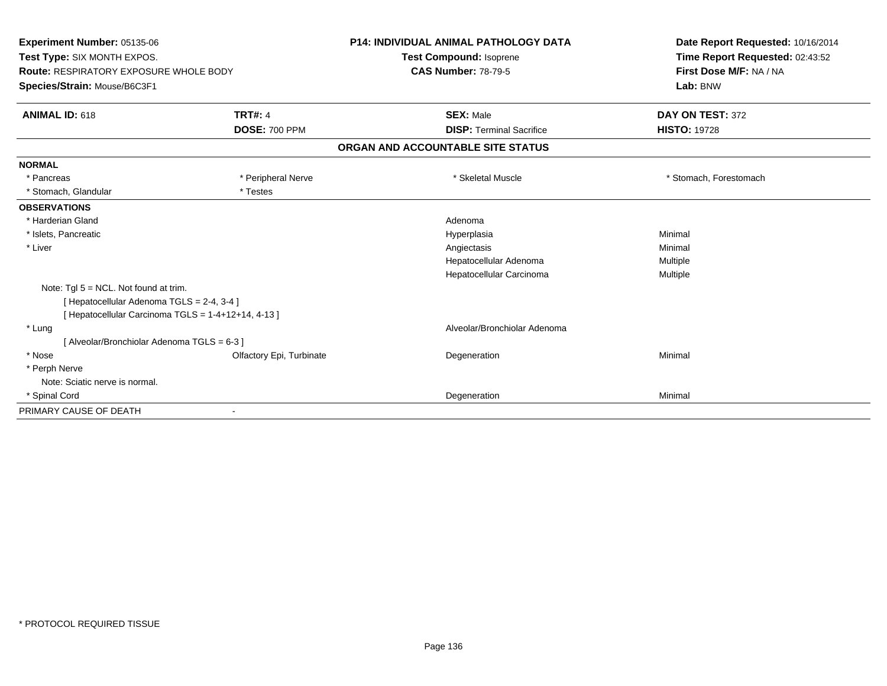**Experiment Number:** 05135-06
**Test Type:** SIX MONTH EXPOS.
**Route:** RESPIRATORY EXPOSURE WHOLE BODY
**Species/Strain:** Mouse/B6C3F1

**P14: INDIVIDUAL ANIMAL PATHOLOGY DATA**
**Test Compound:** Isoprene
**CAS Number:** 78-79-5

**Date Report Requested:** 10/16/2014
**Time Report Requested:** 02:43:52
**First Dose M/F:** NA / NA
**Lab:** BNW

| **ANIMAL ID:** 618 | **TRT#:** 4 | **SEX:** Male | **DAY ON TEST:** 372 |
|---|---|---|---|
| | **DOSE:** 700 PPM | **DISP:** Terminal Sacrifice | **HISTO:** 19728 |

## ORGAN AND ACCOUNTABLE SITE STATUS

| | | | |
|---|---|---|---|
| **NORMAL** | | | |
| * Pancreas | * Peripheral Nerve | * Skeletal Muscle | * Stomach, Forestomach |
| * Stomach, Glandular | * Testes | | |
| **OBSERVATIONS** | | | |
| * Harderian Gland | | Adenoma | |
| * Islets, Pancreatic | | Hyperplasia | Minimal |
| * Liver | | Angiectasis | Minimal |
| | | Hepatocellular Adenoma | Multiple |
| | | Hepatocellular Carcinoma | Multiple |
| Note: Tgl 5 = NCL. Not found at trim. | | | |
| [ Hepatocellular Adenoma TGLS = 2-4, 3-4 ] | | | |
| [ Hepatocellular Carcinoma TGLS = 1-4+12+14, 4-13 ] | | | |
| * Lung | | Alveolar/Bronchiolar Adenoma | |
| [ Alveolar/Bronchiolar Adenoma TGLS = 6-3 ] | | | |
| * Nose | Olfactory Epi, Turbinate | Degeneration | Minimal |
| * Perph Nerve | | | |
| Note: Sciatic nerve is normal. | | | |
| * Spinal Cord | | Degeneration | Minimal |
| PRIMARY CAUSE OF DEATH | - | | |

* PROTOCOL REQUIRED TISSUE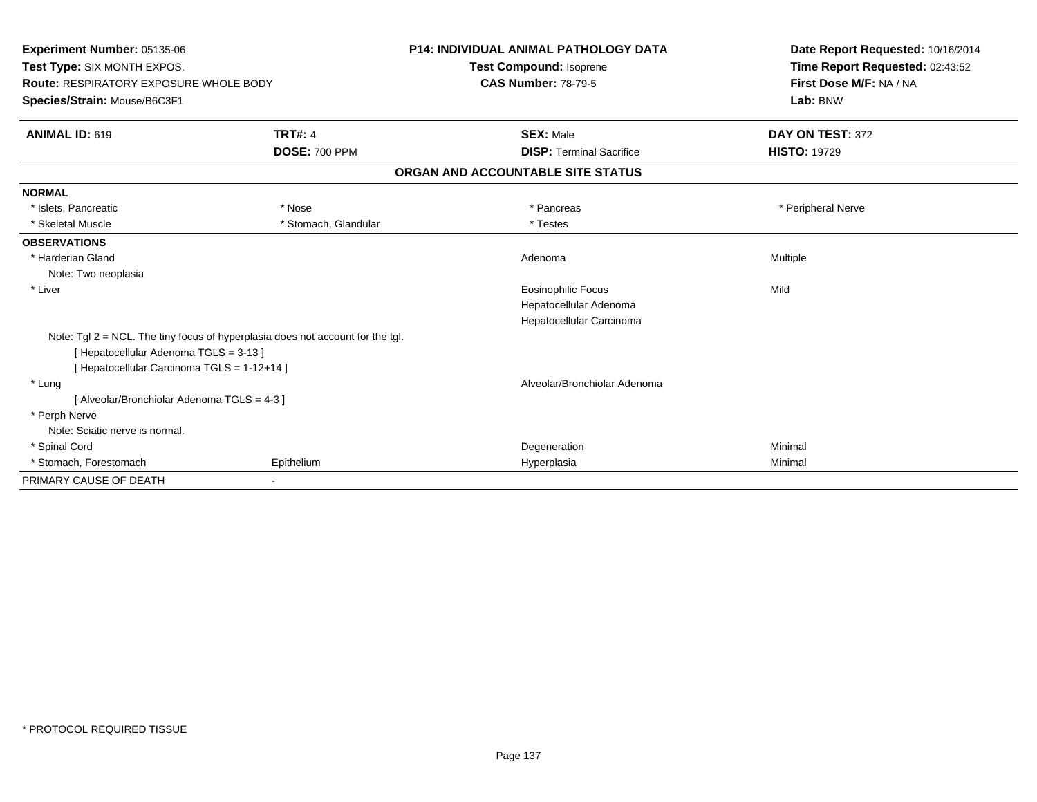**Experiment Number:** 05135-06
**Test Type:** SIX MONTH EXPOS.
**Route:** RESPIRATORY EXPOSURE WHOLE BODY
**Species/Strain:** Mouse/B6C3F1

**P14: INDIVIDUAL ANIMAL PATHOLOGY DATA**
**Test Compound:** Isoprene
**CAS Number:** 78-79-5

**Date Report Requested:** 10/16/2014
**Time Report Requested:** 02:43:52
**First Dose M/F:** NA / NA
**Lab:** BNW

| **ANIMAL ID:** 619 | **TRT#:** 4 | **SEX:** Male | **DAY ON TEST:** 372 |
|---|---|---|---|
| | **DOSE:** 700 PPM | **DISP:** Terminal Sacrifice | **HISTO:** 19729 |

**ORGAN AND ACCOUNTABLE SITE STATUS**

| | | | |
|---|---|---|---|
| **NORMAL** | | | |
| * Islets, Pancreatic | * Nose | * Pancreas | * Peripheral Nerve |
| * Skeletal Muscle | * Stomach, Glandular | * Testes | |
| **OBSERVATIONS** | | | |
| * Harderian Gland | | Adenoma | Multiple |
| Note: Two neoplasia | | | |
| * Liver | | Eosinophilic Focus | Mild |
| | | Hepatocellular Adenoma | |
| | | Hepatocellular Carcinoma | |
| Note: Tgl 2 = NCL. The tiny focus of hyperplasia does not account for the tgl. | | | |
| [ Hepatocellular Adenoma TGLS = 3-13 ] | | | |
| [ Hepatocellular Carcinoma TGLS = 1-12+14 ] | | | |
| * Lung | | Alveolar/Bronchiolar Adenoma | |
| [ Alveolar/Bronchiolar Adenoma TGLS = 4-3 ] | | | |
| * Perph Nerve | | | |
| Note: Sciatic nerve is normal. | | | |
| * Spinal Cord | | Degeneration | Minimal |
| * Stomach, Forestomach | Epithelium | Hyperplasia | Minimal |
| PRIMARY CAUSE OF DEATH | - | | |

\* PROTOCOL REQUIRED TISSUE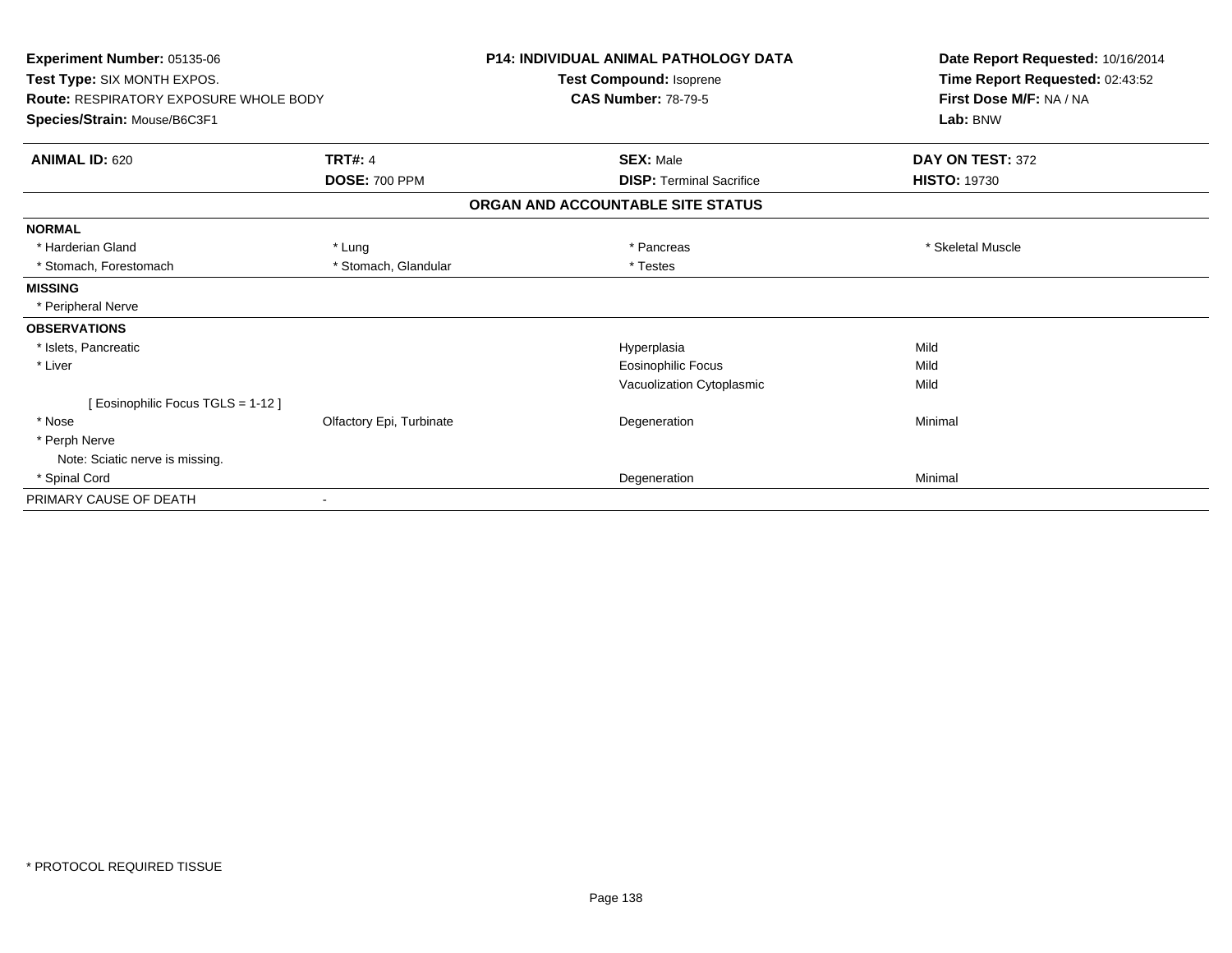| | | | |
|---|---|---|---|
| **Experiment Number:** 05135-06 | | **P14: INDIVIDUAL ANIMAL PATHOLOGY DATA** | **Date Report Requested:** 10/16/2014 |
| **Test Type:** SIX MONTH EXPOS. | | **Test Compound:** Isoprene | **Time Report Requested:** 02:43:52 |
| **Route:** RESPIRATORY EXPOSURE WHOLE BODY | | **CAS Number:** 78-79-5 | **First Dose M/F:** NA / NA |
| **Species/Strain:** Mouse/B6C3F1 | | | **Lab:** BNW |

| **ANIMAL ID:** 620 | **TRT#:** 4 | **SEX:** Male | **DAY ON TEST:** 372 |
|---|---|---|---|
| | **DOSE:** 700 PPM | **DISP:** Terminal Sacrifice | **HISTO:** 19730 |

**ORGAN AND ACCOUNTABLE SITE STATUS**

| | | | |
|---|---|---|---|
| **NORMAL** | | | |
| * Harderian Gland | * Lung | * Pancreas | * Skeletal Muscle |
| * Stomach, Forestomach | * Stomach, Glandular | * Testes | |
| **MISSING** | | | |
| * Peripheral Nerve | | | |
| **OBSERVATIONS** | | | |
| * Islets, Pancreatic | | Hyperplasia | Mild |
| * Liver | | Eosinophilic Focus | Mild |
| | | Vacuolization Cytoplasmic | Mild |
| [ Eosinophilic Focus TGLS = 1-12 ] | | | |
| * Nose | Olfactory Epi, Turbinate | Degeneration | Minimal |
| * Perph Nerve | | | |
| Note: Sciatic nerve is missing. | | | |
| * Spinal Cord | | Degeneration | Minimal |
| PRIMARY CAUSE OF DEATH | - | | |

* PROTOCOL REQUIRED TISSUE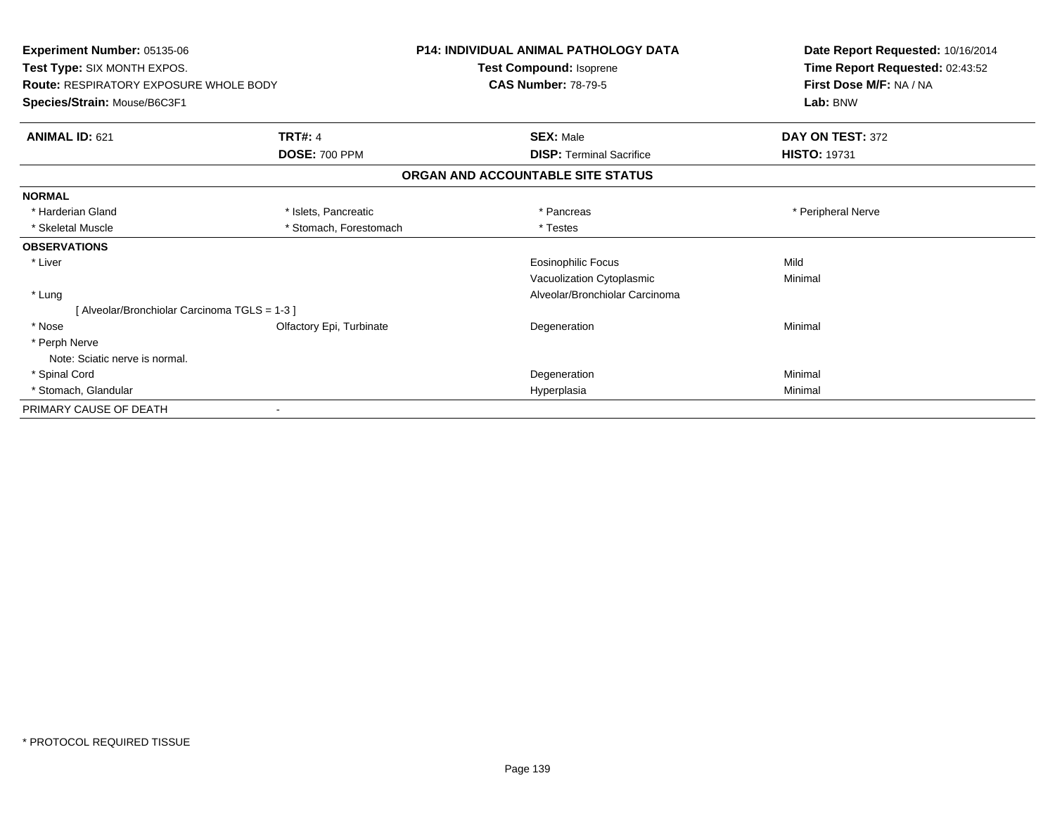**Experiment Number:** 05135-06
**Test Type:** SIX MONTH EXPOS.
**Route:** RESPIRATORY EXPOSURE WHOLE BODY
**Species/Strain:** Mouse/B6C3F1

**P14: INDIVIDUAL ANIMAL PATHOLOGY DATA**
**Test Compound:** Isoprene
**CAS Number:** 78-79-5

**Date Report Requested:** 10/16/2014
**Time Report Requested:** 02:43:52
**First Dose M/F:** NA / NA
**Lab:** BNW

| **ANIMAL ID:** 621 | **TRT#:** 4 | **SEX:** Male | **DAY ON TEST:** 372 |
|---|---|---|---|
| | **DOSE:** 700 PPM | **DISP:** Terminal Sacrifice | **HISTO:** 19731 |

## ORGAN AND ACCOUNTABLE SITE STATUS

| | | | |
|---|---|---|---|
| **NORMAL** | | | |
| * Harderian Gland | * Islets, Pancreatic | * Pancreas | * Peripheral Nerve |
| * Skeletal Muscle | * Stomach, Forestomach | * Testes | |
| **OBSERVATIONS** | | | |
| * Liver | | Eosinophilic Focus | Mild |
| | | Vacuolization Cytoplasmic | Minimal |
| * Lung | | Alveolar/Bronchiolar Carcinoma | |
| [ Alveolar/Bronchiolar Carcinoma TGLS = 1-3 ] | | | |
| * Nose | Olfactory Epi, Turbinate | Degeneration | Minimal |
| * Perph Nerve | | | |
| Note: Sciatic nerve is normal. | | | |
| * Spinal Cord | | Degeneration | Minimal |
| * Stomach, Glandular | | Hyperplasia | Minimal |
| PRIMARY CAUSE OF DEATH | - | | |

* PROTOCOL REQUIRED TISSUE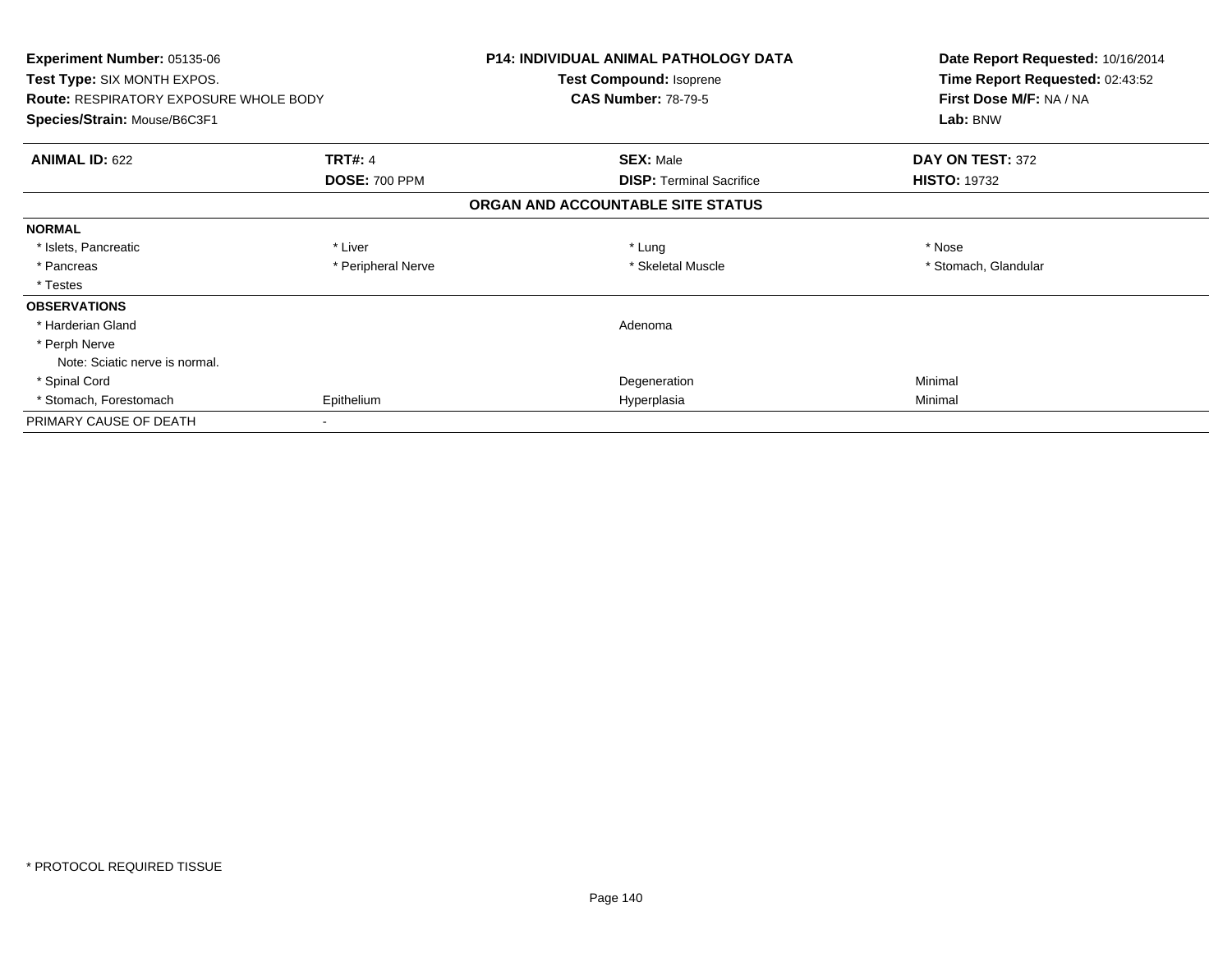**Experiment Number:** 05135-06
**Test Type:** SIX MONTH EXPOS.
**Route:** RESPIRATORY EXPOSURE WHOLE BODY
**Species/Strain:** Mouse/B6C3F1

**P14: INDIVIDUAL ANIMAL PATHOLOGY DATA**
**Test Compound:** Isoprene
**CAS Number:** 78-79-5

**Date Report Requested:** 10/16/2014
**Time Report Requested:** 02:43:52
**First Dose M/F:** NA / NA
**Lab:** BNW

| **ANIMAL ID:** 622 | **TRT#:** 4 | **SEX:** Male | **DAY ON TEST:** 372 |
|---|---|---|---|
| | **DOSE:** 700 PPM | **DISP:** Terminal Sacrifice | **HISTO:** 19732 |

**ORGAN AND ACCOUNTABLE SITE STATUS**

| | | | |
|---|---|---|---|
| **NORMAL** | | | |
| * Islets, Pancreatic | * Liver | * Lung | * Nose |
| * Pancreas | * Peripheral Nerve | * Skeletal Muscle | * Stomach, Glandular |
| * Testes | | | |
| **OBSERVATIONS** | | | |
| * Harderian Gland | | Adenoma | |
| * Perph Nerve | | | |
| Note: Sciatic nerve is normal. | | | |
| * Spinal Cord | | Degeneration | Minimal |
| * Stomach, Forestomach | Epithelium | Hyperplasia | Minimal |
| PRIMARY CAUSE OF DEATH | - | | |

* PROTOCOL REQUIRED TISSUE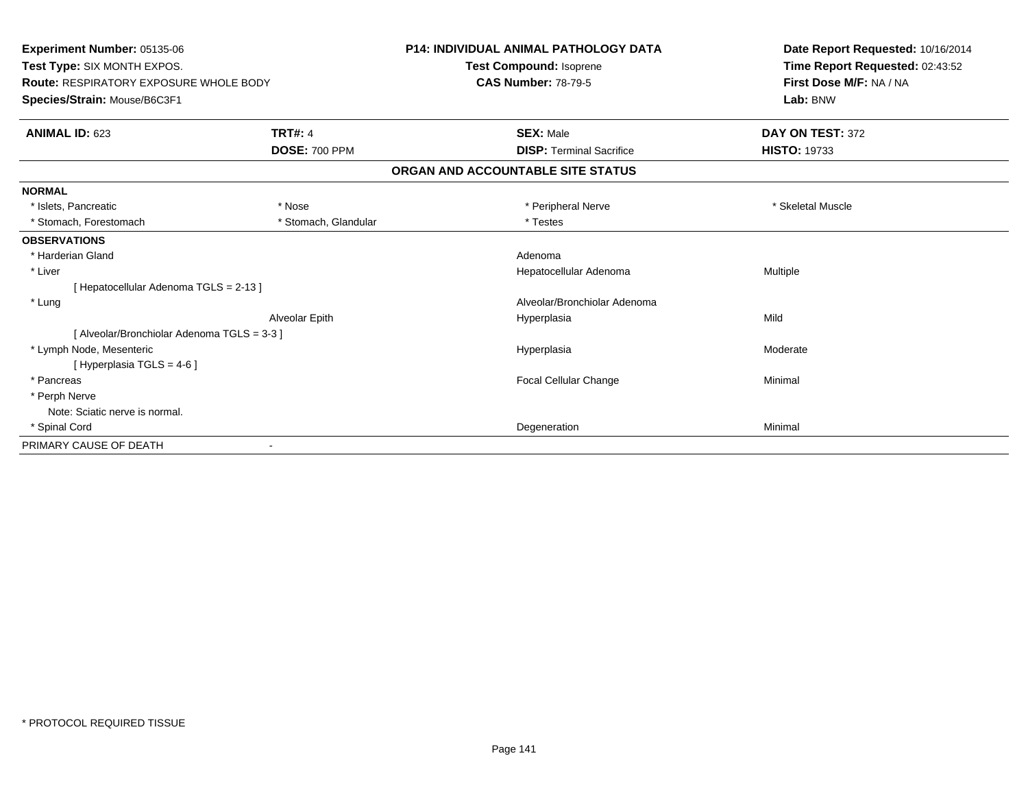**Experiment Number:** 05135-06
**Test Type:** SIX MONTH EXPOS.
**Route:** RESPIRATORY EXPOSURE WHOLE BODY
**Species/Strain:** Mouse/B6C3F1

**P14: INDIVIDUAL ANIMAL PATHOLOGY DATA**
**Test Compound:** Isoprene
**CAS Number:** 78-79-5

**Date Report Requested:** 10/16/2014
**Time Report Requested:** 02:43:52
**First Dose M/F:** NA / NA
**Lab:** BNW

| **ANIMAL ID:** 623 | **TRT#:** 4 | **SEX:** Male | **DAY ON TEST:** 372 |
|---|---|---|---|
| | **DOSE:** 700 PPM | **DISP:** Terminal Sacrifice | **HISTO:** 19733 |

## ORGAN AND ACCOUNTABLE SITE STATUS

**NORMAL**

| | | | |
|---|---|---|---|
| * Islets, Pancreatic | * Nose | * Peripheral Nerve | * Skeletal Muscle |
| * Stomach, Forestomach | * Stomach, Glandular | * Testes | |

**OBSERVATIONS**

| Organ | Site | Observation | Severity |
|---|---|---|---|
| * Harderian Gland | | Adenoma | |
| * Liver | | Hepatocellular Adenoma | Multiple |
| [ Hepatocellular Adenoma TGLS = 2-13 ] | | | |
| * Lung | | Alveolar/Bronchiolar Adenoma | |
| | Alveolar Epith | Hyperplasia | Mild |
| [ Alveolar/Bronchiolar Adenoma TGLS = 3-3 ] | | | |
| * Lymph Node, Mesenteric | | Hyperplasia | Moderate |
| [ Hyperplasia TGLS = 4-6 ] | | | |
| * Pancreas | | Focal Cellular Change | Minimal |
| * Perph Nerve | | | |
| Note: Sciatic nerve is normal. | | | |
| * Spinal Cord | | Degeneration | Minimal |

PRIMARY CAUSE OF DEATH -

* PROTOCOL REQUIRED TISSUE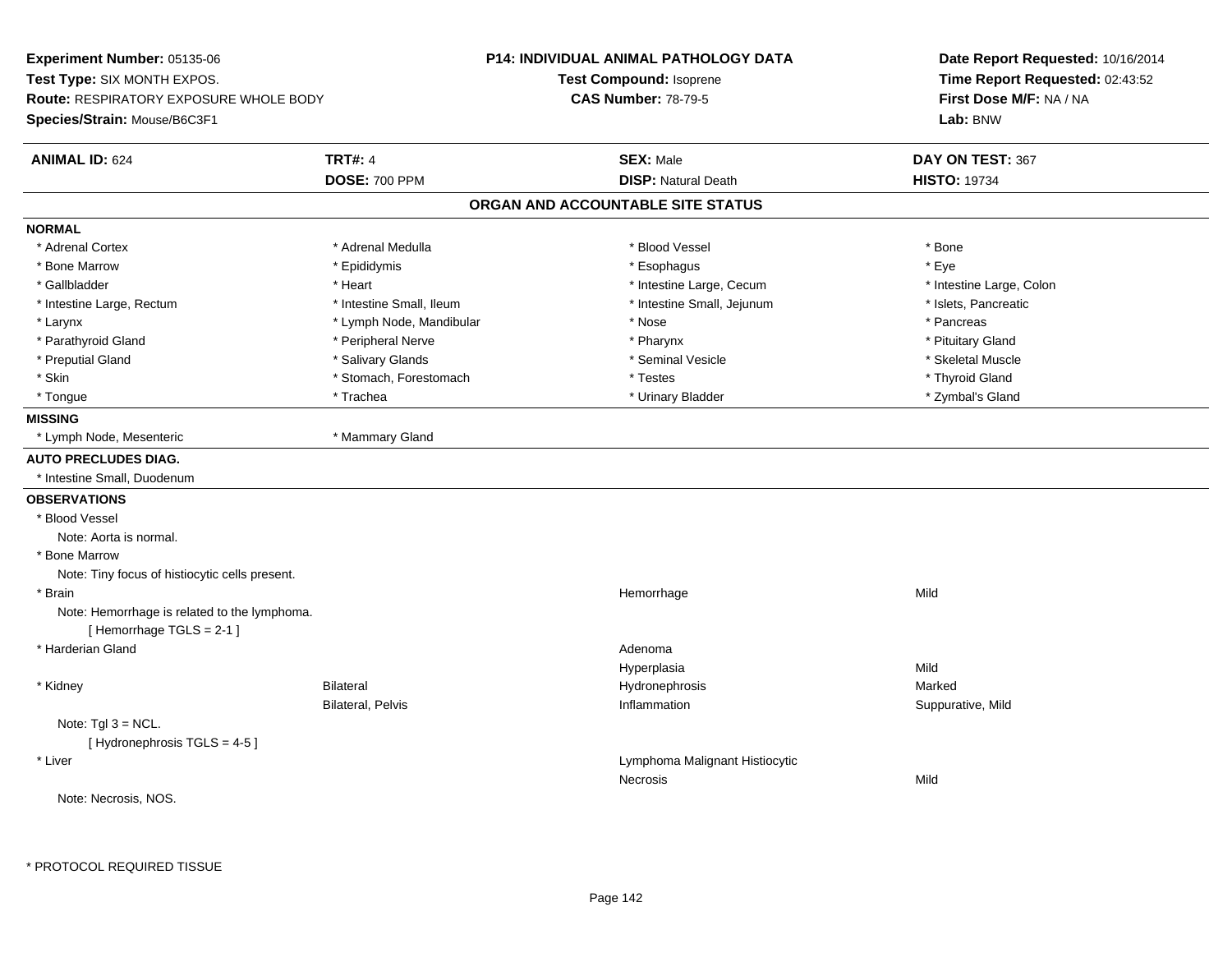**Experiment Number:** 05135-06
**Test Type:** SIX MONTH EXPOS.
**Route:** RESPIRATORY EXPOSURE WHOLE BODY
**Species/Strain:** Mouse/B6C3F1

**P14: INDIVIDUAL ANIMAL PATHOLOGY DATA**
**Test Compound:** Isoprene
**CAS Number:** 78-79-5

**Date Report Requested:** 10/16/2014
**Time Report Requested:** 02:43:52
**First Dose M/F:** NA / NA
**Lab:** BNW

| **ANIMAL ID:** 624 | **TRT#:** 4 | **SEX:** Male | **DAY ON TEST:** 367 |
|---|---|---|---|
| | **DOSE:** 700 PPM | **DISP:** Natural Death | **HISTO:** 19734 |

## ORGAN AND ACCOUNTABLE SITE STATUS

**NORMAL**

| | | | |
|---|---|---|---|
| * Adrenal Cortex | * Adrenal Medulla | * Blood Vessel | * Bone |
| * Bone Marrow | * Epididymis | * Esophagus | * Eye |
| * Gallbladder | * Heart | * Intestine Large, Cecum | * Intestine Large, Colon |
| * Intestine Large, Rectum | * Intestine Small, Ileum | * Intestine Small, Jejunum | * Islets, Pancreatic |
| * Larynx | * Lymph Node, Mandibular | * Nose | * Pancreas |
| * Parathyroid Gland | * Peripheral Nerve | * Pharynx | * Pituitary Gland |
| * Preputial Gland | * Salivary Glands | * Seminal Vesicle | * Skeletal Muscle |
| * Skin | * Stomach, Forestomach | * Testes | * Thyroid Gland |
| * Tongue | * Trachea | * Urinary Bladder | * Zymbal's Gland |

**MISSING**

* Lymph Node, Mesenteric
* Mammary Gland

**AUTO PRECLUDES DIAG.**

* Intestine Small, Duodenum

**OBSERVATIONS**

| | | | |
|---|---|---|---|
| * Blood Vessel | | | |
| Note: Aorta is normal. | | | |
| * Bone Marrow | | | |
| Note: Tiny focus of histiocytic cells present. | | | |
| * Brain | | Hemorrhage | Mild |
| Note: Hemorrhage is related to the lymphoma. | | | |
| [ Hemorrhage TGLS = 2-1 ] | | | |
| * Harderian Gland | | Adenoma | |
| | | Hyperplasia | Mild |
| * Kidney | Bilateral | Hydronephrosis | Marked |
| | Bilateral, Pelvis | Inflammation | Suppurative, Mild |
| Note: Tgl 3 = NCL. | | | |
| [ Hydronephrosis TGLS = 4-5 ] | | | |
| * Liver | | Lymphoma Malignant Histiocytic | |
| | | Necrosis | Mild |
| Note: Necrosis, NOS. | | | |

* PROTOCOL REQUIRED TISSUE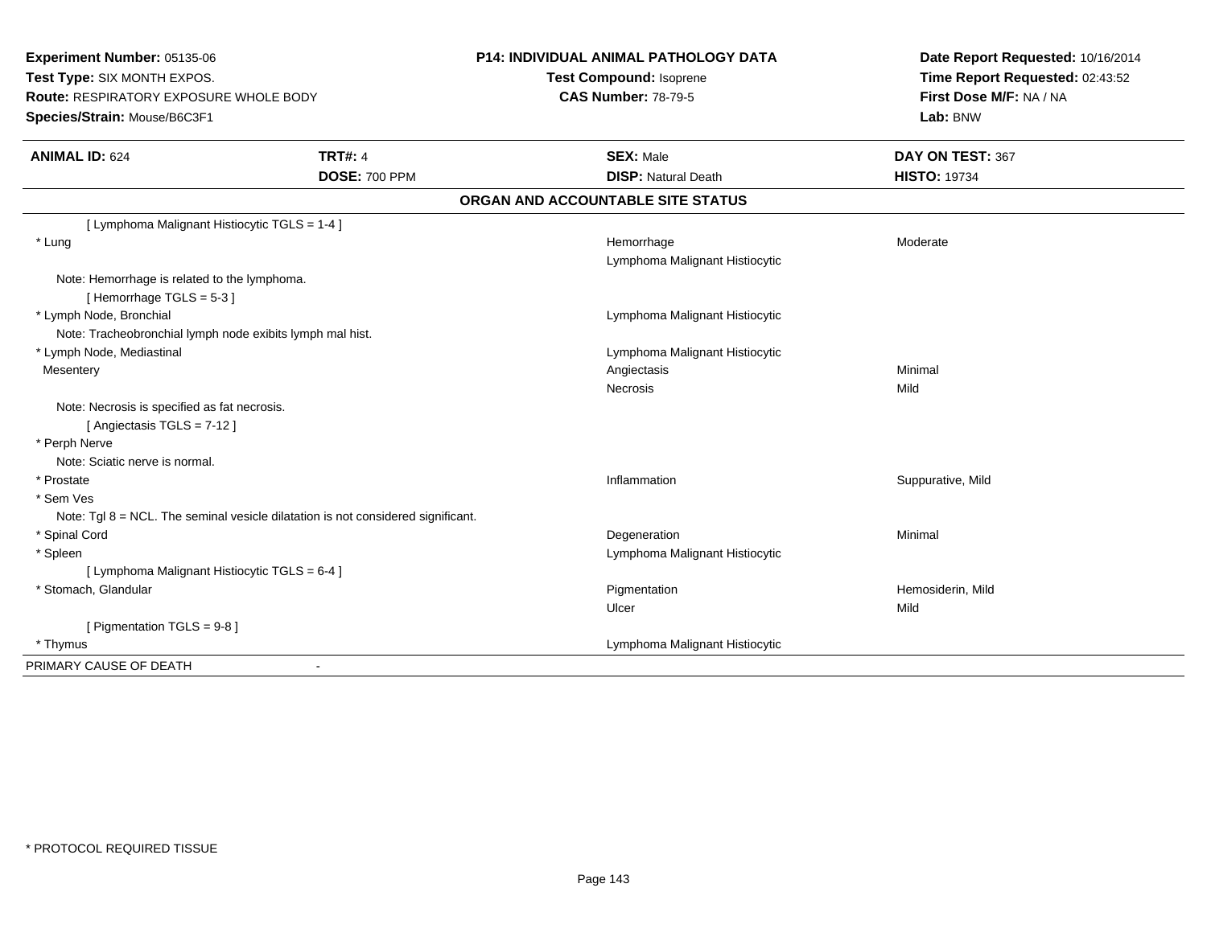**Experiment Number:** 05135-06
**Test Type:** SIX MONTH EXPOS.
**Route:** RESPIRATORY EXPOSURE WHOLE BODY
**Species/Strain:** Mouse/B6C3F1

**P14: INDIVIDUAL ANIMAL PATHOLOGY DATA**
**Test Compound:** Isoprene
**CAS Number:** 78-79-5

**Date Report Requested:** 10/16/2014
**Time Report Requested:** 02:43:52
**First Dose M/F:** NA / NA
**Lab:** BNW

| **ANIMAL ID:** 624 | **TRT#:** 4 | **SEX:** Male | **DAY ON TEST:** 367 |
|---|---|---|---|
| | **DOSE:** 700 PPM | **DISP:** Natural Death | **HISTO:** 19734 |

## ORGAN AND ACCOUNTABLE SITE STATUS

| | | |
|---|---|---|
| [ Lymphoma Malignant Histiocytic TGLS = 1-4 ] | | |
| * Lung | Hemorrhage | Moderate |
| | Lymphoma Malignant Histiocytic | |
| Note: Hemorrhage is related to the lymphoma. | | |
| [ Hemorrhage TGLS = 5-3 ] | | |
| * Lymph Node, Bronchial | Lymphoma Malignant Histiocytic | |
| Note: Tracheobronchial lymph node exibits lymph mal hist. | | |
| * Lymph Node, Mediastinal | Lymphoma Malignant Histiocytic | |
| Mesentery | Angiectasis | Minimal |
| | Necrosis | Mild |
| Note: Necrosis is specified as fat necrosis. | | |
| [ Angiectasis TGLS = 7-12 ] | | |
| * Perph Nerve | | |
| Note: Sciatic nerve is normal. | | |
| * Prostate | Inflammation | Suppurative, Mild |
| * Sem Ves | | |
| Note: Tgl 8 = NCL. The seminal vesicle dilatation is not considered significant. | | |
| * Spinal Cord | Degeneration | Minimal |
| * Spleen | Lymphoma Malignant Histiocytic | |
| [ Lymphoma Malignant Histiocytic TGLS = 6-4 ] | | |
| * Stomach, Glandular | Pigmentation | Hemosiderin, Mild |
| | Ulcer | Mild |
| [ Pigmentation TGLS = 9-8 ] | | |
| * Thymus | Lymphoma Malignant Histiocytic | |

PRIMARY CAUSE OF DEATH -

* PROTOCOL REQUIRED TISSUE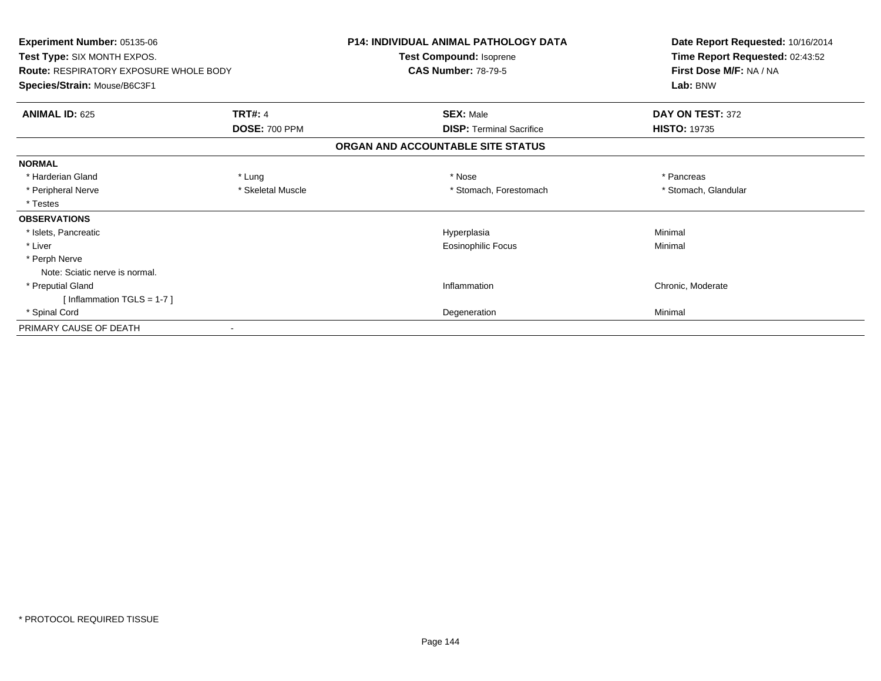**Experiment Number:** 05135-06
**Test Type:** SIX MONTH EXPOS.
**Route:** RESPIRATORY EXPOSURE WHOLE BODY
**Species/Strain:** Mouse/B6C3F1

**P14: INDIVIDUAL ANIMAL PATHOLOGY DATA**
**Test Compound:** Isoprene
**CAS Number:** 78-79-5

**Date Report Requested:** 10/16/2014
**Time Report Requested:** 02:43:52
**First Dose M/F:** NA / NA
**Lab:** BNW

| **ANIMAL ID:** 625 | **TRT#:** 4 | **SEX:** Male | **DAY ON TEST:** 372 |
|---|---|---|---|
| | **DOSE:** 700 PPM | **DISP:** Terminal Sacrifice | **HISTO:** 19735 |

## ORGAN AND ACCOUNTABLE SITE STATUS

| | | | |
|---|---|---|---|
| **NORMAL** | | | |
| * Harderian Gland | * Lung | * Nose | * Pancreas |
| * Peripheral Nerve | * Skeletal Muscle | * Stomach, Forestomach | * Stomach, Glandular |
| * Testes | | | |
| **OBSERVATIONS** | | | |
| * Islets, Pancreatic | | Hyperplasia | Minimal |
| * Liver | | Eosinophilic Focus | Minimal |
| * Perph Nerve | | | |
| Note: Sciatic nerve is normal. | | | |
| * Preputial Gland | | Inflammation | Chronic, Moderate |
| [ Inflammation TGLS = 1-7 ] | | | |
| * Spinal Cord | | Degeneration | Minimal |
| PRIMARY CAUSE OF DEATH | - | | |

* PROTOCOL REQUIRED TISSUE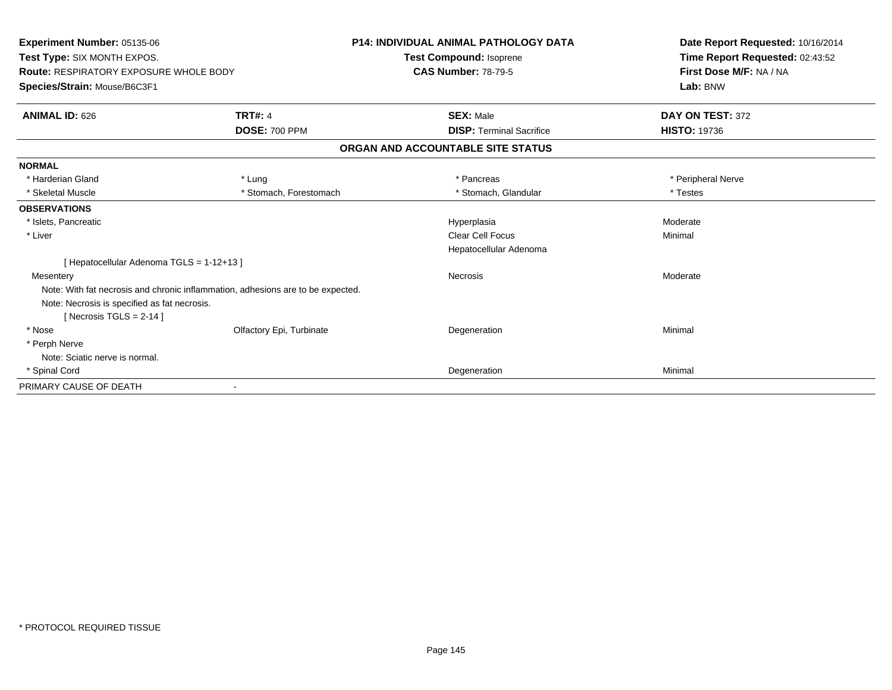**Experiment Number:** 05135-06
**Test Type:** SIX MONTH EXPOS.
**Route:** RESPIRATORY EXPOSURE WHOLE BODY
**Species/Strain:** Mouse/B6C3F1

**P14: INDIVIDUAL ANIMAL PATHOLOGY DATA**
**Test Compound:** Isoprene
**CAS Number:** 78-79-5

**Date Report Requested:** 10/16/2014
**Time Report Requested:** 02:43:52
**First Dose M/F:** NA / NA
**Lab:** BNW

| **ANIMAL ID:** 626 | **TRT#:** 4 | **SEX:** Male | **DAY ON TEST:** 372 |
|---|---|---|---|
| | **DOSE:** 700 PPM | **DISP:** Terminal Sacrifice | **HISTO:** 19736 |

**ORGAN AND ACCOUNTABLE SITE STATUS**

**NORMAL**

| | | | |
|---|---|---|---|
| * Harderian Gland | * Lung | * Pancreas | * Peripheral Nerve |
| * Skeletal Muscle | * Stomach, Forestomach | * Stomach, Glandular | * Testes |

**OBSERVATIONS**

| | | | |
|---|---|---|---|
| * Islets, Pancreatic | | Hyperplasia | Moderate |
| * Liver | | Clear Cell Focus | Minimal |
| | | Hepatocellular Adenoma | |
| [ Hepatocellular Adenoma TGLS = 1-12+13 ] | | | |
| Mesentery | | Necrosis | Moderate |
| Note: With fat necrosis and chronic inflammation, adhesions are to be expected. | | | |
| Note: Necrosis is specified as fat necrosis. | | | |
| [ Necrosis TGLS = 2-14 ] | | | |
| * Nose | Olfactory Epi, Turbinate | Degeneration | Minimal |
| * Perph Nerve | | | |
| Note: Sciatic nerve is normal. | | | |
| * Spinal Cord | | Degeneration | Minimal |

PRIMARY CAUSE OF DEATH -

* PROTOCOL REQUIRED TISSUE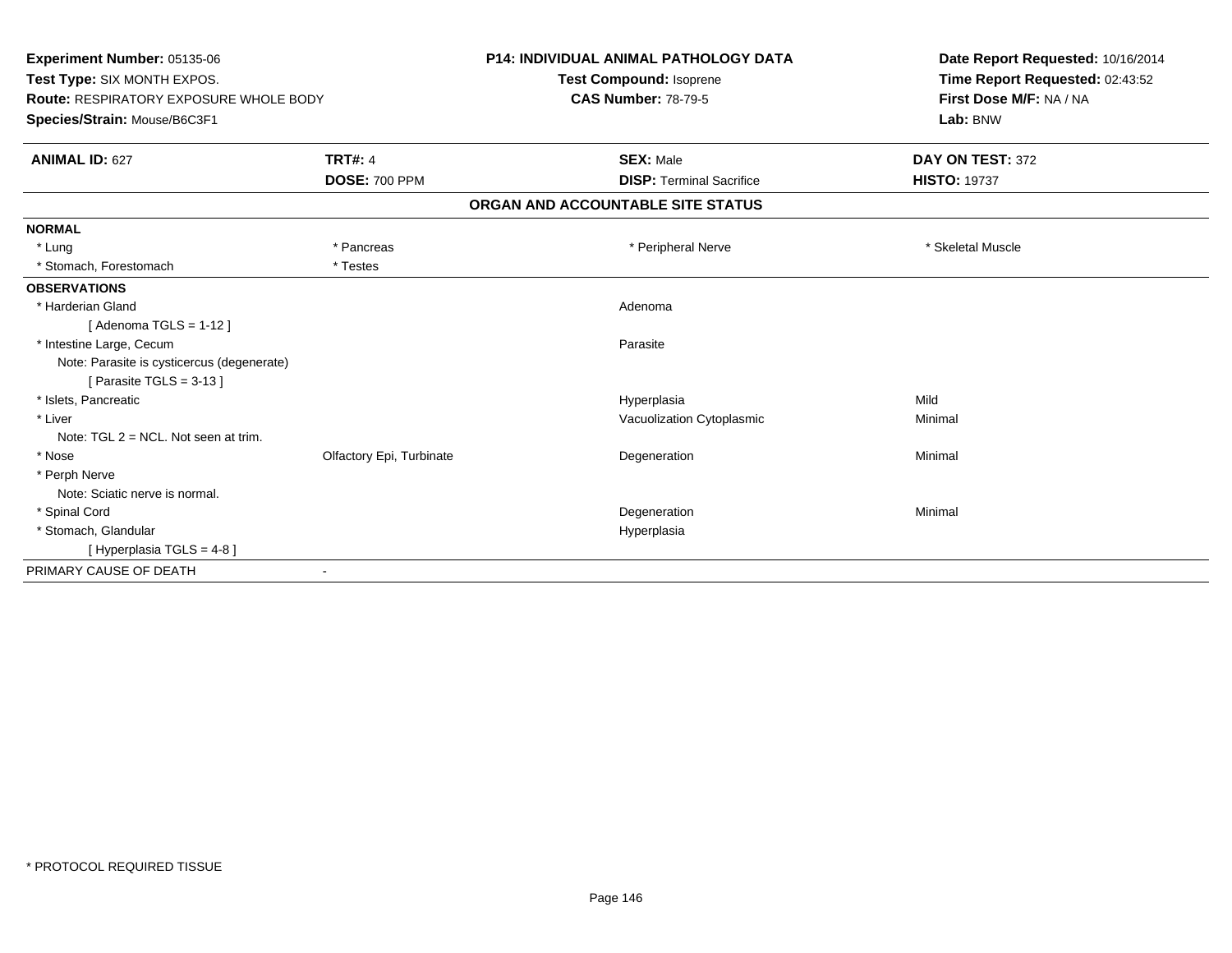**Experiment Number:** 05135-06
**Test Type:** SIX MONTH EXPOS.
**Route:** RESPIRATORY EXPOSURE WHOLE BODY
**Species/Strain:** Mouse/B6C3F1

**P14: INDIVIDUAL ANIMAL PATHOLOGY DATA**
**Test Compound:** Isoprene
**CAS Number:** 78-79-5

**Date Report Requested:** 10/16/2014
**Time Report Requested:** 02:43:52
**First Dose M/F:** NA / NA
**Lab:** BNW

| **ANIMAL ID:** 627 | **TRT#:** 4 | **SEX:** Male | **DAY ON TEST:** 372 |
|---|---|---|---|
| | **DOSE:** 700 PPM | **DISP:** Terminal Sacrifice | **HISTO:** 19737 |

**ORGAN AND ACCOUNTABLE SITE STATUS**

| | | | |
|---|---|---|---|
| **NORMAL** | | | |
| * Lung | * Pancreas | * Peripheral Nerve | * Skeletal Muscle |
| * Stomach, Forestomach | * Testes | | |
| **OBSERVATIONS** | | | |
| * Harderian Gland | | Adenoma | |
| [ Adenoma TGLS = 1-12 ] | | | |
| * Intestine Large, Cecum | | Parasite | |
| Note: Parasite is cysticercus (degenerate) | | | |
| [ Parasite TGLS = 3-13 ] | | | |
| * Islets, Pancreatic | | Hyperplasia | Mild |
| * Liver | | Vacuolization Cytoplasmic | Minimal |
| Note: TGL 2 = NCL. Not seen at trim. | | | |
| * Nose | Olfactory Epi, Turbinate | Degeneration | Minimal |
| * Perph Nerve | | | |
| Note: Sciatic nerve is normal. | | | |
| * Spinal Cord | | Degeneration | Minimal |
| * Stomach, Glandular | | Hyperplasia | |
| [ Hyperplasia TGLS = 4-8 ] | | | |
| PRIMARY CAUSE OF DEATH | - | | |

* PROTOCOL REQUIRED TISSUE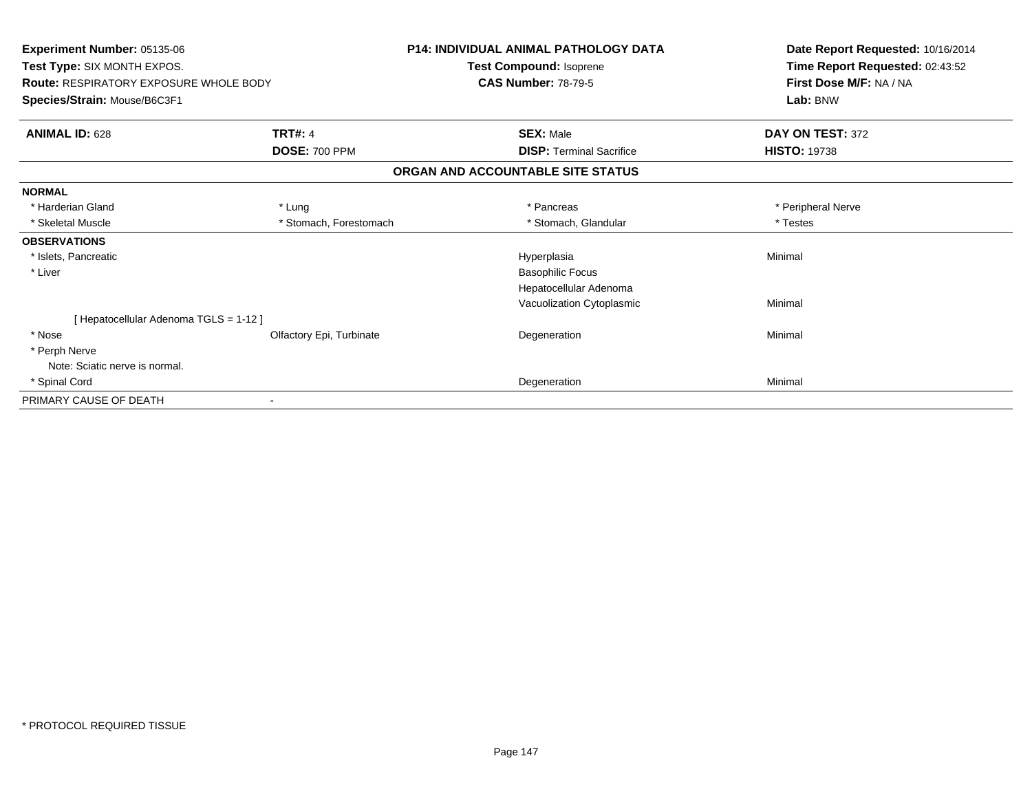**Experiment Number:** 05135-06
**Test Type:** SIX MONTH EXPOS.
**Route:** RESPIRATORY EXPOSURE WHOLE BODY
**Species/Strain:** Mouse/B6C3F1

**P14: INDIVIDUAL ANIMAL PATHOLOGY DATA**
**Test Compound:** Isoprene
**CAS Number:** 78-79-5

**Date Report Requested:** 10/16/2014
**Time Report Requested:** 02:43:52
**First Dose M/F:** NA / NA
**Lab:** BNW

| **ANIMAL ID:** 628 | **TRT#:** 4 | **SEX:** Male | **DAY ON TEST:** 372 |
|---|---|---|---|
| | **DOSE:** 700 PPM | **DISP:** Terminal Sacrifice | **HISTO:** 19738 |

## ORGAN AND ACCOUNTABLE SITE STATUS

| | | | |
|---|---|---|---|
| **NORMAL** | | | |
| * Harderian Gland | * Lung | * Pancreas | * Peripheral Nerve |
| * Skeletal Muscle | * Stomach, Forestomach | * Stomach, Glandular | * Testes |
| **OBSERVATIONS** | | | |
| * Islets, Pancreatic | | Hyperplasia | Minimal |
| * Liver | | Basophilic Focus | |
| | | Hepatocellular Adenoma | |
| | | Vacuolization Cytoplasmic | Minimal |
| [ Hepatocellular Adenoma TGLS = 1-12 ] | | | |
| * Nose | Olfactory Epi, Turbinate | Degeneration | Minimal |
| * Perph Nerve | | | |
| Note: Sciatic nerve is normal. | | | |
| * Spinal Cord | | Degeneration | Minimal |
| PRIMARY CAUSE OF DEATH | - | | |

* PROTOCOL REQUIRED TISSUE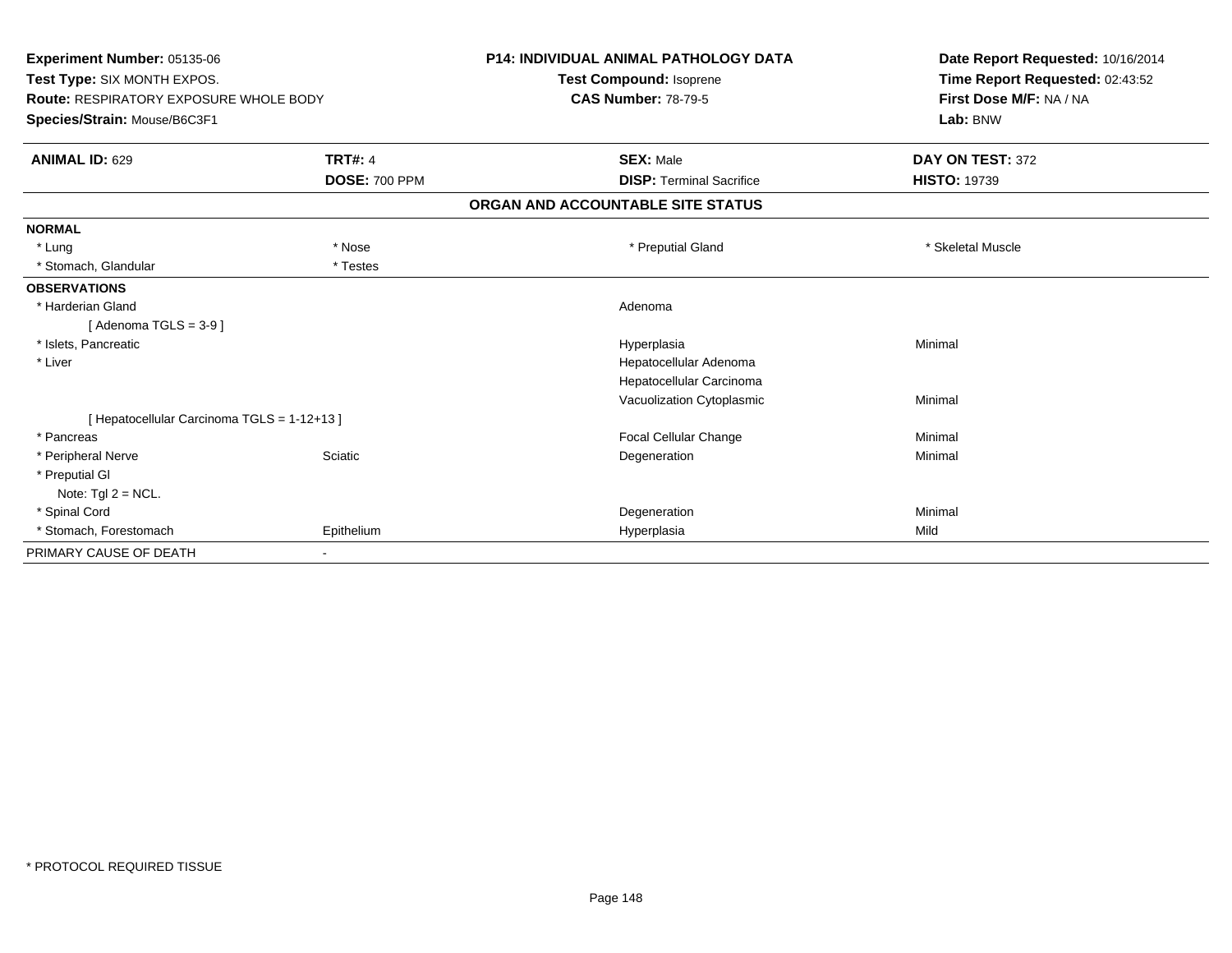**Experiment Number:** 05135-06
**Test Type:** SIX MONTH EXPOS.
**Route:** RESPIRATORY EXPOSURE WHOLE BODY
**Species/Strain:** Mouse/B6C3F1

**P14: INDIVIDUAL ANIMAL PATHOLOGY DATA**
**Test Compound:** Isoprene
**CAS Number:** 78-79-5

**Date Report Requested:** 10/16/2014
**Time Report Requested:** 02:43:52
**First Dose M/F:** NA / NA
**Lab:** BNW

| **ANIMAL ID:** 629 | **TRT#:** 4 | **SEX:** Male | **DAY ON TEST:** 372 |
|---|---|---|---|
| | **DOSE:** 700 PPM | **DISP:** Terminal Sacrifice | **HISTO:** 19739 |

## ORGAN AND ACCOUNTABLE SITE STATUS

| | | | |
|---|---|---|---|
| **NORMAL** | | | |
| * Lung | * Nose | * Preputial Gland | * Skeletal Muscle |
| * Stomach, Glandular | * Testes | | |
| **OBSERVATIONS** | | | |
| * Harderian Gland | | Adenoma | |
| [ Adenoma TGLS = 3-9 ] | | | |
| * Islets, Pancreatic | | Hyperplasia | Minimal |
| * Liver | | Hepatocellular Adenoma | |
| | | Hepatocellular Carcinoma | |
| | | Vacuolization Cytoplasmic | Minimal |
| [ Hepatocellular Carcinoma TGLS = 1-12+13 ] | | | |
| * Pancreas | | Focal Cellular Change | Minimal |
| * Peripheral Nerve | Sciatic | Degeneration | Minimal |
| * Preputial Gl | | | |
| Note: Tgl 2 = NCL. | | | |
| * Spinal Cord | | Degeneration | Minimal |
| * Stomach, Forestomach | Epithelium | Hyperplasia | Mild |
| PRIMARY CAUSE OF DEATH | - | | |

\* PROTOCOL REQUIRED TISSUE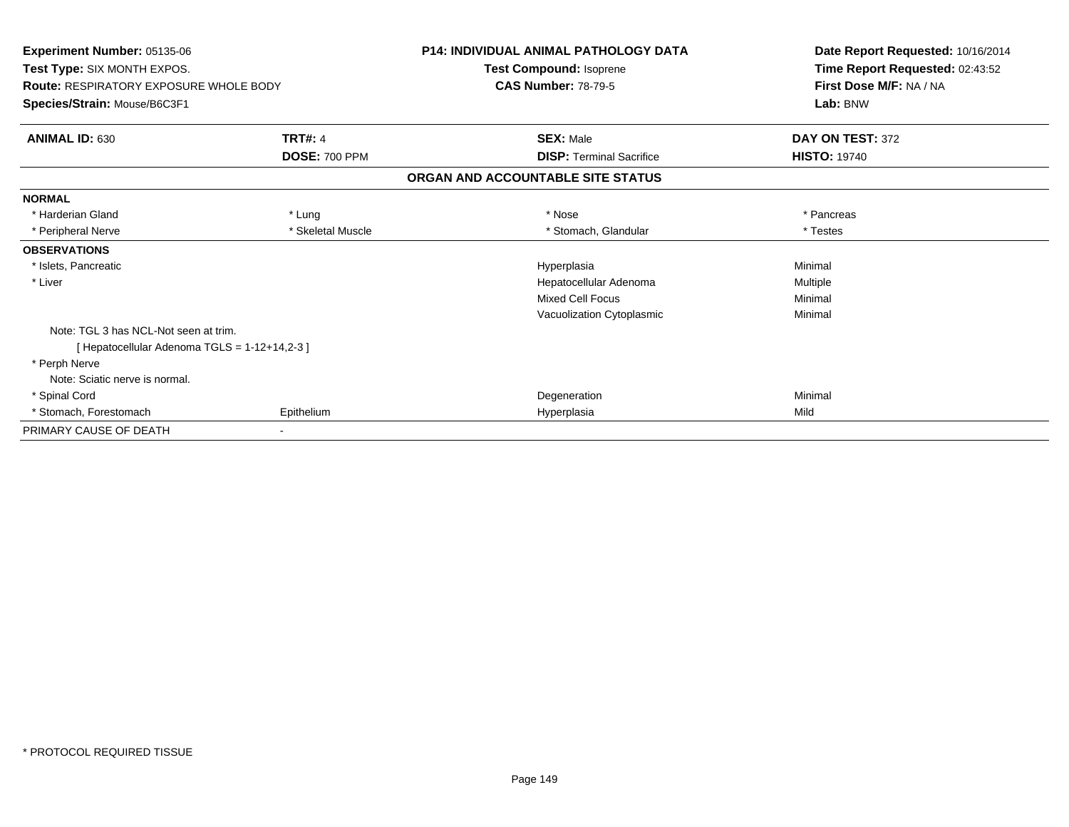**Experiment Number:** 05135-06
**Test Type:** SIX MONTH EXPOS.
**Route:** RESPIRATORY EXPOSURE WHOLE BODY
**Species/Strain:** Mouse/B6C3F1

**P14: INDIVIDUAL ANIMAL PATHOLOGY DATA**
**Test Compound:** Isoprene
**CAS Number:** 78-79-5

**Date Report Requested:** 10/16/2014
**Time Report Requested:** 02:43:52
**First Dose M/F:** NA / NA
**Lab:** BNW

| **ANIMAL ID:** 630 | **TRT#:** 4 | **SEX:** Male | **DAY ON TEST:** 372 |
|---|---|---|---|
| | **DOSE:** 700 PPM | **DISP:** Terminal Sacrifice | **HISTO:** 19740 |

**ORGAN AND ACCOUNTABLE SITE STATUS**

| | | | |
|---|---|---|---|
| **NORMAL** | | | |
| * Harderian Gland | * Lung | * Nose | * Pancreas |
| * Peripheral Nerve | * Skeletal Muscle | * Stomach, Glandular | * Testes |
| **OBSERVATIONS** | | | |
| * Islets, Pancreatic | | Hyperplasia | Minimal |
| * Liver | | Hepatocellular Adenoma | Multiple |
| | | Mixed Cell Focus | Minimal |
| | | Vacuolization Cytoplasmic | Minimal |
| Note: TGL 3 has NCL-Not seen at trim. | | | |
| [ Hepatocellular Adenoma TGLS = 1-12+14,2-3 ] | | | |
| * Perph Nerve | | | |
| Note: Sciatic nerve is normal. | | | |
| * Spinal Cord | | Degeneration | Minimal |
| * Stomach, Forestomach | Epithelium | Hyperplasia | Mild |
| PRIMARY CAUSE OF DEATH | - | | |

* PROTOCOL REQUIRED TISSUE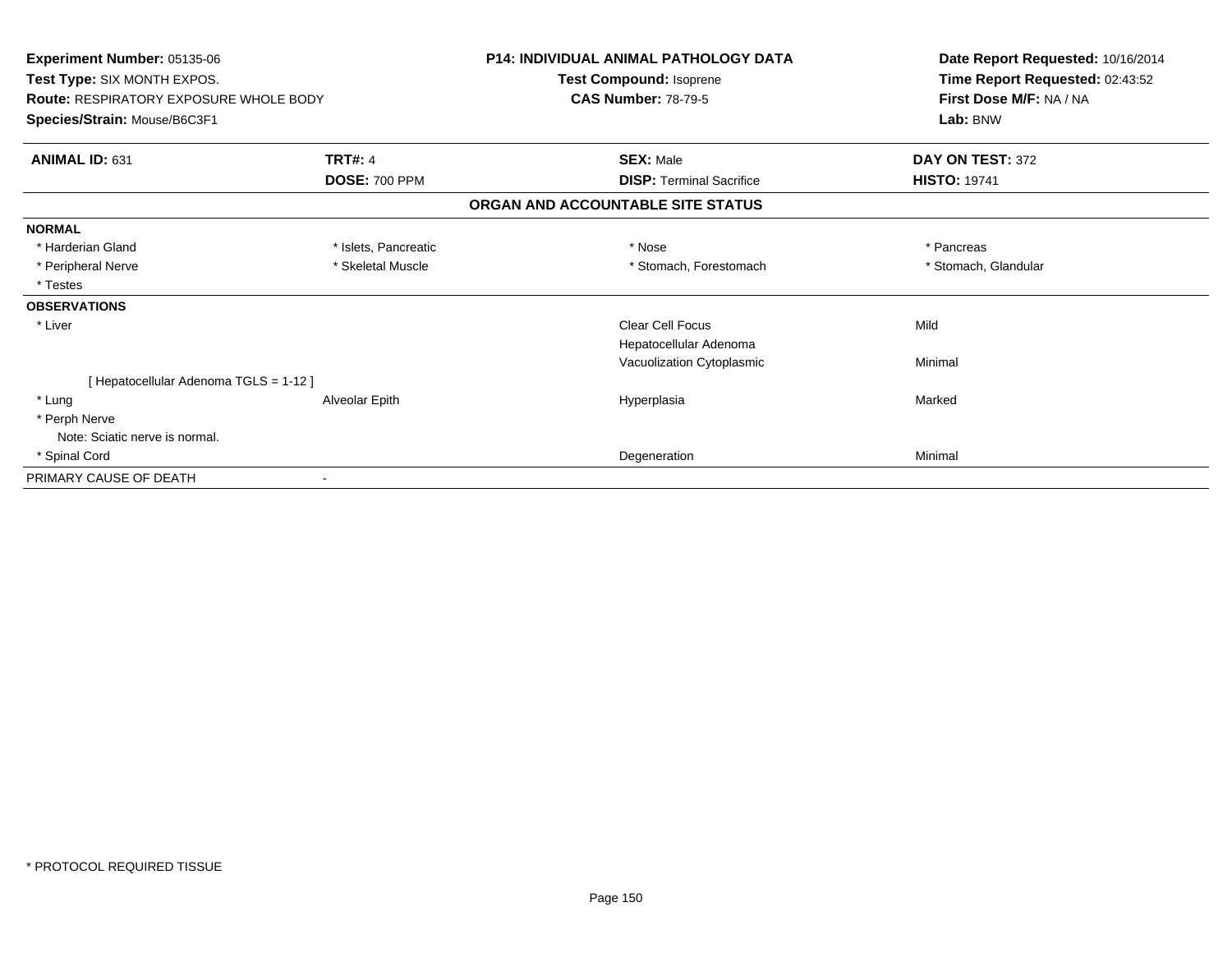**Experiment Number:** 05135-06
**Test Type:** SIX MONTH EXPOS.
**Route:** RESPIRATORY EXPOSURE WHOLE BODY
**Species/Strain:** Mouse/B6C3F1

**P14: INDIVIDUAL ANIMAL PATHOLOGY DATA**
**Test Compound:** Isoprene
**CAS Number:** 78-79-5

**Date Report Requested:** 10/16/2014
**Time Report Requested:** 02:43:52
**First Dose M/F:** NA / NA
**Lab:** BNW

| **ANIMAL ID:** 631 | **TRT#:** 4 | **SEX:** Male | **DAY ON TEST:** 372 |
|---|---|---|---|
| | **DOSE:** 700 PPM | **DISP:** Terminal Sacrifice | **HISTO:** 19741 |

**ORGAN AND ACCOUNTABLE SITE STATUS**

| | | | |
|---|---|---|---|
| **NORMAL** | | | |
| * Harderian Gland | * Islets, Pancreatic | * Nose | * Pancreas |
| * Peripheral Nerve | * Skeletal Muscle | * Stomach, Forestomach | * Stomach, Glandular |
| * Testes | | | |
| **OBSERVATIONS** | | | |
| * Liver | | Clear Cell Focus | Mild |
| | | Hepatocellular Adenoma | |
| | | Vacuolization Cytoplasmic | Minimal |
| [ Hepatocellular Adenoma TGLS = 1-12 ] | | | |
| * Lung | Alveolar Epith | Hyperplasia | Marked |
| * Perph Nerve | | | |
| Note: Sciatic nerve is normal. | | | |
| * Spinal Cord | | Degeneration | Minimal |
| PRIMARY CAUSE OF DEATH | - | | |

* PROTOCOL REQUIRED TISSUE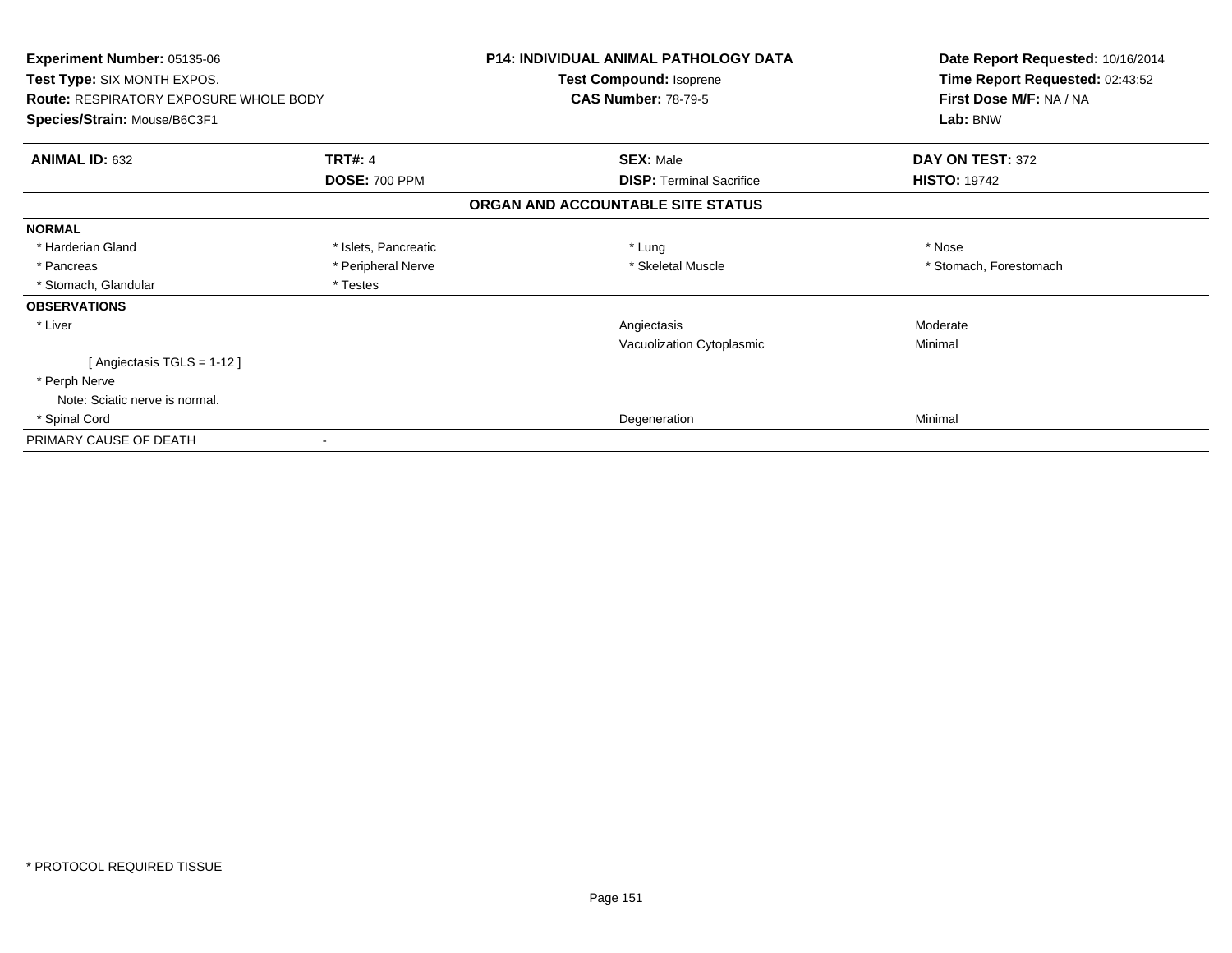**Experiment Number:** 05135-06
**Test Type:** SIX MONTH EXPOS.
**Route:** RESPIRATORY EXPOSURE WHOLE BODY
**Species/Strain:** Mouse/B6C3F1

**P14: INDIVIDUAL ANIMAL PATHOLOGY DATA**
**Test Compound:** Isoprene
**CAS Number:** 78-79-5

**Date Report Requested:** 10/16/2014
**Time Report Requested:** 02:43:52
**First Dose M/F:** NA / NA
**Lab:** BNW

| **ANIMAL ID:** 632 | **TRT#:** 4 | **SEX:** Male | **DAY ON TEST:** 372 |
|---|---|---|---|
| | **DOSE:** 700 PPM | **DISP:** Terminal Sacrifice | **HISTO:** 19742 |

**ORGAN AND ACCOUNTABLE SITE STATUS**

| | | | |
|---|---|---|---|
| **NORMAL** | | | |
| * Harderian Gland | * Islets, Pancreatic | * Lung | * Nose |
| * Pancreas | * Peripheral Nerve | * Skeletal Muscle | * Stomach, Forestomach |
| * Stomach, Glandular | * Testes | | |
| **OBSERVATIONS** | | | |
| * Liver | | Angiectasis | Moderate |
| | | Vacuolization Cytoplasmic | Minimal |
| [ Angiectasis TGLS = 1-12 ] | | | |
| * Perph Nerve | | | |
| Note: Sciatic nerve is normal. | | | |
| * Spinal Cord | | Degeneration | Minimal |
| PRIMARY CAUSE OF DEATH | - | | |

* PROTOCOL REQUIRED TISSUE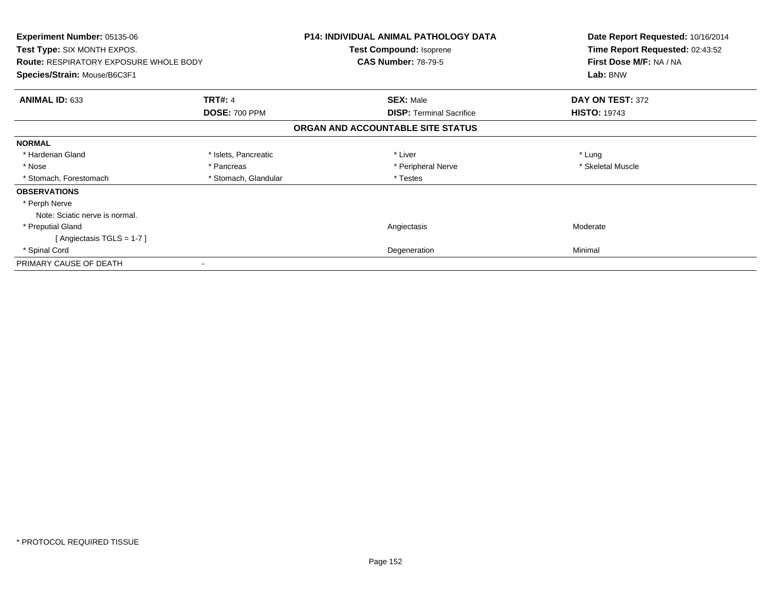**Experiment Number:** 05135-06
**Test Type:** SIX MONTH EXPOS.
**Route:** RESPIRATORY EXPOSURE WHOLE BODY
**Species/Strain:** Mouse/B6C3F1

**P14: INDIVIDUAL ANIMAL PATHOLOGY DATA**
**Test Compound:** Isoprene
**CAS Number:** 78-79-5

**Date Report Requested:** 10/16/2014
**Time Report Requested:** 02:43:52
**First Dose M/F:** NA / NA
**Lab:** BNW

| **ANIMAL ID:** 633 | **TRT#:** 4 | **SEX:** Male | **DAY ON TEST:** 372 |
|---|---|---|---|
| | **DOSE:** 700 PPM | **DISP:** Terminal Sacrifice | **HISTO:** 19743 |

## ORGAN AND ACCOUNTABLE SITE STATUS

**NORMAL**

| | | | |
|---|---|---|---|
| * Harderian Gland | * Islets, Pancreatic | * Liver | * Lung |
| * Nose | * Pancreas | * Peripheral Nerve | * Skeletal Muscle |
| * Stomach, Forestomach | * Stomach, Glandular | * Testes | |

**OBSERVATIONS**

| | | |
|---|---|---|
| * Perph Nerve | | |
| Note: Sciatic nerve is normal. | | |
| * Preputial Gland | Angiectasis | Moderate |
| [ Angiectasis TGLS = 1-7 ] | | |
| * Spinal Cord | Degeneration | Minimal |

PRIMARY CAUSE OF DEATH -

* PROTOCOL REQUIRED TISSUE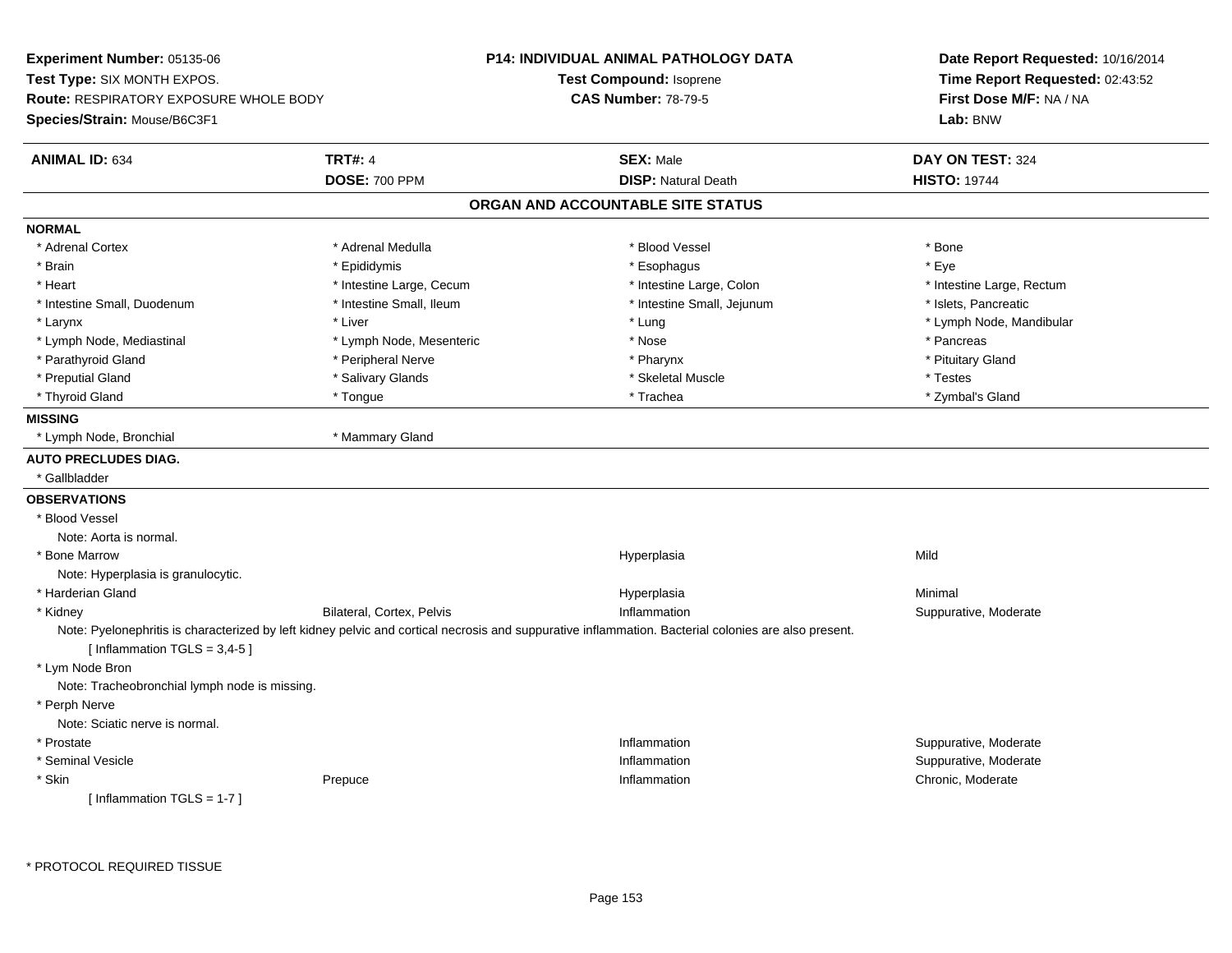**Experiment Number:** 05135-06
**Test Type:** SIX MONTH EXPOS.
**Route:** RESPIRATORY EXPOSURE WHOLE BODY
**Species/Strain:** Mouse/B6C3F1

**P14: INDIVIDUAL ANIMAL PATHOLOGY DATA**
**Test Compound:** Isoprene
**CAS Number:** 78-79-5

**Date Report Requested:** 10/16/2014
**Time Report Requested:** 02:43:52
**First Dose M/F:** NA / NA
**Lab:** BNW

| **ANIMAL ID:** 634 | **TRT#:** 4 | **SEX:** Male | **DAY ON TEST:** 324 |
|---|---|---|---|
| | **DOSE:** 700 PPM | **DISP:** Natural Death | **HISTO:** 19744 |

## ORGAN AND ACCOUNTABLE SITE STATUS

**NORMAL**

| | | | |
|---|---|---|---|
| * Adrenal Cortex | * Adrenal Medulla | * Blood Vessel | * Bone |
| * Brain | * Epididymis | * Esophagus | * Eye |
| * Heart | * Intestine Large, Cecum | * Intestine Large, Colon | * Intestine Large, Rectum |
| * Intestine Small, Duodenum | * Intestine Small, Ileum | * Intestine Small, Jejunum | * Islets, Pancreatic |
| * Larynx | * Liver | * Lung | * Lymph Node, Mandibular |
| * Lymph Node, Mediastinal | * Lymph Node, Mesenteric | * Nose | * Pancreas |
| * Parathyroid Gland | * Peripheral Nerve | * Pharynx | * Pituitary Gland |
| * Preputial Gland | * Salivary Glands | * Skeletal Muscle | * Testes |
| * Thyroid Gland | * Tongue | * Trachea | * Zymbal's Gland |

**MISSING**

* Lymph Node, Bronchial
* Mammary Gland

**AUTO PRECLUDES DIAG.**

* Gallbladder

**OBSERVATIONS**

* Blood Vessel
  Note: Aorta is normal.

| | | | |
|---|---|---|---|
| * Bone Marrow | | Hyperplasia | Mild |

  Note: Hyperplasia is granulocytic.

| | | | |
|---|---|---|---|
| * Harderian Gland | | Hyperplasia | Minimal |
| * Kidney | Bilateral, Cortex, Pelvis | Inflammation | Suppurative, Moderate |

  Note: Pyelonephritis is characterized by left kidney pelvic and cortical necrosis and suppurative inflammation. Bacterial colonies are also present.
  [ Inflammation TGLS = 3,4-5 ]

* Lym Node Bron
  Note: Tracheobronchial lymph node is missing.
* Perph Nerve
  Note: Sciatic nerve is normal.

| | | | |
|---|---|---|---|
| * Prostate | | Inflammation | Suppurative, Moderate |
| * Seminal Vesicle | | Inflammation | Suppurative, Moderate |
| * Skin | Prepuce | Inflammation | Chronic, Moderate |

  [ Inflammation TGLS = 1-7 ]

* PROTOCOL REQUIRED TISSUE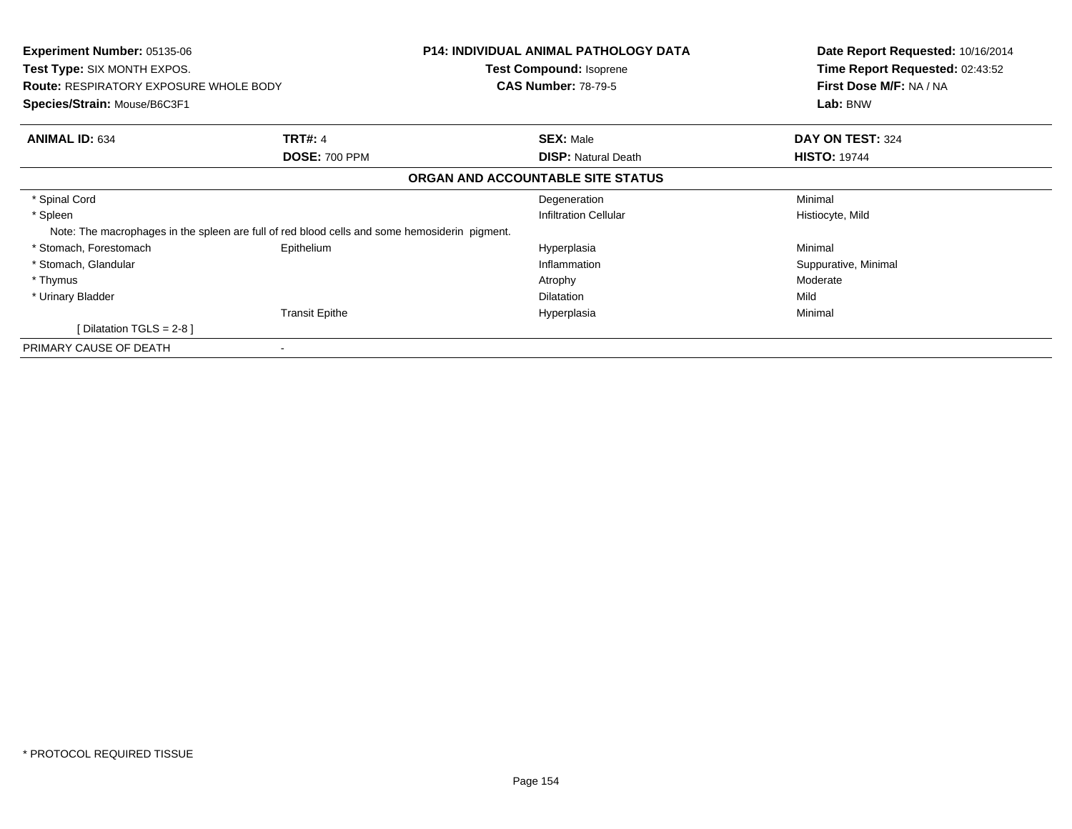**Experiment Number:** 05135-06
**Test Type:** SIX MONTH EXPOS.
**Route:** RESPIRATORY EXPOSURE WHOLE BODY
**Species/Strain:** Mouse/B6C3F1

**P14: INDIVIDUAL ANIMAL PATHOLOGY DATA**
**Test Compound:** Isoprene
**CAS Number:** 78-79-5

**Date Report Requested:** 10/16/2014
**Time Report Requested:** 02:43:52
**First Dose M/F:** NA / NA
**Lab:** BNW

| **ANIMAL ID:** 634 | **TRT#:** 4 | **SEX:** Male | **DAY ON TEST:** 324 |
|---|---|---|---|
| | **DOSE:** 700 PPM | **DISP:** Natural Death | **HISTO:** 19744 |

**ORGAN AND ACCOUNTABLE SITE STATUS**

| | | | |
|---|---|---|---|
| * Spinal Cord | | Degeneration | Minimal |
| * Spleen | | Infiltration Cellular | Histiocyte, Mild |
| Note: The macrophages in the spleen are full of red blood cells and some hemosiderin pigment. | | | |
| * Stomach, Forestomach | Epithelium | Hyperplasia | Minimal |
| * Stomach, Glandular | | Inflammation | Suppurative, Minimal |
| * Thymus | | Atrophy | Moderate |
| * Urinary Bladder | | Dilatation | Mild |
| | Transit Epithe | Hyperplasia | Minimal |
| [ Dilatation TGLS = 2-8 ] | | | |
| PRIMARY CAUSE OF DEATH | - | | |

* PROTOCOL REQUIRED TISSUE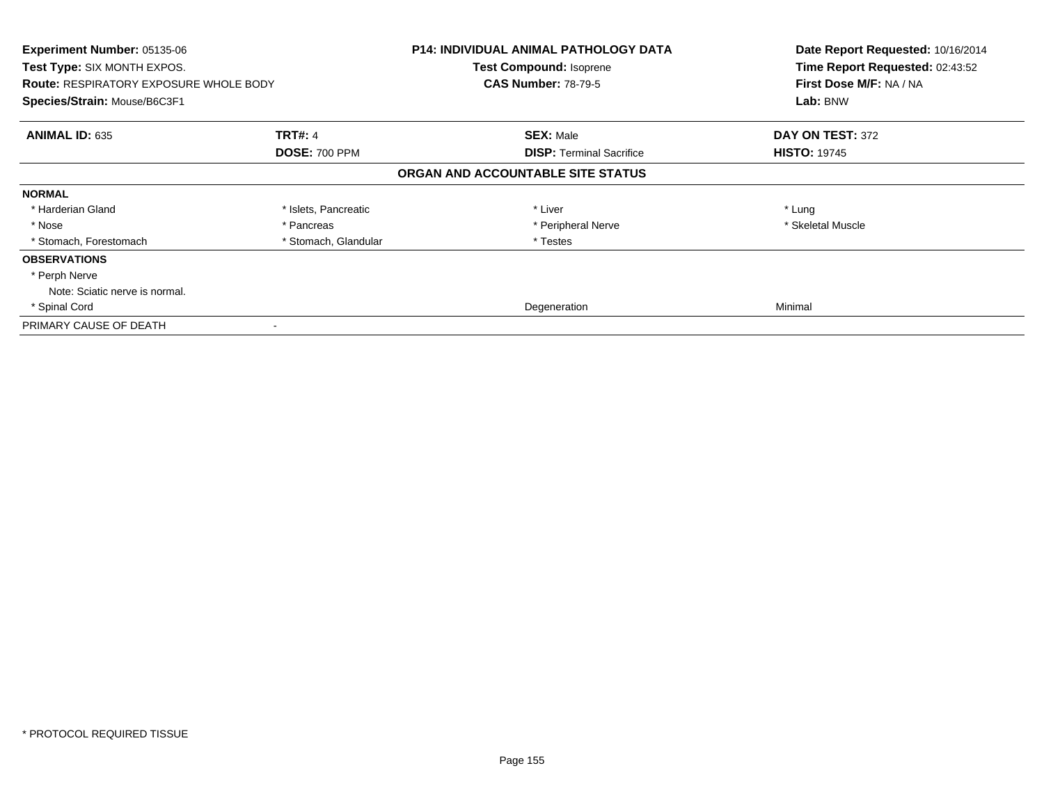**Experiment Number:** 05135-06
**Test Type:** SIX MONTH EXPOS.
**Route:** RESPIRATORY EXPOSURE WHOLE BODY
**Species/Strain:** Mouse/B6C3F1

**P14: INDIVIDUAL ANIMAL PATHOLOGY DATA**
**Test Compound:** Isoprene
**CAS Number:** 78-79-5

**Date Report Requested:** 10/16/2014
**Time Report Requested:** 02:43:52
**First Dose M/F:** NA / NA
**Lab:** BNW

| **ANIMAL ID:** 635 | **TRT#:** 4 | **SEX:** Male | **DAY ON TEST:** 372 |
|---|---|---|---|
| | **DOSE:** 700 PPM | **DISP:** Terminal Sacrifice | **HISTO:** 19745 |

**ORGAN AND ACCOUNTABLE SITE STATUS**

| | | | |
|---|---|---|---|
| **NORMAL** | | | |
| * Harderian Gland | * Islets, Pancreatic | * Liver | * Lung |
| * Nose | * Pancreas | * Peripheral Nerve | * Skeletal Muscle |
| * Stomach, Forestomach | * Stomach, Glandular | * Testes | |
| **OBSERVATIONS** | | | |
| * Perph Nerve | | | |
| Note: Sciatic nerve is normal. | | | |
| * Spinal Cord | | Degeneration | Minimal |
| PRIMARY CAUSE OF DEATH | - | | |

* PROTOCOL REQUIRED TISSUE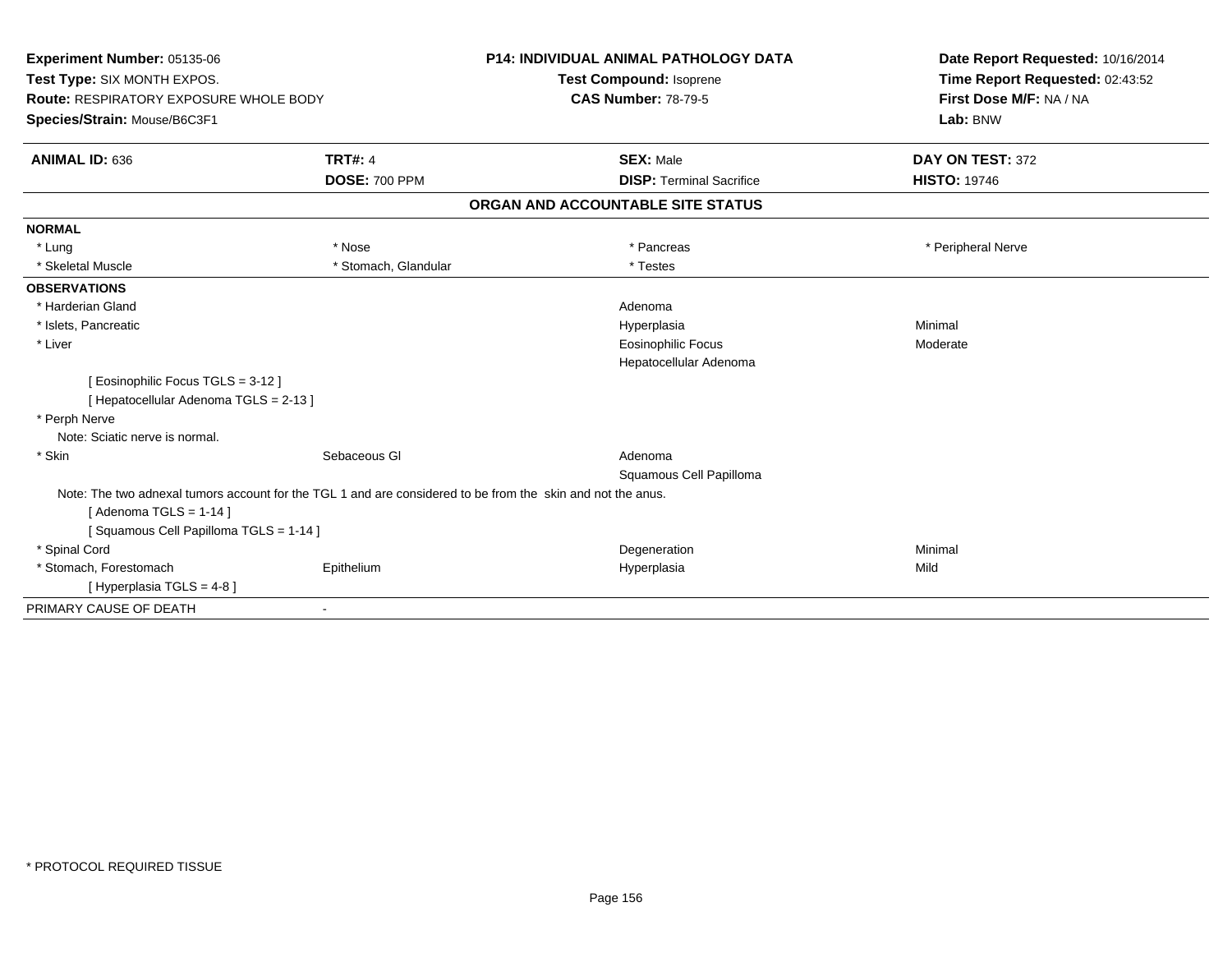**Experiment Number:** 05135-06
**Test Type:** SIX MONTH EXPOS.
**Route:** RESPIRATORY EXPOSURE WHOLE BODY
**Species/Strain:** Mouse/B6C3F1

**P14: INDIVIDUAL ANIMAL PATHOLOGY DATA**
**Test Compound:** Isoprene
**CAS Number:** 78-79-5

**Date Report Requested:** 10/16/2014
**Time Report Requested:** 02:43:52
**First Dose M/F:** NA / NA
**Lab:** BNW

| **ANIMAL ID:** 636 | **TRT#:** 4 | **SEX:** Male | **DAY ON TEST:** 372 |
|---|---|---|---|
| | **DOSE:** 700 PPM | **DISP:** Terminal Sacrifice | **HISTO:** 19746 |

## ORGAN AND ACCOUNTABLE SITE STATUS

| | | | |
|---|---|---|---|
| **NORMAL** | | | |
| * Lung | * Nose | * Pancreas | * Peripheral Nerve |
| * Skeletal Muscle | * Stomach, Glandular | * Testes | |
| **OBSERVATIONS** | | | |
| * Harderian Gland | | Adenoma | |
| * Islets, Pancreatic | | Hyperplasia | Minimal |
| * Liver | | Eosinophilic Focus | Moderate |
| | | Hepatocellular Adenoma | |
| [ Eosinophilic Focus TGLS = 3-12 ] | | | |
| [ Hepatocellular Adenoma TGLS = 2-13 ] | | | |
| * Perph Nerve | | | |
| Note: Sciatic nerve is normal. | | | |
| * Skin | Sebaceous Gl | Adenoma | |
| | | Squamous Cell Papilloma | |
| Note: The two adnexal tumors account for the TGL 1 and are considered to be from the skin and not the anus. | | | |
| [ Adenoma TGLS = 1-14 ] | | | |
| [ Squamous Cell Papilloma TGLS = 1-14 ] | | | |
| * Spinal Cord | | Degeneration | Minimal |
| * Stomach, Forestomach | Epithelium | Hyperplasia | Mild |
| [ Hyperplasia TGLS = 4-8 ] | | | |
| PRIMARY CAUSE OF DEATH | - | | |

* PROTOCOL REQUIRED TISSUE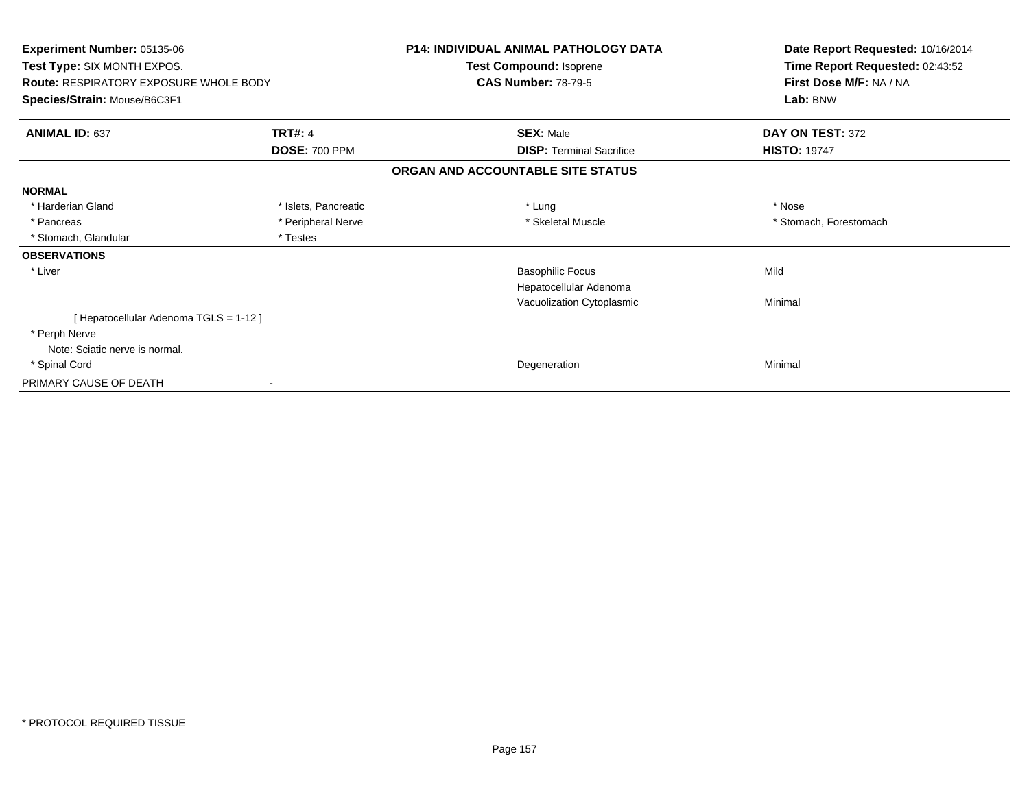**Experiment Number:** 05135-06
**Test Type:** SIX MONTH EXPOS.
**Route:** RESPIRATORY EXPOSURE WHOLE BODY
**Species/Strain:** Mouse/B6C3F1

**P14: INDIVIDUAL ANIMAL PATHOLOGY DATA**
**Test Compound:** Isoprene
**CAS Number:** 78-79-5

**Date Report Requested:** 10/16/2014
**Time Report Requested:** 02:43:52
**First Dose M/F:** NA / NA
**Lab:** BNW

| **ANIMAL ID:** 637 | **TRT#:** 4 | **SEX:** Male | **DAY ON TEST:** 372 |
|---|---|---|---|
| | **DOSE:** 700 PPM | **DISP:** Terminal Sacrifice | **HISTO:** 19747 |

**ORGAN AND ACCOUNTABLE SITE STATUS**

| | | | |
|---|---|---|---|
| **NORMAL** | | | |
| * Harderian Gland | * Islets, Pancreatic | * Lung | * Nose |
| * Pancreas | * Peripheral Nerve | * Skeletal Muscle | * Stomach, Forestomach |
| * Stomach, Glandular | * Testes | | |
| **OBSERVATIONS** | | | |
| * Liver | | Basophilic Focus | Mild |
| | | Hepatocellular Adenoma | |
| | | Vacuolization Cytoplasmic | Minimal |
| [ Hepatocellular Adenoma TGLS = 1-12 ] | | | |
| * Perph Nerve | | | |
| Note: Sciatic nerve is normal. | | | |
| * Spinal Cord | | Degeneration | Minimal |
| PRIMARY CAUSE OF DEATH | - | | |

* PROTOCOL REQUIRED TISSUE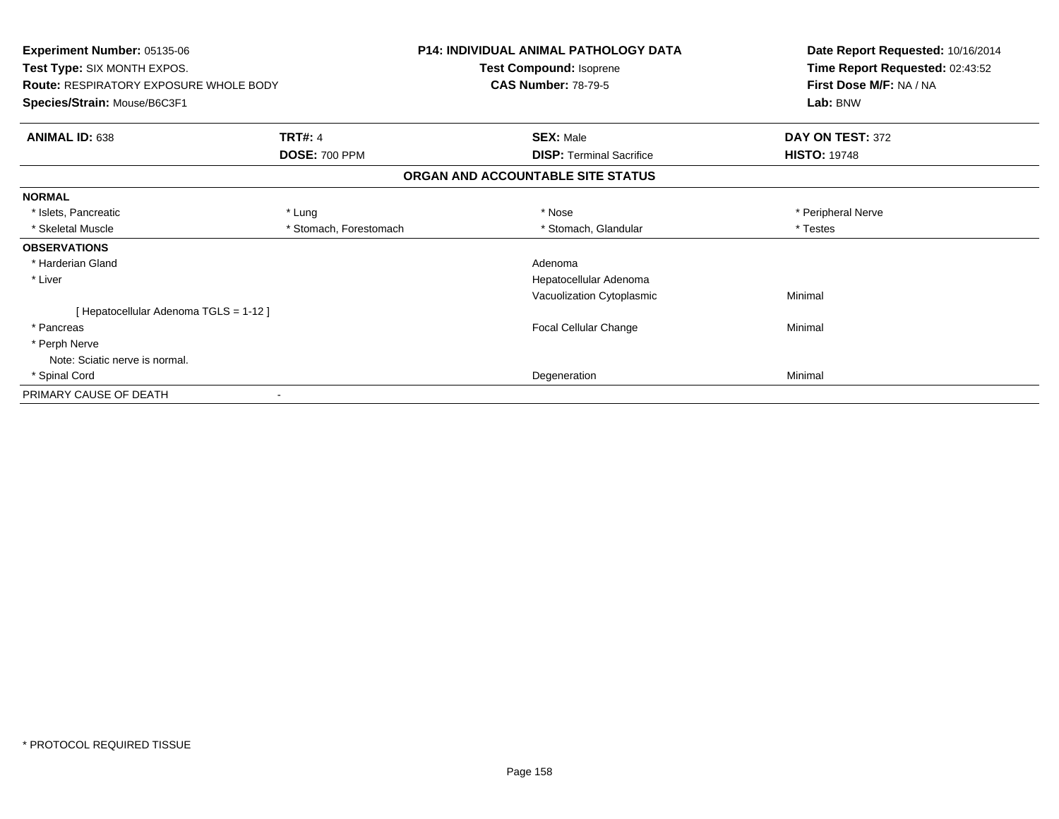**Experiment Number:** 05135-06
**Test Type:** SIX MONTH EXPOS.
**Route:** RESPIRATORY EXPOSURE WHOLE BODY
**Species/Strain:** Mouse/B6C3F1

**P14: INDIVIDUAL ANIMAL PATHOLOGY DATA**
**Test Compound:** Isoprene
**CAS Number:** 78-79-5

**Date Report Requested:** 10/16/2014
**Time Report Requested:** 02:43:52
**First Dose M/F:** NA / NA
**Lab:** BNW

| **ANIMAL ID:** 638 | **TRT#:** 4 | **SEX:** Male | **DAY ON TEST:** 372 |
|---|---|---|---|
| | **DOSE:** 700 PPM | **DISP:** Terminal Sacrifice | **HISTO:** 19748 |

**ORGAN AND ACCOUNTABLE SITE STATUS**

| | | | |
|---|---|---|---|
| **NORMAL** | | | |
| * Islets, Pancreatic | * Lung | * Nose | * Peripheral Nerve |
| * Skeletal Muscle | * Stomach, Forestomach | * Stomach, Glandular | * Testes |
| **OBSERVATIONS** | | | |
| * Harderian Gland | | Adenoma | |
| * Liver | | Hepatocellular Adenoma | |
| | | Vacuolization Cytoplasmic | Minimal |
| [ Hepatocellular Adenoma TGLS = 1-12 ] | | | |
| * Pancreas | | Focal Cellular Change | Minimal |
| * Perph Nerve | | | |
| Note: Sciatic nerve is normal. | | | |
| * Spinal Cord | | Degeneration | Minimal |
| PRIMARY CAUSE OF DEATH | - | | |

* PROTOCOL REQUIRED TISSUE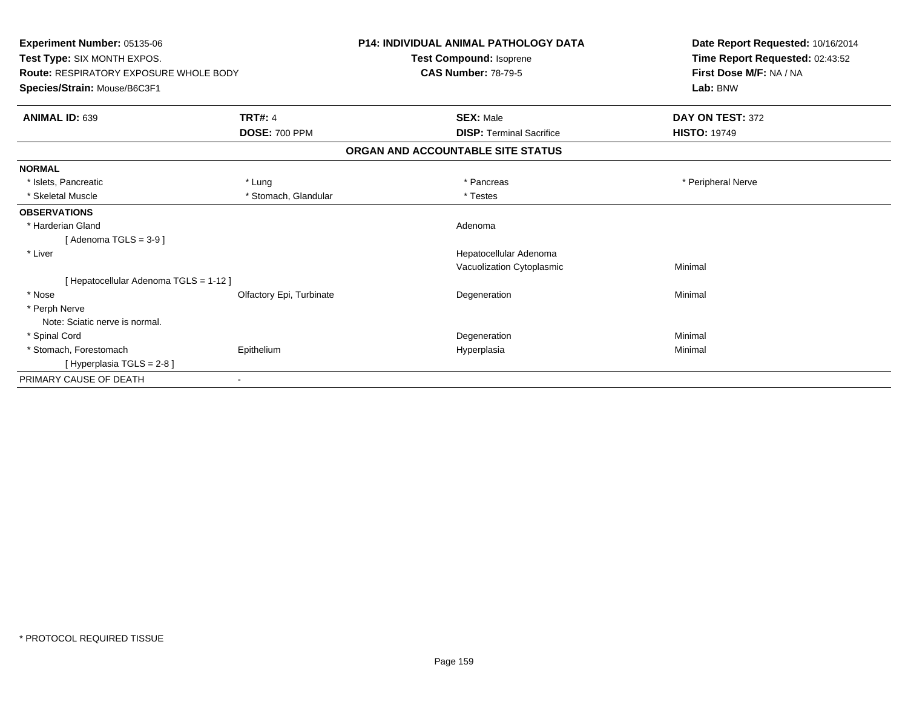**Experiment Number:** 05135-06
**Test Type:** SIX MONTH EXPOS.
**Route:** RESPIRATORY EXPOSURE WHOLE BODY
**Species/Strain:** Mouse/B6C3F1

**P14: INDIVIDUAL ANIMAL PATHOLOGY DATA**
**Test Compound:** Isoprene
**CAS Number:** 78-79-5

**Date Report Requested:** 10/16/2014
**Time Report Requested:** 02:43:52
**First Dose M/F:** NA / NA
**Lab:** BNW

| **ANIMAL ID:** 639 | **TRT#:** 4 | **SEX:** Male | **DAY ON TEST:** 372 |
|---|---|---|---|
| | **DOSE:** 700 PPM | **DISP:** Terminal Sacrifice | **HISTO:** 19749 |

## ORGAN AND ACCOUNTABLE SITE STATUS

| | | | |
|---|---|---|---|
| **NORMAL** | | | |
| * Islets, Pancreatic | * Lung | * Pancreas | * Peripheral Nerve |
| * Skeletal Muscle | * Stomach, Glandular | * Testes | |
| **OBSERVATIONS** | | | |
| * Harderian Gland | | Adenoma | |
| [ Adenoma TGLS = 3-9 ] | | | |
| * Liver | | Hepatocellular Adenoma | |
| | | Vacuolization Cytoplasmic | Minimal |
| [ Hepatocellular Adenoma TGLS = 1-12 ] | | | |
| * Nose | Olfactory Epi, Turbinate | Degeneration | Minimal |
| * Perph Nerve | | | |
| Note: Sciatic nerve is normal. | | | |
| * Spinal Cord | | Degeneration | Minimal |
| * Stomach, Forestomach | Epithelium | Hyperplasia | Minimal |
| [ Hyperplasia TGLS = 2-8 ] | | | |
| PRIMARY CAUSE OF DEATH | - | | |

* PROTOCOL REQUIRED TISSUE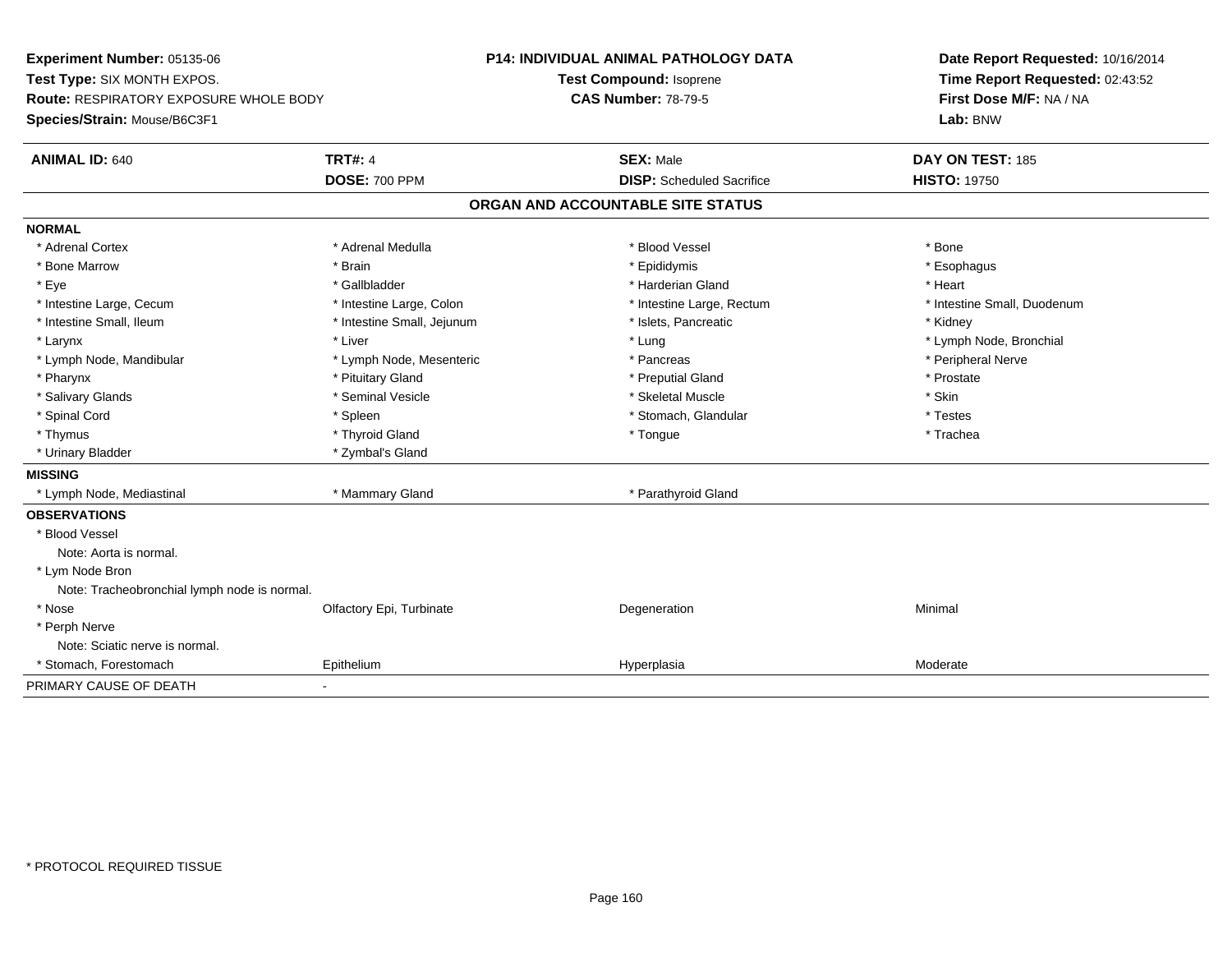**Experiment Number:** 05135-06
**Test Type:** SIX MONTH EXPOS.
**Route:** RESPIRATORY EXPOSURE WHOLE BODY
**Species/Strain:** Mouse/B6C3F1

**P14: INDIVIDUAL ANIMAL PATHOLOGY DATA**
**Test Compound:** Isoprene
**CAS Number:** 78-79-5

**Date Report Requested:** 10/16/2014
**Time Report Requested:** 02:43:52
**First Dose M/F:** NA / NA
**Lab:** BNW

| **ANIMAL ID:** 640 | **TRT#:** 4 | **SEX:** Male | **DAY ON TEST:** 185 |
|---|---|---|---|
| | **DOSE:** 700 PPM | **DISP:** Scheduled Sacrifice | **HISTO:** 19750 |

## ORGAN AND ACCOUNTABLE SITE STATUS

| | | | |
|---|---|---|---|
| **NORMAL** | | | |
| * Adrenal Cortex | * Adrenal Medulla | * Blood Vessel | * Bone |
| * Bone Marrow | * Brain | * Epididymis | * Esophagus |
| * Eye | * Gallbladder | * Harderian Gland | * Heart |
| * Intestine Large, Cecum | * Intestine Large, Colon | * Intestine Large, Rectum | * Intestine Small, Duodenum |
| * Intestine Small, Ileum | * Intestine Small, Jejunum | * Islets, Pancreatic | * Kidney |
| * Larynx | * Liver | * Lung | * Lymph Node, Bronchial |
| * Lymph Node, Mandibular | * Lymph Node, Mesenteric | * Pancreas | * Peripheral Nerve |
| * Pharynx | * Pituitary Gland | * Preputial Gland | * Prostate |
| * Salivary Glands | * Seminal Vesicle | * Skeletal Muscle | * Skin |
| * Spinal Cord | * Spleen | * Stomach, Glandular | * Testes |
| * Thymus | * Thyroid Gland | * Tongue | * Trachea |
| * Urinary Bladder | * Zymbal's Gland | | |
| **MISSING** | | | |
| * Lymph Node, Mediastinal | * Mammary Gland | * Parathyroid Gland | |
| **OBSERVATIONS** | | | |
| * Blood Vessel | | | |
| Note: Aorta is normal. | | | |
| * Lym Node Bron | | | |
| Note: Tracheobronchial lymph node is normal. | | | |
| * Nose | Olfactory Epi, Turbinate | Degeneration | Minimal |
| * Perph Nerve | | | |
| Note: Sciatic nerve is normal. | | | |
| * Stomach, Forestomach | Epithelium | Hyperplasia | Moderate |
| PRIMARY CAUSE OF DEATH | - | | |

\* PROTOCOL REQUIRED TISSUE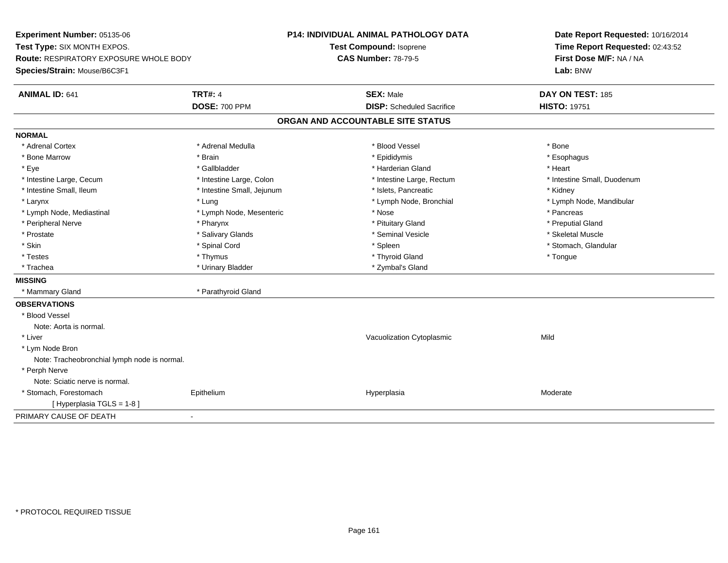**Experiment Number:** 05135-06
**Test Type:** SIX MONTH EXPOS.
**Route:** RESPIRATORY EXPOSURE WHOLE BODY
**Species/Strain:** Mouse/B6C3F1

**P14: INDIVIDUAL ANIMAL PATHOLOGY DATA**
**Test Compound:** Isoprene
**CAS Number:** 78-79-5

**Date Report Requested:** 10/16/2014
**Time Report Requested:** 02:43:52
**First Dose M/F:** NA / NA
**Lab:** BNW

| **ANIMAL ID:** 641 | **TRT#:** 4 | **SEX:** Male | **DAY ON TEST:** 185 |
|---|---|---|---|
| | **DOSE:** 700 PPM | **DISP:** Scheduled Sacrifice | **HISTO:** 19751 |

## ORGAN AND ACCOUNTABLE SITE STATUS

**NORMAL**

| | | | |
|---|---|---|---|
| * Adrenal Cortex | * Adrenal Medulla | * Blood Vessel | * Bone |
| * Bone Marrow | * Brain | * Epididymis | * Esophagus |
| * Eye | * Gallbladder | * Harderian Gland | * Heart |
| * Intestine Large, Cecum | * Intestine Large, Colon | * Intestine Large, Rectum | * Intestine Small, Duodenum |
| * Intestine Small, Ileum | * Intestine Small, Jejunum | * Islets, Pancreatic | * Kidney |
| * Larynx | * Lung | * Lymph Node, Bronchial | * Lymph Node, Mandibular |
| * Lymph Node, Mediastinal | * Lymph Node, Mesenteric | * Nose | * Pancreas |
| * Peripheral Nerve | * Pharynx | * Pituitary Gland | * Preputial Gland |
| * Prostate | * Salivary Glands | * Seminal Vesicle | * Skeletal Muscle |
| * Skin | * Spinal Cord | * Spleen | * Stomach, Glandular |
| * Testes | * Thymus | * Thyroid Gland | * Tongue |
| * Trachea | * Urinary Bladder | * Zymbal's Gland | |

**MISSING**

| | |
|---|---|
| * Mammary Gland | * Parathyroid Gland |

**OBSERVATIONS**

| | | | |
|---|---|---|---|
| * Blood Vessel | | | |
| Note: Aorta is normal. | | | |
| * Liver | | Vacuolization Cytoplasmic | Mild |
| * Lym Node Bron | | | |
| Note: Tracheobronchial lymph node is normal. | | | |
| * Perph Nerve | | | |
| Note: Sciatic nerve is normal. | | | |
| * Stomach, Forestomach | Epithelium | Hyperplasia | Moderate |
| [ Hyperplasia TGLS = 1-8 ] | | | |

PRIMARY CAUSE OF DEATH -

* PROTOCOL REQUIRED TISSUE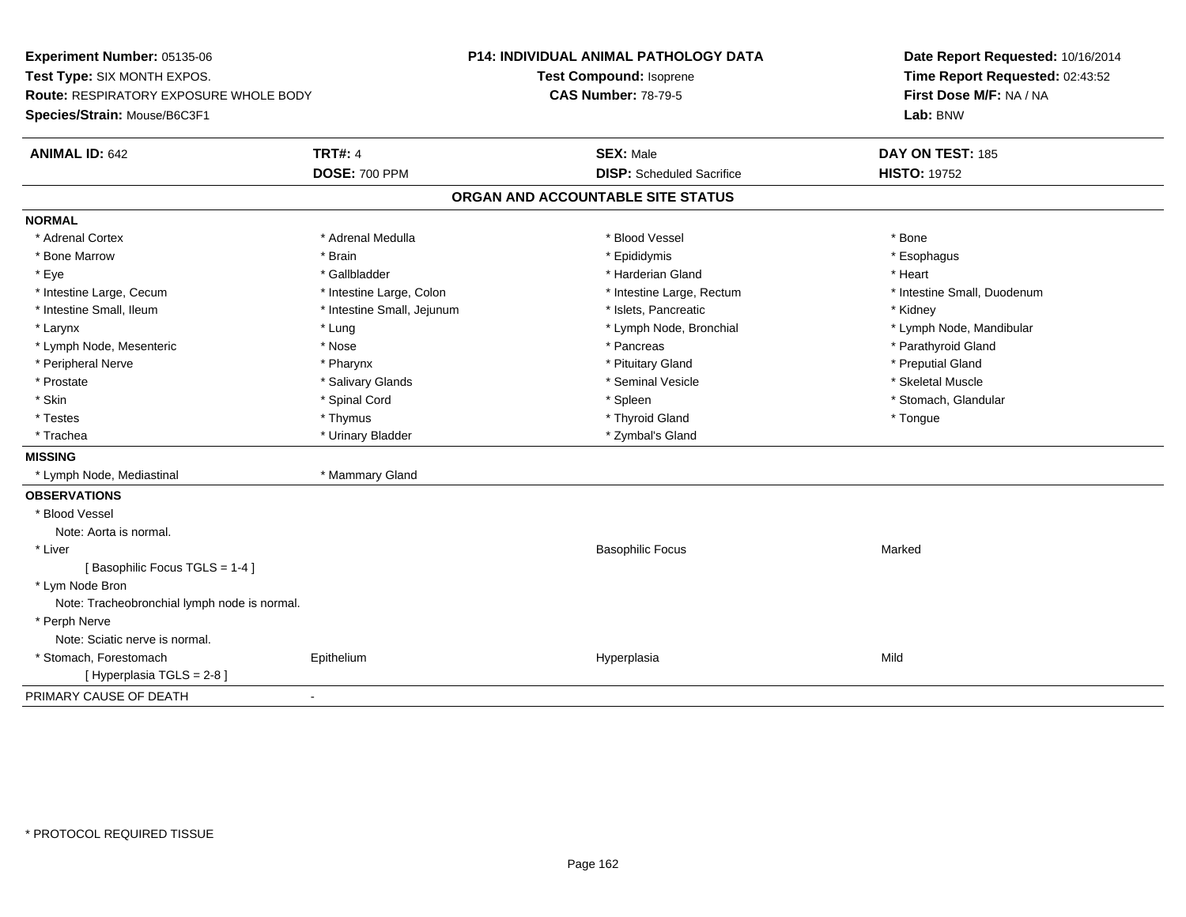**Experiment Number:** 05135-06
**Test Type:** SIX MONTH EXPOS.
**Route:** RESPIRATORY EXPOSURE WHOLE BODY
**Species/Strain:** Mouse/B6C3F1

**P14: INDIVIDUAL ANIMAL PATHOLOGY DATA**
**Test Compound:** Isoprene
**CAS Number:** 78-79-5

**Date Report Requested:** 10/16/2014
**Time Report Requested:** 02:43:52
**First Dose M/F:** NA / NA
**Lab:** BNW

| **ANIMAL ID:** 642 | **TRT#:** 4 | **SEX:** Male | **DAY ON TEST:** 185 |
|---|---|---|---|
| | **DOSE:** 700 PPM | **DISP:** Scheduled Sacrifice | **HISTO:** 19752 |

## ORGAN AND ACCOUNTABLE SITE STATUS

**NORMAL**

| | | | |
|---|---|---|---|
| * Adrenal Cortex | * Adrenal Medulla | * Blood Vessel | * Bone |
| * Bone Marrow | * Brain | * Epididymis | * Esophagus |
| * Eye | * Gallbladder | * Harderian Gland | * Heart |
| * Intestine Large, Cecum | * Intestine Large, Colon | * Intestine Large, Rectum | * Intestine Small, Duodenum |
| * Intestine Small, Ileum | * Intestine Small, Jejunum | * Islets, Pancreatic | * Kidney |
| * Larynx | * Lung | * Lymph Node, Bronchial | * Lymph Node, Mandibular |
| * Lymph Node, Mesenteric | * Nose | * Pancreas | * Parathyroid Gland |
| * Peripheral Nerve | * Pharynx | * Pituitary Gland | * Preputial Gland |
| * Prostate | * Salivary Glands | * Seminal Vesicle | * Skeletal Muscle |
| * Skin | * Spinal Cord | * Spleen | * Stomach, Glandular |
| * Testes | * Thymus | * Thyroid Gland | * Tongue |
| * Trachea | * Urinary Bladder | * Zymbal's Gland | |

**MISSING**

| | |
|---|---|
| * Lymph Node, Mediastinal | * Mammary Gland |

**OBSERVATIONS**

| | | | |
|---|---|---|---|
| * Blood Vessel | | | |
| Note: Aorta is normal. | | | |
| * Liver | | Basophilic Focus | Marked |
| [ Basophilic Focus TGLS = 1-4 ] | | | |
| * Lym Node Bron | | | |
| Note: Tracheobronchial lymph node is normal. | | | |
| * Perph Nerve | | | |
| Note: Sciatic nerve is normal. | | | |
| * Stomach, Forestomach | Epithelium | Hyperplasia | Mild |
| [ Hyperplasia TGLS = 2-8 ] | | | |

PRIMARY CAUSE OF DEATH -

* PROTOCOL REQUIRED TISSUE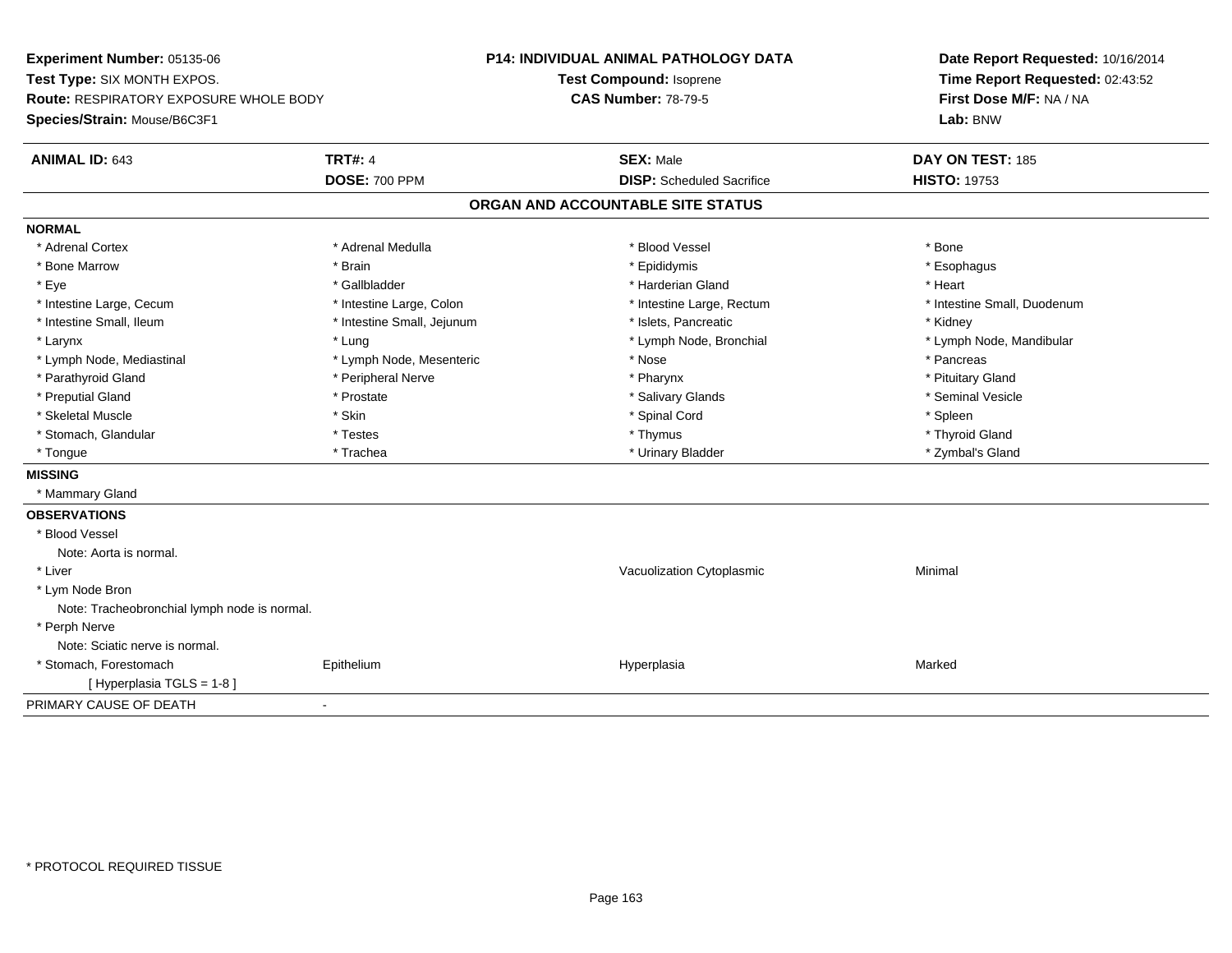**Experiment Number:** 05135-06
**Test Type:** SIX MONTH EXPOS.
**Route:** RESPIRATORY EXPOSURE WHOLE BODY
**Species/Strain:** Mouse/B6C3F1

**P14: INDIVIDUAL ANIMAL PATHOLOGY DATA**
**Test Compound:** Isoprene
**CAS Number:** 78-79-5

**Date Report Requested:** 10/16/2014
**Time Report Requested:** 02:43:52
**First Dose M/F:** NA / NA
**Lab:** BNW

| **ANIMAL ID:** 643 | **TRT#:** 4 | **SEX:** Male | **DAY ON TEST:** 185 |
|---|---|---|---|
| | **DOSE:** 700 PPM | **DISP:** Scheduled Sacrifice | **HISTO:** 19753 |

## ORGAN AND ACCOUNTABLE SITE STATUS

**NORMAL**

| | | | |
|---|---|---|---|
| * Adrenal Cortex | * Adrenal Medulla | * Blood Vessel | * Bone |
| * Bone Marrow | * Brain | * Epididymis | * Esophagus |
| * Eye | * Gallbladder | * Harderian Gland | * Heart |
| * Intestine Large, Cecum | * Intestine Large, Colon | * Intestine Large, Rectum | * Intestine Small, Duodenum |
| * Intestine Small, Ileum | * Intestine Small, Jejunum | * Islets, Pancreatic | * Kidney |
| * Larynx | * Lung | * Lymph Node, Bronchial | * Lymph Node, Mandibular |
| * Lymph Node, Mediastinal | * Lymph Node, Mesenteric | * Nose | * Pancreas |
| * Parathyroid Gland | * Peripheral Nerve | * Pharynx | * Pituitary Gland |
| * Preputial Gland | * Prostate | * Salivary Glands | * Seminal Vesicle |
| * Skeletal Muscle | * Skin | * Spinal Cord | * Spleen |
| * Stomach, Glandular | * Testes | * Thymus | * Thyroid Gland |
| * Tongue | * Trachea | * Urinary Bladder | * Zymbal's Gland |

**MISSING**

* Mammary Gland

**OBSERVATIONS**

| | | | |
|---|---|---|---|
| * Blood Vessel | | | |
| Note: Aorta is normal. | | | |
| * Liver | | Vacuolization Cytoplasmic | Minimal |
| * Lym Node Bron | | | |
| Note: Tracheobronchial lymph node is normal. | | | |
| * Perph Nerve | | | |
| Note: Sciatic nerve is normal. | | | |
| * Stomach, Forestomach | Epithelium | Hyperplasia | Marked |
| [ Hyperplasia TGLS = 1-8 ] | | | |

PRIMARY CAUSE OF DEATH -

* PROTOCOL REQUIRED TISSUE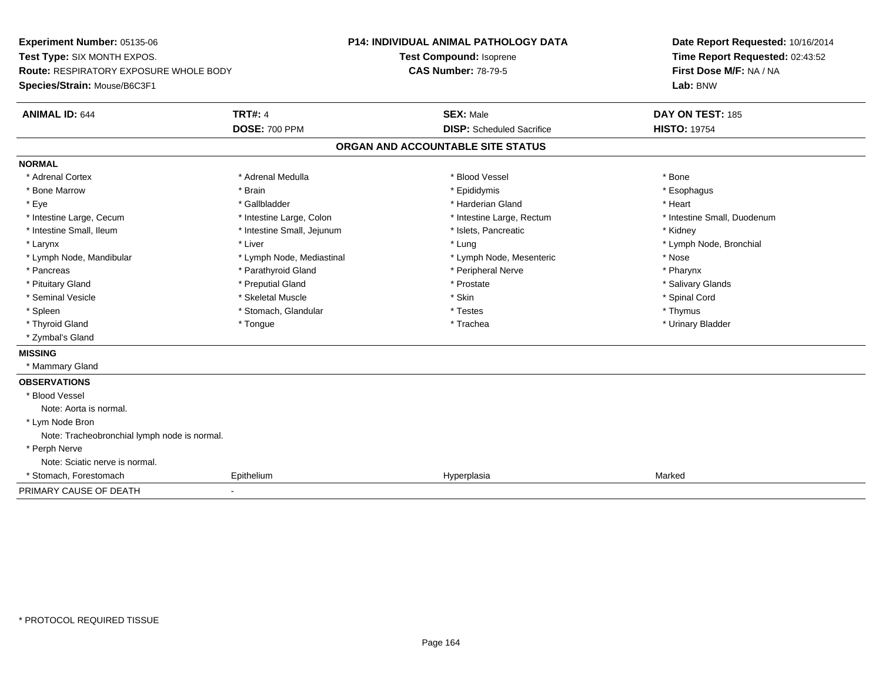**Experiment Number:** 05135-06
**Test Type:** SIX MONTH EXPOS.
**Route:** RESPIRATORY EXPOSURE WHOLE BODY
**Species/Strain:** Mouse/B6C3F1

**P14: INDIVIDUAL ANIMAL PATHOLOGY DATA**
**Test Compound:** Isoprene
**CAS Number:** 78-79-5

**Date Report Requested:** 10/16/2014
**Time Report Requested:** 02:43:52
**First Dose M/F:** NA / NA
**Lab:** BNW

| **ANIMAL ID:** 644 | **TRT#:** 4 | **SEX:** Male | **DAY ON TEST:** 185 |
|---|---|---|---|
| | **DOSE:** 700 PPM | **DISP:** Scheduled Sacrifice | **HISTO:** 19754 |

## ORGAN AND ACCOUNTABLE SITE STATUS

**NORMAL**

| | | | |
|---|---|---|---|
| * Adrenal Cortex | * Adrenal Medulla | * Blood Vessel | * Bone |
| * Bone Marrow | * Brain | * Epididymis | * Esophagus |
| * Eye | * Gallbladder | * Harderian Gland | * Heart |
| * Intestine Large, Cecum | * Intestine Large, Colon | * Intestine Large, Rectum | * Intestine Small, Duodenum |
| * Intestine Small, Ileum | * Intestine Small, Jejunum | * Islets, Pancreatic | * Kidney |
| * Larynx | * Liver | * Lung | * Lymph Node, Bronchial |
| * Lymph Node, Mandibular | * Lymph Node, Mediastinal | * Lymph Node, Mesenteric | * Nose |
| * Pancreas | * Parathyroid Gland | * Peripheral Nerve | * Pharynx |
| * Pituitary Gland | * Preputial Gland | * Prostate | * Salivary Glands |
| * Seminal Vesicle | * Skeletal Muscle | * Skin | * Spinal Cord |
| * Spleen | * Stomach, Glandular | * Testes | * Thymus |
| * Thyroid Gland | * Tongue | * Trachea | * Urinary Bladder |
| * Zymbal's Gland | | | |

**MISSING**

* Mammary Gland

**OBSERVATIONS**

* Blood Vessel
  Note: Aorta is normal.
* Lym Node Bron
  Note: Tracheobronchial lymph node is normal.
* Perph Nerve
  Note: Sciatic nerve is normal.

| | | | |
|---|---|---|---|
| * Stomach, Forestomach | Epithelium | Hyperplasia | Marked |

PRIMARY CAUSE OF DEATH -

* PROTOCOL REQUIRED TISSUE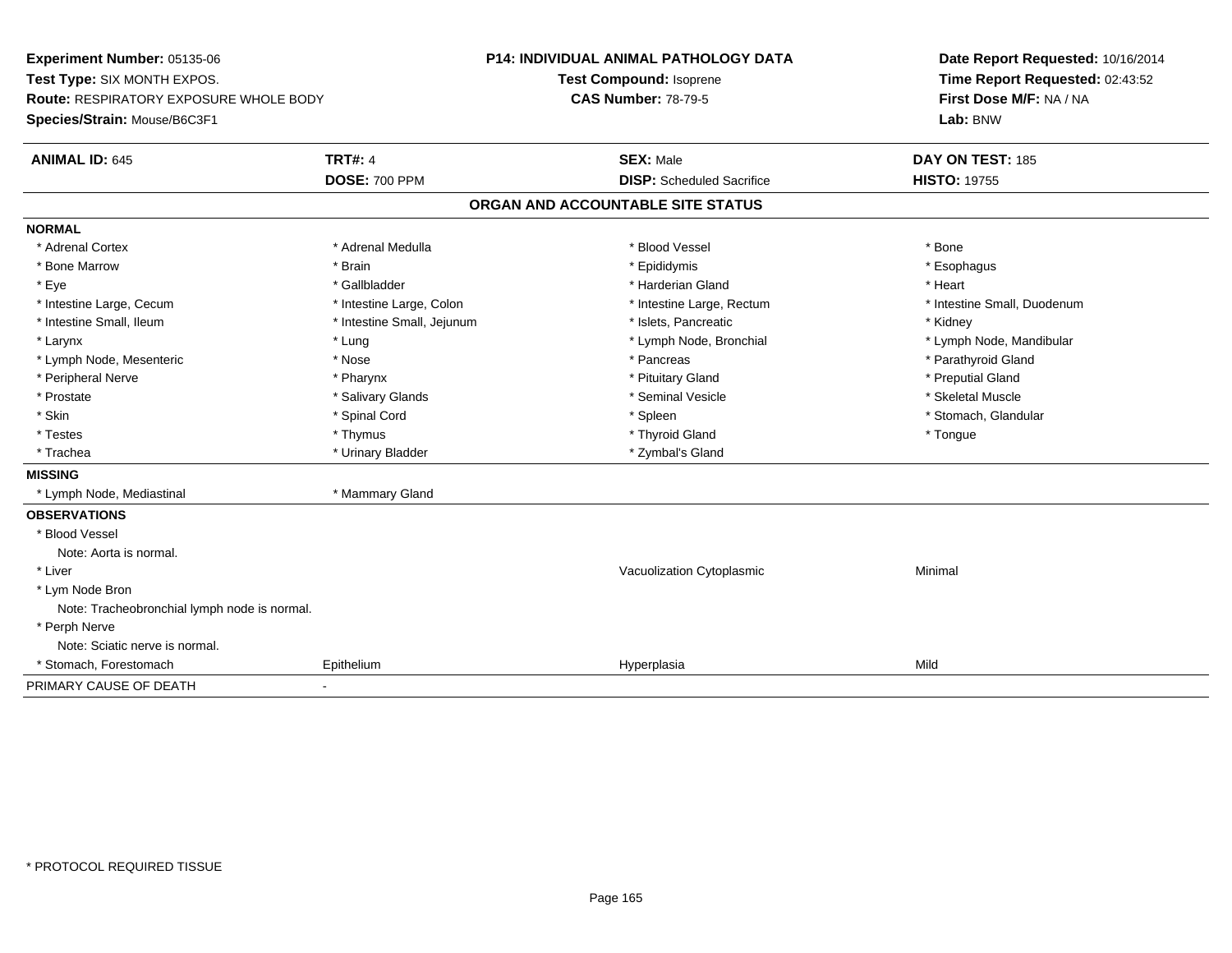**Experiment Number:** 05135-06
**Test Type:** SIX MONTH EXPOS.
**Route:** RESPIRATORY EXPOSURE WHOLE BODY
**Species/Strain:** Mouse/B6C3F1

**P14: INDIVIDUAL ANIMAL PATHOLOGY DATA**
**Test Compound:** Isoprene
**CAS Number:** 78-79-5

**Date Report Requested:** 10/16/2014
**Time Report Requested:** 02:43:52
**First Dose M/F:** NA / NA
**Lab:** BNW

| **ANIMAL ID:** 645 | **TRT#:** 4 | **SEX:** Male | **DAY ON TEST:** 185 |
|---|---|---|---|
| | **DOSE:** 700 PPM | **DISP:** Scheduled Sacrifice | **HISTO:** 19755 |

## ORGAN AND ACCOUNTABLE SITE STATUS

| | | | |
|---|---|---|---|
| **NORMAL** | | | |
| * Adrenal Cortex | * Adrenal Medulla | * Blood Vessel | * Bone |
| * Bone Marrow | * Brain | * Epididymis | * Esophagus |
| * Eye | * Gallbladder | * Harderian Gland | * Heart |
| * Intestine Large, Cecum | * Intestine Large, Colon | * Intestine Large, Rectum | * Intestine Small, Duodenum |
| * Intestine Small, Ileum | * Intestine Small, Jejunum | * Islets, Pancreatic | * Kidney |
| * Larynx | * Lung | * Lymph Node, Bronchial | * Lymph Node, Mandibular |
| * Lymph Node, Mesenteric | * Nose | * Pancreas | * Parathyroid Gland |
| * Peripheral Nerve | * Pharynx | * Pituitary Gland | * Preputial Gland |
| * Prostate | * Salivary Glands | * Seminal Vesicle | * Skeletal Muscle |
| * Skin | * Spinal Cord | * Spleen | * Stomach, Glandular |
| * Testes | * Thymus | * Thyroid Gland | * Tongue |
| * Trachea | * Urinary Bladder | * Zymbal's Gland | |
| **MISSING** | | | |
| * Lymph Node, Mediastinal | * Mammary Gland | | |
| **OBSERVATIONS** | | | |
| * Blood Vessel | | | |
| Note: Aorta is normal. | | | |
| * Liver | | Vacuolization Cytoplasmic | Minimal |
| * Lym Node Bron | | | |
| Note: Tracheobronchial lymph node is normal. | | | |
| * Perph Nerve | | | |
| Note: Sciatic nerve is normal. | | | |
| * Stomach, Forestomach | Epithelium | Hyperplasia | Mild |
| PRIMARY CAUSE OF DEATH | - | | |

* PROTOCOL REQUIRED TISSUE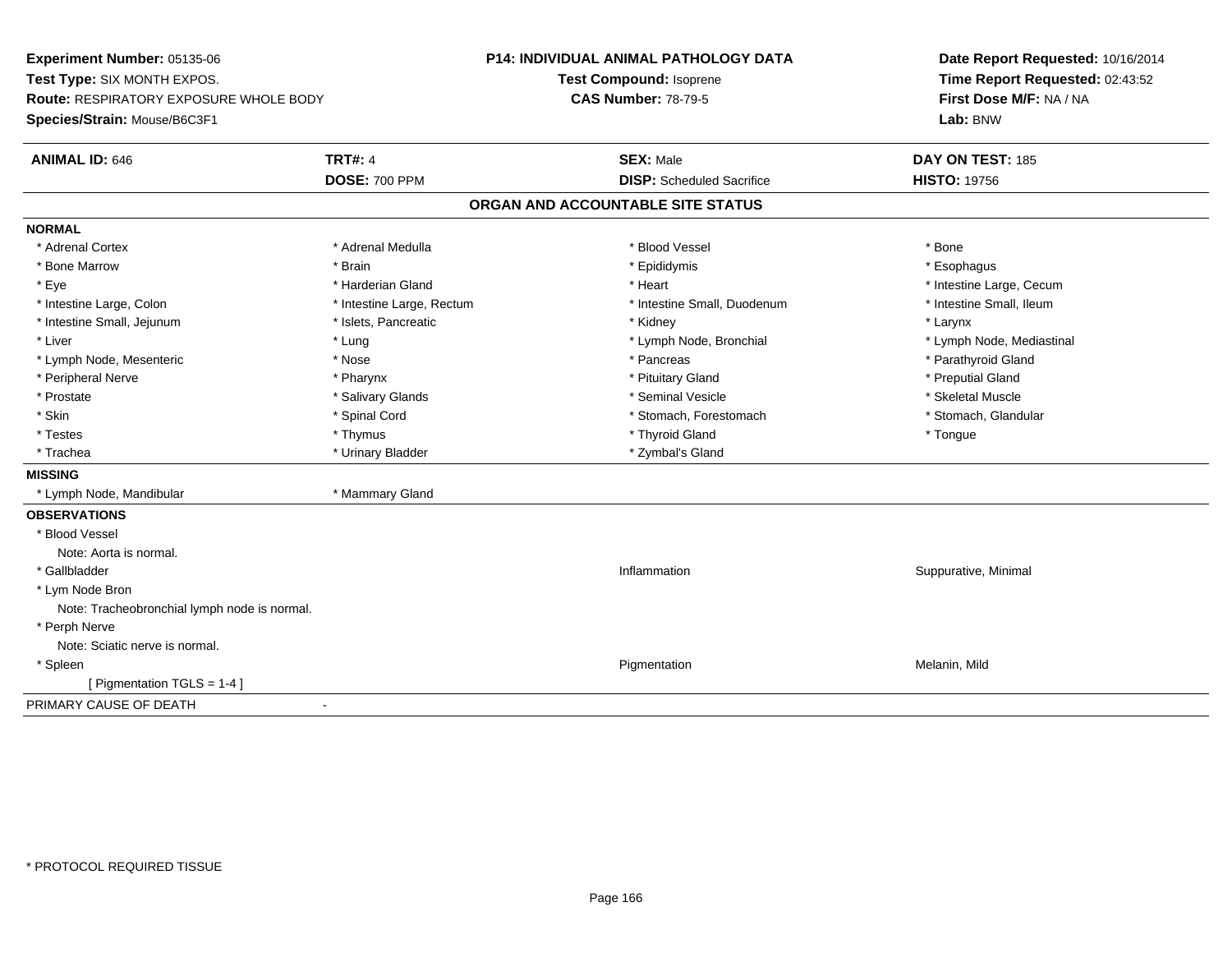**Experiment Number:** 05135-06
**Test Type:** SIX MONTH EXPOS.
**Route:** RESPIRATORY EXPOSURE WHOLE BODY
**Species/Strain:** Mouse/B6C3F1

**P14: INDIVIDUAL ANIMAL PATHOLOGY DATA**
**Test Compound:** Isoprene
**CAS Number:** 78-79-5

**Date Report Requested:** 10/16/2014
**Time Report Requested:** 02:43:52
**First Dose M/F:** NA / NA
**Lab:** BNW

| **ANIMAL ID:** 646 | **TRT#:** 4 | **SEX:** Male | **DAY ON TEST:** 185 |
|---|---|---|---|
| | **DOSE:** 700 PPM | **DISP:** Scheduled Sacrifice | **HISTO:** 19756 |

## ORGAN AND ACCOUNTABLE SITE STATUS

**NORMAL**

| | | | |
|---|---|---|---|
| * Adrenal Cortex | * Adrenal Medulla | * Blood Vessel | * Bone |
| * Bone Marrow | * Brain | * Epididymis | * Esophagus |
| * Eye | * Harderian Gland | * Heart | * Intestine Large, Cecum |
| * Intestine Large, Colon | * Intestine Large, Rectum | * Intestine Small, Duodenum | * Intestine Small, Ileum |
| * Intestine Small, Jejunum | * Islets, Pancreatic | * Kidney | * Larynx |
| * Liver | * Lung | * Lymph Node, Bronchial | * Lymph Node, Mediastinal |
| * Lymph Node, Mesenteric | * Nose | * Pancreas | * Parathyroid Gland |
| * Peripheral Nerve | * Pharynx | * Pituitary Gland | * Preputial Gland |
| * Prostate | * Salivary Glands | * Seminal Vesicle | * Skeletal Muscle |
| * Skin | * Spinal Cord | * Stomach, Forestomach | * Stomach, Glandular |
| * Testes | * Thymus | * Thyroid Gland | * Tongue |
| * Trachea | * Urinary Bladder | * Zymbal's Gland | |

**MISSING**

| | |
|---|---|
| * Lymph Node, Mandibular | * Mammary Gland |

**OBSERVATIONS**

| | | |
|---|---|---|
| * Blood Vessel | | |
| Note: Aorta is normal. | | |
| * Gallbladder | Inflammation | Suppurative, Minimal |
| * Lym Node Bron | | |
| Note: Tracheobronchial lymph node is normal. | | |
| * Perph Nerve | | |
| Note: Sciatic nerve is normal. | | |
| * Spleen | Pigmentation | Melanin, Mild |
| [ Pigmentation TGLS = 1-4 ] | | |

PRIMARY CAUSE OF DEATH -

* PROTOCOL REQUIRED TISSUE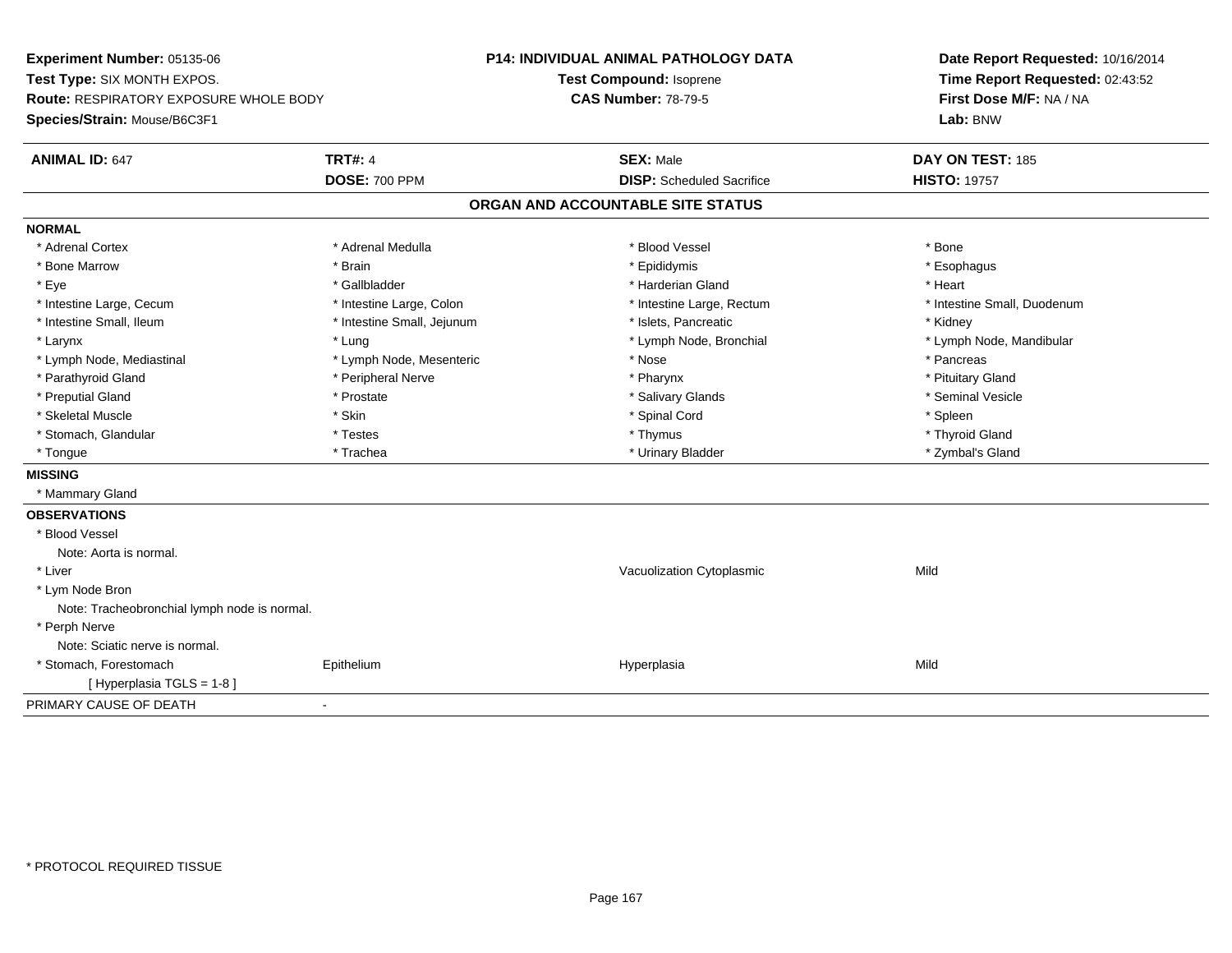**Experiment Number:** 05135-06
**Test Type:** SIX MONTH EXPOS.
**Route:** RESPIRATORY EXPOSURE WHOLE BODY
**Species/Strain:** Mouse/B6C3F1

**P14: INDIVIDUAL ANIMAL PATHOLOGY DATA**
**Test Compound:** Isoprene
**CAS Number:** 78-79-5

**Date Report Requested:** 10/16/2014
**Time Report Requested:** 02:43:52
**First Dose M/F:** NA / NA
**Lab:** BNW

| **ANIMAL ID:** 647 | **TRT#:** 4 | **SEX:** Male | **DAY ON TEST:** 185 |
|---|---|---|---|
| | **DOSE:** 700 PPM | **DISP:** Scheduled Sacrifice | **HISTO:** 19757 |

## ORGAN AND ACCOUNTABLE SITE STATUS

**NORMAL**

| | | | |
|---|---|---|---|
| * Adrenal Cortex | * Adrenal Medulla | * Blood Vessel | * Bone |
| * Bone Marrow | * Brain | * Epididymis | * Esophagus |
| * Eye | * Gallbladder | * Harderian Gland | * Heart |
| * Intestine Large, Cecum | * Intestine Large, Colon | * Intestine Large, Rectum | * Intestine Small, Duodenum |
| * Intestine Small, Ileum | * Intestine Small, Jejunum | * Islets, Pancreatic | * Kidney |
| * Larynx | * Lung | * Lymph Node, Bronchial | * Lymph Node, Mandibular |
| * Lymph Node, Mediastinal | * Lymph Node, Mesenteric | * Nose | * Pancreas |
| * Parathyroid Gland | * Peripheral Nerve | * Pharynx | * Pituitary Gland |
| * Preputial Gland | * Prostate | * Salivary Glands | * Seminal Vesicle |
| * Skeletal Muscle | * Skin | * Spinal Cord | * Spleen |
| * Stomach, Glandular | * Testes | * Thymus | * Thyroid Gland |
| * Tongue | * Trachea | * Urinary Bladder | * Zymbal's Gland |

**MISSING**

* Mammary Gland

**OBSERVATIONS**

| | | | |
|---|---|---|---|
| * Blood Vessel | | | |
| Note: Aorta is normal. | | | |
| * Liver | | Vacuolization Cytoplasmic | Mild |
| * Lym Node Bron | | | |
| Note: Tracheobronchial lymph node is normal. | | | |
| * Perph Nerve | | | |
| Note: Sciatic nerve is normal. | | | |
| * Stomach, Forestomach | Epithelium | Hyperplasia | Mild |
| [ Hyperplasia TGLS = 1-8 ] | | | |

PRIMARY CAUSE OF DEATH -

\* PROTOCOL REQUIRED TISSUE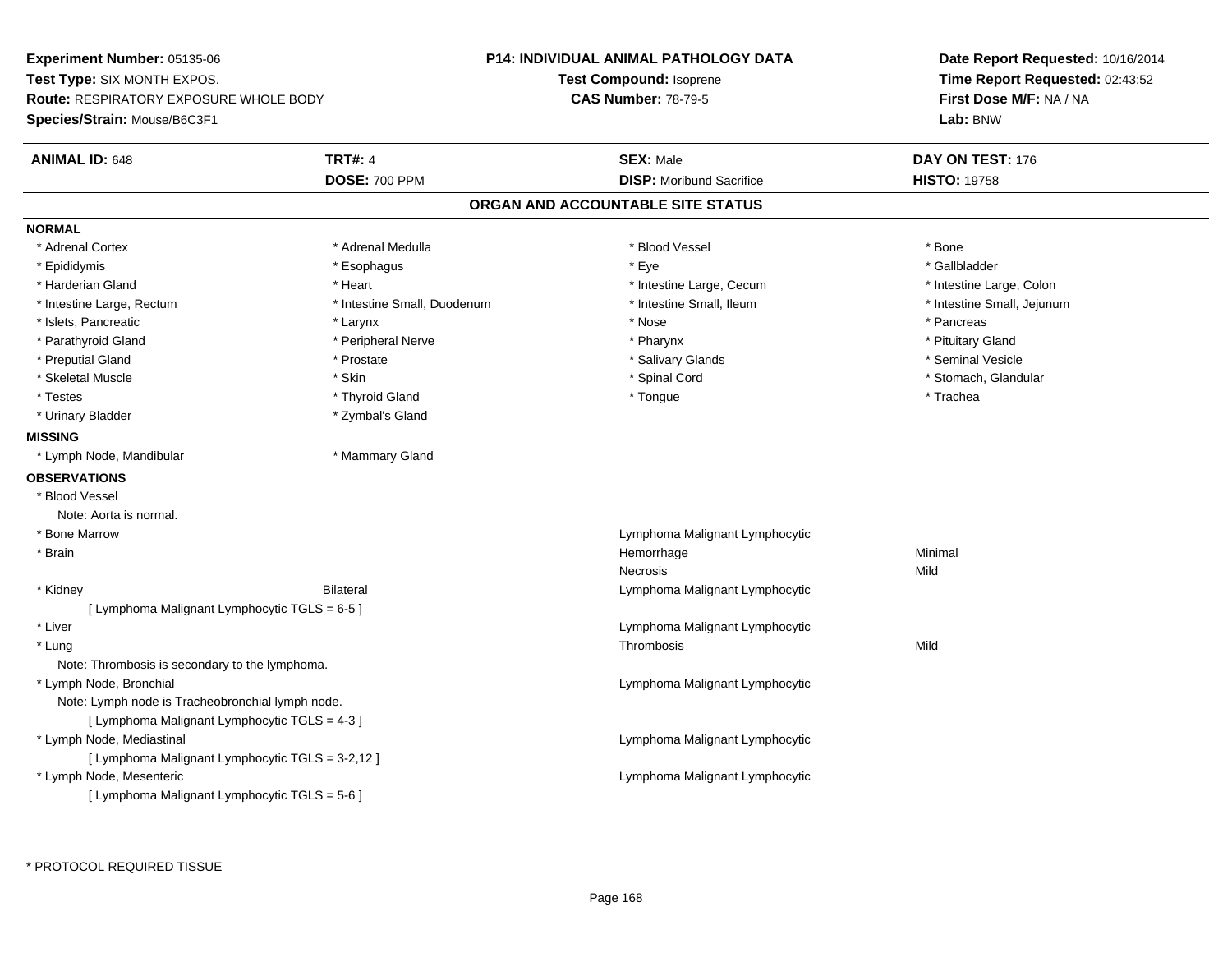**Experiment Number:** 05135-06
**Test Type:** SIX MONTH EXPOS.
**Route:** RESPIRATORY EXPOSURE WHOLE BODY
**Species/Strain:** Mouse/B6C3F1

**P14: INDIVIDUAL ANIMAL PATHOLOGY DATA**
**Test Compound:** Isoprene
**CAS Number:** 78-79-5

**Date Report Requested:** 10/16/2014
**Time Report Requested:** 02:43:52
**First Dose M/F:** NA / NA
**Lab:** BNW

| **ANIMAL ID:** 648 | **TRT#:** 4 | **SEX:** Male | **DAY ON TEST:** 176 |
|---|---|---|---|
| | **DOSE:** 700 PPM | **DISP:** Moribund Sacrifice | **HISTO:** 19758 |

## ORGAN AND ACCOUNTABLE SITE STATUS

**NORMAL**

| | | | |
|---|---|---|---|
| * Adrenal Cortex | * Adrenal Medulla | * Blood Vessel | * Bone |
| * Epididymis | * Esophagus | * Eye | * Gallbladder |
| * Harderian Gland | * Heart | * Intestine Large, Cecum | * Intestine Large, Colon |
| * Intestine Large, Rectum | * Intestine Small, Duodenum | * Intestine Small, Ileum | * Intestine Small, Jejunum |
| * Islets, Pancreatic | * Larynx | * Nose | * Pancreas |
| * Parathyroid Gland | * Peripheral Nerve | * Pharynx | * Pituitary Gland |
| * Preputial Gland | * Prostate | * Salivary Glands | * Seminal Vesicle |
| * Skeletal Muscle | * Skin | * Spinal Cord | * Stomach, Glandular |
| * Testes | * Thyroid Gland | * Tongue | * Trachea |
| * Urinary Bladder | * Zymbal's Gland | | |

**MISSING**

| | |
|---|---|
| * Lymph Node, Mandibular | * Mammary Gland |

**OBSERVATIONS**

| | | | |
|---|---|---|---|
| * Blood Vessel | | | |
| Note: Aorta is normal. | | | |
| * Bone Marrow | | Lymphoma Malignant Lymphocytic | |
| * Brain | | Hemorrhage | Minimal |
| | | Necrosis | Mild |
| * Kidney | Bilateral | Lymphoma Malignant Lymphocytic | |
| [ Lymphoma Malignant Lymphocytic TGLS = 6-5 ] | | | |
| * Liver | | Lymphoma Malignant Lymphocytic | |
| * Lung | | Thrombosis | Mild |
| Note: Thrombosis is secondary to the lymphoma. | | | |
| * Lymph Node, Bronchial | | Lymphoma Malignant Lymphocytic | |
| Note: Lymph node is Tracheobronchial lymph node. | | | |
| [ Lymphoma Malignant Lymphocytic TGLS = 4-3 ] | | | |
| * Lymph Node, Mediastinal | | Lymphoma Malignant Lymphocytic | |
| [ Lymphoma Malignant Lymphocytic TGLS = 3-2,12 ] | | | |
| * Lymph Node, Mesenteric | | Lymphoma Malignant Lymphocytic | |
| [ Lymphoma Malignant Lymphocytic TGLS = 5-6 ] | | | |

* PROTOCOL REQUIRED TISSUE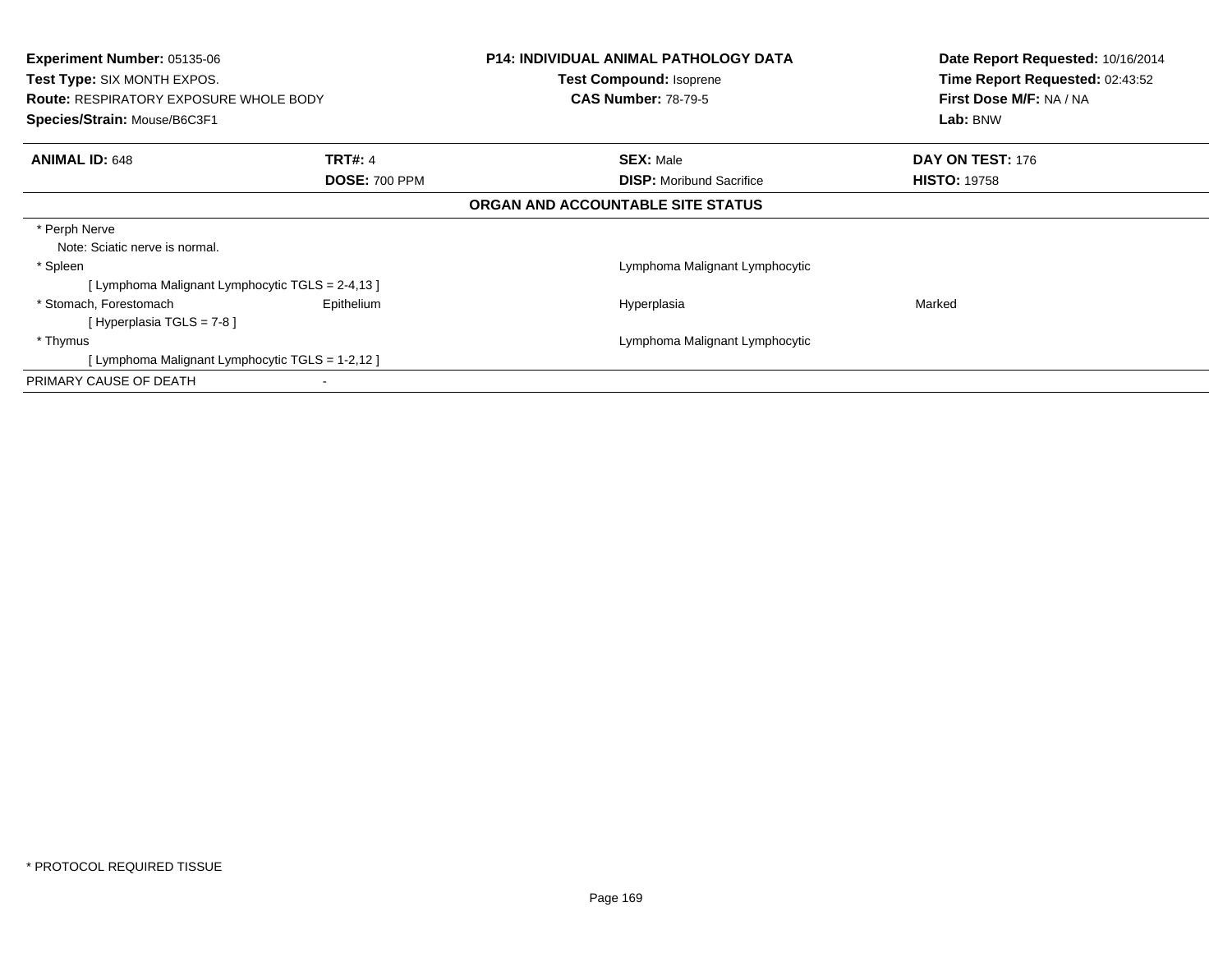**Experiment Number:** 05135-06
**Test Type:** SIX MONTH EXPOS.
**Route:** RESPIRATORY EXPOSURE WHOLE BODY
**Species/Strain:** Mouse/B6C3F1

**P14: INDIVIDUAL ANIMAL PATHOLOGY DATA**
**Test Compound:** Isoprene
**CAS Number:** 78-79-5

**Date Report Requested:** 10/16/2014
**Time Report Requested:** 02:43:52
**First Dose M/F:** NA / NA
**Lab:** BNW

| **ANIMAL ID:** 648 | **TRT#:** 4 | **SEX:** Male | **DAY ON TEST:** 176 |
|---|---|---|---|
| | **DOSE:** 700 PPM | **DISP:** Moribund Sacrifice | **HISTO:** 19758 |

**ORGAN AND ACCOUNTABLE SITE STATUS**

| | | | |
|---|---|---|---|
| * Perph Nerve | | | |
| Note: Sciatic nerve is normal. | | | |
| * Spleen | | Lymphoma Malignant Lymphocytic | |
| [ Lymphoma Malignant Lymphocytic TGLS = 2-4,13 ] | | | |
| * Stomach, Forestomach | Epithelium | Hyperplasia | Marked |
| [ Hyperplasia TGLS = 7-8 ] | | | |
| * Thymus | | Lymphoma Malignant Lymphocytic | |
| [ Lymphoma Malignant Lymphocytic TGLS = 1-2,12 ] | | | |
| PRIMARY CAUSE OF DEATH | - | | |

* PROTOCOL REQUIRED TISSUE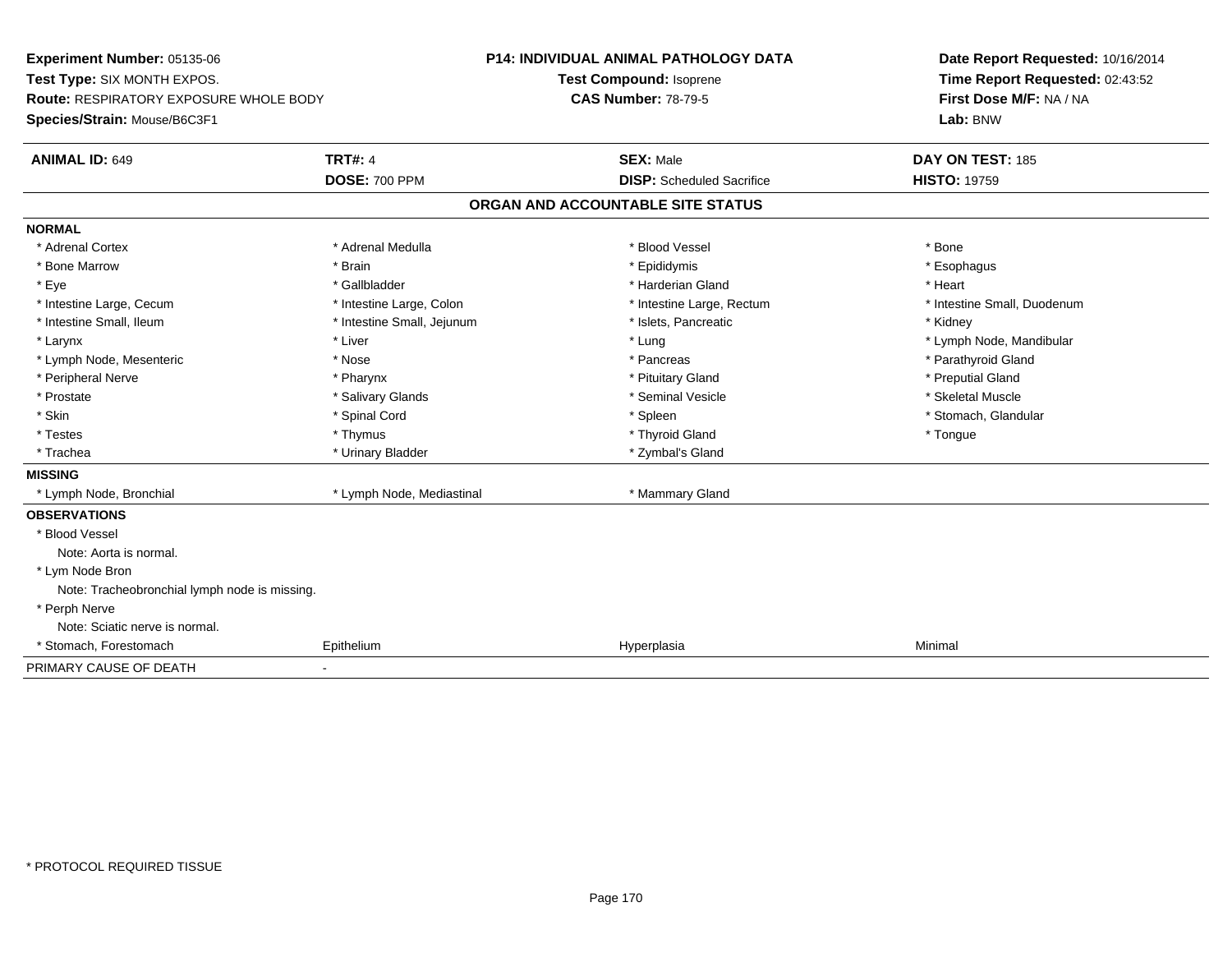**Experiment Number:** 05135-06
**Test Type:** SIX MONTH EXPOS.
**Route:** RESPIRATORY EXPOSURE WHOLE BODY
**Species/Strain:** Mouse/B6C3F1

**P14: INDIVIDUAL ANIMAL PATHOLOGY DATA**
**Test Compound:** Isoprene
**CAS Number:** 78-79-5

**Date Report Requested:** 10/16/2014
**Time Report Requested:** 02:43:52
**First Dose M/F:** NA / NA
**Lab:** BNW

| **ANIMAL ID:** 649 | **TRT#:** 4 | **SEX:** Male | **DAY ON TEST:** 185 |
|---|---|---|---|
| | **DOSE:** 700 PPM | **DISP:** Scheduled Sacrifice | **HISTO:** 19759 |

## ORGAN AND ACCOUNTABLE SITE STATUS

### NORMAL

| | | | |
|---|---|---|---|
| * Adrenal Cortex | * Adrenal Medulla | * Blood Vessel | * Bone |
| * Bone Marrow | * Brain | * Epididymis | * Esophagus |
| * Eye | * Gallbladder | * Harderian Gland | * Heart |
| * Intestine Large, Cecum | * Intestine Large, Colon | * Intestine Large, Rectum | * Intestine Small, Duodenum |
| * Intestine Small, Ileum | * Intestine Small, Jejunum | * Islets, Pancreatic | * Kidney |
| * Larynx | * Liver | * Lung | * Lymph Node, Mandibular |
| * Lymph Node, Mesenteric | * Nose | * Pancreas | * Parathyroid Gland |
| * Peripheral Nerve | * Pharynx | * Pituitary Gland | * Preputial Gland |
| * Prostate | * Salivary Glands | * Seminal Vesicle | * Skeletal Muscle |
| * Skin | * Spinal Cord | * Spleen | * Stomach, Glandular |
| * Testes | * Thymus | * Thyroid Gland | * Tongue |
| * Trachea | * Urinary Bladder | * Zymbal's Gland | |

### MISSING

| | | |
|---|---|---|
| * Lymph Node, Bronchial | * Lymph Node, Mediastinal | * Mammary Gland |

### OBSERVATIONS

* Blood Vessel
  Note: Aorta is normal.
* Lym Node Bron
  Note: Tracheobronchial lymph node is missing.
* Perph Nerve
  Note: Sciatic nerve is normal.

| | | | |
|---|---|---|---|
| * Stomach, Forestomach | Epithelium | Hyperplasia | Minimal |

PRIMARY CAUSE OF DEATH -

* PROTOCOL REQUIRED TISSUE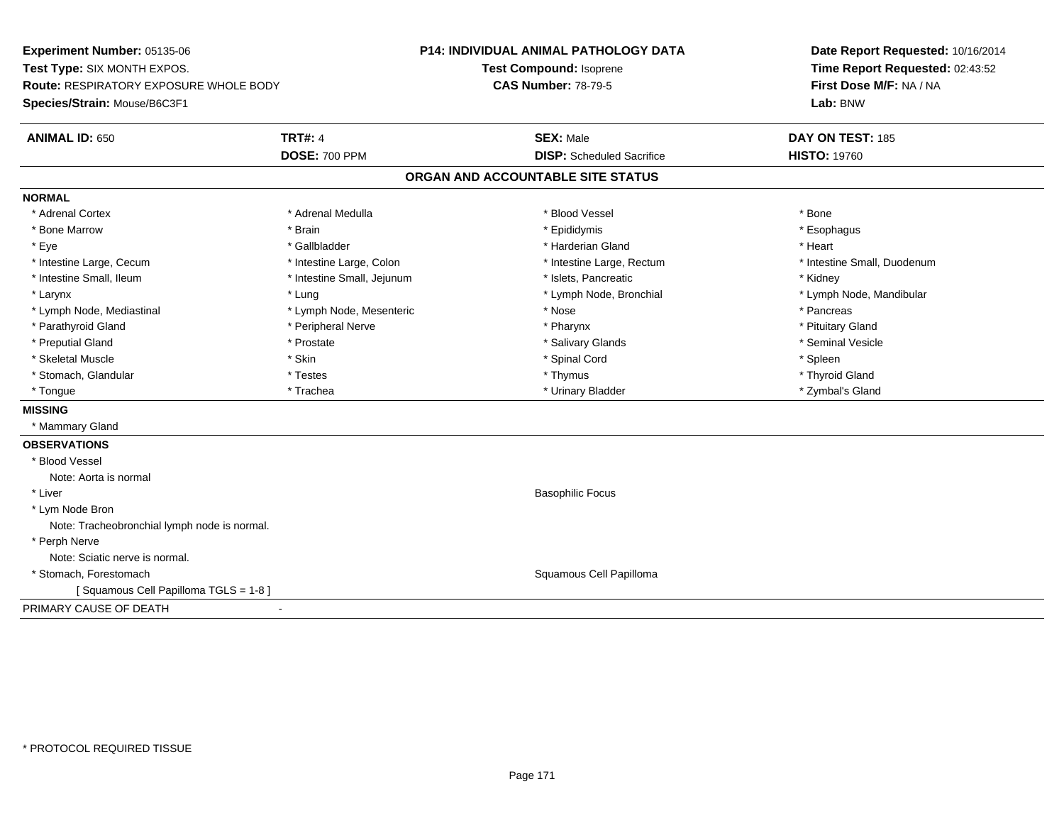**Experiment Number:** 05135-06
**Test Type:** SIX MONTH EXPOS.
**Route:** RESPIRATORY EXPOSURE WHOLE BODY
**Species/Strain:** Mouse/B6C3F1

**P14: INDIVIDUAL ANIMAL PATHOLOGY DATA**
**Test Compound:** Isoprene
**CAS Number:** 78-79-5

**Date Report Requested:** 10/16/2014
**Time Report Requested:** 02:43:52
**First Dose M/F:** NA / NA
**Lab:** BNW

| **ANIMAL ID:** 650 | **TRT#:** 4 | **SEX:** Male | **DAY ON TEST:** 185 |
|---|---|---|---|
| | **DOSE:** 700 PPM | **DISP:** Scheduled Sacrifice | **HISTO:** 19760 |

## ORGAN AND ACCOUNTABLE SITE STATUS

**NORMAL**

| | | | |
|---|---|---|---|
| * Adrenal Cortex | * Adrenal Medulla | * Blood Vessel | * Bone |
| * Bone Marrow | * Brain | * Epididymis | * Esophagus |
| * Eye | * Gallbladder | * Harderian Gland | * Heart |
| * Intestine Large, Cecum | * Intestine Large, Colon | * Intestine Large, Rectum | * Intestine Small, Duodenum |
| * Intestine Small, Ileum | * Intestine Small, Jejunum | * Islets, Pancreatic | * Kidney |
| * Larynx | * Lung | * Lymph Node, Bronchial | * Lymph Node, Mandibular |
| * Lymph Node, Mediastinal | * Lymph Node, Mesenteric | * Nose | * Pancreas |
| * Parathyroid Gland | * Peripheral Nerve | * Pharynx | * Pituitary Gland |
| * Preputial Gland | * Prostate | * Salivary Glands | * Seminal Vesicle |
| * Skeletal Muscle | * Skin | * Spinal Cord | * Spleen |
| * Stomach, Glandular | * Testes | * Thymus | * Thyroid Gland |
| * Tongue | * Trachea | * Urinary Bladder | * Zymbal's Gland |

**MISSING**

* Mammary Gland

**OBSERVATIONS**

* Blood Vessel
  Note: Aorta is normal
* Liver — Basophilic Focus
* Lym Node Bron
  Note: Tracheobronchial lymph node is normal.
* Perph Nerve
  Note: Sciatic nerve is normal.
* Stomach, Forestomach — Squamous Cell Papilloma
  [ Squamous Cell Papilloma TGLS = 1-8 ]

PRIMARY CAUSE OF DEATH -

* PROTOCOL REQUIRED TISSUE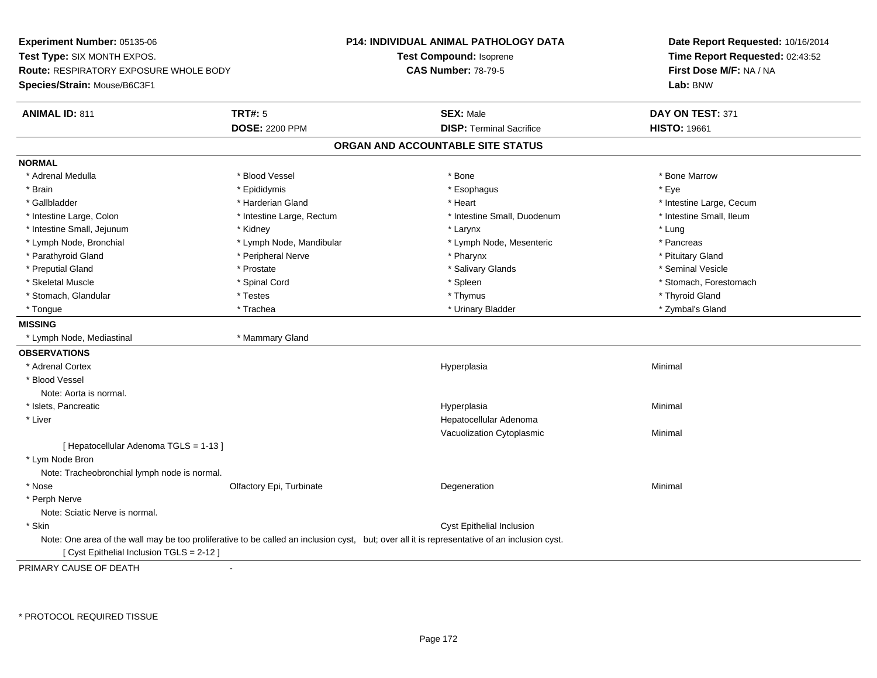**Experiment Number:** 05135-06
**Test Type:** SIX MONTH EXPOS.
**Route:** RESPIRATORY EXPOSURE WHOLE BODY
**Species/Strain:** Mouse/B6C3F1

**P14: INDIVIDUAL ANIMAL PATHOLOGY DATA**
**Test Compound:** Isoprene
**CAS Number:** 78-79-5

**Date Report Requested:** 10/16/2014
**Time Report Requested:** 02:43:52
**First Dose M/F:** NA / NA
**Lab:** BNW

| **ANIMAL ID:** 811 | **TRT#:** 5 | **SEX:** Male | **DAY ON TEST:** 371 |
|---|---|---|---|
| | **DOSE:** 2200 PPM | **DISP:** Terminal Sacrifice | **HISTO:** 19661 |

## ORGAN AND ACCOUNTABLE SITE STATUS

**NORMAL**

| | | | |
|---|---|---|---|
| * Adrenal Medulla | * Blood Vessel | * Bone | * Bone Marrow |
| * Brain | * Epididymis | * Esophagus | * Eye |
| * Gallbladder | * Harderian Gland | * Heart | * Intestine Large, Cecum |
| * Intestine Large, Colon | * Intestine Large, Rectum | * Intestine Small, Duodenum | * Intestine Small, Ileum |
| * Intestine Small, Jejunum | * Kidney | * Larynx | * Lung |
| * Lymph Node, Bronchial | * Lymph Node, Mandibular | * Lymph Node, Mesenteric | * Pancreas |
| * Parathyroid Gland | * Peripheral Nerve | * Pharynx | * Pituitary Gland |
| * Preputial Gland | * Prostate | * Salivary Glands | * Seminal Vesicle |
| * Skeletal Muscle | * Spinal Cord | * Spleen | * Stomach, Forestomach |
| * Stomach, Glandular | * Testes | * Thymus | * Thyroid Gland |
| * Tongue | * Trachea | * Urinary Bladder | * Zymbal's Gland |

**MISSING**

| | |
|---|---|
| * Lymph Node, Mediastinal | * Mammary Gland |

**OBSERVATIONS**

| | | | |
|---|---|---|---|
| * Adrenal Cortex | | Hyperplasia | Minimal |
| * Blood Vessel | | | |
| Note: Aorta is normal. | | | |
| * Islets, Pancreatic | | Hyperplasia | Minimal |
| * Liver | | Hepatocellular Adenoma | |
| | | Vacuolization Cytoplasmic | Minimal |
| [ Hepatocellular Adenoma TGLS = 1-13 ] | | | |
| * Lym Node Bron | | | |
| Note: Tracheobronchial lymph node is normal. | | | |
| * Nose | Olfactory Epi, Turbinate | Degeneration | Minimal |
| * Perph Nerve | | | |
| Note: Sciatic Nerve is normal. | | | |
| * Skin | | Cyst Epithelial Inclusion | |

Note: One area of the wall may be too proliferative to be called an inclusion cyst, but; over all it is representative of an inclusion cyst.
[ Cyst Epithelial Inclusion TGLS = 2-12 ]

PRIMARY CAUSE OF DEATH -

* PROTOCOL REQUIRED TISSUE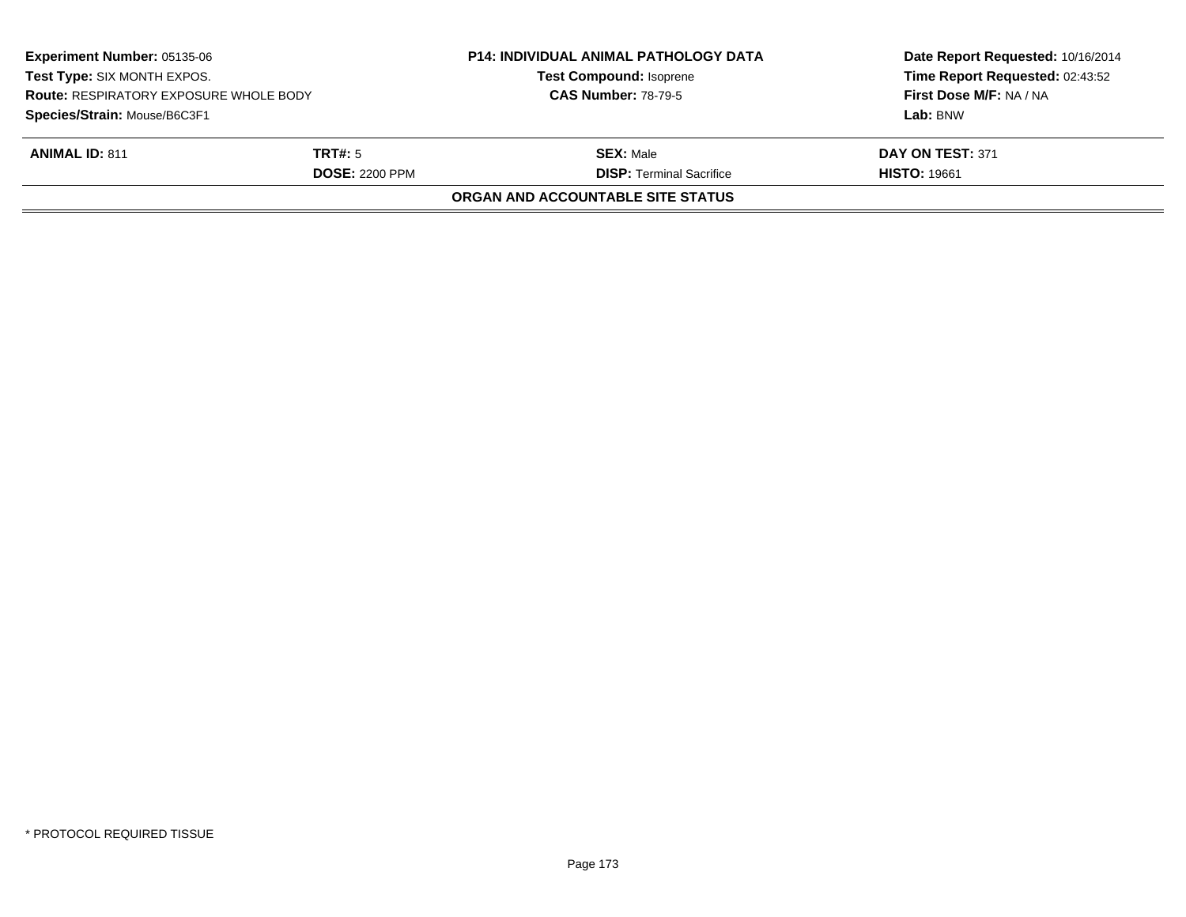| **Experiment Number:** 05135-06 | **P14: INDIVIDUAL ANIMAL PATHOLOGY DATA** | **Date Report Requested:** 10/16/2014 |
|---|---|---|
| **Test Type:** SIX MONTH EXPOS. | **Test Compound:** Isoprene | **Time Report Requested:** 02:43:52 |
| **Route:** RESPIRATORY EXPOSURE WHOLE BODY | **CAS Number:** 78-79-5 | **First Dose M/F:** NA / NA |
| **Species/Strain:** Mouse/B6C3F1 | | **Lab:** BNW |

| **ANIMAL ID:** 811 | **TRT#:** 5 | **SEX:** Male | **DAY ON TEST:** 371 |
|---|---|---|---|
| | **DOSE:** 2200 PPM | **DISP:** Terminal Sacrifice | **HISTO:** 19661 |

**ORGAN AND ACCOUNTABLE SITE STATUS**

\* PROTOCOL REQUIRED TISSUE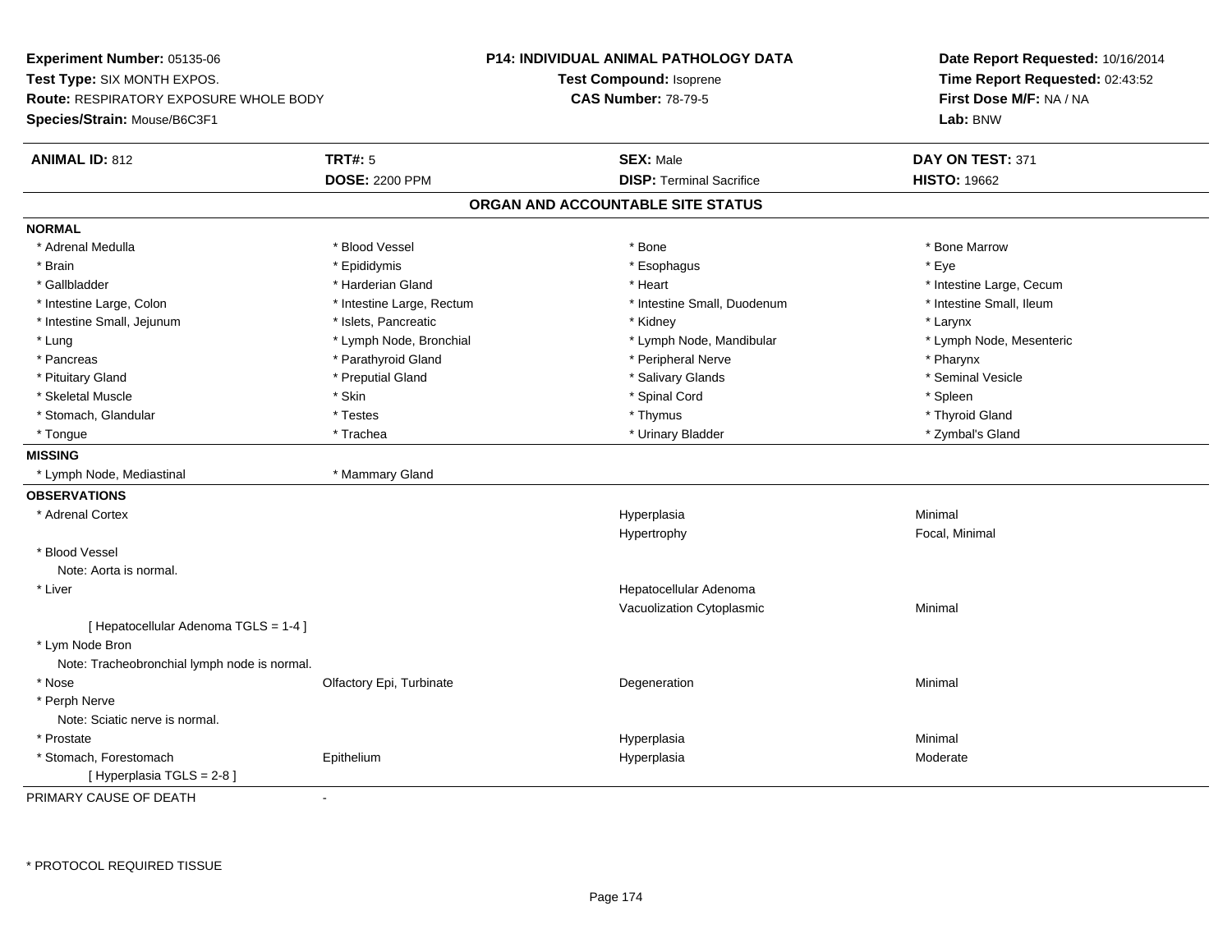**Experiment Number:** 05135-06
**Test Type:** SIX MONTH EXPOS.
**Route:** RESPIRATORY EXPOSURE WHOLE BODY
**Species/Strain:** Mouse/B6C3F1

**P14: INDIVIDUAL ANIMAL PATHOLOGY DATA**
**Test Compound:** Isoprene
**CAS Number:** 78-79-5

**Date Report Requested:** 10/16/2014
**Time Report Requested:** 02:43:52
**First Dose M/F:** NA / NA
**Lab:** BNW

| **ANIMAL ID:** 812 | **TRT#:** 5 | **SEX:** Male | **DAY ON TEST:** 371 |
|---|---|---|---|
| | **DOSE:** 2200 PPM | **DISP:** Terminal Sacrifice | **HISTO:** 19662 |

## ORGAN AND ACCOUNTABLE SITE STATUS

**NORMAL**

| | | | |
|---|---|---|---|
| * Adrenal Medulla | * Blood Vessel | * Bone | * Bone Marrow |
| * Brain | * Epididymis | * Esophagus | * Eye |
| * Gallbladder | * Harderian Gland | * Heart | * Intestine Large, Cecum |
| * Intestine Large, Colon | * Intestine Large, Rectum | * Intestine Small, Duodenum | * Intestine Small, Ileum |
| * Intestine Small, Jejunum | * Islets, Pancreatic | * Kidney | * Larynx |
| * Lung | * Lymph Node, Bronchial | * Lymph Node, Mandibular | * Lymph Node, Mesenteric |
| * Pancreas | * Parathyroid Gland | * Peripheral Nerve | * Pharynx |
| * Pituitary Gland | * Preputial Gland | * Salivary Glands | * Seminal Vesicle |
| * Skeletal Muscle | * Skin | * Spinal Cord | * Spleen |
| * Stomach, Glandular | * Testes | * Thymus | * Thyroid Gland |
| * Tongue | * Trachea | * Urinary Bladder | * Zymbal's Gland |

**MISSING**

| | |
|---|---|
| * Lymph Node, Mediastinal | * Mammary Gland |

**OBSERVATIONS**

| | | | |
|---|---|---|---|
| * Adrenal Cortex | | Hyperplasia | Minimal |
| | | Hypertrophy | Focal, Minimal |
| * Blood Vessel | | | |
| Note: Aorta is normal. | | | |
| * Liver | | Hepatocellular Adenoma | |
| | | Vacuolization Cytoplasmic | Minimal |
| [ Hepatocellular Adenoma TGLS = 1-4 ] | | | |
| * Lym Node Bron | | | |
| Note: Tracheobronchial lymph node is normal. | | | |
| * Nose | Olfactory Epi, Turbinate | Degeneration | Minimal |
| * Perph Nerve | | | |
| Note: Sciatic nerve is normal. | | | |
| * Prostate | | Hyperplasia | Minimal |
| * Stomach, Forestomach | Epithelium | Hyperplasia | Moderate |
| [ Hyperplasia TGLS = 2-8 ] | | | |

PRIMARY CAUSE OF DEATH -

* PROTOCOL REQUIRED TISSUE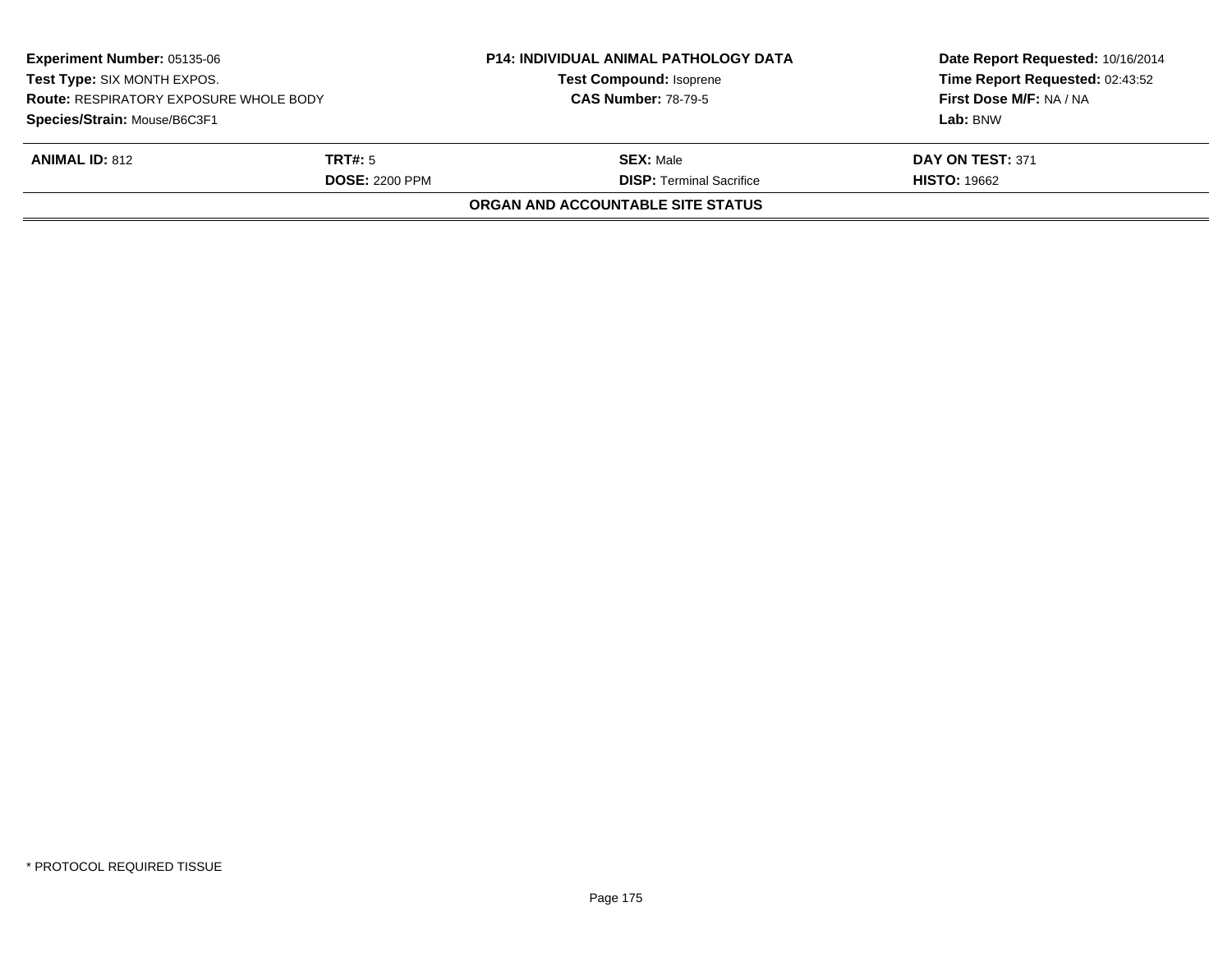| **Experiment Number:** 05135-06 | **P14: INDIVIDUAL ANIMAL PATHOLOGY DATA** | **Date Report Requested:** 10/16/2014 |
|---|---|---|
| **Test Type:** SIX MONTH EXPOS. | **Test Compound:** Isoprene | **Time Report Requested:** 02:43:52 |
| **Route:** RESPIRATORY EXPOSURE WHOLE BODY | **CAS Number:** 78-79-5 | **First Dose M/F:** NA / NA |
| **Species/Strain:** Mouse/B6C3F1 | | **Lab:** BNW |

| **ANIMAL ID:** 812 | **TRT#:** 5 | **SEX:** Male | **DAY ON TEST:** 371 |
|---|---|---|---|
| | **DOSE:** 2200 PPM | **DISP:** Terminal Sacrifice | **HISTO:** 19662 |

**ORGAN AND ACCOUNTABLE SITE STATUS**

* PROTOCOL REQUIRED TISSUE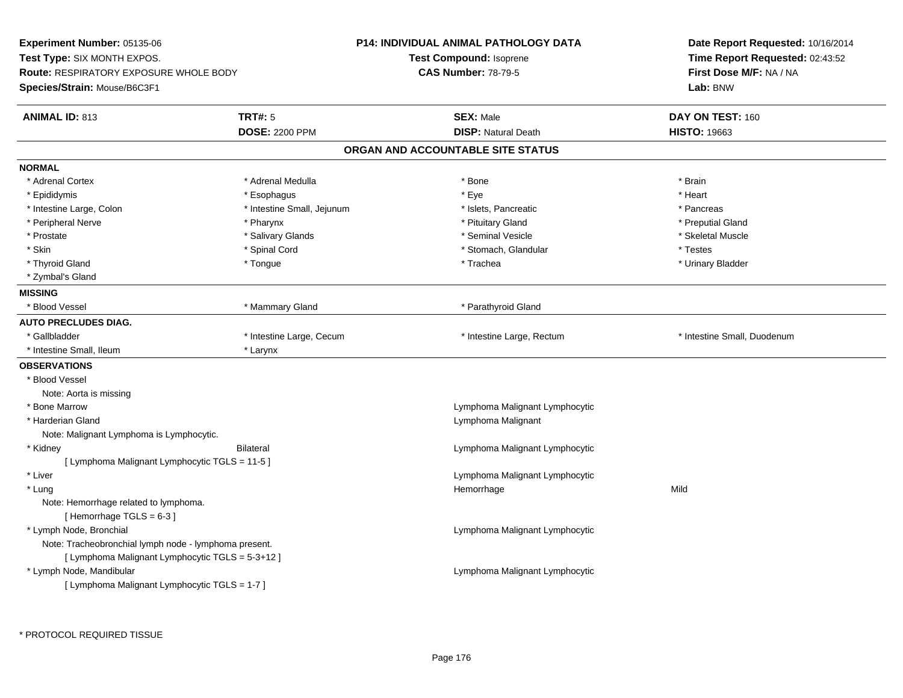**Experiment Number:** 05135-06
**Test Type:** SIX MONTH EXPOS.
**Route:** RESPIRATORY EXPOSURE WHOLE BODY
**Species/Strain:** Mouse/B6C3F1

**P14: INDIVIDUAL ANIMAL PATHOLOGY DATA**
**Test Compound:** Isoprene
**CAS Number:** 78-79-5

**Date Report Requested:** 10/16/2014
**Time Report Requested:** 02:43:52
**First Dose M/F:** NA / NA
**Lab:** BNW

| **ANIMAL ID:** 813 | **TRT#:** 5 | **SEX:** Male | **DAY ON TEST:** 160 |
|---|---|---|---|
| | **DOSE:** 2200 PPM | **DISP:** Natural Death | **HISTO:** 19663 |

## ORGAN AND ACCOUNTABLE SITE STATUS

**NORMAL**

| | | | |
|---|---|---|---|
| * Adrenal Cortex | * Adrenal Medulla | * Bone | * Brain |
| * Epididymis | * Esophagus | * Eye | * Heart |
| * Intestine Large, Colon | * Intestine Small, Jejunum | * Islets, Pancreatic | * Pancreas |
| * Peripheral Nerve | * Pharynx | * Pituitary Gland | * Preputial Gland |
| * Prostate | * Salivary Glands | * Seminal Vesicle | * Skeletal Muscle |
| * Skin | * Spinal Cord | * Stomach, Glandular | * Testes |
| * Thyroid Gland | * Tongue | * Trachea | * Urinary Bladder |
| * Zymbal's Gland | | | |

**MISSING**

| | | | |
|---|---|---|---|
| * Blood Vessel | * Mammary Gland | * Parathyroid Gland | |

**AUTO PRECLUDES DIAG.**

| | | | |
|---|---|---|---|
| * Gallbladder | * Intestine Large, Cecum | * Intestine Large, Rectum | * Intestine Small, Duodenum |
| * Intestine Small, Ileum | * Larynx | | |

**OBSERVATIONS**

* Blood Vessel
  Note: Aorta is missing
* Bone Marrow — Lymphoma Malignant Lymphocytic
* Harderian Gland — Lymphoma Malignant
  Note: Malignant Lymphoma is Lymphocytic.
* Kidney — Bilateral — Lymphoma Malignant Lymphocytic
  [ Lymphoma Malignant Lymphocytic TGLS = 11-5 ]
* Liver — Lymphoma Malignant Lymphocytic
* Lung — Hemorrhage — Mild
  Note: Hemorrhage related to lymphoma.
  [ Hemorrhage TGLS = 6-3 ]
* Lymph Node, Bronchial — Lymphoma Malignant Lymphocytic
  Note: Tracheobronchial lymph node - lymphoma present.
  [ Lymphoma Malignant Lymphocytic TGLS = 5-3+12 ]
* Lymph Node, Mandibular — Lymphoma Malignant Lymphocytic
  [ Lymphoma Malignant Lymphocytic TGLS = 1-7 ]

* PROTOCOL REQUIRED TISSUE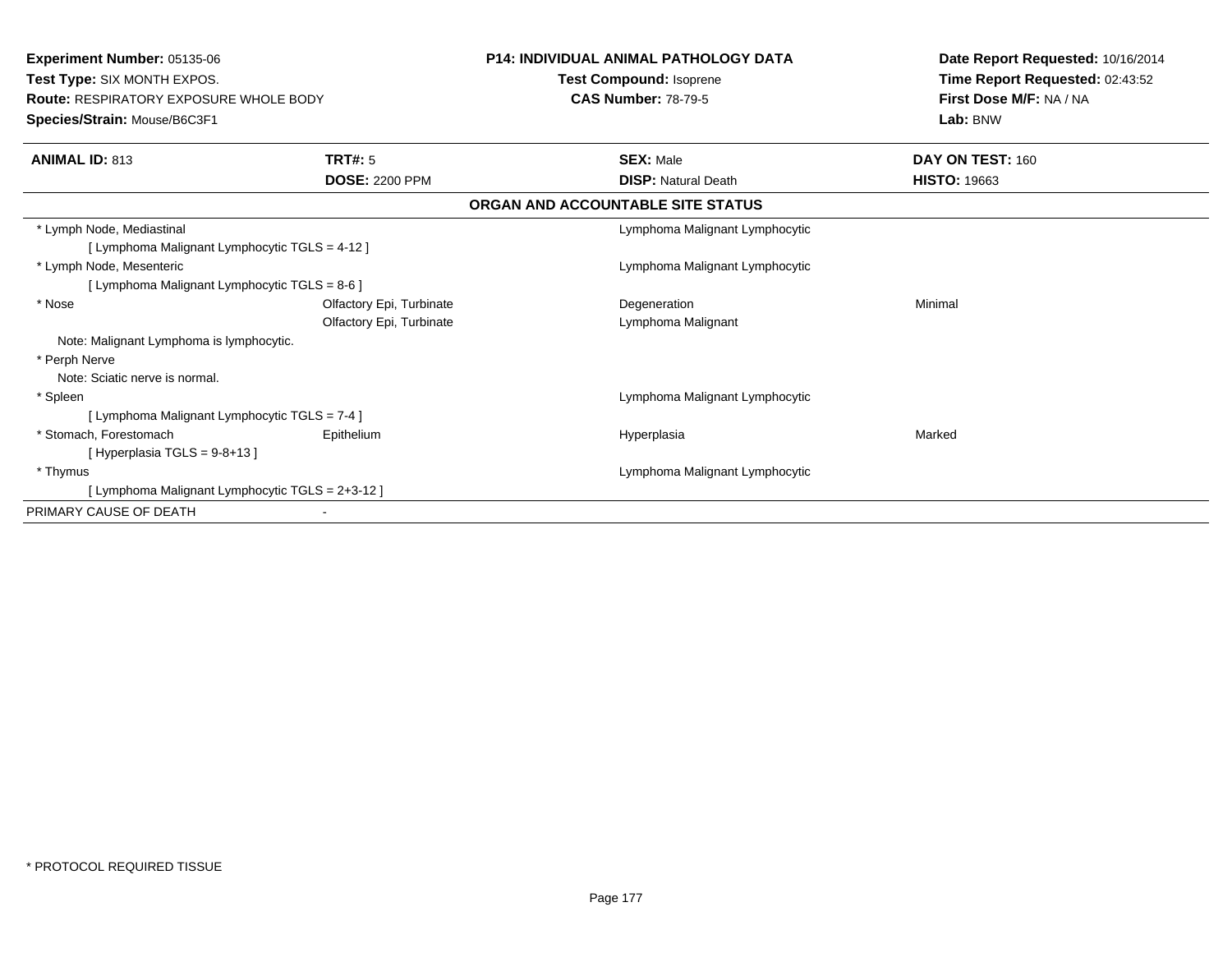**Experiment Number:** 05135-06
**Test Type:** SIX MONTH EXPOS.
**Route:** RESPIRATORY EXPOSURE WHOLE BODY
**Species/Strain:** Mouse/B6C3F1

**P14: INDIVIDUAL ANIMAL PATHOLOGY DATA**
**Test Compound:** Isoprene
**CAS Number:** 78-79-5

**Date Report Requested:** 10/16/2014
**Time Report Requested:** 02:43:52
**First Dose M/F:** NA / NA
**Lab:** BNW

| **ANIMAL ID:** 813 | **TRT#:** 5 | **SEX:** Male | **DAY ON TEST:** 160 |
|---|---|---|---|
| | **DOSE:** 2200 PPM | **DISP:** Natural Death | **HISTO:** 19663 |

### ORGAN AND ACCOUNTABLE SITE STATUS

| | | | |
|---|---|---|---|
| * Lymph Node, Mediastinal | | Lymphoma Malignant Lymphocytic | |
| [ Lymphoma Malignant Lymphocytic TGLS = 4-12 ] | | | |
| * Lymph Node, Mesenteric | | Lymphoma Malignant Lymphocytic | |
| [ Lymphoma Malignant Lymphocytic TGLS = 8-6 ] | | | |
| * Nose | Olfactory Epi, Turbinate | Degeneration | Minimal |
| | Olfactory Epi, Turbinate | Lymphoma Malignant | |
| Note: Malignant Lymphoma is lymphocytic. | | | |
| * Perph Nerve | | | |
| Note: Sciatic nerve is normal. | | | |
| * Spleen | | Lymphoma Malignant Lymphocytic | |
| [ Lymphoma Malignant Lymphocytic TGLS = 7-4 ] | | | |
| * Stomach, Forestomach | Epithelium | Hyperplasia | Marked |
| [ Hyperplasia TGLS = 9-8+13 ] | | | |
| * Thymus | | Lymphoma Malignant Lymphocytic | |
| [ Lymphoma Malignant Lymphocytic TGLS = 2+3-12 ] | | | |
| PRIMARY CAUSE OF DEATH | - | | |

* PROTOCOL REQUIRED TISSUE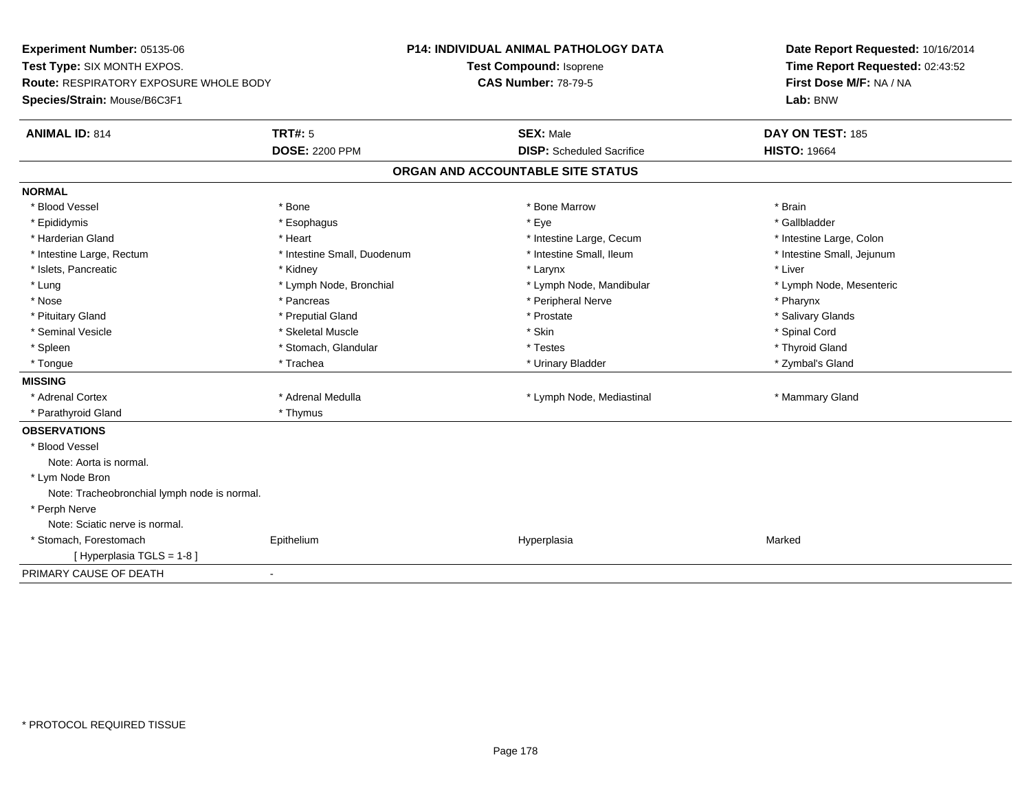**Experiment Number:** 05135-06
**Test Type:** SIX MONTH EXPOS.
**Route:** RESPIRATORY EXPOSURE WHOLE BODY
**Species/Strain:** Mouse/B6C3F1

**P14: INDIVIDUAL ANIMAL PATHOLOGY DATA**
**Test Compound:** Isoprene
**CAS Number:** 78-79-5

**Date Report Requested:** 10/16/2014
**Time Report Requested:** 02:43:52
**First Dose M/F:** NA / NA
**Lab:** BNW

| **ANIMAL ID:** 814 | **TRT#:** 5 | **SEX:** Male | **DAY ON TEST:** 185 |
|---|---|---|---|
| | **DOSE:** 2200 PPM | **DISP:** Scheduled Sacrifice | **HISTO:** 19664 |

## ORGAN AND ACCOUNTABLE SITE STATUS

**NORMAL**

| | | | |
|---|---|---|---|
| * Blood Vessel | * Bone | * Bone Marrow | * Brain |
| * Epididymis | * Esophagus | * Eye | * Gallbladder |
| * Harderian Gland | * Heart | * Intestine Large, Cecum | * Intestine Large, Colon |
| * Intestine Large, Rectum | * Intestine Small, Duodenum | * Intestine Small, Ileum | * Intestine Small, Jejunum |
| * Islets, Pancreatic | * Kidney | * Larynx | * Liver |
| * Lung | * Lymph Node, Bronchial | * Lymph Node, Mandibular | * Lymph Node, Mesenteric |
| * Nose | * Pancreas | * Peripheral Nerve | * Pharynx |
| * Pituitary Gland | * Preputial Gland | * Prostate | * Salivary Glands |
| * Seminal Vesicle | * Skeletal Muscle | * Skin | * Spinal Cord |
| * Spleen | * Stomach, Glandular | * Testes | * Thyroid Gland |
| * Tongue | * Trachea | * Urinary Bladder | * Zymbal's Gland |

**MISSING**

| | | | |
|---|---|---|---|
| * Adrenal Cortex | * Adrenal Medulla | * Lymph Node, Mediastinal | * Mammary Gland |
| * Parathyroid Gland | * Thymus | | |

**OBSERVATIONS**

* Blood Vessel
  Note: Aorta is normal.
* Lym Node Bron
  Note: Tracheobronchial lymph node is normal.
* Perph Nerve
  Note: Sciatic nerve is normal.

| | | | |
|---|---|---|---|
| * Stomach, Forestomach | Epithelium | Hyperplasia | Marked |
| [ Hyperplasia TGLS = 1-8 ] | | | |

PRIMARY CAUSE OF DEATH -

* PROTOCOL REQUIRED TISSUE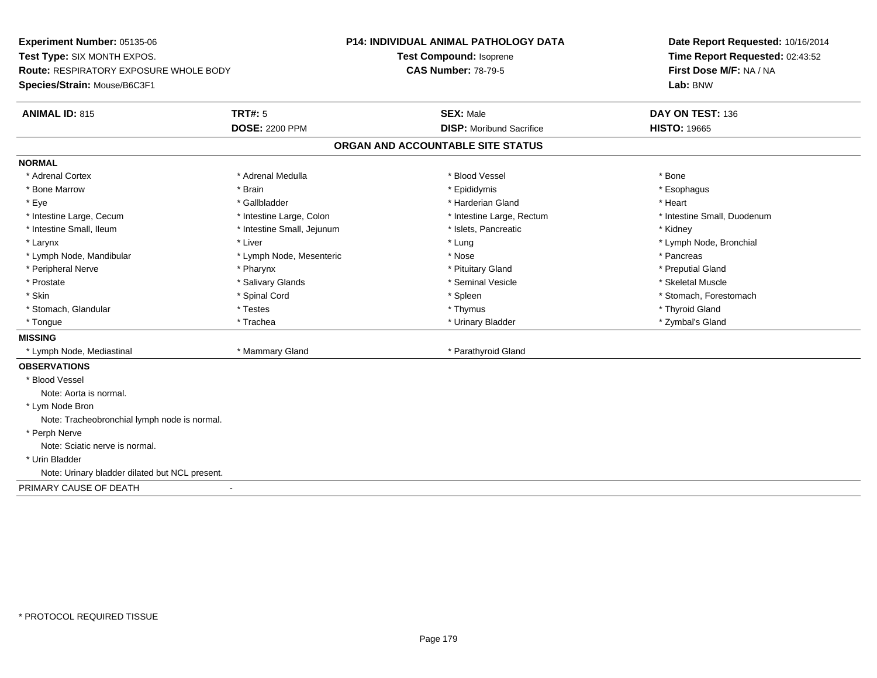**Experiment Number:** 05135-06
**Test Type:** SIX MONTH EXPOS.
**Route:** RESPIRATORY EXPOSURE WHOLE BODY
**Species/Strain:** Mouse/B6C3F1

**P14: INDIVIDUAL ANIMAL PATHOLOGY DATA**
**Test Compound:** Isoprene
**CAS Number:** 78-79-5

**Date Report Requested:** 10/16/2014
**Time Report Requested:** 02:43:52
**First Dose M/F:** NA / NA
**Lab:** BNW

| **ANIMAL ID:** 815 | **TRT#:** 5 | **SEX:** Male | **DAY ON TEST:** 136 |
|---|---|---|---|
| | **DOSE:** 2200 PPM | **DISP:** Moribund Sacrifice | **HISTO:** 19665 |

## ORGAN AND ACCOUNTABLE SITE STATUS

**NORMAL**

| | | | |
|---|---|---|---|
| * Adrenal Cortex | * Adrenal Medulla | * Blood Vessel | * Bone |
| * Bone Marrow | * Brain | * Epididymis | * Esophagus |
| * Eye | * Gallbladder | * Harderian Gland | * Heart |
| * Intestine Large, Cecum | * Intestine Large, Colon | * Intestine Large, Rectum | * Intestine Small, Duodenum |
| * Intestine Small, Ileum | * Intestine Small, Jejunum | * Islets, Pancreatic | * Kidney |
| * Larynx | * Liver | * Lung | * Lymph Node, Bronchial |
| * Lymph Node, Mandibular | * Lymph Node, Mesenteric | * Nose | * Pancreas |
| * Peripheral Nerve | * Pharynx | * Pituitary Gland | * Preputial Gland |
| * Prostate | * Salivary Glands | * Seminal Vesicle | * Skeletal Muscle |
| * Skin | * Spinal Cord | * Spleen | * Stomach, Forestomach |
| * Stomach, Glandular | * Testes | * Thymus | * Thyroid Gland |
| * Tongue | * Trachea | * Urinary Bladder | * Zymbal's Gland |

**MISSING**

| | | |
|---|---|---|
| * Lymph Node, Mediastinal | * Mammary Gland | * Parathyroid Gland |

**OBSERVATIONS**

* Blood Vessel
  Note: Aorta is normal.
* Lym Node Bron
  Note: Tracheobronchial lymph node is normal.
* Perph Nerve
  Note: Sciatic nerve is normal.
* Urin Bladder
  Note: Urinary bladder dilated but NCL present.

PRIMARY CAUSE OF DEATH -

* PROTOCOL REQUIRED TISSUE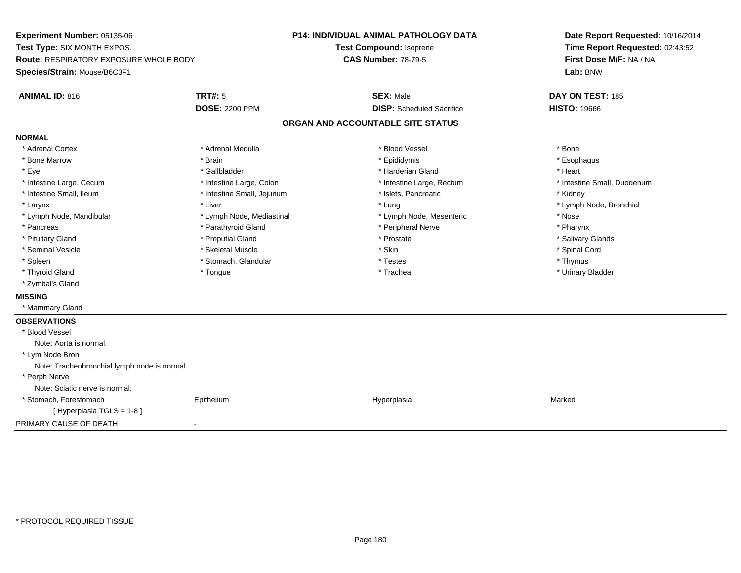**Experiment Number:** 05135-06
**Test Type:** SIX MONTH EXPOS.
**Route:** RESPIRATORY EXPOSURE WHOLE BODY
**Species/Strain:** Mouse/B6C3F1

**P14: INDIVIDUAL ANIMAL PATHOLOGY DATA**
**Test Compound:** Isoprene
**CAS Number:** 78-79-5

**Date Report Requested:** 10/16/2014
**Time Report Requested:** 02:43:52
**First Dose M/F:** NA / NA
**Lab:** BNW

| **ANIMAL ID:** 816 | **TRT#:** 5 | **SEX:** Male | **DAY ON TEST:** 185 |
|---|---|---|---|
| | **DOSE:** 2200 PPM | **DISP:** Scheduled Sacrifice | **HISTO:** 19666 |

## ORGAN AND ACCOUNTABLE SITE STATUS

**NORMAL**

| | | | |
|---|---|---|---|
| * Adrenal Cortex | * Adrenal Medulla | * Blood Vessel | * Bone |
| * Bone Marrow | * Brain | * Epididymis | * Esophagus |
| * Eye | * Gallbladder | * Harderian Gland | * Heart |
| * Intestine Large, Cecum | * Intestine Large, Colon | * Intestine Large, Rectum | * Intestine Small, Duodenum |
| * Intestine Small, Ileum | * Intestine Small, Jejunum | * Islets, Pancreatic | * Kidney |
| * Larynx | * Liver | * Lung | * Lymph Node, Bronchial |
| * Lymph Node, Mandibular | * Lymph Node, Mediastinal | * Lymph Node, Mesenteric | * Nose |
| * Pancreas | * Parathyroid Gland | * Peripheral Nerve | * Pharynx |
| * Pituitary Gland | * Preputial Gland | * Prostate | * Salivary Glands |
| * Seminal Vesicle | * Skeletal Muscle | * Skin | * Spinal Cord |
| * Spleen | * Stomach, Glandular | * Testes | * Thymus |
| * Thyroid Gland | * Tongue | * Trachea | * Urinary Bladder |
| * Zymbal's Gland | | | |

**MISSING**

* Mammary Gland

**OBSERVATIONS**

* Blood Vessel
  Note: Aorta is normal.
* Lym Node Bron
  Note: Tracheobronchial lymph node is normal.
* Perph Nerve
  Note: Sciatic nerve is normal.

| | | | |
|---|---|---|---|
| * Stomach, Forestomach | Epithelium | Hyperplasia | Marked |
| [ Hyperplasia TGLS = 1-8 ] | | | |

| | |
|---|---|
| PRIMARY CAUSE OF DEATH | - |

* PROTOCOL REQUIRED TISSUE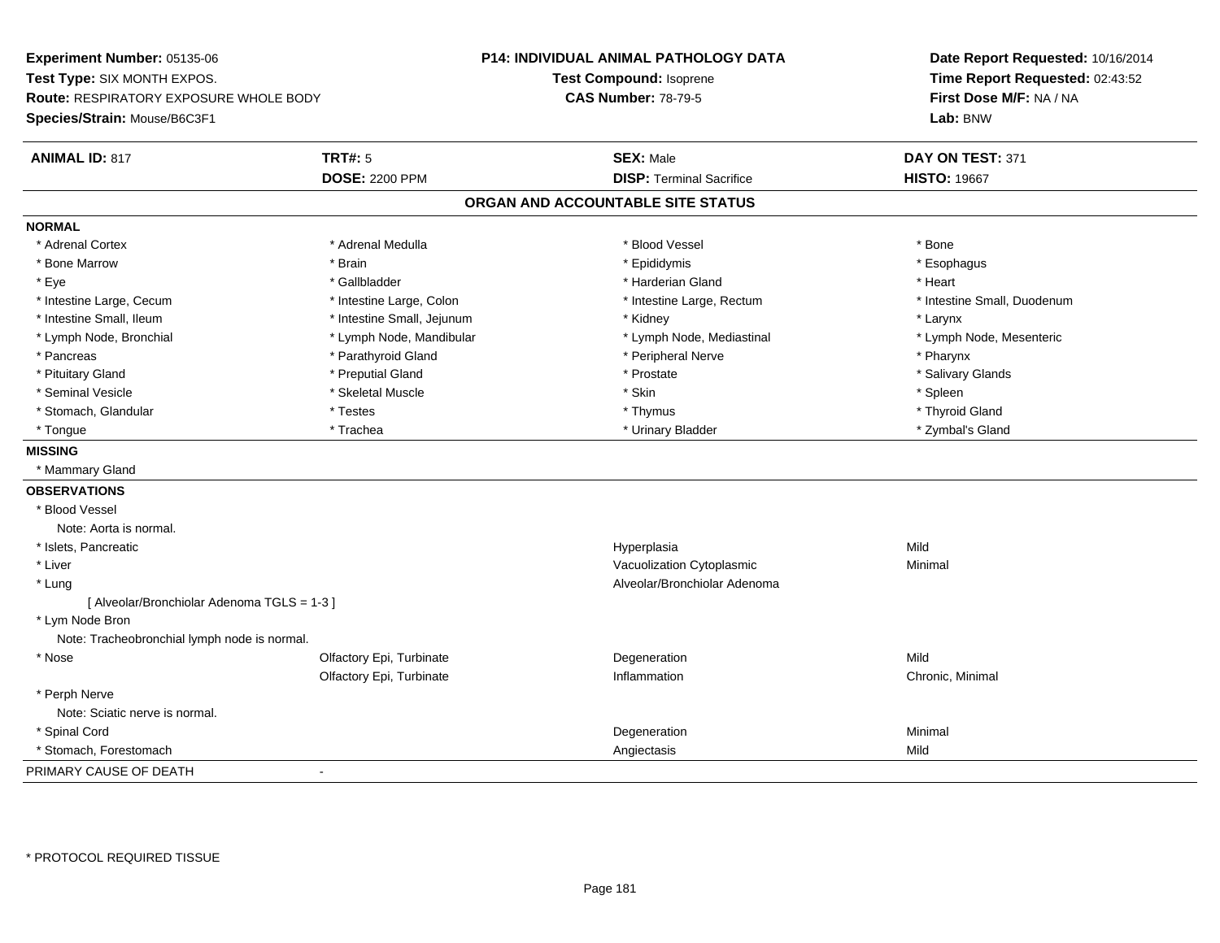**Experiment Number:** 05135-06
**Test Type:** SIX MONTH EXPOS.
**Route:** RESPIRATORY EXPOSURE WHOLE BODY
**Species/Strain:** Mouse/B6C3F1

**P14: INDIVIDUAL ANIMAL PATHOLOGY DATA**
**Test Compound:** Isoprene
**CAS Number:** 78-79-5

**Date Report Requested:** 10/16/2014
**Time Report Requested:** 02:43:52
**First Dose M/F:** NA / NA
**Lab:** BNW

| **ANIMAL ID:** 817 | **TRT#:** 5 | **SEX:** Male | **DAY ON TEST:** 371 |
|---|---|---|---|
| | **DOSE:** 2200 PPM | **DISP:** Terminal Sacrifice | **HISTO:** 19667 |

## ORGAN AND ACCOUNTABLE SITE STATUS

**NORMAL**

| | | | |
|---|---|---|---|
| * Adrenal Cortex | * Adrenal Medulla | * Blood Vessel | * Bone |
| * Bone Marrow | * Brain | * Epididymis | * Esophagus |
| * Eye | * Gallbladder | * Harderian Gland | * Heart |
| * Intestine Large, Cecum | * Intestine Large, Colon | * Intestine Large, Rectum | * Intestine Small, Duodenum |
| * Intestine Small, Ileum | * Intestine Small, Jejunum | * Kidney | * Larynx |
| * Lymph Node, Bronchial | * Lymph Node, Mandibular | * Lymph Node, Mediastinal | * Lymph Node, Mesenteric |
| * Pancreas | * Parathyroid Gland | * Peripheral Nerve | * Pharynx |
| * Pituitary Gland | * Preputial Gland | * Prostate | * Salivary Glands |
| * Seminal Vesicle | * Skeletal Muscle | * Skin | * Spleen |
| * Stomach, Glandular | * Testes | * Thymus | * Thyroid Gland |
| * Tongue | * Trachea | * Urinary Bladder | * Zymbal's Gland |

**MISSING**

* Mammary Gland

**OBSERVATIONS**

| | | | |
|---|---|---|---|
| * Blood Vessel | | | |
| Note: Aorta is normal. | | | |
| * Islets, Pancreatic | | Hyperplasia | Mild |
| * Liver | | Vacuolization Cytoplasmic | Minimal |
| * Lung | | Alveolar/Bronchiolar Adenoma | |
| [ Alveolar/Bronchiolar Adenoma TGLS = 1-3 ] | | | |
| * Lym Node Bron | | | |
| Note: Tracheobronchial lymph node is normal. | | | |
| * Nose | Olfactory Epi, Turbinate | Degeneration | Mild |
| | Olfactory Epi, Turbinate | Inflammation | Chronic, Minimal |
| * Perph Nerve | | | |
| Note: Sciatic nerve is normal. | | | |
| * Spinal Cord | | Degeneration | Minimal |
| * Stomach, Forestomach | | Angiectasis | Mild |

PRIMARY CAUSE OF DEATH -

\* PROTOCOL REQUIRED TISSUE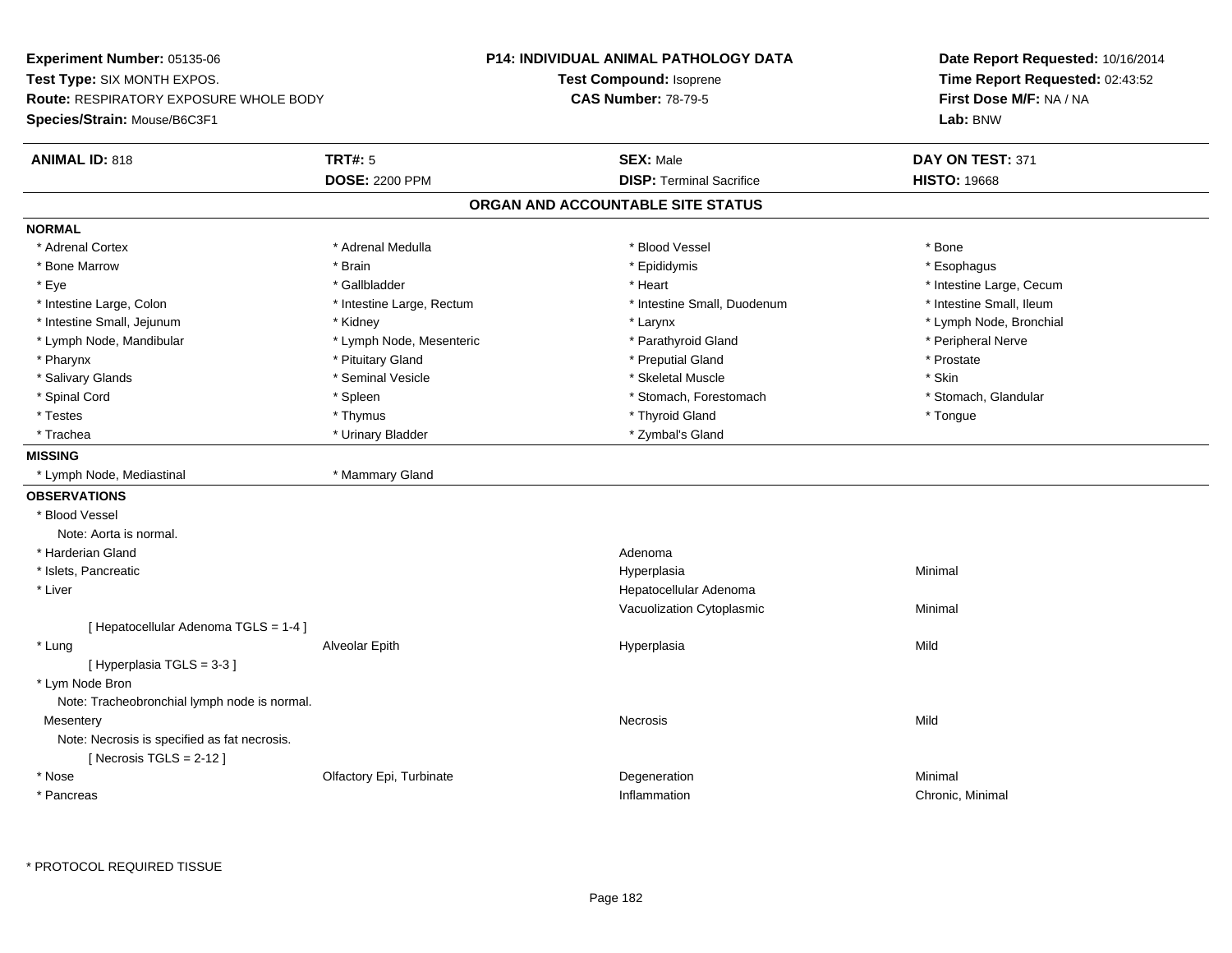**Experiment Number:** 05135-06
**Test Type:** SIX MONTH EXPOS.
**Route:** RESPIRATORY EXPOSURE WHOLE BODY
**Species/Strain:** Mouse/B6C3F1

**P14: INDIVIDUAL ANIMAL PATHOLOGY DATA**
**Test Compound:** Isoprene
**CAS Number:** 78-79-5

**Date Report Requested:** 10/16/2014
**Time Report Requested:** 02:43:52
**First Dose M/F:** NA / NA
**Lab:** BNW

| **ANIMAL ID:** 818 | **TRT#:** 5 | **SEX:** Male | **DAY ON TEST:** 371 |
|---|---|---|---|
| | **DOSE:** 2200 PPM | **DISP:** Terminal Sacrifice | **HISTO:** 19668 |

## ORGAN AND ACCOUNTABLE SITE STATUS

**NORMAL**

| | | | |
|---|---|---|---|
| * Adrenal Cortex | * Adrenal Medulla | * Blood Vessel | * Bone |
| * Bone Marrow | * Brain | * Epididymis | * Esophagus |
| * Eye | * Gallbladder | * Heart | * Intestine Large, Cecum |
| * Intestine Large, Colon | * Intestine Large, Rectum | * Intestine Small, Duodenum | * Intestine Small, Ileum |
| * Intestine Small, Jejunum | * Kidney | * Larynx | * Lymph Node, Bronchial |
| * Lymph Node, Mandibular | * Lymph Node, Mesenteric | * Parathyroid Gland | * Peripheral Nerve |
| * Pharynx | * Pituitary Gland | * Preputial Gland | * Prostate |
| * Salivary Glands | * Seminal Vesicle | * Skeletal Muscle | * Skin |
| * Spinal Cord | * Spleen | * Stomach, Forestomach | * Stomach, Glandular |
| * Testes | * Thymus | * Thyroid Gland | * Tongue |
| * Trachea | * Urinary Bladder | * Zymbal's Gland | |

**MISSING**

| | |
|---|---|
| * Lymph Node, Mediastinal | * Mammary Gland |

**OBSERVATIONS**

| Organ | Site | Observation | Severity |
|---|---|---|---|
| * Blood Vessel | | | |
| Note: Aorta is normal. | | | |
| * Harderian Gland | | Adenoma | |
| * Islets, Pancreatic | | Hyperplasia | Minimal |
| * Liver | | Hepatocellular Adenoma | |
| | | Vacuolization Cytoplasmic | Minimal |
| [ Hepatocellular Adenoma TGLS = 1-4 ] | | | |
| * Lung | Alveolar Epith | Hyperplasia | Mild |
| [ Hyperplasia TGLS = 3-3 ] | | | |
| * Lym Node Bron | | | |
| Note: Tracheobronchial lymph node is normal. | | | |
| Mesentery | | Necrosis | Mild |
| Note: Necrosis is specified as fat necrosis. | | | |
| [ Necrosis TGLS = 2-12 ] | | | |
| * Nose | Olfactory Epi, Turbinate | Degeneration | Minimal |
| * Pancreas | | Inflammation | Chronic, Minimal |

* PROTOCOL REQUIRED TISSUE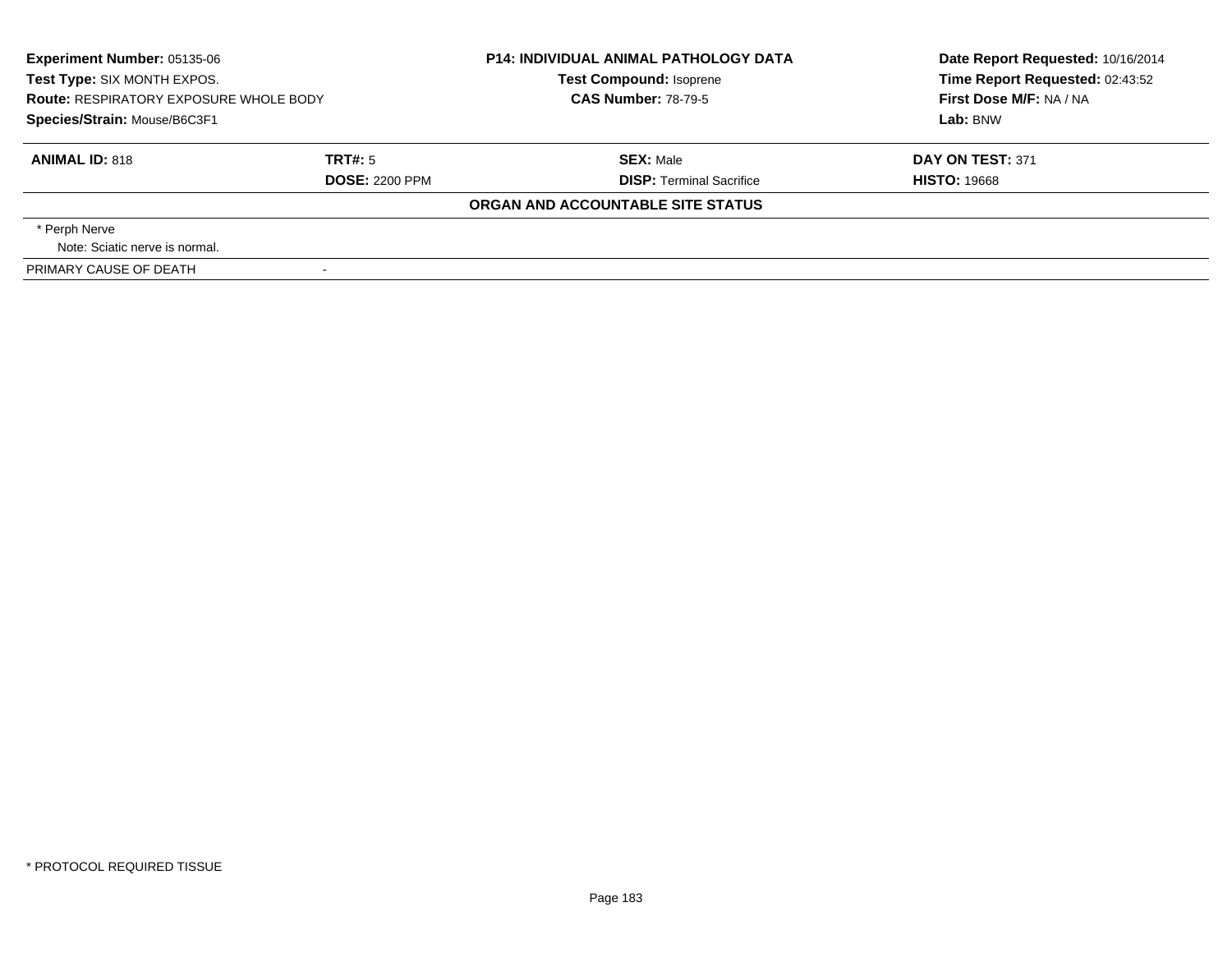| **Experiment Number:** 05135-06 | **P14: INDIVIDUAL ANIMAL PATHOLOGY DATA** | **Date Report Requested:** 10/16/2014 |
|---|---|---|
| **Test Type:** SIX MONTH EXPOS. | **Test Compound:** Isoprene | **Time Report Requested:** 02:43:52 |
| **Route:** RESPIRATORY EXPOSURE WHOLE BODY | **CAS Number:** 78-79-5 | **First Dose M/F:** NA / NA |
| **Species/Strain:** Mouse/B6C3F1 | | **Lab:** BNW |

| **ANIMAL ID:** 818 | **TRT#:** 5 | **SEX:** Male | **DAY ON TEST:** 371 |
|---|---|---|---|
| | **DOSE:** 2200 PPM | **DISP:** Terminal Sacrifice | **HISTO:** 19668 |

**ORGAN AND ACCOUNTABLE SITE STATUS**

\* Perph Nerve

Note: Sciatic nerve is normal.

PRIMARY CAUSE OF DEATH -

\* PROTOCOL REQUIRED TISSUE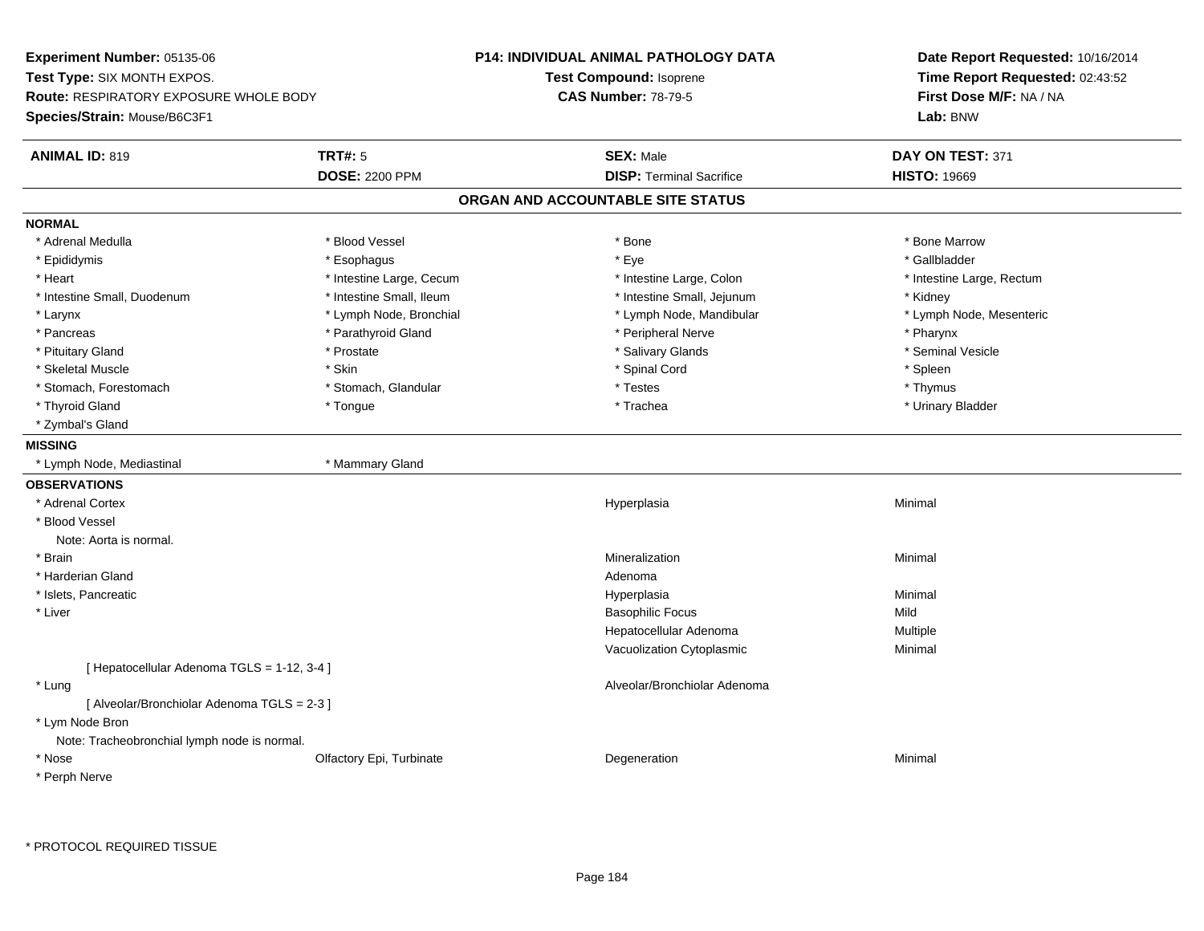**Experiment Number:** 05135-06
**Test Type:** SIX MONTH EXPOS.
**Route:** RESPIRATORY EXPOSURE WHOLE BODY
**Species/Strain:** Mouse/B6C3F1

**P14: INDIVIDUAL ANIMAL PATHOLOGY DATA**
**Test Compound:** Isoprene
**CAS Number:** 78-79-5

**Date Report Requested:** 10/16/2014
**Time Report Requested:** 02:43:52
**First Dose M/F:** NA / NA
**Lab:** BNW

| **ANIMAL ID:** 819 | **TRT#:** 5 | **SEX:** Male | **DAY ON TEST:** 371 |
|---|---|---|---|
| | **DOSE:** 2200 PPM | **DISP:** Terminal Sacrifice | **HISTO:** 19669 |

## ORGAN AND ACCOUNTABLE SITE STATUS

**NORMAL**

| | | | |
|---|---|---|---|
| * Adrenal Medulla | * Blood Vessel | * Bone | * Bone Marrow |
| * Epididymis | * Esophagus | * Eye | * Gallbladder |
| * Heart | * Intestine Large, Cecum | * Intestine Large, Colon | * Intestine Large, Rectum |
| * Intestine Small, Duodenum | * Intestine Small, Ileum | * Intestine Small, Jejunum | * Kidney |
| * Larynx | * Lymph Node, Bronchial | * Lymph Node, Mandibular | * Lymph Node, Mesenteric |
| * Pancreas | * Parathyroid Gland | * Peripheral Nerve | * Pharynx |
| * Pituitary Gland | * Prostate | * Salivary Glands | * Seminal Vesicle |
| * Skeletal Muscle | * Skin | * Spinal Cord | * Spleen |
| * Stomach, Forestomach | * Stomach, Glandular | * Testes | * Thymus |
| * Thyroid Gland | * Tongue | * Trachea | * Urinary Bladder |
| * Zymbal's Gland | | | |

**MISSING**

| | |
|---|---|
| * Lymph Node, Mediastinal | * Mammary Gland |

**OBSERVATIONS**

| | | | |
|---|---|---|---|
| * Adrenal Cortex | | Hyperplasia | Minimal |
| * Blood Vessel | | | |
| Note: Aorta is normal. | | | |
| * Brain | | Mineralization | Minimal |
| * Harderian Gland | | Adenoma | |
| * Islets, Pancreatic | | Hyperplasia | Minimal |
| * Liver | | Basophilic Focus | Mild |
| | | Hepatocellular Adenoma | Multiple |
| | | Vacuolization Cytoplasmic | Minimal |
| [ Hepatocellular Adenoma TGLS = 1-12, 3-4 ] | | | |
| * Lung | | Alveolar/Bronchiolar Adenoma | |
| [ Alveolar/Bronchiolar Adenoma TGLS = 2-3 ] | | | |
| * Lym Node Bron | | | |
| Note: Tracheobronchial lymph node is normal. | | | |
| * Nose | Olfactory Epi, Turbinate | Degeneration | Minimal |
| * Perph Nerve | | | |

\* PROTOCOL REQUIRED TISSUE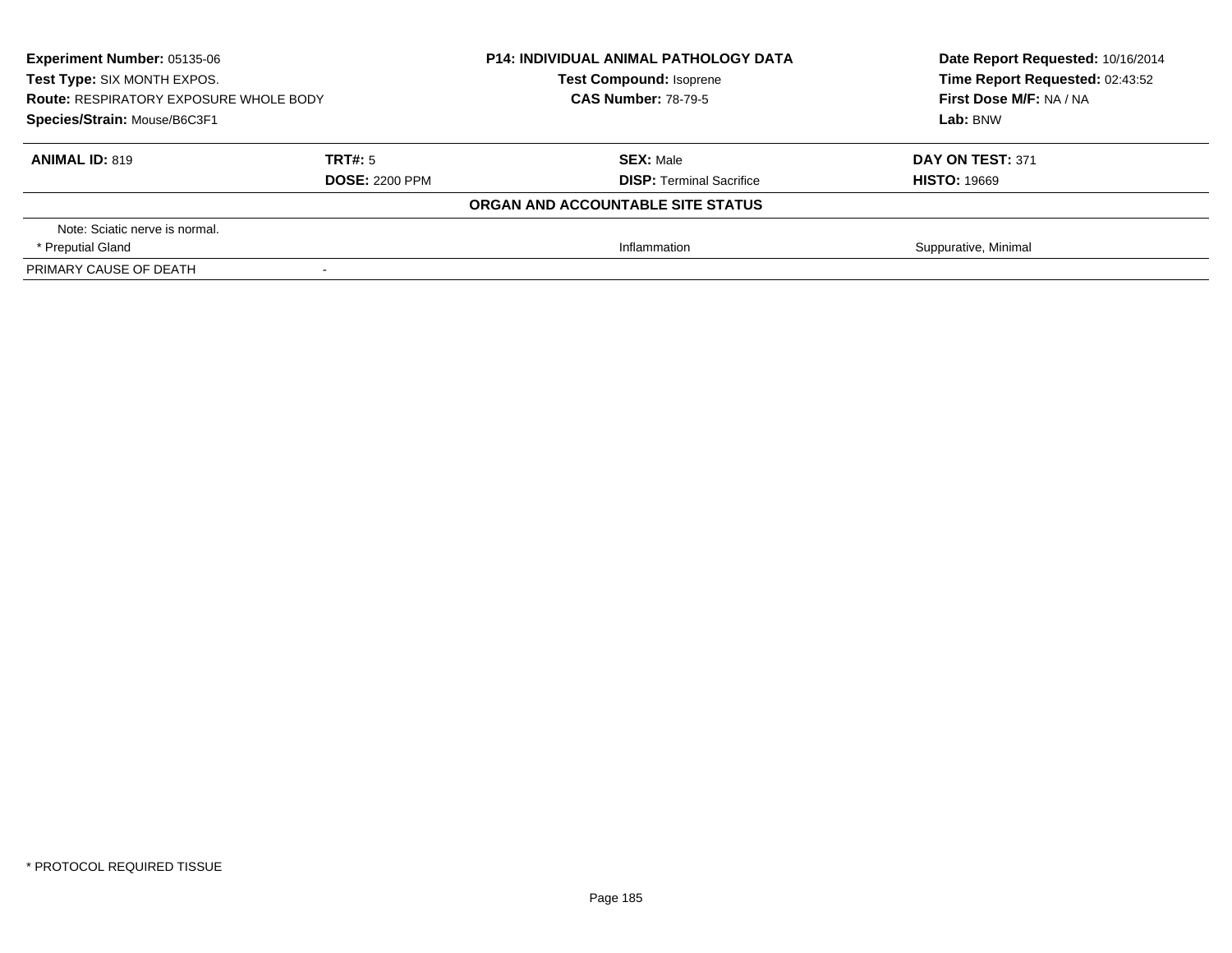**Experiment Number:** 05135-06
**Test Type:** SIX MONTH EXPOS.
**Route:** RESPIRATORY EXPOSURE WHOLE BODY
**Species/Strain:** Mouse/B6C3F1

**P14: INDIVIDUAL ANIMAL PATHOLOGY DATA**
**Test Compound:** Isoprene
**CAS Number:** 78-79-5

**Date Report Requested:** 10/16/2014
**Time Report Requested:** 02:43:52
**First Dose M/F:** NA / NA
**Lab:** BNW

| **ANIMAL ID:** 819 | **TRT#:** 5 | **SEX:** Male | **DAY ON TEST:** 371 |
|---|---|---|---|
| | **DOSE:** 2200 PPM | **DISP:** Terminal Sacrifice | **HISTO:** 19669 |

**ORGAN AND ACCOUNTABLE SITE STATUS**

| | | | |
|---|---|---|---|
| Note: Sciatic nerve is normal. | | | |
| * Preputial Gland | | Inflammation | Suppurative, Minimal |
| PRIMARY CAUSE OF DEATH | - | | |

* PROTOCOL REQUIRED TISSUE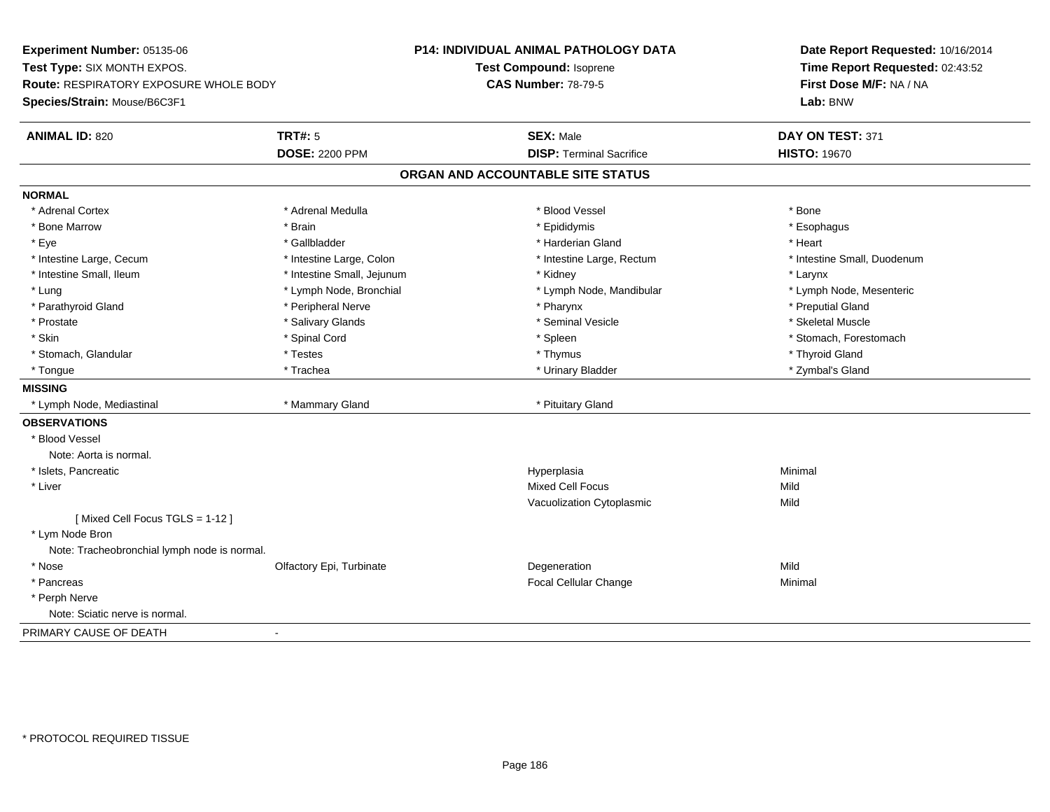**Experiment Number:** 05135-06
**Test Type:** SIX MONTH EXPOS.
**Route:** RESPIRATORY EXPOSURE WHOLE BODY
**Species/Strain:** Mouse/B6C3F1

**P14: INDIVIDUAL ANIMAL PATHOLOGY DATA**
**Test Compound:** Isoprene
**CAS Number:** 78-79-5

**Date Report Requested:** 10/16/2014
**Time Report Requested:** 02:43:52
**First Dose M/F:** NA / NA
**Lab:** BNW

| **ANIMAL ID:** 820 | **TRT#:** 5 | **SEX:** Male | **DAY ON TEST:** 371 |
|---|---|---|---|
| | **DOSE:** 2200 PPM | **DISP:** Terminal Sacrifice | **HISTO:** 19670 |

## ORGAN AND ACCOUNTABLE SITE STATUS

**NORMAL**

| | | | |
|---|---|---|---|
| * Adrenal Cortex | * Adrenal Medulla | * Blood Vessel | * Bone |
| * Bone Marrow | * Brain | * Epididymis | * Esophagus |
| * Eye | * Gallbladder | * Harderian Gland | * Heart |
| * Intestine Large, Cecum | * Intestine Large, Colon | * Intestine Large, Rectum | * Intestine Small, Duodenum |
| * Intestine Small, Ileum | * Intestine Small, Jejunum | * Kidney | * Larynx |
| * Lung | * Lymph Node, Bronchial | * Lymph Node, Mandibular | * Lymph Node, Mesenteric |
| * Parathyroid Gland | * Peripheral Nerve | * Pharynx | * Preputial Gland |
| * Prostate | * Salivary Glands | * Seminal Vesicle | * Skeletal Muscle |
| * Skin | * Spinal Cord | * Spleen | * Stomach, Forestomach |
| * Stomach, Glandular | * Testes | * Thymus | * Thyroid Gland |
| * Tongue | * Trachea | * Urinary Bladder | * Zymbal's Gland |

**MISSING**

| | | | |
|---|---|---|---|
| * Lymph Node, Mediastinal | * Mammary Gland | * Pituitary Gland | |

**OBSERVATIONS**

| | | | |
|---|---|---|---|
| * Blood Vessel | | | |
| Note: Aorta is normal. | | | |
| * Islets, Pancreatic | | Hyperplasia | Minimal |
| * Liver | | Mixed Cell Focus | Mild |
| | | Vacuolization Cytoplasmic | Mild |
| [ Mixed Cell Focus TGLS = 1-12 ] | | | |
| * Lym Node Bron | | | |
| Note: Tracheobronchial lymph node is normal. | | | |
| * Nose | Olfactory Epi, Turbinate | Degeneration | Mild |
| * Pancreas | | Focal Cellular Change | Minimal |
| * Perph Nerve | | | |
| Note: Sciatic nerve is normal. | | | |

PRIMARY CAUSE OF DEATH -

* PROTOCOL REQUIRED TISSUE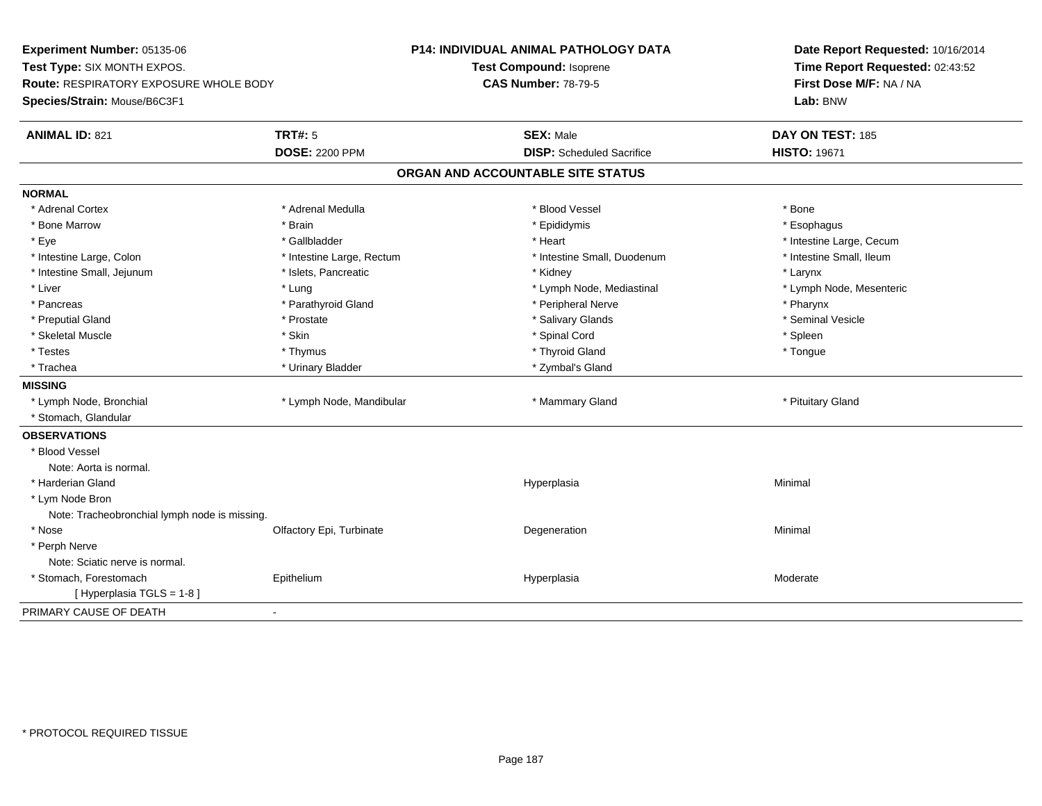**Experiment Number:** 05135-06
**Test Type:** SIX MONTH EXPOS.
**Route:** RESPIRATORY EXPOSURE WHOLE BODY
**Species/Strain:** Mouse/B6C3F1

**P14: INDIVIDUAL ANIMAL PATHOLOGY DATA**
**Test Compound:** Isoprene
**CAS Number:** 78-79-5

**Date Report Requested:** 10/16/2014
**Time Report Requested:** 02:43:52
**First Dose M/F:** NA / NA
**Lab:** BNW

| **ANIMAL ID:** 821 | **TRT#:** 5 | **SEX:** Male | **DAY ON TEST:** 185 |
|---|---|---|---|
| | **DOSE:** 2200 PPM | **DISP:** Scheduled Sacrifice | **HISTO:** 19671 |

## ORGAN AND ACCOUNTABLE SITE STATUS

**NORMAL**

| | | | |
|---|---|---|---|
| * Adrenal Cortex | * Adrenal Medulla | * Blood Vessel | * Bone |
| * Bone Marrow | * Brain | * Epididymis | * Esophagus |
| * Eye | * Gallbladder | * Heart | * Intestine Large, Cecum |
| * Intestine Large, Colon | * Intestine Large, Rectum | * Intestine Small, Duodenum | * Intestine Small, Ileum |
| * Intestine Small, Jejunum | * Islets, Pancreatic | * Kidney | * Larynx |
| * Liver | * Lung | * Lymph Node, Mediastinal | * Lymph Node, Mesenteric |
| * Pancreas | * Parathyroid Gland | * Peripheral Nerve | * Pharynx |
| * Preputial Gland | * Prostate | * Salivary Glands | * Seminal Vesicle |
| * Skeletal Muscle | * Skin | * Spinal Cord | * Spleen |
| * Testes | * Thymus | * Thyroid Gland | * Tongue |
| * Trachea | * Urinary Bladder | * Zymbal's Gland | |

**MISSING**

| | | | |
|---|---|---|---|
| * Lymph Node, Bronchial | * Lymph Node, Mandibular | * Mammary Gland | * Pituitary Gland |
| * Stomach, Glandular | | | |

**OBSERVATIONS**

| | | | |
|---|---|---|---|
| * Blood Vessel | | | |
| Note: Aorta is normal. | | | |
| * Harderian Gland | | Hyperplasia | Minimal |
| * Lym Node Bron | | | |
| Note: Tracheobronchial lymph node is missing. | | | |
| * Nose | Olfactory Epi, Turbinate | Degeneration | Minimal |
| * Perph Nerve | | | |
| Note: Sciatic nerve is normal. | | | |
| * Stomach, Forestomach | Epithelium | Hyperplasia | Moderate |
| [ Hyperplasia TGLS = 1-8 ] | | | |

PRIMARY CAUSE OF DEATH -

* PROTOCOL REQUIRED TISSUE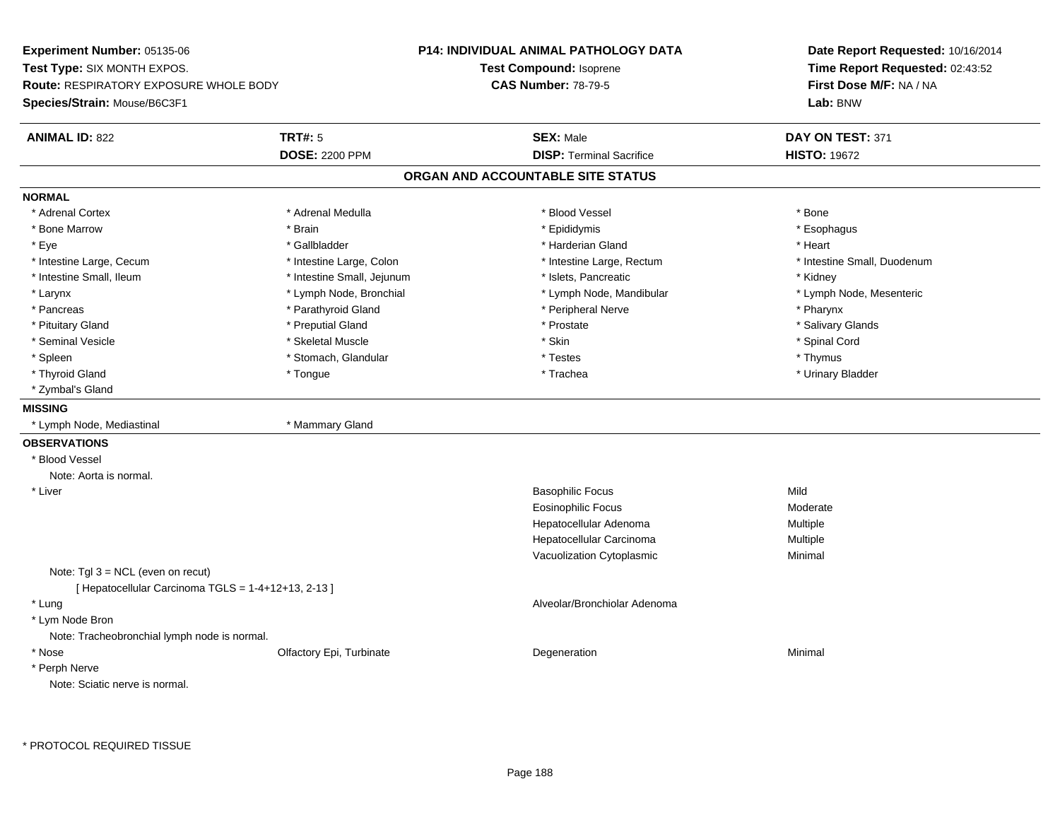**Experiment Number:** 05135-06
**Test Type:** SIX MONTH EXPOS.
**Route:** RESPIRATORY EXPOSURE WHOLE BODY
**Species/Strain:** Mouse/B6C3F1

**P14: INDIVIDUAL ANIMAL PATHOLOGY DATA**
**Test Compound:** Isoprene
**CAS Number:** 78-79-5

**Date Report Requested:** 10/16/2014
**Time Report Requested:** 02:43:52
**First Dose M/F:** NA / NA
**Lab:** BNW

| **ANIMAL ID:** 822 | **TRT#:** 5 | **SEX:** Male | **DAY ON TEST:** 371 |
|---|---|---|---|
| | **DOSE:** 2200 PPM | **DISP:** Terminal Sacrifice | **HISTO:** 19672 |

## ORGAN AND ACCOUNTABLE SITE STATUS

**NORMAL**

| | | | |
|---|---|---|---|
| * Adrenal Cortex | * Adrenal Medulla | * Blood Vessel | * Bone |
| * Bone Marrow | * Brain | * Epididymis | * Esophagus |
| * Eye | * Gallbladder | * Harderian Gland | * Heart |
| * Intestine Large, Cecum | * Intestine Large, Colon | * Intestine Large, Rectum | * Intestine Small, Duodenum |
| * Intestine Small, Ileum | * Intestine Small, Jejunum | * Islets, Pancreatic | * Kidney |
| * Larynx | * Lymph Node, Bronchial | * Lymph Node, Mandibular | * Lymph Node, Mesenteric |
| * Pancreas | * Parathyroid Gland | * Peripheral Nerve | * Pharynx |
| * Pituitary Gland | * Preputial Gland | * Prostate | * Salivary Glands |
| * Seminal Vesicle | * Skeletal Muscle | * Skin | * Spinal Cord |
| * Spleen | * Stomach, Glandular | * Testes | * Thymus |
| * Thyroid Gland | * Tongue | * Trachea | * Urinary Bladder |
| * Zymbal's Gland | | | |

**MISSING**

| | |
|---|---|
| * Lymph Node, Mediastinal | * Mammary Gland |

**OBSERVATIONS**

* Blood Vessel
  Note: Aorta is normal.

| | | | |
|---|---|---|---|
| * Liver | | Basophilic Focus | Mild |
| | | Eosinophilic Focus | Moderate |
| | | Hepatocellular Adenoma | Multiple |
| | | Hepatocellular Carcinoma | Multiple |
| | | Vacuolization Cytoplasmic | Minimal |

  Note: Tgl 3 = NCL (even on recut)
  [ Hepatocellular Carcinoma TGLS = 1-4+12+13, 2-13 ]

| | | | |
|---|---|---|---|
| * Lung | | Alveolar/Bronchiolar Adenoma | |

* Lym Node Bron
  Note: Tracheobronchial lymph node is normal.

| | | | |
|---|---|---|---|
| * Nose | Olfactory Epi, Turbinate | Degeneration | Minimal |

* Perph Nerve
  Note: Sciatic nerve is normal.

\* PROTOCOL REQUIRED TISSUE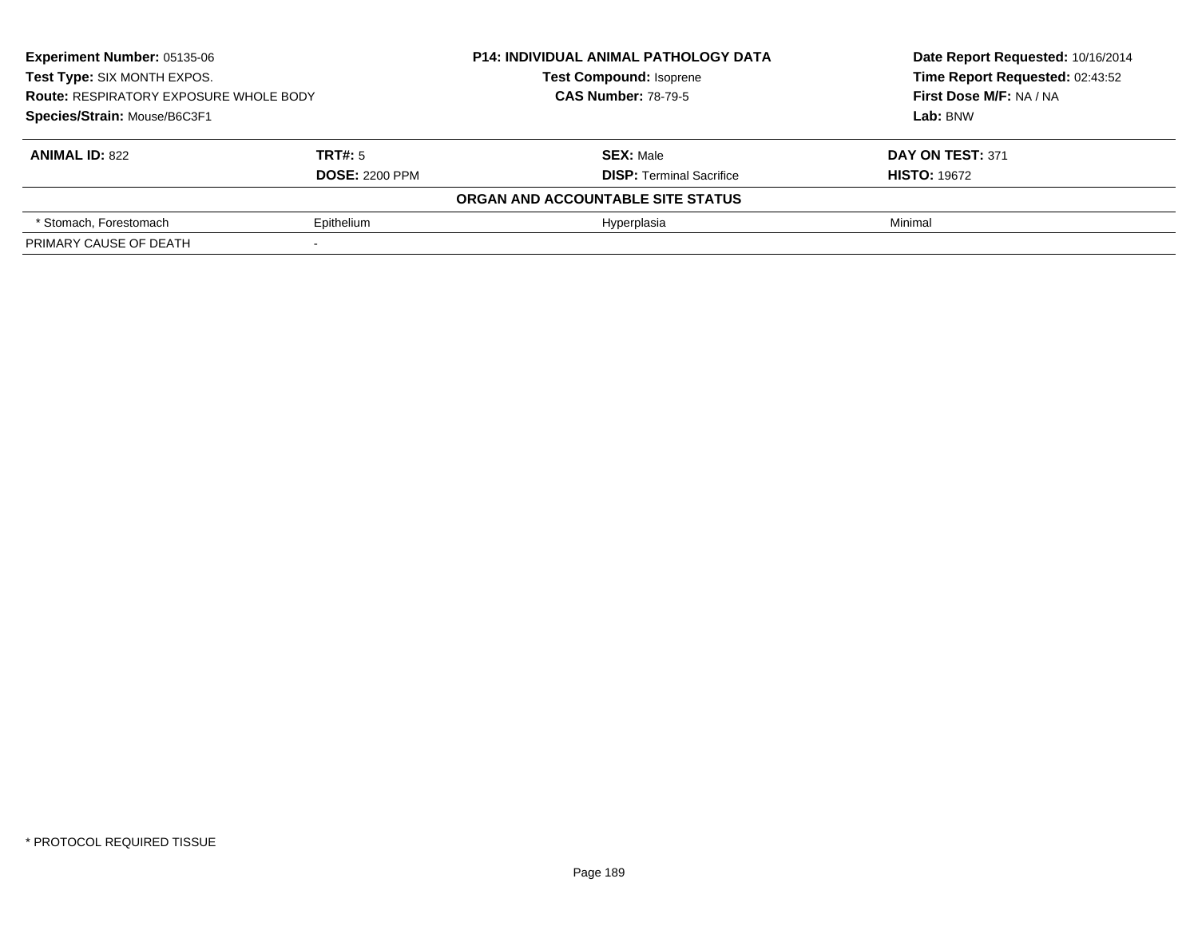**Experiment Number:** 05135-06
**Test Type:** SIX MONTH EXPOS.
**Route:** RESPIRATORY EXPOSURE WHOLE BODY
**Species/Strain:** Mouse/B6C3F1

**P14: INDIVIDUAL ANIMAL PATHOLOGY DATA**
**Test Compound:** Isoprene
**CAS Number:** 78-79-5

**Date Report Requested:** 10/16/2014
**Time Report Requested:** 02:43:52
**First Dose M/F:** NA / NA
**Lab:** BNW

| **ANIMAL ID:** 822 | **TRT#:** 5 | **SEX:** Male | **DAY ON TEST:** 371 |
|---|---|---|---|
| | **DOSE:** 2200 PPM | **DISP:** Terminal Sacrifice | **HISTO:** 19672 |
| | | **ORGAN AND ACCOUNTABLE SITE STATUS** | |
| * Stomach, Forestomach | Epithelium | Hyperplasia | Minimal |
| PRIMARY CAUSE OF DEATH | - | | |

* PROTOCOL REQUIRED TISSUE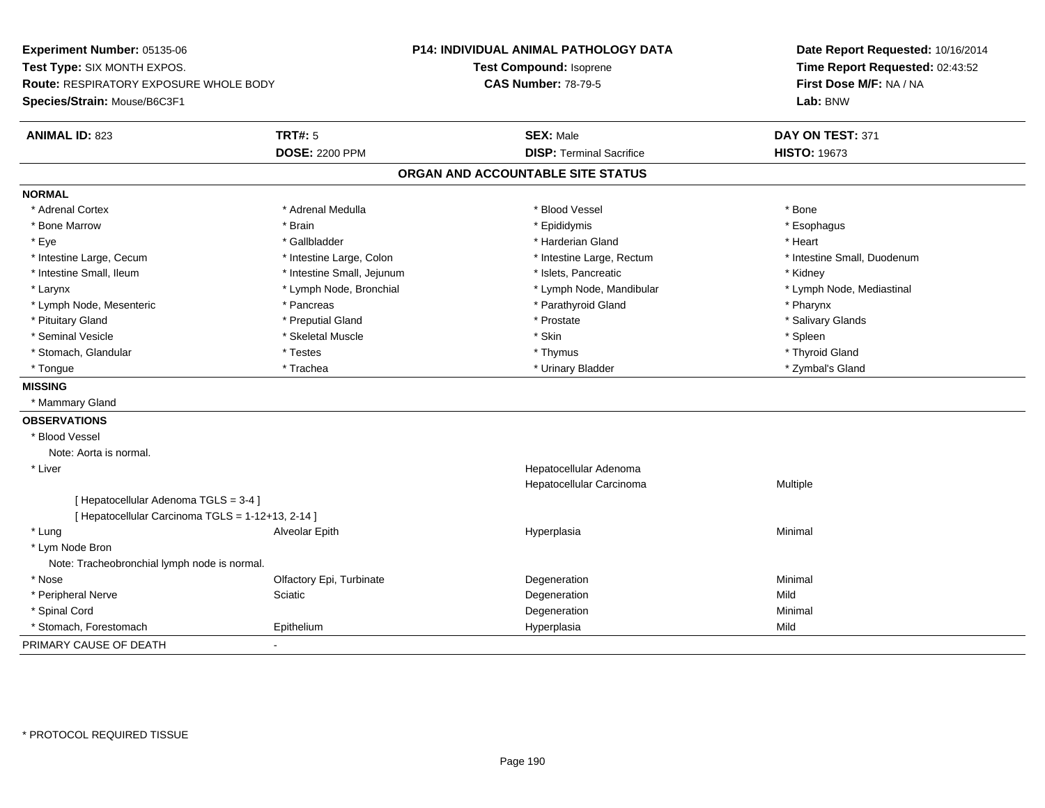**Experiment Number:** 05135-06
**Test Type:** SIX MONTH EXPOS.
**Route:** RESPIRATORY EXPOSURE WHOLE BODY
**Species/Strain:** Mouse/B6C3F1

**P14: INDIVIDUAL ANIMAL PATHOLOGY DATA**
**Test Compound:** Isoprene
**CAS Number:** 78-79-5

**Date Report Requested:** 10/16/2014
**Time Report Requested:** 02:43:52
**First Dose M/F:** NA / NA
**Lab:** BNW

| **ANIMAL ID:** 823 | **TRT#:** 5 | **SEX:** Male | **DAY ON TEST:** 371 |
|---|---|---|---|
| | **DOSE:** 2200 PPM | **DISP:** Terminal Sacrifice | **HISTO:** 19673 |

## ORGAN AND ACCOUNTABLE SITE STATUS

**NORMAL**

| | | | |
|---|---|---|---|
| * Adrenal Cortex | * Adrenal Medulla | * Blood Vessel | * Bone |
| * Bone Marrow | * Brain | * Epididymis | * Esophagus |
| * Eye | * Gallbladder | * Harderian Gland | * Heart |
| * Intestine Large, Cecum | * Intestine Large, Colon | * Intestine Large, Rectum | * Intestine Small, Duodenum |
| * Intestine Small, Ileum | * Intestine Small, Jejunum | * Islets, Pancreatic | * Kidney |
| * Larynx | * Lymph Node, Bronchial | * Lymph Node, Mandibular | * Lymph Node, Mediastinal |
| * Lymph Node, Mesenteric | * Pancreas | * Parathyroid Gland | * Pharynx |
| * Pituitary Gland | * Preputial Gland | * Prostate | * Salivary Glands |
| * Seminal Vesicle | * Skeletal Muscle | * Skin | * Spleen |
| * Stomach, Glandular | * Testes | * Thymus | * Thyroid Gland |
| * Tongue | * Trachea | * Urinary Bladder | * Zymbal's Gland |

**MISSING**

* Mammary Gland

**OBSERVATIONS**

| | | | |
|---|---|---|---|
| * Blood Vessel | | | |
| Note: Aorta is normal. | | | |
| * Liver | | Hepatocellular Adenoma | |
| | | Hepatocellular Carcinoma | Multiple |
| [ Hepatocellular Adenoma TGLS = 3-4 ] | | | |
| [ Hepatocellular Carcinoma TGLS = 1-12+13, 2-14 ] | | | |
| * Lung | Alveolar Epith | Hyperplasia | Minimal |
| * Lym Node Bron | | | |
| Note: Tracheobronchial lymph node is normal. | | | |
| * Nose | Olfactory Epi, Turbinate | Degeneration | Minimal |
| * Peripheral Nerve | Sciatic | Degeneration | Mild |
| * Spinal Cord | | Degeneration | Minimal |
| * Stomach, Forestomach | Epithelium | Hyperplasia | Mild |

PRIMARY CAUSE OF DEATH -

* PROTOCOL REQUIRED TISSUE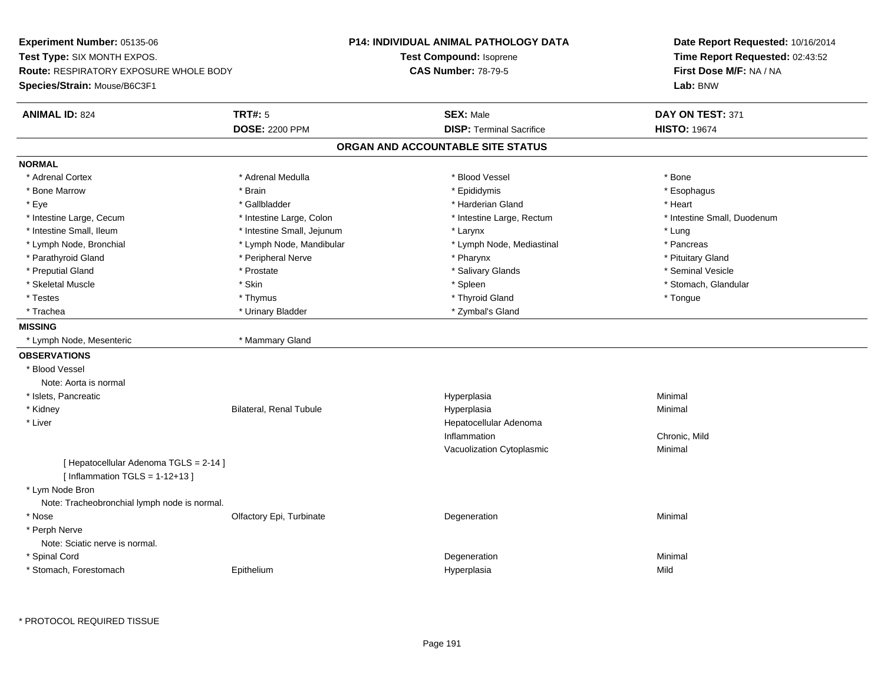**Experiment Number:** 05135-06
**Test Type:** SIX MONTH EXPOS.
**Route:** RESPIRATORY EXPOSURE WHOLE BODY
**Species/Strain:** Mouse/B6C3F1

**P14: INDIVIDUAL ANIMAL PATHOLOGY DATA**
**Test Compound:** Isoprene
**CAS Number:** 78-79-5

**Date Report Requested:** 10/16/2014
**Time Report Requested:** 02:43:52
**First Dose M/F:** NA / NA
**Lab:** BNW

| **ANIMAL ID:** 824 | **TRT#:** 5 | **SEX:** Male | **DAY ON TEST:** 371 |
|---|---|---|---|
| | **DOSE:** 2200 PPM | **DISP:** Terminal Sacrifice | **HISTO:** 19674 |

## ORGAN AND ACCOUNTABLE SITE STATUS

**NORMAL**

| | | | |
|---|---|---|---|
| * Adrenal Cortex | * Adrenal Medulla | * Blood Vessel | * Bone |
| * Bone Marrow | * Brain | * Epididymis | * Esophagus |
| * Eye | * Gallbladder | * Harderian Gland | * Heart |
| * Intestine Large, Cecum | * Intestine Large, Colon | * Intestine Large, Rectum | * Intestine Small, Duodenum |
| * Intestine Small, Ileum | * Intestine Small, Jejunum | * Larynx | * Lung |
| * Lymph Node, Bronchial | * Lymph Node, Mandibular | * Lymph Node, Mediastinal | * Pancreas |
| * Parathyroid Gland | * Peripheral Nerve | * Pharynx | * Pituitary Gland |
| * Preputial Gland | * Prostate | * Salivary Glands | * Seminal Vesicle |
| * Skeletal Muscle | * Skin | * Spleen | * Stomach, Glandular |
| * Testes | * Thymus | * Thyroid Gland | * Tongue |
| * Trachea | * Urinary Bladder | * Zymbal's Gland | |

**MISSING**

| | |
|---|---|
| * Lymph Node, Mesenteric | * Mammary Gland |

**OBSERVATIONS**

| | | | |
|---|---|---|---|
| * Blood Vessel | | | |
| Note: Aorta is normal | | | |
| * Islets, Pancreatic | | Hyperplasia | Minimal |
| * Kidney | Bilateral, Renal Tubule | Hyperplasia | Minimal |
| * Liver | | Hepatocellular Adenoma | |
| | | Inflammation | Chronic, Mild |
| | | Vacuolization Cytoplasmic | Minimal |
| [ Hepatocellular Adenoma TGLS = 2-14 ] | | | |
| [ Inflammation TGLS = 1-12+13 ] | | | |
| * Lym Node Bron | | | |
| Note: Tracheobronchial lymph node is normal. | | | |
| * Nose | Olfactory Epi, Turbinate | Degeneration | Minimal |
| * Perph Nerve | | | |
| Note: Sciatic nerve is normal. | | | |
| * Spinal Cord | | Degeneration | Minimal |
| * Stomach, Forestomach | Epithelium | Hyperplasia | Mild |

* PROTOCOL REQUIRED TISSUE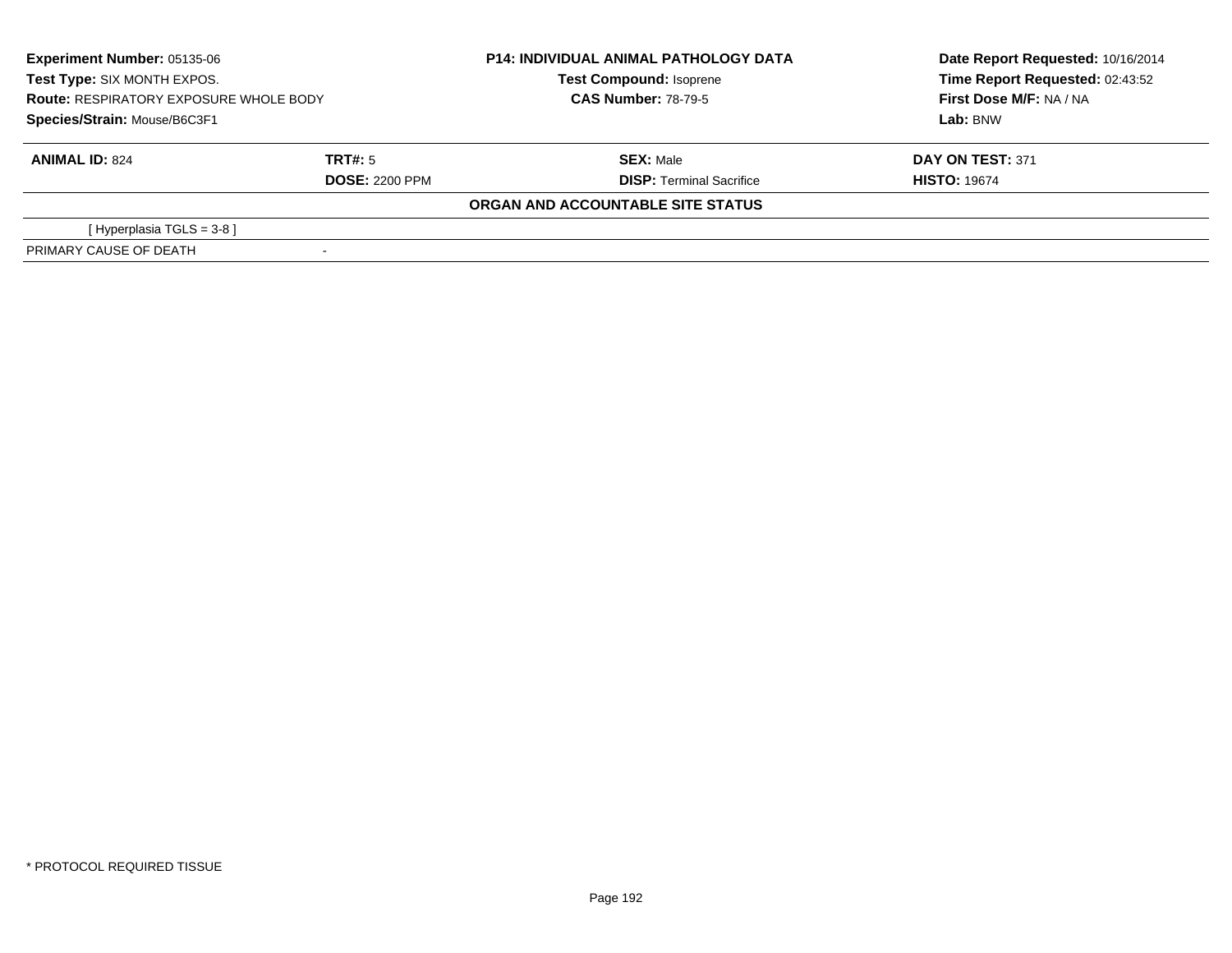**Experiment Number:** 05135-06
**Test Type:** SIX MONTH EXPOS.
**Route:** RESPIRATORY EXPOSURE WHOLE BODY
**Species/Strain:** Mouse/B6C3F1

**P14: INDIVIDUAL ANIMAL PATHOLOGY DATA**
**Test Compound:** Isoprene
**CAS Number:** 78-79-5

**Date Report Requested:** 10/16/2014
**Time Report Requested:** 02:43:52
**First Dose M/F:** NA / NA
**Lab:** BNW

| **ANIMAL ID:** 824 | **TRT#:** 5 | **SEX:** Male | **DAY ON TEST:** 371 |
|---|---|---|---|
| | **DOSE:** 2200 PPM | **DISP:** Terminal Sacrifice | **HISTO:** 19674 |

**ORGAN AND ACCOUNTABLE SITE STATUS**

| | |
|---|---|
| [ Hyperplasia TGLS = 3-8 ] | |
| PRIMARY CAUSE OF DEATH | - |

* PROTOCOL REQUIRED TISSUE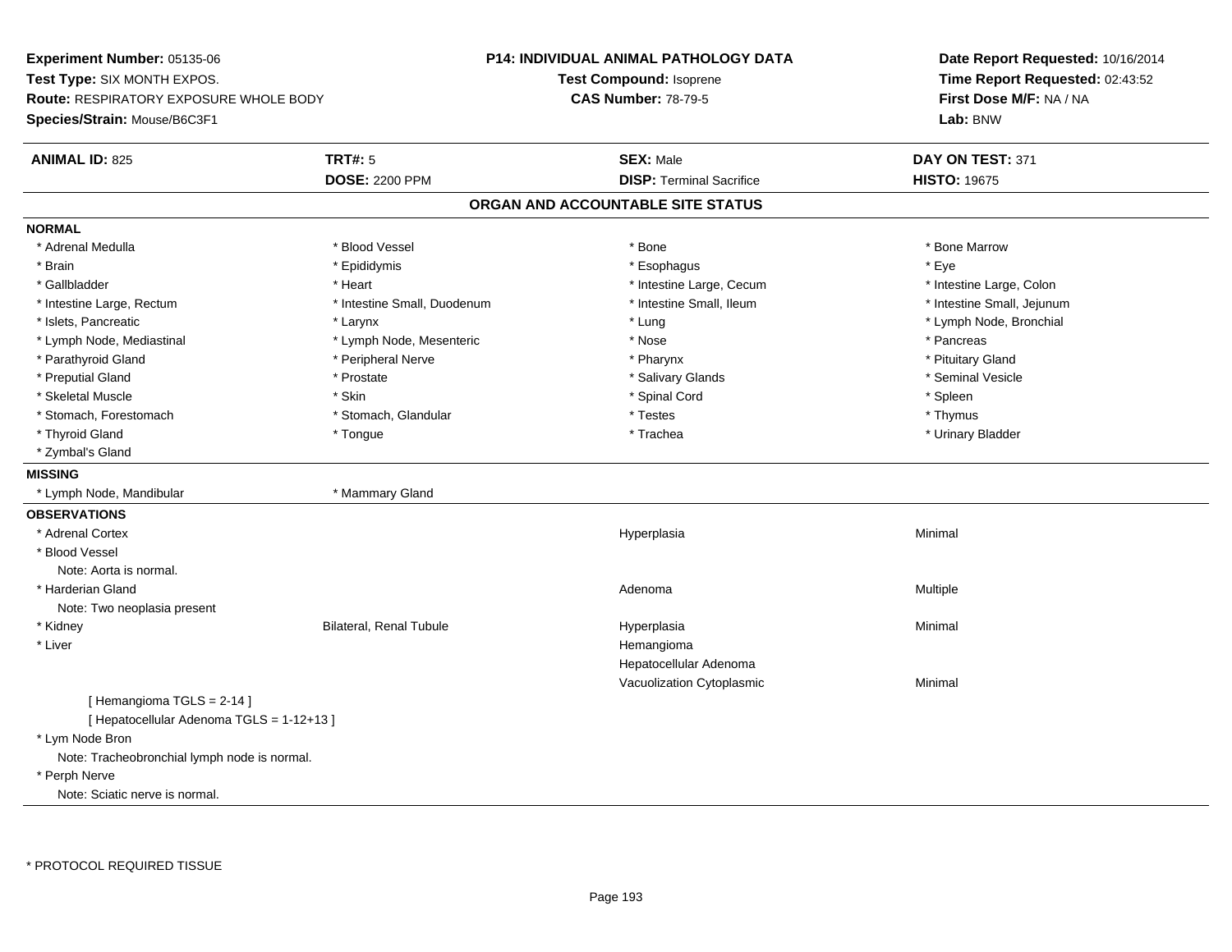**Experiment Number:** 05135-06
**Test Type:** SIX MONTH EXPOS.
**Route:** RESPIRATORY EXPOSURE WHOLE BODY
**Species/Strain:** Mouse/B6C3F1

**P14: INDIVIDUAL ANIMAL PATHOLOGY DATA**
**Test Compound:** Isoprene
**CAS Number:** 78-79-5

**Date Report Requested:** 10/16/2014
**Time Report Requested:** 02:43:52
**First Dose M/F:** NA / NA
**Lab:** BNW

| **ANIMAL ID:** 825 | **TRT#:** 5 | **SEX:** Male | **DAY ON TEST:** 371 |
|---|---|---|---|
| | **DOSE:** 2200 PPM | **DISP:** Terminal Sacrifice | **HISTO:** 19675 |

## ORGAN AND ACCOUNTABLE SITE STATUS

**NORMAL**

| | | | |
|---|---|---|---|
| * Adrenal Medulla | * Blood Vessel | * Bone | * Bone Marrow |
| * Brain | * Epididymis | * Esophagus | * Eye |
| * Gallbladder | * Heart | * Intestine Large, Cecum | * Intestine Large, Colon |
| * Intestine Large, Rectum | * Intestine Small, Duodenum | * Intestine Small, Ileum | * Intestine Small, Jejunum |
| * Islets, Pancreatic | * Larynx | * Lung | * Lymph Node, Bronchial |
| * Lymph Node, Mediastinal | * Lymph Node, Mesenteric | * Nose | * Pancreas |
| * Parathyroid Gland | * Peripheral Nerve | * Pharynx | * Pituitary Gland |
| * Preputial Gland | * Prostate | * Salivary Glands | * Seminal Vesicle |
| * Skeletal Muscle | * Skin | * Spinal Cord | * Spleen |
| * Stomach, Forestomach | * Stomach, Glandular | * Testes | * Thymus |
| * Thyroid Gland | * Tongue | * Trachea | * Urinary Bladder |
| * Zymbal's Gland | | | |

**MISSING**

| | |
|---|---|
| * Lymph Node, Mandibular | * Mammary Gland |

**OBSERVATIONS**

| | | | |
|---|---|---|---|
| * Adrenal Cortex | | Hyperplasia | Minimal |
| * Blood Vessel | | | |
| Note: Aorta is normal. | | | |
| * Harderian Gland | | Adenoma | Multiple |
| Note: Two neoplasia present | | | |
| * Kidney | Bilateral, Renal Tubule | Hyperplasia | Minimal |
| * Liver | | Hemangioma | |
| | | Hepatocellular Adenoma | |
| | | Vacuolization Cytoplasmic | Minimal |
| [ Hemangioma TGLS = 2-14 ] | | | |
| [ Hepatocellular Adenoma TGLS = 1-12+13 ] | | | |
| * Lym Node Bron | | | |
| Note: Tracheobronchial lymph node is normal. | | | |
| * Perph Nerve | | | |
| Note: Sciatic nerve is normal. | | | |

* PROTOCOL REQUIRED TISSUE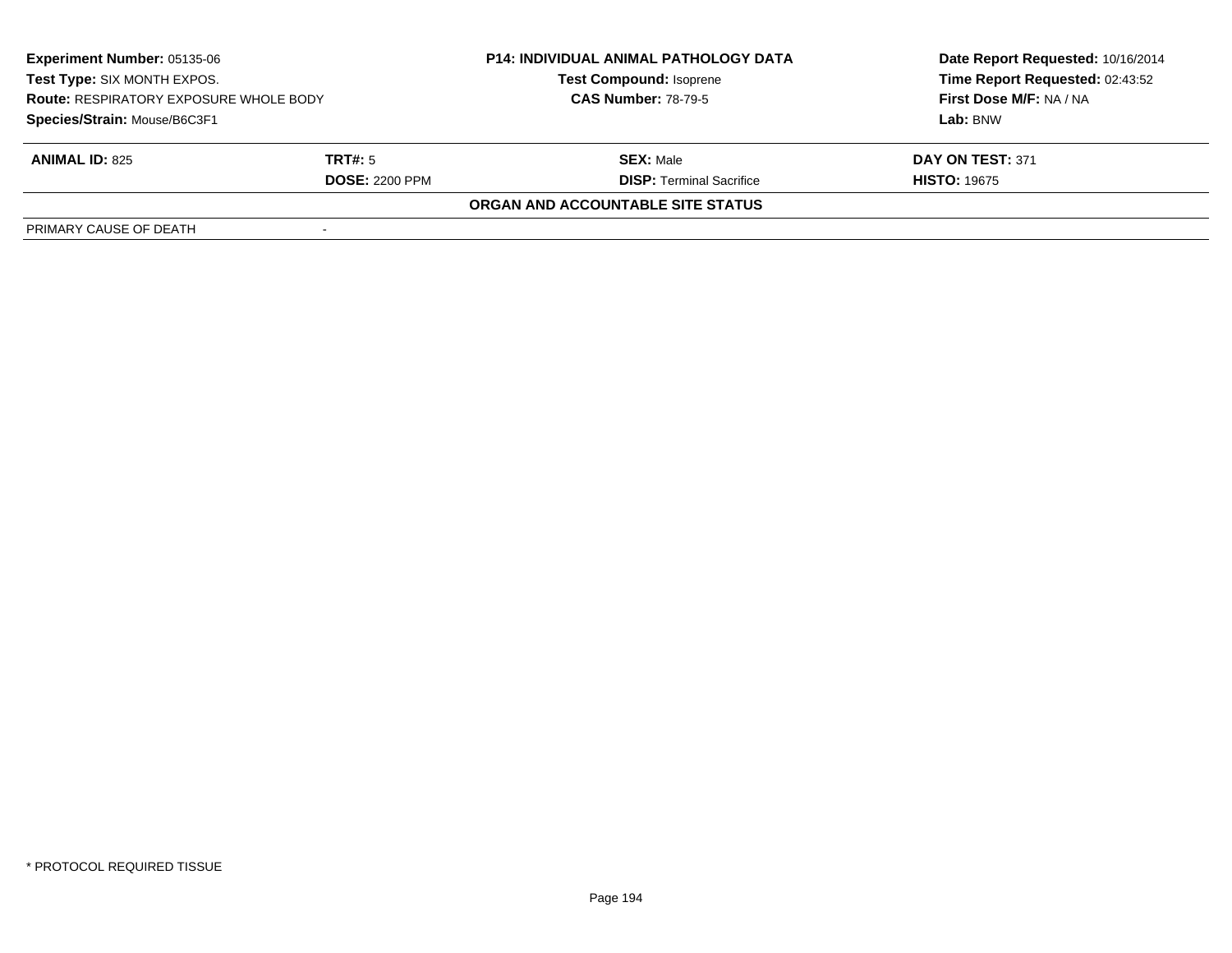| **Experiment Number:** 05135-06 | | **P14: INDIVIDUAL ANIMAL PATHOLOGY DATA** | **Date Report Requested:** 10/16/2014 |
|---|---|---|---|
| **Test Type:** SIX MONTH EXPOS. | | **Test Compound:** Isoprene | **Time Report Requested:** 02:43:52 |
| **Route:** RESPIRATORY EXPOSURE WHOLE BODY | | **CAS Number:** 78-79-5 | **First Dose M/F:** NA / NA |
| **Species/Strain:** Mouse/B6C3F1 | | | **Lab:** BNW |

| **ANIMAL ID:** 825 | **TRT#:** 5 | **SEX:** Male | **DAY ON TEST:** 371 |
|---|---|---|---|
| | **DOSE:** 2200 PPM | **DISP:** Terminal Sacrifice | **HISTO:** 19675 |

**ORGAN AND ACCOUNTABLE SITE STATUS**

| PRIMARY CAUSE OF DEATH | - |
|---|---|

* PROTOCOL REQUIRED TISSUE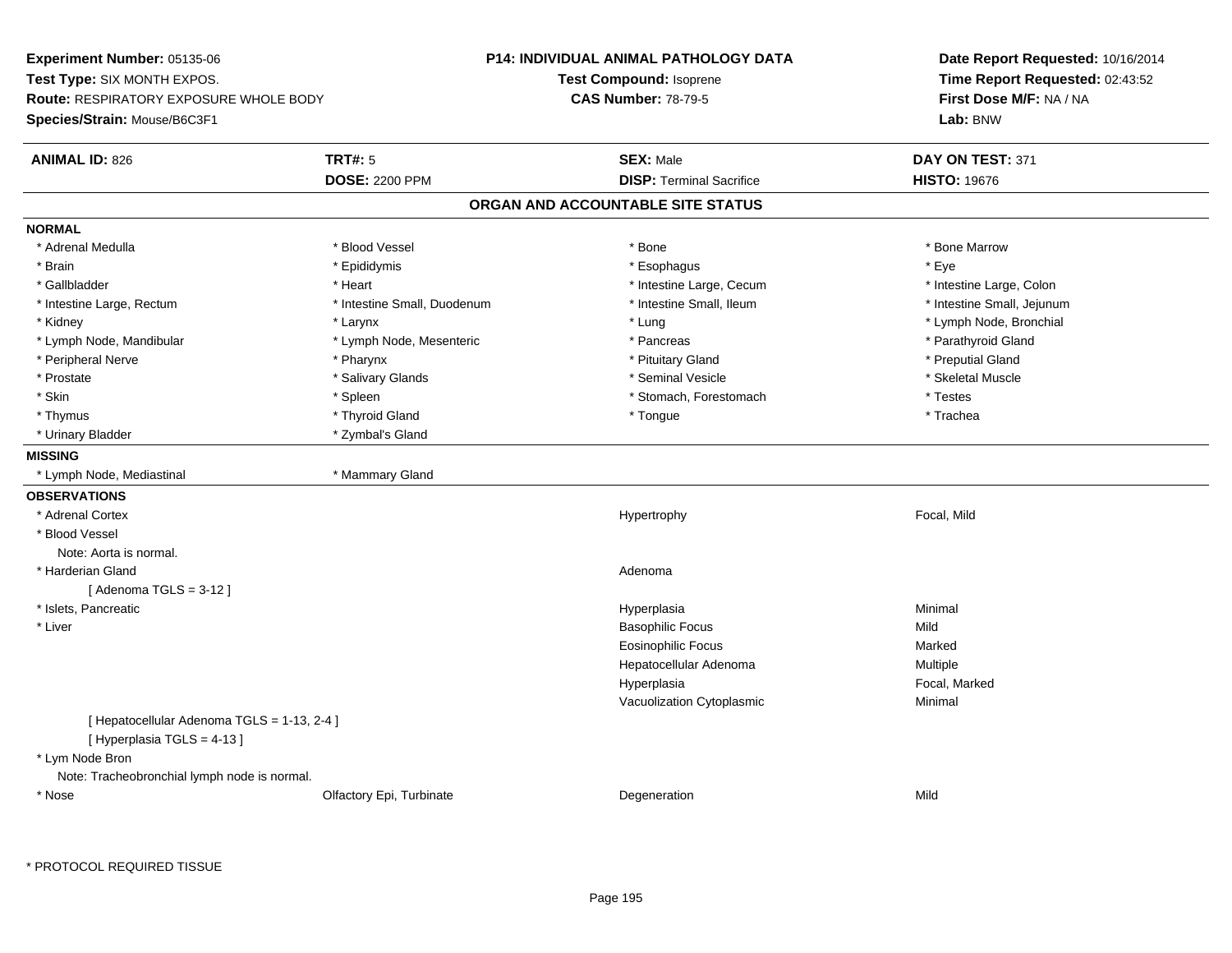**Experiment Number:** 05135-06
**Test Type:** SIX MONTH EXPOS.
**Route:** RESPIRATORY EXPOSURE WHOLE BODY
**Species/Strain:** Mouse/B6C3F1

**P14: INDIVIDUAL ANIMAL PATHOLOGY DATA**
**Test Compound:** Isoprene
**CAS Number:** 78-79-5

**Date Report Requested:** 10/16/2014
**Time Report Requested:** 02:43:52
**First Dose M/F:** NA / NA
**Lab:** BNW

| **ANIMAL ID:** 826 | **TRT#:** 5 | **SEX:** Male | **DAY ON TEST:** 371 |
|---|---|---|---|
| | **DOSE:** 2200 PPM | **DISP:** Terminal Sacrifice | **HISTO:** 19676 |

## ORGAN AND ACCOUNTABLE SITE STATUS

**NORMAL**

| | | | |
|---|---|---|---|
| * Adrenal Medulla | * Blood Vessel | * Bone | * Bone Marrow |
| * Brain | * Epididymis | * Esophagus | * Eye |
| * Gallbladder | * Heart | * Intestine Large, Cecum | * Intestine Large, Colon |
| * Intestine Large, Rectum | * Intestine Small, Duodenum | * Intestine Small, Ileum | * Intestine Small, Jejunum |
| * Kidney | * Larynx | * Lung | * Lymph Node, Bronchial |
| * Lymph Node, Mandibular | * Lymph Node, Mesenteric | * Pancreas | * Parathyroid Gland |
| * Peripheral Nerve | * Pharynx | * Pituitary Gland | * Preputial Gland |
| * Prostate | * Salivary Glands | * Seminal Vesicle | * Skeletal Muscle |
| * Skin | * Spleen | * Stomach, Forestomach | * Testes |
| * Thymus | * Thyroid Gland | * Tongue | * Trachea |
| * Urinary Bladder | * Zymbal's Gland | | |

**MISSING**

| | |
|---|---|
| * Lymph Node, Mediastinal | * Mammary Gland |

**OBSERVATIONS**

| | | | |
|---|---|---|---|
| * Adrenal Cortex | | Hypertrophy | Focal, Mild |
| * Blood Vessel | | | |
| Note: Aorta is normal. | | | |
| * Harderian Gland | | Adenoma | |
| [ Adenoma TGLS = 3-12 ] | | | |
| * Islets, Pancreatic | | Hyperplasia | Minimal |
| * Liver | | Basophilic Focus | Mild |
| | | Eosinophilic Focus | Marked |
| | | Hepatocellular Adenoma | Multiple |
| | | Hyperplasia | Focal, Marked |
| | | Vacuolization Cytoplasmic | Minimal |
| [ Hepatocellular Adenoma TGLS = 1-13, 2-4 ] | | | |
| [ Hyperplasia TGLS = 4-13 ] | | | |
| * Lym Node Bron | | | |
| Note: Tracheobronchial lymph node is normal. | | | |
| * Nose | Olfactory Epi, Turbinate | Degeneration | Mild |

\* PROTOCOL REQUIRED TISSUE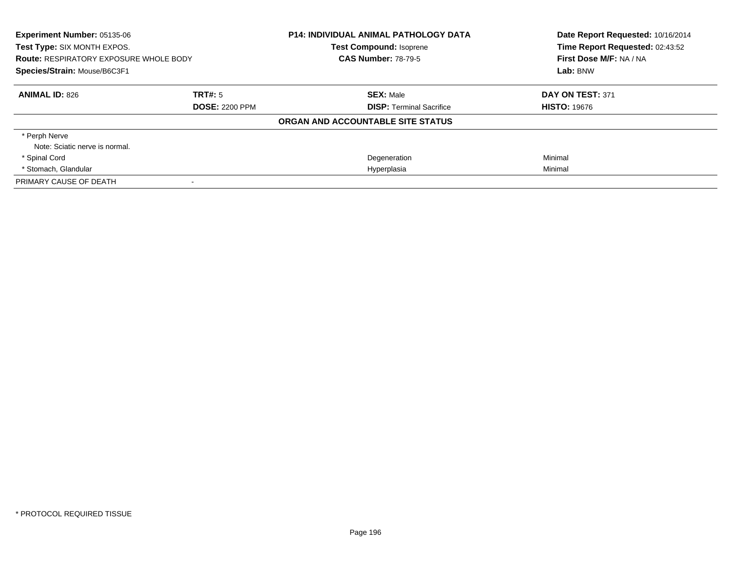**Experiment Number:** 05135-06
**Test Type:** SIX MONTH EXPOS.
**Route:** RESPIRATORY EXPOSURE WHOLE BODY
**Species/Strain:** Mouse/B6C3F1

**P14: INDIVIDUAL ANIMAL PATHOLOGY DATA**
**Test Compound:** Isoprene
**CAS Number:** 78-79-5

**Date Report Requested:** 10/16/2014
**Time Report Requested:** 02:43:52
**First Dose M/F:** NA / NA
**Lab:** BNW

| **ANIMAL ID:** 826 | **TRT#:** 5 | **SEX:** Male | **DAY ON TEST:** 371 |
|---|---|---|---|
| | **DOSE:** 2200 PPM | **DISP:** Terminal Sacrifice | **HISTO:** 19676 |

**ORGAN AND ACCOUNTABLE SITE STATUS**

| | | | |
|---|---|---|---|
| * Perph Nerve | | | |
| Note: Sciatic nerve is normal. | | | |
| * Spinal Cord | | Degeneration | Minimal |
| * Stomach, Glandular | | Hyperplasia | Minimal |
| PRIMARY CAUSE OF DEATH | - | | |

* PROTOCOL REQUIRED TISSUE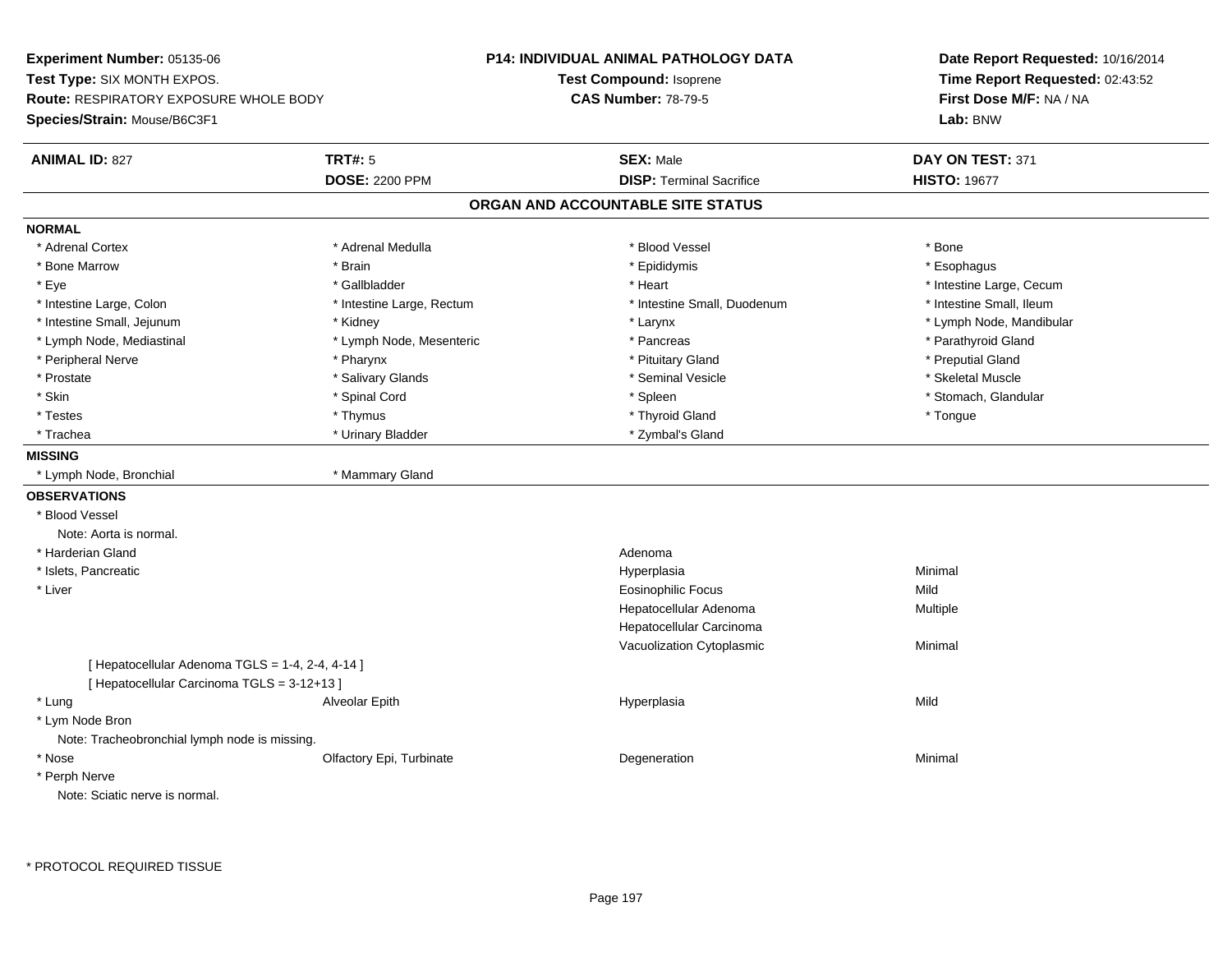**Experiment Number:** 05135-06
**Test Type:** SIX MONTH EXPOS.
**Route:** RESPIRATORY EXPOSURE WHOLE BODY
**Species/Strain:** Mouse/B6C3F1

**P14: INDIVIDUAL ANIMAL PATHOLOGY DATA**
**Test Compound:** Isoprene
**CAS Number:** 78-79-5

**Date Report Requested:** 10/16/2014
**Time Report Requested:** 02:43:52
**First Dose M/F:** NA / NA
**Lab:** BNW

| **ANIMAL ID:** 827 | **TRT#:** 5 | **SEX:** Male | **DAY ON TEST:** 371 |
|---|---|---|---|
| | **DOSE:** 2200 PPM | **DISP:** Terminal Sacrifice | **HISTO:** 19677 |

## ORGAN AND ACCOUNTABLE SITE STATUS

**NORMAL**

| | | | |
|---|---|---|---|
| * Adrenal Cortex | * Adrenal Medulla | * Blood Vessel | * Bone |
| * Bone Marrow | * Brain | * Epididymis | * Esophagus |
| * Eye | * Gallbladder | * Heart | * Intestine Large, Cecum |
| * Intestine Large, Colon | * Intestine Large, Rectum | * Intestine Small, Duodenum | * Intestine Small, Ileum |
| * Intestine Small, Jejunum | * Kidney | * Larynx | * Lymph Node, Mandibular |
| * Lymph Node, Mediastinal | * Lymph Node, Mesenteric | * Pancreas | * Parathyroid Gland |
| * Peripheral Nerve | * Pharynx | * Pituitary Gland | * Preputial Gland |
| * Prostate | * Salivary Glands | * Seminal Vesicle | * Skeletal Muscle |
| * Skin | * Spinal Cord | * Spleen | * Stomach, Glandular |
| * Testes | * Thymus | * Thyroid Gland | * Tongue |
| * Trachea | * Urinary Bladder | * Zymbal's Gland | |

**MISSING**

| | |
|---|---|
| * Lymph Node, Bronchial | * Mammary Gland |

**OBSERVATIONS**

| Organ | Site | Observation | Severity |
|---|---|---|---|
| * Blood Vessel | | | |
| Note: Aorta is normal. | | | |
| * Harderian Gland | | Adenoma | |
| * Islets, Pancreatic | | Hyperplasia | Minimal |
| * Liver | | Eosinophilic Focus | Mild |
| | | Hepatocellular Adenoma | Multiple |
| | | Hepatocellular Carcinoma | |
| | | Vacuolization Cytoplasmic | Minimal |
| [ Hepatocellular Adenoma TGLS = 1-4, 2-4, 4-14 ] | | | |
| [ Hepatocellular Carcinoma TGLS = 3-12+13 ] | | | |
| * Lung | Alveolar Epith | Hyperplasia | Mild |
| * Lym Node Bron | | | |
| Note: Tracheobronchial lymph node is missing. | | | |
| * Nose | Olfactory Epi, Turbinate | Degeneration | Minimal |
| * Perph Nerve | | | |
| Note: Sciatic nerve is normal. | | | |

* PROTOCOL REQUIRED TISSUE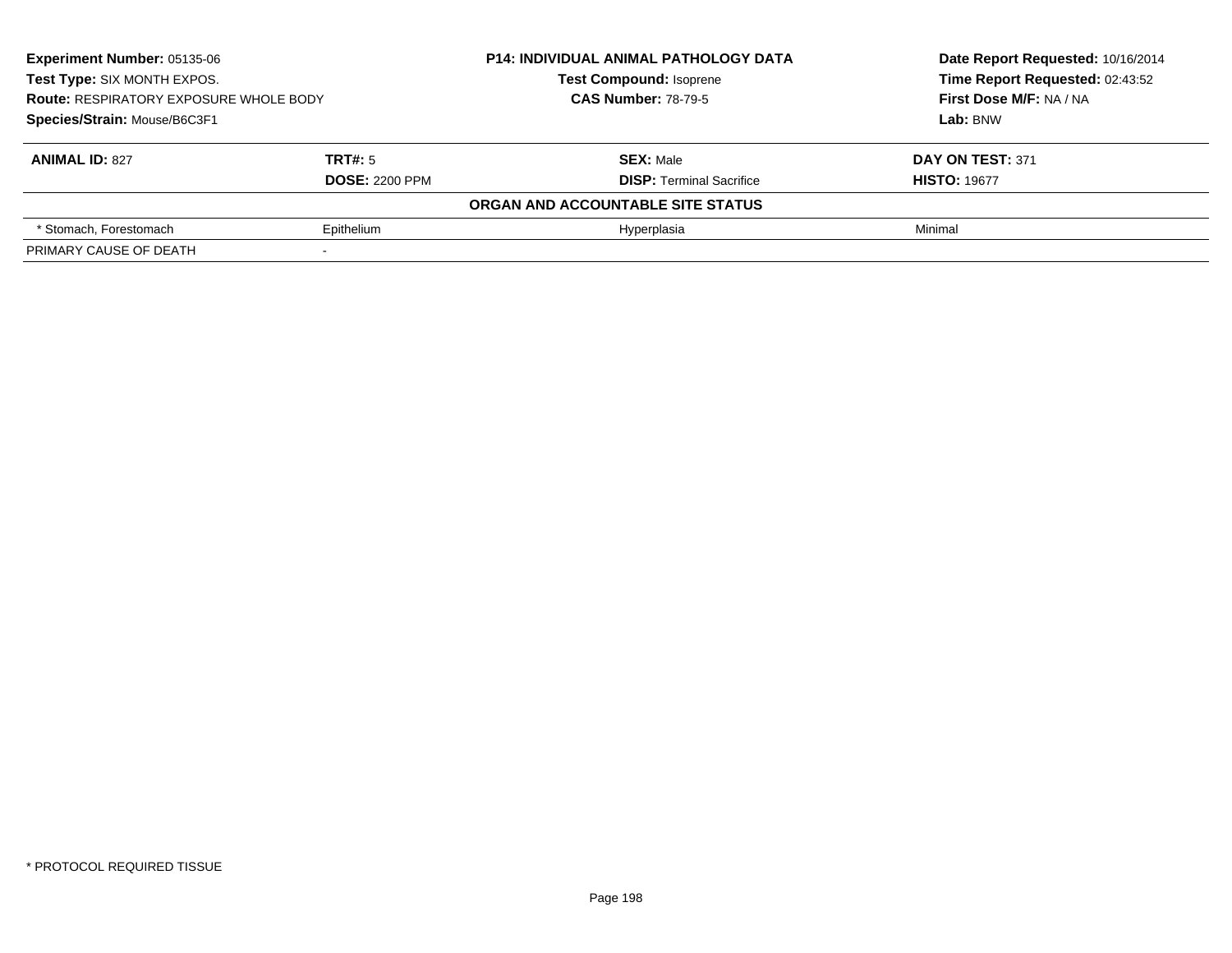**Experiment Number:** 05135-06
**Test Type:** SIX MONTH EXPOS.
**Route:** RESPIRATORY EXPOSURE WHOLE BODY
**Species/Strain:** Mouse/B6C3F1

**P14: INDIVIDUAL ANIMAL PATHOLOGY DATA**
**Test Compound:** Isoprene
**CAS Number:** 78-79-5

**Date Report Requested:** 10/16/2014
**Time Report Requested:** 02:43:52
**First Dose M/F:** NA / NA
**Lab:** BNW

| **ANIMAL ID:** 827 | **TRT#:** 5 | **SEX:** Male | **DAY ON TEST:** 371 |
|---|---|---|---|
| | **DOSE:** 2200 PPM | **DISP:** Terminal Sacrifice | **HISTO:** 19677 |
| | | **ORGAN AND ACCOUNTABLE SITE STATUS** | |
| * Stomach, Forestomach | Epithelium | Hyperplasia | Minimal |
| PRIMARY CAUSE OF DEATH | - | | |

* PROTOCOL REQUIRED TISSUE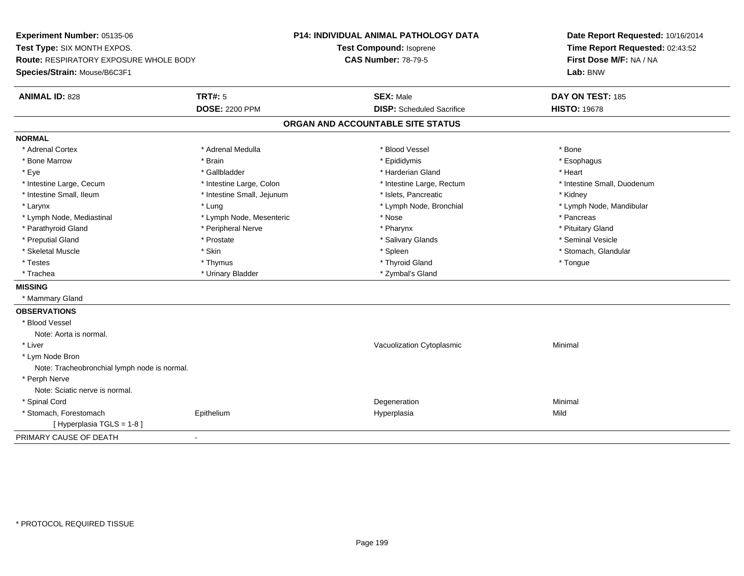**Experiment Number:** 05135-06
**Test Type:** SIX MONTH EXPOS.
**Route:** RESPIRATORY EXPOSURE WHOLE BODY
**Species/Strain:** Mouse/B6C3F1

**P14: INDIVIDUAL ANIMAL PATHOLOGY DATA**
**Test Compound:** Isoprene
**CAS Number:** 78-79-5

**Date Report Requested:** 10/16/2014
**Time Report Requested:** 02:43:52
**First Dose M/F:** NA / NA
**Lab:** BNW

| **ANIMAL ID:** 828 | **TRT#:** 5 | **SEX:** Male | **DAY ON TEST:** 185 |
|---|---|---|---|
| | **DOSE:** 2200 PPM | **DISP:** Scheduled Sacrifice | **HISTO:** 19678 |

## ORGAN AND ACCOUNTABLE SITE STATUS

**NORMAL**

| | | | |
|---|---|---|---|
| * Adrenal Cortex | * Adrenal Medulla | * Blood Vessel | * Bone |
| * Bone Marrow | * Brain | * Epididymis | * Esophagus |
| * Eye | * Gallbladder | * Harderian Gland | * Heart |
| * Intestine Large, Cecum | * Intestine Large, Colon | * Intestine Large, Rectum | * Intestine Small, Duodenum |
| * Intestine Small, Ileum | * Intestine Small, Jejunum | * Islets, Pancreatic | * Kidney |
| * Larynx | * Lung | * Lymph Node, Bronchial | * Lymph Node, Mandibular |
| * Lymph Node, Mediastinal | * Lymph Node, Mesenteric | * Nose | * Pancreas |
| * Parathyroid Gland | * Peripheral Nerve | * Pharynx | * Pituitary Gland |
| * Preputial Gland | * Prostate | * Salivary Glands | * Seminal Vesicle |
| * Skeletal Muscle | * Skin | * Spleen | * Stomach, Glandular |
| * Testes | * Thymus | * Thyroid Gland | * Tongue |
| * Trachea | * Urinary Bladder | * Zymbal's Gland | |

**MISSING**

* Mammary Gland

**OBSERVATIONS**

| | | | |
|---|---|---|---|
| * Blood Vessel | | | |
| Note: Aorta is normal. | | | |
| * Liver | | Vacuolization Cytoplasmic | Minimal |
| * Lym Node Bron | | | |
| Note: Tracheobronchial lymph node is normal. | | | |
| * Perph Nerve | | | |
| Note: Sciatic nerve is normal. | | | |
| * Spinal Cord | | Degeneration | Minimal |
| * Stomach, Forestomach | Epithelium | Hyperplasia | Mild |
| [ Hyperplasia TGLS = 1-8 ] | | | |

PRIMARY CAUSE OF DEATH -

\* PROTOCOL REQUIRED TISSUE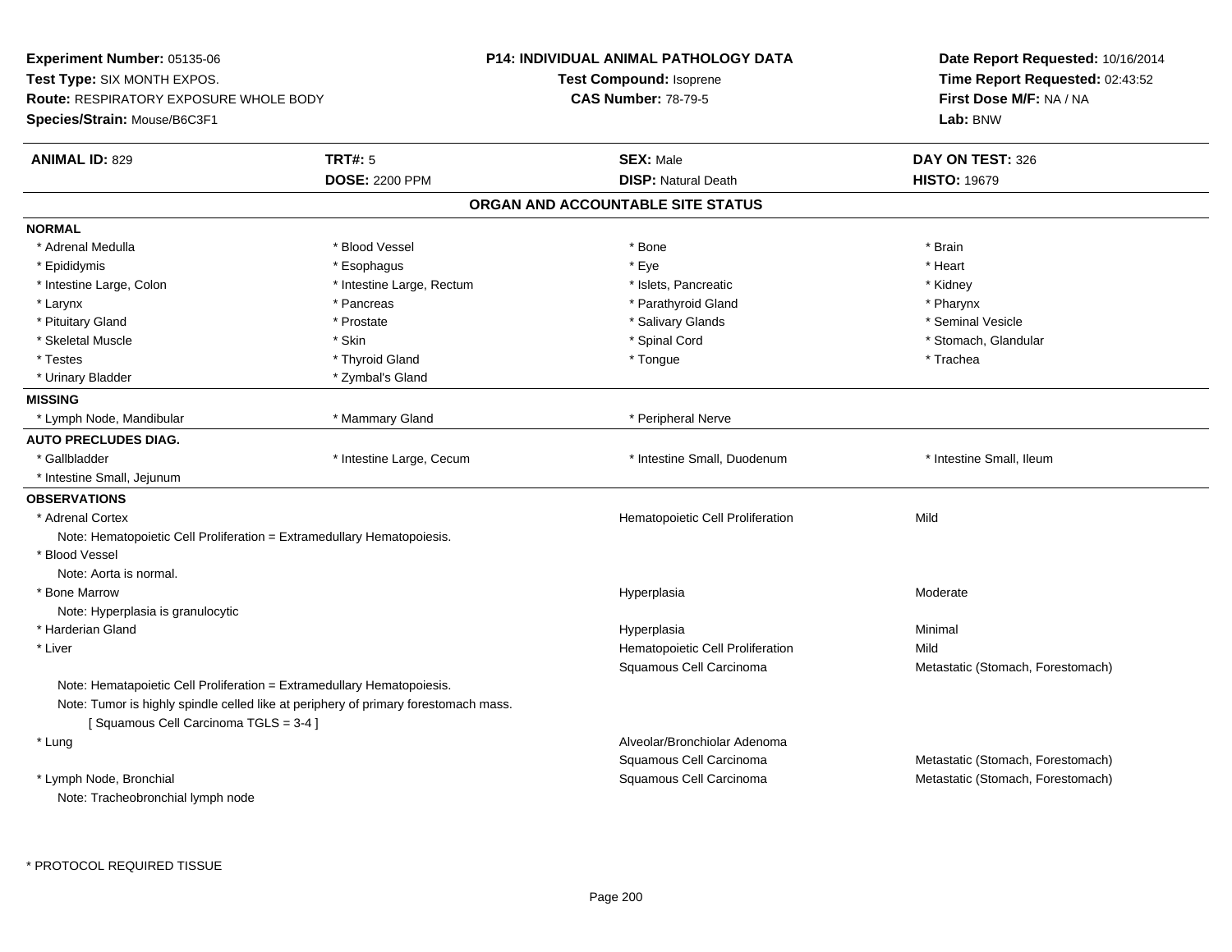**Experiment Number:** 05135-06
**Test Type:** SIX MONTH EXPOS.
**Route:** RESPIRATORY EXPOSURE WHOLE BODY
**Species/Strain:** Mouse/B6C3F1

**P14: INDIVIDUAL ANIMAL PATHOLOGY DATA**
**Test Compound:** Isoprene
**CAS Number:** 78-79-5

**Date Report Requested:** 10/16/2014
**Time Report Requested:** 02:43:52
**First Dose M/F:** NA / NA
**Lab:** BNW

| **ANIMAL ID:** 829 | **TRT#:** 5 | **SEX:** Male | **DAY ON TEST:** 326 |
|---|---|---|---|
| | **DOSE:** 2200 PPM | **DISP:** Natural Death | **HISTO:** 19679 |

## ORGAN AND ACCOUNTABLE SITE STATUS

**NORMAL**

| | | | |
|---|---|---|---|
| * Adrenal Medulla | * Blood Vessel | * Bone | * Brain |
| * Epididymis | * Esophagus | * Eye | * Heart |
| * Intestine Large, Colon | * Intestine Large, Rectum | * Islets, Pancreatic | * Kidney |
| * Larynx | * Pancreas | * Parathyroid Gland | * Pharynx |
| * Pituitary Gland | * Prostate | * Salivary Glands | * Seminal Vesicle |
| * Skeletal Muscle | * Skin | * Spinal Cord | * Stomach, Glandular |
| * Testes | * Thyroid Gland | * Tongue | * Trachea |
| * Urinary Bladder | * Zymbal's Gland | | |

**MISSING**

| | | |
|---|---|---|
| * Lymph Node, Mandibular | * Mammary Gland | * Peripheral Nerve |

**AUTO PRECLUDES DIAG.**

| | | | |
|---|---|---|---|
| * Gallbladder | * Intestine Large, Cecum | * Intestine Small, Duodenum | * Intestine Small, Ileum |
| * Intestine Small, Jejunum | | | |

**OBSERVATIONS**

* Adrenal Cortex — Hematopoietic Cell Proliferation — Mild
  Note: Hematopoietic Cell Proliferation = Extramedullary Hematopoiesis.
* Blood Vessel
  Note: Aorta is normal.
* Bone Marrow — Hyperplasia — Moderate
  Note: Hyperplasia is granulocytic
* Harderian Gland — Hyperplasia — Minimal
* Liver — Hematopoietic Cell Proliferation — Mild
  Squamous Cell Carcinoma — Metastatic (Stomach, Forestomach)
  Note: Hematapoietic Cell Proliferation = Extramedullary Hematopoiesis.
  Note: Tumor is highly spindle celled like at periphery of primary forestomach mass.
  [ Squamous Cell Carcinoma TGLS = 3-4 ]
* Lung — Alveolar/Bronchiolar Adenoma
  Squamous Cell Carcinoma — Metastatic (Stomach, Forestomach)
* Lymph Node, Bronchial — Squamous Cell Carcinoma — Metastatic (Stomach, Forestomach)
  Note: Tracheobronchial lymph node

* PROTOCOL REQUIRED TISSUE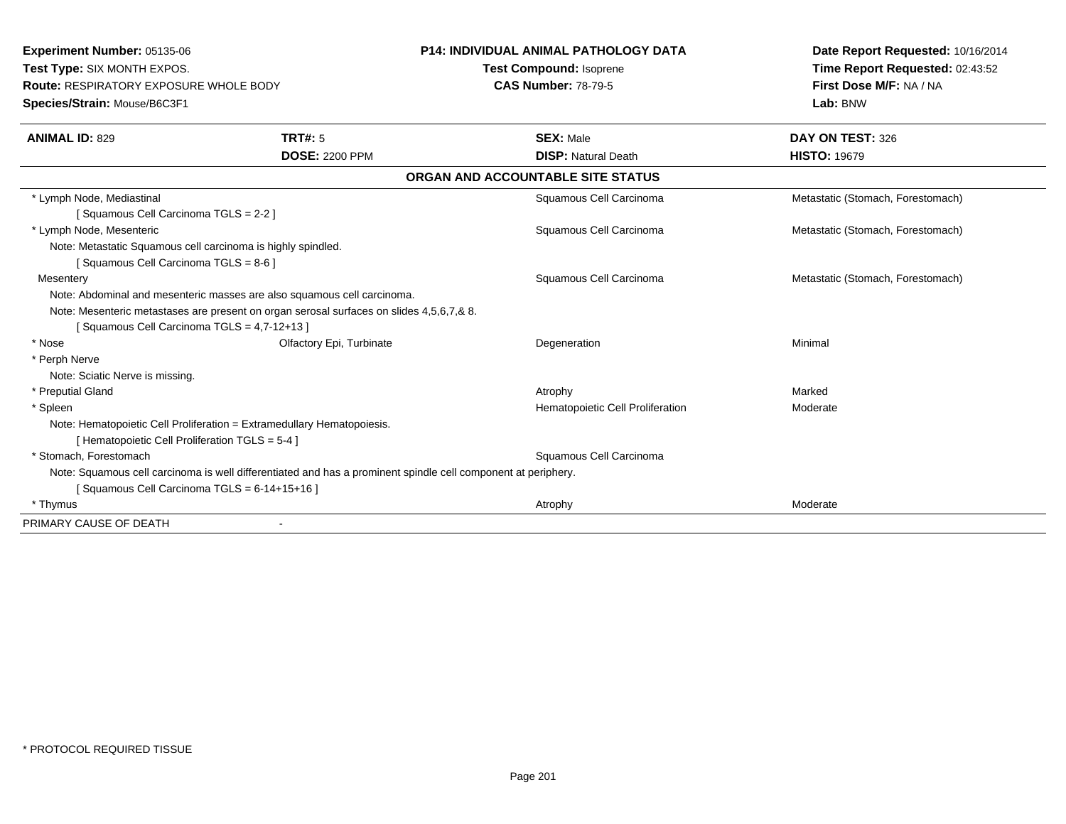**Experiment Number:** 05135-06
**Test Type:** SIX MONTH EXPOS.
**Route:** RESPIRATORY EXPOSURE WHOLE BODY
**Species/Strain:** Mouse/B6C3F1

**P14: INDIVIDUAL ANIMAL PATHOLOGY DATA**
**Test Compound:** Isoprene
**CAS Number:** 78-79-5

**Date Report Requested:** 10/16/2014
**Time Report Requested:** 02:43:52
**First Dose M/F:** NA / NA
**Lab:** BNW

| **ANIMAL ID:** 829 | **TRT#:** 5 | **SEX:** Male | **DAY ON TEST:** 326 |
|---|---|---|---|
| | **DOSE:** 2200 PPM | **DISP:** Natural Death | **HISTO:** 19679 |

**ORGAN AND ACCOUNTABLE SITE STATUS**

| | | | |
|---|---|---|---|
| * Lymph Node, Mediastinal | | Squamous Cell Carcinoma | Metastatic (Stomach, Forestomach) |
| [ Squamous Cell Carcinoma TGLS = 2-2 ] | | | |
| * Lymph Node, Mesenteric | | Squamous Cell Carcinoma | Metastatic (Stomach, Forestomach) |
| Note: Metastatic Squamous cell carcinoma is highly spindled. | | | |
| [ Squamous Cell Carcinoma TGLS = 8-6 ] | | | |
| Mesentery | | Squamous Cell Carcinoma | Metastatic (Stomach, Forestomach) |
| Note: Abdominal and mesenteric masses are also squamous cell carcinoma. | | | |
| Note: Mesenteric metastases are present on organ serosal surfaces on slides 4,5,6,7,& 8. | | | |
| [ Squamous Cell Carcinoma TGLS = 4,7-12+13 ] | | | |
| * Nose | Olfactory Epi, Turbinate | Degeneration | Minimal |
| * Perph Nerve | | | |
| Note: Sciatic Nerve is missing. | | | |
| * Preputial Gland | | Atrophy | Marked |
| * Spleen | | Hematopoietic Cell Proliferation | Moderate |
| Note: Hematopoietic Cell Proliferation = Extramedullary Hematopoiesis. | | | |
| [ Hematopoietic Cell Proliferation TGLS = 5-4 ] | | | |
| * Stomach, Forestomach | | Squamous Cell Carcinoma | |
| Note: Squamous cell carcinoma is well differentiated and has a prominent spindle cell component at periphery. | | | |
| [ Squamous Cell Carcinoma TGLS = 6-14+15+16 ] | | | |
| * Thymus | | Atrophy | Moderate |
| PRIMARY CAUSE OF DEATH | - | | |

* PROTOCOL REQUIRED TISSUE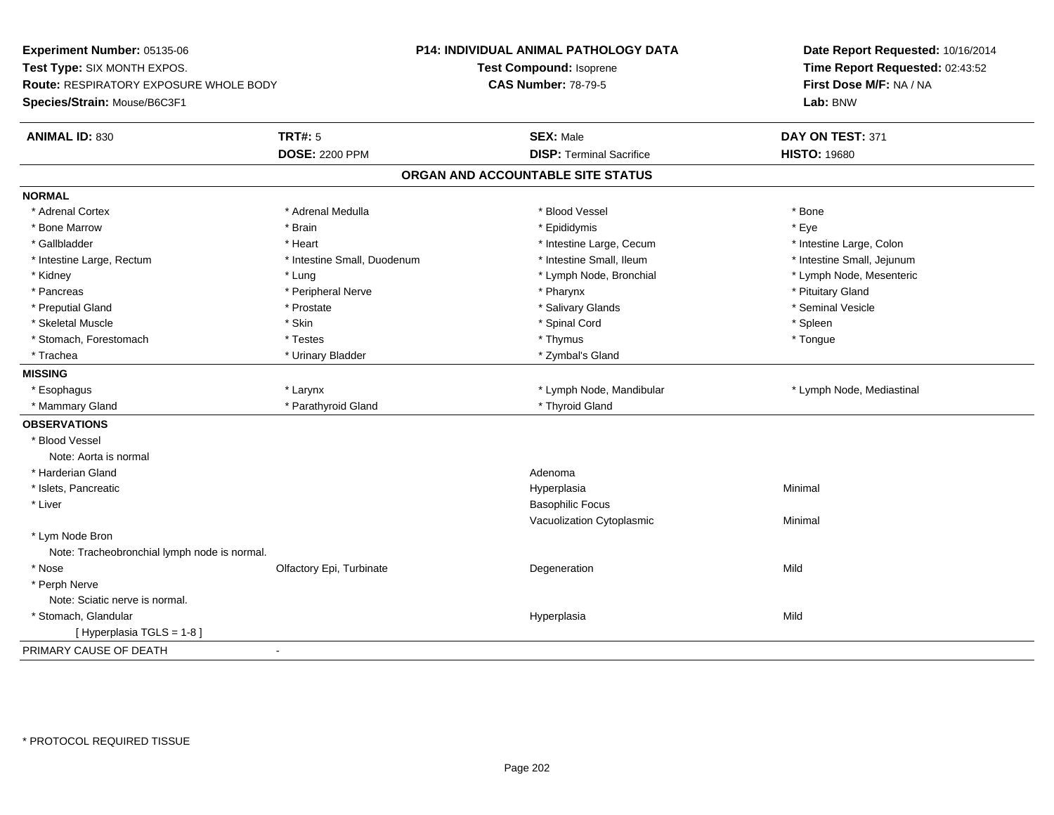**Experiment Number:** 05135-06
**Test Type:** SIX MONTH EXPOS.
**Route:** RESPIRATORY EXPOSURE WHOLE BODY
**Species/Strain:** Mouse/B6C3F1

**P14: INDIVIDUAL ANIMAL PATHOLOGY DATA**
**Test Compound:** Isoprene
**CAS Number:** 78-79-5

**Date Report Requested:** 10/16/2014
**Time Report Requested:** 02:43:52
**First Dose M/F:** NA / NA
**Lab:** BNW

| **ANIMAL ID:** 830 | **TRT#:** 5 | **SEX:** Male | **DAY ON TEST:** 371 |
|---|---|---|---|
| | **DOSE:** 2200 PPM | **DISP:** Terminal Sacrifice | **HISTO:** 19680 |

## ORGAN AND ACCOUNTABLE SITE STATUS

**NORMAL**

| | | | |
|---|---|---|---|
| * Adrenal Cortex | * Adrenal Medulla | * Blood Vessel | * Bone |
| * Bone Marrow | * Brain | * Epididymis | * Eye |
| * Gallbladder | * Heart | * Intestine Large, Cecum | * Intestine Large, Colon |
| * Intestine Large, Rectum | * Intestine Small, Duodenum | * Intestine Small, Ileum | * Intestine Small, Jejunum |
| * Kidney | * Lung | * Lymph Node, Bronchial | * Lymph Node, Mesenteric |
| * Pancreas | * Peripheral Nerve | * Pharynx | * Pituitary Gland |
| * Preputial Gland | * Prostate | * Salivary Glands | * Seminal Vesicle |
| * Skeletal Muscle | * Skin | * Spinal Cord | * Spleen |
| * Stomach, Forestomach | * Testes | * Thymus | * Tongue |
| * Trachea | * Urinary Bladder | * Zymbal's Gland | |

**MISSING**

| | | | |
|---|---|---|---|
| * Esophagus | * Larynx | * Lymph Node, Mandibular | * Lymph Node, Mediastinal |
| * Mammary Gland | * Parathyroid Gland | * Thyroid Gland | |

**OBSERVATIONS**

| | | | |
|---|---|---|---|
| * Blood Vessel | | | |
| Note: Aorta is normal | | | |
| * Harderian Gland | | Adenoma | |
| * Islets, Pancreatic | | Hyperplasia | Minimal |
| * Liver | | Basophilic Focus | |
| | | Vacuolization Cytoplasmic | Minimal |
| * Lym Node Bron | | | |
| Note: Tracheobronchial lymph node is normal. | | | |
| * Nose | Olfactory Epi, Turbinate | Degeneration | Mild |
| * Perph Nerve | | | |
| Note: Sciatic nerve is normal. | | | |
| * Stomach, Glandular | | Hyperplasia | Mild |
| [ Hyperplasia TGLS = 1-8 ] | | | |

PRIMARY CAUSE OF DEATH -

* PROTOCOL REQUIRED TISSUE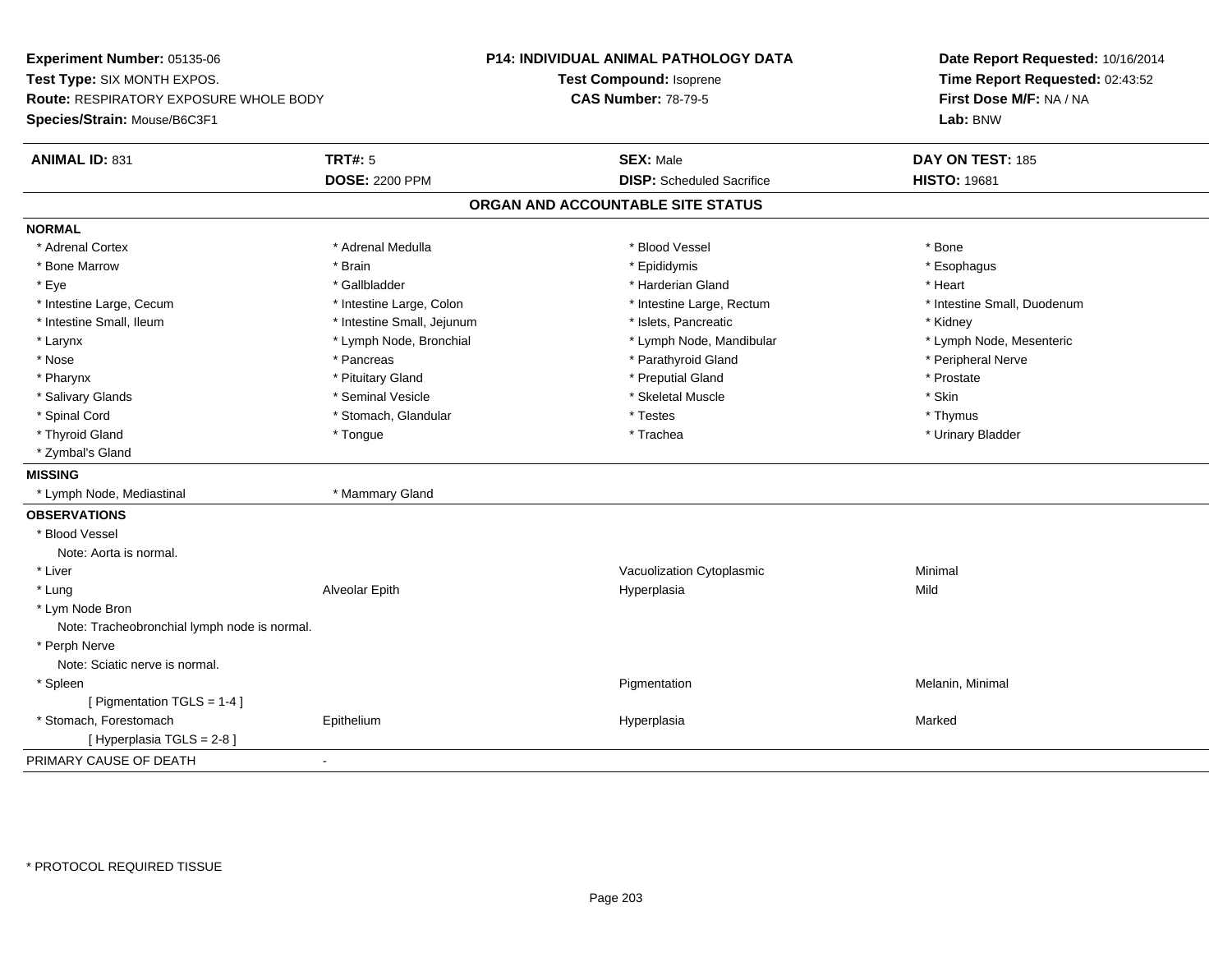**Experiment Number:** 05135-06
**Test Type:** SIX MONTH EXPOS.
**Route:** RESPIRATORY EXPOSURE WHOLE BODY
**Species/Strain:** Mouse/B6C3F1

**P14: INDIVIDUAL ANIMAL PATHOLOGY DATA**
**Test Compound:** Isoprene
**CAS Number:** 78-79-5

**Date Report Requested:** 10/16/2014
**Time Report Requested:** 02:43:52
**First Dose M/F:** NA / NA
**Lab:** BNW

| **ANIMAL ID:** 831 | **TRT#:** 5 | **SEX:** Male | **DAY ON TEST:** 185 |
|---|---|---|---|
| | **DOSE:** 2200 PPM | **DISP:** Scheduled Sacrifice | **HISTO:** 19681 |

## ORGAN AND ACCOUNTABLE SITE STATUS

**NORMAL**

| | | | |
|---|---|---|---|
| * Adrenal Cortex | * Adrenal Medulla | * Blood Vessel | * Bone |
| * Bone Marrow | * Brain | * Epididymis | * Esophagus |
| * Eye | * Gallbladder | * Harderian Gland | * Heart |
| * Intestine Large, Cecum | * Intestine Large, Colon | * Intestine Large, Rectum | * Intestine Small, Duodenum |
| * Intestine Small, Ileum | * Intestine Small, Jejunum | * Islets, Pancreatic | * Kidney |
| * Larynx | * Lymph Node, Bronchial | * Lymph Node, Mandibular | * Lymph Node, Mesenteric |
| * Nose | * Pancreas | * Parathyroid Gland | * Peripheral Nerve |
| * Pharynx | * Pituitary Gland | * Preputial Gland | * Prostate |
| * Salivary Glands | * Seminal Vesicle | * Skeletal Muscle | * Skin |
| * Spinal Cord | * Stomach, Glandular | * Testes | * Thymus |
| * Thyroid Gland | * Tongue | * Trachea | * Urinary Bladder |
| * Zymbal's Gland | | | |

**MISSING**

| | |
|---|---|
| * Lymph Node, Mediastinal | * Mammary Gland |

**OBSERVATIONS**

| | | | |
|---|---|---|---|
| * Blood Vessel | | | |
| Note: Aorta is normal. | | | |
| * Liver | | Vacuolization Cytoplasmic | Minimal |
| * Lung | Alveolar Epith | Hyperplasia | Mild |
| * Lym Node Bron | | | |
| Note: Tracheobronchial lymph node is normal. | | | |
| * Perph Nerve | | | |
| Note: Sciatic nerve is normal. | | | |
| * Spleen | | Pigmentation | Melanin, Minimal |
| [ Pigmentation TGLS = 1-4 ] | | | |
| * Stomach, Forestomach | Epithelium | Hyperplasia | Marked |
| [ Hyperplasia TGLS = 2-8 ] | | | |

PRIMARY CAUSE OF DEATH -

* PROTOCOL REQUIRED TISSUE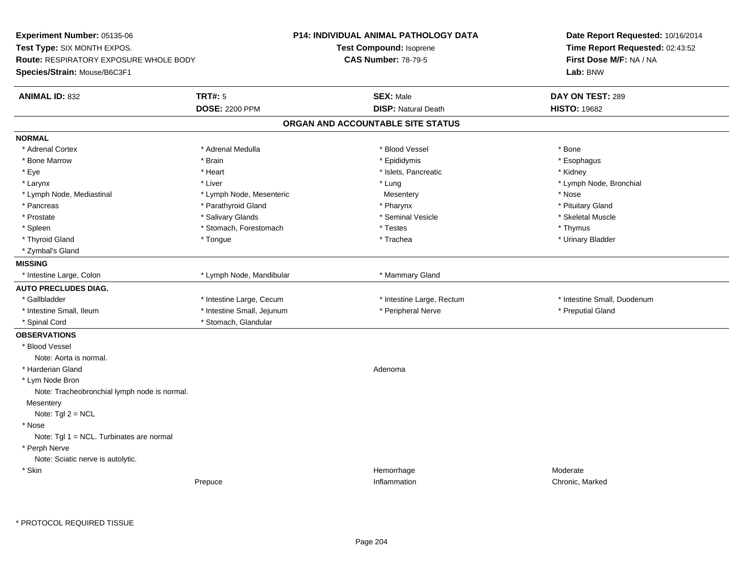**Experiment Number:** 05135-06
**Test Type:** SIX MONTH EXPOS.
**Route:** RESPIRATORY EXPOSURE WHOLE BODY
**Species/Strain:** Mouse/B6C3F1

**P14: INDIVIDUAL ANIMAL PATHOLOGY DATA**
**Test Compound:** Isoprene
**CAS Number:** 78-79-5

**Date Report Requested:** 10/16/2014
**Time Report Requested:** 02:43:52
**First Dose M/F:** NA / NA
**Lab:** BNW

| **ANIMAL ID:** 832 | **TRT#:** 5 | **SEX:** Male | **DAY ON TEST:** 289 |
|---|---|---|---|
| | **DOSE:** 2200 PPM | **DISP:** Natural Death | **HISTO:** 19682 |

## ORGAN AND ACCOUNTABLE SITE STATUS

**NORMAL**

| | | | |
|---|---|---|---|
| * Adrenal Cortex | * Adrenal Medulla | * Blood Vessel | * Bone |
| * Bone Marrow | * Brain | * Epididymis | * Esophagus |
| * Eye | * Heart | * Islets, Pancreatic | * Kidney |
| * Larynx | * Liver | * Lung | * Lymph Node, Bronchial |
| * Lymph Node, Mediastinal | * Lymph Node, Mesenteric | Mesentery | * Nose |
| * Pancreas | * Parathyroid Gland | * Pharynx | * Pituitary Gland |
| * Prostate | * Salivary Glands | * Seminal Vesicle | * Skeletal Muscle |
| * Spleen | * Stomach, Forestomach | * Testes | * Thymus |
| * Thyroid Gland | * Tongue | * Trachea | * Urinary Bladder |
| * Zymbal's Gland | | | |

**MISSING**

| | | |
|---|---|---|
| * Intestine Large, Colon | * Lymph Node, Mandibular | * Mammary Gland |

**AUTO PRECLUDES DIAG.**

| | | | |
|---|---|---|---|
| * Gallbladder | * Intestine Large, Cecum | * Intestine Large, Rectum | * Intestine Small, Duodenum |
| * Intestine Small, Ileum | * Intestine Small, Jejunum | * Peripheral Nerve | * Preputial Gland |
| * Spinal Cord | * Stomach, Glandular | | |

**OBSERVATIONS**

| | | | |
|---|---|---|---|
| * Blood Vessel | | | |
| Note: Aorta is normal. | | | |
| * Harderian Gland | | Adenoma | |
| * Lym Node Bron | | | |
| Note: Tracheobronchial lymph node is normal. | | | |
| Mesentery | | | |
| Note: Tgl 2 = NCL | | | |
| * Nose | | | |
| Note: Tgl 1 = NCL. Turbinates are normal | | | |
| * Perph Nerve | | | |
| Note: Sciatic nerve is autolytic. | | | |
| * Skin | | Hemorrhage | Moderate |
| | Prepuce | Inflammation | Chronic, Marked |

\* PROTOCOL REQUIRED TISSUE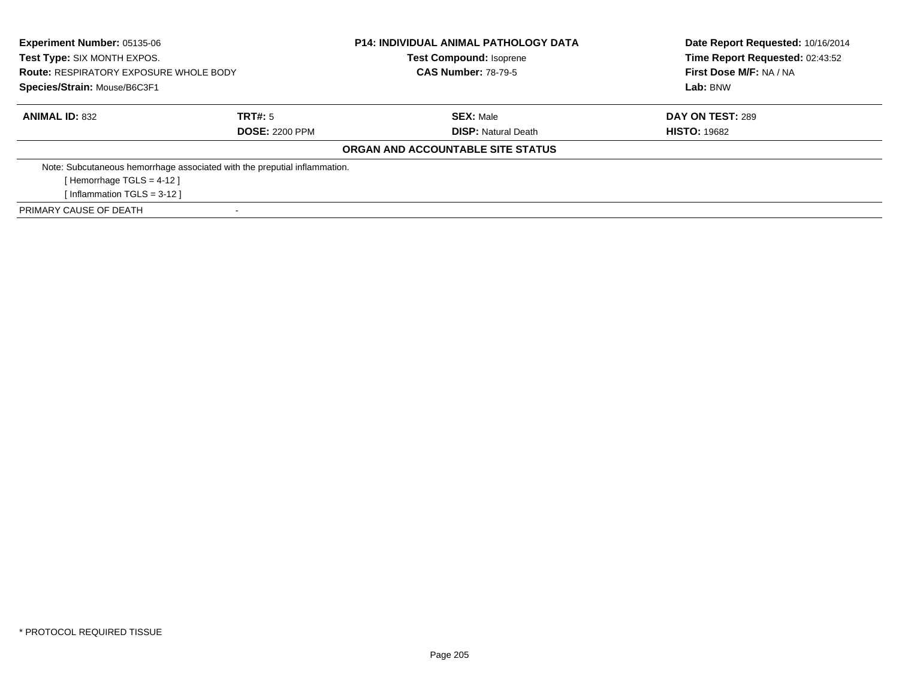**Experiment Number:** 05135-06
**Test Type:** SIX MONTH EXPOS.
**Route:** RESPIRATORY EXPOSURE WHOLE BODY
**Species/Strain:** Mouse/B6C3F1

**P14: INDIVIDUAL ANIMAL PATHOLOGY DATA**
**Test Compound:** Isoprene
**CAS Number:** 78-79-5

**Date Report Requested:** 10/16/2014
**Time Report Requested:** 02:43:52
**First Dose M/F:** NA / NA
**Lab:** BNW

| **ANIMAL ID:** 832 | **TRT#:** 5 | **SEX:** Male | **DAY ON TEST:** 289 |
|---|---|---|---|
| | **DOSE:** 2200 PPM | **DISP:** Natural Death | **HISTO:** 19682 |

**ORGAN AND ACCOUNTABLE SITE STATUS**

Note: Subcutaneous hemorrhage associated with the preputial inflammation.
[ Hemorrhage TGLS = 4-12 ]
[ Inflammation TGLS = 3-12 ]

PRIMARY CAUSE OF DEATH -

* PROTOCOL REQUIRED TISSUE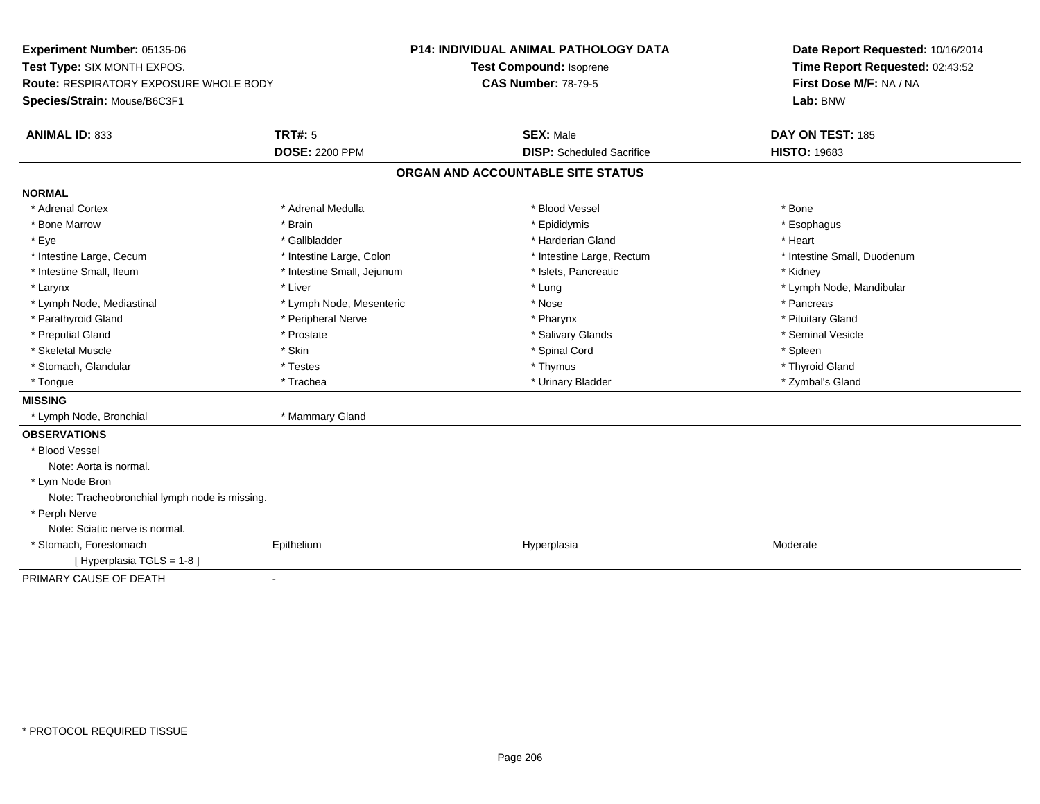**Experiment Number:** 05135-06
**Test Type:** SIX MONTH EXPOS.
**Route:** RESPIRATORY EXPOSURE WHOLE BODY
**Species/Strain:** Mouse/B6C3F1

**P14: INDIVIDUAL ANIMAL PATHOLOGY DATA**
**Test Compound:** Isoprene
**CAS Number:** 78-79-5

**Date Report Requested:** 10/16/2014
**Time Report Requested:** 02:43:52
**First Dose M/F:** NA / NA
**Lab:** BNW

| **ANIMAL ID:** 833 | **TRT#:** 5 | **SEX:** Male | **DAY ON TEST:** 185 |
|---|---|---|---|
| | **DOSE:** 2200 PPM | **DISP:** Scheduled Sacrifice | **HISTO:** 19683 |

## ORGAN AND ACCOUNTABLE SITE STATUS

**NORMAL**

| | | | |
|---|---|---|---|
| * Adrenal Cortex | * Adrenal Medulla | * Blood Vessel | * Bone |
| * Bone Marrow | * Brain | * Epididymis | * Esophagus |
| * Eye | * Gallbladder | * Harderian Gland | * Heart |
| * Intestine Large, Cecum | * Intestine Large, Colon | * Intestine Large, Rectum | * Intestine Small, Duodenum |
| * Intestine Small, Ileum | * Intestine Small, Jejunum | * Islets, Pancreatic | * Kidney |
| * Larynx | * Liver | * Lung | * Lymph Node, Mandibular |
| * Lymph Node, Mediastinal | * Lymph Node, Mesenteric | * Nose | * Pancreas |
| * Parathyroid Gland | * Peripheral Nerve | * Pharynx | * Pituitary Gland |
| * Preputial Gland | * Prostate | * Salivary Glands | * Seminal Vesicle |
| * Skeletal Muscle | * Skin | * Spinal Cord | * Spleen |
| * Stomach, Glandular | * Testes | * Thymus | * Thyroid Gland |
| * Tongue | * Trachea | * Urinary Bladder | * Zymbal's Gland |

**MISSING**

| | |
|---|---|
| * Lymph Node, Bronchial | * Mammary Gland |

**OBSERVATIONS**

* Blood Vessel
  Note: Aorta is normal.
* Lym Node Bron
  Note: Tracheobronchial lymph node is missing.
* Perph Nerve
  Note: Sciatic nerve is normal.

| | | | |
|---|---|---|---|
| * Stomach, Forestomach | Epithelium | Hyperplasia | Moderate |
| [ Hyperplasia TGLS = 1-8 ] | | | |

PRIMARY CAUSE OF DEATH -

* PROTOCOL REQUIRED TISSUE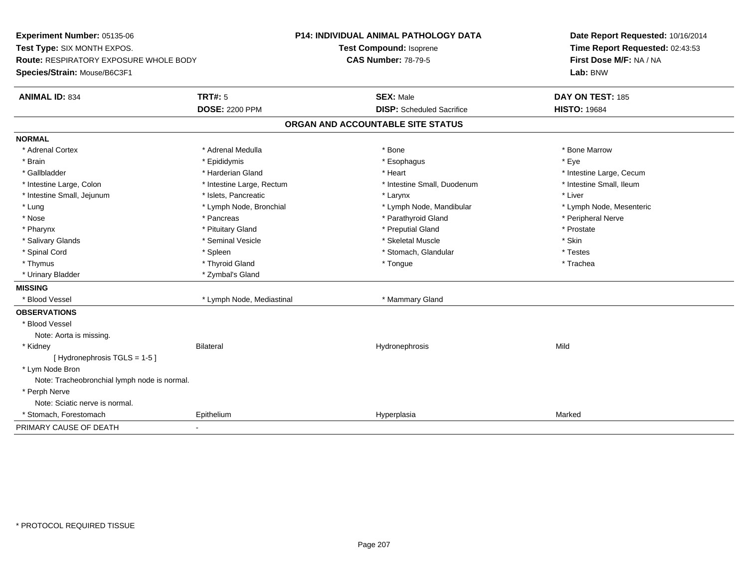**Experiment Number:** 05135-06
**Test Type:** SIX MONTH EXPOS.
**Route:** RESPIRATORY EXPOSURE WHOLE BODY
**Species/Strain:** Mouse/B6C3F1

**P14: INDIVIDUAL ANIMAL PATHOLOGY DATA**
**Test Compound:** Isoprene
**CAS Number:** 78-79-5

**Date Report Requested:** 10/16/2014
**Time Report Requested:** 02:43:53
**First Dose M/F:** NA / NA
**Lab:** BNW

| **ANIMAL ID:** 834 | **TRT#:** 5 | **SEX:** Male | **DAY ON TEST:** 185 |
|---|---|---|---|
| | **DOSE:** 2200 PPM | **DISP:** Scheduled Sacrifice | **HISTO:** 19684 |

## ORGAN AND ACCOUNTABLE SITE STATUS

**NORMAL**

| | | | |
|---|---|---|---|
| * Adrenal Cortex | * Adrenal Medulla | * Bone | * Bone Marrow |
| * Brain | * Epididymis | * Esophagus | * Eye |
| * Gallbladder | * Harderian Gland | * Heart | * Intestine Large, Cecum |
| * Intestine Large, Colon | * Intestine Large, Rectum | * Intestine Small, Duodenum | * Intestine Small, Ileum |
| * Intestine Small, Jejunum | * Islets, Pancreatic | * Larynx | * Liver |
| * Lung | * Lymph Node, Bronchial | * Lymph Node, Mandibular | * Lymph Node, Mesenteric |
| * Nose | * Pancreas | * Parathyroid Gland | * Peripheral Nerve |
| * Pharynx | * Pituitary Gland | * Preputial Gland | * Prostate |
| * Salivary Glands | * Seminal Vesicle | * Skeletal Muscle | * Skin |
| * Spinal Cord | * Spleen | * Stomach, Glandular | * Testes |
| * Thymus | * Thyroid Gland | * Tongue | * Trachea |
| * Urinary Bladder | * Zymbal's Gland | | |

**MISSING**

| | | |
|---|---|---|
| * Blood Vessel | * Lymph Node, Mediastinal | * Mammary Gland |

**OBSERVATIONS**

| | | | |
|---|---|---|---|
| * Blood Vessel | | | |
| Note: Aorta is missing. | | | |
| * Kidney | Bilateral | Hydronephrosis | Mild |
| [ Hydronephrosis TGLS = 1-5 ] | | | |
| * Lym Node Bron | | | |
| Note: Tracheobronchial lymph node is normal. | | | |
| * Perph Nerve | | | |
| Note: Sciatic nerve is normal. | | | |
| * Stomach, Forestomach | Epithelium | Hyperplasia | Marked |

PRIMARY CAUSE OF DEATH -

\* PROTOCOL REQUIRED TISSUE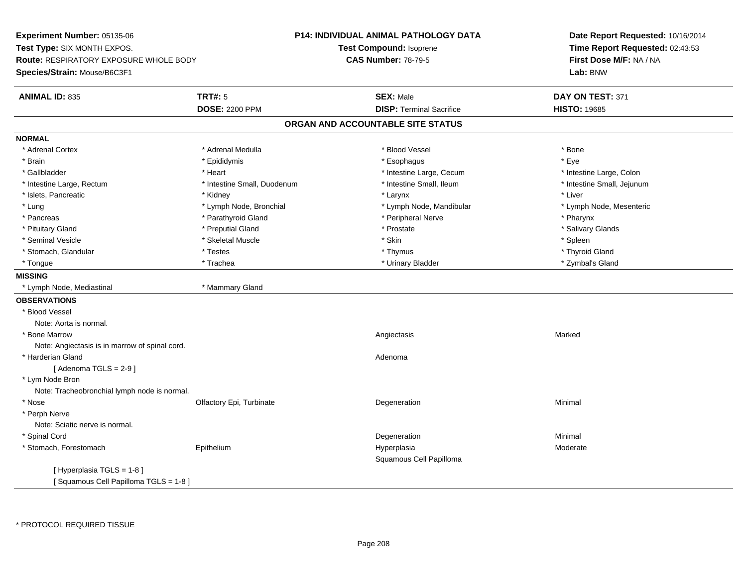**Experiment Number:** 05135-06
**Test Type:** SIX MONTH EXPOS.
**Route:** RESPIRATORY EXPOSURE WHOLE BODY
**Species/Strain:** Mouse/B6C3F1

**P14: INDIVIDUAL ANIMAL PATHOLOGY DATA**
**Test Compound:** Isoprene
**CAS Number:** 78-79-5

**Date Report Requested:** 10/16/2014
**Time Report Requested:** 02:43:53
**First Dose M/F:** NA / NA
**Lab:** BNW

| **ANIMAL ID:** 835 | **TRT#:** 5 | **SEX:** Male | **DAY ON TEST:** 371 |
|---|---|---|---|
| | **DOSE:** 2200 PPM | **DISP:** Terminal Sacrifice | **HISTO:** 19685 |

## ORGAN AND ACCOUNTABLE SITE STATUS

**NORMAL**

| | | | |
|---|---|---|---|
| * Adrenal Cortex | * Adrenal Medulla | * Blood Vessel | * Bone |
| * Brain | * Epididymis | * Esophagus | * Eye |
| * Gallbladder | * Heart | * Intestine Large, Cecum | * Intestine Large, Colon |
| * Intestine Large, Rectum | * Intestine Small, Duodenum | * Intestine Small, Ileum | * Intestine Small, Jejunum |
| * Islets, Pancreatic | * Kidney | * Larynx | * Liver |
| * Lung | * Lymph Node, Bronchial | * Lymph Node, Mandibular | * Lymph Node, Mesenteric |
| * Pancreas | * Parathyroid Gland | * Peripheral Nerve | * Pharynx |
| * Pituitary Gland | * Preputial Gland | * Prostate | * Salivary Glands |
| * Seminal Vesicle | * Skeletal Muscle | * Skin | * Spleen |
| * Stomach, Glandular | * Testes | * Thymus | * Thyroid Gland |
| * Tongue | * Trachea | * Urinary Bladder | * Zymbal's Gland |

**MISSING**

| | |
|---|---|
| * Lymph Node, Mediastinal | * Mammary Gland |

**OBSERVATIONS**

| | | | |
|---|---|---|---|
| * Blood Vessel | | | |
| Note: Aorta is normal. | | | |
| * Bone Marrow | | Angiectasis | Marked |
| Note: Angiectasis is in marrow of spinal cord. | | | |
| * Harderian Gland | | Adenoma | |
| [ Adenoma TGLS = 2-9 ] | | | |
| * Lym Node Bron | | | |
| Note: Tracheobronchial lymph node is normal. | | | |
| * Nose | Olfactory Epi, Turbinate | Degeneration | Minimal |
| * Perph Nerve | | | |
| Note: Sciatic nerve is normal. | | | |
| * Spinal Cord | | Degeneration | Minimal |
| * Stomach, Forestomach | Epithelium | Hyperplasia | Moderate |
| | | Squamous Cell Papilloma | |
| [ Hyperplasia TGLS = 1-8 ] | | | |
| [ Squamous Cell Papilloma TGLS = 1-8 ] | | | |

* PROTOCOL REQUIRED TISSUE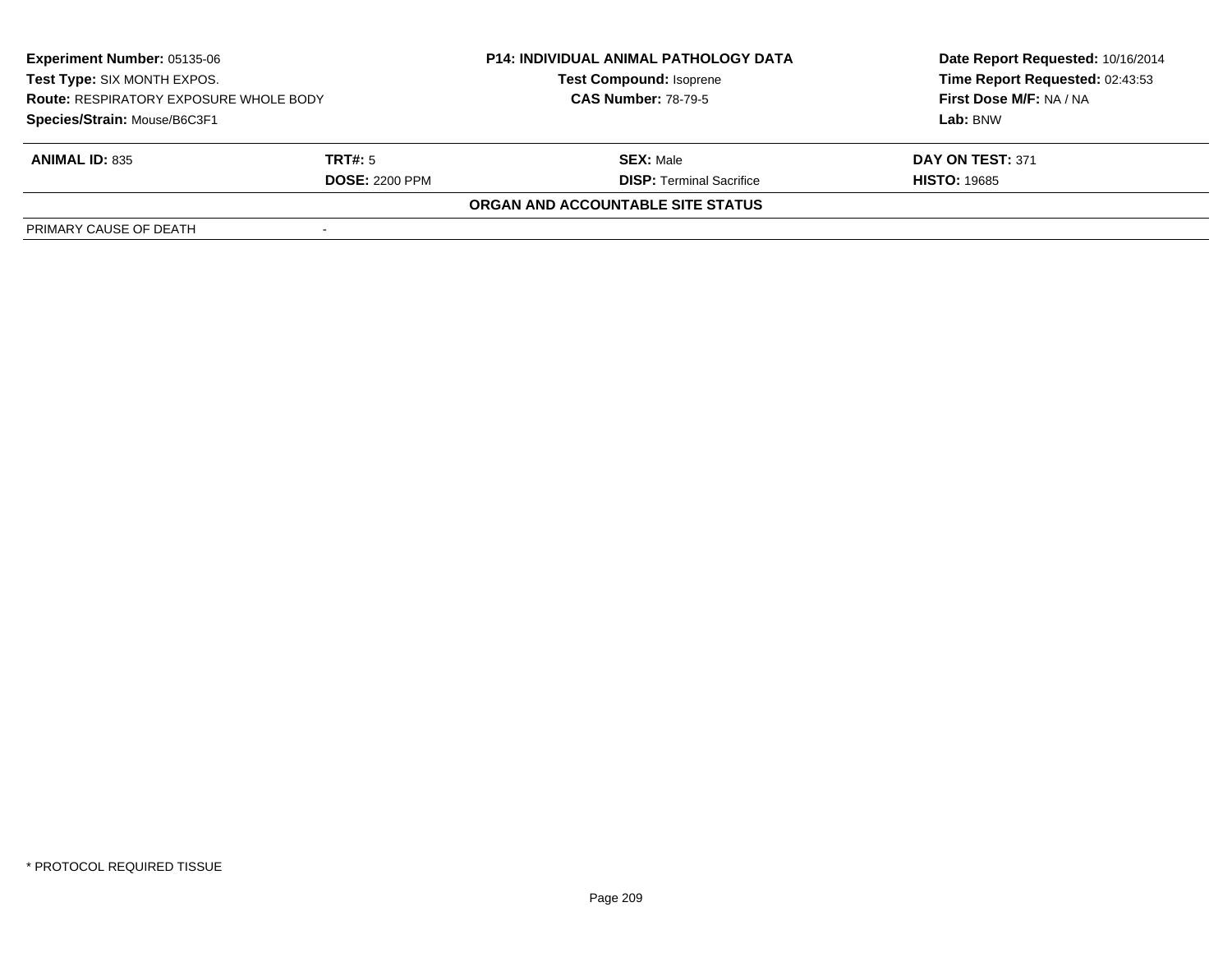| **Experiment Number:** 05135-06 | **P14: INDIVIDUAL ANIMAL PATHOLOGY DATA** | **Date Report Requested:** 10/16/2014 |
|---|---|---|
| **Test Type:** SIX MONTH EXPOS. | **Test Compound:** Isoprene | **Time Report Requested:** 02:43:53 |
| **Route:** RESPIRATORY EXPOSURE WHOLE BODY | **CAS Number:** 78-79-5 | **First Dose M/F:** NA / NA |
| **Species/Strain:** Mouse/B6C3F1 | | **Lab:** BNW |

| **ANIMAL ID:** 835 | **TRT#:** 5 | **SEX:** Male | **DAY ON TEST:** 371 |
|---|---|---|---|
| | **DOSE:** 2200 PPM | **DISP:** Terminal Sacrifice | **HISTO:** 19685 |

**ORGAN AND ACCOUNTABLE SITE STATUS**

| | |
|---|---|
| PRIMARY CAUSE OF DEATH | - |

* PROTOCOL REQUIRED TISSUE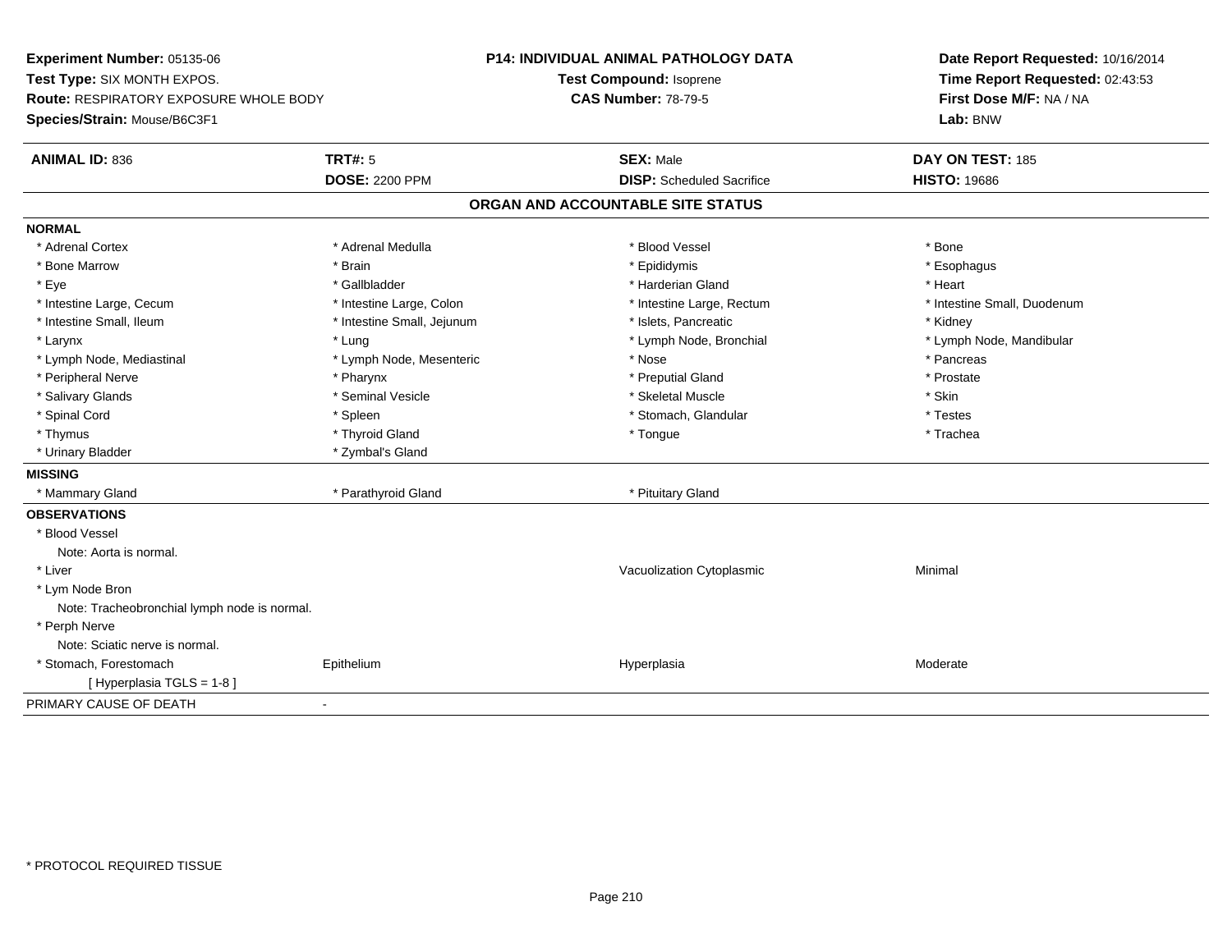**Experiment Number:** 05135-06
**Test Type:** SIX MONTH EXPOS.
**Route:** RESPIRATORY EXPOSURE WHOLE BODY
**Species/Strain:** Mouse/B6C3F1

**P14: INDIVIDUAL ANIMAL PATHOLOGY DATA**
**Test Compound:** Isoprene
**CAS Number:** 78-79-5

**Date Report Requested:** 10/16/2014
**Time Report Requested:** 02:43:53
**First Dose M/F:** NA / NA
**Lab:** BNW

| **ANIMAL ID:** 836 | **TRT#:** 5 | **SEX:** Male | **DAY ON TEST:** 185 |
|---|---|---|---|
| | **DOSE:** 2200 PPM | **DISP:** Scheduled Sacrifice | **HISTO:** 19686 |

## ORGAN AND ACCOUNTABLE SITE STATUS

**NORMAL**

| | | | |
|---|---|---|---|
| * Adrenal Cortex | * Adrenal Medulla | * Blood Vessel | * Bone |
| * Bone Marrow | * Brain | * Epididymis | * Esophagus |
| * Eye | * Gallbladder | * Harderian Gland | * Heart |
| * Intestine Large, Cecum | * Intestine Large, Colon | * Intestine Large, Rectum | * Intestine Small, Duodenum |
| * Intestine Small, Ileum | * Intestine Small, Jejunum | * Islets, Pancreatic | * Kidney |
| * Larynx | * Lung | * Lymph Node, Bronchial | * Lymph Node, Mandibular |
| * Lymph Node, Mediastinal | * Lymph Node, Mesenteric | * Nose | * Pancreas |
| * Peripheral Nerve | * Pharynx | * Preputial Gland | * Prostate |
| * Salivary Glands | * Seminal Vesicle | * Skeletal Muscle | * Skin |
| * Spinal Cord | * Spleen | * Stomach, Glandular | * Testes |
| * Thymus | * Thyroid Gland | * Tongue | * Trachea |
| * Urinary Bladder | * Zymbal's Gland | | |

**MISSING**

| | | | |
|---|---|---|---|
| * Mammary Gland | * Parathyroid Gland | * Pituitary Gland | |

**OBSERVATIONS**

| | | | |
|---|---|---|---|
| * Blood Vessel | | | |
| Note: Aorta is normal. | | | |
| * Liver | | Vacuolization Cytoplasmic | Minimal |
| * Lym Node Bron | | | |
| Note: Tracheobronchial lymph node is normal. | | | |
| * Perph Nerve | | | |
| Note: Sciatic nerve is normal. | | | |
| * Stomach, Forestomach | Epithelium | Hyperplasia | Moderate |
| [ Hyperplasia TGLS = 1-8 ] | | | |

PRIMARY CAUSE OF DEATH -

* PROTOCOL REQUIRED TISSUE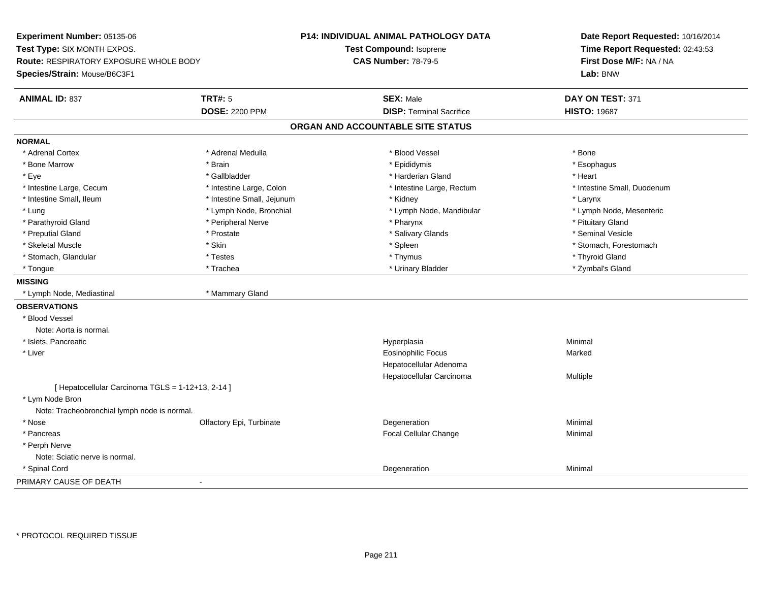**Experiment Number:** 05135-06
**Test Type:** SIX MONTH EXPOS.
**Route:** RESPIRATORY EXPOSURE WHOLE BODY
**Species/Strain:** Mouse/B6C3F1

**P14: INDIVIDUAL ANIMAL PATHOLOGY DATA**
**Test Compound:** Isoprene
**CAS Number:** 78-79-5

**Date Report Requested:** 10/16/2014
**Time Report Requested:** 02:43:53
**First Dose M/F:** NA / NA
**Lab:** BNW

| **ANIMAL ID:** 837 | **TRT#:** 5 | **SEX:** Male | **DAY ON TEST:** 371 |
|---|---|---|---|
| | **DOSE:** 2200 PPM | **DISP:** Terminal Sacrifice | **HISTO:** 19687 |

## ORGAN AND ACCOUNTABLE SITE STATUS

**NORMAL**

| | | | |
|---|---|---|---|
| * Adrenal Cortex | * Adrenal Medulla | * Blood Vessel | * Bone |
| * Bone Marrow | * Brain | * Epididymis | * Esophagus |
| * Eye | * Gallbladder | * Harderian Gland | * Heart |
| * Intestine Large, Cecum | * Intestine Large, Colon | * Intestine Large, Rectum | * Intestine Small, Duodenum |
| * Intestine Small, Ileum | * Intestine Small, Jejunum | * Kidney | * Larynx |
| * Lung | * Lymph Node, Bronchial | * Lymph Node, Mandibular | * Lymph Node, Mesenteric |
| * Parathyroid Gland | * Peripheral Nerve | * Pharynx | * Pituitary Gland |
| * Preputial Gland | * Prostate | * Salivary Glands | * Seminal Vesicle |
| * Skeletal Muscle | * Skin | * Spleen | * Stomach, Forestomach |
| * Stomach, Glandular | * Testes | * Thymus | * Thyroid Gland |
| * Tongue | * Trachea | * Urinary Bladder | * Zymbal's Gland |

**MISSING**

| | |
|---|---|
| * Lymph Node, Mediastinal | * Mammary Gland |

**OBSERVATIONS**

| | | | |
|---|---|---|---|
| * Blood Vessel | | | |
| Note: Aorta is normal. | | | |
| * Islets, Pancreatic | | Hyperplasia | Minimal |
| * Liver | | Eosinophilic Focus | Marked |
| | | Hepatocellular Adenoma | |
| | | Hepatocellular Carcinoma | Multiple |
| [ Hepatocellular Carcinoma TGLS = 1-12+13, 2-14 ] | | | |
| * Lym Node Bron | | | |
| Note: Tracheobronchial lymph node is normal. | | | |
| * Nose | Olfactory Epi, Turbinate | Degeneration | Minimal |
| * Pancreas | | Focal Cellular Change | Minimal |
| * Perph Nerve | | | |
| Note: Sciatic nerve is normal. | | | |
| * Spinal Cord | | Degeneration | Minimal |

PRIMARY CAUSE OF DEATH -

* PROTOCOL REQUIRED TISSUE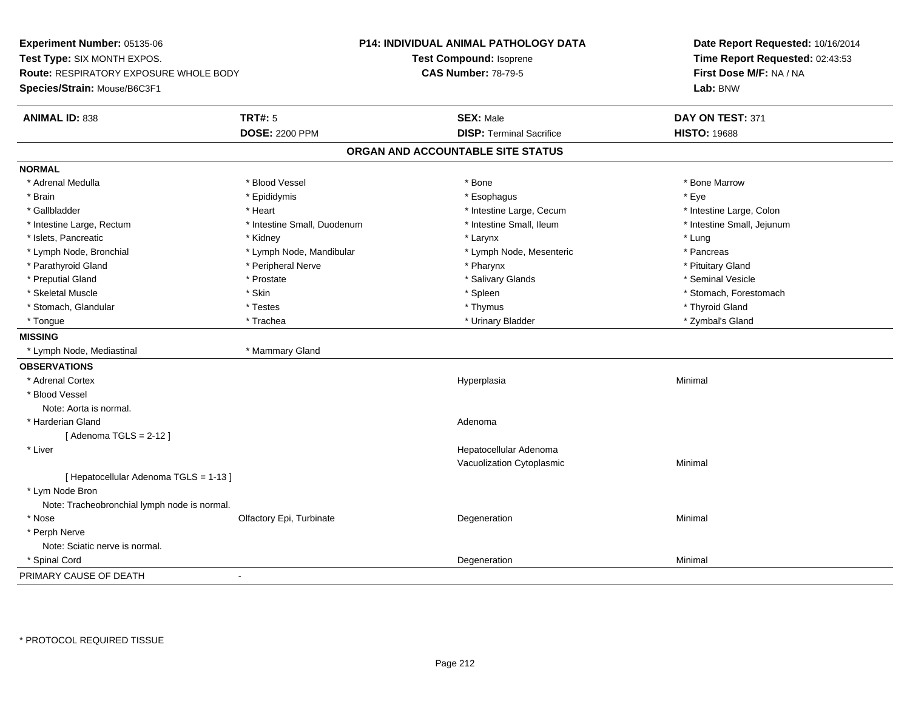**Experiment Number:** 05135-06
**Test Type:** SIX MONTH EXPOS.
**Route:** RESPIRATORY EXPOSURE WHOLE BODY
**Species/Strain:** Mouse/B6C3F1

**P14: INDIVIDUAL ANIMAL PATHOLOGY DATA**
**Test Compound:** Isoprene
**CAS Number:** 78-79-5

**Date Report Requested:** 10/16/2014
**Time Report Requested:** 02:43:53
**First Dose M/F:** NA / NA
**Lab:** BNW

| **ANIMAL ID:** 838 | **TRT#:** 5 | **SEX:** Male | **DAY ON TEST:** 371 |
|---|---|---|---|
| | **DOSE:** 2200 PPM | **DISP:** Terminal Sacrifice | **HISTO:** 19688 |

## ORGAN AND ACCOUNTABLE SITE STATUS

**NORMAL**

| | | | |
|---|---|---|---|
| * Adrenal Medulla | * Blood Vessel | * Bone | * Bone Marrow |
| * Brain | * Epididymis | * Esophagus | * Eye |
| * Gallbladder | * Heart | * Intestine Large, Cecum | * Intestine Large, Colon |
| * Intestine Large, Rectum | * Intestine Small, Duodenum | * Intestine Small, Ileum | * Intestine Small, Jejunum |
| * Islets, Pancreatic | * Kidney | * Larynx | * Lung |
| * Lymph Node, Bronchial | * Lymph Node, Mandibular | * Lymph Node, Mesenteric | * Pancreas |
| * Parathyroid Gland | * Peripheral Nerve | * Pharynx | * Pituitary Gland |
| * Preputial Gland | * Prostate | * Salivary Glands | * Seminal Vesicle |
| * Skeletal Muscle | * Skin | * Spleen | * Stomach, Forestomach |
| * Stomach, Glandular | * Testes | * Thymus | * Thyroid Gland |
| * Tongue | * Trachea | * Urinary Bladder | * Zymbal's Gland |

**MISSING**

| | |
|---|---|
| * Lymph Node, Mediastinal | * Mammary Gland |

**OBSERVATIONS**

| | | | |
|---|---|---|---|
| * Adrenal Cortex | | Hyperplasia | Minimal |
| * Blood Vessel | | | |
| Note: Aorta is normal. | | | |
| * Harderian Gland | | Adenoma | |
| [ Adenoma TGLS = 2-12 ] | | | |
| * Liver | | Hepatocellular Adenoma | |
| | | Vacuolization Cytoplasmic | Minimal |
| [ Hepatocellular Adenoma TGLS = 1-13 ] | | | |
| * Lym Node Bron | | | |
| Note: Tracheobronchial lymph node is normal. | | | |
| * Nose | Olfactory Epi, Turbinate | Degeneration | Minimal |
| * Perph Nerve | | | |
| Note: Sciatic nerve is normal. | | | |
| * Spinal Cord | | Degeneration | Minimal |

PRIMARY CAUSE OF DEATH -

\* PROTOCOL REQUIRED TISSUE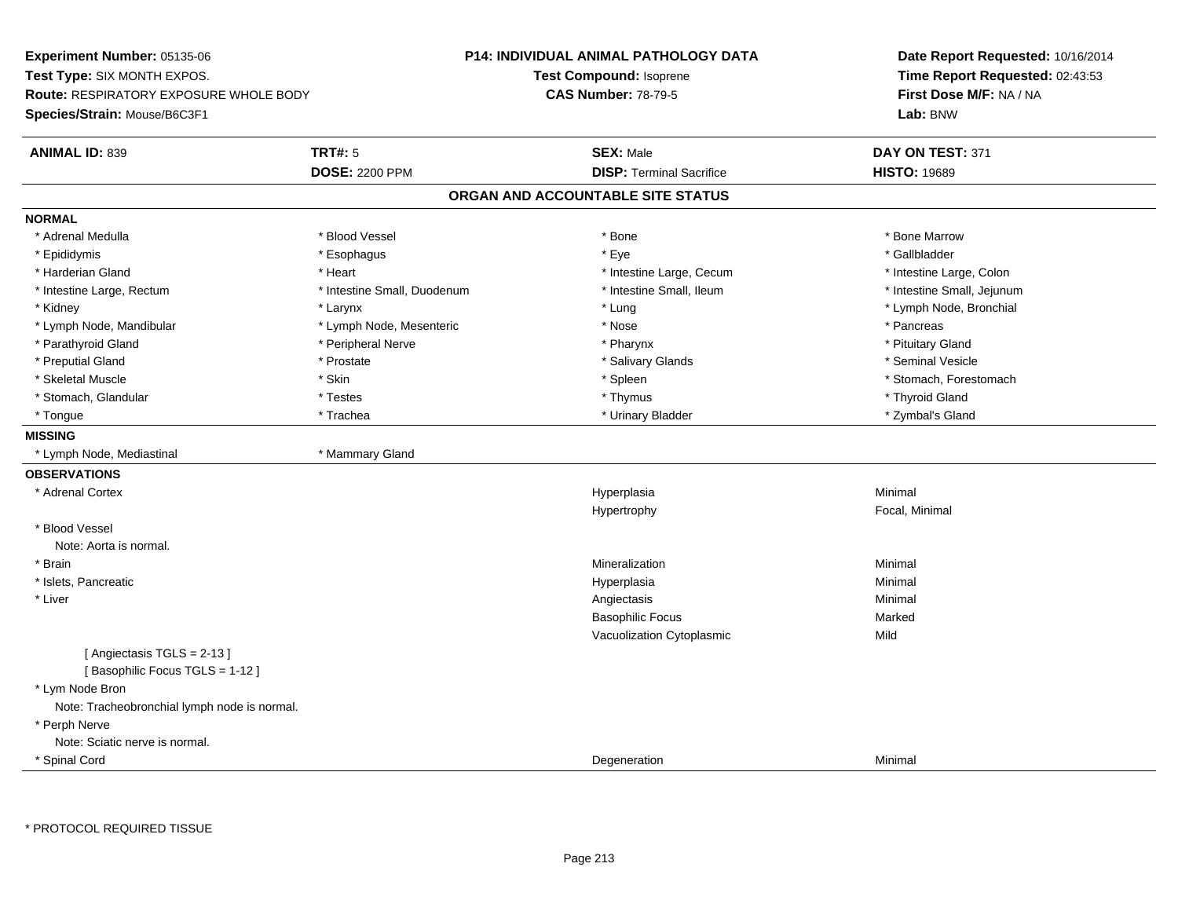**Experiment Number:** 05135-06
**Test Type:** SIX MONTH EXPOS.
**Route:** RESPIRATORY EXPOSURE WHOLE BODY
**Species/Strain:** Mouse/B6C3F1

**P14: INDIVIDUAL ANIMAL PATHOLOGY DATA**
**Test Compound:** Isoprene
**CAS Number:** 78-79-5

**Date Report Requested:** 10/16/2014
**Time Report Requested:** 02:43:53
**First Dose M/F:** NA / NA
**Lab:** BNW

| **ANIMAL ID:** 839 | **TRT#:** 5 | **SEX:** Male | **DAY ON TEST:** 371 |
|---|---|---|---|
| | **DOSE:** 2200 PPM | **DISP:** Terminal Sacrifice | **HISTO:** 19689 |

## ORGAN AND ACCOUNTABLE SITE STATUS

**NORMAL**

| | | | |
|---|---|---|---|
| * Adrenal Medulla | * Blood Vessel | * Bone | * Bone Marrow |
| * Epididymis | * Esophagus | * Eye | * Gallbladder |
| * Harderian Gland | * Heart | * Intestine Large, Cecum | * Intestine Large, Colon |
| * Intestine Large, Rectum | * Intestine Small, Duodenum | * Intestine Small, Ileum | * Intestine Small, Jejunum |
| * Kidney | * Larynx | * Lung | * Lymph Node, Bronchial |
| * Lymph Node, Mandibular | * Lymph Node, Mesenteric | * Nose | * Pancreas |
| * Parathyroid Gland | * Peripheral Nerve | * Pharynx | * Pituitary Gland |
| * Preputial Gland | * Prostate | * Salivary Glands | * Seminal Vesicle |
| * Skeletal Muscle | * Skin | * Spleen | * Stomach, Forestomach |
| * Stomach, Glandular | * Testes | * Thymus | * Thyroid Gland |
| * Tongue | * Trachea | * Urinary Bladder | * Zymbal's Gland |

**MISSING**

| | |
|---|---|
| * Lymph Node, Mediastinal | * Mammary Gland |

**OBSERVATIONS**

| Organ | Observation | Severity |
|---|---|---|
| * Adrenal Cortex | Hyperplasia | Minimal |
| | Hypertrophy | Focal, Minimal |
| * Blood Vessel<br>Note: Aorta is normal. | | |
| * Brain | Mineralization | Minimal |
| * Islets, Pancreatic | Hyperplasia | Minimal |
| * Liver | Angiectasis | Minimal |
| | Basophilic Focus | Marked |
| | Vacuolization Cytoplasmic | Mild |
| [ Angiectasis TGLS = 2-13 ]<br>[ Basophilic Focus TGLS = 1-12 ] | | |
| * Lym Node Bron<br>Note: Tracheobronchial lymph node is normal. | | |
| * Perph Nerve<br>Note: Sciatic nerve is normal. | | |
| * Spinal Cord | Degeneration | Minimal |

* PROTOCOL REQUIRED TISSUE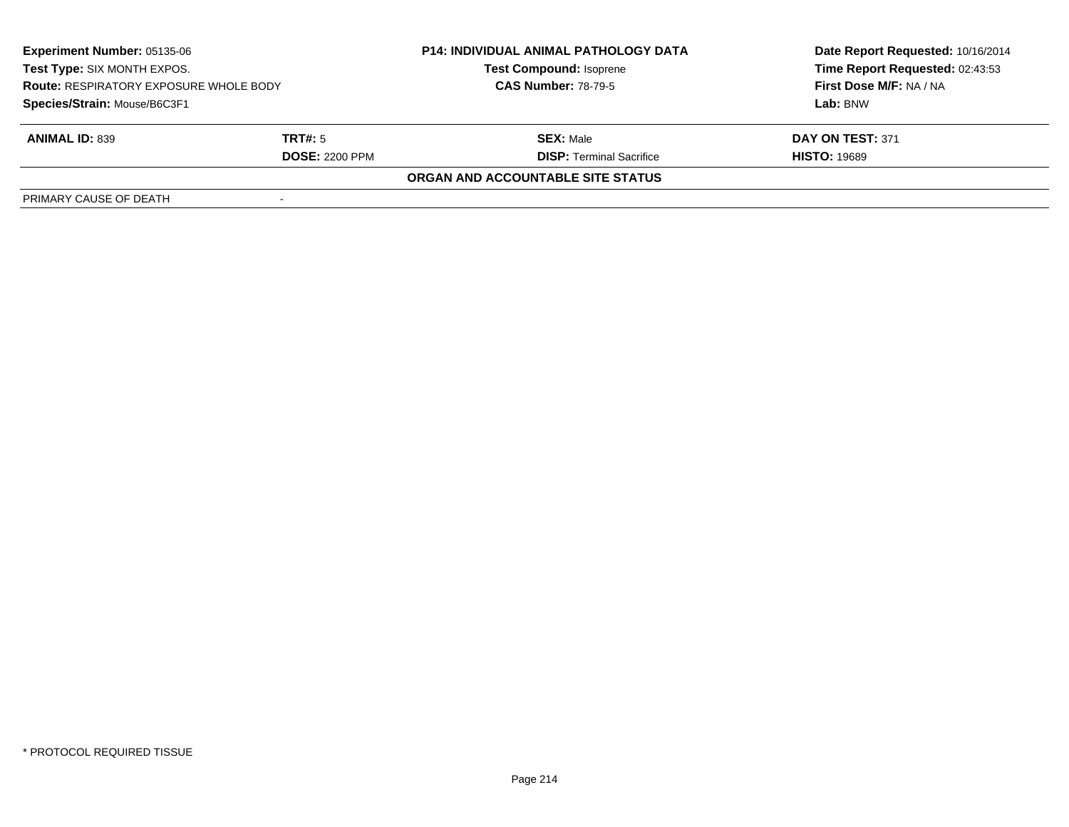**Experiment Number:** 05135-06
**Test Type:** SIX MONTH EXPOS.
**Route:** RESPIRATORY EXPOSURE WHOLE BODY
**Species/Strain:** Mouse/B6C3F1

**P14: INDIVIDUAL ANIMAL PATHOLOGY DATA**
**Test Compound:** Isoprene
**CAS Number:** 78-79-5

**Date Report Requested:** 10/16/2014
**Time Report Requested:** 02:43:53
**First Dose M/F:** NA / NA
**Lab:** BNW

| **ANIMAL ID:** 839 | **TRT#:** 5 | **SEX:** Male | **DAY ON TEST:** 371 |
|---|---|---|---|
| | **DOSE:** 2200 PPM | **DISP:** Terminal Sacrifice | **HISTO:** 19689 |

**ORGAN AND ACCOUNTABLE SITE STATUS**

| PRIMARY CAUSE OF DEATH | - |
|---|---|

* PROTOCOL REQUIRED TISSUE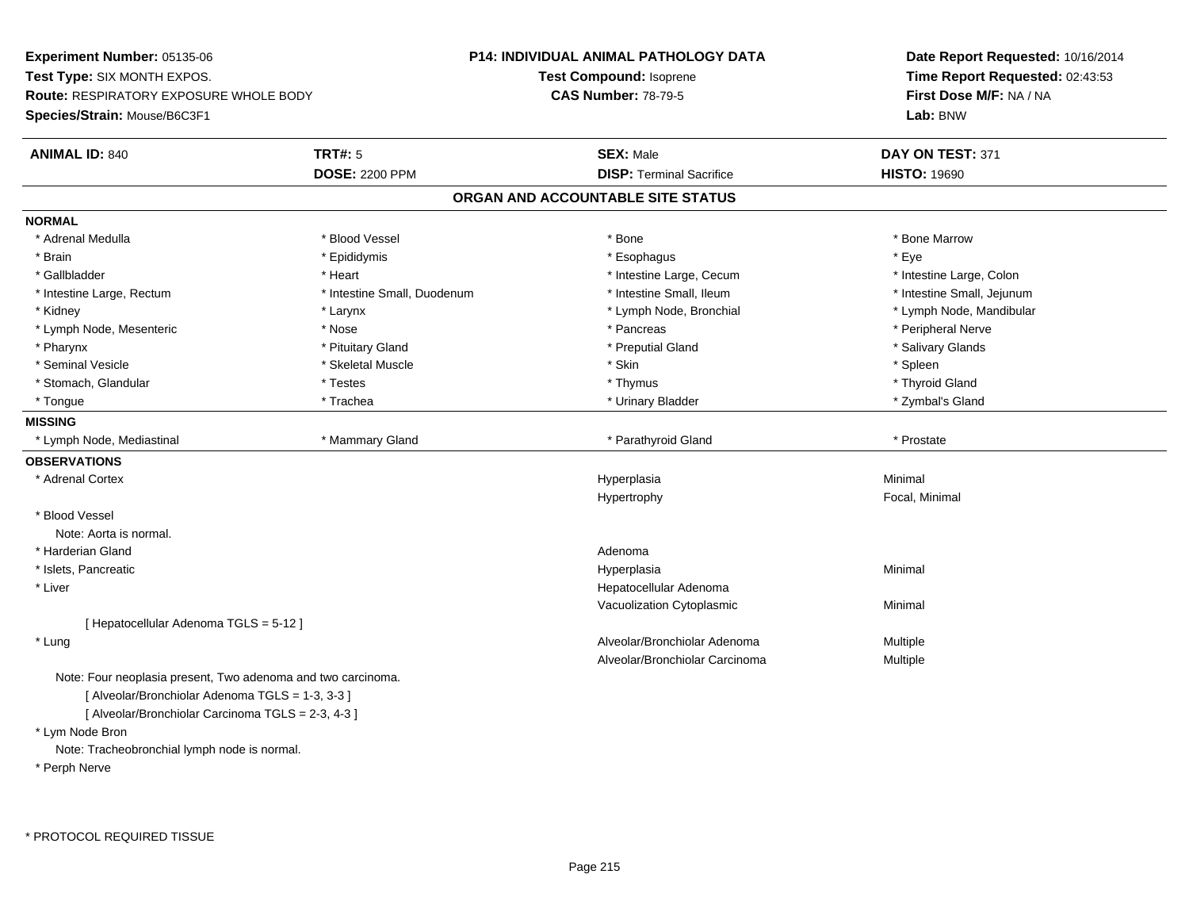**Experiment Number:** 05135-06
**Test Type:** SIX MONTH EXPOS.
**Route:** RESPIRATORY EXPOSURE WHOLE BODY
**Species/Strain:** Mouse/B6C3F1

**P14: INDIVIDUAL ANIMAL PATHOLOGY DATA**
**Test Compound:** Isoprene
**CAS Number:** 78-79-5

**Date Report Requested:** 10/16/2014
**Time Report Requested:** 02:43:53
**First Dose M/F:** NA / NA
**Lab:** BNW

| **ANIMAL ID:** 840 | **TRT#:** 5 | **SEX:** Male | **DAY ON TEST:** 371 |
|---|---|---|---|
| | **DOSE:** 2200 PPM | **DISP:** Terminal Sacrifice | **HISTO:** 19690 |

## ORGAN AND ACCOUNTABLE SITE STATUS

**NORMAL**

| | | | |
|---|---|---|---|
| * Adrenal Medulla | * Blood Vessel | * Bone | * Bone Marrow |
| * Brain | * Epididymis | * Esophagus | * Eye |
| * Gallbladder | * Heart | * Intestine Large, Cecum | * Intestine Large, Colon |
| * Intestine Large, Rectum | * Intestine Small, Duodenum | * Intestine Small, Ileum | * Intestine Small, Jejunum |
| * Kidney | * Larynx | * Lymph Node, Bronchial | * Lymph Node, Mandibular |
| * Lymph Node, Mesenteric | * Nose | * Pancreas | * Peripheral Nerve |
| * Pharynx | * Pituitary Gland | * Preputial Gland | * Salivary Glands |
| * Seminal Vesicle | * Skeletal Muscle | * Skin | * Spleen |
| * Stomach, Glandular | * Testes | * Thymus | * Thyroid Gland |
| * Tongue | * Trachea | * Urinary Bladder | * Zymbal's Gland |

**MISSING**

| | | | |
|---|---|---|---|
| * Lymph Node, Mediastinal | * Mammary Gland | * Parathyroid Gland | * Prostate |

**OBSERVATIONS**

| | | |
|---|---|---|
| * Adrenal Cortex | Hyperplasia | Minimal |
| | Hypertrophy | Focal, Minimal |
| * Blood Vessel | | |
| Note: Aorta is normal. | | |
| * Harderian Gland | Adenoma | |
| * Islets, Pancreatic | Hyperplasia | Minimal |
| * Liver | Hepatocellular Adenoma | |
| | Vacuolization Cytoplasmic | Minimal |
| [ Hepatocellular Adenoma TGLS = 5-12 ] | | |
| * Lung | Alveolar/Bronchiolar Adenoma | Multiple |
| | Alveolar/Bronchiolar Carcinoma | Multiple |
| Note: Four neoplasia present, Two adenoma and two carcinoma. | | |
| [ Alveolar/Bronchiolar Adenoma TGLS = 1-3, 3-3 ] | | |
| [ Alveolar/Bronchiolar Carcinoma TGLS = 2-3, 4-3 ] | | |
| * Lym Node Bron | | |
| Note: Tracheobronchial lymph node is normal. | | |
| * Perph Nerve | | |

* PROTOCOL REQUIRED TISSUE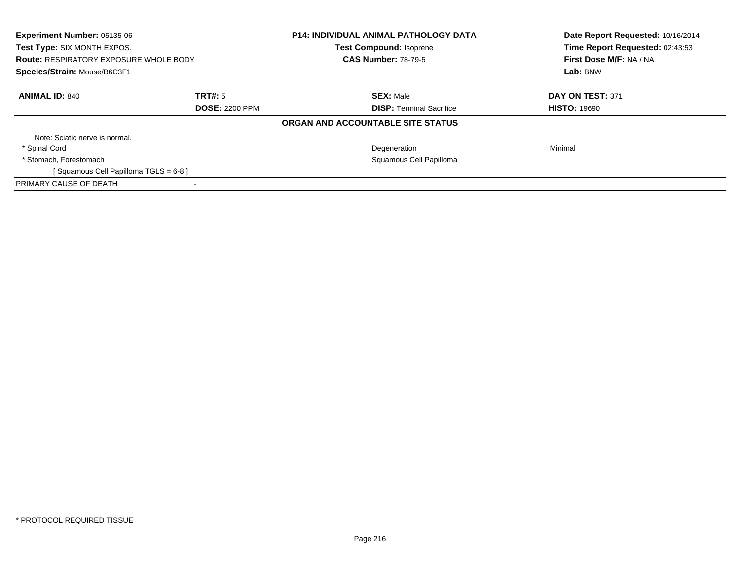**Experiment Number:** 05135-06
**Test Type:** SIX MONTH EXPOS.
**Route:** RESPIRATORY EXPOSURE WHOLE BODY
**Species/Strain:** Mouse/B6C3F1

**P14: INDIVIDUAL ANIMAL PATHOLOGY DATA**
**Test Compound:** Isoprene
**CAS Number:** 78-79-5

**Date Report Requested:** 10/16/2014
**Time Report Requested:** 02:43:53
**First Dose M/F:** NA / NA
**Lab:** BNW

| **ANIMAL ID:** 840 | **TRT#:** 5 | **SEX:** Male | **DAY ON TEST:** 371 |
|---|---|---|---|
| | **DOSE:** 2200 PPM | **DISP:** Terminal Sacrifice | **HISTO:** 19690 |

**ORGAN AND ACCOUNTABLE SITE STATUS**

| | | | |
|---|---|---|---|
| Note: Sciatic nerve is normal. | | | |
| * Spinal Cord | | Degeneration | Minimal |
| * Stomach, Forestomach | | Squamous Cell Papilloma | |
| [ Squamous Cell Papilloma TGLS = 6-8 ] | | | |
| PRIMARY CAUSE OF DEATH | - | | |

* PROTOCOL REQUIRED TISSUE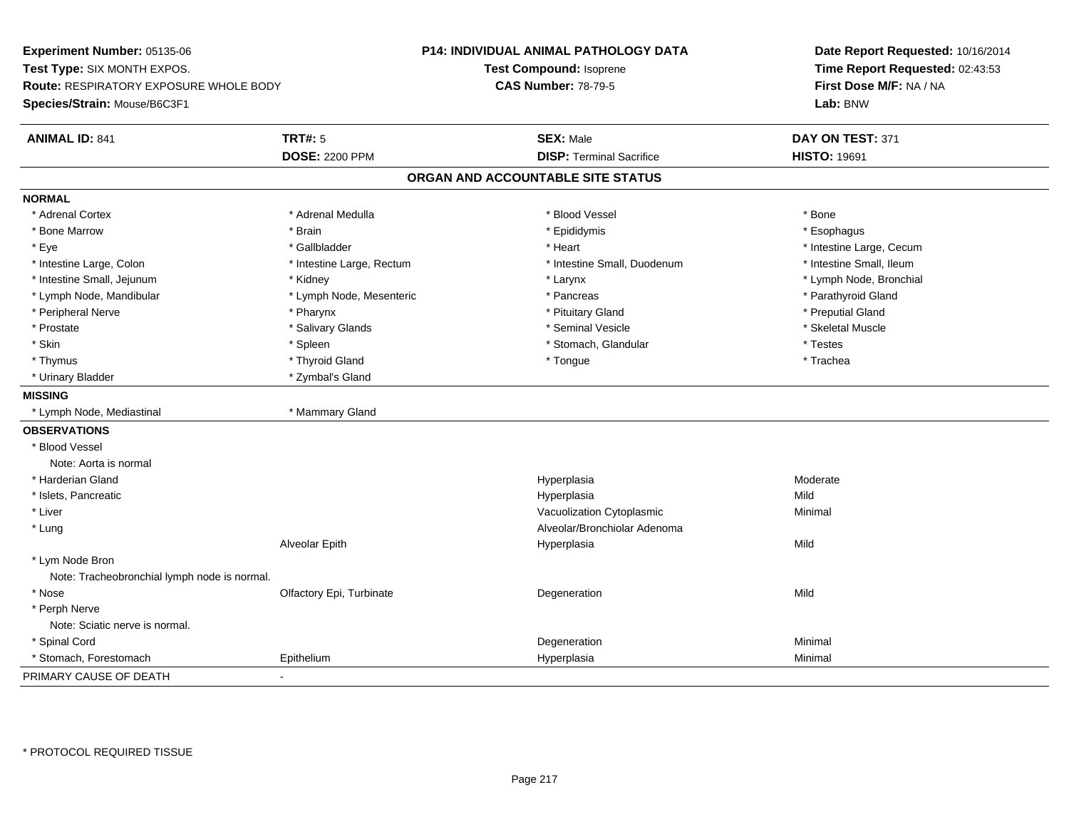**Experiment Number:** 05135-06
**Test Type:** SIX MONTH EXPOS.
**Route:** RESPIRATORY EXPOSURE WHOLE BODY
**Species/Strain:** Mouse/B6C3F1

**P14: INDIVIDUAL ANIMAL PATHOLOGY DATA**
**Test Compound:** Isoprene
**CAS Number:** 78-79-5

**Date Report Requested:** 10/16/2014
**Time Report Requested:** 02:43:53
**First Dose M/F:** NA / NA
**Lab:** BNW

| **ANIMAL ID:** 841 | **TRT#:** 5 | **SEX:** Male | **DAY ON TEST:** 371 |
|---|---|---|---|
| | **DOSE:** 2200 PPM | **DISP:** Terminal Sacrifice | **HISTO:** 19691 |

## ORGAN AND ACCOUNTABLE SITE STATUS

**NORMAL**

| | | | |
|---|---|---|---|
| * Adrenal Cortex | * Adrenal Medulla | * Blood Vessel | * Bone |
| * Bone Marrow | * Brain | * Epididymis | * Esophagus |
| * Eye | * Gallbladder | * Heart | * Intestine Large, Cecum |
| * Intestine Large, Colon | * Intestine Large, Rectum | * Intestine Small, Duodenum | * Intestine Small, Ileum |
| * Intestine Small, Jejunum | * Kidney | * Larynx | * Lymph Node, Bronchial |
| * Lymph Node, Mandibular | * Lymph Node, Mesenteric | * Pancreas | * Parathyroid Gland |
| * Peripheral Nerve | * Pharynx | * Pituitary Gland | * Preputial Gland |
| * Prostate | * Salivary Glands | * Seminal Vesicle | * Skeletal Muscle |
| * Skin | * Spleen | * Stomach, Glandular | * Testes |
| * Thymus | * Thyroid Gland | * Tongue | * Trachea |
| * Urinary Bladder | * Zymbal's Gland | | |

**MISSING**

| | |
|---|---|
| * Lymph Node, Mediastinal | * Mammary Gland |

**OBSERVATIONS**

| | | | |
|---|---|---|---|
| * Blood Vessel | | | |
| Note: Aorta is normal | | | |
| * Harderian Gland | | Hyperplasia | Moderate |
| * Islets, Pancreatic | | Hyperplasia | Mild |
| * Liver | | Vacuolization Cytoplasmic | Minimal |
| * Lung | | Alveolar/Bronchiolar Adenoma | |
| | Alveolar Epith | Hyperplasia | Mild |
| * Lym Node Bron | | | |
| Note: Tracheobronchial lymph node is normal. | | | |
| * Nose | Olfactory Epi, Turbinate | Degeneration | Mild |
| * Perph Nerve | | | |
| Note: Sciatic nerve is normal. | | | |
| * Spinal Cord | | Degeneration | Minimal |
| * Stomach, Forestomach | Epithelium | Hyperplasia | Minimal |

PRIMARY CAUSE OF DEATH -

* PROTOCOL REQUIRED TISSUE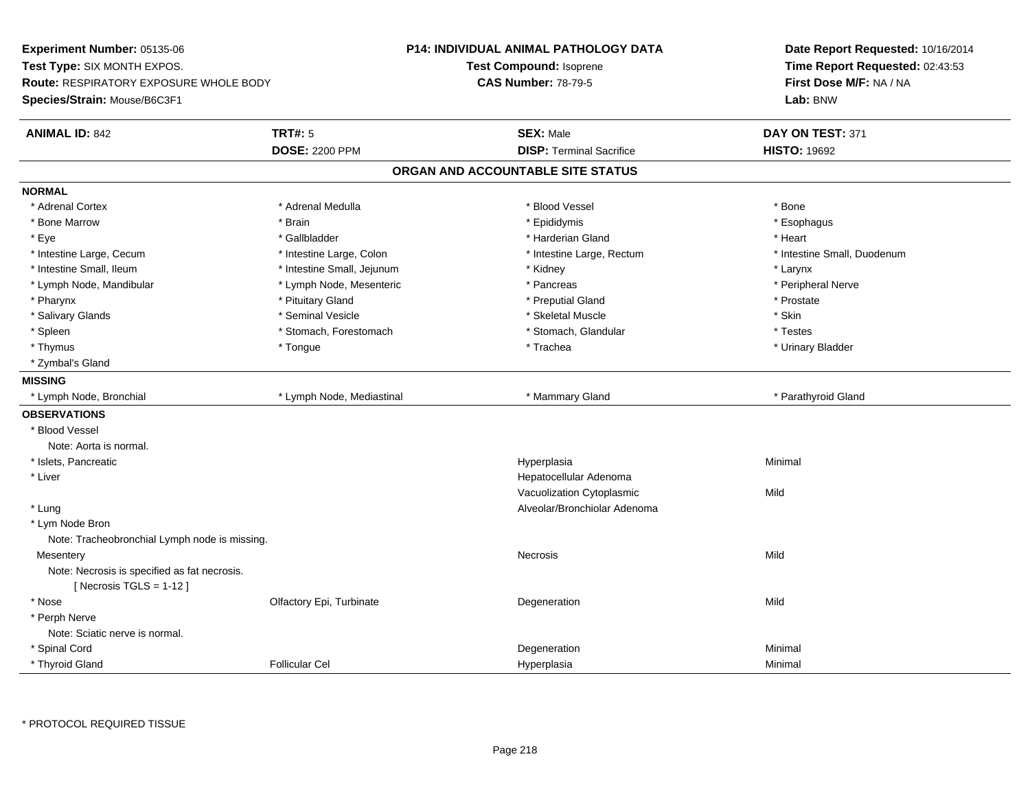**Experiment Number:** 05135-06
**Test Type:** SIX MONTH EXPOS.
**Route:** RESPIRATORY EXPOSURE WHOLE BODY
**Species/Strain:** Mouse/B6C3F1

**P14: INDIVIDUAL ANIMAL PATHOLOGY DATA**
**Test Compound:** Isoprene
**CAS Number:** 78-79-5

**Date Report Requested:** 10/16/2014
**Time Report Requested:** 02:43:53
**First Dose M/F:** NA / NA
**Lab:** BNW

| **ANIMAL ID:** 842 | **TRT#:** 5 | **SEX:** Male | **DAY ON TEST:** 371 |
|---|---|---|---|
| | **DOSE:** 2200 PPM | **DISP:** Terminal Sacrifice | **HISTO:** 19692 |

## ORGAN AND ACCOUNTABLE SITE STATUS

**NORMAL**

| | | | |
|---|---|---|---|
| * Adrenal Cortex | * Adrenal Medulla | * Blood Vessel | * Bone |
| * Bone Marrow | * Brain | * Epididymis | * Esophagus |
| * Eye | * Gallbladder | * Harderian Gland | * Heart |
| * Intestine Large, Cecum | * Intestine Large, Colon | * Intestine Large, Rectum | * Intestine Small, Duodenum |
| * Intestine Small, Ileum | * Intestine Small, Jejunum | * Kidney | * Larynx |
| * Lymph Node, Mandibular | * Lymph Node, Mesenteric | * Pancreas | * Peripheral Nerve |
| * Pharynx | * Pituitary Gland | * Preputial Gland | * Prostate |
| * Salivary Glands | * Seminal Vesicle | * Skeletal Muscle | * Skin |
| * Spleen | * Stomach, Forestomach | * Stomach, Glandular | * Testes |
| * Thymus | * Tongue | * Trachea | * Urinary Bladder |
| * Zymbal's Gland | | | |

**MISSING**

| | | | |
|---|---|---|---|
| * Lymph Node, Bronchial | * Lymph Node, Mediastinal | * Mammary Gland | * Parathyroid Gland |

**OBSERVATIONS**

| | | | |
|---|---|---|---|
| * Blood Vessel | | | |
| Note: Aorta is normal. | | | |
| * Islets, Pancreatic | | Hyperplasia | Minimal |
| * Liver | | Hepatocellular Adenoma | |
| | | Vacuolization Cytoplasmic | Mild |
| * Lung | | Alveolar/Bronchiolar Adenoma | |
| * Lym Node Bron | | | |
| Note: Tracheobronchial Lymph node is missing. | | | |
| Mesentery | | Necrosis | Mild |
| Note: Necrosis is specified as fat necrosis. | | | |
| [ Necrosis TGLS = 1-12 ] | | | |
| * Nose | Olfactory Epi, Turbinate | Degeneration | Mild |
| * Perph Nerve | | | |
| Note: Sciatic nerve is normal. | | | |
| * Spinal Cord | | Degeneration | Minimal |
| * Thyroid Gland | Follicular Cel | Hyperplasia | Minimal |

* PROTOCOL REQUIRED TISSUE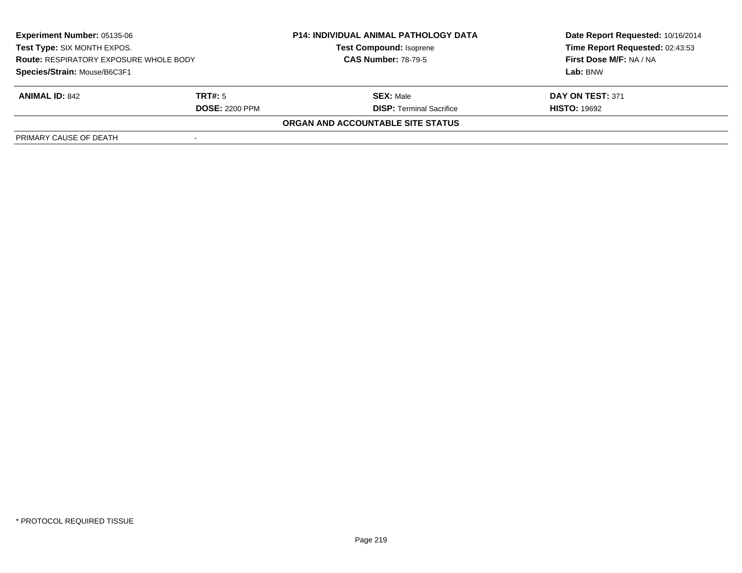**Experiment Number:** 05135-06
**Test Type:** SIX MONTH EXPOS.
**Route:** RESPIRATORY EXPOSURE WHOLE BODY
**Species/Strain:** Mouse/B6C3F1

**P14: INDIVIDUAL ANIMAL PATHOLOGY DATA**
**Test Compound:** Isoprene
**CAS Number:** 78-79-5

**Date Report Requested:** 10/16/2014
**Time Report Requested:** 02:43:53
**First Dose M/F:** NA / NA
**Lab:** BNW

| **ANIMAL ID:** 842 | **TRT#:** 5 | **SEX:** Male | **DAY ON TEST:** 371 |
|---|---|---|---|
| | **DOSE:** 2200 PPM | **DISP:** Terminal Sacrifice | **HISTO:** 19692 |

**ORGAN AND ACCOUNTABLE SITE STATUS**

| PRIMARY CAUSE OF DEATH | - |
|---|---|

\* PROTOCOL REQUIRED TISSUE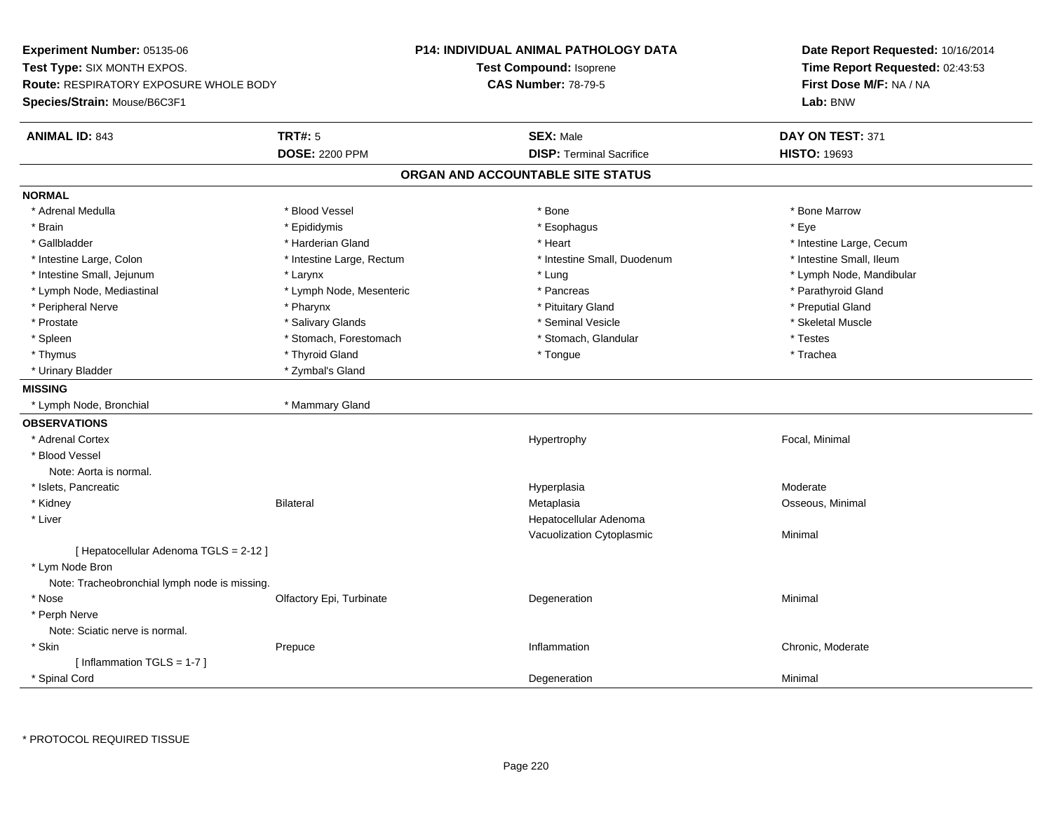**Experiment Number:** 05135-06
**Test Type:** SIX MONTH EXPOS.
**Route:** RESPIRATORY EXPOSURE WHOLE BODY
**Species/Strain:** Mouse/B6C3F1

**P14: INDIVIDUAL ANIMAL PATHOLOGY DATA**
**Test Compound:** Isoprene
**CAS Number:** 78-79-5

**Date Report Requested:** 10/16/2014
**Time Report Requested:** 02:43:53
**First Dose M/F:** NA / NA
**Lab:** BNW

| **ANIMAL ID:** 843 | **TRT#:** 5 | **SEX:** Male | **DAY ON TEST:** 371 |
|---|---|---|---|
| | **DOSE:** 2200 PPM | **DISP:** Terminal Sacrifice | **HISTO:** 19693 |

## ORGAN AND ACCOUNTABLE SITE STATUS

**NORMAL**

| | | | |
|---|---|---|---|
| * Adrenal Medulla | * Blood Vessel | * Bone | * Bone Marrow |
| * Brain | * Epididymis | * Esophagus | * Eye |
| * Gallbladder | * Harderian Gland | * Heart | * Intestine Large, Cecum |
| * Intestine Large, Colon | * Intestine Large, Rectum | * Intestine Small, Duodenum | * Intestine Small, Ileum |
| * Intestine Small, Jejunum | * Larynx | * Lung | * Lymph Node, Mandibular |
| * Lymph Node, Mediastinal | * Lymph Node, Mesenteric | * Pancreas | * Parathyroid Gland |
| * Peripheral Nerve | * Pharynx | * Pituitary Gland | * Preputial Gland |
| * Prostate | * Salivary Glands | * Seminal Vesicle | * Skeletal Muscle |
| * Spleen | * Stomach, Forestomach | * Stomach, Glandular | * Testes |
| * Thymus | * Thyroid Gland | * Tongue | * Trachea |
| * Urinary Bladder | * Zymbal's Gland | | |

**MISSING**

| | |
|---|---|
| * Lymph Node, Bronchial | * Mammary Gland |

**OBSERVATIONS**

| | | | |
|---|---|---|---|
| * Adrenal Cortex | | Hypertrophy | Focal, Minimal |
| * Blood Vessel | | | |
| Note: Aorta is normal. | | | |
| * Islets, Pancreatic | | Hyperplasia | Moderate |
| * Kidney | Bilateral | Metaplasia | Osseous, Minimal |
| * Liver | | Hepatocellular Adenoma | |
| | | Vacuolization Cytoplasmic | Minimal |
| [ Hepatocellular Adenoma TGLS = 2-12 ] | | | |
| * Lym Node Bron | | | |
| Note: Tracheobronchial lymph node is missing. | | | |
| * Nose | Olfactory Epi, Turbinate | Degeneration | Minimal |
| * Perph Nerve | | | |
| Note: Sciatic nerve is normal. | | | |
| * Skin | Prepuce | Inflammation | Chronic, Moderate |
| [ Inflammation TGLS = 1-7 ] | | | |
| * Spinal Cord | | Degeneration | Minimal |

* PROTOCOL REQUIRED TISSUE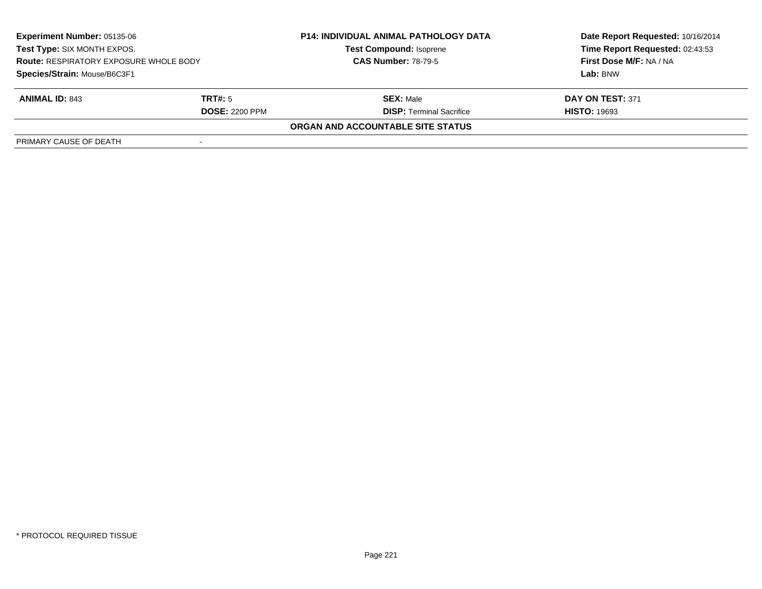**Experiment Number:** 05135-06
**Test Type:** SIX MONTH EXPOS.
**Route:** RESPIRATORY EXPOSURE WHOLE BODY
**Species/Strain:** Mouse/B6C3F1

**P14: INDIVIDUAL ANIMAL PATHOLOGY DATA**
**Test Compound:** Isoprene
**CAS Number:** 78-79-5

**Date Report Requested:** 10/16/2014
**Time Report Requested:** 02:43:53
**First Dose M/F:** NA / NA
**Lab:** BNW

| **ANIMAL ID:** 843 | **TRT#:** 5 | **SEX:** Male | **DAY ON TEST:** 371 |
|---|---|---|---|
| | **DOSE:** 2200 PPM | **DISP:** Terminal Sacrifice | **HISTO:** 19693 |

**ORGAN AND ACCOUNTABLE SITE STATUS**

| PRIMARY CAUSE OF DEATH | - |
|---|---|

* PROTOCOL REQUIRED TISSUE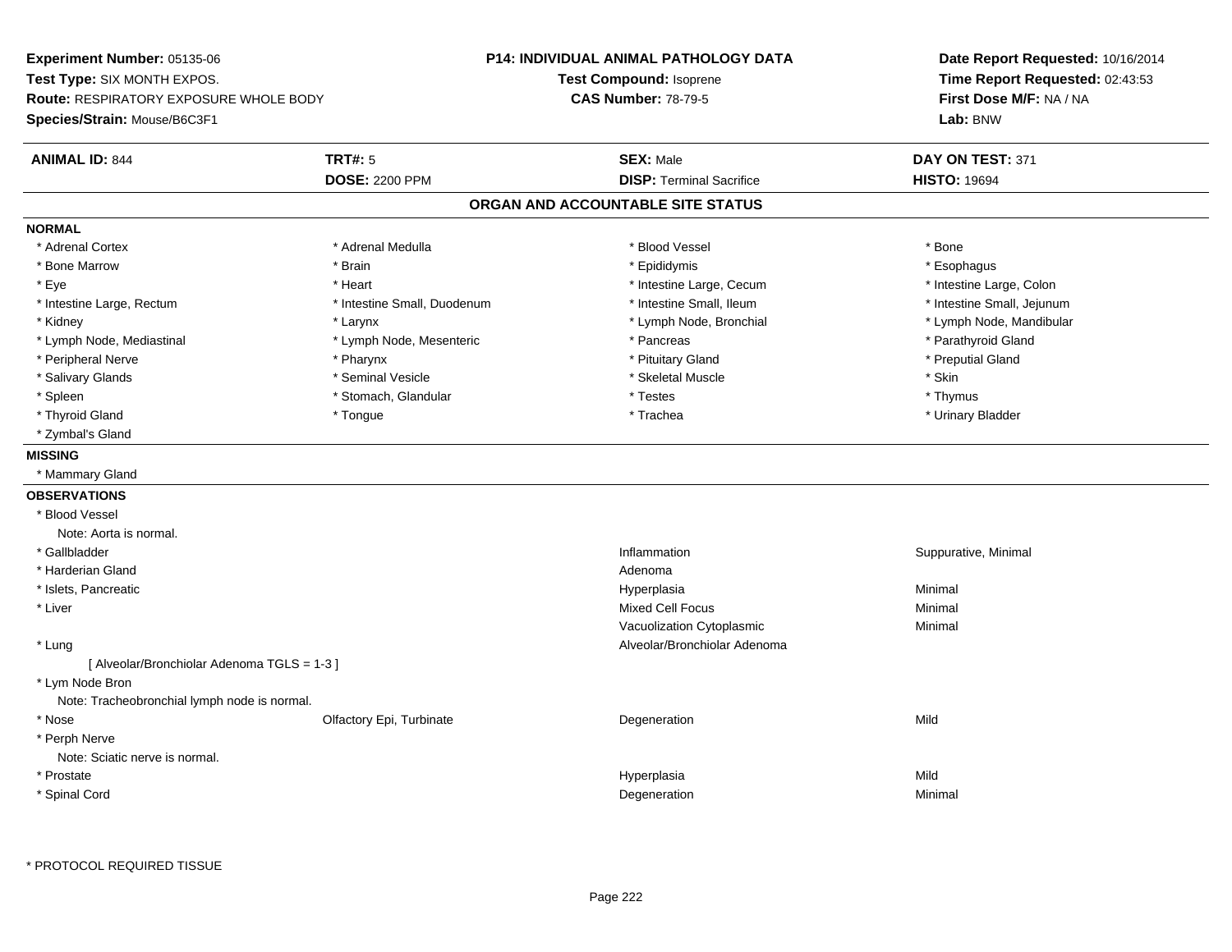**Experiment Number:** 05135-06
**Test Type:** SIX MONTH EXPOS.
**Route:** RESPIRATORY EXPOSURE WHOLE BODY
**Species/Strain:** Mouse/B6C3F1

**P14: INDIVIDUAL ANIMAL PATHOLOGY DATA**
**Test Compound:** Isoprene
**CAS Number:** 78-79-5

**Date Report Requested:** 10/16/2014
**Time Report Requested:** 02:43:53
**First Dose M/F:** NA / NA
**Lab:** BNW

| **ANIMAL ID:** 844 | **TRT#:** 5 | **SEX:** Male | **DAY ON TEST:** 371 |
|---|---|---|---|
| | **DOSE:** 2200 PPM | **DISP:** Terminal Sacrifice | **HISTO:** 19694 |

## ORGAN AND ACCOUNTABLE SITE STATUS

### NORMAL

| | | | |
|---|---|---|---|
| * Adrenal Cortex | * Adrenal Medulla | * Blood Vessel | * Bone |
| * Bone Marrow | * Brain | * Epididymis | * Esophagus |
| * Eye | * Heart | * Intestine Large, Cecum | * Intestine Large, Colon |
| * Intestine Large, Rectum | * Intestine Small, Duodenum | * Intestine Small, Ileum | * Intestine Small, Jejunum |
| * Kidney | * Larynx | * Lymph Node, Bronchial | * Lymph Node, Mandibular |
| * Lymph Node, Mediastinal | * Lymph Node, Mesenteric | * Pancreas | * Parathyroid Gland |
| * Peripheral Nerve | * Pharynx | * Pituitary Gland | * Preputial Gland |
| * Salivary Glands | * Seminal Vesicle | * Skeletal Muscle | * Skin |
| * Spleen | * Stomach, Glandular | * Testes | * Thymus |
| * Thyroid Gland | * Tongue | * Trachea | * Urinary Bladder |
| * Zymbal's Gland | | | |

### MISSING

* Mammary Gland

### OBSERVATIONS

| | | | |
|---|---|---|---|
| * Blood Vessel | | | |
| Note: Aorta is normal. | | | |
| * Gallbladder | | Inflammation | Suppurative, Minimal |
| * Harderian Gland | | Adenoma | |
| * Islets, Pancreatic | | Hyperplasia | Minimal |
| * Liver | | Mixed Cell Focus | Minimal |
| | | Vacuolization Cytoplasmic | Minimal |
| * Lung | | Alveolar/Bronchiolar Adenoma | |
| [ Alveolar/Bronchiolar Adenoma TGLS = 1-3 ] | | | |
| * Lym Node Bron | | | |
| Note: Tracheobronchial lymph node is normal. | | | |
| * Nose | Olfactory Epi, Turbinate | Degeneration | Mild |
| * Perph Nerve | | | |
| Note: Sciatic nerve is normal. | | | |
| * Prostate | | Hyperplasia | Mild |
| * Spinal Cord | | Degeneration | Minimal |

* PROTOCOL REQUIRED TISSUE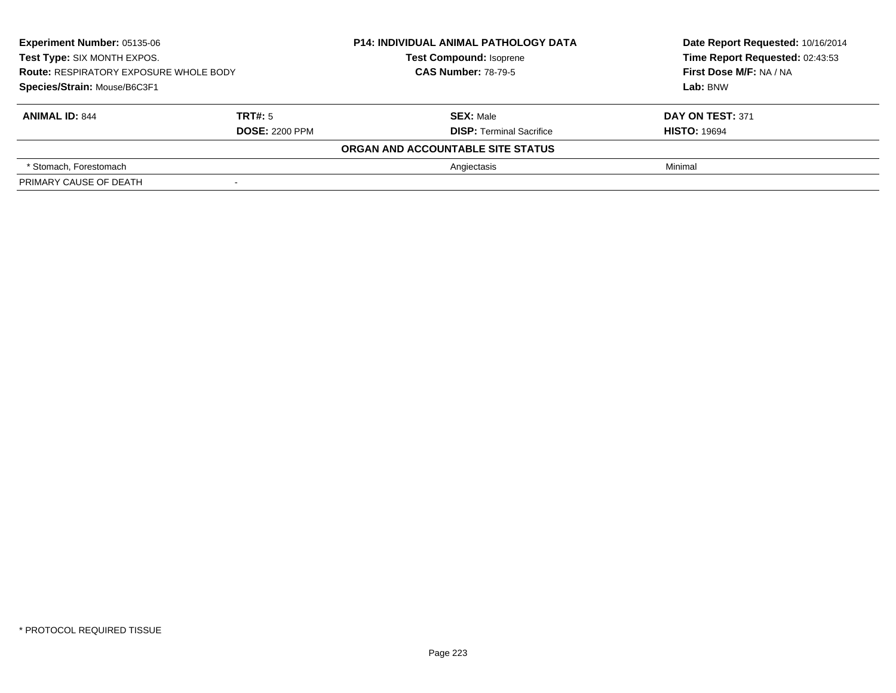**Experiment Number:** 05135-06
**Test Type:** SIX MONTH EXPOS.
**Route:** RESPIRATORY EXPOSURE WHOLE BODY
**Species/Strain:** Mouse/B6C3F1

**P14: INDIVIDUAL ANIMAL PATHOLOGY DATA**
**Test Compound:** Isoprene
**CAS Number:** 78-79-5

**Date Report Requested:** 10/16/2014
**Time Report Requested:** 02:43:53
**First Dose M/F:** NA / NA
**Lab:** BNW

| **ANIMAL ID:** 844 | **TRT#:** 5 | **SEX:** Male | **DAY ON TEST:** 371 |
|---|---|---|---|
| | **DOSE:** 2200 PPM | **DISP:** Terminal Sacrifice | **HISTO:** 19694 |

**ORGAN AND ACCOUNTABLE SITE STATUS**

| | | | |
|---|---|---|---|
| * Stomach, Forestomach | | Angiectasis | Minimal |
| PRIMARY CAUSE OF DEATH | - | | |

* PROTOCOL REQUIRED TISSUE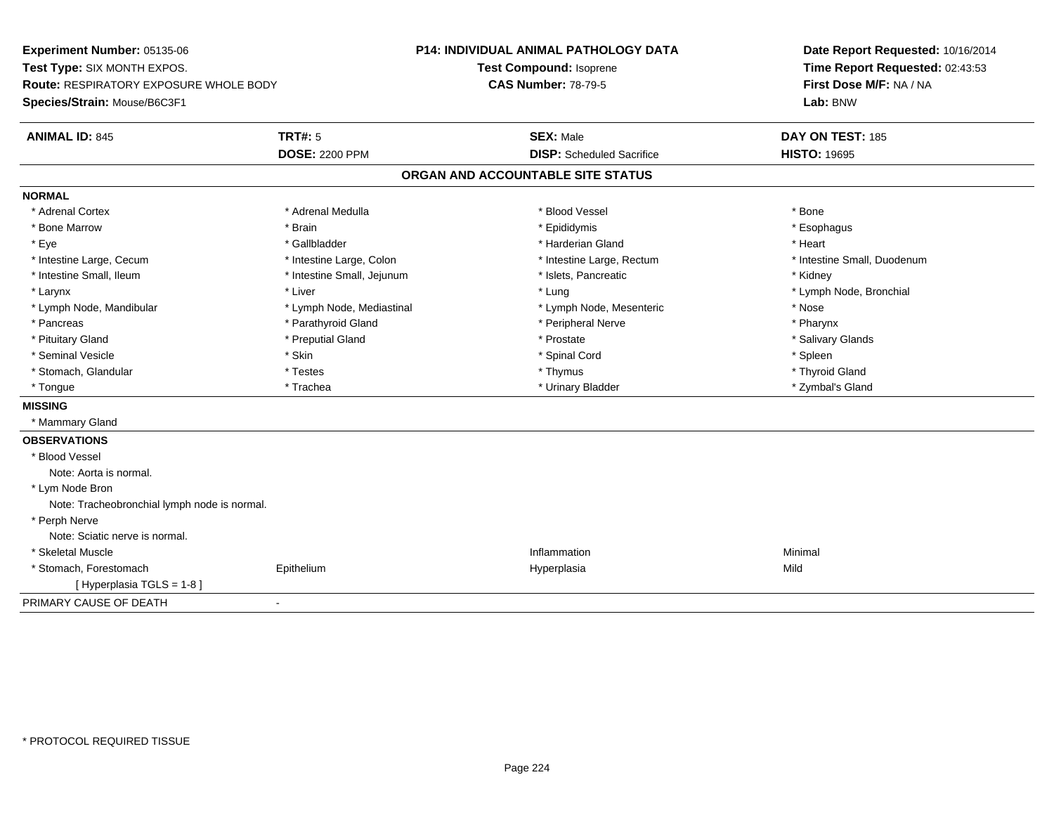**Experiment Number:** 05135-06
**Test Type:** SIX MONTH EXPOS.
**Route:** RESPIRATORY EXPOSURE WHOLE BODY
**Species/Strain:** Mouse/B6C3F1

**P14: INDIVIDUAL ANIMAL PATHOLOGY DATA**
**Test Compound:** Isoprene
**CAS Number:** 78-79-5

**Date Report Requested:** 10/16/2014
**Time Report Requested:** 02:43:53
**First Dose M/F:** NA / NA
**Lab:** BNW

| **ANIMAL ID:** 845 | **TRT#:** 5 | **SEX:** Male | **DAY ON TEST:** 185 |
|---|---|---|---|
| | **DOSE:** 2200 PPM | **DISP:** Scheduled Sacrifice | **HISTO:** 19695 |

## ORGAN AND ACCOUNTABLE SITE STATUS

**NORMAL**

| | | | |
|---|---|---|---|
| * Adrenal Cortex | * Adrenal Medulla | * Blood Vessel | * Bone |
| * Bone Marrow | * Brain | * Epididymis | * Esophagus |
| * Eye | * Gallbladder | * Harderian Gland | * Heart |
| * Intestine Large, Cecum | * Intestine Large, Colon | * Intestine Large, Rectum | * Intestine Small, Duodenum |
| * Intestine Small, Ileum | * Intestine Small, Jejunum | * Islets, Pancreatic | * Kidney |
| * Larynx | * Liver | * Lung | * Lymph Node, Bronchial |
| * Lymph Node, Mandibular | * Lymph Node, Mediastinal | * Lymph Node, Mesenteric | * Nose |
| * Pancreas | * Parathyroid Gland | * Peripheral Nerve | * Pharynx |
| * Pituitary Gland | * Preputial Gland | * Prostate | * Salivary Glands |
| * Seminal Vesicle | * Skin | * Spinal Cord | * Spleen |
| * Stomach, Glandular | * Testes | * Thymus | * Thyroid Gland |
| * Tongue | * Trachea | * Urinary Bladder | * Zymbal's Gland |

**MISSING**

* Mammary Gland

**OBSERVATIONS**

* Blood Vessel
  Note: Aorta is normal.
* Lym Node Bron
  Note: Tracheobronchial lymph node is normal.
* Perph Nerve
  Note: Sciatic nerve is normal.

| | | | |
|---|---|---|---|
| * Skeletal Muscle | | Inflammation | Minimal |
| * Stomach, Forestomach | Epithelium | Hyperplasia | Mild |
| [ Hyperplasia TGLS = 1-8 ] | | | |

PRIMARY CAUSE OF DEATH -

* PROTOCOL REQUIRED TISSUE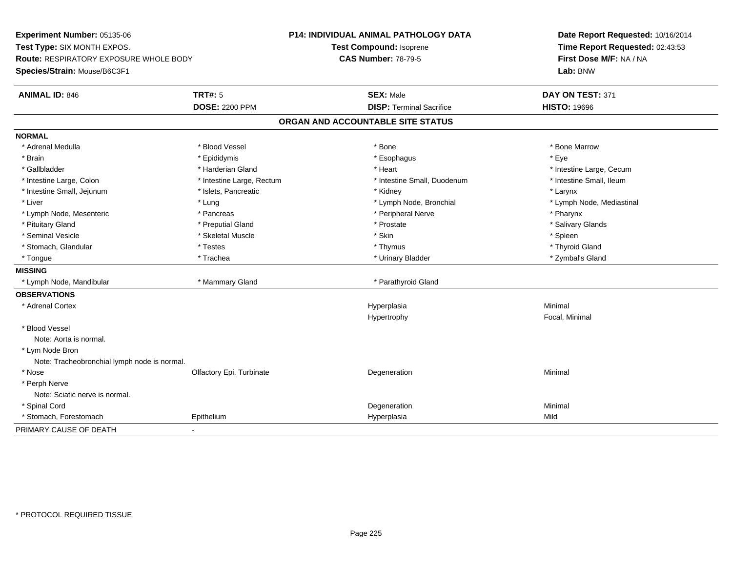**Experiment Number:** 05135-06
**Test Type:** SIX MONTH EXPOS.
**Route:** RESPIRATORY EXPOSURE WHOLE BODY
**Species/Strain:** Mouse/B6C3F1

**P14: INDIVIDUAL ANIMAL PATHOLOGY DATA**
**Test Compound:** Isoprene
**CAS Number:** 78-79-5

**Date Report Requested:** 10/16/2014
**Time Report Requested:** 02:43:53
**First Dose M/F:** NA / NA
**Lab:** BNW

| **ANIMAL ID:** 846 | **TRT#:** 5 | **SEX:** Male | **DAY ON TEST:** 371 |
|---|---|---|---|
| | **DOSE:** 2200 PPM | **DISP:** Terminal Sacrifice | **HISTO:** 19696 |

## ORGAN AND ACCOUNTABLE SITE STATUS

**NORMAL**

| | | | |
|---|---|---|---|
| * Adrenal Medulla | * Blood Vessel | * Bone | * Bone Marrow |
| * Brain | * Epididymis | * Esophagus | * Eye |
| * Gallbladder | * Harderian Gland | * Heart | * Intestine Large, Cecum |
| * Intestine Large, Colon | * Intestine Large, Rectum | * Intestine Small, Duodenum | * Intestine Small, Ileum |
| * Intestine Small, Jejunum | * Islets, Pancreatic | * Kidney | * Larynx |
| * Liver | * Lung | * Lymph Node, Bronchial | * Lymph Node, Mediastinal |
| * Lymph Node, Mesenteric | * Pancreas | * Peripheral Nerve | * Pharynx |
| * Pituitary Gland | * Preputial Gland | * Prostate | * Salivary Glands |
| * Seminal Vesicle | * Skeletal Muscle | * Skin | * Spleen |
| * Stomach, Glandular | * Testes | * Thymus | * Thyroid Gland |
| * Tongue | * Trachea | * Urinary Bladder | * Zymbal's Gland |

**MISSING**

| | | |
|---|---|---|
| * Lymph Node, Mandibular | * Mammary Gland | * Parathyroid Gland |

**OBSERVATIONS**

| | | | |
|---|---|---|---|
| * Adrenal Cortex | | Hyperplasia | Minimal |
| | | Hypertrophy | Focal, Minimal |
| * Blood Vessel | | | |
| Note: Aorta is normal. | | | |
| * Lym Node Bron | | | |
| Note: Tracheobronchial lymph node is normal. | | | |
| * Nose | Olfactory Epi, Turbinate | Degeneration | Minimal |
| * Perph Nerve | | | |
| Note: Sciatic nerve is normal. | | | |
| * Spinal Cord | | Degeneration | Minimal |
| * Stomach, Forestomach | Epithelium | Hyperplasia | Mild |

PRIMARY CAUSE OF DEATH -

* PROTOCOL REQUIRED TISSUE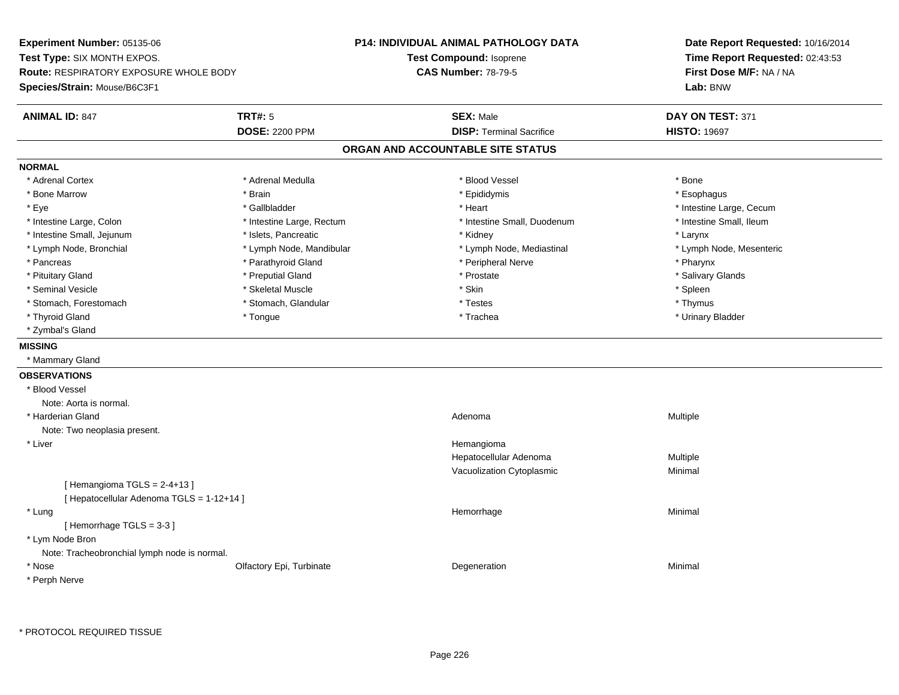**Experiment Number:** 05135-06
**Test Type:** SIX MONTH EXPOS.
**Route:** RESPIRATORY EXPOSURE WHOLE BODY
**Species/Strain:** Mouse/B6C3F1

**P14: INDIVIDUAL ANIMAL PATHOLOGY DATA**
**Test Compound:** Isoprene
**CAS Number:** 78-79-5

**Date Report Requested:** 10/16/2014
**Time Report Requested:** 02:43:53
**First Dose M/F:** NA / NA
**Lab:** BNW

| **ANIMAL ID:** 847 | **TRT#:** 5 | **SEX:** Male | **DAY ON TEST:** 371 |
|---|---|---|---|
| | **DOSE:** 2200 PPM | **DISP:** Terminal Sacrifice | **HISTO:** 19697 |

## ORGAN AND ACCOUNTABLE SITE STATUS

**NORMAL**

| | | | |
|---|---|---|---|
| * Adrenal Cortex | * Adrenal Medulla | * Blood Vessel | * Bone |
| * Bone Marrow | * Brain | * Epididymis | * Esophagus |
| * Eye | * Gallbladder | * Heart | * Intestine Large, Cecum |
| * Intestine Large, Colon | * Intestine Large, Rectum | * Intestine Small, Duodenum | * Intestine Small, Ileum |
| * Intestine Small, Jejunum | * Islets, Pancreatic | * Kidney | * Larynx |
| * Lymph Node, Bronchial | * Lymph Node, Mandibular | * Lymph Node, Mediastinal | * Lymph Node, Mesenteric |
| * Pancreas | * Parathyroid Gland | * Peripheral Nerve | * Pharynx |
| * Pituitary Gland | * Preputial Gland | * Prostate | * Salivary Glands |
| * Seminal Vesicle | * Skeletal Muscle | * Skin | * Spleen |
| * Stomach, Forestomach | * Stomach, Glandular | * Testes | * Thymus |
| * Thyroid Gland | * Tongue | * Trachea | * Urinary Bladder |
| * Zymbal's Gland | | | |

**MISSING**

* Mammary Gland

**OBSERVATIONS**

| | | | |
|---|---|---|---|
| * Blood Vessel | | | |
| Note: Aorta is normal. | | | |
| * Harderian Gland | | Adenoma | Multiple |
| Note: Two neoplasia present. | | | |
| * Liver | | Hemangioma | |
| | | Hepatocellular Adenoma | Multiple |
| | | Vacuolization Cytoplasmic | Minimal |
| [ Hemangioma TGLS = 2-4+13 ] | | | |
| [ Hepatocellular Adenoma TGLS = 1-12+14 ] | | | |
| * Lung | | Hemorrhage | Minimal |
| [ Hemorrhage TGLS = 3-3 ] | | | |
| * Lym Node Bron | | | |
| Note: Tracheobronchial lymph node is normal. | | | |
| * Nose | Olfactory Epi, Turbinate | Degeneration | Minimal |
| * Perph Nerve | | | |

* PROTOCOL REQUIRED TISSUE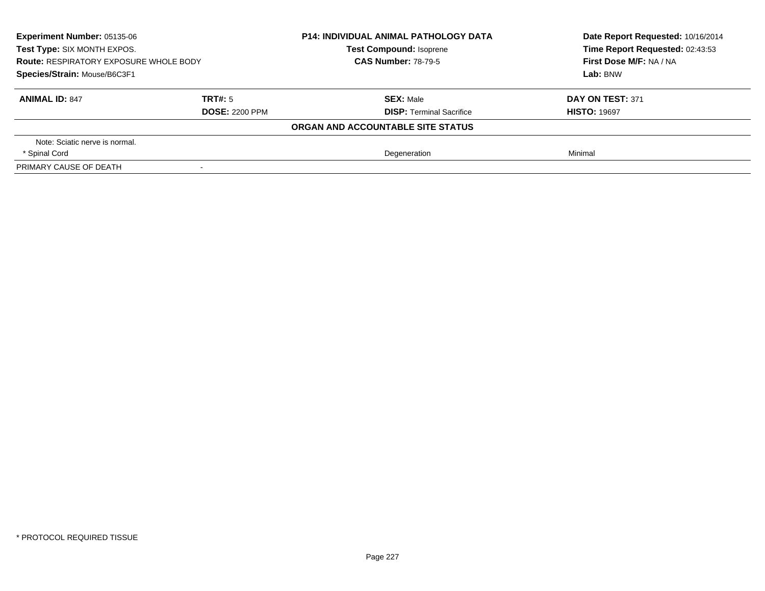**Experiment Number:** 05135-06
**Test Type:** SIX MONTH EXPOS.
**Route:** RESPIRATORY EXPOSURE WHOLE BODY
**Species/Strain:** Mouse/B6C3F1

**P14: INDIVIDUAL ANIMAL PATHOLOGY DATA**
**Test Compound:** Isoprene
**CAS Number:** 78-79-5

**Date Report Requested:** 10/16/2014
**Time Report Requested:** 02:43:53
**First Dose M/F:** NA / NA
**Lab:** BNW

| **ANIMAL ID:** 847 | **TRT#:** 5 | **SEX:** Male | **DAY ON TEST:** 371 |
|---|---|---|---|
| | **DOSE:** 2200 PPM | **DISP:** Terminal Sacrifice | **HISTO:** 19697 |

**ORGAN AND ACCOUNTABLE SITE STATUS**

| | | | |
|---|---|---|---|
| Note: Sciatic nerve is normal. | | | |
| * Spinal Cord | | Degeneration | Minimal |
| PRIMARY CAUSE OF DEATH | - | | |

* PROTOCOL REQUIRED TISSUE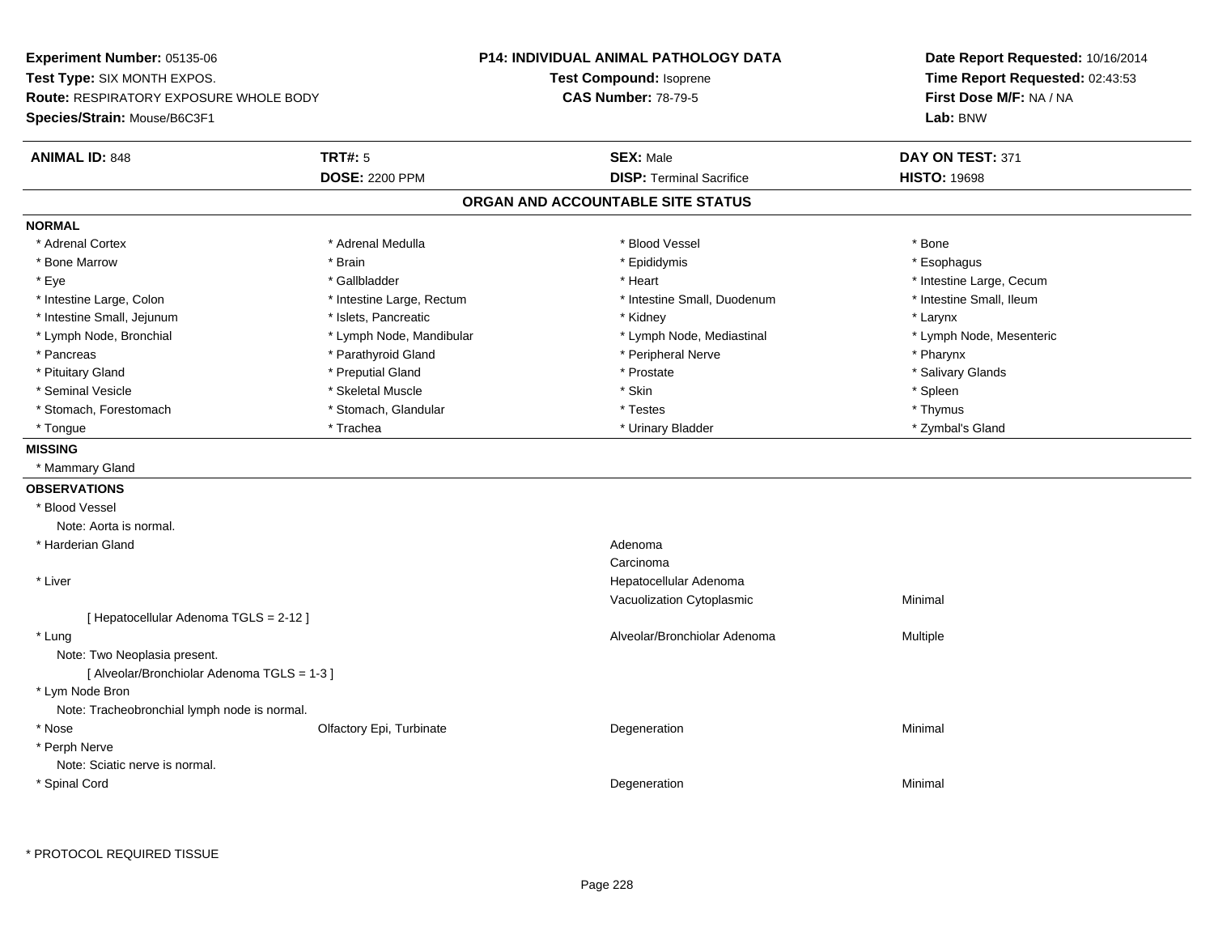**Experiment Number:** 05135-06
**Test Type:** SIX MONTH EXPOS.
**Route:** RESPIRATORY EXPOSURE WHOLE BODY
**Species/Strain:** Mouse/B6C3F1

**P14: INDIVIDUAL ANIMAL PATHOLOGY DATA**
**Test Compound:** Isoprene
**CAS Number:** 78-79-5

**Date Report Requested:** 10/16/2014
**Time Report Requested:** 02:43:53
**First Dose M/F:** NA / NA
**Lab:** BNW

| **ANIMAL ID:** 848 | **TRT#:** 5 | **SEX:** Male | **DAY ON TEST:** 371 |
|---|---|---|---|
| | **DOSE:** 2200 PPM | **DISP:** Terminal Sacrifice | **HISTO:** 19698 |

## ORGAN AND ACCOUNTABLE SITE STATUS

**NORMAL**

| | | | |
|---|---|---|---|
| * Adrenal Cortex | * Adrenal Medulla | * Blood Vessel | * Bone |
| * Bone Marrow | * Brain | * Epididymis | * Esophagus |
| * Eye | * Gallbladder | * Heart | * Intestine Large, Cecum |
| * Intestine Large, Colon | * Intestine Large, Rectum | * Intestine Small, Duodenum | * Intestine Small, Ileum |
| * Intestine Small, Jejunum | * Islets, Pancreatic | * Kidney | * Larynx |
| * Lymph Node, Bronchial | * Lymph Node, Mandibular | * Lymph Node, Mediastinal | * Lymph Node, Mesenteric |
| * Pancreas | * Parathyroid Gland | * Peripheral Nerve | * Pharynx |
| * Pituitary Gland | * Preputial Gland | * Prostate | * Salivary Glands |
| * Seminal Vesicle | * Skeletal Muscle | * Skin | * Spleen |
| * Stomach, Forestomach | * Stomach, Glandular | * Testes | * Thymus |
| * Tongue | * Trachea | * Urinary Bladder | * Zymbal's Gland |

**MISSING**

* Mammary Gland

**OBSERVATIONS**

| | | | |
|---|---|---|---|
| * Blood Vessel | | | |
| Note: Aorta is normal. | | | |
| * Harderian Gland | | Adenoma | |
| | | Carcinoma | |
| * Liver | | Hepatocellular Adenoma | |
| | | Vacuolization Cytoplasmic | Minimal |
| [ Hepatocellular Adenoma TGLS = 2-12 ] | | | |
| * Lung | | Alveolar/Bronchiolar Adenoma | Multiple |
| Note: Two Neoplasia present. | | | |
| [ Alveolar/Bronchiolar Adenoma TGLS = 1-3 ] | | | |
| * Lym Node Bron | | | |
| Note: Tracheobronchial lymph node is normal. | | | |
| * Nose | Olfactory Epi, Turbinate | Degeneration | Minimal |
| * Perph Nerve | | | |
| Note: Sciatic nerve is normal. | | | |
| * Spinal Cord | | Degeneration | Minimal |

* PROTOCOL REQUIRED TISSUE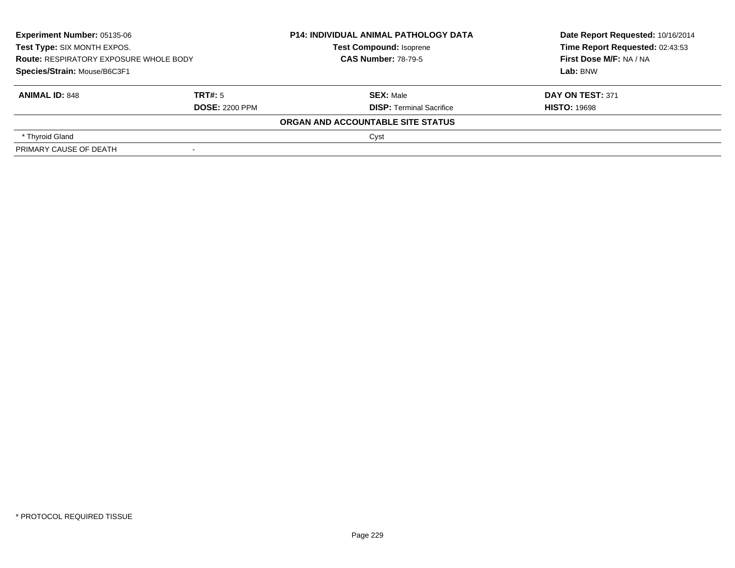| **Experiment Number:** 05135-06 | **P14: INDIVIDUAL ANIMAL PATHOLOGY DATA** | **Date Report Requested:** 10/16/2014 |
|---|---|---|
| **Test Type:** SIX MONTH EXPOS. | **Test Compound:** Isoprene | **Time Report Requested:** 02:43:53 |
| **Route:** RESPIRATORY EXPOSURE WHOLE BODY | **CAS Number:** 78-79-5 | **First Dose M/F:** NA / NA |
| **Species/Strain:** Mouse/B6C3F1 | | **Lab:** BNW |

| **ANIMAL ID:** 848 | **TRT#:** 5 | **SEX:** Male | **DAY ON TEST:** 371 |
|---|---|---|---|
| | **DOSE:** 2200 PPM | **DISP:** Terminal Sacrifice | **HISTO:** 19698 |
| | | **ORGAN AND ACCOUNTABLE SITE STATUS** | |
| * Thyroid Gland | | Cyst | |
| PRIMARY CAUSE OF DEATH | - | | |

* PROTOCOL REQUIRED TISSUE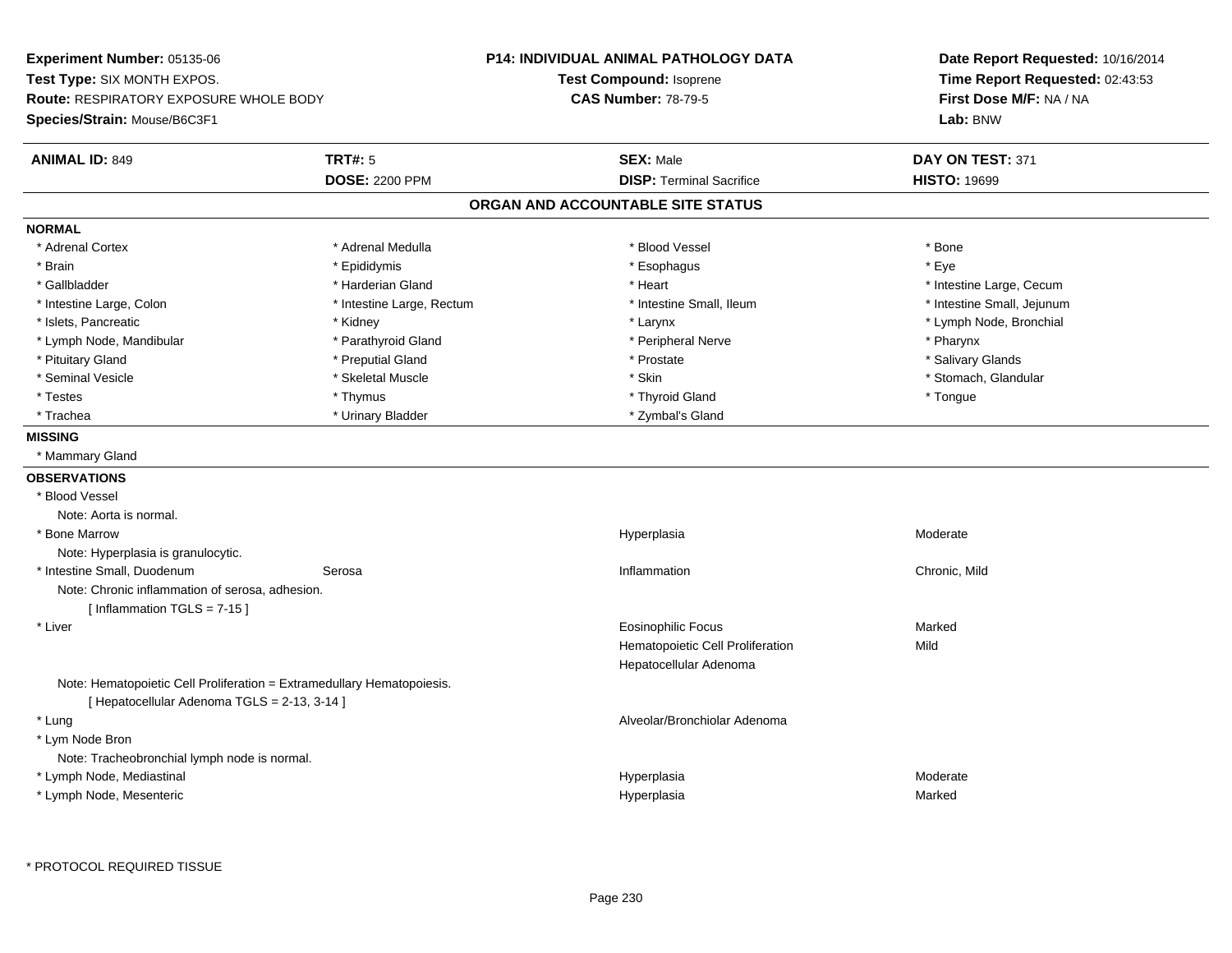**Experiment Number:** 05135-06
**Test Type:** SIX MONTH EXPOS.
**Route:** RESPIRATORY EXPOSURE WHOLE BODY
**Species/Strain:** Mouse/B6C3F1

**P14: INDIVIDUAL ANIMAL PATHOLOGY DATA**
**Test Compound:** Isoprene
**CAS Number:** 78-79-5

**Date Report Requested:** 10/16/2014
**Time Report Requested:** 02:43:53
**First Dose M/F:** NA / NA
**Lab:** BNW

| **ANIMAL ID:** 849 | **TRT#:** 5 | **SEX:** Male | **DAY ON TEST:** 371 |
|---|---|---|---|
| | **DOSE:** 2200 PPM | **DISP:** Terminal Sacrifice | **HISTO:** 19699 |

## ORGAN AND ACCOUNTABLE SITE STATUS

**NORMAL**

| | | | |
|---|---|---|---|
| * Adrenal Cortex | * Adrenal Medulla | * Blood Vessel | * Bone |
| * Brain | * Epididymis | * Esophagus | * Eye |
| * Gallbladder | * Harderian Gland | * Heart | * Intestine Large, Cecum |
| * Intestine Large, Colon | * Intestine Large, Rectum | * Intestine Small, Ileum | * Intestine Small, Jejunum |
| * Islets, Pancreatic | * Kidney | * Larynx | * Lymph Node, Bronchial |
| * Lymph Node, Mandibular | * Parathyroid Gland | * Peripheral Nerve | * Pharynx |
| * Pituitary Gland | * Preputial Gland | * Prostate | * Salivary Glands |
| * Seminal Vesicle | * Skeletal Muscle | * Skin | * Stomach, Glandular |
| * Testes | * Thymus | * Thyroid Gland | * Tongue |
| * Trachea | * Urinary Bladder | * Zymbal's Gland | |

**MISSING**

* Mammary Gland

**OBSERVATIONS**

| | | | |
|---|---|---|---|
| * Blood Vessel | | | |
| Note: Aorta is normal. | | | |
| * Bone Marrow | | Hyperplasia | Moderate |
| Note: Hyperplasia is granulocytic. | | | |
| * Intestine Small, Duodenum | Serosa | Inflammation | Chronic, Mild |
| Note: Chronic inflammation of serosa, adhesion. | | | |
| [ Inflammation TGLS = 7-15 ] | | | |
| * Liver | | Eosinophilic Focus | Marked |
| | | Hematopoietic Cell Proliferation | Mild |
| | | Hepatocellular Adenoma | |
| Note: Hematopoietic Cell Proliferation = Extramedullary Hematopoiesis. | | | |
| [ Hepatocellular Adenoma TGLS = 2-13, 3-14 ] | | | |
| * Lung | | Alveolar/Bronchiolar Adenoma | |
| * Lym Node Bron | | | |
| Note: Tracheobronchial lymph node is normal. | | | |
| * Lymph Node, Mediastinal | | Hyperplasia | Moderate |
| * Lymph Node, Mesenteric | | Hyperplasia | Marked |

* PROTOCOL REQUIRED TISSUE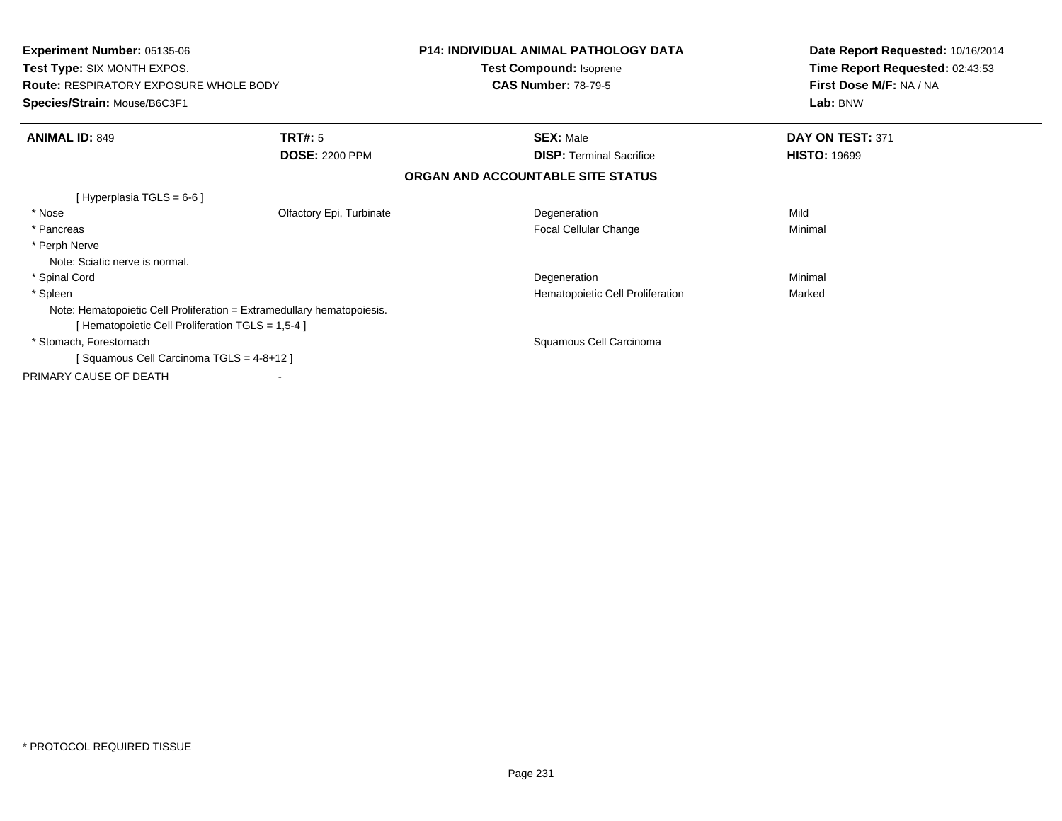**Experiment Number:** 05135-06
**Test Type:** SIX MONTH EXPOS.
**Route:** RESPIRATORY EXPOSURE WHOLE BODY
**Species/Strain:** Mouse/B6C3F1

**P14: INDIVIDUAL ANIMAL PATHOLOGY DATA**
**Test Compound:** Isoprene
**CAS Number:** 78-79-5

**Date Report Requested:** 10/16/2014
**Time Report Requested:** 02:43:53
**First Dose M/F:** NA / NA
**Lab:** BNW

| **ANIMAL ID:** 849 | **TRT#:** 5 | **SEX:** Male | **DAY ON TEST:** 371 |
|---|---|---|---|
| | **DOSE:** 2200 PPM | **DISP:** Terminal Sacrifice | **HISTO:** 19699 |

**ORGAN AND ACCOUNTABLE SITE STATUS**

| | | | |
|---|---|---|---|
| [ Hyperplasia TGLS = 6-6 ] | | | |
| * Nose | Olfactory Epi, Turbinate | Degeneration | Mild |
| * Pancreas | | Focal Cellular Change | Minimal |
| * Perph Nerve | | | |
| Note: Sciatic nerve is normal. | | | |
| * Spinal Cord | | Degeneration | Minimal |
| * Spleen | | Hematopoietic Cell Proliferation | Marked |
| Note: Hematopoietic Cell Proliferation = Extramedullary hematopoiesis. | | | |
| [ Hematopoietic Cell Proliferation TGLS = 1,5-4 ] | | | |
| * Stomach, Forestomach | | Squamous Cell Carcinoma | |
| [ Squamous Cell Carcinoma TGLS = 4-8+12 ] | | | |
| PRIMARY CAUSE OF DEATH | - | | |

\* PROTOCOL REQUIRED TISSUE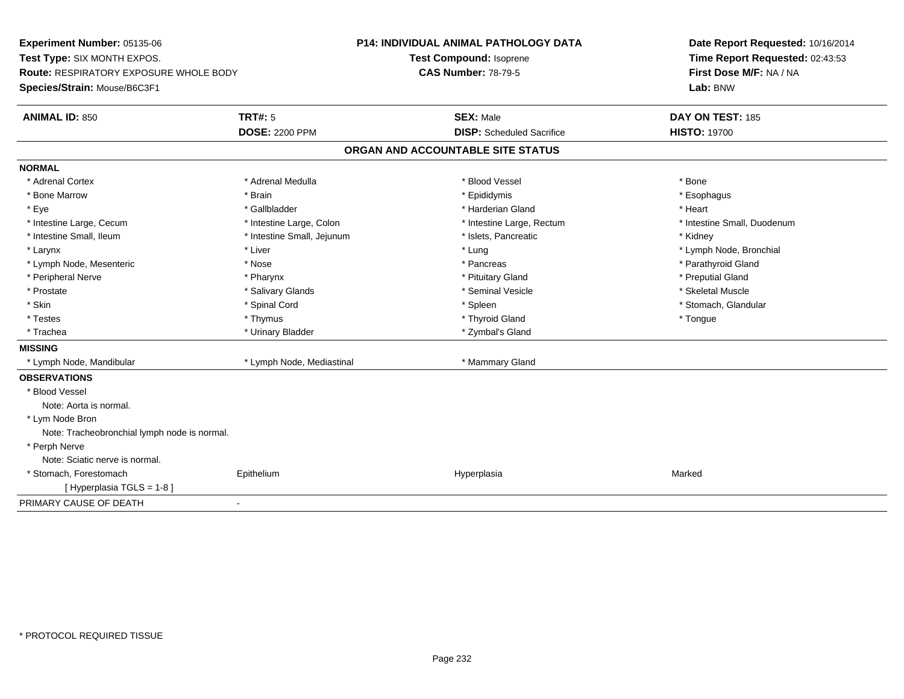**Experiment Number:** 05135-06
**Test Type:** SIX MONTH EXPOS.
**Route:** RESPIRATORY EXPOSURE WHOLE BODY
**Species/Strain:** Mouse/B6C3F1

**P14: INDIVIDUAL ANIMAL PATHOLOGY DATA**
**Test Compound:** Isoprene
**CAS Number:** 78-79-5

**Date Report Requested:** 10/16/2014
**Time Report Requested:** 02:43:53
**First Dose M/F:** NA / NA
**Lab:** BNW

| **ANIMAL ID:** 850 | **TRT#:** 5 | **SEX:** Male | **DAY ON TEST:** 185 |
|---|---|---|---|
| | **DOSE:** 2200 PPM | **DISP:** Scheduled Sacrifice | **HISTO:** 19700 |

## ORGAN AND ACCOUNTABLE SITE STATUS

**NORMAL**

| | | | |
|---|---|---|---|
| * Adrenal Cortex | * Adrenal Medulla | * Blood Vessel | * Bone |
| * Bone Marrow | * Brain | * Epididymis | * Esophagus |
| * Eye | * Gallbladder | * Harderian Gland | * Heart |
| * Intestine Large, Cecum | * Intestine Large, Colon | * Intestine Large, Rectum | * Intestine Small, Duodenum |
| * Intestine Small, Ileum | * Intestine Small, Jejunum | * Islets, Pancreatic | * Kidney |
| * Larynx | * Liver | * Lung | * Lymph Node, Bronchial |
| * Lymph Node, Mesenteric | * Nose | * Pancreas | * Parathyroid Gland |
| * Peripheral Nerve | * Pharynx | * Pituitary Gland | * Preputial Gland |
| * Prostate | * Salivary Glands | * Seminal Vesicle | * Skeletal Muscle |
| * Skin | * Spinal Cord | * Spleen | * Stomach, Glandular |
| * Testes | * Thymus | * Thyroid Gland | * Tongue |
| * Trachea | * Urinary Bladder | * Zymbal's Gland | |

**MISSING**

| | | |
|---|---|---|
| * Lymph Node, Mandibular | * Lymph Node, Mediastinal | * Mammary Gland |

**OBSERVATIONS**

* Blood Vessel
  Note: Aorta is normal.
* Lym Node Bron
  Note: Tracheobronchial lymph node is normal.
* Perph Nerve
  Note: Sciatic nerve is normal.

| | | | |
|---|---|---|---|
| * Stomach, Forestomach | Epithelium | Hyperplasia | Marked |
| [ Hyperplasia TGLS = 1-8 ] | | | |

PRIMARY CAUSE OF DEATH -

* PROTOCOL REQUIRED TISSUE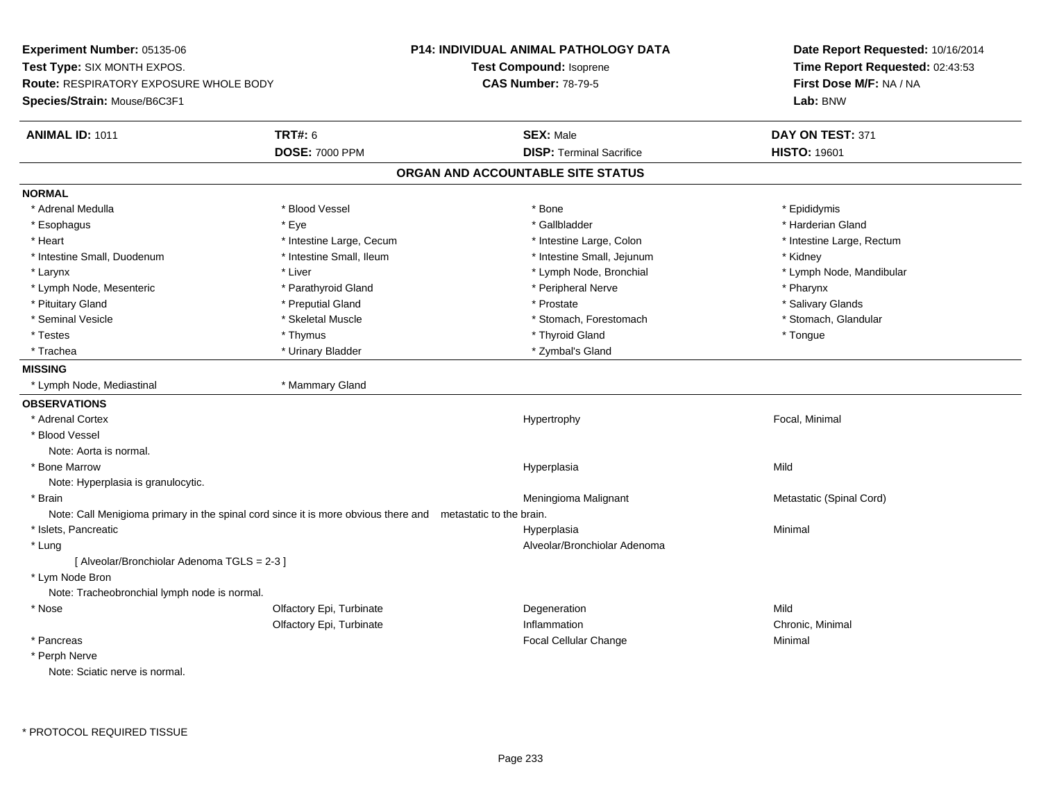**Experiment Number:** 05135-06
**Test Type:** SIX MONTH EXPOS.
**Route:** RESPIRATORY EXPOSURE WHOLE BODY
**Species/Strain:** Mouse/B6C3F1

**P14: INDIVIDUAL ANIMAL PATHOLOGY DATA**
**Test Compound:** Isoprene
**CAS Number:** 78-79-5

**Date Report Requested:** 10/16/2014
**Time Report Requested:** 02:43:53
**First Dose M/F:** NA / NA
**Lab:** BNW

| **ANIMAL ID:** 1011 | **TRT#:** 6 | **SEX:** Male | **DAY ON TEST:** 371 |
|---|---|---|---|
| | **DOSE:** 7000 PPM | **DISP:** Terminal Sacrifice | **HISTO:** 19601 |

## ORGAN AND ACCOUNTABLE SITE STATUS

**NORMAL**

| | | | |
|---|---|---|---|
| * Adrenal Medulla | * Blood Vessel | * Bone | * Epididymis |
| * Esophagus | * Eye | * Gallbladder | * Harderian Gland |
| * Heart | * Intestine Large, Cecum | * Intestine Large, Colon | * Intestine Large, Rectum |
| * Intestine Small, Duodenum | * Intestine Small, Ileum | * Intestine Small, Jejunum | * Kidney |
| * Larynx | * Liver | * Lymph Node, Bronchial | * Lymph Node, Mandibular |
| * Lymph Node, Mesenteric | * Parathyroid Gland | * Peripheral Nerve | * Pharynx |
| * Pituitary Gland | * Preputial Gland | * Prostate | * Salivary Glands |
| * Seminal Vesicle | * Skeletal Muscle | * Stomach, Forestomach | * Stomach, Glandular |
| * Testes | * Thymus | * Thyroid Gland | * Tongue |
| * Trachea | * Urinary Bladder | * Zymbal's Gland | |

**MISSING**

| | |
|---|---|
| * Lymph Node, Mediastinal | * Mammary Gland |

**OBSERVATIONS**

| | | | |
|---|---|---|---|
| * Adrenal Cortex | | Hypertrophy | Focal, Minimal |
| * Blood Vessel | | | |
| Note: Aorta is normal. | | | |
| * Bone Marrow | | Hyperplasia | Mild |
| Note: Hyperplasia is granulocytic. | | | |
| * Brain | | Meningioma Malignant | Metastatic (Spinal Cord) |
| Note: Call Menigioma primary in the spinal cord since it is more obvious there and metastatic to the brain. | | | |
| * Islets, Pancreatic | | Hyperplasia | Minimal |
| * Lung | | Alveolar/Bronchiolar Adenoma | |
| [ Alveolar/Bronchiolar Adenoma TGLS = 2-3 ] | | | |
| * Lym Node Bron | | | |
| Note: Tracheobronchial lymph node is normal. | | | |
| * Nose | Olfactory Epi, Turbinate | Degeneration | Mild |
| | Olfactory Epi, Turbinate | Inflammation | Chronic, Minimal |
| * Pancreas | | Focal Cellular Change | Minimal |
| * Perph Nerve | | | |
| Note: Sciatic nerve is normal. | | | |

* PROTOCOL REQUIRED TISSUE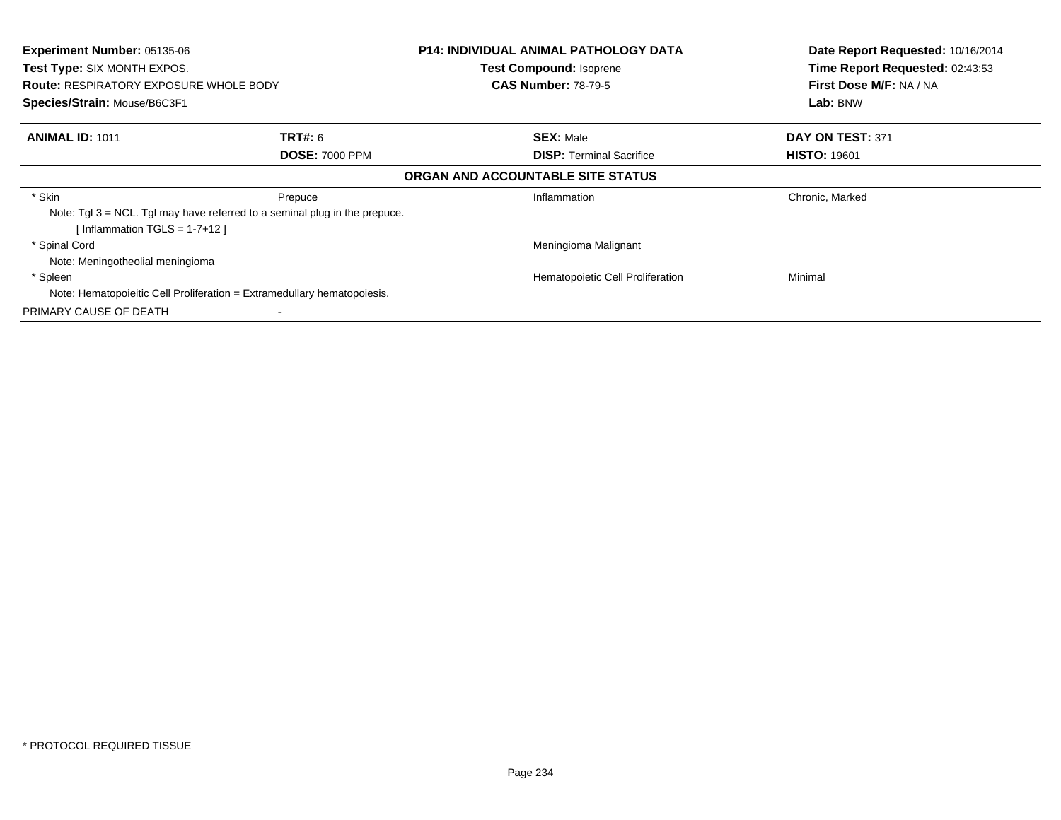**Experiment Number:** 05135-06
**Test Type:** SIX MONTH EXPOS.
**Route:** RESPIRATORY EXPOSURE WHOLE BODY
**Species/Strain:** Mouse/B6C3F1

**P14: INDIVIDUAL ANIMAL PATHOLOGY DATA**
**Test Compound:** Isoprene
**CAS Number:** 78-79-5

**Date Report Requested:** 10/16/2014
**Time Report Requested:** 02:43:53
**First Dose M/F:** NA / NA
**Lab:** BNW

| **ANIMAL ID:** 1011 | **TRT#:** 6 | **SEX:** Male | **DAY ON TEST:** 371 |
|---|---|---|---|
| | **DOSE:** 7000 PPM | **DISP:** Terminal Sacrifice | **HISTO:** 19601 |

## ORGAN AND ACCOUNTABLE SITE STATUS

| | | | |
|---|---|---|---|
| * Skin | Prepuce | Inflammation | Chronic, Marked |
| Note: Tgl 3 = NCL. Tgl may have referred to a seminal plug in the prepuce. | | | |
| [ Inflammation TGLS = 1-7+12 ] | | | |
| * Spinal Cord | | Meningioma Malignant | |
| Note: Meningotheolial meningioma | | | |
| * Spleen | | Hematopoietic Cell Proliferation | Minimal |
| Note: Hematopoieitic Cell Proliferation = Extramedullary hematopoiesis. | | | |
| PRIMARY CAUSE OF DEATH | - | | |

* PROTOCOL REQUIRED TISSUE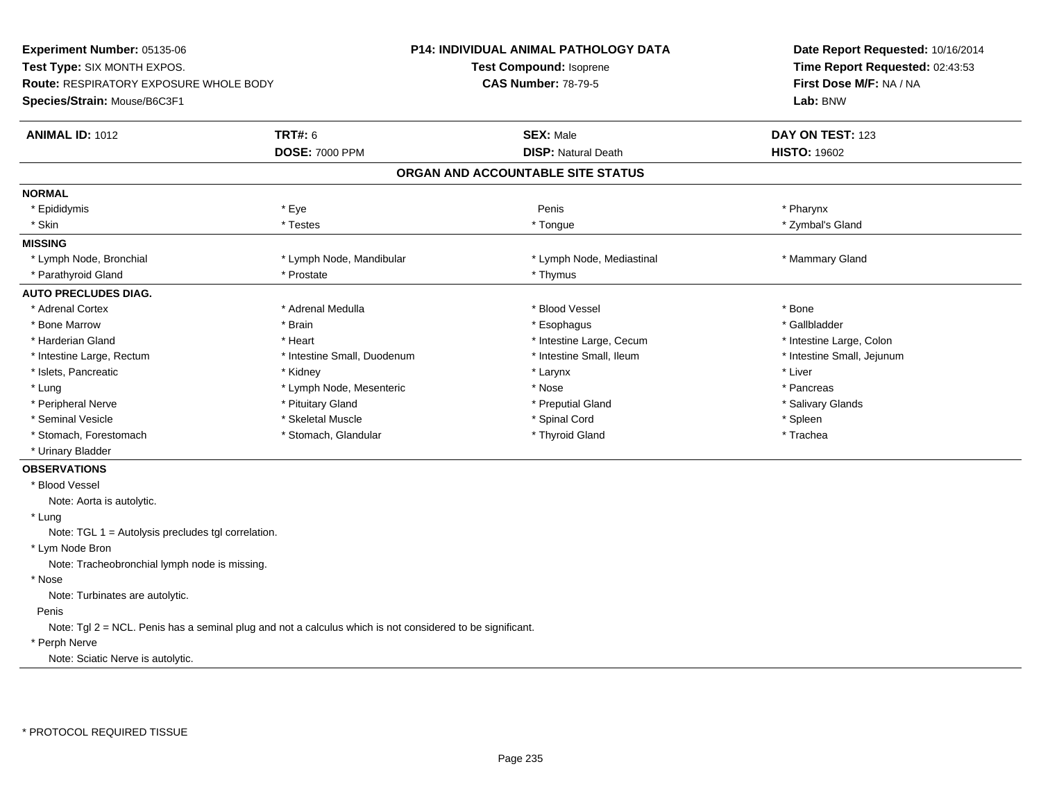**Experiment Number:** 05135-06
**Test Type:** SIX MONTH EXPOS.
**Route:** RESPIRATORY EXPOSURE WHOLE BODY
**Species/Strain:** Mouse/B6C3F1

**P14: INDIVIDUAL ANIMAL PATHOLOGY DATA**
**Test Compound:** Isoprene
**CAS Number:** 78-79-5

**Date Report Requested:** 10/16/2014
**Time Report Requested:** 02:43:53
**First Dose M/F:** NA / NA
**Lab:** BNW

| **ANIMAL ID:** 1012 | **TRT#:** 6 | **SEX:** Male | **DAY ON TEST:** 123 |
|---|---|---|---|
| | **DOSE:** 7000 PPM | **DISP:** Natural Death | **HISTO:** 19602 |

## ORGAN AND ACCOUNTABLE SITE STATUS

**NORMAL**

| | | | |
|---|---|---|---|
| * Epididymis | * Eye | Penis | * Pharynx |
| * Skin | * Testes | * Tongue | * Zymbal's Gland |

**MISSING**

| | | | |
|---|---|---|---|
| * Lymph Node, Bronchial | * Lymph Node, Mandibular | * Lymph Node, Mediastinal | * Mammary Gland |
| * Parathyroid Gland | * Prostate | * Thymus | |

**AUTO PRECLUDES DIAG.**

| | | | |
|---|---|---|---|
| * Adrenal Cortex | * Adrenal Medulla | * Blood Vessel | * Bone |
| * Bone Marrow | * Brain | * Esophagus | * Gallbladder |
| * Harderian Gland | * Heart | * Intestine Large, Cecum | * Intestine Large, Colon |
| * Intestine Large, Rectum | * Intestine Small, Duodenum | * Intestine Small, Ileum | * Intestine Small, Jejunum |
| * Islets, Pancreatic | * Kidney | * Larynx | * Liver |
| * Lung | * Lymph Node, Mesenteric | * Nose | * Pancreas |
| * Peripheral Nerve | * Pituitary Gland | * Preputial Gland | * Salivary Glands |
| * Seminal Vesicle | * Skeletal Muscle | * Spinal Cord | * Spleen |
| * Stomach, Forestomach | * Stomach, Glandular | * Thyroid Gland | * Trachea |
| * Urinary Bladder | | | |

**OBSERVATIONS**

* Blood Vessel
  Note: Aorta is autolytic.
* Lung
  Note: TGL 1 = Autolysis precludes tgl correlation.
* Lym Node Bron
  Note: Tracheobronchial lymph node is missing.
* Nose
  Note: Turbinates are autolytic.

Penis
  Note: Tgl 2 = NCL. Penis has a seminal plug and not a calculus which is not considered to be significant.

* Perph Nerve
  Note: Sciatic Nerve is autolytic.

\* PROTOCOL REQUIRED TISSUE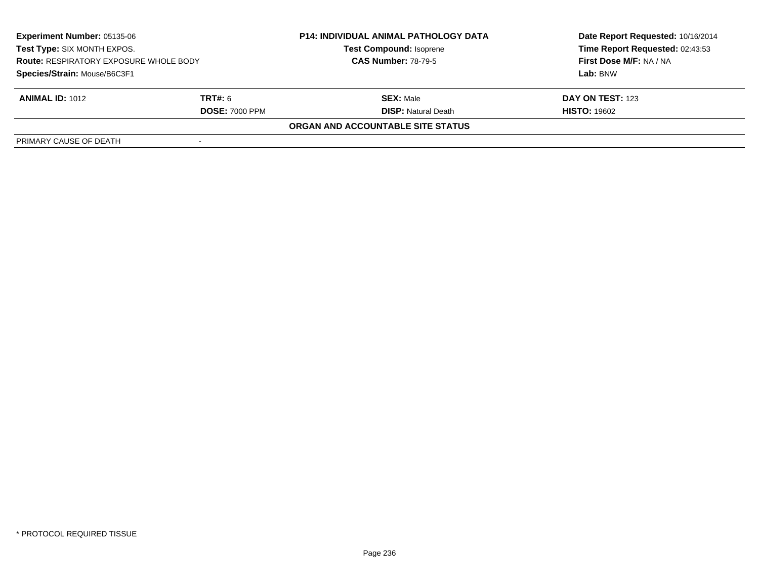| **Experiment Number:** 05135-06 | | **P14: INDIVIDUAL ANIMAL PATHOLOGY DATA** | **Date Report Requested:** 10/16/2014 |
|---|---|---|---|
| **Test Type:** SIX MONTH EXPOS. | | **Test Compound:** Isoprene | **Time Report Requested:** 02:43:53 |
| **Route:** RESPIRATORY EXPOSURE WHOLE BODY | | **CAS Number:** 78-79-5 | **First Dose M/F:** NA / NA |
| **Species/Strain:** Mouse/B6C3F1 | | | **Lab:** BNW |

| **ANIMAL ID:** 1012 | **TRT#:** 6 | **SEX:** Male | **DAY ON TEST:** 123 |
|---|---|---|---|
| | **DOSE:** 7000 PPM | **DISP:** Natural Death | **HISTO:** 19602 |

**ORGAN AND ACCOUNTABLE SITE STATUS**

| PRIMARY CAUSE OF DEATH | - |
|---|---|

* PROTOCOL REQUIRED TISSUE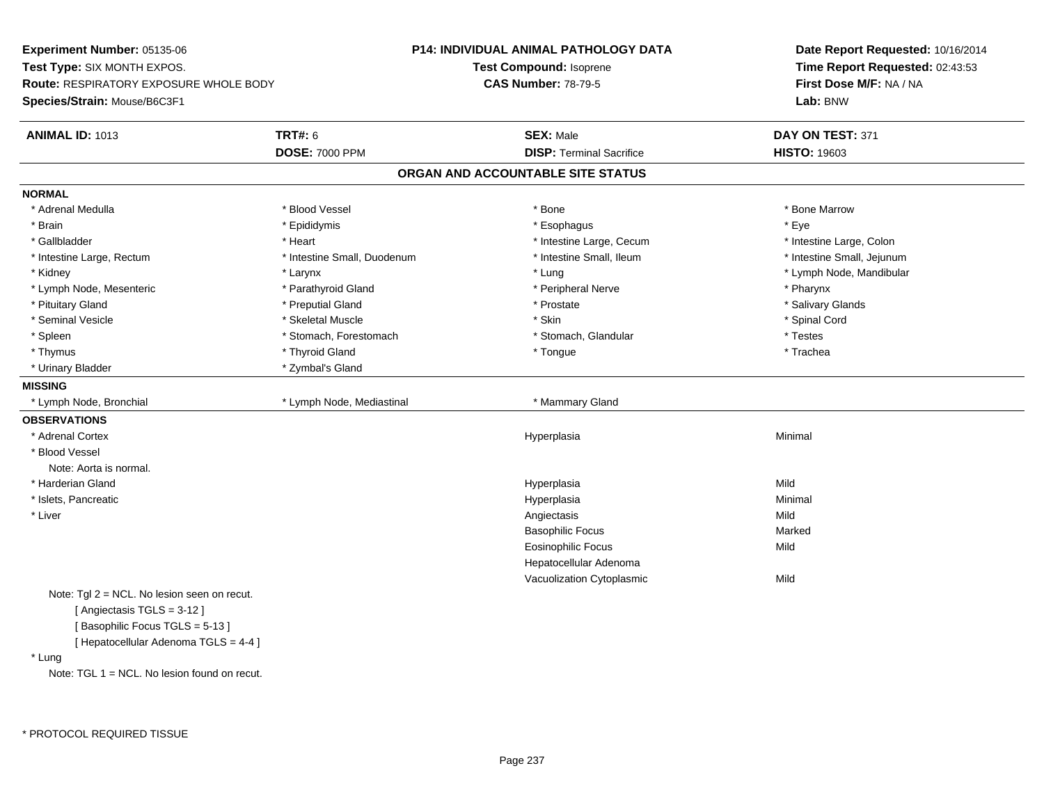**Experiment Number:** 05135-06
**Test Type:** SIX MONTH EXPOS.
**Route:** RESPIRATORY EXPOSURE WHOLE BODY
**Species/Strain:** Mouse/B6C3F1

**P14: INDIVIDUAL ANIMAL PATHOLOGY DATA**
**Test Compound:** Isoprene
**CAS Number:** 78-79-5

**Date Report Requested:** 10/16/2014
**Time Report Requested:** 02:43:53
**First Dose M/F:** NA / NA
**Lab:** BNW

| **ANIMAL ID:** 1013 | **TRT#:** 6 | **SEX:** Male | **DAY ON TEST:** 371 |
|---|---|---|---|
| | **DOSE:** 7000 PPM | **DISP:** Terminal Sacrifice | **HISTO:** 19603 |

## ORGAN AND ACCOUNTABLE SITE STATUS

**NORMAL**

| | | | |
|---|---|---|---|
| * Adrenal Medulla | * Blood Vessel | * Bone | * Bone Marrow |
| * Brain | * Epididymis | * Esophagus | * Eye |
| * Gallbladder | * Heart | * Intestine Large, Cecum | * Intestine Large, Colon |
| * Intestine Large, Rectum | * Intestine Small, Duodenum | * Intestine Small, Ileum | * Intestine Small, Jejunum |
| * Kidney | * Larynx | * Lung | * Lymph Node, Mandibular |
| * Lymph Node, Mesenteric | * Parathyroid Gland | * Peripheral Nerve | * Pharynx |
| * Pituitary Gland | * Preputial Gland | * Prostate | * Salivary Glands |
| * Seminal Vesicle | * Skeletal Muscle | * Skin | * Spinal Cord |
| * Spleen | * Stomach, Forestomach | * Stomach, Glandular | * Testes |
| * Thymus | * Thyroid Gland | * Tongue | * Trachea |
| * Urinary Bladder | * Zymbal's Gland | | |

**MISSING**

| | | |
|---|---|---|
| * Lymph Node, Bronchial | * Lymph Node, Mediastinal | * Mammary Gland |

**OBSERVATIONS**

| Organ | Observation | Severity |
|---|---|---|
| * Adrenal Cortex | Hyperplasia | Minimal |
| * Blood Vessel | | |
| Note: Aorta is normal. | | |
| * Harderian Gland | Hyperplasia | Mild |
| * Islets, Pancreatic | Hyperplasia | Minimal |
| * Liver | Angiectasis | Mild |
| | Basophilic Focus | Marked |
| | Eosinophilic Focus | Mild |
| | Hepatocellular Adenoma | |
| | Vacuolization Cytoplasmic | Mild |

Note: Tgl 2 = NCL. No lesion seen on recut.
[ Angiectasis TGLS = 3-12 ]
[ Basophilic Focus TGLS = 5-13 ]
[ Hepatocellular Adenoma TGLS = 4-4 ]

* Lung
Note: TGL 1 = NCL. No lesion found on recut.

* PROTOCOL REQUIRED TISSUE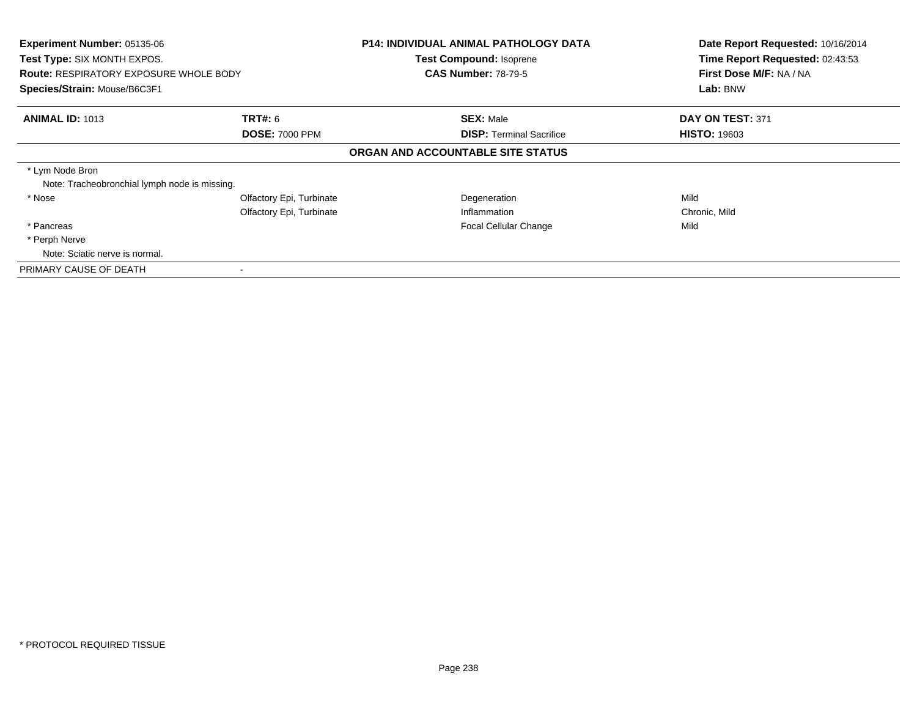**Experiment Number:** 05135-06
**Test Type:** SIX MONTH EXPOS.
**Route:** RESPIRATORY EXPOSURE WHOLE BODY
**Species/Strain:** Mouse/B6C3F1

**P14: INDIVIDUAL ANIMAL PATHOLOGY DATA**
**Test Compound:** Isoprene
**CAS Number:** 78-79-5

**Date Report Requested:** 10/16/2014
**Time Report Requested:** 02:43:53
**First Dose M/F:** NA / NA
**Lab:** BNW

| **ANIMAL ID:** 1013 | **TRT#:** 6 | **SEX:** Male | **DAY ON TEST:** 371 |
|---|---|---|---|
| | **DOSE:** 7000 PPM | **DISP:** Terminal Sacrifice | **HISTO:** 19603 |

**ORGAN AND ACCOUNTABLE SITE STATUS**

| | | | |
|---|---|---|---|
| * Lym Node Bron | | | |
| Note: Tracheobronchial lymph node is missing. | | | |
| * Nose | Olfactory Epi, Turbinate | Degeneration | Mild |
| | Olfactory Epi, Turbinate | Inflammation | Chronic, Mild |
| * Pancreas | | Focal Cellular Change | Mild |
| * Perph Nerve | | | |
| Note: Sciatic nerve is normal. | | | |
| PRIMARY CAUSE OF DEATH | - | | |

* PROTOCOL REQUIRED TISSUE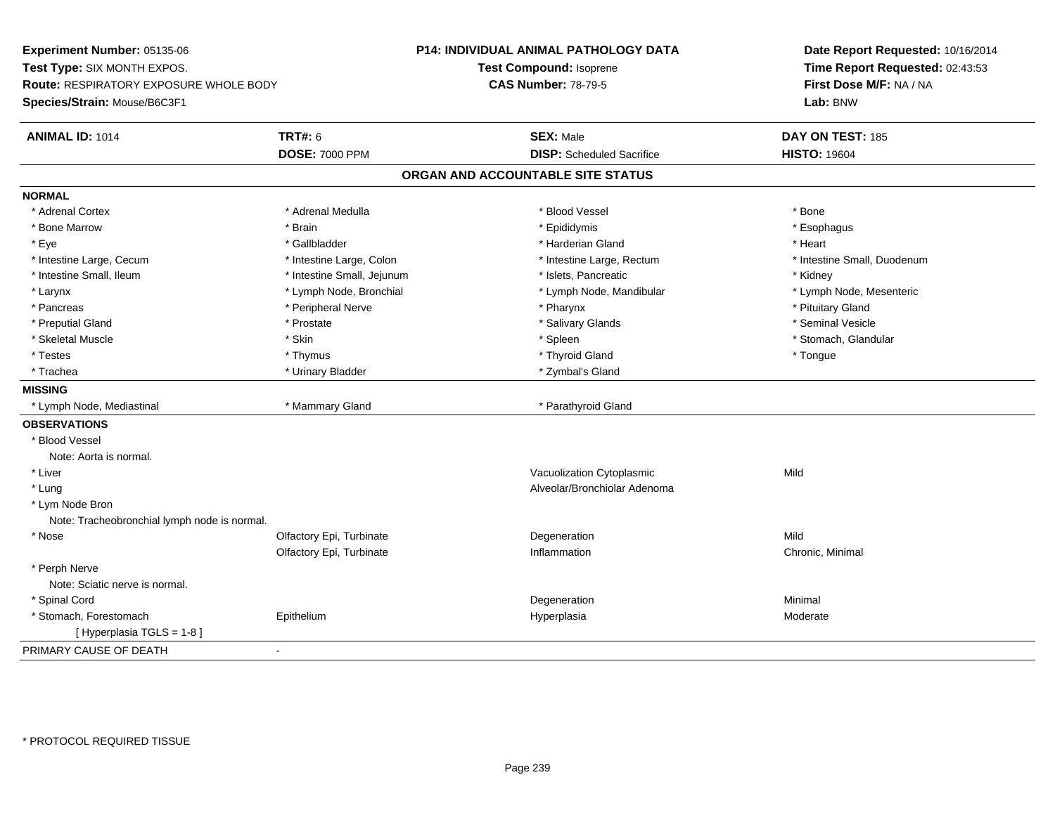**Experiment Number:** 05135-06
**Test Type:** SIX MONTH EXPOS.
**Route:** RESPIRATORY EXPOSURE WHOLE BODY
**Species/Strain:** Mouse/B6C3F1

**P14: INDIVIDUAL ANIMAL PATHOLOGY DATA**
**Test Compound:** Isoprene
**CAS Number:** 78-79-5

**Date Report Requested:** 10/16/2014
**Time Report Requested:** 02:43:53
**First Dose M/F:** NA / NA
**Lab:** BNW

| **ANIMAL ID:** 1014 | **TRT#:** 6 | **SEX:** Male | **DAY ON TEST:** 185 |
|---|---|---|---|
| | **DOSE:** 7000 PPM | **DISP:** Scheduled Sacrifice | **HISTO:** 19604 |

## ORGAN AND ACCOUNTABLE SITE STATUS

**NORMAL**

| | | | |
|---|---|---|---|
| * Adrenal Cortex | * Adrenal Medulla | * Blood Vessel | * Bone |
| * Bone Marrow | * Brain | * Epididymis | * Esophagus |
| * Eye | * Gallbladder | * Harderian Gland | * Heart |
| * Intestine Large, Cecum | * Intestine Large, Colon | * Intestine Large, Rectum | * Intestine Small, Duodenum |
| * Intestine Small, Ileum | * Intestine Small, Jejunum | * Islets, Pancreatic | * Kidney |
| * Larynx | * Lymph Node, Bronchial | * Lymph Node, Mandibular | * Lymph Node, Mesenteric |
| * Pancreas | * Peripheral Nerve | * Pharynx | * Pituitary Gland |
| * Preputial Gland | * Prostate | * Salivary Glands | * Seminal Vesicle |
| * Skeletal Muscle | * Skin | * Spleen | * Stomach, Glandular |
| * Testes | * Thymus | * Thyroid Gland | * Tongue |
| * Trachea | * Urinary Bladder | * Zymbal's Gland | |

**MISSING**

| | | | |
|---|---|---|---|
| * Lymph Node, Mediastinal | * Mammary Gland | * Parathyroid Gland | |

**OBSERVATIONS**

| | | | |
|---|---|---|---|
| * Blood Vessel | | | |
| Note: Aorta is normal. | | | |
| * Liver | | Vacuolization Cytoplasmic | Mild |
| * Lung | | Alveolar/Bronchiolar Adenoma | |
| * Lym Node Bron | | | |
| Note: Tracheobronchial lymph node is normal. | | | |
| * Nose | Olfactory Epi, Turbinate | Degeneration | Mild |
| | Olfactory Epi, Turbinate | Inflammation | Chronic, Minimal |
| * Perph Nerve | | | |
| Note: Sciatic nerve is normal. | | | |
| * Spinal Cord | | Degeneration | Minimal |
| * Stomach, Forestomach | Epithelium | Hyperplasia | Moderate |
| [ Hyperplasia TGLS = 1-8 ] | | | |

PRIMARY CAUSE OF DEATH -

* PROTOCOL REQUIRED TISSUE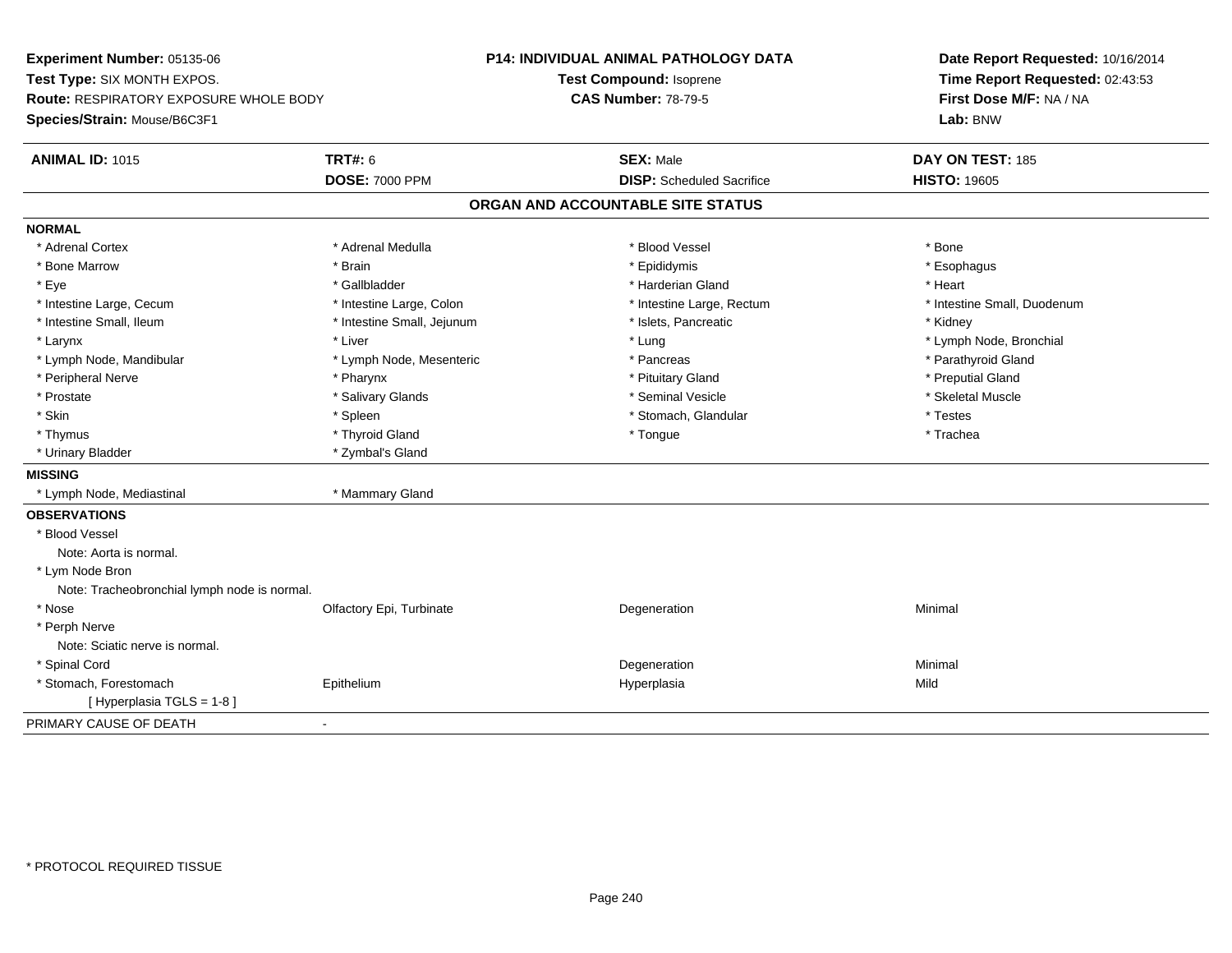**Experiment Number:** 05135-06
**Test Type:** SIX MONTH EXPOS.
**Route:** RESPIRATORY EXPOSURE WHOLE BODY
**Species/Strain:** Mouse/B6C3F1

**P14: INDIVIDUAL ANIMAL PATHOLOGY DATA**
**Test Compound:** Isoprene
**CAS Number:** 78-79-5

**Date Report Requested:** 10/16/2014
**Time Report Requested:** 02:43:53
**First Dose M/F:** NA / NA
**Lab:** BNW

| **ANIMAL ID:** 1015 | **TRT#:** 6 | **SEX:** Male | **DAY ON TEST:** 185 |
|---|---|---|---|
| | **DOSE:** 7000 PPM | **DISP:** Scheduled Sacrifice | **HISTO:** 19605 |

## ORGAN AND ACCOUNTABLE SITE STATUS

**NORMAL**

| | | | |
|---|---|---|---|
| * Adrenal Cortex | * Adrenal Medulla | * Blood Vessel | * Bone |
| * Bone Marrow | * Brain | * Epididymis | * Esophagus |
| * Eye | * Gallbladder | * Harderian Gland | * Heart |
| * Intestine Large, Cecum | * Intestine Large, Colon | * Intestine Large, Rectum | * Intestine Small, Duodenum |
| * Intestine Small, Ileum | * Intestine Small, Jejunum | * Islets, Pancreatic | * Kidney |
| * Larynx | * Liver | * Lung | * Lymph Node, Bronchial |
| * Lymph Node, Mandibular | * Lymph Node, Mesenteric | * Pancreas | * Parathyroid Gland |
| * Peripheral Nerve | * Pharynx | * Pituitary Gland | * Preputial Gland |
| * Prostate | * Salivary Glands | * Seminal Vesicle | * Skeletal Muscle |
| * Skin | * Spleen | * Stomach, Glandular | * Testes |
| * Thymus | * Thyroid Gland | * Tongue | * Trachea |
| * Urinary Bladder | * Zymbal's Gland | | |

**MISSING**

| | |
|---|---|
| * Lymph Node, Mediastinal | * Mammary Gland |

**OBSERVATIONS**

| | | | |
|---|---|---|---|
| * Blood Vessel | | | |
| Note: Aorta is normal. | | | |
| * Lym Node Bron | | | |
| Note: Tracheobronchial lymph node is normal. | | | |
| * Nose | Olfactory Epi, Turbinate | Degeneration | Minimal |
| * Perph Nerve | | | |
| Note: Sciatic nerve is normal. | | | |
| * Spinal Cord | | Degeneration | Minimal |
| * Stomach, Forestomach | Epithelium | Hyperplasia | Mild |
| [ Hyperplasia TGLS = 1-8 ] | | | |

PRIMARY CAUSE OF DEATH -

* PROTOCOL REQUIRED TISSUE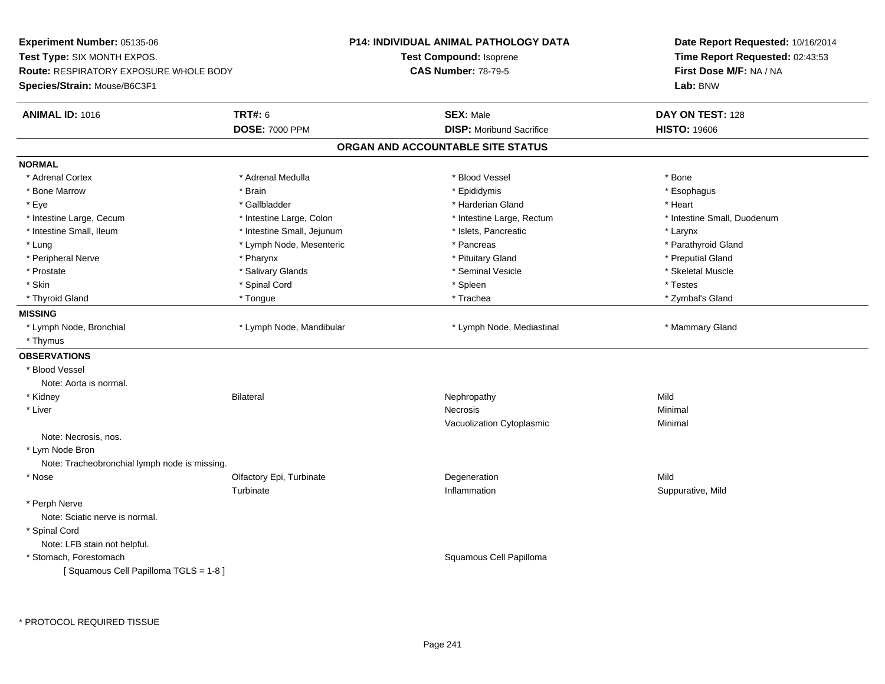**Experiment Number:** 05135-06
**Test Type:** SIX MONTH EXPOS.
**Route:** RESPIRATORY EXPOSURE WHOLE BODY
**Species/Strain:** Mouse/B6C3F1

**P14: INDIVIDUAL ANIMAL PATHOLOGY DATA**
**Test Compound:** Isoprene
**CAS Number:** 78-79-5

**Date Report Requested:** 10/16/2014
**Time Report Requested:** 02:43:53
**First Dose M/F:** NA / NA
**Lab:** BNW

| **ANIMAL ID:** 1016 | **TRT#:** 6 | **SEX:** Male | **DAY ON TEST:** 128 |
|---|---|---|---|
| | **DOSE:** 7000 PPM | **DISP:** Moribund Sacrifice | **HISTO:** 19606 |

## ORGAN AND ACCOUNTABLE SITE STATUS

**NORMAL**

| | | | |
|---|---|---|---|
| * Adrenal Cortex | * Adrenal Medulla | * Blood Vessel | * Bone |
| * Bone Marrow | * Brain | * Epididymis | * Esophagus |
| * Eye | * Gallbladder | * Harderian Gland | * Heart |
| * Intestine Large, Cecum | * Intestine Large, Colon | * Intestine Large, Rectum | * Intestine Small, Duodenum |
| * Intestine Small, Ileum | * Intestine Small, Jejunum | * Islets, Pancreatic | * Larynx |
| * Lung | * Lymph Node, Mesenteric | * Pancreas | * Parathyroid Gland |
| * Peripheral Nerve | * Pharynx | * Pituitary Gland | * Preputial Gland |
| * Prostate | * Salivary Glands | * Seminal Vesicle | * Skeletal Muscle |
| * Skin | * Spinal Cord | * Spleen | * Testes |
| * Thyroid Gland | * Tongue | * Trachea | * Zymbal's Gland |

**MISSING**

| | | | |
|---|---|---|---|
| * Lymph Node, Bronchial | * Lymph Node, Mandibular | * Lymph Node, Mediastinal | * Mammary Gland |
| * Thymus | | | |

**OBSERVATIONS**

| | | | |
|---|---|---|---|
| * Blood Vessel | | | |
| Note: Aorta is normal. | | | |
| * Kidney | Bilateral | Nephropathy | Mild |
| * Liver | | Necrosis | Minimal |
| | | Vacuolization Cytoplasmic | Minimal |
| Note: Necrosis, nos. | | | |
| * Lym Node Bron | | | |
| Note: Tracheobronchial lymph node is missing. | | | |
| * Nose | Olfactory Epi, Turbinate | Degeneration | Mild |
| | Turbinate | Inflammation | Suppurative, Mild |
| * Perph Nerve | | | |
| Note: Sciatic nerve is normal. | | | |
| * Spinal Cord | | | |
| Note: LFB stain not helpful. | | | |
| * Stomach, Forestomach | | Squamous Cell Papilloma | |
| [ Squamous Cell Papilloma TGLS = 1-8 ] | | | |

* PROTOCOL REQUIRED TISSUE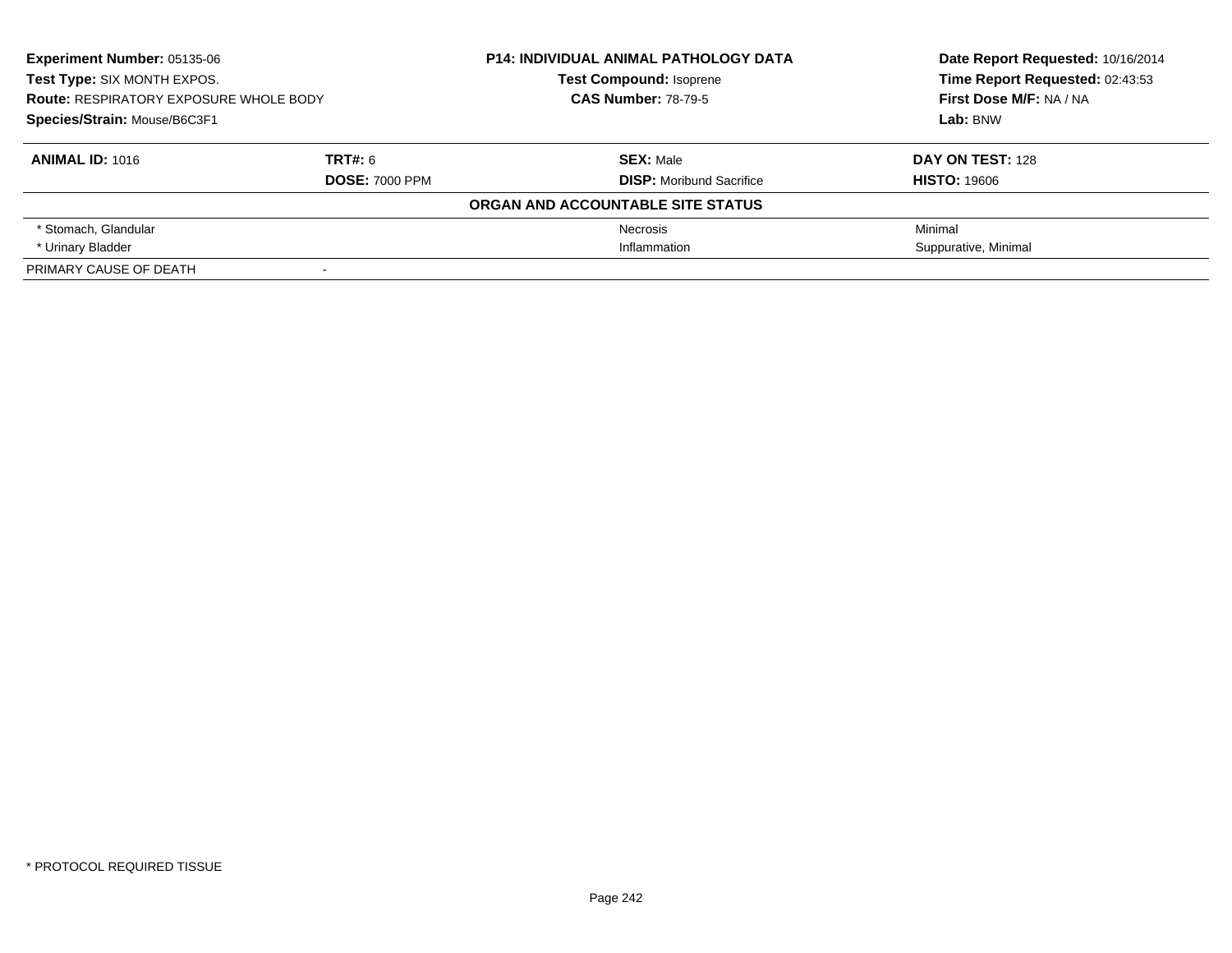**Experiment Number:** 05135-06
**Test Type:** SIX MONTH EXPOS.
**Route:** RESPIRATORY EXPOSURE WHOLE BODY
**Species/Strain:** Mouse/B6C3F1

**P14: INDIVIDUAL ANIMAL PATHOLOGY DATA**
**Test Compound:** Isoprene
**CAS Number:** 78-79-5

**Date Report Requested:** 10/16/2014
**Time Report Requested:** 02:43:53
**First Dose M/F:** NA / NA
**Lab:** BNW

| **ANIMAL ID:** 1016 | **TRT#:** 6 | **SEX:** Male | **DAY ON TEST:** 128 |
|---|---|---|---|
| | **DOSE:** 7000 PPM | **DISP:** Moribund Sacrifice | **HISTO:** 19606 |

**ORGAN AND ACCOUNTABLE SITE STATUS**

| | | | |
|---|---|---|---|
| * Stomach, Glandular | | Necrosis | Minimal |
| * Urinary Bladder | | Inflammation | Suppurative, Minimal |
| PRIMARY CAUSE OF DEATH | - | | |

* PROTOCOL REQUIRED TISSUE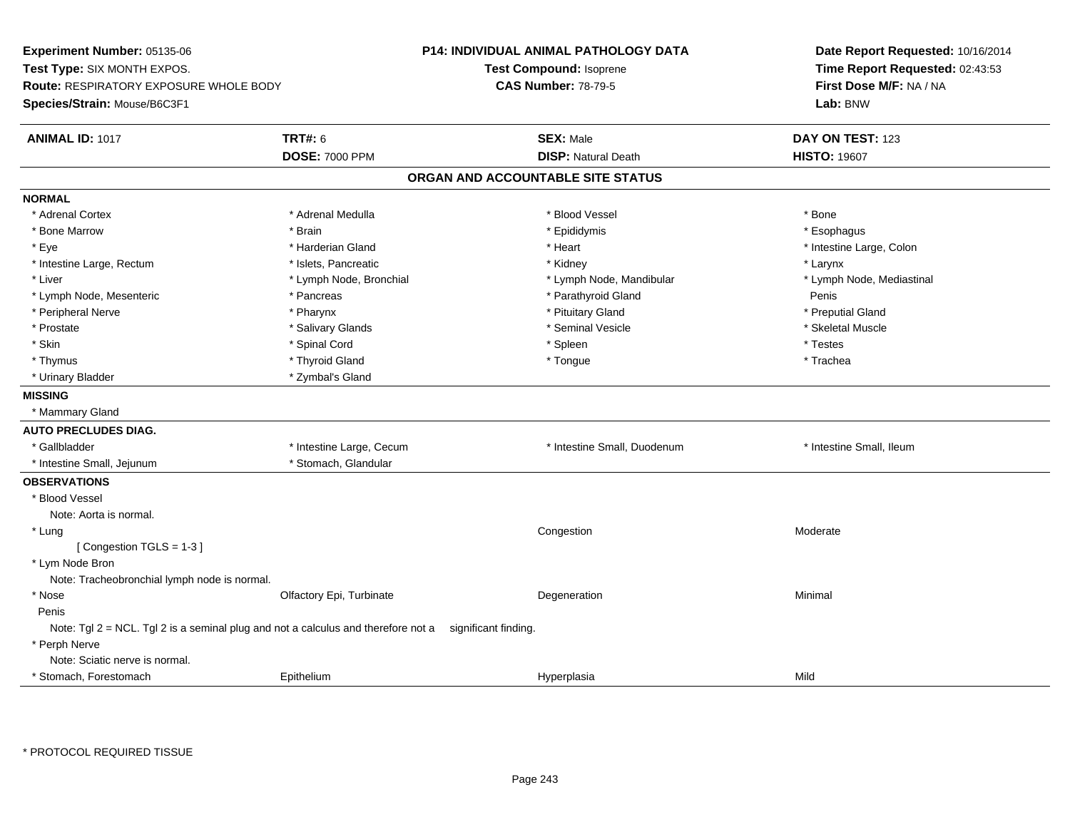**Experiment Number:** 05135-06
**Test Type:** SIX MONTH EXPOS.
**Route:** RESPIRATORY EXPOSURE WHOLE BODY
**Species/Strain:** Mouse/B6C3F1

**P14: INDIVIDUAL ANIMAL PATHOLOGY DATA**
**Test Compound:** Isoprene
**CAS Number:** 78-79-5

**Date Report Requested:** 10/16/2014
**Time Report Requested:** 02:43:53
**First Dose M/F:** NA / NA
**Lab:** BNW

| **ANIMAL ID:** 1017 | **TRT#:** 6 | **SEX:** Male | **DAY ON TEST:** 123 |
|---|---|---|---|
| | **DOSE:** 7000 PPM | **DISP:** Natural Death | **HISTO:** 19607 |

## ORGAN AND ACCOUNTABLE SITE STATUS

**NORMAL**

| | | | |
|---|---|---|---|
| * Adrenal Cortex | * Adrenal Medulla | * Blood Vessel | * Bone |
| * Bone Marrow | * Brain | * Epididymis | * Esophagus |
| * Eye | * Harderian Gland | * Heart | * Intestine Large, Colon |
| * Intestine Large, Rectum | * Islets, Pancreatic | * Kidney | * Larynx |
| * Liver | * Lymph Node, Bronchial | * Lymph Node, Mandibular | * Lymph Node, Mediastinal |
| * Lymph Node, Mesenteric | * Pancreas | * Parathyroid Gland | Penis |
| * Peripheral Nerve | * Pharynx | * Pituitary Gland | * Preputial Gland |
| * Prostate | * Salivary Glands | * Seminal Vesicle | * Skeletal Muscle |
| * Skin | * Spinal Cord | * Spleen | * Testes |
| * Thymus | * Thyroid Gland | * Tongue | * Trachea |
| * Urinary Bladder | * Zymbal's Gland | | |

**MISSING**

* Mammary Gland

**AUTO PRECLUDES DIAG.**

| | | | |
|---|---|---|---|
| * Gallbladder | * Intestine Large, Cecum | * Intestine Small, Duodenum | * Intestine Small, Ileum |
| * Intestine Small, Jejunum | * Stomach, Glandular | | |

**OBSERVATIONS**

* Blood Vessel
  Note: Aorta is normal.

| | | | |
|---|---|---|---|
| * Lung | | Congestion | Moderate |

[ Congestion TGLS = 1-3 ]

* Lym Node Bron
  Note: Tracheobronchial lymph node is normal.

| | | | |
|---|---|---|---|
| * Nose | Olfactory Epi, Turbinate | Degeneration | Minimal |

Penis
  Note: Tgl 2 = NCL. Tgl 2 is a seminal plug and not a calculus and therefore not a significant finding.

* Perph Nerve
  Note: Sciatic nerve is normal.

| | | | |
|---|---|---|---|
| * Stomach, Forestomach | Epithelium | Hyperplasia | Mild |

* PROTOCOL REQUIRED TISSUE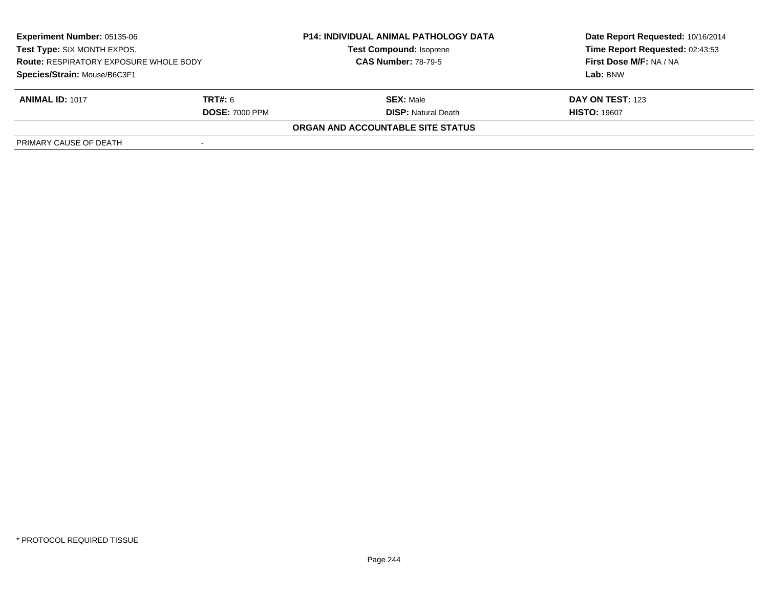| **Experiment Number:** 05135-06 | | **P14: INDIVIDUAL ANIMAL PATHOLOGY DATA** | **Date Report Requested:** 10/16/2014 |
|---|---|---|---|
| **Test Type:** SIX MONTH EXPOS. | | **Test Compound:** Isoprene | **Time Report Requested:** 02:43:53 |
| **Route:** RESPIRATORY EXPOSURE WHOLE BODY | | **CAS Number:** 78-79-5 | **First Dose M/F:** NA / NA |
| **Species/Strain:** Mouse/B6C3F1 | | | **Lab:** BNW |

| **ANIMAL ID:** 1017 | **TRT#:** 6 | **SEX:** Male | **DAY ON TEST:** 123 |
|---|---|---|---|
| | **DOSE:** 7000 PPM | **DISP:** Natural Death | **HISTO:** 19607 |

**ORGAN AND ACCOUNTABLE SITE STATUS**

| | |
|---|---|
| PRIMARY CAUSE OF DEATH | - |

* PROTOCOL REQUIRED TISSUE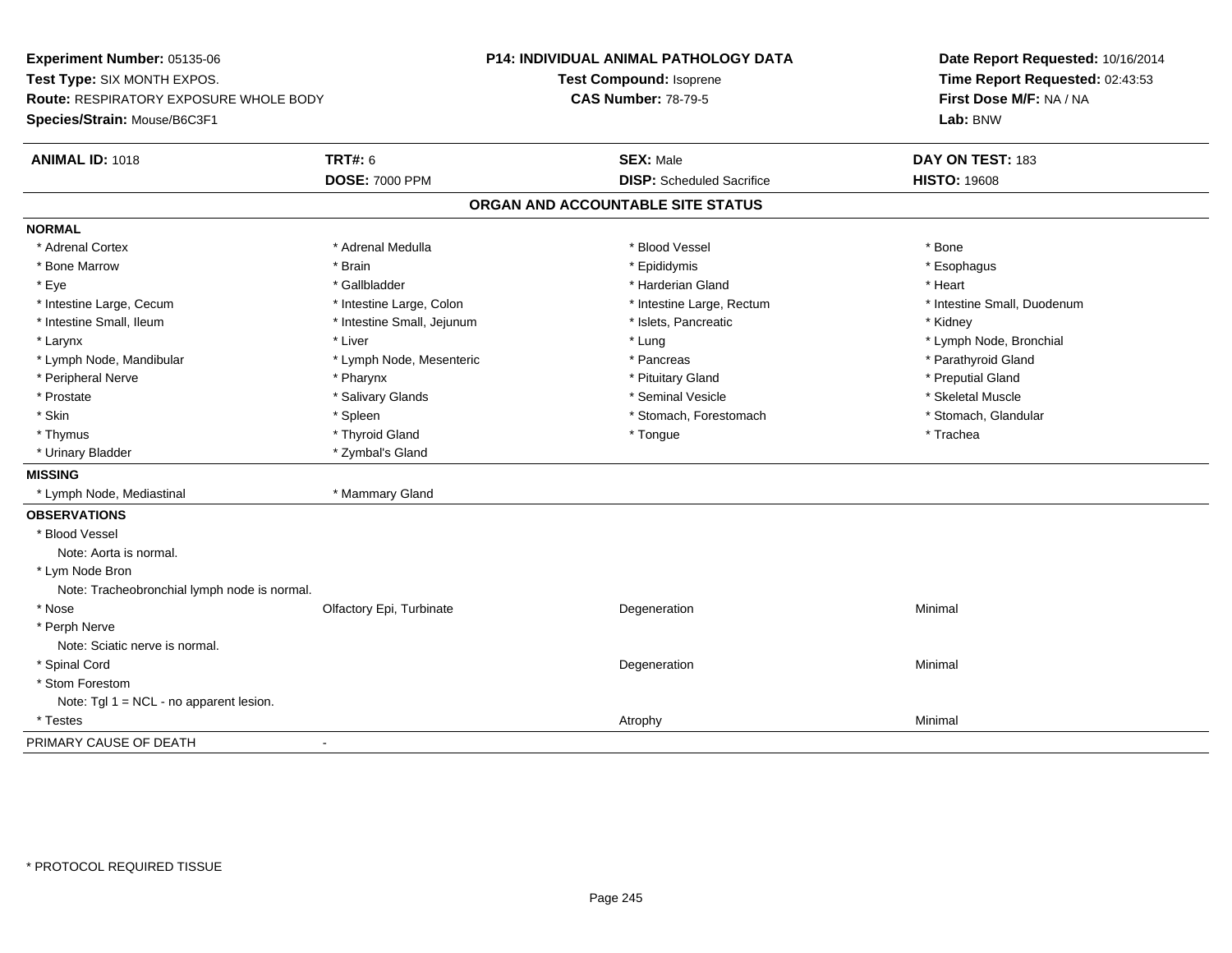**Experiment Number:** 05135-06
**Test Type:** SIX MONTH EXPOS.
**Route:** RESPIRATORY EXPOSURE WHOLE BODY
**Species/Strain:** Mouse/B6C3F1

**P14: INDIVIDUAL ANIMAL PATHOLOGY DATA**
**Test Compound:** Isoprene
**CAS Number:** 78-79-5

**Date Report Requested:** 10/16/2014
**Time Report Requested:** 02:43:53
**First Dose M/F:** NA / NA
**Lab:** BNW

| **ANIMAL ID:** 1018 | **TRT#:** 6 | **SEX:** Male | **DAY ON TEST:** 183 |
|---|---|---|---|
| | **DOSE:** 7000 PPM | **DISP:** Scheduled Sacrifice | **HISTO:** 19608 |

## ORGAN AND ACCOUNTABLE SITE STATUS

| | | | |
|---|---|---|---|
| **NORMAL** | | | |
| * Adrenal Cortex | * Adrenal Medulla | * Blood Vessel | * Bone |
| * Bone Marrow | * Brain | * Epididymis | * Esophagus |
| * Eye | * Gallbladder | * Harderian Gland | * Heart |
| * Intestine Large, Cecum | * Intestine Large, Colon | * Intestine Large, Rectum | * Intestine Small, Duodenum |
| * Intestine Small, Ileum | * Intestine Small, Jejunum | * Islets, Pancreatic | * Kidney |
| * Larynx | * Liver | * Lung | * Lymph Node, Bronchial |
| * Lymph Node, Mandibular | * Lymph Node, Mesenteric | * Pancreas | * Parathyroid Gland |
| * Peripheral Nerve | * Pharynx | * Pituitary Gland | * Preputial Gland |
| * Prostate | * Salivary Glands | * Seminal Vesicle | * Skeletal Muscle |
| * Skin | * Spleen | * Stomach, Forestomach | * Stomach, Glandular |
| * Thymus | * Thyroid Gland | * Tongue | * Trachea |
| * Urinary Bladder | * Zymbal's Gland | | |
| **MISSING** | | | |
| * Lymph Node, Mediastinal | * Mammary Gland | | |
| **OBSERVATIONS** | | | |
| * Blood Vessel | | | |
| Note: Aorta is normal. | | | |
| * Lym Node Bron | | | |
| Note: Tracheobronchial lymph node is normal. | | | |
| * Nose | Olfactory Epi, Turbinate | Degeneration | Minimal |
| * Perph Nerve | | | |
| Note: Sciatic nerve is normal. | | | |
| * Spinal Cord | | Degeneration | Minimal |
| * Stom Forestom | | | |
| Note: Tgl 1 = NCL - no apparent lesion. | | | |
| * Testes | | Atrophy | Minimal |
| PRIMARY CAUSE OF DEATH | - | | |

* PROTOCOL REQUIRED TISSUE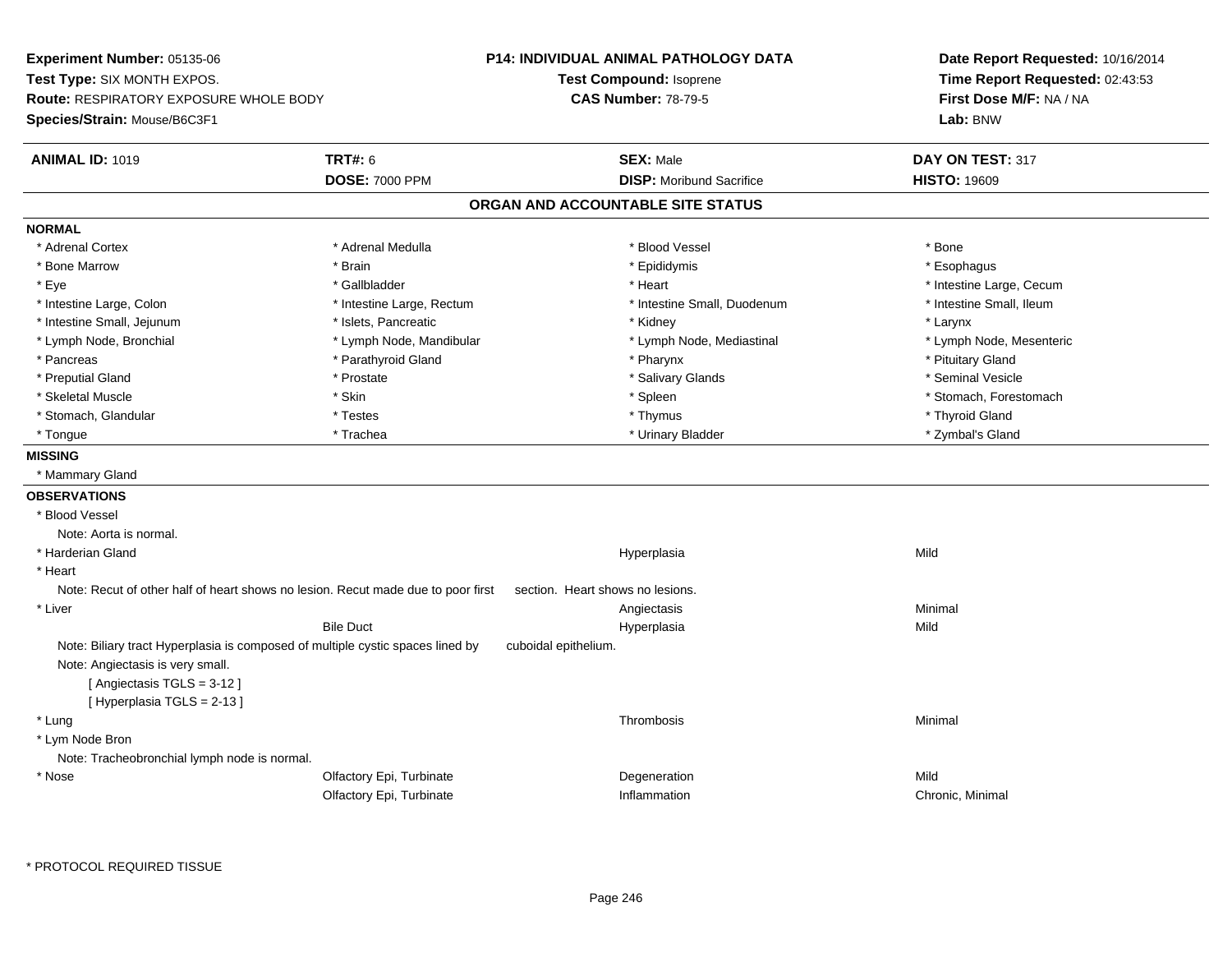**Experiment Number:** 05135-06
**Test Type:** SIX MONTH EXPOS.
**Route:** RESPIRATORY EXPOSURE WHOLE BODY
**Species/Strain:** Mouse/B6C3F1

**P14: INDIVIDUAL ANIMAL PATHOLOGY DATA**
**Test Compound:** Isoprene
**CAS Number:** 78-79-5

**Date Report Requested:** 10/16/2014
**Time Report Requested:** 02:43:53
**First Dose M/F:** NA / NA
**Lab:** BNW

| **ANIMAL ID:** 1019 | **TRT#:** 6 | **SEX:** Male | **DAY ON TEST:** 317 |
|---|---|---|---|
| | **DOSE:** 7000 PPM | **DISP:** Moribund Sacrifice | **HISTO:** 19609 |

## ORGAN AND ACCOUNTABLE SITE STATUS

**NORMAL**

| | | | |
|---|---|---|---|
| * Adrenal Cortex | * Adrenal Medulla | * Blood Vessel | * Bone |
| * Bone Marrow | * Brain | * Epididymis | * Esophagus |
| * Eye | * Gallbladder | * Heart | * Intestine Large, Cecum |
| * Intestine Large, Colon | * Intestine Large, Rectum | * Intestine Small, Duodenum | * Intestine Small, Ileum |
| * Intestine Small, Jejunum | * Islets, Pancreatic | * Kidney | * Larynx |
| * Lymph Node, Bronchial | * Lymph Node, Mandibular | * Lymph Node, Mediastinal | * Lymph Node, Mesenteric |
| * Pancreas | * Parathyroid Gland | * Pharynx | * Pituitary Gland |
| * Preputial Gland | * Prostate | * Salivary Glands | * Seminal Vesicle |
| * Skeletal Muscle | * Skin | * Spleen | * Stomach, Forestomach |
| * Stomach, Glandular | * Testes | * Thymus | * Thyroid Gland |
| * Tongue | * Trachea | * Urinary Bladder | * Zymbal's Gland |

**MISSING**

* Mammary Gland

**OBSERVATIONS**

* Blood Vessel
  Note: Aorta is normal.

| | | | |
|---|---|---|---|
| * Harderian Gland | | Hyperplasia | Mild |

* Heart
  Note: Recut of other half of heart shows no lesion. Recut made due to poor first section. Heart shows no lesions.

| | | | |
|---|---|---|---|
| * Liver | | Angiectasis | Minimal |
| | Bile Duct | Hyperplasia | Mild |

  Note: Biliary tract Hyperplasia is composed of multiple cystic spaces lined by cuboidal epithelium.
  Note: Angiectasis is very small.
  [ Angiectasis TGLS = 3-12 ]
  [ Hyperplasia TGLS = 2-13 ]

| | | | |
|---|---|---|---|
| * Lung | | Thrombosis | Minimal |

* Lym Node Bron
  Note: Tracheobronchial lymph node is normal.

| | | | |
|---|---|---|---|
| * Nose | Olfactory Epi, Turbinate | Degeneration | Mild |
| | Olfactory Epi, Turbinate | Inflammation | Chronic, Minimal |

* PROTOCOL REQUIRED TISSUE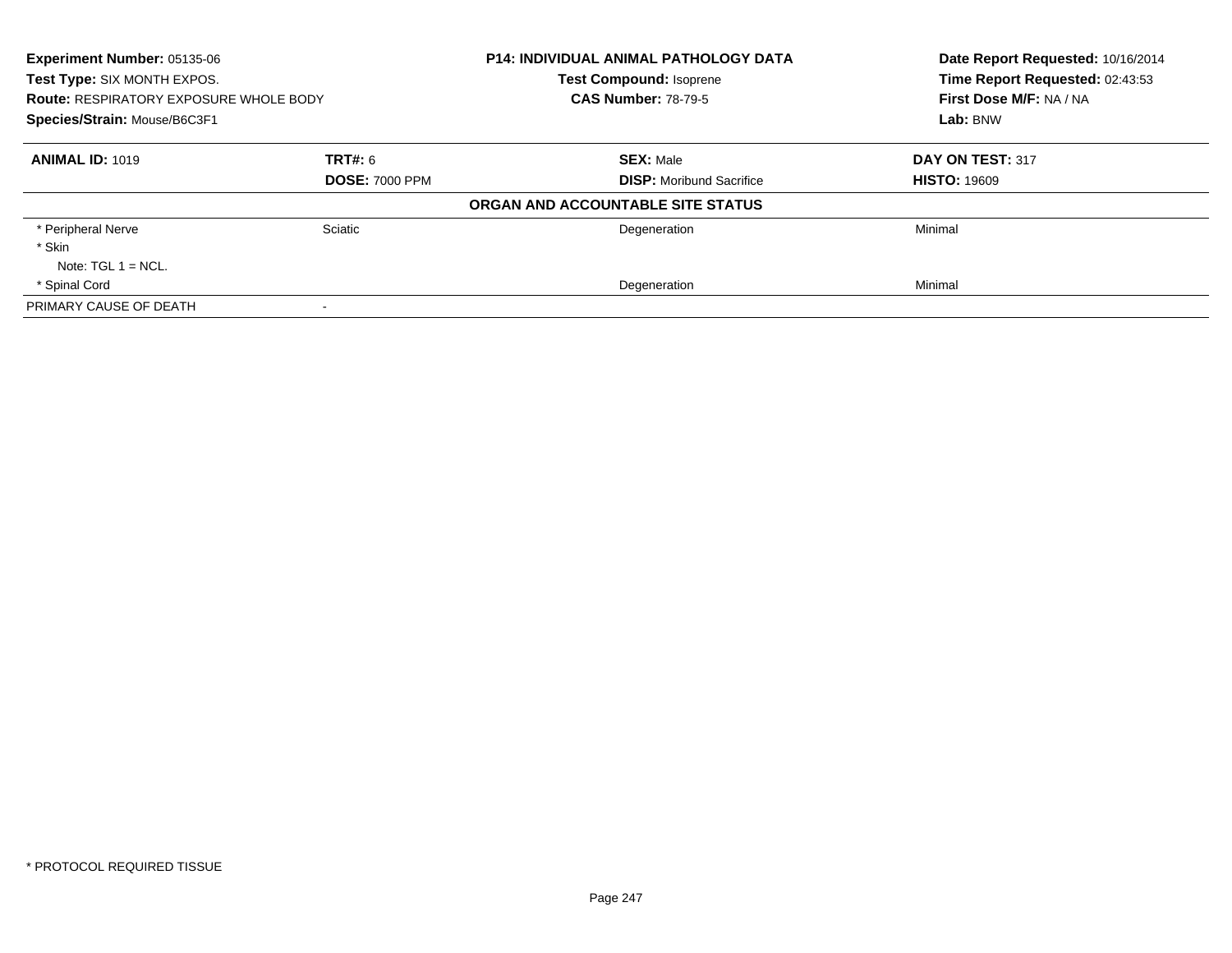**Experiment Number:** 05135-06
**Test Type:** SIX MONTH EXPOS.
**Route:** RESPIRATORY EXPOSURE WHOLE BODY
**Species/Strain:** Mouse/B6C3F1

**P14: INDIVIDUAL ANIMAL PATHOLOGY DATA**
**Test Compound:** Isoprene
**CAS Number:** 78-79-5

**Date Report Requested:** 10/16/2014
**Time Report Requested:** 02:43:53
**First Dose M/F:** NA / NA
**Lab:** BNW

| **ANIMAL ID:** 1019 | **TRT#:** 6 | **SEX:** Male | **DAY ON TEST:** 317 |
|---|---|---|---|
| | **DOSE:** 7000 PPM | **DISP:** Moribund Sacrifice | **HISTO:** 19609 |

**ORGAN AND ACCOUNTABLE SITE STATUS**

| | | | |
|---|---|---|---|
| * Peripheral Nerve | Sciatic | Degeneration | Minimal |
| * Skin | | | |
| Note: TGL 1 = NCL. | | | |
| * Spinal Cord | | Degeneration | Minimal |
| PRIMARY CAUSE OF DEATH | - | | |

* PROTOCOL REQUIRED TISSUE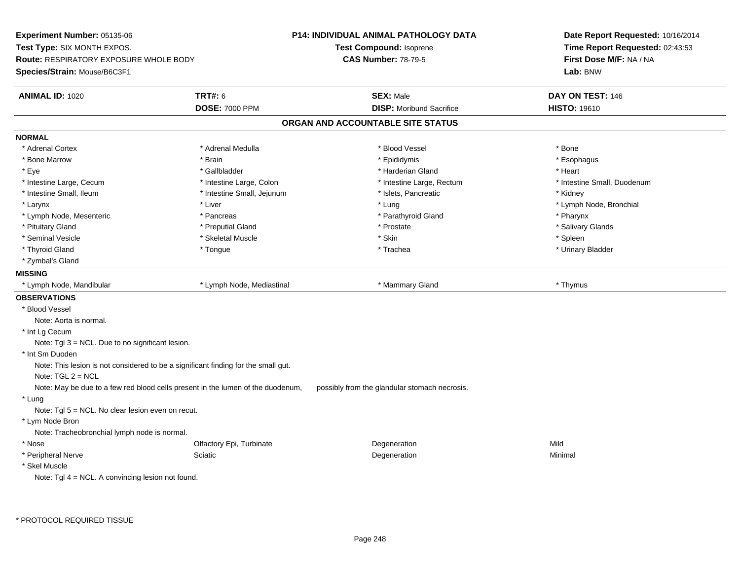**Experiment Number:** 05135-06
**Test Type:** SIX MONTH EXPOS.
**Route:** RESPIRATORY EXPOSURE WHOLE BODY
**Species/Strain:** Mouse/B6C3F1

**P14: INDIVIDUAL ANIMAL PATHOLOGY DATA**
**Test Compound:** Isoprene
**CAS Number:** 78-79-5

**Date Report Requested:** 10/16/2014
**Time Report Requested:** 02:43:53
**First Dose M/F:** NA / NA
**Lab:** BNW

| **ANIMAL ID:** 1020 | **TRT#:** 6 | **SEX:** Male | **DAY ON TEST:** 146 |
|---|---|---|---|
| | **DOSE:** 7000 PPM | **DISP:** Moribund Sacrifice | **HISTO:** 19610 |

## ORGAN AND ACCOUNTABLE SITE STATUS

**NORMAL**

| | | | |
|---|---|---|---|
| * Adrenal Cortex | * Adrenal Medulla | * Blood Vessel | * Bone |
| * Bone Marrow | * Brain | * Epididymis | * Esophagus |
| * Eye | * Gallbladder | * Harderian Gland | * Heart |
| * Intestine Large, Cecum | * Intestine Large, Colon | * Intestine Large, Rectum | * Intestine Small, Duodenum |
| * Intestine Small, Ileum | * Intestine Small, Jejunum | * Islets, Pancreatic | * Kidney |
| * Larynx | * Liver | * Lung | * Lymph Node, Bronchial |
| * Lymph Node, Mesenteric | * Pancreas | * Parathyroid Gland | * Pharynx |
| * Pituitary Gland | * Preputial Gland | * Prostate | * Salivary Glands |
| * Seminal Vesicle | * Skeletal Muscle | * Skin | * Spleen |
| * Thyroid Gland | * Tongue | * Trachea | * Urinary Bladder |
| * Zymbal's Gland | | | |

**MISSING**

| | | | |
|---|---|---|---|
| * Lymph Node, Mandibular | * Lymph Node, Mediastinal | * Mammary Gland | * Thymus |

**OBSERVATIONS**

* Blood Vessel
  Note: Aorta is normal.
* Int Lg Cecum
  Note: Tgl 3 = NCL. Due to no significant lesion.
* Int Sm Duoden
  Note: This lesion is not considered to be a significant finding for the small gut.
  Note: TGL 2 = NCL
  Note: May be due to a few red blood cells present in the lumen of the duodenum, possibly from the glandular stomach necrosis.
* Lung
  Note: Tgl 5 = NCL. No clear lesion even on recut.
* Lym Node Bron
  Note: Tracheobronchial lymph node is normal.

| | | | |
|---|---|---|---|
| * Nose | Olfactory Epi, Turbinate | Degeneration | Mild |
| * Peripheral Nerve | Sciatic | Degeneration | Minimal |

* Skel Muscle
  Note: Tgl 4 = NCL. A convincing lesion not found.

\* PROTOCOL REQUIRED TISSUE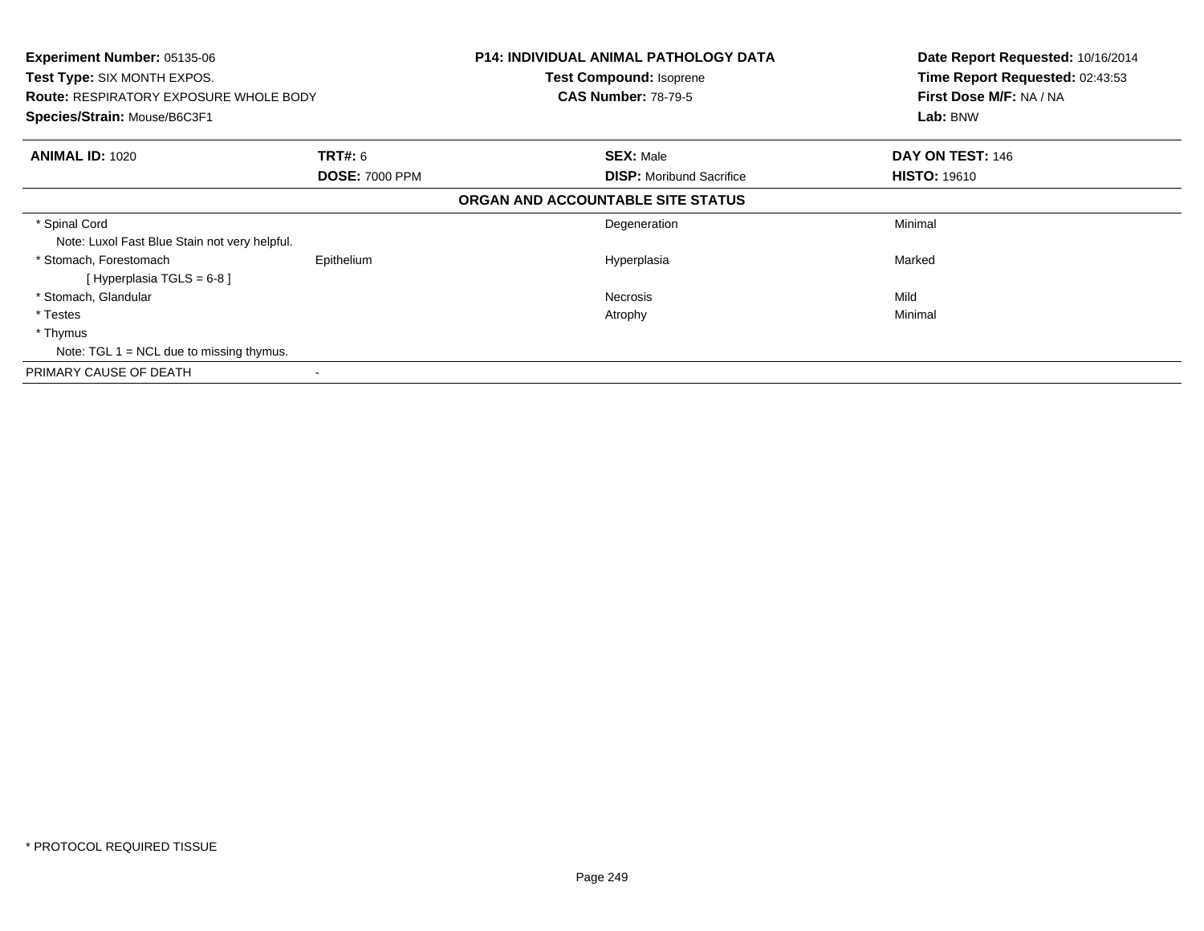**Experiment Number:** 05135-06
**Test Type:** SIX MONTH EXPOS.
**Route:** RESPIRATORY EXPOSURE WHOLE BODY
**Species/Strain:** Mouse/B6C3F1

**P14: INDIVIDUAL ANIMAL PATHOLOGY DATA**
**Test Compound:** Isoprene
**CAS Number:** 78-79-5

**Date Report Requested:** 10/16/2014
**Time Report Requested:** 02:43:53
**First Dose M/F:** NA / NA
**Lab:** BNW

| **ANIMAL ID:** 1020 | **TRT#:** 6 | **SEX:** Male | **DAY ON TEST:** 146 |
|---|---|---|---|
| | **DOSE:** 7000 PPM | **DISP:** Moribund Sacrifice | **HISTO:** 19610 |

**ORGAN AND ACCOUNTABLE SITE STATUS**

| | | | |
|---|---|---|---|
| * Spinal Cord | | Degeneration | Minimal |
| Note: Luxol Fast Blue Stain not very helpful. | | | |
| * Stomach, Forestomach | Epithelium | Hyperplasia | Marked |
| [ Hyperplasia TGLS = 6-8 ] | | | |
| * Stomach, Glandular | | Necrosis | Mild |
| * Testes | | Atrophy | Minimal |
| * Thymus | | | |
| Note: TGL 1 = NCL due to missing thymus. | | | |
| PRIMARY CAUSE OF DEATH | - | | |

* PROTOCOL REQUIRED TISSUE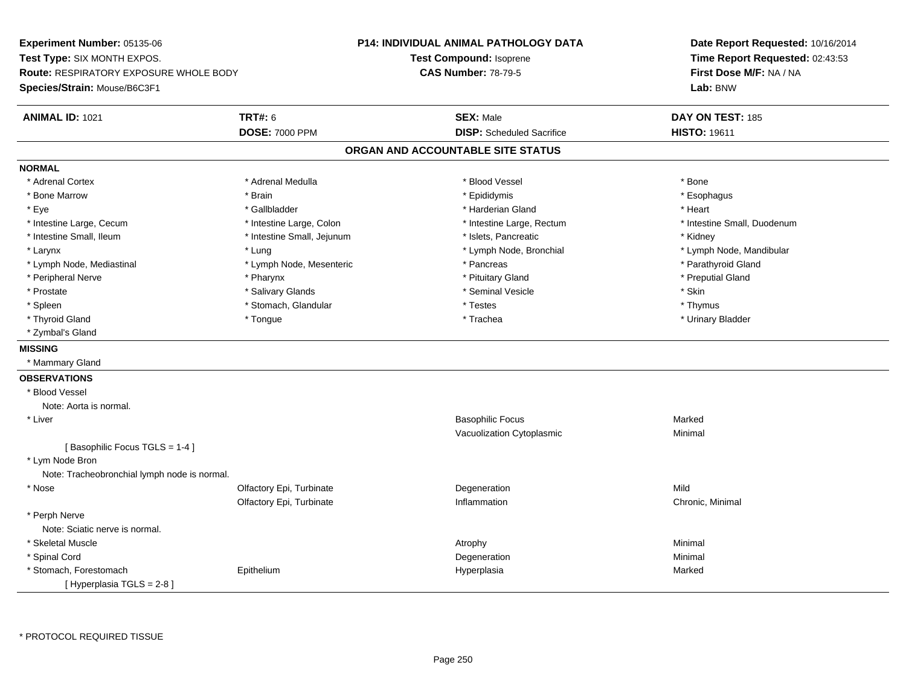**Experiment Number:** 05135-06
**Test Type:** SIX MONTH EXPOS.
**Route:** RESPIRATORY EXPOSURE WHOLE BODY
**Species/Strain:** Mouse/B6C3F1

**P14: INDIVIDUAL ANIMAL PATHOLOGY DATA**
**Test Compound:** Isoprene
**CAS Number:** 78-79-5

**Date Report Requested:** 10/16/2014
**Time Report Requested:** 02:43:53
**First Dose M/F:** NA / NA
**Lab:** BNW

| **ANIMAL ID:** 1021 | **TRT#:** 6 | **SEX:** Male | **DAY ON TEST:** 185 |
|---|---|---|---|
| | **DOSE:** 7000 PPM | **DISP:** Scheduled Sacrifice | **HISTO:** 19611 |

## ORGAN AND ACCOUNTABLE SITE STATUS

**NORMAL**

| | | | |
|---|---|---|---|
| * Adrenal Cortex | * Adrenal Medulla | * Blood Vessel | * Bone |
| * Bone Marrow | * Brain | * Epididymis | * Esophagus |
| * Eye | * Gallbladder | * Harderian Gland | * Heart |
| * Intestine Large, Cecum | * Intestine Large, Colon | * Intestine Large, Rectum | * Intestine Small, Duodenum |
| * Intestine Small, Ileum | * Intestine Small, Jejunum | * Islets, Pancreatic | * Kidney |
| * Larynx | * Lung | * Lymph Node, Bronchial | * Lymph Node, Mandibular |
| * Lymph Node, Mediastinal | * Lymph Node, Mesenteric | * Pancreas | * Parathyroid Gland |
| * Peripheral Nerve | * Pharynx | * Pituitary Gland | * Preputial Gland |
| * Prostate | * Salivary Glands | * Seminal Vesicle | * Skin |
| * Spleen | * Stomach, Glandular | * Testes | * Thymus |
| * Thyroid Gland | * Tongue | * Trachea | * Urinary Bladder |
| * Zymbal's Gland | | | |

**MISSING**

* Mammary Gland

**OBSERVATIONS**

| | | | |
|---|---|---|---|
| * Blood Vessel | | | |
| Note: Aorta is normal. | | | |
| * Liver | | Basophilic Focus | Marked |
| | | Vacuolization Cytoplasmic | Minimal |
| [ Basophilic Focus TGLS = 1-4 ] | | | |
| * Lym Node Bron | | | |
| Note: Tracheobronchial lymph node is normal. | | | |
| * Nose | Olfactory Epi, Turbinate | Degeneration | Mild |
| | Olfactory Epi, Turbinate | Inflammation | Chronic, Minimal |
| * Perph Nerve | | | |
| Note: Sciatic nerve is normal. | | | |
| * Skeletal Muscle | | Atrophy | Minimal |
| * Spinal Cord | | Degeneration | Minimal |
| * Stomach, Forestomach | Epithelium | Hyperplasia | Marked |
| [ Hyperplasia TGLS = 2-8 ] | | | |

* PROTOCOL REQUIRED TISSUE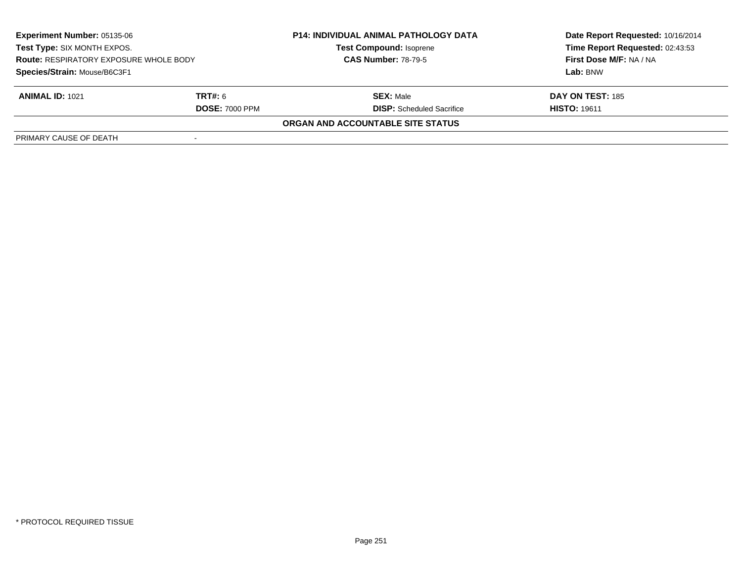**Experiment Number:** 05135-06
**Test Type:** SIX MONTH EXPOS.
**Route:** RESPIRATORY EXPOSURE WHOLE BODY
**Species/Strain:** Mouse/B6C3F1

**P14: INDIVIDUAL ANIMAL PATHOLOGY DATA**
**Test Compound:** Isoprene
**CAS Number:** 78-79-5

**Date Report Requested:** 10/16/2014
**Time Report Requested:** 02:43:53
**First Dose M/F:** NA / NA
**Lab:** BNW

| **ANIMAL ID:** 1021 | **TRT#:** 6 | **SEX:** Male | **DAY ON TEST:** 185 |
|---|---|---|---|
| | **DOSE:** 7000 PPM | **DISP:** Scheduled Sacrifice | **HISTO:** 19611 |

**ORGAN AND ACCOUNTABLE SITE STATUS**

| PRIMARY CAUSE OF DEATH | - |
|---|---|

* PROTOCOL REQUIRED TISSUE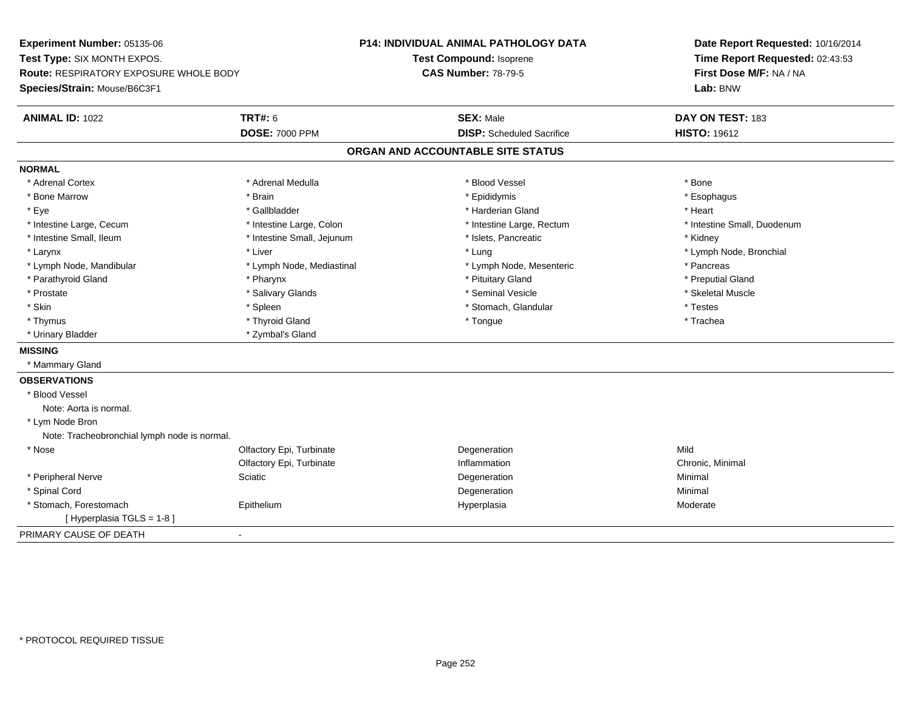**Experiment Number:** 05135-06
**Test Type:** SIX MONTH EXPOS.
**Route:** RESPIRATORY EXPOSURE WHOLE BODY
**Species/Strain:** Mouse/B6C3F1

**P14: INDIVIDUAL ANIMAL PATHOLOGY DATA**
**Test Compound:** Isoprene
**CAS Number:** 78-79-5

**Date Report Requested:** 10/16/2014
**Time Report Requested:** 02:43:53
**First Dose M/F:** NA / NA
**Lab:** BNW

| **ANIMAL ID:** 1022 | **TRT#:** 6 | **SEX:** Male | **DAY ON TEST:** 183 |
|---|---|---|---|
| | **DOSE:** 7000 PPM | **DISP:** Scheduled Sacrifice | **HISTO:** 19612 |

## ORGAN AND ACCOUNTABLE SITE STATUS

**NORMAL**

| | | | |
|---|---|---|---|
| * Adrenal Cortex | * Adrenal Medulla | * Blood Vessel | * Bone |
| * Bone Marrow | * Brain | * Epididymis | * Esophagus |
| * Eye | * Gallbladder | * Harderian Gland | * Heart |
| * Intestine Large, Cecum | * Intestine Large, Colon | * Intestine Large, Rectum | * Intestine Small, Duodenum |
| * Intestine Small, Ileum | * Intestine Small, Jejunum | * Islets, Pancreatic | * Kidney |
| * Larynx | * Liver | * Lung | * Lymph Node, Bronchial |
| * Lymph Node, Mandibular | * Lymph Node, Mediastinal | * Lymph Node, Mesenteric | * Pancreas |
| * Parathyroid Gland | * Pharynx | * Pituitary Gland | * Preputial Gland |
| * Prostate | * Salivary Glands | * Seminal Vesicle | * Skeletal Muscle |
| * Skin | * Spleen | * Stomach, Glandular | * Testes |
| * Thymus | * Thyroid Gland | * Tongue | * Trachea |
| * Urinary Bladder | * Zymbal's Gland | | |

**MISSING**

* Mammary Gland

**OBSERVATIONS**

* Blood Vessel
  Note: Aorta is normal.
* Lym Node Bron
  Note: Tracheobronchial lymph node is normal.

| | | | |
|---|---|---|---|
| * Nose | Olfactory Epi, Turbinate | Degeneration | Mild |
| | Olfactory Epi, Turbinate | Inflammation | Chronic, Minimal |
| * Peripheral Nerve | Sciatic | Degeneration | Minimal |
| * Spinal Cord | | Degeneration | Minimal |
| * Stomach, Forestomach | Epithelium | Hyperplasia | Moderate |
| [ Hyperplasia TGLS = 1-8 ] | | | |

PRIMARY CAUSE OF DEATH -

* PROTOCOL REQUIRED TISSUE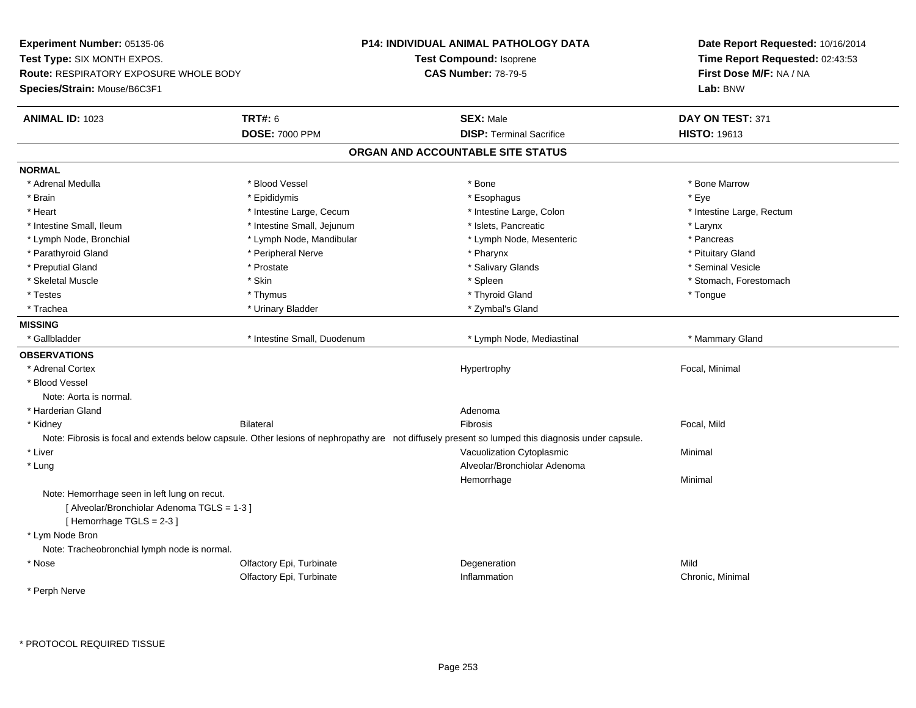**Experiment Number:** 05135-06
**Test Type:** SIX MONTH EXPOS.
**Route:** RESPIRATORY EXPOSURE WHOLE BODY
**Species/Strain:** Mouse/B6C3F1

**P14: INDIVIDUAL ANIMAL PATHOLOGY DATA**
**Test Compound:** Isoprene
**CAS Number:** 78-79-5

**Date Report Requested:** 10/16/2014
**Time Report Requested:** 02:43:53
**First Dose M/F:** NA / NA
**Lab:** BNW

| **ANIMAL ID:** 1023 | **TRT#:** 6 | **SEX:** Male | **DAY ON TEST:** 371 |
|---|---|---|---|
| | **DOSE:** 7000 PPM | **DISP:** Terminal Sacrifice | **HISTO:** 19613 |

## ORGAN AND ACCOUNTABLE SITE STATUS

**NORMAL**

| | | | |
|---|---|---|---|
| * Adrenal Medulla | * Blood Vessel | * Bone | * Bone Marrow |
| * Brain | * Epididymis | * Esophagus | * Eye |
| * Heart | * Intestine Large, Cecum | * Intestine Large, Colon | * Intestine Large, Rectum |
| * Intestine Small, Ileum | * Intestine Small, Jejunum | * Islets, Pancreatic | * Larynx |
| * Lymph Node, Bronchial | * Lymph Node, Mandibular | * Lymph Node, Mesenteric | * Pancreas |
| * Parathyroid Gland | * Peripheral Nerve | * Pharynx | * Pituitary Gland |
| * Preputial Gland | * Prostate | * Salivary Glands | * Seminal Vesicle |
| * Skeletal Muscle | * Skin | * Spleen | * Stomach, Forestomach |
| * Testes | * Thymus | * Thyroid Gland | * Tongue |
| * Trachea | * Urinary Bladder | * Zymbal's Gland | |

**MISSING**

| | | | |
|---|---|---|---|
| * Gallbladder | * Intestine Small, Duodenum | * Lymph Node, Mediastinal | * Mammary Gland |

**OBSERVATIONS**

| | | | |
|---|---|---|---|
| * Adrenal Cortex | | Hypertrophy | Focal, Minimal |
| * Blood Vessel | | | |
| Note: Aorta is normal. | | | |
| * Harderian Gland | | Adenoma | |
| * Kidney | Bilateral | Fibrosis | Focal, Mild |
| Note: Fibrosis is focal and extends below capsule. Other lesions of nephropathy are not diffusely present so lumped this diagnosis under capsule. | | | |
| * Liver | | Vacuolization Cytoplasmic | Minimal |
| * Lung | | Alveolar/Bronchiolar Adenoma | |
| | | Hemorrhage | Minimal |
| Note: Hemorrhage seen in left lung on recut. | | | |
| [ Alveolar/Bronchiolar Adenoma TGLS = 1-3 ] | | | |
| [ Hemorrhage TGLS = 2-3 ] | | | |
| * Lym Node Bron | | | |
| Note: Tracheobronchial lymph node is normal. | | | |
| * Nose | Olfactory Epi, Turbinate | Degeneration | Mild |
| | Olfactory Epi, Turbinate | Inflammation | Chronic, Minimal |
| * Perph Nerve | | | |

* PROTOCOL REQUIRED TISSUE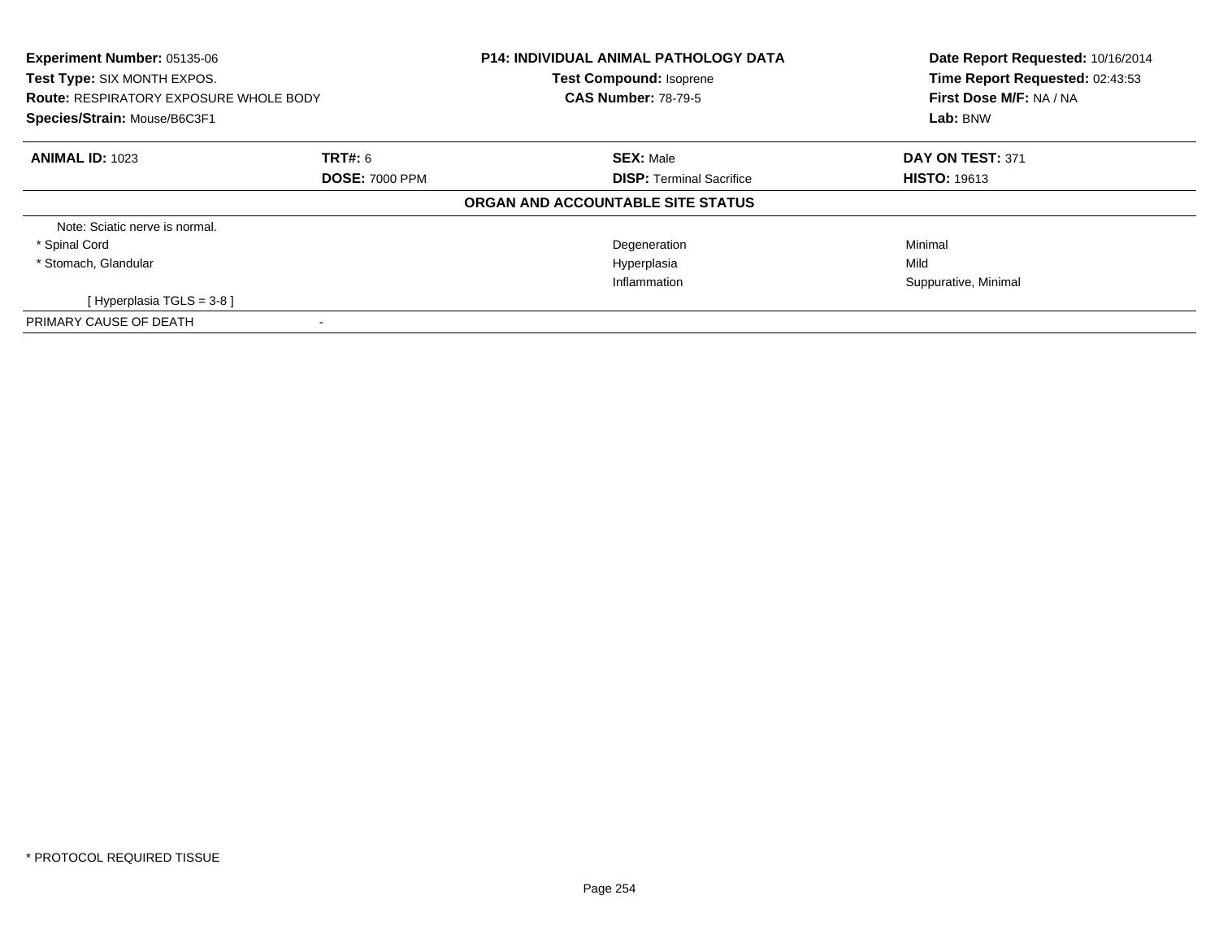**Experiment Number:** 05135-06
**Test Type:** SIX MONTH EXPOS.
**Route:** RESPIRATORY EXPOSURE WHOLE BODY
**Species/Strain:** Mouse/B6C3F1

**P14: INDIVIDUAL ANIMAL PATHOLOGY DATA**
**Test Compound:** Isoprene
**CAS Number:** 78-79-5

**Date Report Requested:** 10/16/2014
**Time Report Requested:** 02:43:53
**First Dose M/F:** NA / NA
**Lab:** BNW

| **ANIMAL ID:** 1023 | **TRT#:** 6 | **SEX:** Male | **DAY ON TEST:** 371 |
|---|---|---|---|
| | **DOSE:** 7000 PPM | **DISP:** Terminal Sacrifice | **HISTO:** 19613 |

**ORGAN AND ACCOUNTABLE SITE STATUS**

| | | | |
|---|---|---|---|
| Note: Sciatic nerve is normal. | | | |
| * Spinal Cord | | Degeneration | Minimal |
| * Stomach, Glandular | | Hyperplasia | Mild |
| | | Inflammation | Suppurative, Minimal |
| [ Hyperplasia TGLS = 3-8 ] | | | |
| PRIMARY CAUSE OF DEATH | - | | |

* PROTOCOL REQUIRED TISSUE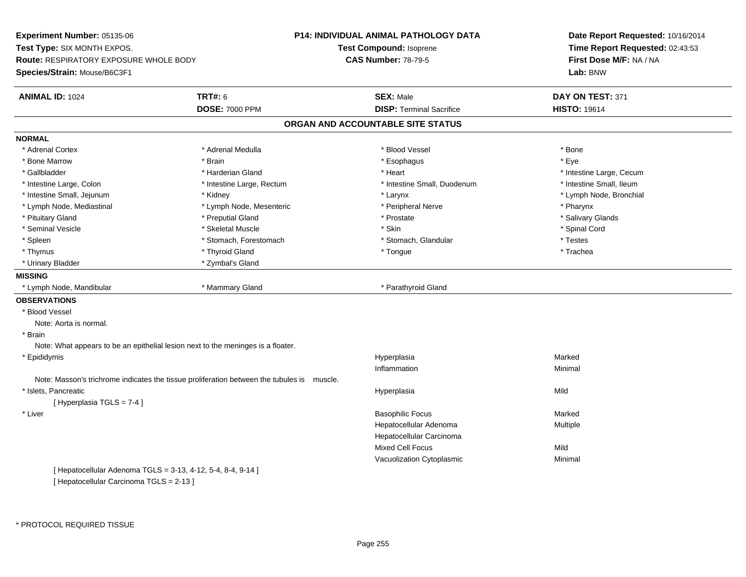**Experiment Number:** 05135-06
**Test Type:** SIX MONTH EXPOS.
**Route:** RESPIRATORY EXPOSURE WHOLE BODY
**Species/Strain:** Mouse/B6C3F1

**P14: INDIVIDUAL ANIMAL PATHOLOGY DATA**
**Test Compound:** Isoprene
**CAS Number:** 78-79-5

**Date Report Requested:** 10/16/2014
**Time Report Requested:** 02:43:53
**First Dose M/F:** NA / NA
**Lab:** BNW

| **ANIMAL ID:** 1024 | **TRT#:** 6 | **SEX:** Male | **DAY ON TEST:** 371 |
|---|---|---|---|
| | **DOSE:** 7000 PPM | **DISP:** Terminal Sacrifice | **HISTO:** 19614 |

## ORGAN AND ACCOUNTABLE SITE STATUS

**NORMAL**

| | | | |
|---|---|---|---|
| * Adrenal Cortex | * Adrenal Medulla | * Blood Vessel | * Bone |
| * Bone Marrow | * Brain | * Esophagus | * Eye |
| * Gallbladder | * Harderian Gland | * Heart | * Intestine Large, Cecum |
| * Intestine Large, Colon | * Intestine Large, Rectum | * Intestine Small, Duodenum | * Intestine Small, Ileum |
| * Intestine Small, Jejunum | * Kidney | * Larynx | * Lymph Node, Bronchial |
| * Lymph Node, Mediastinal | * Lymph Node, Mesenteric | * Peripheral Nerve | * Pharynx |
| * Pituitary Gland | * Preputial Gland | * Prostate | * Salivary Glands |
| * Seminal Vesicle | * Skeletal Muscle | * Skin | * Spinal Cord |
| * Spleen | * Stomach, Forestomach | * Stomach, Glandular | * Testes |
| * Thymus | * Thyroid Gland | * Tongue | * Trachea |
| * Urinary Bladder | * Zymbal's Gland | | |

**MISSING**

| | | |
|---|---|---|
| * Lymph Node, Mandibular | * Mammary Gland | * Parathyroid Gland |

**OBSERVATIONS**

* Blood Vessel
  Note: Aorta is normal.
* Brain
  Note: What appears to be an epithelial lesion next to the meninges is a floater.

| | | |
|---|---|---|
| * Epididymis | Hyperplasia | Marked |
| | Inflammation | Minimal |

  Note: Masson's trichrome indicates the tissue proliferation between the tubules is muscle.

| | | |
|---|---|---|
| * Islets, Pancreatic | Hyperplasia | Mild |

  [ Hyperplasia TGLS = 7-4 ]

| | | |
|---|---|---|
| * Liver | Basophilic Focus | Marked |
| | Hepatocellular Adenoma | Multiple |
| | Hepatocellular Carcinoma | |
| | Mixed Cell Focus | Mild |
| | Vacuolization Cytoplasmic | Minimal |

  [ Hepatocellular Adenoma TGLS = 3-13, 4-12, 5-4, 8-4, 9-14 ]
  [ Hepatocellular Carcinoma TGLS = 2-13 ]

* PROTOCOL REQUIRED TISSUE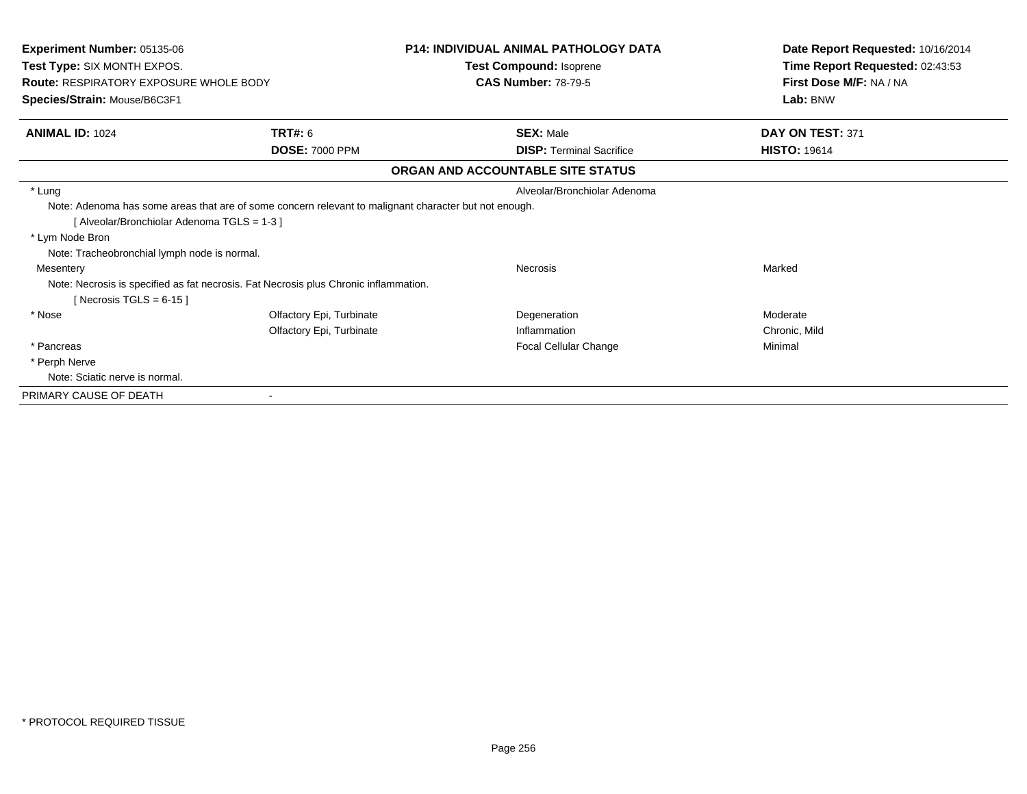**Experiment Number:** 05135-06
**Test Type:** SIX MONTH EXPOS.
**Route:** RESPIRATORY EXPOSURE WHOLE BODY
**Species/Strain:** Mouse/B6C3F1

**P14: INDIVIDUAL ANIMAL PATHOLOGY DATA**
**Test Compound:** Isoprene
**CAS Number:** 78-79-5

**Date Report Requested:** 10/16/2014
**Time Report Requested:** 02:43:53
**First Dose M/F:** NA / NA
**Lab:** BNW

| **ANIMAL ID:** 1024 | **TRT#:** 6 | **SEX:** Male | **DAY ON TEST:** 371 |
|---|---|---|---|
| | **DOSE:** 7000 PPM | **DISP:** Terminal Sacrifice | **HISTO:** 19614 |

**ORGAN AND ACCOUNTABLE SITE STATUS**

| | | | |
|---|---|---|---|
| * Lung | | Alveolar/Bronchiolar Adenoma | |
| Note: Adenoma has some areas that are of some concern relevant to malignant character but not enough. | | | |
| [ Alveolar/Bronchiolar Adenoma TGLS = 1-3 ] | | | |
| * Lym Node Bron | | | |
| Note: Tracheobronchial lymph node is normal. | | | |
| Mesentery | | Necrosis | Marked |
| Note: Necrosis is specified as fat necrosis. Fat Necrosis plus Chronic inflammation. | | | |
| [ Necrosis TGLS = 6-15 ] | | | |
| * Nose | Olfactory Epi, Turbinate | Degeneration | Moderate |
| | Olfactory Epi, Turbinate | Inflammation | Chronic, Mild |
| * Pancreas | | Focal Cellular Change | Minimal |
| * Perph Nerve | | | |
| Note: Sciatic nerve is normal. | | | |
| PRIMARY CAUSE OF DEATH | - | | |

* PROTOCOL REQUIRED TISSUE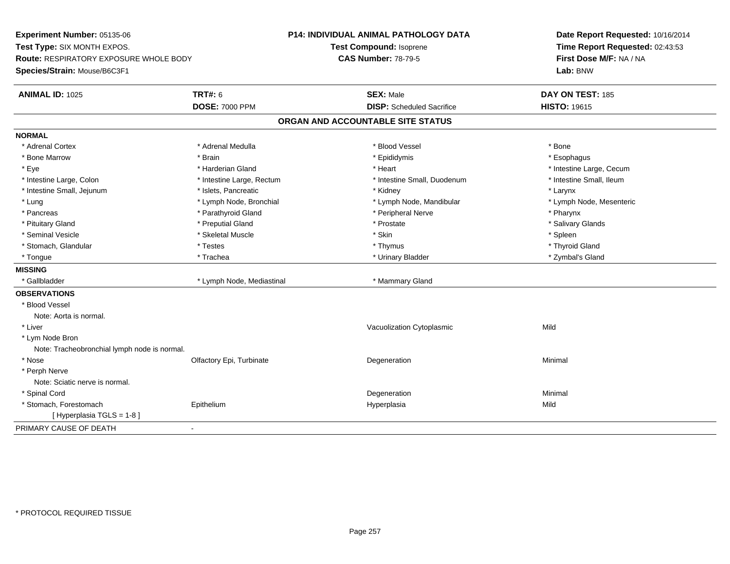**Experiment Number:** 05135-06
**Test Type:** SIX MONTH EXPOS.
**Route:** RESPIRATORY EXPOSURE WHOLE BODY
**Species/Strain:** Mouse/B6C3F1

**P14: INDIVIDUAL ANIMAL PATHOLOGY DATA**
**Test Compound:** Isoprene
**CAS Number:** 78-79-5

**Date Report Requested:** 10/16/2014
**Time Report Requested:** 02:43:53
**First Dose M/F:** NA / NA
**Lab:** BNW

| **ANIMAL ID:** 1025 | **TRT#:** 6 | **SEX:** Male | **DAY ON TEST:** 185 |
|---|---|---|---|
| | **DOSE:** 7000 PPM | **DISP:** Scheduled Sacrifice | **HISTO:** 19615 |

## ORGAN AND ACCOUNTABLE SITE STATUS

**NORMAL**

| | | | |
|---|---|---|---|
| * Adrenal Cortex | * Adrenal Medulla | * Blood Vessel | * Bone |
| * Bone Marrow | * Brain | * Epididymis | * Esophagus |
| * Eye | * Harderian Gland | * Heart | * Intestine Large, Cecum |
| * Intestine Large, Colon | * Intestine Large, Rectum | * Intestine Small, Duodenum | * Intestine Small, Ileum |
| * Intestine Small, Jejunum | * Islets, Pancreatic | * Kidney | * Larynx |
| * Lung | * Lymph Node, Bronchial | * Lymph Node, Mandibular | * Lymph Node, Mesenteric |
| * Pancreas | * Parathyroid Gland | * Peripheral Nerve | * Pharynx |
| * Pituitary Gland | * Preputial Gland | * Prostate | * Salivary Glands |
| * Seminal Vesicle | * Skeletal Muscle | * Skin | * Spleen |
| * Stomach, Glandular | * Testes | * Thymus | * Thyroid Gland |
| * Tongue | * Trachea | * Urinary Bladder | * Zymbal's Gland |

**MISSING**

| | | | |
|---|---|---|---|
| * Gallbladder | * Lymph Node, Mediastinal | * Mammary Gland | |

**OBSERVATIONS**

| | | | |
|---|---|---|---|
| * Blood Vessel | | | |
| Note: Aorta is normal. | | | |
| * Liver | | Vacuolization Cytoplasmic | Mild |
| * Lym Node Bron | | | |
| Note: Tracheobronchial lymph node is normal. | | | |
| * Nose | Olfactory Epi, Turbinate | Degeneration | Minimal |
| * Perph Nerve | | | |
| Note: Sciatic nerve is normal. | | | |
| * Spinal Cord | | Degeneration | Minimal |
| * Stomach, Forestomach | Epithelium | Hyperplasia | Mild |
| [ Hyperplasia TGLS = 1-8 ] | | | |

PRIMARY CAUSE OF DEATH -

\* PROTOCOL REQUIRED TISSUE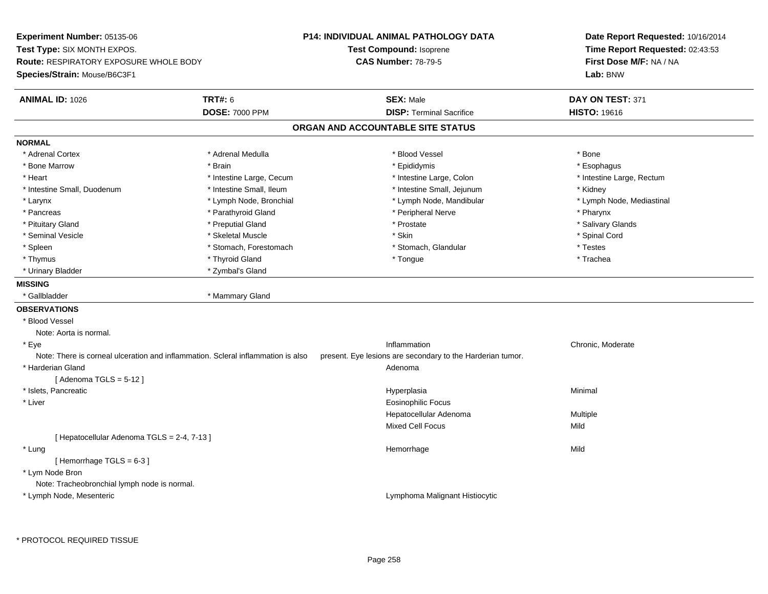**Experiment Number:** 05135-06
**Test Type:** SIX MONTH EXPOS.
**Route:** RESPIRATORY EXPOSURE WHOLE BODY
**Species/Strain:** Mouse/B6C3F1

**P14: INDIVIDUAL ANIMAL PATHOLOGY DATA**
**Test Compound:** Isoprene
**CAS Number:** 78-79-5

**Date Report Requested:** 10/16/2014
**Time Report Requested:** 02:43:53
**First Dose M/F:** NA / NA
**Lab:** BNW

| **ANIMAL ID:** 1026 | **TRT#:** 6 | **SEX:** Male | **DAY ON TEST:** 371 |
|---|---|---|---|
| | **DOSE:** 7000 PPM | **DISP:** Terminal Sacrifice | **HISTO:** 19616 |

## ORGAN AND ACCOUNTABLE SITE STATUS

**NORMAL**

| | | | |
|---|---|---|---|
| * Adrenal Cortex | * Adrenal Medulla | * Blood Vessel | * Bone |
| * Bone Marrow | * Brain | * Epididymis | * Esophagus |
| * Heart | * Intestine Large, Cecum | * Intestine Large, Colon | * Intestine Large, Rectum |
| * Intestine Small, Duodenum | * Intestine Small, Ileum | * Intestine Small, Jejunum | * Kidney |
| * Larynx | * Lymph Node, Bronchial | * Lymph Node, Mandibular | * Lymph Node, Mediastinal |
| * Pancreas | * Parathyroid Gland | * Peripheral Nerve | * Pharynx |
| * Pituitary Gland | * Preputial Gland | * Prostate | * Salivary Glands |
| * Seminal Vesicle | * Skeletal Muscle | * Skin | * Spinal Cord |
| * Spleen | * Stomach, Forestomach | * Stomach, Glandular | * Testes |
| * Thymus | * Thyroid Gland | * Tongue | * Trachea |
| * Urinary Bladder | * Zymbal's Gland | | |

**MISSING**

| | |
|---|---|
| * Gallbladder | * Mammary Gland |

**OBSERVATIONS**

| Organ | Observation | Severity |
|---|---|---|
| * Blood Vessel | | |
| Note: Aorta is normal. | | |
| * Eye | Inflammation | Chronic, Moderate |
| Note: There is corneal ulceration and inflammation. Scleral inflammation is also present. Eye lesions are secondary to the Harderian tumor. | | |
| * Harderian Gland | Adenoma | |
| [ Adenoma TGLS = 5-12 ] | | |
| * Islets, Pancreatic | Hyperplasia | Minimal |
| * Liver | Eosinophilic Focus | |
| | Hepatocellular Adenoma | Multiple |
| | Mixed Cell Focus | Mild |
| [ Hepatocellular Adenoma TGLS = 2-4, 7-13 ] | | |
| * Lung | Hemorrhage | Mild |
| [ Hemorrhage TGLS = 6-3 ] | | |
| * Lym Node Bron | | |
| Note: Tracheobronchial lymph node is normal. | | |
| * Lymph Node, Mesenteric | Lymphoma Malignant Histiocytic | |

\* PROTOCOL REQUIRED TISSUE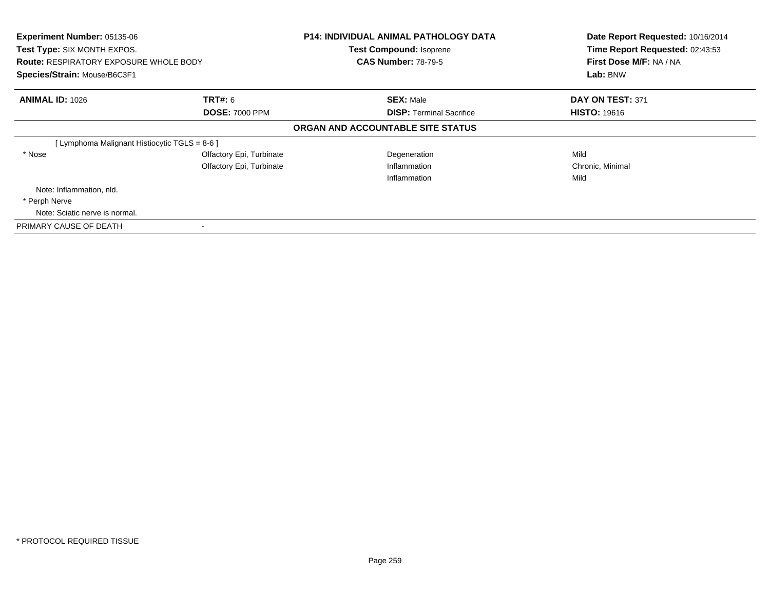**Experiment Number:** 05135-06
**Test Type:** SIX MONTH EXPOS.
**Route:** RESPIRATORY EXPOSURE WHOLE BODY
**Species/Strain:** Mouse/B6C3F1

**P14: INDIVIDUAL ANIMAL PATHOLOGY DATA**
**Test Compound:** Isoprene
**CAS Number:** 78-79-5

**Date Report Requested:** 10/16/2014
**Time Report Requested:** 02:43:53
**First Dose M/F:** NA / NA
**Lab:** BNW

| **ANIMAL ID:** 1026 | **TRT#:** 6 | **SEX:** Male | **DAY ON TEST:** 371 |
|---|---|---|---|
| | **DOSE:** 7000 PPM | **DISP:** Terminal Sacrifice | **HISTO:** 19616 |

**ORGAN AND ACCOUNTABLE SITE STATUS**

| | | | |
|---|---|---|---|
| [ Lymphoma Malignant Histiocytic TGLS = 8-6 ] | | | |
| * Nose | Olfactory Epi, Turbinate | Degeneration | Mild |
| | Olfactory Epi, Turbinate | Inflammation | Chronic, Minimal |
| | | Inflammation | Mild |
| Note: Inflammation, nld. | | | |
| * Perph Nerve | | | |
| Note: Sciatic nerve is normal. | | | |
| PRIMARY CAUSE OF DEATH | - | | |

* PROTOCOL REQUIRED TISSUE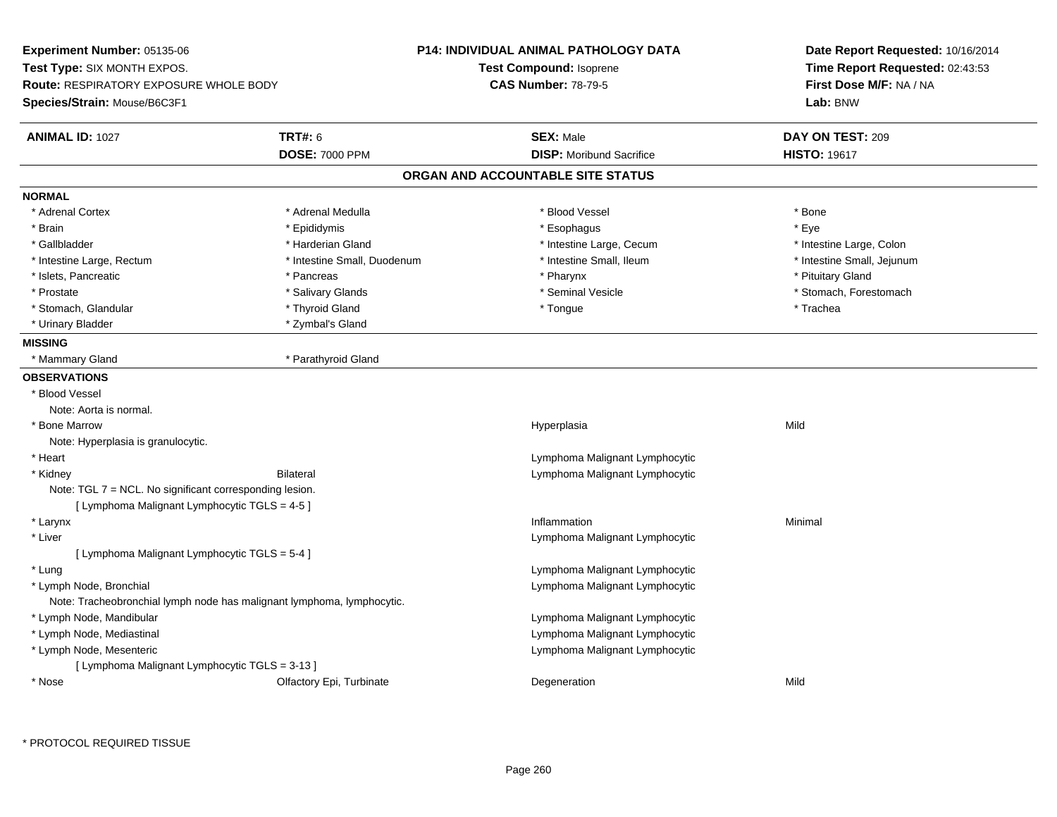**Experiment Number:** 05135-06
**Test Type:** SIX MONTH EXPOS.
**Route:** RESPIRATORY EXPOSURE WHOLE BODY
**Species/Strain:** Mouse/B6C3F1

**P14: INDIVIDUAL ANIMAL PATHOLOGY DATA**
**Test Compound:** Isoprene
**CAS Number:** 78-79-5

**Date Report Requested:** 10/16/2014
**Time Report Requested:** 02:43:53
**First Dose M/F:** NA / NA
**Lab:** BNW

| **ANIMAL ID:** 1027 | **TRT#:** 6 | **SEX:** Male | **DAY ON TEST:** 209 |
|---|---|---|---|
| | **DOSE:** 7000 PPM | **DISP:** Moribund Sacrifice | **HISTO:** 19617 |

## ORGAN AND ACCOUNTABLE SITE STATUS

**NORMAL**

| | | | |
|---|---|---|---|
| * Adrenal Cortex | * Adrenal Medulla | * Blood Vessel | * Bone |
| * Brain | * Epididymis | * Esophagus | * Eye |
| * Gallbladder | * Harderian Gland | * Intestine Large, Cecum | * Intestine Large, Colon |
| * Intestine Large, Rectum | * Intestine Small, Duodenum | * Intestine Small, Ileum | * Intestine Small, Jejunum |
| * Islets, Pancreatic | * Pancreas | * Pharynx | * Pituitary Gland |
| * Prostate | * Salivary Glands | * Seminal Vesicle | * Stomach, Forestomach |
| * Stomach, Glandular | * Thyroid Gland | * Tongue | * Trachea |
| * Urinary Bladder | * Zymbal's Gland | | |

**MISSING**

| | |
|---|---|
| * Mammary Gland | * Parathyroid Gland |

**OBSERVATIONS**

| | | | |
|---|---|---|---|
| * Blood Vessel | | | |
| Note: Aorta is normal. | | | |
| * Bone Marrow | | Hyperplasia | Mild |
| Note: Hyperplasia is granulocytic. | | | |
| * Heart | | Lymphoma Malignant Lymphocytic | |
| * Kidney | Bilateral | Lymphoma Malignant Lymphocytic | |
| Note: TGL 7 = NCL. No significant corresponding lesion. | | | |
| [ Lymphoma Malignant Lymphocytic TGLS = 4-5 ] | | | |
| * Larynx | | Inflammation | Minimal |
| * Liver | | Lymphoma Malignant Lymphocytic | |
| [ Lymphoma Malignant Lymphocytic TGLS = 5-4 ] | | | |
| * Lung | | Lymphoma Malignant Lymphocytic | |
| * Lymph Node, Bronchial | | Lymphoma Malignant Lymphocytic | |
| Note: Tracheobronchial lymph node has malignant lymphoma, lymphocytic. | | | |
| * Lymph Node, Mandibular | | Lymphoma Malignant Lymphocytic | |
| * Lymph Node, Mediastinal | | Lymphoma Malignant Lymphocytic | |
| * Lymph Node, Mesenteric | | Lymphoma Malignant Lymphocytic | |
| [ Lymphoma Malignant Lymphocytic TGLS = 3-13 ] | | | |
| * Nose | Olfactory Epi, Turbinate | Degeneration | Mild |

* PROTOCOL REQUIRED TISSUE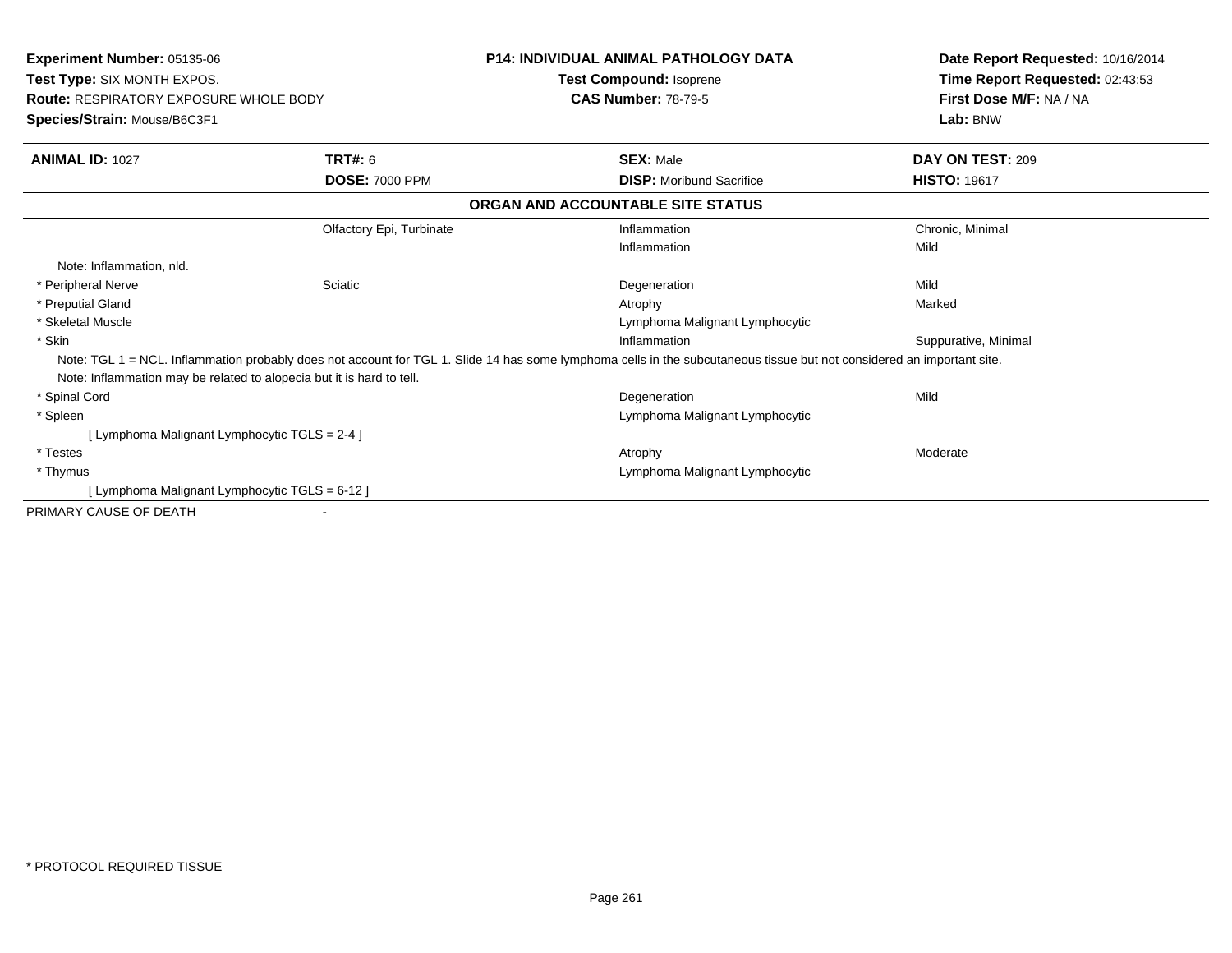**Experiment Number:** 05135-06
**Test Type:** SIX MONTH EXPOS.
**Route:** RESPIRATORY EXPOSURE WHOLE BODY
**Species/Strain:** Mouse/B6C3F1

**P14: INDIVIDUAL ANIMAL PATHOLOGY DATA**
**Test Compound:** Isoprene
**CAS Number:** 78-79-5

**Date Report Requested:** 10/16/2014
**Time Report Requested:** 02:43:53
**First Dose M/F:** NA / NA
**Lab:** BNW

| **ANIMAL ID:** 1027 | **TRT#:** 6 | **SEX:** Male | **DAY ON TEST:** 209 |
|---|---|---|---|
| | **DOSE:** 7000 PPM | **DISP:** Moribund Sacrifice | **HISTO:** 19617 |

**ORGAN AND ACCOUNTABLE SITE STATUS**

| | | | |
|---|---|---|---|
| | Olfactory Epi, Turbinate | Inflammation | Chronic, Minimal |
| | | Inflammation | Mild |
| Note: Inflammation, nld. | | | |
| * Peripheral Nerve | Sciatic | Degeneration | Mild |
| * Preputial Gland | | Atrophy | Marked |
| * Skeletal Muscle | | Lymphoma Malignant Lymphocytic | |
| * Skin | | Inflammation | Suppurative, Minimal |
| Note: TGL 1 = NCL. Inflammation probably does not account for TGL 1. Slide 14 has some lymphoma cells in the subcutaneous tissue but not considered an important site. | | | |
| Note: Inflammation may be related to alopecia but it is hard to tell. | | | |
| * Spinal Cord | | Degeneration | Mild |
| * Spleen | | Lymphoma Malignant Lymphocytic | |
| [ Lymphoma Malignant Lymphocytic TGLS = 2-4 ] | | | |
| * Testes | | Atrophy | Moderate |
| * Thymus | | Lymphoma Malignant Lymphocytic | |
| [ Lymphoma Malignant Lymphocytic TGLS = 6-12 ] | | | |
| PRIMARY CAUSE OF DEATH | - | | |

* PROTOCOL REQUIRED TISSUE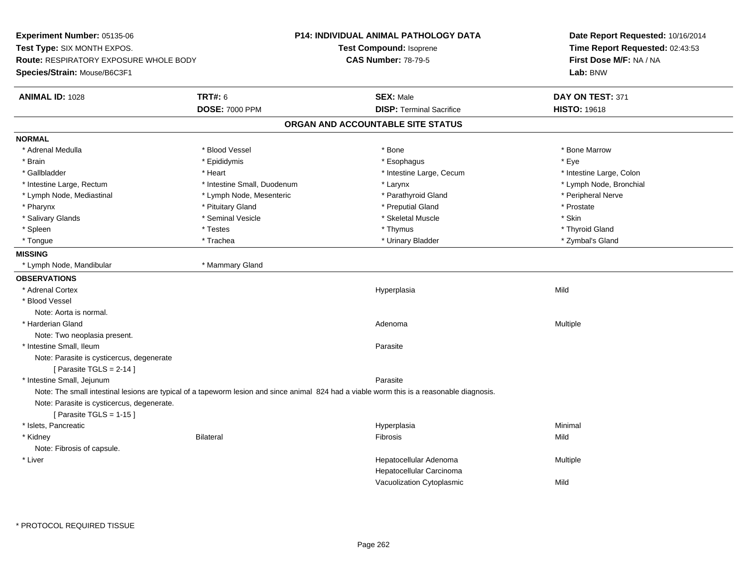**Experiment Number:** 05135-06
**Test Type:** SIX MONTH EXPOS.
**Route:** RESPIRATORY EXPOSURE WHOLE BODY
**Species/Strain:** Mouse/B6C3F1

**P14: INDIVIDUAL ANIMAL PATHOLOGY DATA**
**Test Compound:** Isoprene
**CAS Number:** 78-79-5

**Date Report Requested:** 10/16/2014
**Time Report Requested:** 02:43:53
**First Dose M/F:** NA / NA
**Lab:** BNW

| **ANIMAL ID:** 1028 | **TRT#:** 6 | **SEX:** Male | **DAY ON TEST:** 371 |
|---|---|---|---|
| | **DOSE:** 7000 PPM | **DISP:** Terminal Sacrifice | **HISTO:** 19618 |

## ORGAN AND ACCOUNTABLE SITE STATUS

**NORMAL**

| | | | |
|---|---|---|---|
| * Adrenal Medulla | * Blood Vessel | * Bone | * Bone Marrow |
| * Brain | * Epididymis | * Esophagus | * Eye |
| * Gallbladder | * Heart | * Intestine Large, Cecum | * Intestine Large, Colon |
| * Intestine Large, Rectum | * Intestine Small, Duodenum | * Larynx | * Lymph Node, Bronchial |
| * Lymph Node, Mediastinal | * Lymph Node, Mesenteric | * Parathyroid Gland | * Peripheral Nerve |
| * Pharynx | * Pituitary Gland | * Preputial Gland | * Prostate |
| * Salivary Glands | * Seminal Vesicle | * Skeletal Muscle | * Skin |
| * Spleen | * Testes | * Thymus | * Thyroid Gland |
| * Tongue | * Trachea | * Urinary Bladder | * Zymbal's Gland |

**MISSING**

* Lymph Node, Mandibular
* Mammary Gland

**OBSERVATIONS**

| | | | |
|---|---|---|---|
| * Adrenal Cortex | | Hyperplasia | Mild |
| * Blood Vessel | | | |
| Note: Aorta is normal. | | | |
| * Harderian Gland | | Adenoma | Multiple |
| Note: Two neoplasia present. | | | |
| * Intestine Small, Ileum | | Parasite | |
| Note: Parasite is cysticercus, degenerate | | | |
| [ Parasite TGLS = 2-14 ] | | | |
| * Intestine Small, Jejunum | | Parasite | |
| Note: The small intestinal lesions are typical of a tapeworm lesion and since animal 824 had a viable worm this is a reasonable diagnosis. | | | |
| Note: Parasite is cysticercus, degenerate. | | | |
| [ Parasite TGLS = 1-15 ] | | | |
| * Islets, Pancreatic | | Hyperplasia | Minimal |
| * Kidney | Bilateral | Fibrosis | Mild |
| Note: Fibrosis of capsule. | | | |
| * Liver | | Hepatocellular Adenoma | Multiple |
| | | Hepatocellular Carcinoma | |
| | | Vacuolization Cytoplasmic | Mild |

\* PROTOCOL REQUIRED TISSUE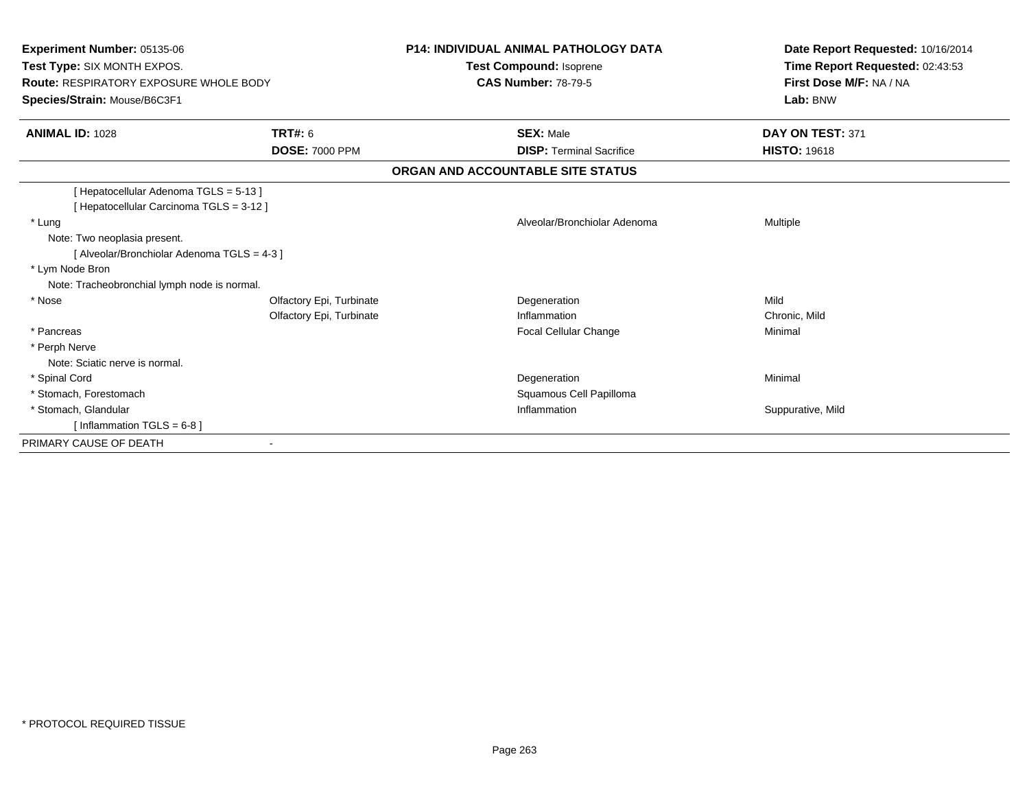**Experiment Number:** 05135-06
**Test Type:** SIX MONTH EXPOS.
**Route:** RESPIRATORY EXPOSURE WHOLE BODY
**Species/Strain:** Mouse/B6C3F1

**P14: INDIVIDUAL ANIMAL PATHOLOGY DATA**
**Test Compound:** Isoprene
**CAS Number:** 78-79-5

**Date Report Requested:** 10/16/2014
**Time Report Requested:** 02:43:53
**First Dose M/F:** NA / NA
**Lab:** BNW

| **ANIMAL ID:** 1028 | **TRT#:** 6 | **SEX:** Male | **DAY ON TEST:** 371 |
|---|---|---|---|
| | **DOSE:** 7000 PPM | **DISP:** Terminal Sacrifice | **HISTO:** 19618 |

**ORGAN AND ACCOUNTABLE SITE STATUS**

| | | | |
|---|---|---|---|
| [ Hepatocellular Adenoma TGLS = 5-13 ] | | | |
| [ Hepatocellular Carcinoma TGLS = 3-12 ] | | | |
| * Lung | | Alveolar/Bronchiolar Adenoma | Multiple |
| Note: Two neoplasia present. | | | |
| [ Alveolar/Bronchiolar Adenoma TGLS = 4-3 ] | | | |
| * Lym Node Bron | | | |
| Note: Tracheobronchial lymph node is normal. | | | |
| * Nose | Olfactory Epi, Turbinate | Degeneration | Mild |
| | Olfactory Epi, Turbinate | Inflammation | Chronic, Mild |
| * Pancreas | | Focal Cellular Change | Minimal |
| * Perph Nerve | | | |
| Note: Sciatic nerve is normal. | | | |
| * Spinal Cord | | Degeneration | Minimal |
| * Stomach, Forestomach | | Squamous Cell Papilloma | |
| * Stomach, Glandular | | Inflammation | Suppurative, Mild |
| [ Inflammation TGLS = 6-8 ] | | | |
| PRIMARY CAUSE OF DEATH | - | | |

* PROTOCOL REQUIRED TISSUE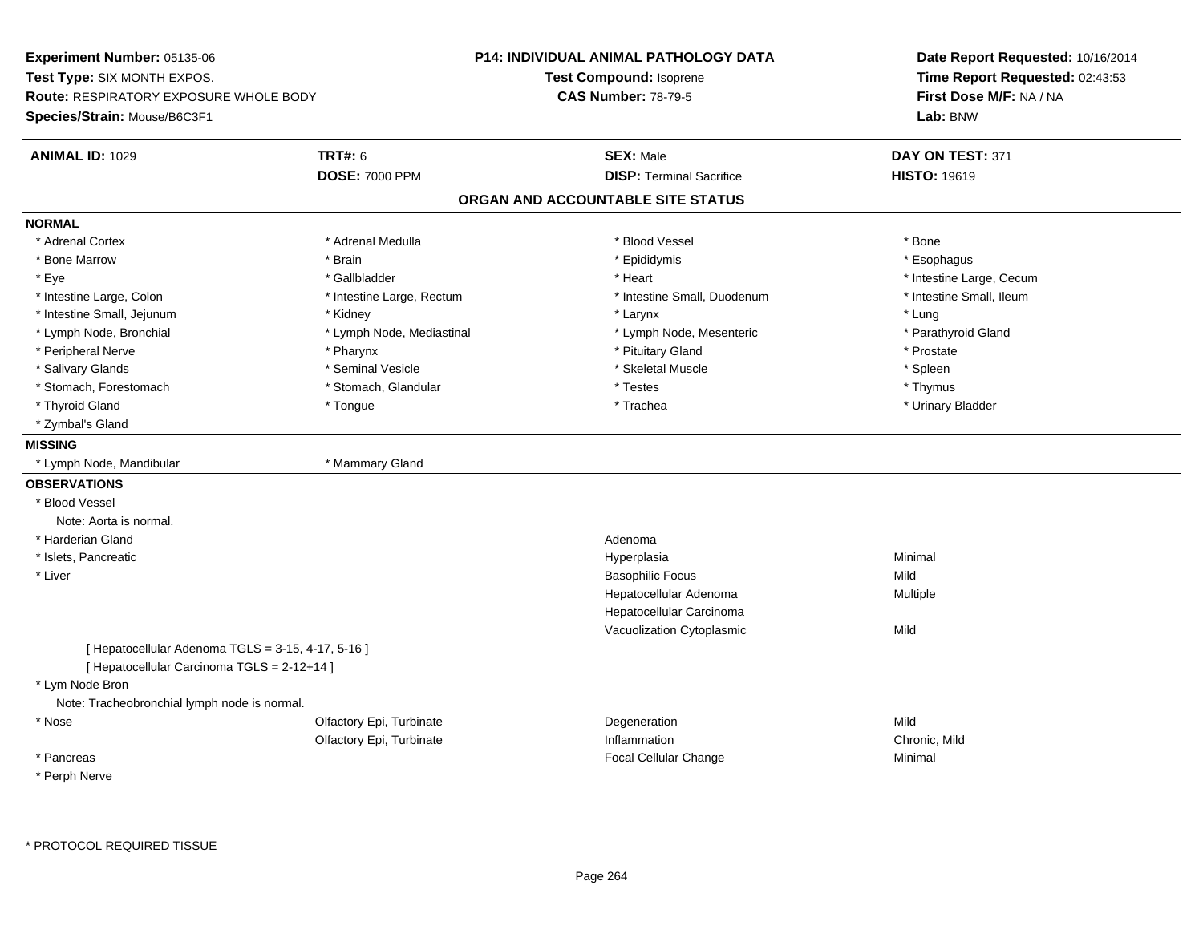**Experiment Number:** 05135-06
**Test Type:** SIX MONTH EXPOS.
**Route:** RESPIRATORY EXPOSURE WHOLE BODY
**Species/Strain:** Mouse/B6C3F1

**P14: INDIVIDUAL ANIMAL PATHOLOGY DATA**
**Test Compound:** Isoprene
**CAS Number:** 78-79-5

**Date Report Requested:** 10/16/2014
**Time Report Requested:** 02:43:53
**First Dose M/F:** NA / NA
**Lab:** BNW

| **ANIMAL ID:** 1029 | **TRT#:** 6 | **SEX:** Male | **DAY ON TEST:** 371 |
|---|---|---|---|
| | **DOSE:** 7000 PPM | **DISP:** Terminal Sacrifice | **HISTO:** 19619 |

## ORGAN AND ACCOUNTABLE SITE STATUS

**NORMAL**

| | | | |
|---|---|---|---|
| * Adrenal Cortex | * Adrenal Medulla | * Blood Vessel | * Bone |
| * Bone Marrow | * Brain | * Epididymis | * Esophagus |
| * Eye | * Gallbladder | * Heart | * Intestine Large, Cecum |
| * Intestine Large, Colon | * Intestine Large, Rectum | * Intestine Small, Duodenum | * Intestine Small, Ileum |
| * Intestine Small, Jejunum | * Kidney | * Larynx | * Lung |
| * Lymph Node, Bronchial | * Lymph Node, Mediastinal | * Lymph Node, Mesenteric | * Parathyroid Gland |
| * Peripheral Nerve | * Pharynx | * Pituitary Gland | * Prostate |
| * Salivary Glands | * Seminal Vesicle | * Skeletal Muscle | * Spleen |
| * Stomach, Forestomach | * Stomach, Glandular | * Testes | * Thymus |
| * Thyroid Gland | * Tongue | * Trachea | * Urinary Bladder |
| * Zymbal's Gland | | | |

**MISSING**

| | |
|---|---|
| * Lymph Node, Mandibular | * Mammary Gland |

**OBSERVATIONS**

| | | | |
|---|---|---|---|
| * Blood Vessel | | | |
| Note: Aorta is normal. | | | |
| * Harderian Gland | | Adenoma | |
| * Islets, Pancreatic | | Hyperplasia | Minimal |
| * Liver | | Basophilic Focus | Mild |
| | | Hepatocellular Adenoma | Multiple |
| | | Hepatocellular Carcinoma | |
| | | Vacuolization Cytoplasmic | Mild |
| [ Hepatocellular Adenoma TGLS = 3-15, 4-17, 5-16 ] | | | |
| [ Hepatocellular Carcinoma TGLS = 2-12+14 ] | | | |
| * Lym Node Bron | | | |
| Note: Tracheobronchial lymph node is normal. | | | |
| * Nose | Olfactory Epi, Turbinate | Degeneration | Mild |
| | Olfactory Epi, Turbinate | Inflammation | Chronic, Mild |
| * Pancreas | | Focal Cellular Change | Minimal |
| * Perph Nerve | | | |

\* PROTOCOL REQUIRED TISSUE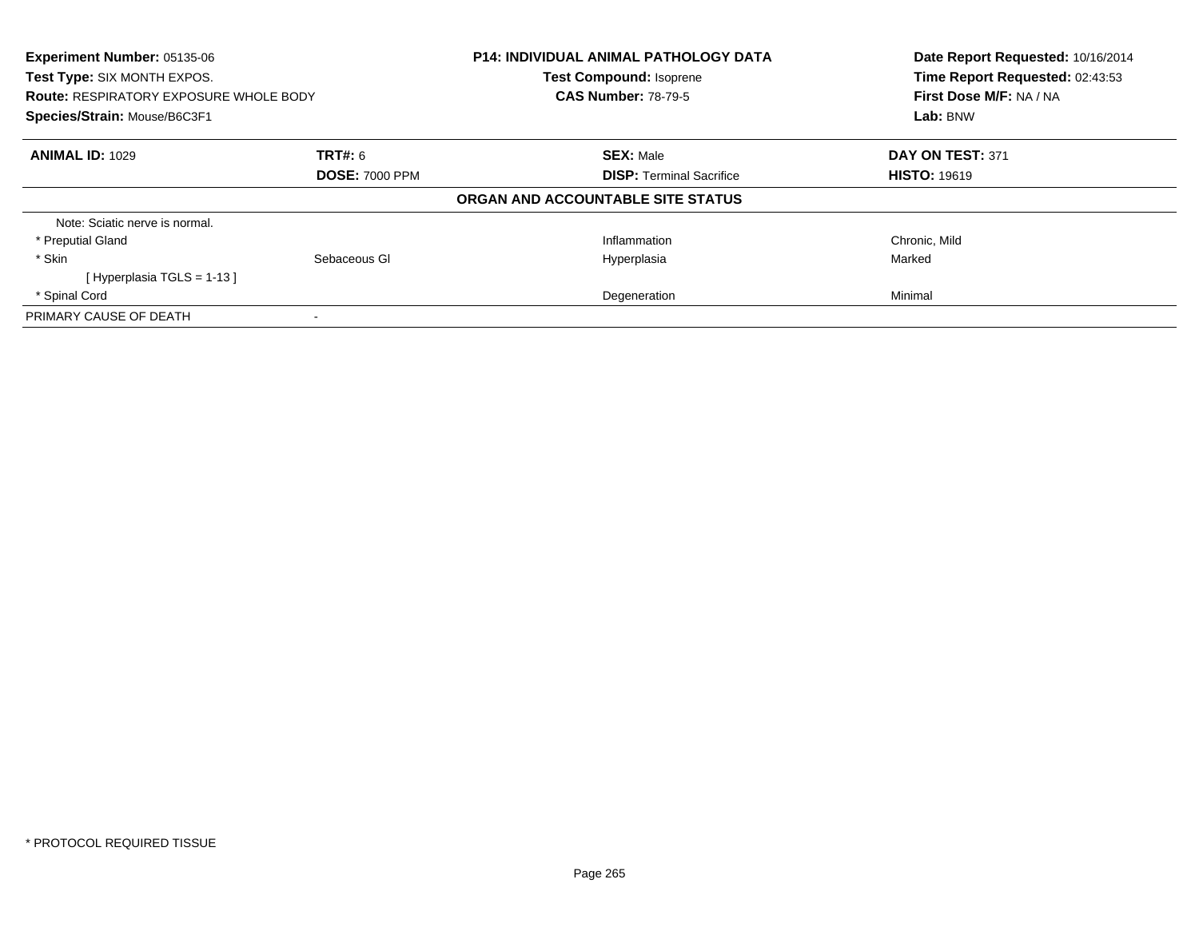**Experiment Number:** 05135-06
**Test Type:** SIX MONTH EXPOS.
**Route:** RESPIRATORY EXPOSURE WHOLE BODY
**Species/Strain:** Mouse/B6C3F1

**P14: INDIVIDUAL ANIMAL PATHOLOGY DATA**
**Test Compound:** Isoprene
**CAS Number:** 78-79-5

**Date Report Requested:** 10/16/2014
**Time Report Requested:** 02:43:53
**First Dose M/F:** NA / NA
**Lab:** BNW

| **ANIMAL ID:** 1029 | **TRT#:** 6 | **SEX:** Male | **DAY ON TEST:** 371 |
|---|---|---|---|
| | **DOSE:** 7000 PPM | **DISP:** Terminal Sacrifice | **HISTO:** 19619 |

**ORGAN AND ACCOUNTABLE SITE STATUS**

| | | | |
|---|---|---|---|
| Note: Sciatic nerve is normal. | | | |
| * Preputial Gland | | Inflammation | Chronic, Mild |
| * Skin | Sebaceous Gl | Hyperplasia | Marked |
| [ Hyperplasia TGLS = 1-13 ] | | | |
| * Spinal Cord | | Degeneration | Minimal |
| PRIMARY CAUSE OF DEATH | - | | |

* PROTOCOL REQUIRED TISSUE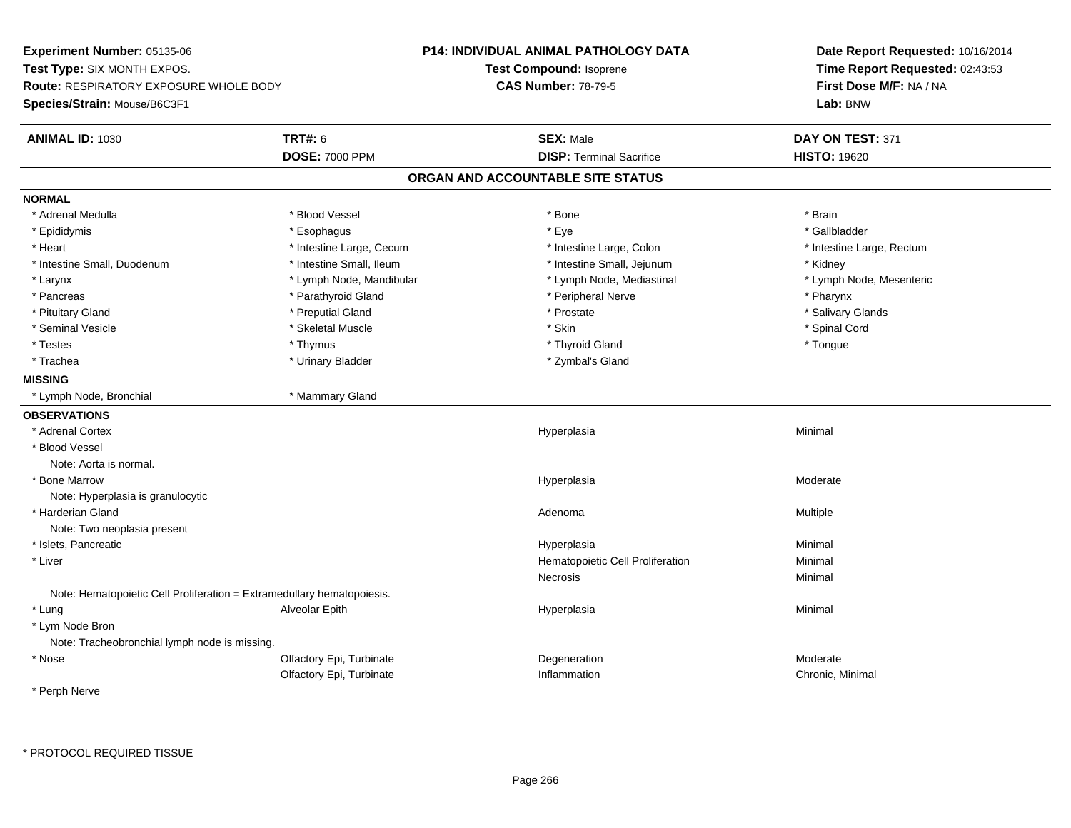**Experiment Number:** 05135-06
**Test Type:** SIX MONTH EXPOS.
**Route:** RESPIRATORY EXPOSURE WHOLE BODY
**Species/Strain:** Mouse/B6C3F1

**P14: INDIVIDUAL ANIMAL PATHOLOGY DATA**
**Test Compound:** Isoprene
**CAS Number:** 78-79-5

**Date Report Requested:** 10/16/2014
**Time Report Requested:** 02:43:53
**First Dose M/F:** NA / NA
**Lab:** BNW

| **ANIMAL ID:** 1030 | **TRT#:** 6 | **SEX:** Male | **DAY ON TEST:** 371 |
|---|---|---|---|
| | **DOSE:** 7000 PPM | **DISP:** Terminal Sacrifice | **HISTO:** 19620 |

## ORGAN AND ACCOUNTABLE SITE STATUS

**NORMAL**

| | | | |
|---|---|---|---|
| * Adrenal Medulla | * Blood Vessel | * Bone | * Brain |
| * Epididymis | * Esophagus | * Eye | * Gallbladder |
| * Heart | * Intestine Large, Cecum | * Intestine Large, Colon | * Intestine Large, Rectum |
| * Intestine Small, Duodenum | * Intestine Small, Ileum | * Intestine Small, Jejunum | * Kidney |
| * Larynx | * Lymph Node, Mandibular | * Lymph Node, Mediastinal | * Lymph Node, Mesenteric |
| * Pancreas | * Parathyroid Gland | * Peripheral Nerve | * Pharynx |
| * Pituitary Gland | * Preputial Gland | * Prostate | * Salivary Glands |
| * Seminal Vesicle | * Skeletal Muscle | * Skin | * Spinal Cord |
| * Testes | * Thymus | * Thyroid Gland | * Tongue |
| * Trachea | * Urinary Bladder | * Zymbal's Gland | |

**MISSING**

| | |
|---|---|
| * Lymph Node, Bronchial | * Mammary Gland |

**OBSERVATIONS**

| | | | |
|---|---|---|---|
| * Adrenal Cortex | | Hyperplasia | Minimal |
| * Blood Vessel | | | |
| Note: Aorta is normal. | | | |
| * Bone Marrow | | Hyperplasia | Moderate |
| Note: Hyperplasia is granulocytic | | | |
| * Harderian Gland | | Adenoma | Multiple |
| Note: Two neoplasia present | | | |
| * Islets, Pancreatic | | Hyperplasia | Minimal |
| * Liver | | Hematopoietic Cell Proliferation | Minimal |
| | | Necrosis | Minimal |
| Note: Hematopoietic Cell Proliferation = Extramedullary hematopoiesis. | | | |
| * Lung | Alveolar Epith | Hyperplasia | Minimal |
| * Lym Node Bron | | | |
| Note: Tracheobronchial lymph node is missing. | | | |
| * Nose | Olfactory Epi, Turbinate | Degeneration | Moderate |
| | Olfactory Epi, Turbinate | Inflammation | Chronic, Minimal |
| * Perph Nerve | | | |

\* PROTOCOL REQUIRED TISSUE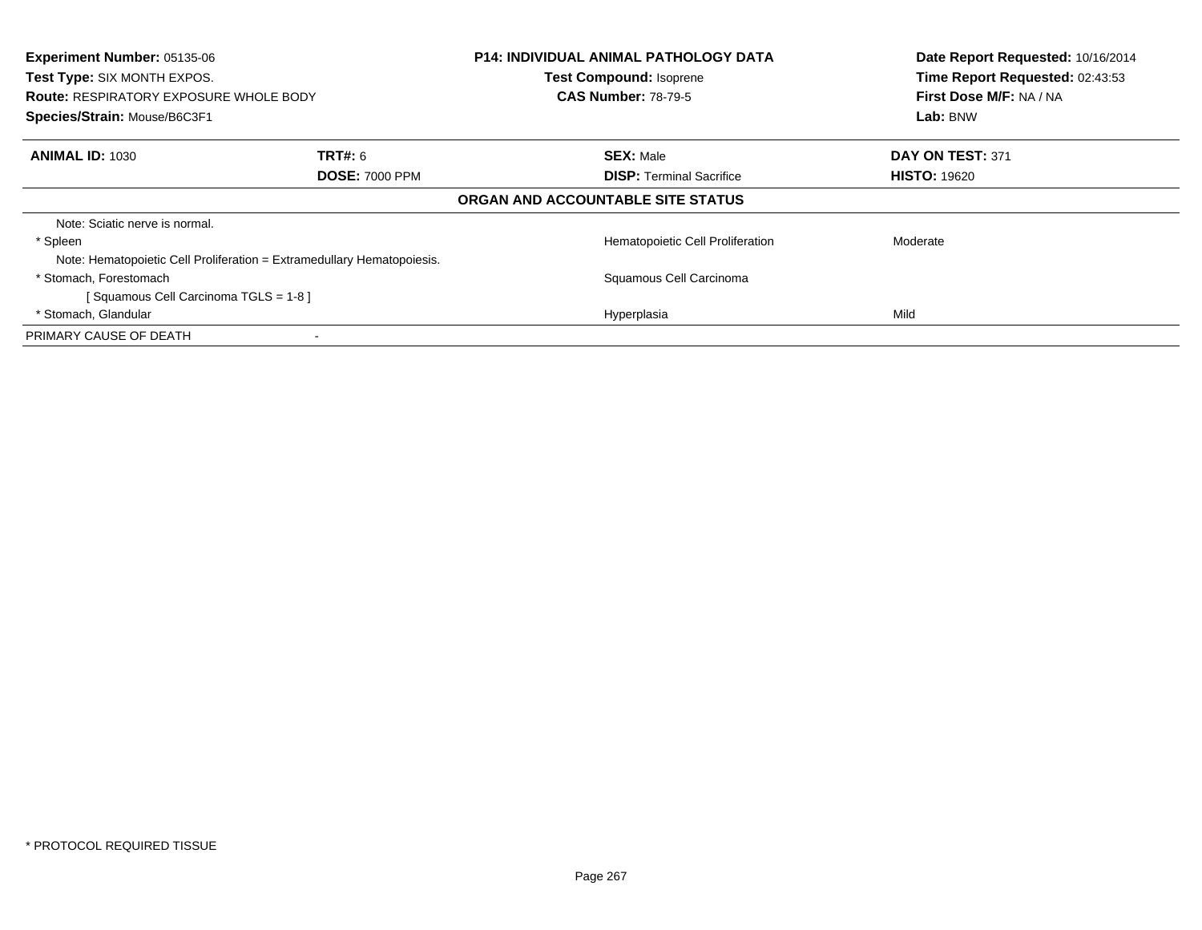**Experiment Number:** 05135-06
**Test Type:** SIX MONTH EXPOS.
**Route:** RESPIRATORY EXPOSURE WHOLE BODY
**Species/Strain:** Mouse/B6C3F1

**P14: INDIVIDUAL ANIMAL PATHOLOGY DATA**
**Test Compound:** Isoprene
**CAS Number:** 78-79-5

**Date Report Requested:** 10/16/2014
**Time Report Requested:** 02:43:53
**First Dose M/F:** NA / NA
**Lab:** BNW

| **ANIMAL ID:** 1030 | **TRT#:** 6 | **SEX:** Male | **DAY ON TEST:** 371 |
|---|---|---|---|
| | **DOSE:** 7000 PPM | **DISP:** Terminal Sacrifice | **HISTO:** 19620 |

**ORGAN AND ACCOUNTABLE SITE STATUS**

| | | | |
|---|---|---|---|
| Note: Sciatic nerve is normal. | | | |
| * Spleen | | Hematopoietic Cell Proliferation | Moderate |
| Note: Hematopoietic Cell Proliferation = Extramedullary Hematopoiesis. | | | |
| * Stomach, Forestomach | | Squamous Cell Carcinoma | |
| [ Squamous Cell Carcinoma TGLS = 1-8 ] | | | |
| * Stomach, Glandular | | Hyperplasia | Mild |
| PRIMARY CAUSE OF DEATH | - | | |

* PROTOCOL REQUIRED TISSUE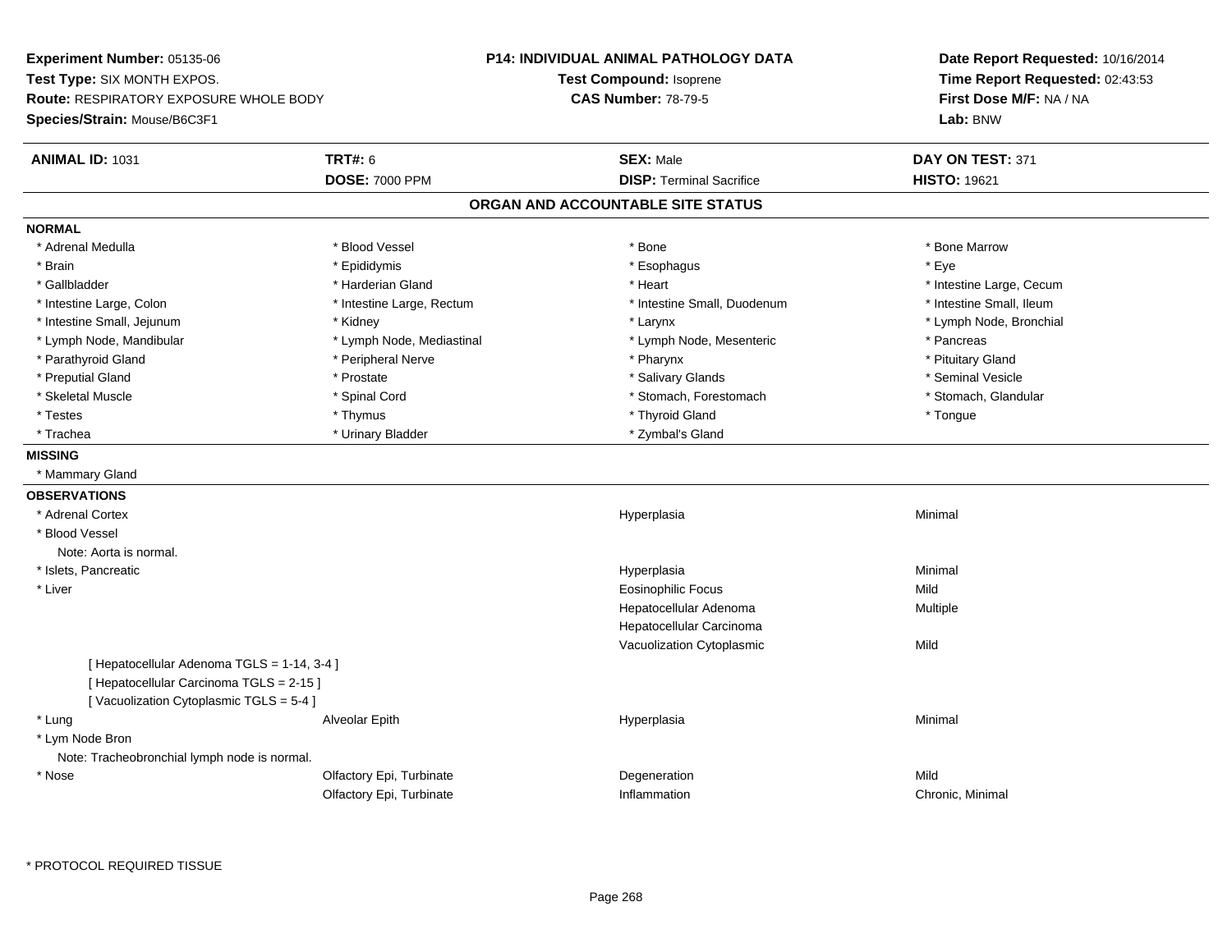**Experiment Number:** 05135-06
**Test Type:** SIX MONTH EXPOS.
**Route:** RESPIRATORY EXPOSURE WHOLE BODY
**Species/Strain:** Mouse/B6C3F1

**P14: INDIVIDUAL ANIMAL PATHOLOGY DATA**
**Test Compound:** Isoprene
**CAS Number:** 78-79-5

**Date Report Requested:** 10/16/2014
**Time Report Requested:** 02:43:53
**First Dose M/F:** NA / NA
**Lab:** BNW

| **ANIMAL ID:** 1031 | **TRT#:** 6 | **SEX:** Male | **DAY ON TEST:** 371 |
|---|---|---|---|
| | **DOSE:** 7000 PPM | **DISP:** Terminal Sacrifice | **HISTO:** 19621 |

## ORGAN AND ACCOUNTABLE SITE STATUS

**NORMAL**

| | | | |
|---|---|---|---|
| * Adrenal Medulla | * Blood Vessel | * Bone | * Bone Marrow |
| * Brain | * Epididymis | * Esophagus | * Eye |
| * Gallbladder | * Harderian Gland | * Heart | * Intestine Large, Cecum |
| * Intestine Large, Colon | * Intestine Large, Rectum | * Intestine Small, Duodenum | * Intestine Small, Ileum |
| * Intestine Small, Jejunum | * Kidney | * Larynx | * Lymph Node, Bronchial |
| * Lymph Node, Mandibular | * Lymph Node, Mediastinal | * Lymph Node, Mesenteric | * Pancreas |
| * Parathyroid Gland | * Peripheral Nerve | * Pharynx | * Pituitary Gland |
| * Preputial Gland | * Prostate | * Salivary Glands | * Seminal Vesicle |
| * Skeletal Muscle | * Spinal Cord | * Stomach, Forestomach | * Stomach, Glandular |
| * Testes | * Thymus | * Thyroid Gland | * Tongue |
| * Trachea | * Urinary Bladder | * Zymbal's Gland | |

**MISSING**

* Mammary Gland

**OBSERVATIONS**

| | | | |
|---|---|---|---|
| * Adrenal Cortex | | Hyperplasia | Minimal |
| * Blood Vessel | | | |
| Note: Aorta is normal. | | | |
| * Islets, Pancreatic | | Hyperplasia | Minimal |
| * Liver | | Eosinophilic Focus | Mild |
| | | Hepatocellular Adenoma | Multiple |
| | | Hepatocellular Carcinoma | |
| | | Vacuolization Cytoplasmic | Mild |
| [ Hepatocellular Adenoma TGLS = 1-14, 3-4 ] | | | |
| [ Hepatocellular Carcinoma TGLS = 2-15 ] | | | |
| [ Vacuolization Cytoplasmic TGLS = 5-4 ] | | | |
| * Lung | Alveolar Epith | Hyperplasia | Minimal |
| * Lym Node Bron | | | |
| Note: Tracheobronchial lymph node is normal. | | | |
| * Nose | Olfactory Epi, Turbinate | Degeneration | Mild |
| | Olfactory Epi, Turbinate | Inflammation | Chronic, Minimal |

* PROTOCOL REQUIRED TISSUE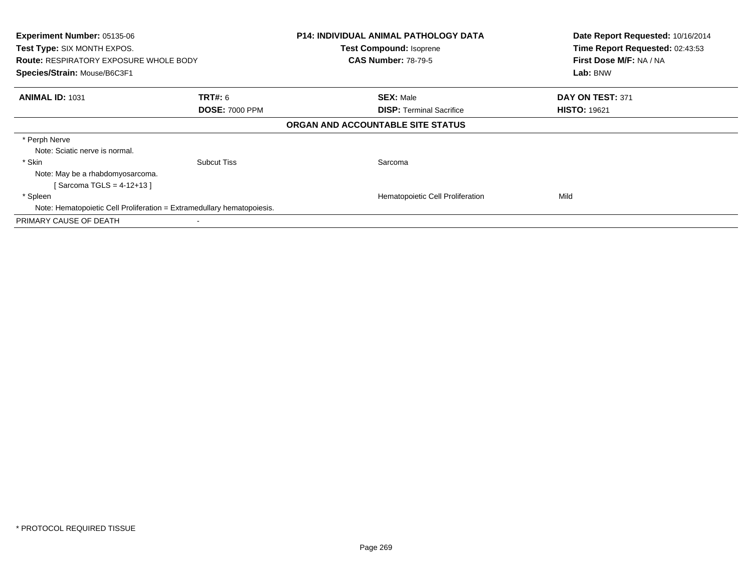**Experiment Number:** 05135-06
**Test Type:** SIX MONTH EXPOS.
**Route:** RESPIRATORY EXPOSURE WHOLE BODY
**Species/Strain:** Mouse/B6C3F1

**P14: INDIVIDUAL ANIMAL PATHOLOGY DATA**
**Test Compound:** Isoprene
**CAS Number:** 78-79-5

**Date Report Requested:** 10/16/2014
**Time Report Requested:** 02:43:53
**First Dose M/F:** NA / NA
**Lab:** BNW

| **ANIMAL ID:** 1031 | **TRT#:** 6 | **SEX:** Male | **DAY ON TEST:** 371 |
|---|---|---|---|
| | **DOSE:** 7000 PPM | **DISP:** Terminal Sacrifice | **HISTO:** 19621 |

**ORGAN AND ACCOUNTABLE SITE STATUS**

| | | | |
|---|---|---|---|
| * Perph Nerve | | | |
| Note: Sciatic nerve is normal. | | | |
| * Skin | Subcut Tiss | Sarcoma | |
| Note: May be a rhabdomyosarcoma. | | | |
| [ Sarcoma TGLS = 4-12+13 ] | | | |
| * Spleen | | Hematopoietic Cell Proliferation | Mild |
| Note: Hematopoietic Cell Proliferation = Extramedullary hematopoiesis. | | | |
| PRIMARY CAUSE OF DEATH | - | | |

* PROTOCOL REQUIRED TISSUE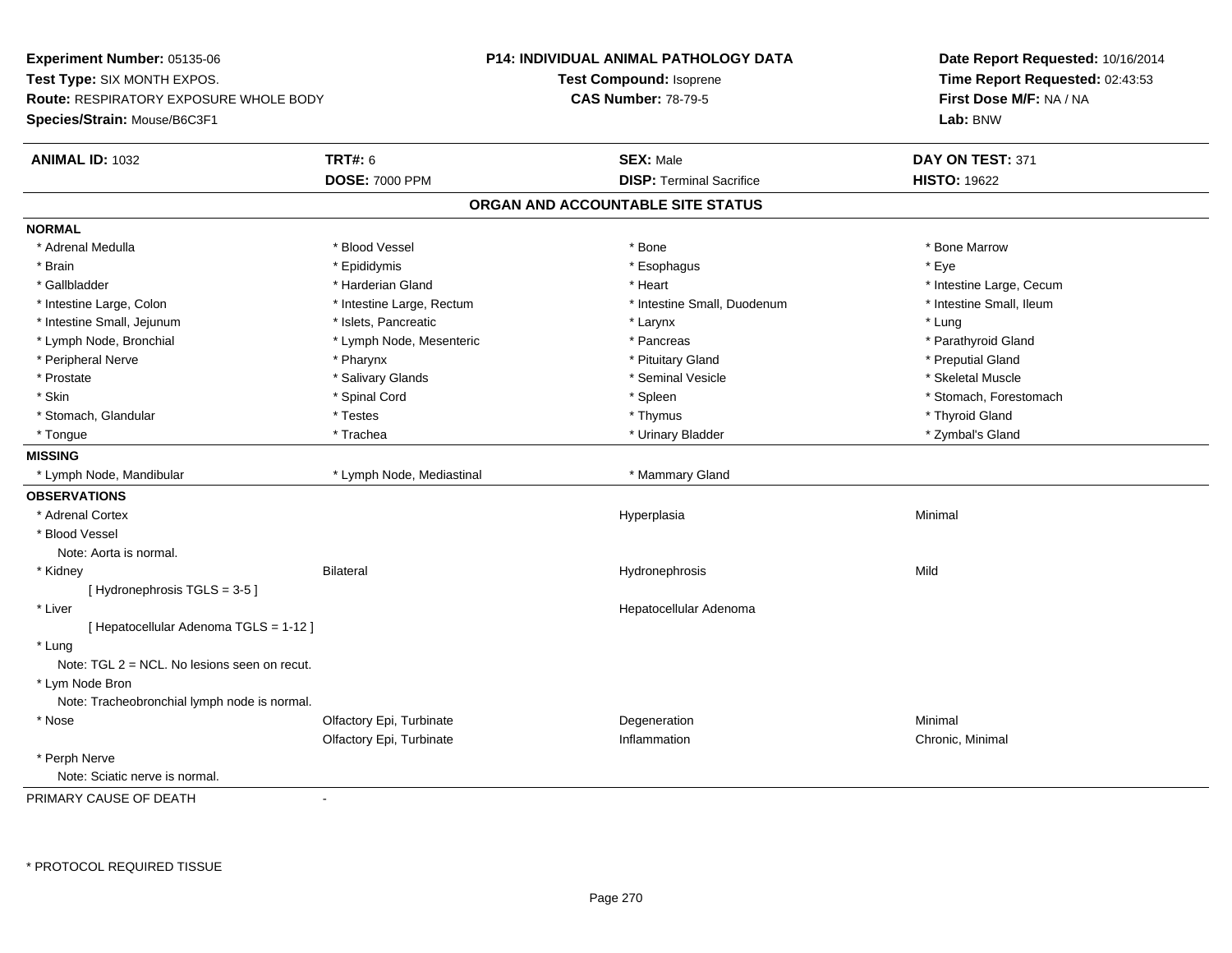**Experiment Number:** 05135-06
**Test Type:** SIX MONTH EXPOS.
**Route:** RESPIRATORY EXPOSURE WHOLE BODY
**Species/Strain:** Mouse/B6C3F1

**P14: INDIVIDUAL ANIMAL PATHOLOGY DATA**
**Test Compound:** Isoprene
**CAS Number:** 78-79-5

**Date Report Requested:** 10/16/2014
**Time Report Requested:** 02:43:53
**First Dose M/F:** NA / NA
**Lab:** BNW

| **ANIMAL ID:** 1032 | **TRT#:** 6 | **SEX:** Male | **DAY ON TEST:** 371 |
|---|---|---|---|
| | **DOSE:** 7000 PPM | **DISP:** Terminal Sacrifice | **HISTO:** 19622 |

## ORGAN AND ACCOUNTABLE SITE STATUS

**NORMAL**

| | | | |
|---|---|---|---|
| * Adrenal Medulla | * Blood Vessel | * Bone | * Bone Marrow |
| * Brain | * Epididymis | * Esophagus | * Eye |
| * Gallbladder | * Harderian Gland | * Heart | * Intestine Large, Cecum |
| * Intestine Large, Colon | * Intestine Large, Rectum | * Intestine Small, Duodenum | * Intestine Small, Ileum |
| * Intestine Small, Jejunum | * Islets, Pancreatic | * Larynx | * Lung |
| * Lymph Node, Bronchial | * Lymph Node, Mesenteric | * Pancreas | * Parathyroid Gland |
| * Peripheral Nerve | * Pharynx | * Pituitary Gland | * Preputial Gland |
| * Prostate | * Salivary Glands | * Seminal Vesicle | * Skeletal Muscle |
| * Skin | * Spinal Cord | * Spleen | * Stomach, Forestomach |
| * Stomach, Glandular | * Testes | * Thymus | * Thyroid Gland |
| * Tongue | * Trachea | * Urinary Bladder | * Zymbal's Gland |

**MISSING**

| | | |
|---|---|---|
| * Lymph Node, Mandibular | * Lymph Node, Mediastinal | * Mammary Gland |

**OBSERVATIONS**

| | | | |
|---|---|---|---|
| * Adrenal Cortex | | Hyperplasia | Minimal |
| * Blood Vessel | | | |
| Note: Aorta is normal. | | | |
| * Kidney | Bilateral | Hydronephrosis | Mild |
| [ Hydronephrosis TGLS = 3-5 ] | | | |
| * Liver | | Hepatocellular Adenoma | |
| [ Hepatocellular Adenoma TGLS = 1-12 ] | | | |
| * Lung | | | |
| Note: TGL 2 = NCL. No lesions seen on recut. | | | |
| * Lym Node Bron | | | |
| Note: Tracheobronchial lymph node is normal. | | | |
| * Nose | Olfactory Epi, Turbinate | Degeneration | Minimal |
| | Olfactory Epi, Turbinate | Inflammation | Chronic, Minimal |
| * Perph Nerve | | | |
| Note: Sciatic nerve is normal. | | | |

PRIMARY CAUSE OF DEATH -

\* PROTOCOL REQUIRED TISSUE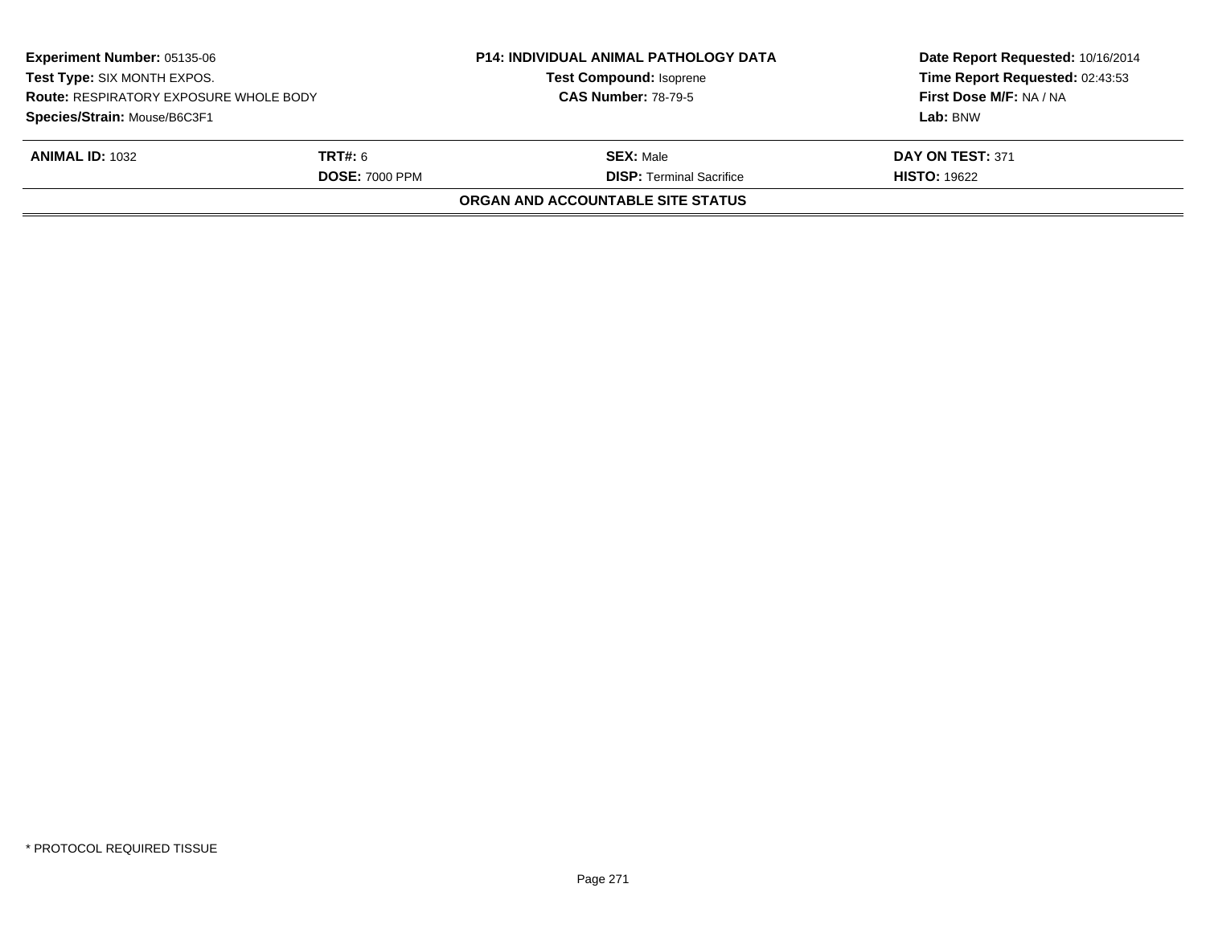**Experiment Number:** 05135-06
**Test Type:** SIX MONTH EXPOS.
**Route:** RESPIRATORY EXPOSURE WHOLE BODY
**Species/Strain:** Mouse/B6C3F1

**P14: INDIVIDUAL ANIMAL PATHOLOGY DATA**
**Test Compound:** Isoprene
**CAS Number:** 78-79-5

**Date Report Requested:** 10/16/2014
**Time Report Requested:** 02:43:53
**First Dose M/F:** NA / NA
**Lab:** BNW

| **ANIMAL ID:** 1032 | **TRT#:** 6 | **SEX:** Male | **DAY ON TEST:** 371 |
|---|---|---|---|
| | **DOSE:** 7000 PPM | **DISP:** Terminal Sacrifice | **HISTO:** 19622 |

**ORGAN AND ACCOUNTABLE SITE STATUS**

* PROTOCOL REQUIRED TISSUE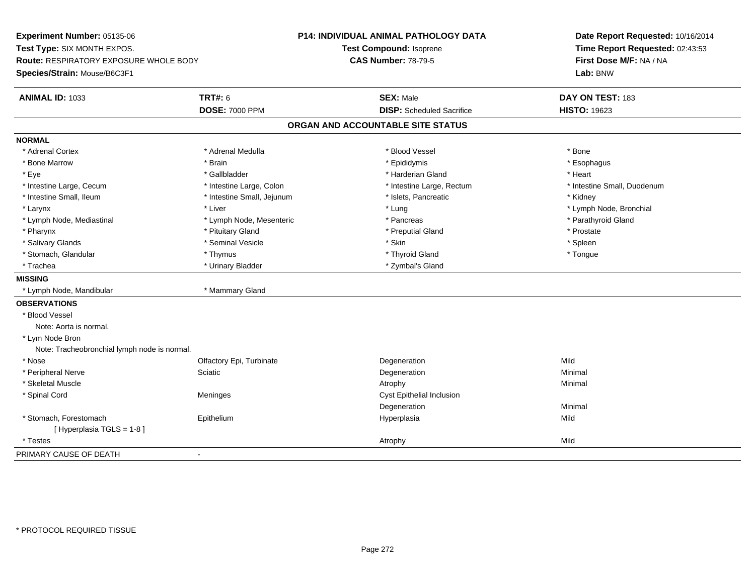**Experiment Number:** 05135-06
**Test Type:** SIX MONTH EXPOS.
**Route:** RESPIRATORY EXPOSURE WHOLE BODY
**Species/Strain:** Mouse/B6C3F1

**P14: INDIVIDUAL ANIMAL PATHOLOGY DATA**
**Test Compound:** Isoprene
**CAS Number:** 78-79-5

**Date Report Requested:** 10/16/2014
**Time Report Requested:** 02:43:53
**First Dose M/F:** NA / NA
**Lab:** BNW

| **ANIMAL ID:** 1033 | **TRT#:** 6 | **SEX:** Male | **DAY ON TEST:** 183 |
|---|---|---|---|
| | **DOSE:** 7000 PPM | **DISP:** Scheduled Sacrifice | **HISTO:** 19623 |

## ORGAN AND ACCOUNTABLE SITE STATUS

**NORMAL**

| | | | |
|---|---|---|---|
| * Adrenal Cortex | * Adrenal Medulla | * Blood Vessel | * Bone |
| * Bone Marrow | * Brain | * Epididymis | * Esophagus |
| * Eye | * Gallbladder | * Harderian Gland | * Heart |
| * Intestine Large, Cecum | * Intestine Large, Colon | * Intestine Large, Rectum | * Intestine Small, Duodenum |
| * Intestine Small, Ileum | * Intestine Small, Jejunum | * Islets, Pancreatic | * Kidney |
| * Larynx | * Liver | * Lung | * Lymph Node, Bronchial |
| * Lymph Node, Mediastinal | * Lymph Node, Mesenteric | * Pancreas | * Parathyroid Gland |
| * Pharynx | * Pituitary Gland | * Preputial Gland | * Prostate |
| * Salivary Glands | * Seminal Vesicle | * Skin | * Spleen |
| * Stomach, Glandular | * Thymus | * Thyroid Gland | * Tongue |
| * Trachea | * Urinary Bladder | * Zymbal's Gland | |

**MISSING**

* Lymph Node, Mandibular
* Mammary Gland

**OBSERVATIONS**

* Blood Vessel
  Note: Aorta is normal.
* Lym Node Bron
  Note: Tracheobronchial lymph node is normal.

| | | | |
|---|---|---|---|
| * Nose | Olfactory Epi, Turbinate | Degeneration | Mild |
| * Peripheral Nerve | Sciatic | Degeneration | Minimal |
| * Skeletal Muscle | | Atrophy | Minimal |
| * Spinal Cord | Meninges | Cyst Epithelial Inclusion | |
| | | Degeneration | Minimal |
| * Stomach, Forestomach | Epithelium | Hyperplasia | Mild |
| [ Hyperplasia TGLS = 1-8 ] | | | |
| * Testes | | Atrophy | Mild |

PRIMARY CAUSE OF DEATH -

* PROTOCOL REQUIRED TISSUE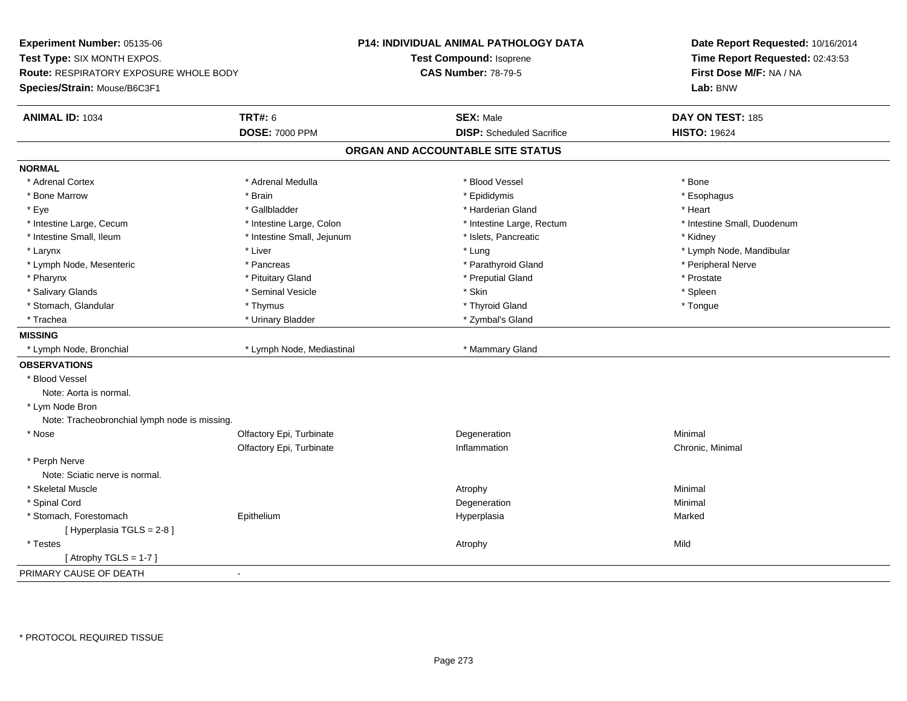**Experiment Number:** 05135-06
**Test Type:** SIX MONTH EXPOS.
**Route:** RESPIRATORY EXPOSURE WHOLE BODY
**Species/Strain:** Mouse/B6C3F1

**P14: INDIVIDUAL ANIMAL PATHOLOGY DATA**
**Test Compound:** Isoprene
**CAS Number:** 78-79-5

**Date Report Requested:** 10/16/2014
**Time Report Requested:** 02:43:53
**First Dose M/F:** NA / NA
**Lab:** BNW

| **ANIMAL ID:** 1034 | **TRT#:** 6 | **SEX:** Male | **DAY ON TEST:** 185 |
|---|---|---|---|
| | **DOSE:** 7000 PPM | **DISP:** Scheduled Sacrifice | **HISTO:** 19624 |

## ORGAN AND ACCOUNTABLE SITE STATUS

**NORMAL**

| | | | |
|---|---|---|---|
| * Adrenal Cortex | * Adrenal Medulla | * Blood Vessel | * Bone |
| * Bone Marrow | * Brain | * Epididymis | * Esophagus |
| * Eye | * Gallbladder | * Harderian Gland | * Heart |
| * Intestine Large, Cecum | * Intestine Large, Colon | * Intestine Large, Rectum | * Intestine Small, Duodenum |
| * Intestine Small, Ileum | * Intestine Small, Jejunum | * Islets, Pancreatic | * Kidney |
| * Larynx | * Liver | * Lung | * Lymph Node, Mandibular |
| * Lymph Node, Mesenteric | * Pancreas | * Parathyroid Gland | * Peripheral Nerve |
| * Pharynx | * Pituitary Gland | * Preputial Gland | * Prostate |
| * Salivary Glands | * Seminal Vesicle | * Skin | * Spleen |
| * Stomach, Glandular | * Thymus | * Thyroid Gland | * Tongue |
| * Trachea | * Urinary Bladder | * Zymbal's Gland | |

**MISSING**

| | | |
|---|---|---|
| * Lymph Node, Bronchial | * Lymph Node, Mediastinal | * Mammary Gland |

**OBSERVATIONS**

| | | | |
|---|---|---|---|
| * Blood Vessel | | | |
| Note: Aorta is normal. | | | |
| * Lym Node Bron | | | |
| Note: Tracheobronchial lymph node is missing. | | | |
| * Nose | Olfactory Epi, Turbinate | Degeneration | Minimal |
| | Olfactory Epi, Turbinate | Inflammation | Chronic, Minimal |
| * Perph Nerve | | | |
| Note: Sciatic nerve is normal. | | | |
| * Skeletal Muscle | | Atrophy | Minimal |
| * Spinal Cord | | Degeneration | Minimal |
| * Stomach, Forestomach | Epithelium | Hyperplasia | Marked |
| [ Hyperplasia TGLS = 2-8 ] | | | |
| * Testes | | Atrophy | Mild |
| [ Atrophy TGLS = 1-7 ] | | | |

PRIMARY CAUSE OF DEATH -

\* PROTOCOL REQUIRED TISSUE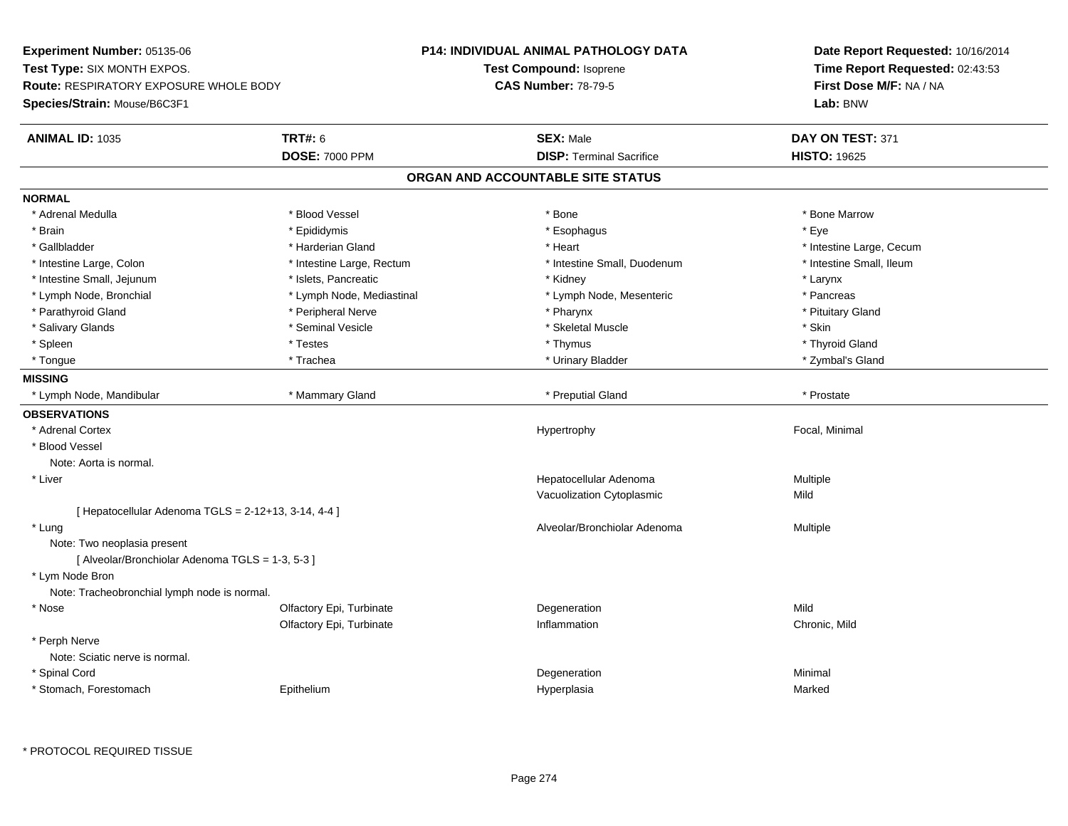**Experiment Number:** 05135-06
**Test Type:** SIX MONTH EXPOS.
**Route:** RESPIRATORY EXPOSURE WHOLE BODY
**Species/Strain:** Mouse/B6C3F1

**P14: INDIVIDUAL ANIMAL PATHOLOGY DATA**
**Test Compound:** Isoprene
**CAS Number:** 78-79-5

**Date Report Requested:** 10/16/2014
**Time Report Requested:** 02:43:53
**First Dose M/F:** NA / NA
**Lab:** BNW

| **ANIMAL ID:** 1035 | **TRT#:** 6 | **SEX:** Male | **DAY ON TEST:** 371 |
|---|---|---|---|
| | **DOSE:** 7000 PPM | **DISP:** Terminal Sacrifice | **HISTO:** 19625 |

## ORGAN AND ACCOUNTABLE SITE STATUS

**NORMAL**

| | | | |
|---|---|---|---|
| * Adrenal Medulla | * Blood Vessel | * Bone | * Bone Marrow |
| * Brain | * Epididymis | * Esophagus | * Eye |
| * Gallbladder | * Harderian Gland | * Heart | * Intestine Large, Cecum |
| * Intestine Large, Colon | * Intestine Large, Rectum | * Intestine Small, Duodenum | * Intestine Small, Ileum |
| * Intestine Small, Jejunum | * Islets, Pancreatic | * Kidney | * Larynx |
| * Lymph Node, Bronchial | * Lymph Node, Mediastinal | * Lymph Node, Mesenteric | * Pancreas |
| * Parathyroid Gland | * Peripheral Nerve | * Pharynx | * Pituitary Gland |
| * Salivary Glands | * Seminal Vesicle | * Skeletal Muscle | * Skin |
| * Spleen | * Testes | * Thymus | * Thyroid Gland |
| * Tongue | * Trachea | * Urinary Bladder | * Zymbal's Gland |

**MISSING**

| | | | |
|---|---|---|---|
| * Lymph Node, Mandibular | * Mammary Gland | * Preputial Gland | * Prostate |

**OBSERVATIONS**

| | | | |
|---|---|---|---|
| * Adrenal Cortex | | Hypertrophy | Focal, Minimal |
| * Blood Vessel | | | |
| Note: Aorta is normal. | | | |
| * Liver | | Hepatocellular Adenoma | Multiple |
| | | Vacuolization Cytoplasmic | Mild |
| [ Hepatocellular Adenoma TGLS = 2-12+13, 3-14, 4-4 ] | | | |
| * Lung | | Alveolar/Bronchiolar Adenoma | Multiple |
| Note: Two neoplasia present | | | |
| [ Alveolar/Bronchiolar Adenoma TGLS = 1-3, 5-3 ] | | | |
| * Lym Node Bron | | | |
| Note: Tracheobronchial lymph node is normal. | | | |
| * Nose | Olfactory Epi, Turbinate | Degeneration | Mild |
| | Olfactory Epi, Turbinate | Inflammation | Chronic, Mild |
| * Perph Nerve | | | |
| Note: Sciatic nerve is normal. | | | |
| * Spinal Cord | | Degeneration | Minimal |
| * Stomach, Forestomach | Epithelium | Hyperplasia | Marked |

* PROTOCOL REQUIRED TISSUE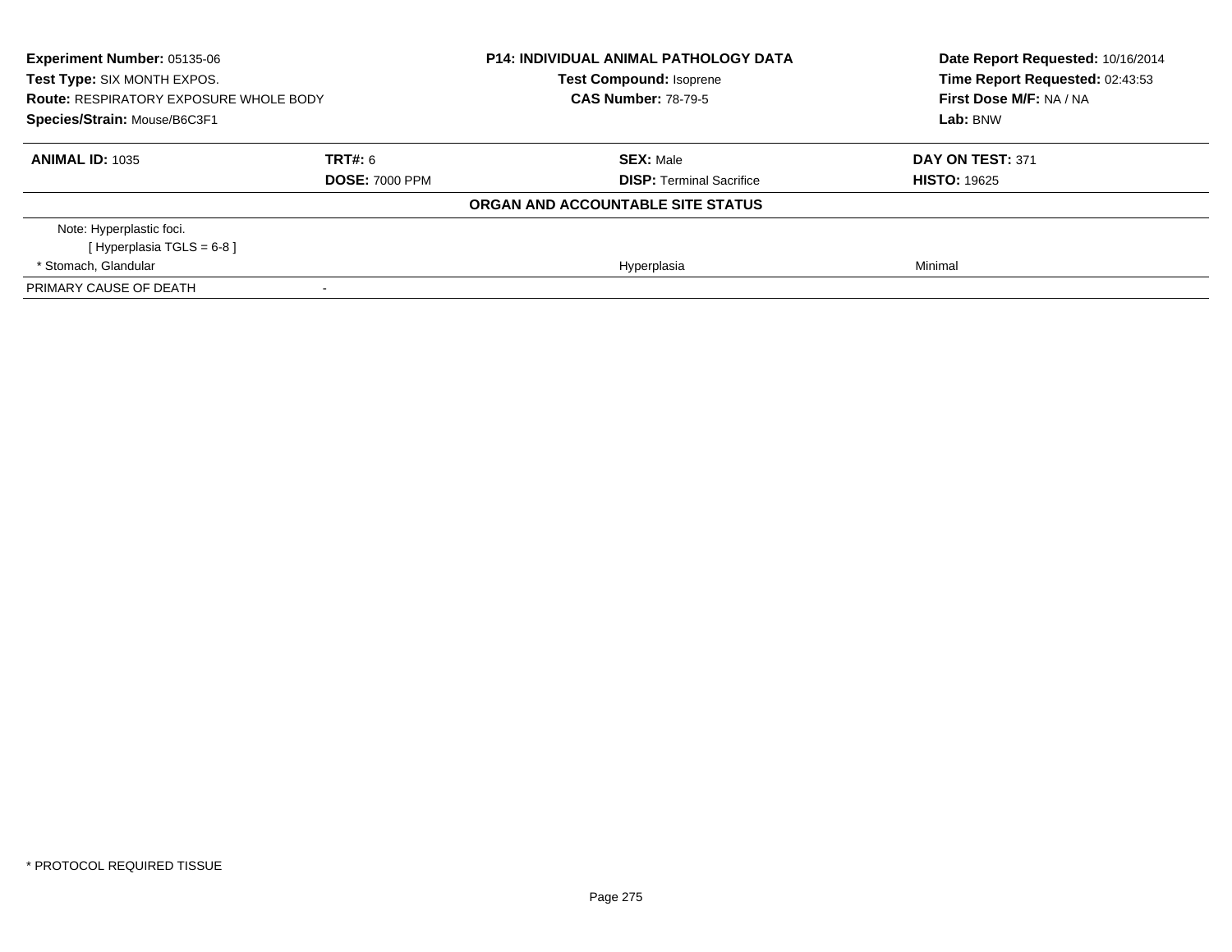**Experiment Number:** 05135-06
**Test Type:** SIX MONTH EXPOS.
**Route:** RESPIRATORY EXPOSURE WHOLE BODY
**Species/Strain:** Mouse/B6C3F1

**P14: INDIVIDUAL ANIMAL PATHOLOGY DATA**
**Test Compound:** Isoprene
**CAS Number:** 78-79-5

**Date Report Requested:** 10/16/2014
**Time Report Requested:** 02:43:53
**First Dose M/F:** NA / NA
**Lab:** BNW

| **ANIMAL ID:** 1035 | **TRT#:** 6 | **SEX:** Male | **DAY ON TEST:** 371 |
|---|---|---|---|
| | **DOSE:** 7000 PPM | **DISP:** Terminal Sacrifice | **HISTO:** 19625 |

**ORGAN AND ACCOUNTABLE SITE STATUS**

| | | | |
|---|---|---|---|
| Note: Hyperplastic foci.<br>[ Hyperplasia TGLS = 6-8 ] | | | |
| * Stomach, Glandular | | Hyperplasia | Minimal |
| PRIMARY CAUSE OF DEATH | - | | |

* PROTOCOL REQUIRED TISSUE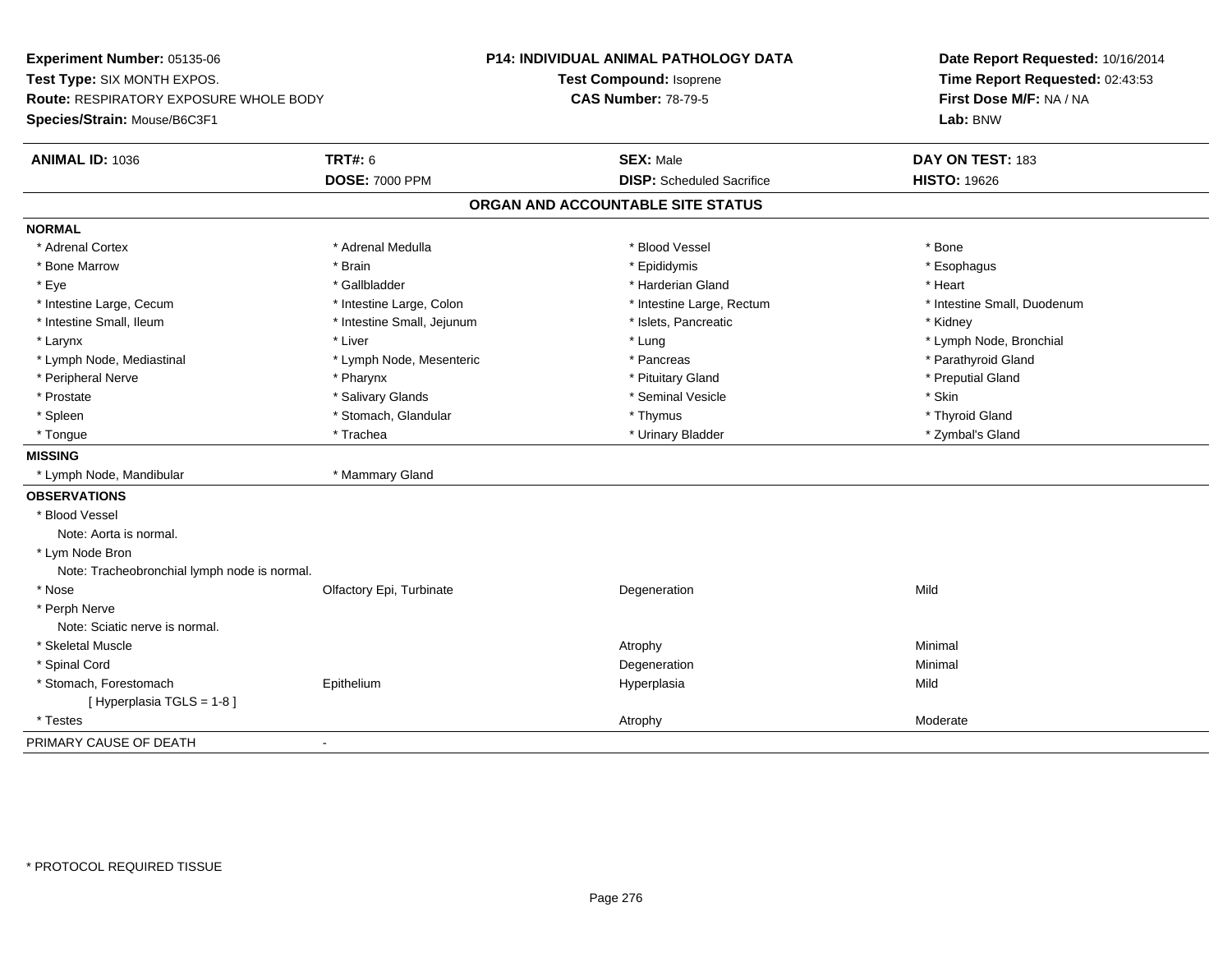**Experiment Number:** 05135-06
**Test Type:** SIX MONTH EXPOS.
**Route:** RESPIRATORY EXPOSURE WHOLE BODY
**Species/Strain:** Mouse/B6C3F1

**P14: INDIVIDUAL ANIMAL PATHOLOGY DATA**
**Test Compound:** Isoprene
**CAS Number:** 78-79-5

**Date Report Requested:** 10/16/2014
**Time Report Requested:** 02:43:53
**First Dose M/F:** NA / NA
**Lab:** BNW

| **ANIMAL ID:** 1036 | **TRT#:** 6 | **SEX:** Male | **DAY ON TEST:** 183 |
|---|---|---|---|
| | **DOSE:** 7000 PPM | **DISP:** Scheduled Sacrifice | **HISTO:** 19626 |

## ORGAN AND ACCOUNTABLE SITE STATUS

**NORMAL**

| | | | |
|---|---|---|---|
| * Adrenal Cortex | * Adrenal Medulla | * Blood Vessel | * Bone |
| * Bone Marrow | * Brain | * Epididymis | * Esophagus |
| * Eye | * Gallbladder | * Harderian Gland | * Heart |
| * Intestine Large, Cecum | * Intestine Large, Colon | * Intestine Large, Rectum | * Intestine Small, Duodenum |
| * Intestine Small, Ileum | * Intestine Small, Jejunum | * Islets, Pancreatic | * Kidney |
| * Larynx | * Liver | * Lung | * Lymph Node, Bronchial |
| * Lymph Node, Mediastinal | * Lymph Node, Mesenteric | * Pancreas | * Parathyroid Gland |
| * Peripheral Nerve | * Pharynx | * Pituitary Gland | * Preputial Gland |
| * Prostate | * Salivary Glands | * Seminal Vesicle | * Skin |
| * Spleen | * Stomach, Glandular | * Thymus | * Thyroid Gland |
| * Tongue | * Trachea | * Urinary Bladder | * Zymbal's Gland |

**MISSING**

| | |
|---|---|
| * Lymph Node, Mandibular | * Mammary Gland |

**OBSERVATIONS**

| | | | |
|---|---|---|---|
| * Blood Vessel | | | |
| Note: Aorta is normal. | | | |
| * Lym Node Bron | | | |
| Note: Tracheobronchial lymph node is normal. | | | |
| * Nose | Olfactory Epi, Turbinate | Degeneration | Mild |
| * Perph Nerve | | | |
| Note: Sciatic nerve is normal. | | | |
| * Skeletal Muscle | | Atrophy | Minimal |
| * Spinal Cord | | Degeneration | Minimal |
| * Stomach, Forestomach | Epithelium | Hyperplasia | Mild |
| [ Hyperplasia TGLS = 1-8 ] | | | |
| * Testes | | Atrophy | Moderate |

PRIMARY CAUSE OF DEATH -

\* PROTOCOL REQUIRED TISSUE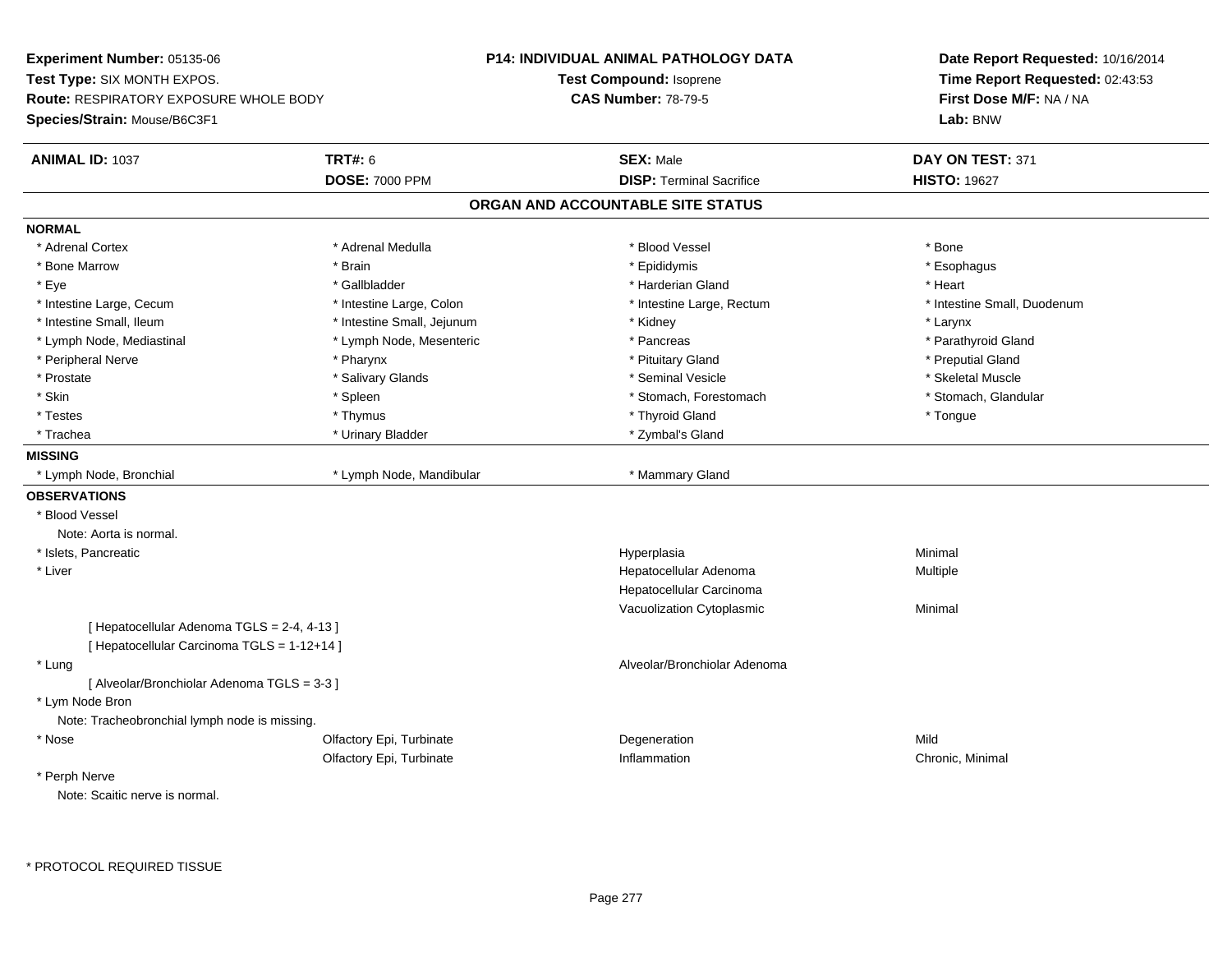**Experiment Number:** 05135-06
**Test Type:** SIX MONTH EXPOS.
**Route:** RESPIRATORY EXPOSURE WHOLE BODY
**Species/Strain:** Mouse/B6C3F1

**P14: INDIVIDUAL ANIMAL PATHOLOGY DATA**
**Test Compound:** Isoprene
**CAS Number:** 78-79-5

**Date Report Requested:** 10/16/2014
**Time Report Requested:** 02:43:53
**First Dose M/F:** NA / NA
**Lab:** BNW

| **ANIMAL ID:** 1037 | **TRT#:** 6 | **SEX:** Male | **DAY ON TEST:** 371 |
|---|---|---|---|
| | **DOSE:** 7000 PPM | **DISP:** Terminal Sacrifice | **HISTO:** 19627 |

## ORGAN AND ACCOUNTABLE SITE STATUS

**NORMAL**

| | | | |
|---|---|---|---|
| * Adrenal Cortex | * Adrenal Medulla | * Blood Vessel | * Bone |
| * Bone Marrow | * Brain | * Epididymis | * Esophagus |
| * Eye | * Gallbladder | * Harderian Gland | * Heart |
| * Intestine Large, Cecum | * Intestine Large, Colon | * Intestine Large, Rectum | * Intestine Small, Duodenum |
| * Intestine Small, Ileum | * Intestine Small, Jejunum | * Kidney | * Larynx |
| * Lymph Node, Mediastinal | * Lymph Node, Mesenteric | * Pancreas | * Parathyroid Gland |
| * Peripheral Nerve | * Pharynx | * Pituitary Gland | * Preputial Gland |
| * Prostate | * Salivary Glands | * Seminal Vesicle | * Skeletal Muscle |
| * Skin | * Spleen | * Stomach, Forestomach | * Stomach, Glandular |
| * Testes | * Thymus | * Thyroid Gland | * Tongue |
| * Trachea | * Urinary Bladder | * Zymbal's Gland | |

**MISSING**

| | | |
|---|---|---|
| * Lymph Node, Bronchial | * Lymph Node, Mandibular | * Mammary Gland |

**OBSERVATIONS**

| | | | |
|---|---|---|---|
| * Blood Vessel | | | |
| Note: Aorta is normal. | | | |
| * Islets, Pancreatic | | Hyperplasia | Minimal |
| * Liver | | Hepatocellular Adenoma | Multiple |
| | | Hepatocellular Carcinoma | |
| | | Vacuolization Cytoplasmic | Minimal |
| [ Hepatocellular Adenoma TGLS = 2-4, 4-13 ] | | | |
| [ Hepatocellular Carcinoma TGLS = 1-12+14 ] | | | |
| * Lung | | Alveolar/Bronchiolar Adenoma | |
| [ Alveolar/Bronchiolar Adenoma TGLS = 3-3 ] | | | |
| * Lym Node Bron | | | |
| Note: Tracheobronchial lymph node is missing. | | | |
| * Nose | Olfactory Epi, Turbinate | Degeneration | Mild |
| | Olfactory Epi, Turbinate | Inflammation | Chronic, Minimal |
| * Perph Nerve | | | |
| Note: Scaitic nerve is normal. | | | |

* PROTOCOL REQUIRED TISSUE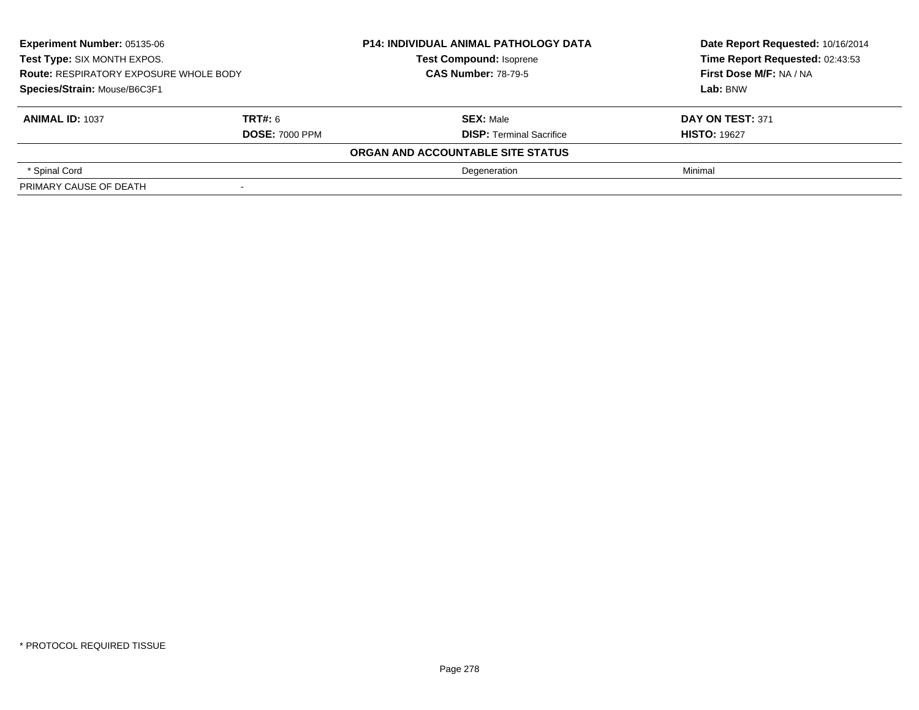**Experiment Number:** 05135-06
**Test Type:** SIX MONTH EXPOS.
**Route:** RESPIRATORY EXPOSURE WHOLE BODY
**Species/Strain:** Mouse/B6C3F1

**P14: INDIVIDUAL ANIMAL PATHOLOGY DATA**
**Test Compound:** Isoprene
**CAS Number:** 78-79-5

**Date Report Requested:** 10/16/2014
**Time Report Requested:** 02:43:53
**First Dose M/F:** NA / NA
**Lab:** BNW

| **ANIMAL ID:** 1037 | **TRT#:** 6 | **SEX:** Male | **DAY ON TEST:** 371 |
|---|---|---|---|
| | **DOSE:** 7000 PPM | **DISP:** Terminal Sacrifice | **HISTO:** 19627 |
| | | **ORGAN AND ACCOUNTABLE SITE STATUS** | |
| * Spinal Cord | | Degeneration | Minimal |
| PRIMARY CAUSE OF DEATH | - | | |

* PROTOCOL REQUIRED TISSUE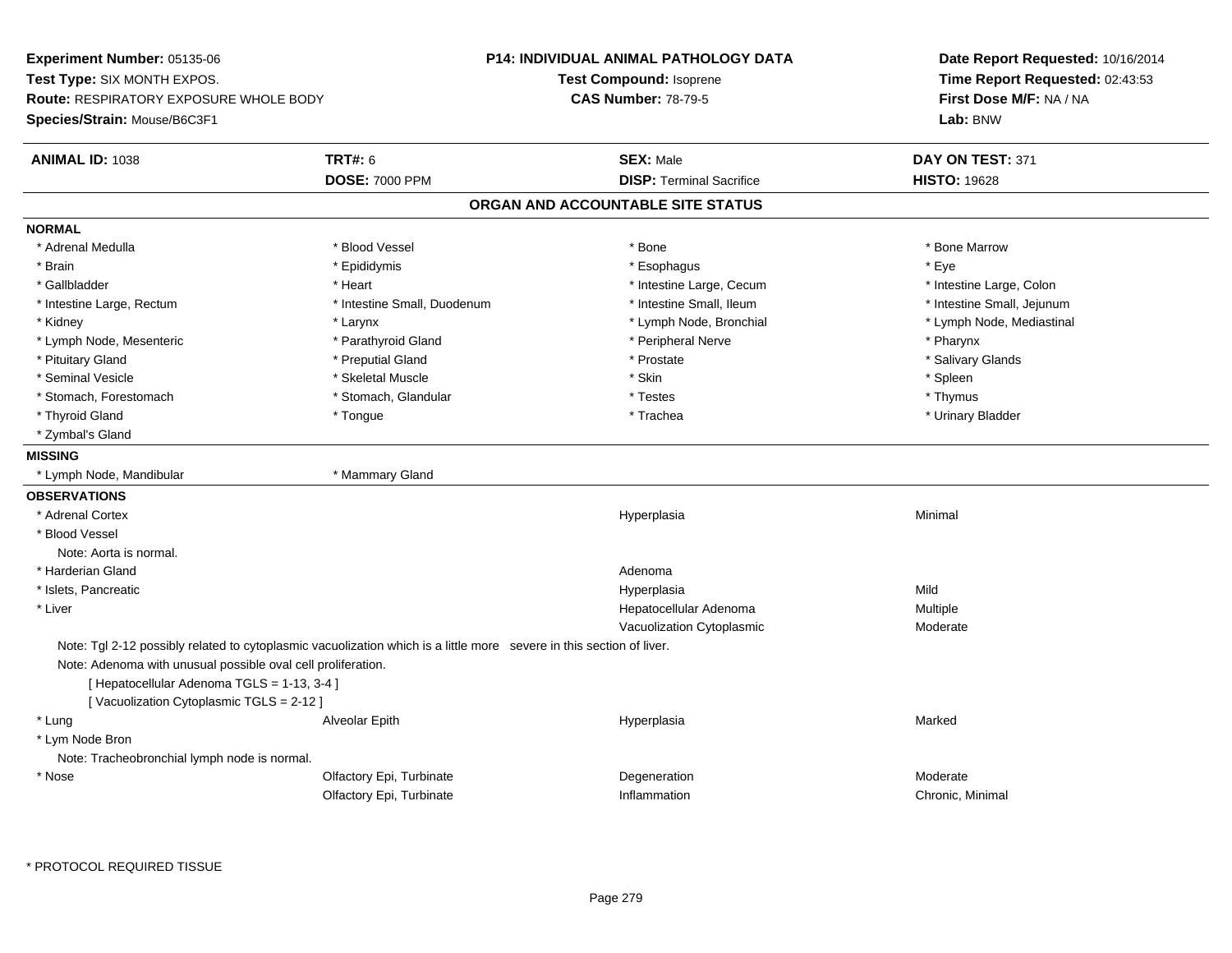**Experiment Number:** 05135-06
**Test Type:** SIX MONTH EXPOS.
**Route:** RESPIRATORY EXPOSURE WHOLE BODY
**Species/Strain:** Mouse/B6C3F1

**P14: INDIVIDUAL ANIMAL PATHOLOGY DATA**
**Test Compound:** Isoprene
**CAS Number:** 78-79-5

**Date Report Requested:** 10/16/2014
**Time Report Requested:** 02:43:53
**First Dose M/F:** NA / NA
**Lab:** BNW

| **ANIMAL ID:** 1038 | **TRT#:** 6 | **SEX:** Male | **DAY ON TEST:** 371 |
|---|---|---|---|
| | **DOSE:** 7000 PPM | **DISP:** Terminal Sacrifice | **HISTO:** 19628 |

## ORGAN AND ACCOUNTABLE SITE STATUS

**NORMAL**

| | | | |
|---|---|---|---|
| * Adrenal Medulla | * Blood Vessel | * Bone | * Bone Marrow |
| * Brain | * Epididymis | * Esophagus | * Eye |
| * Gallbladder | * Heart | * Intestine Large, Cecum | * Intestine Large, Colon |
| * Intestine Large, Rectum | * Intestine Small, Duodenum | * Intestine Small, Ileum | * Intestine Small, Jejunum |
| * Kidney | * Larynx | * Lymph Node, Bronchial | * Lymph Node, Mediastinal |
| * Lymph Node, Mesenteric | * Parathyroid Gland | * Peripheral Nerve | * Pharynx |
| * Pituitary Gland | * Preputial Gland | * Prostate | * Salivary Glands |
| * Seminal Vesicle | * Skeletal Muscle | * Skin | * Spleen |
| * Stomach, Forestomach | * Stomach, Glandular | * Testes | * Thymus |
| * Thyroid Gland | * Tongue | * Trachea | * Urinary Bladder |
| * Zymbal's Gland | | | |

**MISSING**

| | |
|---|---|
| * Lymph Node, Mandibular | * Mammary Gland |

**OBSERVATIONS**

| | | | |
|---|---|---|---|
| * Adrenal Cortex | | Hyperplasia | Minimal |
| * Blood Vessel | | | |
| Note: Aorta is normal. | | | |
| * Harderian Gland | | Adenoma | |
| * Islets, Pancreatic | | Hyperplasia | Mild |
| * Liver | | Hepatocellular Adenoma | Multiple |
| | | Vacuolization Cytoplasmic | Moderate |

Note: Tgl 2-12 possibly related to cytoplasmic vacuolization which is a little more severe in this section of liver.
Note: Adenoma with unusual possible oval cell proliferation.
[ Hepatocellular Adenoma TGLS = 1-13, 3-4 ]
[ Vacuolization Cytoplasmic TGLS = 2-12 ]

| | | | |
|---|---|---|---|
| * Lung | Alveolar Epith | Hyperplasia | Marked |
| * Lym Node Bron | | | |
| Note: Tracheobronchial lymph node is normal. | | | |
| * Nose | Olfactory Epi, Turbinate | Degeneration | Moderate |
| | Olfactory Epi, Turbinate | Inflammation | Chronic, Minimal |

\* PROTOCOL REQUIRED TISSUE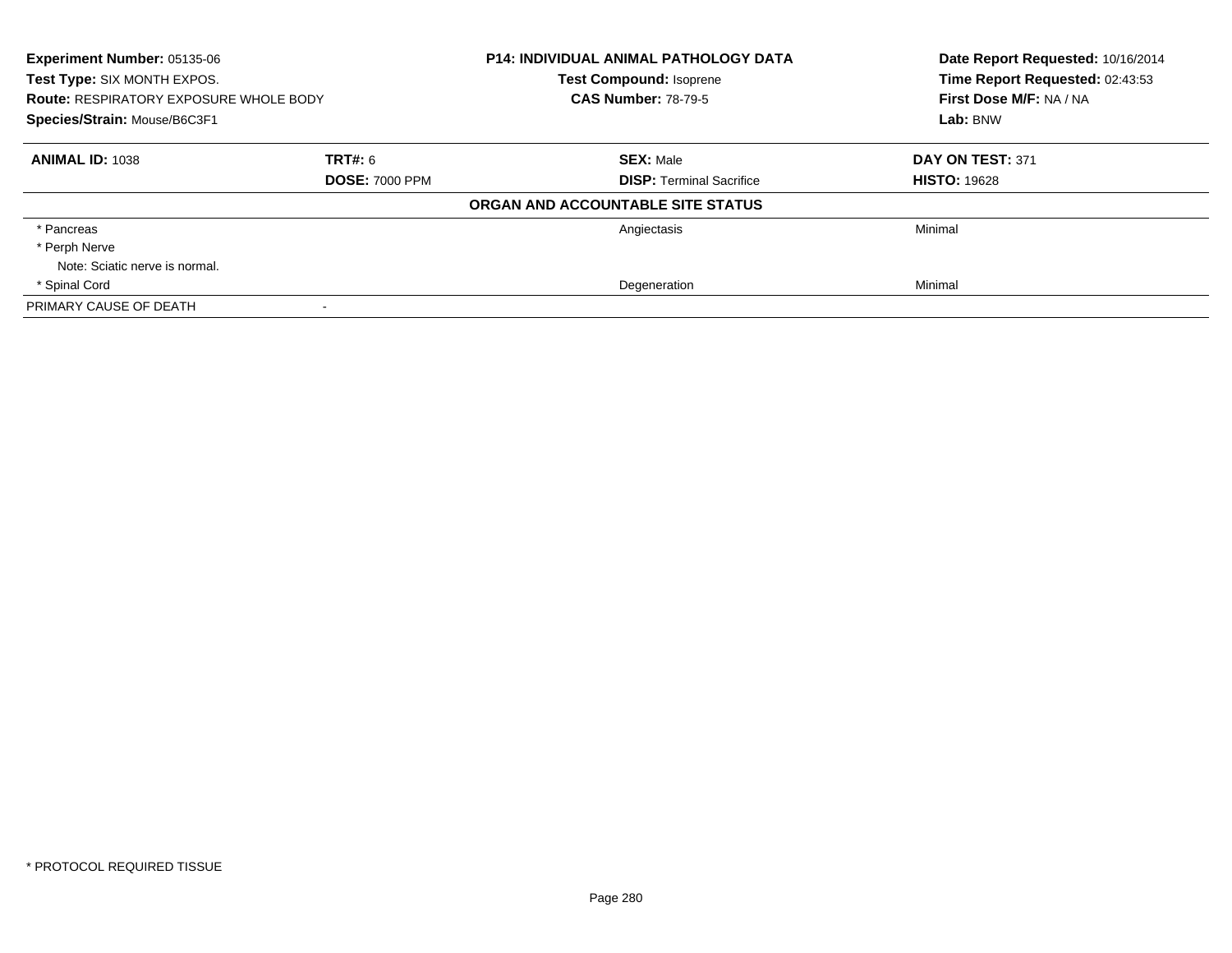**Experiment Number:** 05135-06
**Test Type:** SIX MONTH EXPOS.
**Route:** RESPIRATORY EXPOSURE WHOLE BODY
**Species/Strain:** Mouse/B6C3F1

**P14: INDIVIDUAL ANIMAL PATHOLOGY DATA**
**Test Compound:** Isoprene
**CAS Number:** 78-79-5

**Date Report Requested:** 10/16/2014
**Time Report Requested:** 02:43:53
**First Dose M/F:** NA / NA
**Lab:** BNW

| **ANIMAL ID:** 1038 | **TRT#:** 6 | **SEX:** Male | **DAY ON TEST:** 371 |
|---|---|---|---|
| | **DOSE:** 7000 PPM | **DISP:** Terminal Sacrifice | **HISTO:** 19628 |

**ORGAN AND ACCOUNTABLE SITE STATUS**

| | | | |
|---|---|---|---|
| * Pancreas | | Angiectasis | Minimal |
| * Perph Nerve | | | |
| Note: Sciatic nerve is normal. | | | |
| * Spinal Cord | | Degeneration | Minimal |
| PRIMARY CAUSE OF DEATH | - | | |

* PROTOCOL REQUIRED TISSUE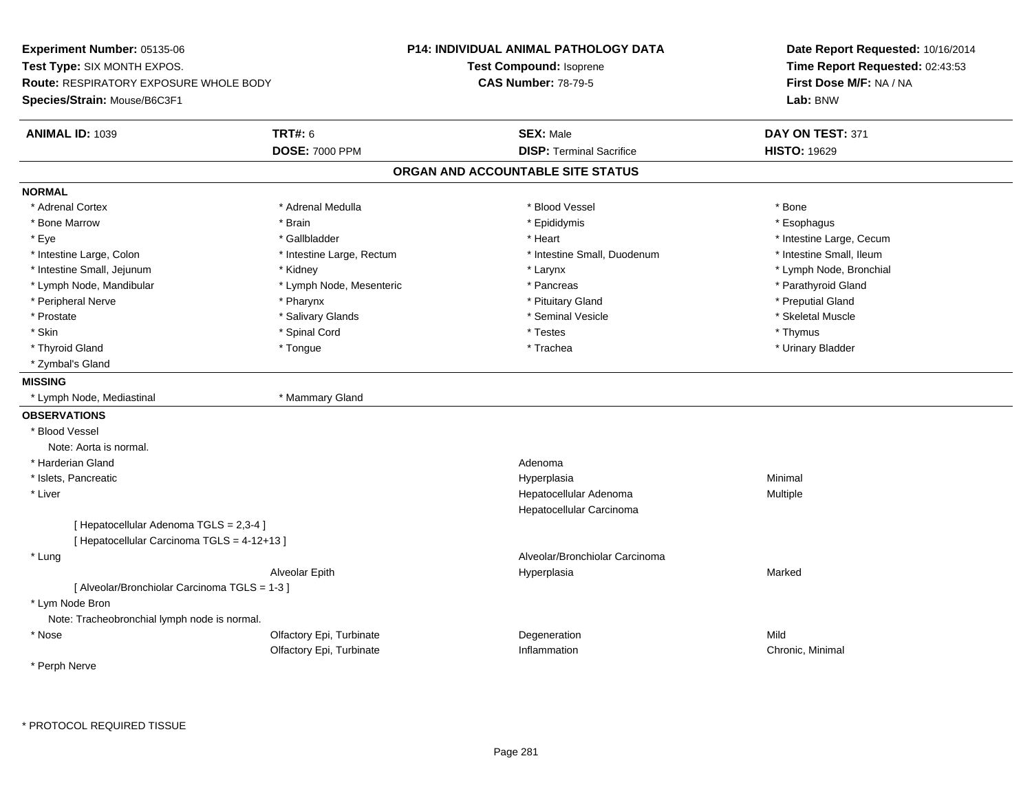**Experiment Number:** 05135-06
**Test Type:** SIX MONTH EXPOS.
**Route:** RESPIRATORY EXPOSURE WHOLE BODY
**Species/Strain:** Mouse/B6C3F1

**P14: INDIVIDUAL ANIMAL PATHOLOGY DATA**
**Test Compound:** Isoprene
**CAS Number:** 78-79-5

**Date Report Requested:** 10/16/2014
**Time Report Requested:** 02:43:53
**First Dose M/F:** NA / NA
**Lab:** BNW

| **ANIMAL ID:** 1039 | **TRT#:** 6 | **SEX:** Male | **DAY ON TEST:** 371 |
|---|---|---|---|
| | **DOSE:** 7000 PPM | **DISP:** Terminal Sacrifice | **HISTO:** 19629 |

## ORGAN AND ACCOUNTABLE SITE STATUS

**NORMAL**

| | | | |
|---|---|---|---|
| * Adrenal Cortex | * Adrenal Medulla | * Blood Vessel | * Bone |
| * Bone Marrow | * Brain | * Epididymis | * Esophagus |
| * Eye | * Gallbladder | * Heart | * Intestine Large, Cecum |
| * Intestine Large, Colon | * Intestine Large, Rectum | * Intestine Small, Duodenum | * Intestine Small, Ileum |
| * Intestine Small, Jejunum | * Kidney | * Larynx | * Lymph Node, Bronchial |
| * Lymph Node, Mandibular | * Lymph Node, Mesenteric | * Pancreas | * Parathyroid Gland |
| * Peripheral Nerve | * Pharynx | * Pituitary Gland | * Preputial Gland |
| * Prostate | * Salivary Glands | * Seminal Vesicle | * Skeletal Muscle |
| * Skin | * Spinal Cord | * Testes | * Thymus |
| * Thyroid Gland | * Tongue | * Trachea | * Urinary Bladder |
| * Zymbal's Gland | | | |

**MISSING**

| | |
|---|---|
| * Lymph Node, Mediastinal | * Mammary Gland |

**OBSERVATIONS**

| | | | |
|---|---|---|---|
| * Blood Vessel | | | |
| Note: Aorta is normal. | | | |
| * Harderian Gland | | Adenoma | |
| * Islets, Pancreatic | | Hyperplasia | Minimal |
| * Liver | | Hepatocellular Adenoma | Multiple |
| | | Hepatocellular Carcinoma | |
| [ Hepatocellular Adenoma TGLS = 2,3-4 ] | | | |
| [ Hepatocellular Carcinoma TGLS = 4-12+13 ] | | | |
| * Lung | | Alveolar/Bronchiolar Carcinoma | |
| | Alveolar Epith | Hyperplasia | Marked |
| [ Alveolar/Bronchiolar Carcinoma TGLS = 1-3 ] | | | |
| * Lym Node Bron | | | |
| Note: Tracheobronchial lymph node is normal. | | | |
| * Nose | Olfactory Epi, Turbinate | Degeneration | Mild |
| | Olfactory Epi, Turbinate | Inflammation | Chronic, Minimal |
| * Perph Nerve | | | |

\* PROTOCOL REQUIRED TISSUE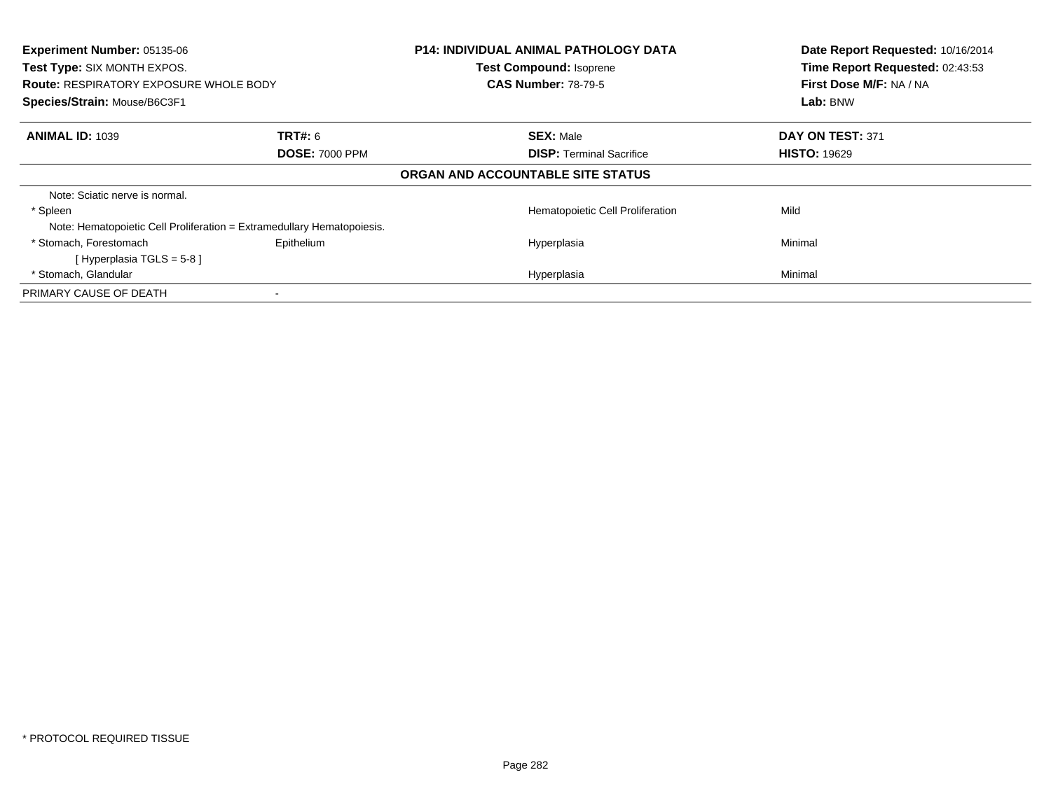**Experiment Number:** 05135-06
**Test Type:** SIX MONTH EXPOS.
**Route:** RESPIRATORY EXPOSURE WHOLE BODY
**Species/Strain:** Mouse/B6C3F1

**P14: INDIVIDUAL ANIMAL PATHOLOGY DATA**
**Test Compound:** Isoprene
**CAS Number:** 78-79-5

**Date Report Requested:** 10/16/2014
**Time Report Requested:** 02:43:53
**First Dose M/F:** NA / NA
**Lab:** BNW

| **ANIMAL ID:** 1039 | **TRT#:** 6 | **SEX:** Male | **DAY ON TEST:** 371 |
|---|---|---|---|
| | **DOSE:** 7000 PPM | **DISP:** Terminal Sacrifice | **HISTO:** 19629 |

**ORGAN AND ACCOUNTABLE SITE STATUS**

| | | | |
|---|---|---|---|
| Note: Sciatic nerve is normal. | | | |
| * Spleen | | Hematopoietic Cell Proliferation | Mild |
| Note: Hematopoietic Cell Proliferation = Extramedullary Hematopoiesis. | | | |
| * Stomach, Forestomach | Epithelium | Hyperplasia | Minimal |
| [ Hyperplasia TGLS = 5-8 ] | | | |
| * Stomach, Glandular | | Hyperplasia | Minimal |
| PRIMARY CAUSE OF DEATH | - | | |

* PROTOCOL REQUIRED TISSUE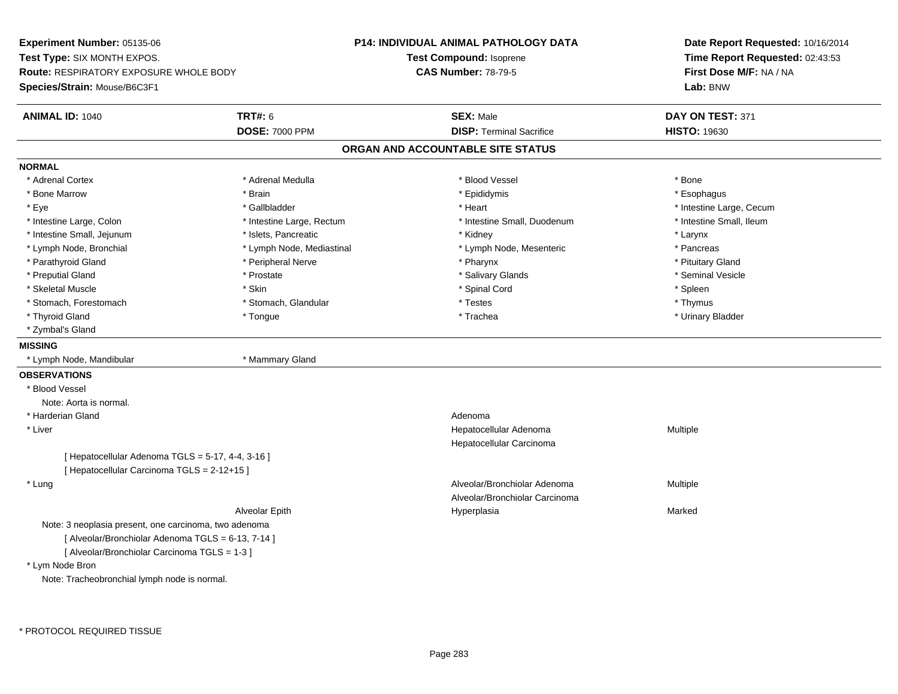**Experiment Number:** 05135-06
**Test Type:** SIX MONTH EXPOS.
**Route:** RESPIRATORY EXPOSURE WHOLE BODY
**Species/Strain:** Mouse/B6C3F1

**P14: INDIVIDUAL ANIMAL PATHOLOGY DATA**
**Test Compound:** Isoprene
**CAS Number:** 78-79-5

**Date Report Requested:** 10/16/2014
**Time Report Requested:** 02:43:53
**First Dose M/F:** NA / NA
**Lab:** BNW

| **ANIMAL ID:** 1040 | **TRT#:** 6 | **SEX:** Male | **DAY ON TEST:** 371 |
|---|---|---|---|
| | **DOSE:** 7000 PPM | **DISP:** Terminal Sacrifice | **HISTO:** 19630 |

## ORGAN AND ACCOUNTABLE SITE STATUS

### NORMAL

| | | | |
|---|---|---|---|
| * Adrenal Cortex | * Adrenal Medulla | * Blood Vessel | * Bone |
| * Bone Marrow | * Brain | * Epididymis | * Esophagus |
| * Eye | * Gallbladder | * Heart | * Intestine Large, Cecum |
| * Intestine Large, Colon | * Intestine Large, Rectum | * Intestine Small, Duodenum | * Intestine Small, Ileum |
| * Intestine Small, Jejunum | * Islets, Pancreatic | * Kidney | * Larynx |
| * Lymph Node, Bronchial | * Lymph Node, Mediastinal | * Lymph Node, Mesenteric | * Pancreas |
| * Parathyroid Gland | * Peripheral Nerve | * Pharynx | * Pituitary Gland |
| * Preputial Gland | * Prostate | * Salivary Glands | * Seminal Vesicle |
| * Skeletal Muscle | * Skin | * Spinal Cord | * Spleen |
| * Stomach, Forestomach | * Stomach, Glandular | * Testes | * Thymus |
| * Thyroid Gland | * Tongue | * Trachea | * Urinary Bladder |
| * Zymbal's Gland | | | |

### MISSING

| | |
|---|---|
| * Lymph Node, Mandibular | * Mammary Gland |

### OBSERVATIONS

* Blood Vessel
  Note: Aorta is normal.

| | | | |
|---|---|---|---|
| * Harderian Gland | | Adenoma | |
| * Liver | | Hepatocellular Adenoma | Multiple |
| | | Hepatocellular Carcinoma | |

[ Hepatocellular Adenoma TGLS = 5-17, 4-4, 3-16 ]
[ Hepatocellular Carcinoma TGLS = 2-12+15 ]

| | | | |
|---|---|---|---|
| * Lung | | Alveolar/Bronchiolar Adenoma | Multiple |
| | | Alveolar/Bronchiolar Carcinoma | |
| | Alveolar Epith | Hyperplasia | Marked |

Note: 3 neoplasia present, one carcinoma, two adenoma
[ Alveolar/Bronchiolar Adenoma TGLS = 6-13, 7-14 ]
[ Alveolar/Bronchiolar Carcinoma TGLS = 1-3 ]

* Lym Node Bron
  Note: Tracheobronchial lymph node is normal.

* PROTOCOL REQUIRED TISSUE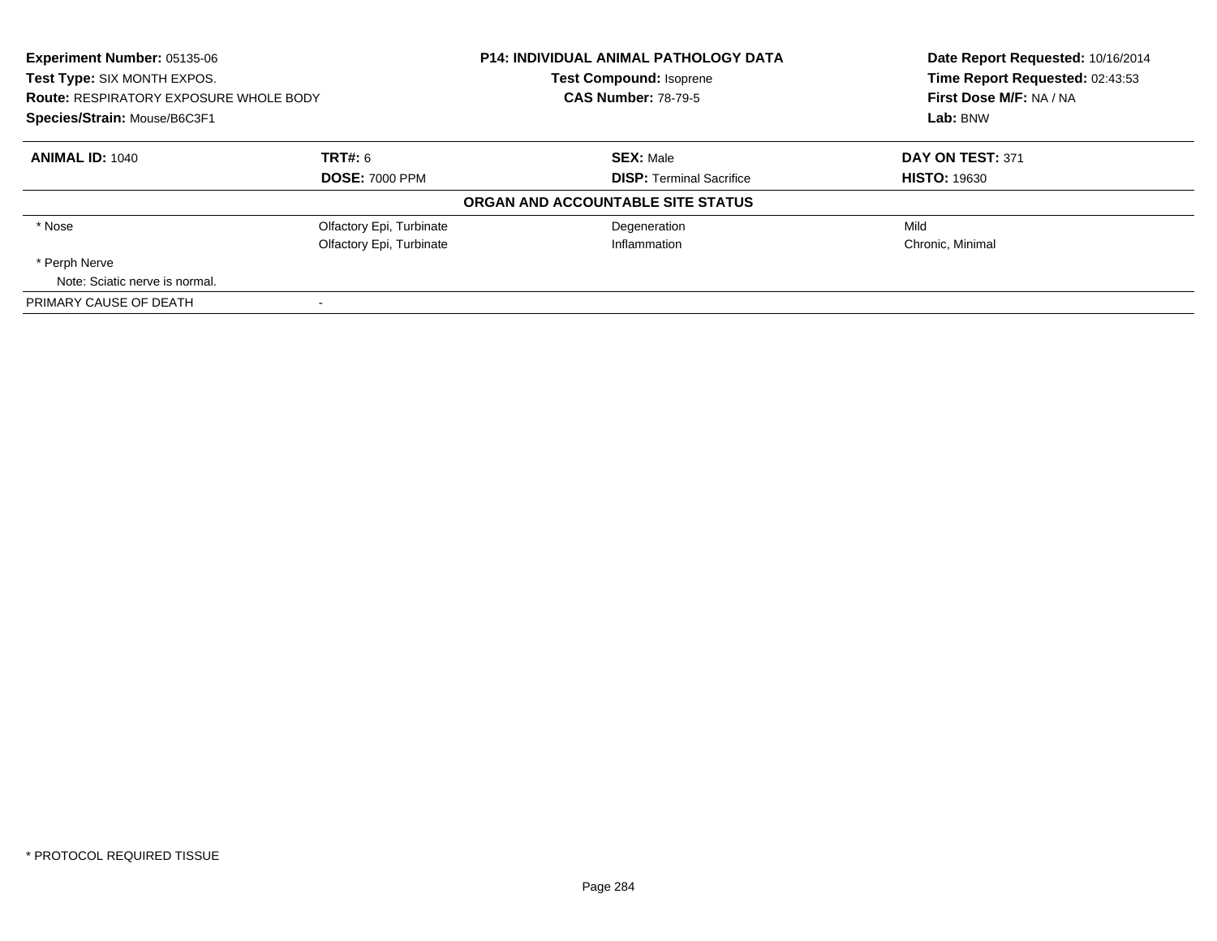**Experiment Number:** 05135-06
**Test Type:** SIX MONTH EXPOS.
**Route:** RESPIRATORY EXPOSURE WHOLE BODY
**Species/Strain:** Mouse/B6C3F1

**P14: INDIVIDUAL ANIMAL PATHOLOGY DATA**
**Test Compound:** Isoprene
**CAS Number:** 78-79-5

**Date Report Requested:** 10/16/2014
**Time Report Requested:** 02:43:53
**First Dose M/F:** NA / NA
**Lab:** BNW

| **ANIMAL ID:** 1040 | **TRT#:** 6 | **SEX:** Male | **DAY ON TEST:** 371 |
|---|---|---|---|
| | **DOSE:** 7000 PPM | **DISP:** Terminal Sacrifice | **HISTO:** 19630 |

**ORGAN AND ACCOUNTABLE SITE STATUS**

| | | | |
|---|---|---|---|
| * Nose | Olfactory Epi, Turbinate | Degeneration | Mild |
| | Olfactory Epi, Turbinate | Inflammation | Chronic, Minimal |
| * Perph Nerve | | | |
| Note: Sciatic nerve is normal. | | | |
| PRIMARY CAUSE OF DEATH | - | | |

* PROTOCOL REQUIRED TISSUE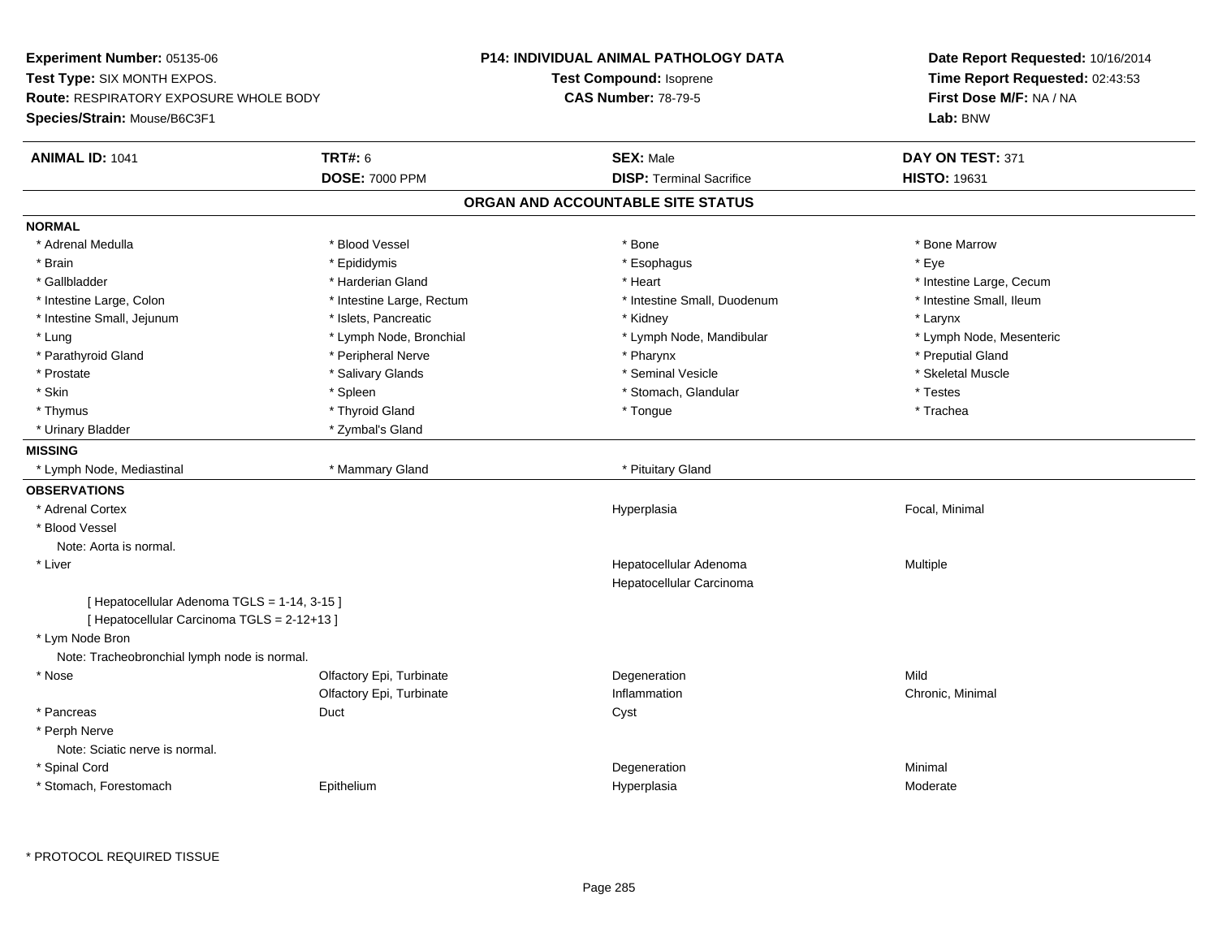**Experiment Number:** 05135-06
**Test Type:** SIX MONTH EXPOS.
**Route:** RESPIRATORY EXPOSURE WHOLE BODY
**Species/Strain:** Mouse/B6C3F1

**P14: INDIVIDUAL ANIMAL PATHOLOGY DATA**
**Test Compound:** Isoprene
**CAS Number:** 78-79-5

**Date Report Requested:** 10/16/2014
**Time Report Requested:** 02:43:53
**First Dose M/F:** NA / NA
**Lab:** BNW

| **ANIMAL ID:** 1041 | **TRT#:** 6 | **SEX:** Male | **DAY ON TEST:** 371 |
|---|---|---|---|
| | **DOSE:** 7000 PPM | **DISP:** Terminal Sacrifice | **HISTO:** 19631 |

## ORGAN AND ACCOUNTABLE SITE STATUS

**NORMAL**

| | | | |
|---|---|---|---|
| * Adrenal Medulla | * Blood Vessel | * Bone | * Bone Marrow |
| * Brain | * Epididymis | * Esophagus | * Eye |
| * Gallbladder | * Harderian Gland | * Heart | * Intestine Large, Cecum |
| * Intestine Large, Colon | * Intestine Large, Rectum | * Intestine Small, Duodenum | * Intestine Small, Ileum |
| * Intestine Small, Jejunum | * Islets, Pancreatic | * Kidney | * Larynx |
| * Lung | * Lymph Node, Bronchial | * Lymph Node, Mandibular | * Lymph Node, Mesenteric |
| * Parathyroid Gland | * Peripheral Nerve | * Pharynx | * Preputial Gland |
| * Prostate | * Salivary Glands | * Seminal Vesicle | * Skeletal Muscle |
| * Skin | * Spleen | * Stomach, Glandular | * Testes |
| * Thymus | * Thyroid Gland | * Tongue | * Trachea |
| * Urinary Bladder | * Zymbal's Gland | | |

**MISSING**

| | | |
|---|---|---|
| * Lymph Node, Mediastinal | * Mammary Gland | * Pituitary Gland |

**OBSERVATIONS**

| | | | |
|---|---|---|---|
| * Adrenal Cortex | | Hyperplasia | Focal, Minimal |
| * Blood Vessel | | | |
| Note: Aorta is normal. | | | |
| * Liver | | Hepatocellular Adenoma | Multiple |
| | | Hepatocellular Carcinoma | |
| [ Hepatocellular Adenoma TGLS = 1-14, 3-15 ] | | | |
| [ Hepatocellular Carcinoma TGLS = 2-12+13 ] | | | |
| * Lym Node Bron | | | |
| Note: Tracheobronchial lymph node is normal. | | | |
| * Nose | Olfactory Epi, Turbinate | Degeneration | Mild |
| | Olfactory Epi, Turbinate | Inflammation | Chronic, Minimal |
| * Pancreas | Duct | Cyst | |
| * Perph Nerve | | | |
| Note: Sciatic nerve is normal. | | | |
| * Spinal Cord | | Degeneration | Minimal |
| * Stomach, Forestomach | Epithelium | Hyperplasia | Moderate |

* PROTOCOL REQUIRED TISSUE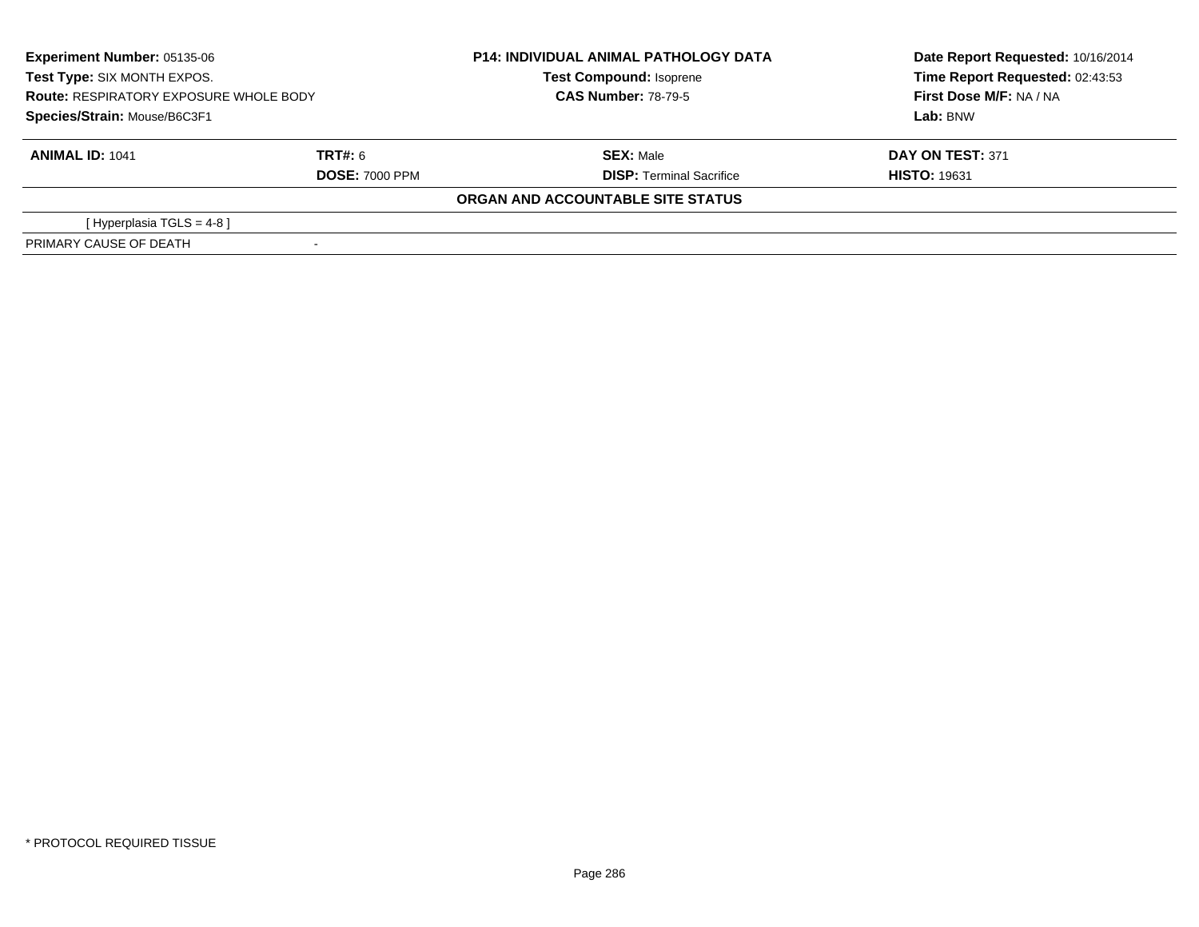**Experiment Number:** 05135-06
**Test Type:** SIX MONTH EXPOS.
**Route:** RESPIRATORY EXPOSURE WHOLE BODY
**Species/Strain:** Mouse/B6C3F1

**P14: INDIVIDUAL ANIMAL PATHOLOGY DATA**
**Test Compound:** Isoprene
**CAS Number:** 78-79-5

**Date Report Requested:** 10/16/2014
**Time Report Requested:** 02:43:53
**First Dose M/F:** NA / NA
**Lab:** BNW

| **ANIMAL ID:** 1041 | **TRT#:** 6 | **SEX:** Male | **DAY ON TEST:** 371 |
|---|---|---|---|
| | **DOSE:** 7000 PPM | **DISP:** Terminal Sacrifice | **HISTO:** 19631 |

**ORGAN AND ACCOUNTABLE SITE STATUS**

| | |
|---|---|
| [ Hyperplasia TGLS = 4-8 ] | |
| PRIMARY CAUSE OF DEATH | - |

* PROTOCOL REQUIRED TISSUE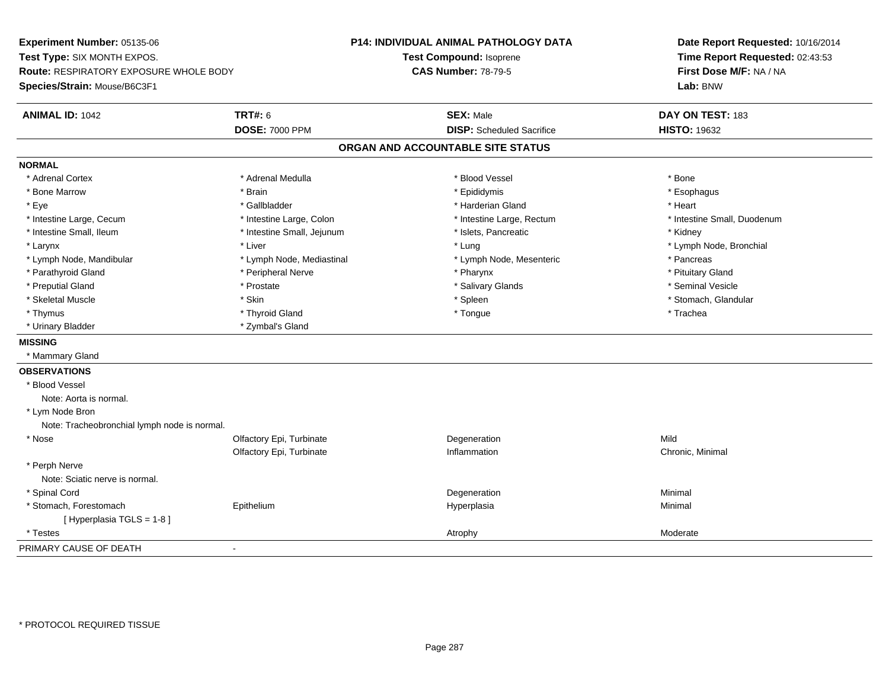**Experiment Number:** 05135-06
**Test Type:** SIX MONTH EXPOS.
**Route:** RESPIRATORY EXPOSURE WHOLE BODY
**Species/Strain:** Mouse/B6C3F1

**P14: INDIVIDUAL ANIMAL PATHOLOGY DATA**
**Test Compound:** Isoprene
**CAS Number:** 78-79-5

**Date Report Requested:** 10/16/2014
**Time Report Requested:** 02:43:53
**First Dose M/F:** NA / NA
**Lab:** BNW

| **ANIMAL ID:** 1042 | **TRT#:** 6 | **SEX:** Male | **DAY ON TEST:** 183 |
|---|---|---|---|
| | **DOSE:** 7000 PPM | **DISP:** Scheduled Sacrifice | **HISTO:** 19632 |

## ORGAN AND ACCOUNTABLE SITE STATUS

**NORMAL**

| | | | |
|---|---|---|---|
| * Adrenal Cortex | * Adrenal Medulla | * Blood Vessel | * Bone |
| * Bone Marrow | * Brain | * Epididymis | * Esophagus |
| * Eye | * Gallbladder | * Harderian Gland | * Heart |
| * Intestine Large, Cecum | * Intestine Large, Colon | * Intestine Large, Rectum | * Intestine Small, Duodenum |
| * Intestine Small, Ileum | * Intestine Small, Jejunum | * Islets, Pancreatic | * Kidney |
| * Larynx | * Liver | * Lung | * Lymph Node, Bronchial |
| * Lymph Node, Mandibular | * Lymph Node, Mediastinal | * Lymph Node, Mesenteric | * Pancreas |
| * Parathyroid Gland | * Peripheral Nerve | * Pharynx | * Pituitary Gland |
| * Preputial Gland | * Prostate | * Salivary Glands | * Seminal Vesicle |
| * Skeletal Muscle | * Skin | * Spleen | * Stomach, Glandular |
| * Thymus | * Thyroid Gland | * Tongue | * Trachea |
| * Urinary Bladder | * Zymbal's Gland | | |

**MISSING**

* Mammary Gland

**OBSERVATIONS**

| | | | |
|---|---|---|---|
| * Blood Vessel | | | |
| Note: Aorta is normal. | | | |
| * Lym Node Bron | | | |
| Note: Tracheobronchial lymph node is normal. | | | |
| * Nose | Olfactory Epi, Turbinate | Degeneration | Mild |
| | Olfactory Epi, Turbinate | Inflammation | Chronic, Minimal |
| * Perph Nerve | | | |
| Note: Sciatic nerve is normal. | | | |
| * Spinal Cord | | Degeneration | Minimal |
| * Stomach, Forestomach | Epithelium | Hyperplasia | Minimal |
| [ Hyperplasia TGLS = 1-8 ] | | | |
| * Testes | | Atrophy | Moderate |

PRIMARY CAUSE OF DEATH -

* PROTOCOL REQUIRED TISSUE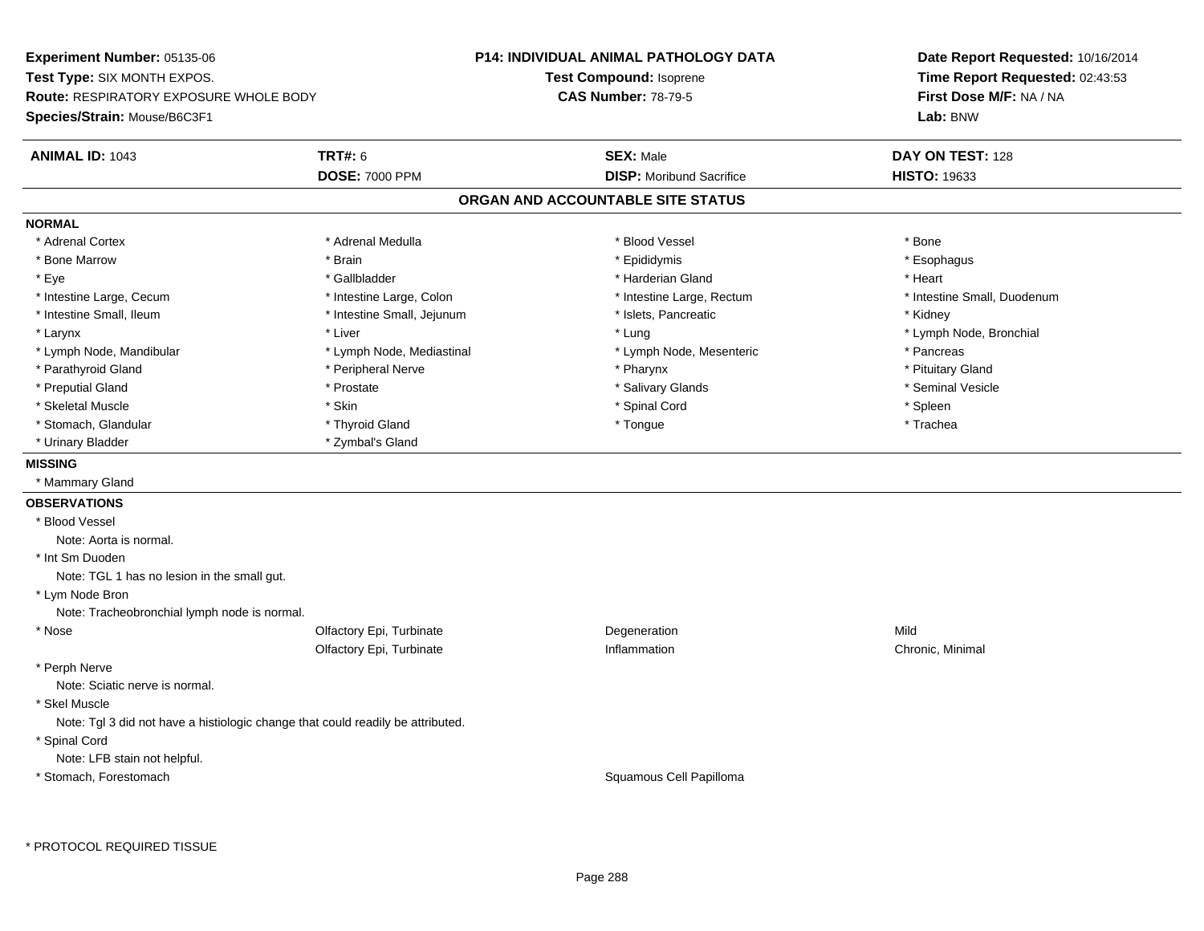**Experiment Number:** 05135-06
**Test Type:** SIX MONTH EXPOS.
**Route:** RESPIRATORY EXPOSURE WHOLE BODY
**Species/Strain:** Mouse/B6C3F1

**P14: INDIVIDUAL ANIMAL PATHOLOGY DATA**
**Test Compound:** Isoprene
**CAS Number:** 78-79-5

**Date Report Requested:** 10/16/2014
**Time Report Requested:** 02:43:53
**First Dose M/F:** NA / NA
**Lab:** BNW

| **ANIMAL ID:** 1043 | **TRT#:** 6 | **SEX:** Male | **DAY ON TEST:** 128 |
|---|---|---|---|
| | **DOSE:** 7000 PPM | **DISP:** Moribund Sacrifice | **HISTO:** 19633 |

## ORGAN AND ACCOUNTABLE SITE STATUS

**NORMAL**

| | | | |
|---|---|---|---|
| * Adrenal Cortex | * Adrenal Medulla | * Blood Vessel | * Bone |
| * Bone Marrow | * Brain | * Epididymis | * Esophagus |
| * Eye | * Gallbladder | * Harderian Gland | * Heart |
| * Intestine Large, Cecum | * Intestine Large, Colon | * Intestine Large, Rectum | * Intestine Small, Duodenum |
| * Intestine Small, Ileum | * Intestine Small, Jejunum | * Islets, Pancreatic | * Kidney |
| * Larynx | * Liver | * Lung | * Lymph Node, Bronchial |
| * Lymph Node, Mandibular | * Lymph Node, Mediastinal | * Lymph Node, Mesenteric | * Pancreas |
| * Parathyroid Gland | * Peripheral Nerve | * Pharynx | * Pituitary Gland |
| * Preputial Gland | * Prostate | * Salivary Glands | * Seminal Vesicle |
| * Skeletal Muscle | * Skin | * Spinal Cord | * Spleen |
| * Stomach, Glandular | * Thyroid Gland | * Tongue | * Trachea |
| * Urinary Bladder | * Zymbal's Gland | | |

**MISSING**

* Mammary Gland

**OBSERVATIONS**

* Blood Vessel
  Note: Aorta is normal.
* Int Sm Duoden
  Note: TGL 1 has no lesion in the small gut.
* Lym Node Bron
  Note: Tracheobronchial lymph node is normal.

| | | | |
|---|---|---|---|
| * Nose | Olfactory Epi, Turbinate | Degeneration | Mild |
| | Olfactory Epi, Turbinate | Inflammation | Chronic, Minimal |

* Perph Nerve
  Note: Sciatic nerve is normal.
* Skel Muscle
  Note: Tgl 3 did not have a histiologic change that could readily be attributed.
* Spinal Cord
  Note: LFB stain not helpful.

| | | | |
|---|---|---|---|
| * Stomach, Forestomach | | Squamous Cell Papilloma | |

\* PROTOCOL REQUIRED TISSUE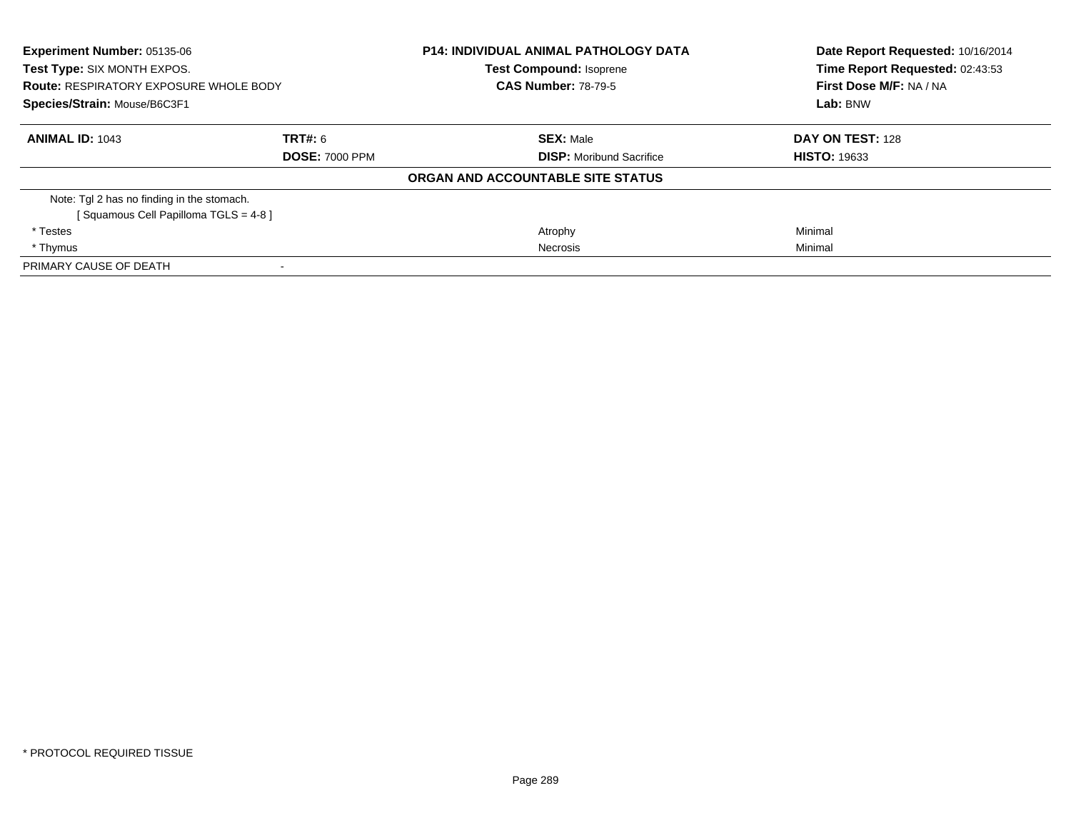**Experiment Number:** 05135-06
**Test Type:** SIX MONTH EXPOS.
**Route:** RESPIRATORY EXPOSURE WHOLE BODY
**Species/Strain:** Mouse/B6C3F1

**P14: INDIVIDUAL ANIMAL PATHOLOGY DATA**
**Test Compound:** Isoprene
**CAS Number:** 78-79-5

**Date Report Requested:** 10/16/2014
**Time Report Requested:** 02:43:53
**First Dose M/F:** NA / NA
**Lab:** BNW

| **ANIMAL ID:** 1043 | **TRT#:** 6 | **SEX:** Male | **DAY ON TEST:** 128 |
|---|---|---|---|
| | **DOSE:** 7000 PPM | **DISP:** Moribund Sacrifice | **HISTO:** 19633 |

**ORGAN AND ACCOUNTABLE SITE STATUS**

| | | | |
|---|---|---|---|
| Note: Tgl 2 has no finding in the stomach. | | | |
| [ Squamous Cell Papilloma TGLS = 4-8 ] | | | |
| * Testes | | Atrophy | Minimal |
| * Thymus | | Necrosis | Minimal |
| PRIMARY CAUSE OF DEATH | - | | |

* PROTOCOL REQUIRED TISSUE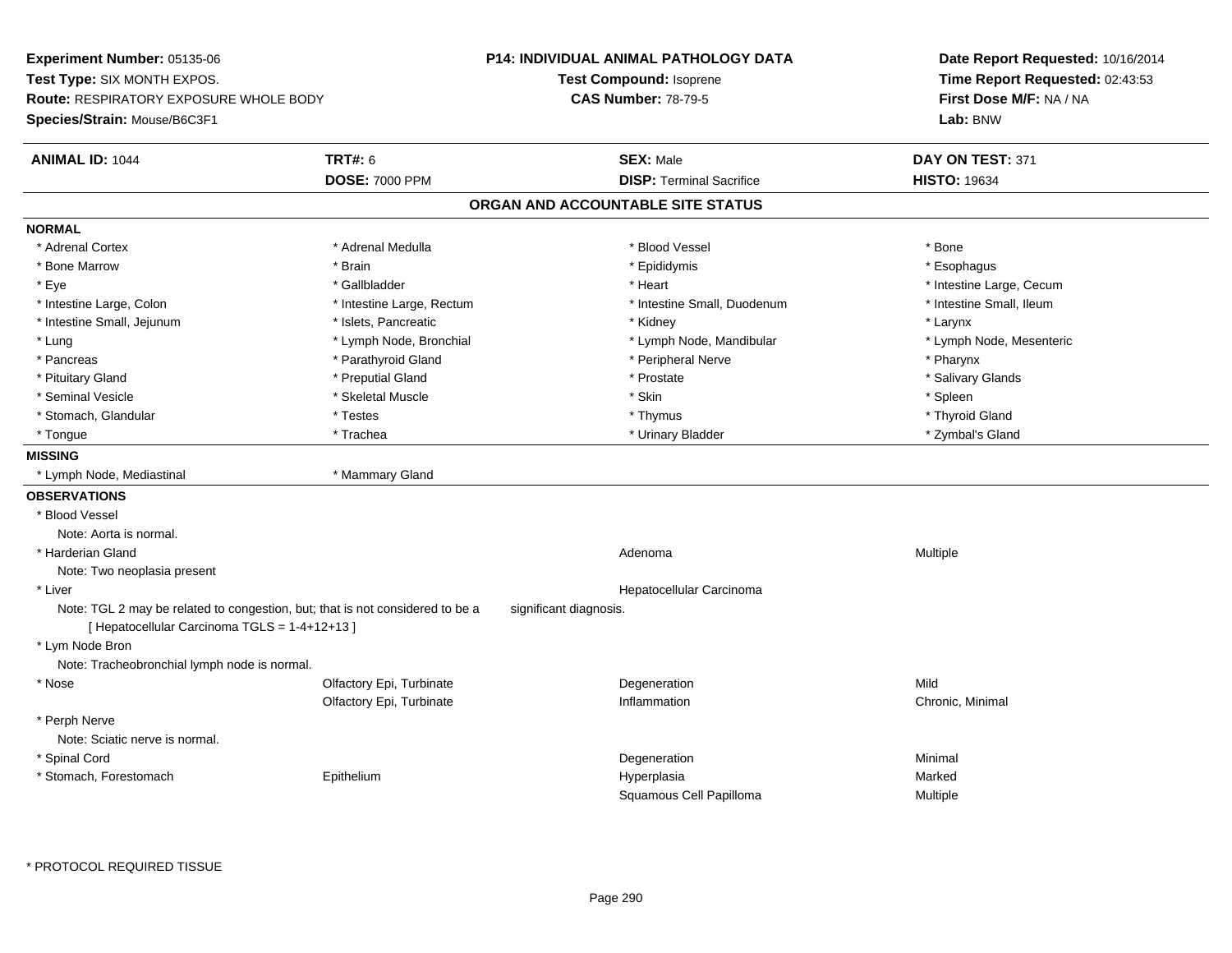**Experiment Number:** 05135-06
**Test Type:** SIX MONTH EXPOS.
**Route:** RESPIRATORY EXPOSURE WHOLE BODY
**Species/Strain:** Mouse/B6C3F1

**P14: INDIVIDUAL ANIMAL PATHOLOGY DATA**
**Test Compound:** Isoprene
**CAS Number:** 78-79-5

**Date Report Requested:** 10/16/2014
**Time Report Requested:** 02:43:53
**First Dose M/F:** NA / NA
**Lab:** BNW

| **ANIMAL ID:** 1044 | **TRT#:** 6 | **SEX:** Male | **DAY ON TEST:** 371 |
|---|---|---|---|
| | **DOSE:** 7000 PPM | **DISP:** Terminal Sacrifice | **HISTO:** 19634 |

## ORGAN AND ACCOUNTABLE SITE STATUS

**NORMAL**

| | | | |
|---|---|---|---|
| * Adrenal Cortex | * Adrenal Medulla | * Blood Vessel | * Bone |
| * Bone Marrow | * Brain | * Epididymis | * Esophagus |
| * Eye | * Gallbladder | * Heart | * Intestine Large, Cecum |
| * Intestine Large, Colon | * Intestine Large, Rectum | * Intestine Small, Duodenum | * Intestine Small, Ileum |
| * Intestine Small, Jejunum | * Islets, Pancreatic | * Kidney | * Larynx |
| * Lung | * Lymph Node, Bronchial | * Lymph Node, Mandibular | * Lymph Node, Mesenteric |
| * Pancreas | * Parathyroid Gland | * Peripheral Nerve | * Pharynx |
| * Pituitary Gland | * Preputial Gland | * Prostate | * Salivary Glands |
| * Seminal Vesicle | * Skeletal Muscle | * Skin | * Spleen |
| * Stomach, Glandular | * Testes | * Thymus | * Thyroid Gland |
| * Tongue | * Trachea | * Urinary Bladder | * Zymbal's Gland |

**MISSING**

* Lymph Node, Mediastinal
* Mammary Gland

**OBSERVATIONS**

| | | | |
|---|---|---|---|
| * Blood Vessel | | | |
| Note: Aorta is normal. | | | |
| * Harderian Gland | | Adenoma | Multiple |
| Note: Two neoplasia present | | | |
| * Liver | | Hepatocellular Carcinoma | |
| Note: TGL 2 may be related to congestion, but; that is not considered to be a significant diagnosis. | | | |
| [ Hepatocellular Carcinoma TGLS = 1-4+12+13 ] | | | |
| * Lym Node Bron | | | |
| Note: Tracheobronchial lymph node is normal. | | | |
| * Nose | Olfactory Epi, Turbinate | Degeneration | Mild |
| | Olfactory Epi, Turbinate | Inflammation | Chronic, Minimal |
| * Perph Nerve | | | |
| Note: Sciatic nerve is normal. | | | |
| * Spinal Cord | | Degeneration | Minimal |
| * Stomach, Forestomach | Epithelium | Hyperplasia | Marked |
| | | Squamous Cell Papilloma | Multiple |

* PROTOCOL REQUIRED TISSUE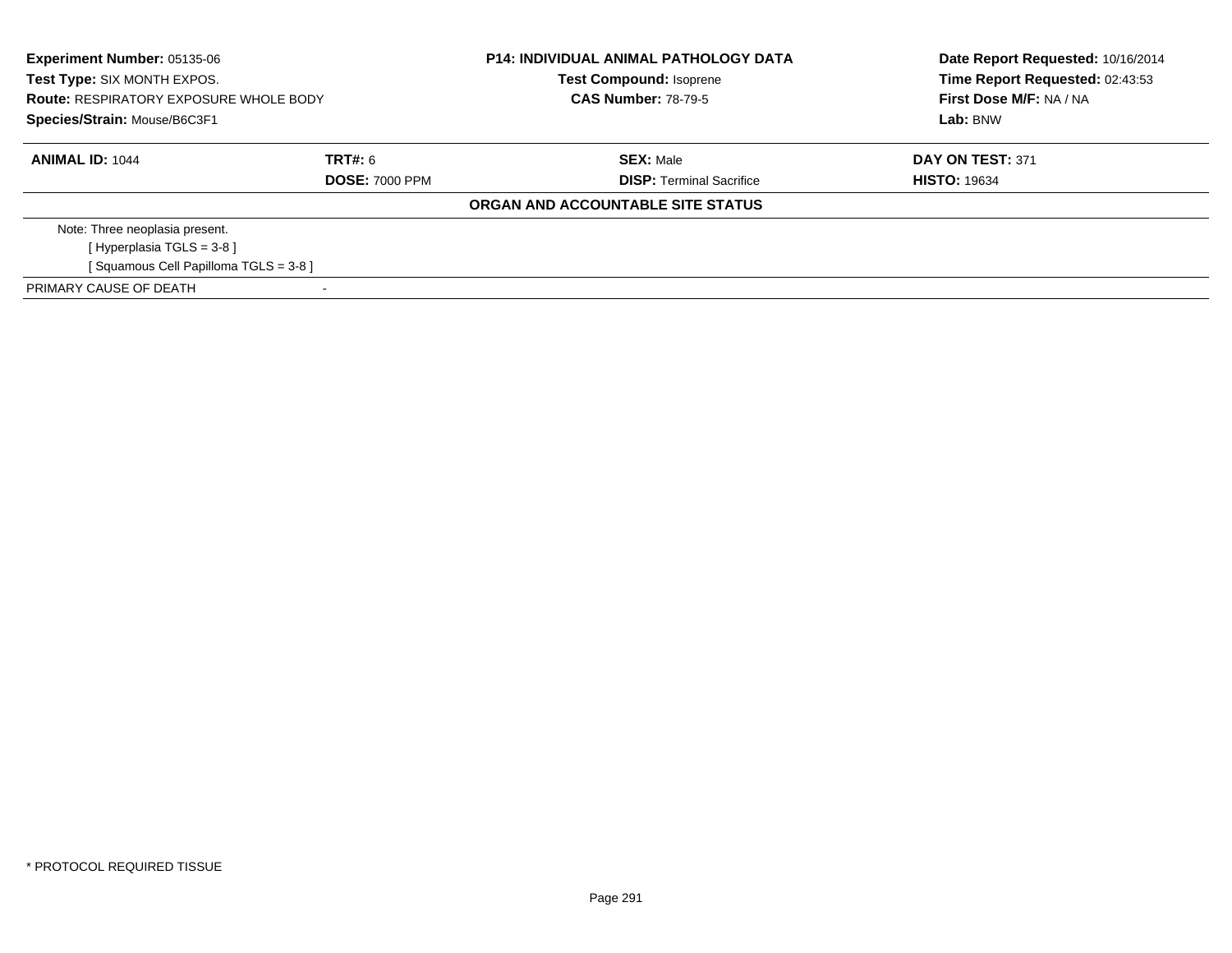**Experiment Number:** 05135-06
**Test Type:** SIX MONTH EXPOS.
**Route:** RESPIRATORY EXPOSURE WHOLE BODY
**Species/Strain:** Mouse/B6C3F1

**P14: INDIVIDUAL ANIMAL PATHOLOGY DATA**
**Test Compound:** Isoprene
**CAS Number:** 78-79-5

**Date Report Requested:** 10/16/2014
**Time Report Requested:** 02:43:53
**First Dose M/F:** NA / NA
**Lab:** BNW

| **ANIMAL ID:** 1044 | **TRT#:** 6 | **SEX:** Male | **DAY ON TEST:** 371 |
|---|---|---|---|
| | **DOSE:** 7000 PPM | **DISP:** Terminal Sacrifice | **HISTO:** 19634 |

**ORGAN AND ACCOUNTABLE SITE STATUS**

Note: Three neoplasia present.
[ Hyperplasia TGLS = 3-8 ]
[ Squamous Cell Papilloma TGLS = 3-8 ]

PRIMARY CAUSE OF DEATH -

* PROTOCOL REQUIRED TISSUE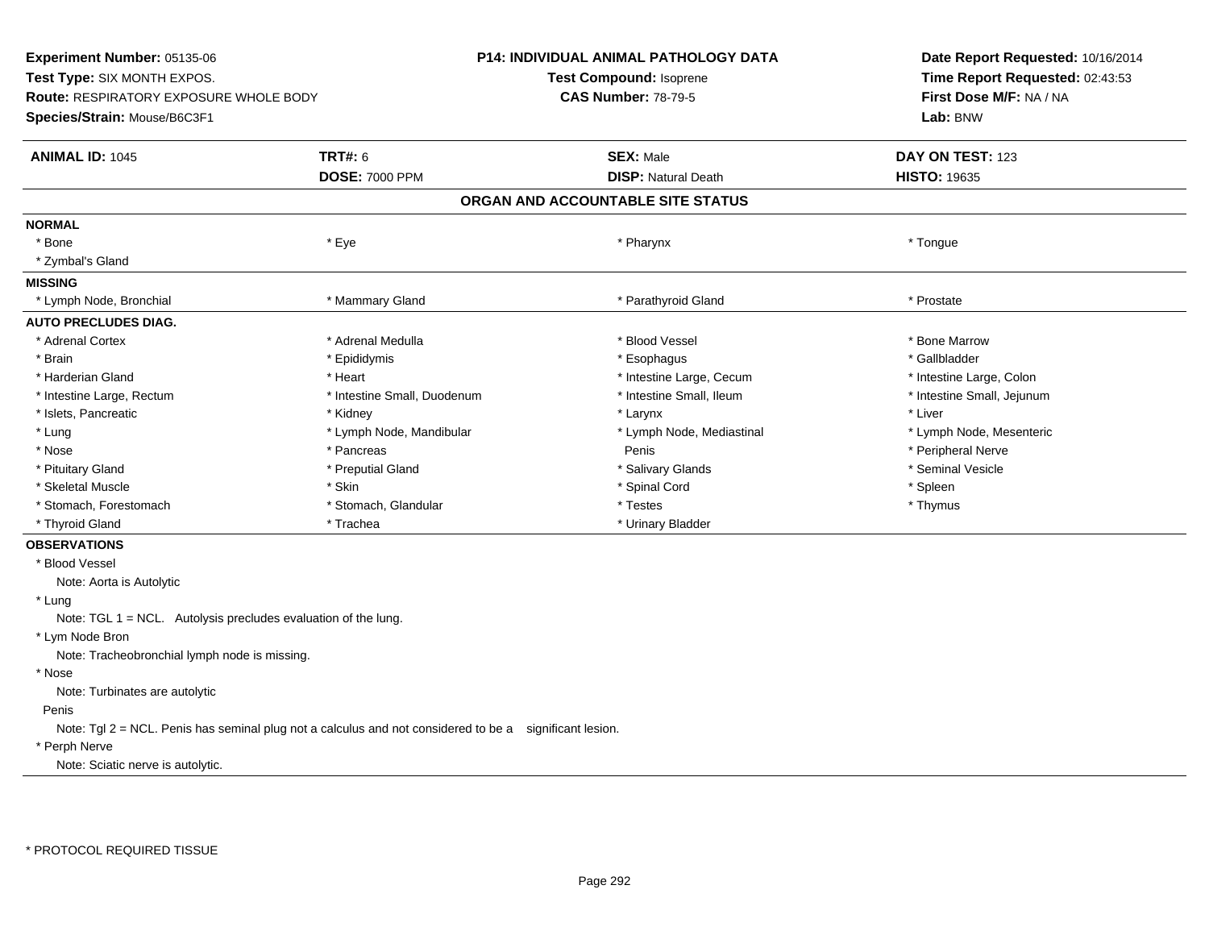**Experiment Number:** 05135-06
**Test Type:** SIX MONTH EXPOS.
**Route:** RESPIRATORY EXPOSURE WHOLE BODY
**Species/Strain:** Mouse/B6C3F1

**P14: INDIVIDUAL ANIMAL PATHOLOGY DATA**
**Test Compound:** Isoprene
**CAS Number:** 78-79-5

**Date Report Requested:** 10/16/2014
**Time Report Requested:** 02:43:53
**First Dose M/F:** NA / NA
**Lab:** BNW

| **ANIMAL ID:** 1045 | **TRT#:** 6 | **SEX:** Male | **DAY ON TEST:** 123 |
|---|---|---|---|
| | **DOSE:** 7000 PPM | **DISP:** Natural Death | **HISTO:** 19635 |

## ORGAN AND ACCOUNTABLE SITE STATUS

**NORMAL**

| | | | |
|---|---|---|---|
| * Bone | * Eye | * Pharynx | * Tongue |
| * Zymbal's Gland | | | |

**MISSING**

| | | | |
|---|---|---|---|
| * Lymph Node, Bronchial | * Mammary Gland | * Parathyroid Gland | * Prostate |

**AUTO PRECLUDES DIAG.**

| | | | |
|---|---|---|---|
| * Adrenal Cortex | * Adrenal Medulla | * Blood Vessel | * Bone Marrow |
| * Brain | * Epididymis | * Esophagus | * Gallbladder |
| * Harderian Gland | * Heart | * Intestine Large, Cecum | * Intestine Large, Colon |
| * Intestine Large, Rectum | * Intestine Small, Duodenum | * Intestine Small, Ileum | * Intestine Small, Jejunum |
| * Islets, Pancreatic | * Kidney | * Larynx | * Liver |
| * Lung | * Lymph Node, Mandibular | * Lymph Node, Mediastinal | * Lymph Node, Mesenteric |
| * Nose | * Pancreas | Penis | * Peripheral Nerve |
| * Pituitary Gland | * Preputial Gland | * Salivary Glands | * Seminal Vesicle |
| * Skeletal Muscle | * Skin | * Spinal Cord | * Spleen |
| * Stomach, Forestomach | * Stomach, Glandular | * Testes | * Thymus |
| * Thyroid Gland | * Trachea | * Urinary Bladder | |

**OBSERVATIONS**

* Blood Vessel
  Note: Aorta is Autolytic
* Lung
  Note: TGL 1 = NCL. Autolysis precludes evaluation of the lung.
* Lym Node Bron
  Note: Tracheobronchial lymph node is missing.
* Nose
  Note: Turbinates are autolytic

Penis
  Note: Tgl 2 = NCL. Penis has seminal plug not a calculus and not considered to be a significant lesion.
* Perph Nerve
  Note: Sciatic nerve is autolytic.

* PROTOCOL REQUIRED TISSUE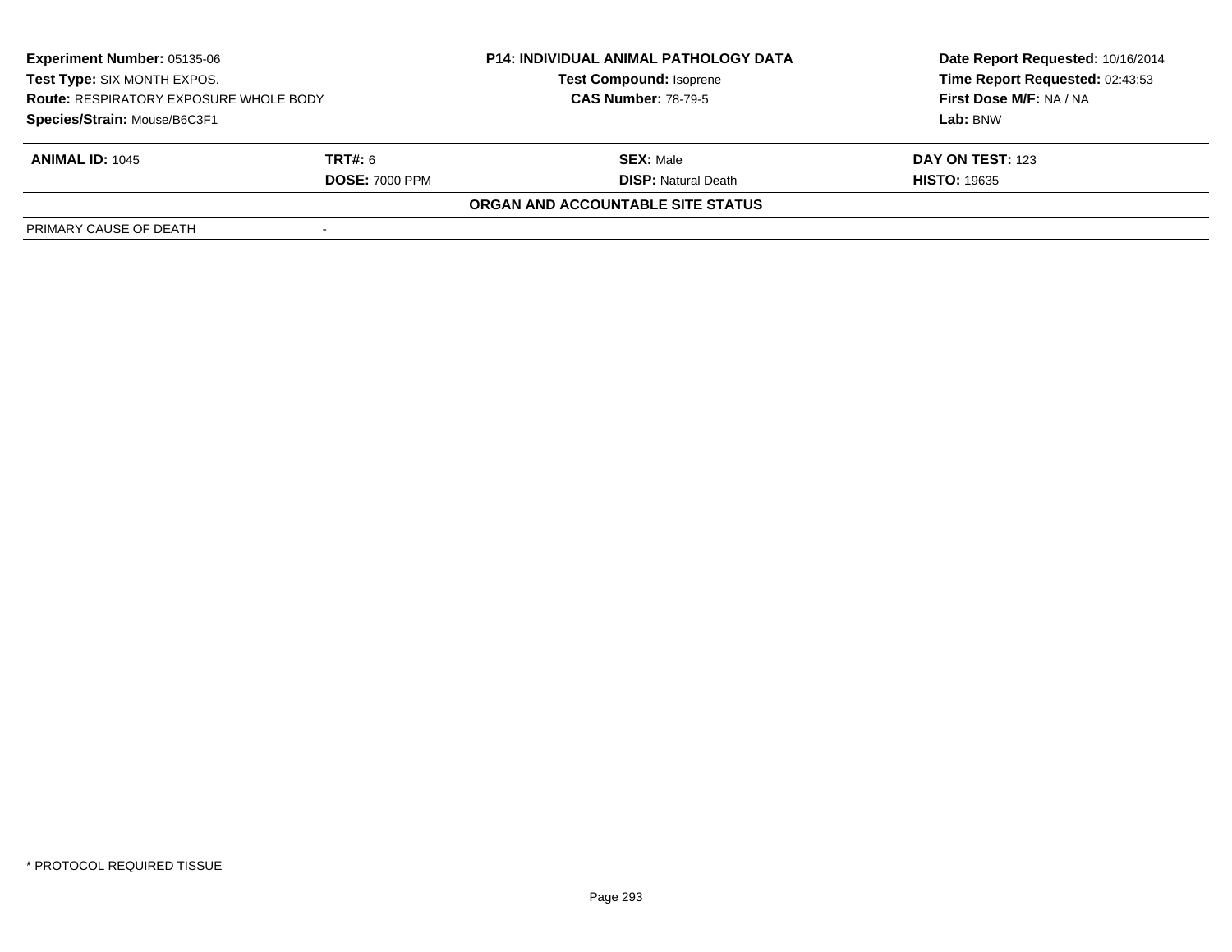**Experiment Number:** 05135-06
**Test Type:** SIX MONTH EXPOS.
**Route:** RESPIRATORY EXPOSURE WHOLE BODY
**Species/Strain:** Mouse/B6C3F1

**P14: INDIVIDUAL ANIMAL PATHOLOGY DATA**
**Test Compound:** Isoprene
**CAS Number:** 78-79-5

**Date Report Requested:** 10/16/2014
**Time Report Requested:** 02:43:53
**First Dose M/F:** NA / NA
**Lab:** BNW

| **ANIMAL ID:** 1045 | **TRT#:** 6 | **SEX:** Male | **DAY ON TEST:** 123 |
|---|---|---|---|
| | **DOSE:** 7000 PPM | **DISP:** Natural Death | **HISTO:** 19635 |

**ORGAN AND ACCOUNTABLE SITE STATUS**

| | |
|---|---|
| PRIMARY CAUSE OF DEATH | - |

* PROTOCOL REQUIRED TISSUE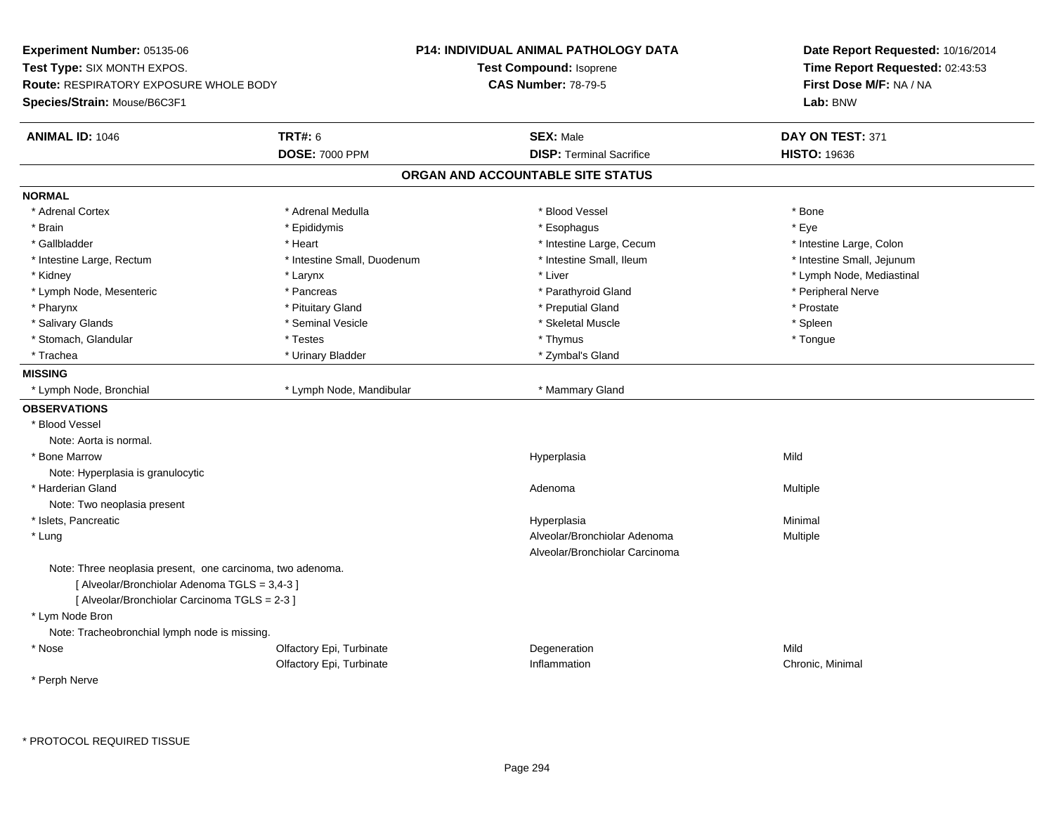**Experiment Number:** 05135-06
**Test Type:** SIX MONTH EXPOS.
**Route:** RESPIRATORY EXPOSURE WHOLE BODY
**Species/Strain:** Mouse/B6C3F1

**P14: INDIVIDUAL ANIMAL PATHOLOGY DATA**
**Test Compound:** Isoprene
**CAS Number:** 78-79-5

**Date Report Requested:** 10/16/2014
**Time Report Requested:** 02:43:53
**First Dose M/F:** NA / NA
**Lab:** BNW

| **ANIMAL ID:** 1046 | **TRT#:** 6 | **SEX:** Male | **DAY ON TEST:** 371 |
|---|---|---|---|
| | **DOSE:** 7000 PPM | **DISP:** Terminal Sacrifice | **HISTO:** 19636 |

## ORGAN AND ACCOUNTABLE SITE STATUS

**NORMAL**

| | | | |
|---|---|---|---|
| * Adrenal Cortex | * Adrenal Medulla | * Blood Vessel | * Bone |
| * Brain | * Epididymis | * Esophagus | * Eye |
| * Gallbladder | * Heart | * Intestine Large, Cecum | * Intestine Large, Colon |
| * Intestine Large, Rectum | * Intestine Small, Duodenum | * Intestine Small, Ileum | * Intestine Small, Jejunum |
| * Kidney | * Larynx | * Liver | * Lymph Node, Mediastinal |
| * Lymph Node, Mesenteric | * Pancreas | * Parathyroid Gland | * Peripheral Nerve |
| * Pharynx | * Pituitary Gland | * Preputial Gland | * Prostate |
| * Salivary Glands | * Seminal Vesicle | * Skeletal Muscle | * Spleen |
| * Stomach, Glandular | * Testes | * Thymus | * Tongue |
| * Trachea | * Urinary Bladder | * Zymbal's Gland | |

**MISSING**

| | | |
|---|---|---|
| * Lymph Node, Bronchial | * Lymph Node, Mandibular | * Mammary Gland |

**OBSERVATIONS**

* Blood Vessel
  Note: Aorta is normal.

| | | | |
|---|---|---|---|
| * Bone Marrow | | Hyperplasia | Mild |

  Note: Hyperplasia is granulocytic

| | | | |
|---|---|---|---|
| * Harderian Gland | | Adenoma | Multiple |

  Note: Two neoplasia present

| | | | |
|---|---|---|---|
| * Islets, Pancreatic | | Hyperplasia | Minimal |
| * Lung | | Alveolar/Bronchiolar Adenoma | Multiple |
| | | Alveolar/Bronchiolar Carcinoma | |

  Note: Three neoplasia present, one carcinoma, two adenoma.
  [ Alveolar/Bronchiolar Adenoma TGLS = 3,4-3 ]
  [ Alveolar/Bronchiolar Carcinoma TGLS = 2-3 ]

* Lym Node Bron
  Note: Tracheobronchial lymph node is missing.

| | | | |
|---|---|---|---|
| * Nose | Olfactory Epi, Turbinate | Degeneration | Mild |
| | Olfactory Epi, Turbinate | Inflammation | Chronic, Minimal |

* Perph Nerve

\* PROTOCOL REQUIRED TISSUE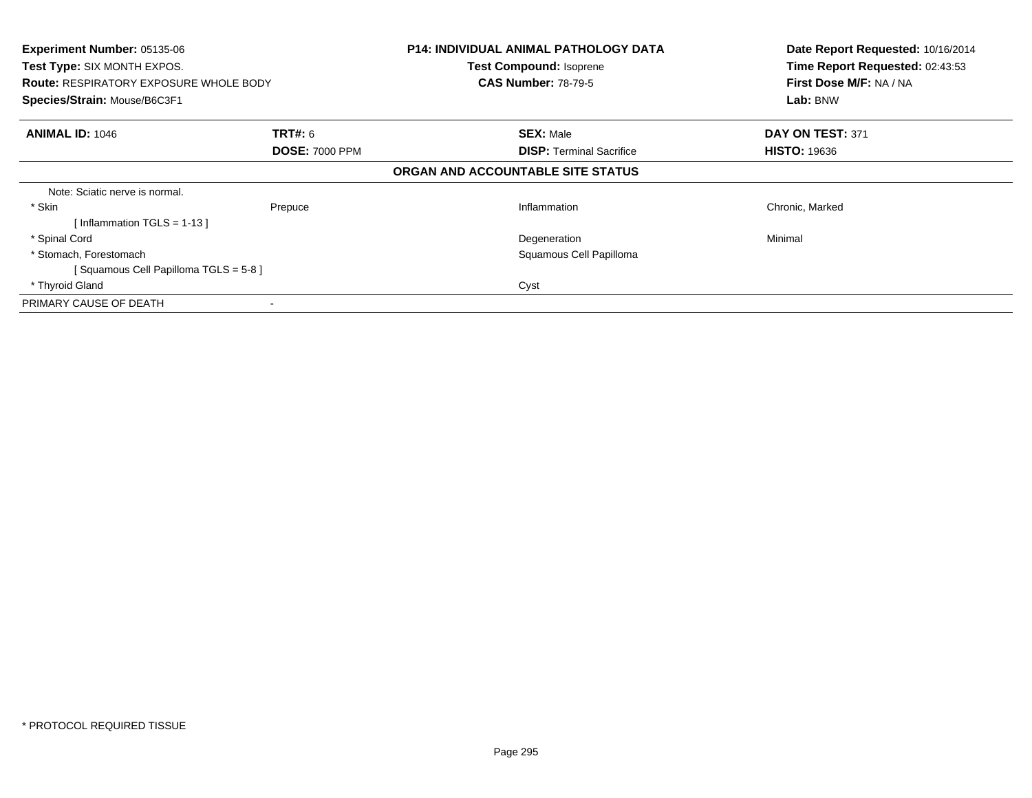**Experiment Number:** 05135-06
**Test Type:** SIX MONTH EXPOS.
**Route:** RESPIRATORY EXPOSURE WHOLE BODY
**Species/Strain:** Mouse/B6C3F1

**P14: INDIVIDUAL ANIMAL PATHOLOGY DATA**
**Test Compound:** Isoprene
**CAS Number:** 78-79-5

**Date Report Requested:** 10/16/2014
**Time Report Requested:** 02:43:53
**First Dose M/F:** NA / NA
**Lab:** BNW

| **ANIMAL ID:** 1046 | **TRT#:** 6 | **SEX:** Male | **DAY ON TEST:** 371 |
|---|---|---|---|
| | **DOSE:** 7000 PPM | **DISP:** Terminal Sacrifice | **HISTO:** 19636 |

**ORGAN AND ACCOUNTABLE SITE STATUS**

| | | | |
|---|---|---|---|
| Note: Sciatic nerve is normal. | | | |
| * Skin | Prepuce | Inflammation | Chronic, Marked |
| [ Inflammation TGLS = 1-13 ] | | | |
| * Spinal Cord | | Degeneration | Minimal |
| * Stomach, Forestomach | | Squamous Cell Papilloma | |
| [ Squamous Cell Papilloma TGLS = 5-8 ] | | | |
| * Thyroid Gland | | Cyst | |
| PRIMARY CAUSE OF DEATH | - | | |

* PROTOCOL REQUIRED TISSUE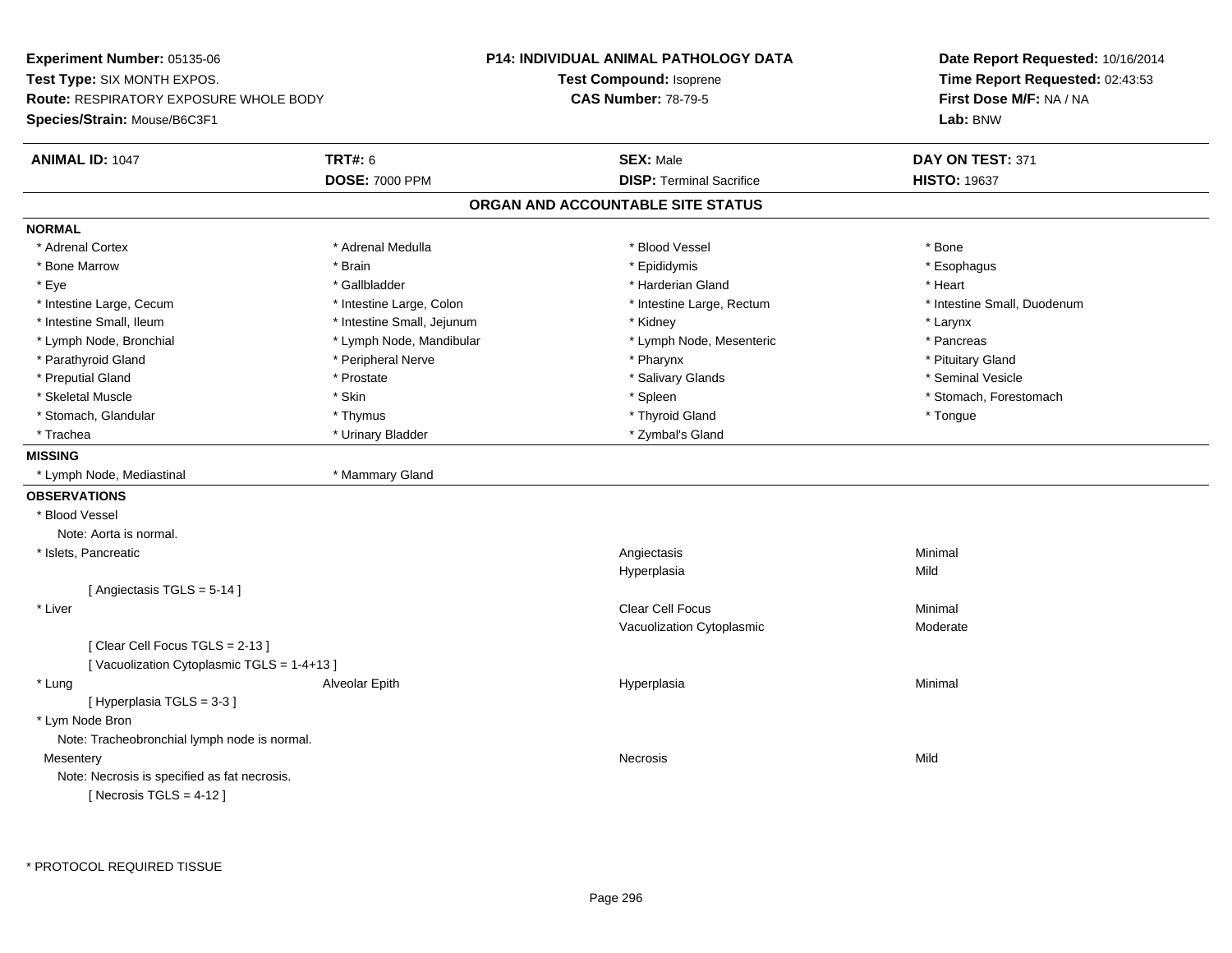**Experiment Number:** 05135-06
**Test Type:** SIX MONTH EXPOS.
**Route:** RESPIRATORY EXPOSURE WHOLE BODY
**Species/Strain:** Mouse/B6C3F1

**P14: INDIVIDUAL ANIMAL PATHOLOGY DATA**
**Test Compound:** Isoprene
**CAS Number:** 78-79-5

**Date Report Requested:** 10/16/2014
**Time Report Requested:** 02:43:53
**First Dose M/F:** NA / NA
**Lab:** BNW

| **ANIMAL ID:** 1047 | **TRT#:** 6 | **SEX:** Male | **DAY ON TEST:** 371 |
|---|---|---|---|
| | **DOSE:** 7000 PPM | **DISP:** Terminal Sacrifice | **HISTO:** 19637 |

## ORGAN AND ACCOUNTABLE SITE STATUS

**NORMAL**

| | | | |
|---|---|---|---|
| * Adrenal Cortex | * Adrenal Medulla | * Blood Vessel | * Bone |
| * Bone Marrow | * Brain | * Epididymis | * Esophagus |
| * Eye | * Gallbladder | * Harderian Gland | * Heart |
| * Intestine Large, Cecum | * Intestine Large, Colon | * Intestine Large, Rectum | * Intestine Small, Duodenum |
| * Intestine Small, Ileum | * Intestine Small, Jejunum | * Kidney | * Larynx |
| * Lymph Node, Bronchial | * Lymph Node, Mandibular | * Lymph Node, Mesenteric | * Pancreas |
| * Parathyroid Gland | * Peripheral Nerve | * Pharynx | * Pituitary Gland |
| * Preputial Gland | * Prostate | * Salivary Glands | * Seminal Vesicle |
| * Skeletal Muscle | * Skin | * Spleen | * Stomach, Forestomach |
| * Stomach, Glandular | * Thymus | * Thyroid Gland | * Tongue |
| * Trachea | * Urinary Bladder | * Zymbal's Gland | |

**MISSING**

| | |
|---|---|
| * Lymph Node, Mediastinal | * Mammary Gland |

**OBSERVATIONS**

| | | | |
|---|---|---|---|
| * Blood Vessel | | | |
| Note: Aorta is normal. | | | |
| * Islets, Pancreatic | | Angiectasis | Minimal |
| | | Hyperplasia | Mild |
| [ Angiectasis TGLS = 5-14 ] | | | |
| * Liver | | Clear Cell Focus | Minimal |
| | | Vacuolization Cytoplasmic | Moderate |
| [ Clear Cell Focus TGLS = 2-13 ] | | | |
| [ Vacuolization Cytoplasmic TGLS = 1-4+13 ] | | | |
| * Lung | Alveolar Epith | Hyperplasia | Minimal |
| [ Hyperplasia TGLS = 3-3 ] | | | |
| * Lym Node Bron | | | |
| Note: Tracheobronchial lymph node is normal. | | | |
| Mesentery | | Necrosis | Mild |
| Note: Necrosis is specified as fat necrosis. | | | |
| [ Necrosis TGLS = 4-12 ] | | | |

\* PROTOCOL REQUIRED TISSUE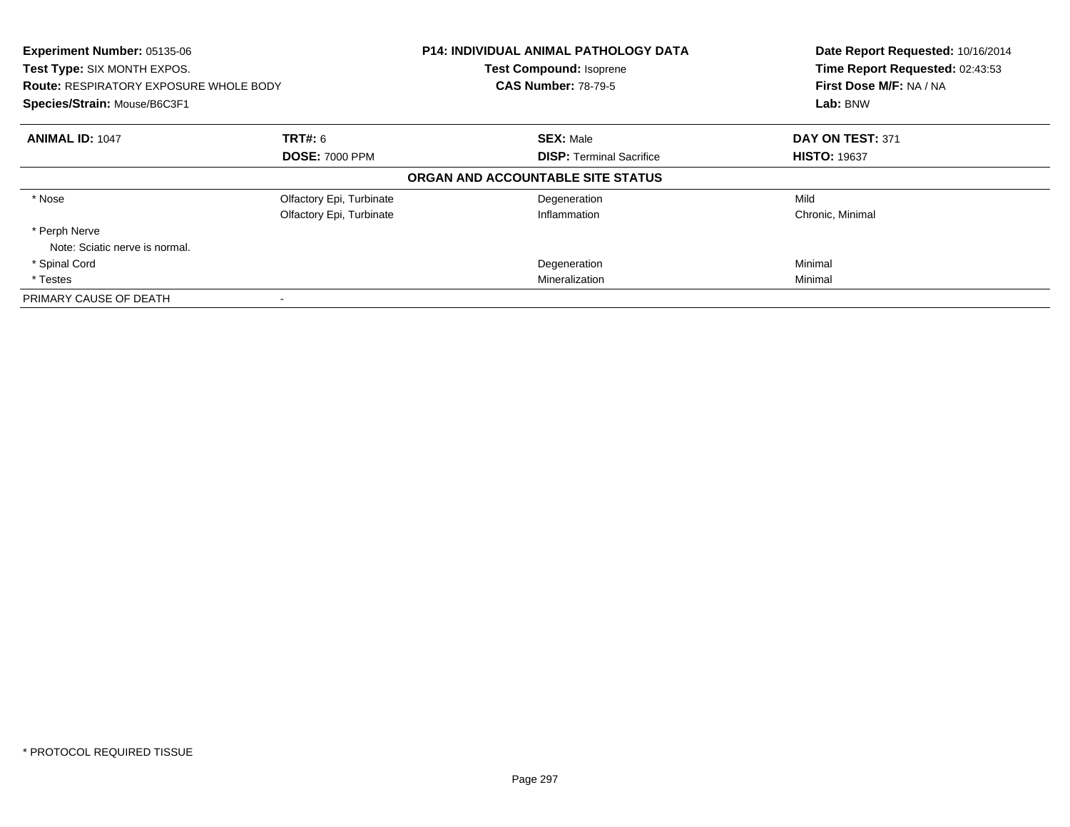**Experiment Number:** 05135-06
**Test Type:** SIX MONTH EXPOS.
**Route:** RESPIRATORY EXPOSURE WHOLE BODY
**Species/Strain:** Mouse/B6C3F1

**P14: INDIVIDUAL ANIMAL PATHOLOGY DATA**
**Test Compound:** Isoprene
**CAS Number:** 78-79-5

**Date Report Requested:** 10/16/2014
**Time Report Requested:** 02:43:53
**First Dose M/F:** NA / NA
**Lab:** BNW

| **ANIMAL ID:** 1047 | **TRT#:** 6 | **SEX:** Male | **DAY ON TEST:** 371 |
|---|---|---|---|
| | **DOSE:** 7000 PPM | **DISP:** Terminal Sacrifice | **HISTO:** 19637 |

**ORGAN AND ACCOUNTABLE SITE STATUS**

| | | | |
|---|---|---|---|
| * Nose | Olfactory Epi, Turbinate | Degeneration | Mild |
| | Olfactory Epi, Turbinate | Inflammation | Chronic, Minimal |
| * Perph Nerve | | | |
| Note: Sciatic nerve is normal. | | | |
| * Spinal Cord | | Degeneration | Minimal |
| * Testes | | Mineralization | Minimal |
| PRIMARY CAUSE OF DEATH | - | | |

* PROTOCOL REQUIRED TISSUE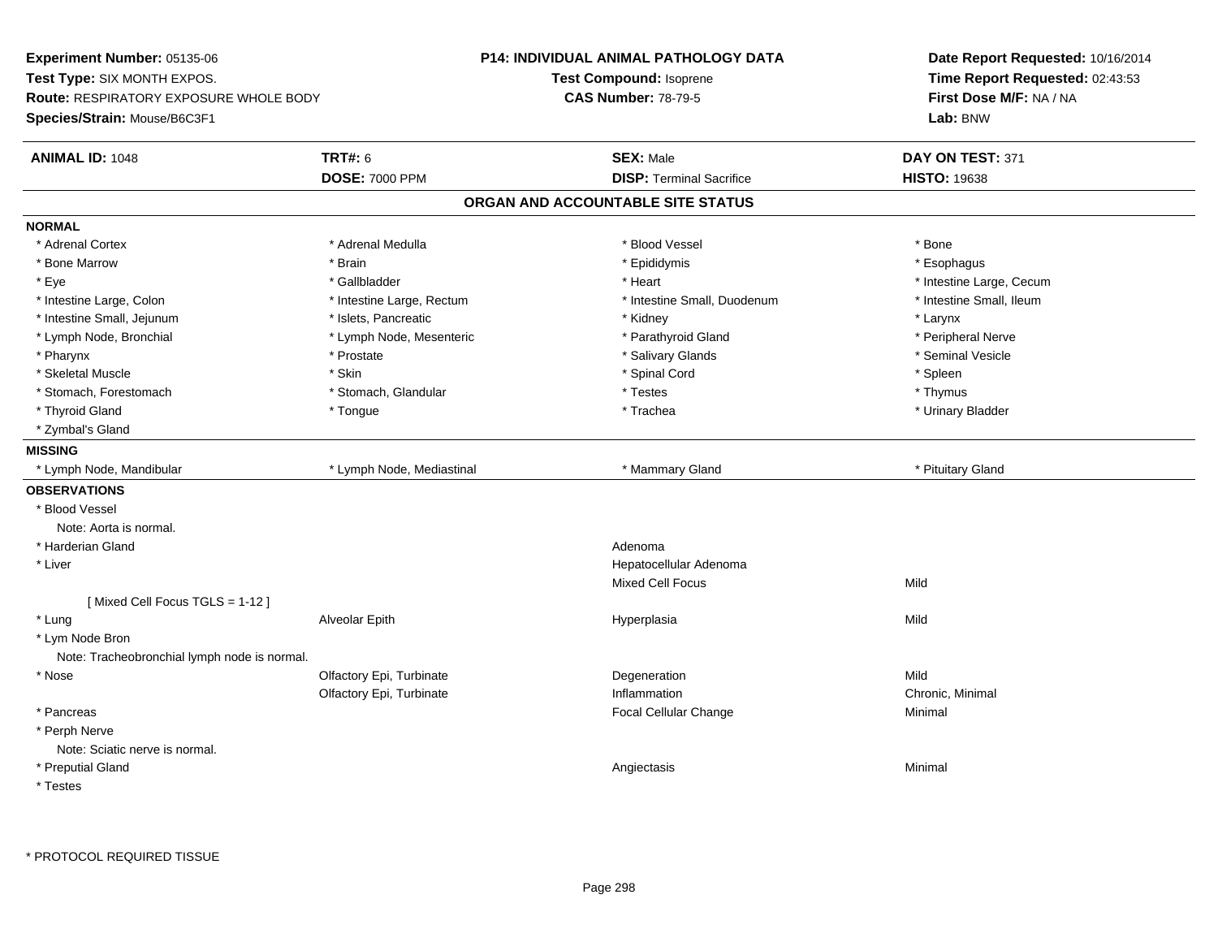**Experiment Number:** 05135-06
**Test Type:** SIX MONTH EXPOS.
**Route:** RESPIRATORY EXPOSURE WHOLE BODY
**Species/Strain:** Mouse/B6C3F1

**P14: INDIVIDUAL ANIMAL PATHOLOGY DATA**
**Test Compound:** Isoprene
**CAS Number:** 78-79-5

**Date Report Requested:** 10/16/2014
**Time Report Requested:** 02:43:53
**First Dose M/F:** NA / NA
**Lab:** BNW

| **ANIMAL ID:** 1048 | **TRT#:** 6 | **SEX:** Male | **DAY ON TEST:** 371 |
|---|---|---|---|
| | **DOSE:** 7000 PPM | **DISP:** Terminal Sacrifice | **HISTO:** 19638 |

## ORGAN AND ACCOUNTABLE SITE STATUS

**NORMAL**

| | | | |
|---|---|---|---|
| * Adrenal Cortex | * Adrenal Medulla | * Blood Vessel | * Bone |
| * Bone Marrow | * Brain | * Epididymis | * Esophagus |
| * Eye | * Gallbladder | * Heart | * Intestine Large, Cecum |
| * Intestine Large, Colon | * Intestine Large, Rectum | * Intestine Small, Duodenum | * Intestine Small, Ileum |
| * Intestine Small, Jejunum | * Islets, Pancreatic | * Kidney | * Larynx |
| * Lymph Node, Bronchial | * Lymph Node, Mesenteric | * Parathyroid Gland | * Peripheral Nerve |
| * Pharynx | * Prostate | * Salivary Glands | * Seminal Vesicle |
| * Skeletal Muscle | * Skin | * Spinal Cord | * Spleen |
| * Stomach, Forestomach | * Stomach, Glandular | * Testes | * Thymus |
| * Thyroid Gland | * Tongue | * Trachea | * Urinary Bladder |
| * Zymbal's Gland | | | |

**MISSING**

| | | | |
|---|---|---|---|
| * Lymph Node, Mandibular | * Lymph Node, Mediastinal | * Mammary Gland | * Pituitary Gland |

**OBSERVATIONS**

| | | | |
|---|---|---|---|
| * Blood Vessel | | | |
| Note: Aorta is normal. | | | |
| * Harderian Gland | | Adenoma | |
| * Liver | | Hepatocellular Adenoma | |
| | | Mixed Cell Focus | Mild |
| [ Mixed Cell Focus TGLS = 1-12 ] | | | |
| * Lung | Alveolar Epith | Hyperplasia | Mild |
| * Lym Node Bron | | | |
| Note: Tracheobronchial lymph node is normal. | | | |
| * Nose | Olfactory Epi, Turbinate | Degeneration | Mild |
| | Olfactory Epi, Turbinate | Inflammation | Chronic, Minimal |
| * Pancreas | | Focal Cellular Change | Minimal |
| * Perph Nerve | | | |
| Note: Sciatic nerve is normal. | | | |
| * Preputial Gland | | Angiectasis | Minimal |
| * Testes | | | |

* PROTOCOL REQUIRED TISSUE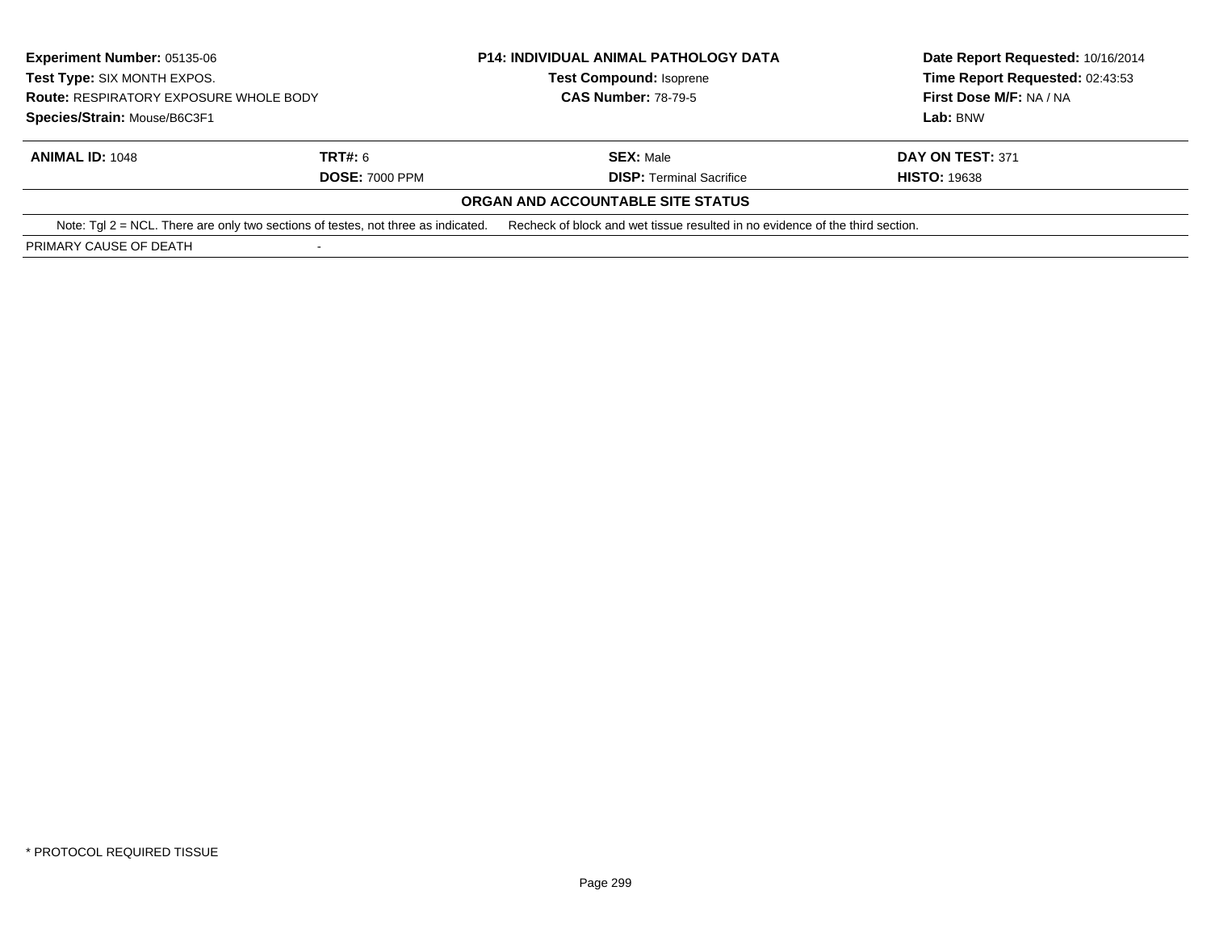**Experiment Number:** 05135-06
**Test Type:** SIX MONTH EXPOS.
**Route:** RESPIRATORY EXPOSURE WHOLE BODY
**Species/Strain:** Mouse/B6C3F1

**P14: INDIVIDUAL ANIMAL PATHOLOGY DATA**
**Test Compound:** Isoprene
**CAS Number:** 78-79-5

**Date Report Requested:** 10/16/2014
**Time Report Requested:** 02:43:53
**First Dose M/F:** NA / NA
**Lab:** BNW

| **ANIMAL ID:** 1048 | **TRT#:** 6 | **SEX:** Male | **DAY ON TEST:** 371 |
|---|---|---|---|
| | **DOSE:** 7000 PPM | **DISP:** Terminal Sacrifice | **HISTO:** 19638 |

**ORGAN AND ACCOUNTABLE SITE STATUS**

Note: Tgl 2 = NCL. There are only two sections of testes, not three as indicated. Recheck of block and wet tissue resulted in no evidence of the third section.

PRIMARY CAUSE OF DEATH -

* PROTOCOL REQUIRED TISSUE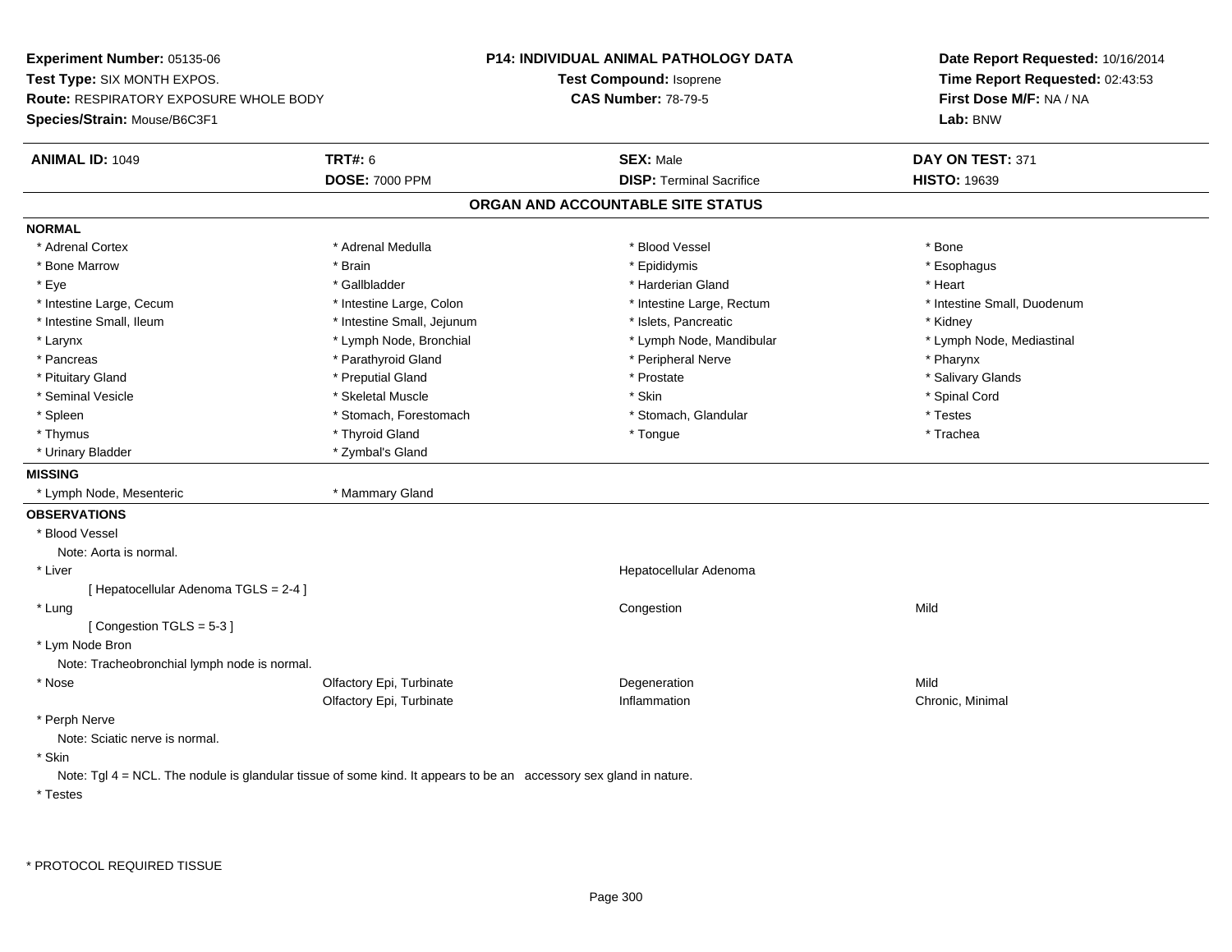**Experiment Number:** 05135-06
**Test Type:** SIX MONTH EXPOS.
**Route:** RESPIRATORY EXPOSURE WHOLE BODY
**Species/Strain:** Mouse/B6C3F1

**P14: INDIVIDUAL ANIMAL PATHOLOGY DATA**
**Test Compound:** Isoprene
**CAS Number:** 78-79-5

**Date Report Requested:** 10/16/2014
**Time Report Requested:** 02:43:53
**First Dose M/F:** NA / NA
**Lab:** BNW

| **ANIMAL ID:** 1049 | **TRT#:** 6 | **SEX:** Male | **DAY ON TEST:** 371 |
|---|---|---|---|
| | **DOSE:** 7000 PPM | **DISP:** Terminal Sacrifice | **HISTO:** 19639 |

## ORGAN AND ACCOUNTABLE SITE STATUS

**NORMAL**

| | | | |
|---|---|---|---|
| * Adrenal Cortex | * Adrenal Medulla | * Blood Vessel | * Bone |
| * Bone Marrow | * Brain | * Epididymis | * Esophagus |
| * Eye | * Gallbladder | * Harderian Gland | * Heart |
| * Intestine Large, Cecum | * Intestine Large, Colon | * Intestine Large, Rectum | * Intestine Small, Duodenum |
| * Intestine Small, Ileum | * Intestine Small, Jejunum | * Islets, Pancreatic | * Kidney |
| * Larynx | * Lymph Node, Bronchial | * Lymph Node, Mandibular | * Lymph Node, Mediastinal |
| * Pancreas | * Parathyroid Gland | * Peripheral Nerve | * Pharynx |
| * Pituitary Gland | * Preputial Gland | * Prostate | * Salivary Glands |
| * Seminal Vesicle | * Skeletal Muscle | * Skin | * Spinal Cord |
| * Spleen | * Stomach, Forestomach | * Stomach, Glandular | * Testes |
| * Thymus | * Thyroid Gland | * Tongue | * Trachea |
| * Urinary Bladder | * Zymbal's Gland | | |

**MISSING**

| | |
|---|---|
| * Lymph Node, Mesenteric | * Mammary Gland |

**OBSERVATIONS**

| | | | |
|---|---|---|---|
| * Blood Vessel | | | |
| Note: Aorta is normal. | | | |
| * Liver | | Hepatocellular Adenoma | |
| [ Hepatocellular Adenoma TGLS = 2-4 ] | | | |
| * Lung | | Congestion | Mild |
| [ Congestion TGLS = 5-3 ] | | | |
| * Lym Node Bron | | | |
| Note: Tracheobronchial lymph node is normal. | | | |
| * Nose | Olfactory Epi, Turbinate | Degeneration | Mild |
| | Olfactory Epi, Turbinate | Inflammation | Chronic, Minimal |
| * Perph Nerve | | | |
| Note: Sciatic nerve is normal. | | | |
| * Skin | | | |
| Note: Tgl 4 = NCL. The nodule is glandular tissue of some kind. It appears to be an accessory sex gland in nature. | | | |
| * Testes | | | |

\* PROTOCOL REQUIRED TISSUE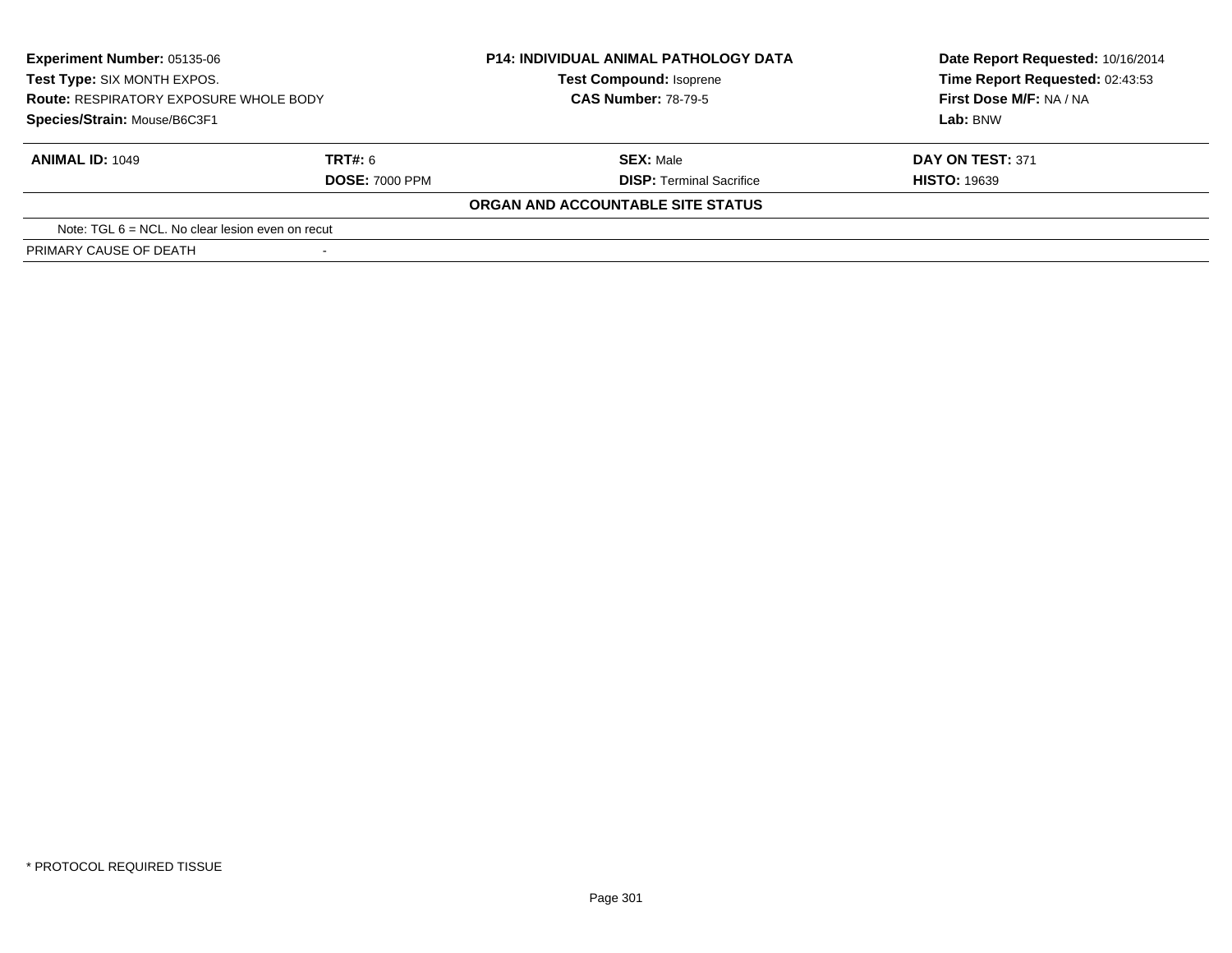**Experiment Number:** 05135-06
**Test Type:** SIX MONTH EXPOS.
**Route:** RESPIRATORY EXPOSURE WHOLE BODY
**Species/Strain:** Mouse/B6C3F1

**P14: INDIVIDUAL ANIMAL PATHOLOGY DATA**
**Test Compound:** Isoprene
**CAS Number:** 78-79-5

**Date Report Requested:** 10/16/2014
**Time Report Requested:** 02:43:53
**First Dose M/F:** NA / NA
**Lab:** BNW

| **ANIMAL ID:** 1049 | **TRT#:** 6 | **SEX:** Male | **DAY ON TEST:** 371 |
|---|---|---|---|
| | **DOSE:** 7000 PPM | **DISP:** Terminal Sacrifice | **HISTO:** 19639 |

**ORGAN AND ACCOUNTABLE SITE STATUS**

Note: TGL 6 = NCL. No clear lesion even on recut

| PRIMARY CAUSE OF DEATH | - |
|---|---|

* PROTOCOL REQUIRED TISSUE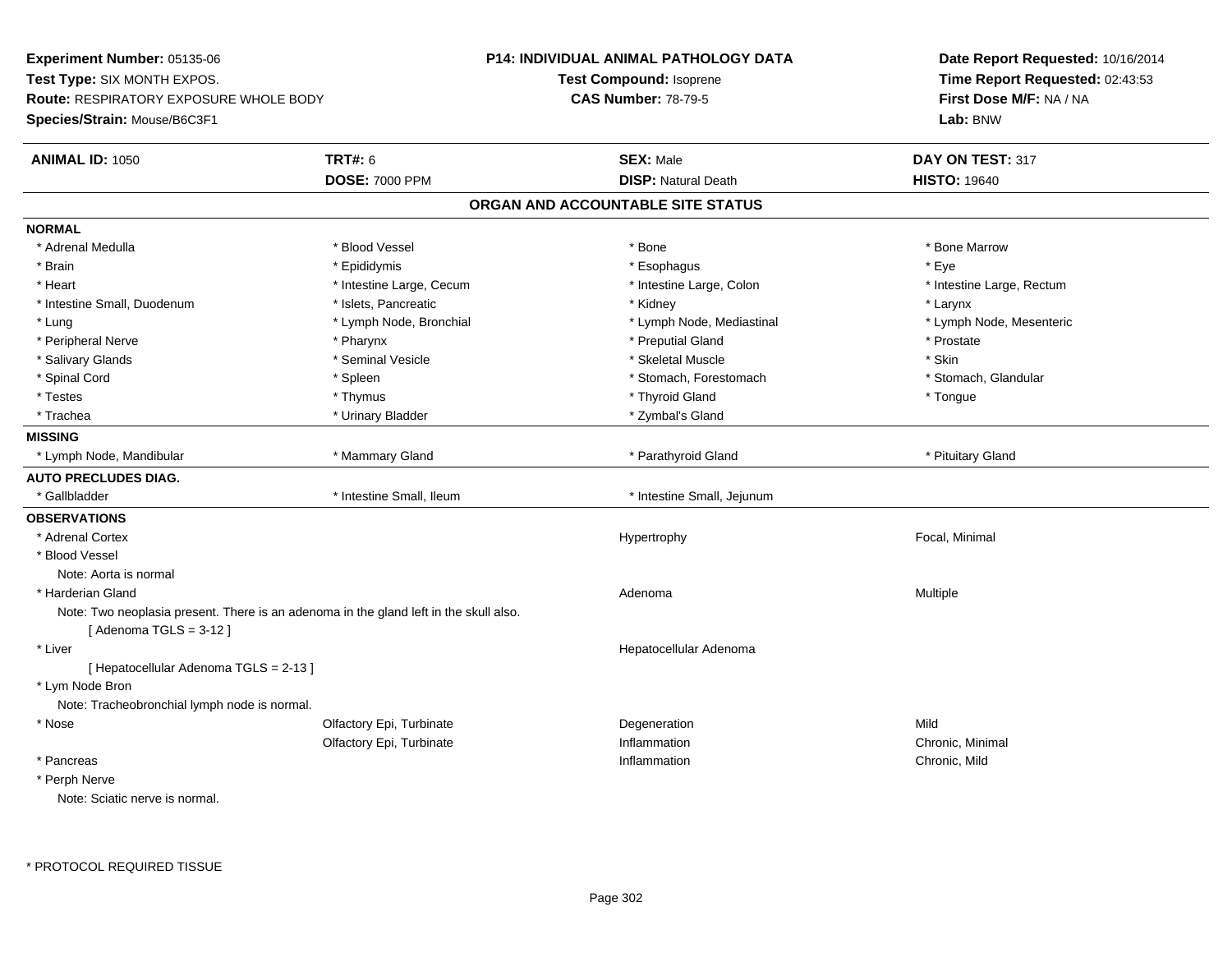**Experiment Number:** 05135-06
**Test Type:** SIX MONTH EXPOS.
**Route:** RESPIRATORY EXPOSURE WHOLE BODY
**Species/Strain:** Mouse/B6C3F1

**P14: INDIVIDUAL ANIMAL PATHOLOGY DATA**
**Test Compound:** Isoprene
**CAS Number:** 78-79-5

**Date Report Requested:** 10/16/2014
**Time Report Requested:** 02:43:53
**First Dose M/F:** NA / NA
**Lab:** BNW

| **ANIMAL ID:** 1050 | **TRT#:** 6 | **SEX:** Male | **DAY ON TEST:** 317 |
|---|---|---|---|
| | **DOSE:** 7000 PPM | **DISP:** Natural Death | **HISTO:** 19640 |

## ORGAN AND ACCOUNTABLE SITE STATUS

**NORMAL**

| | | | |
|---|---|---|---|
| * Adrenal Medulla | * Blood Vessel | * Bone | * Bone Marrow |
| * Brain | * Epididymis | * Esophagus | * Eye |
| * Heart | * Intestine Large, Cecum | * Intestine Large, Colon | * Intestine Large, Rectum |
| * Intestine Small, Duodenum | * Islets, Pancreatic | * Kidney | * Larynx |
| * Lung | * Lymph Node, Bronchial | * Lymph Node, Mediastinal | * Lymph Node, Mesenteric |
| * Peripheral Nerve | * Pharynx | * Preputial Gland | * Prostate |
| * Salivary Glands | * Seminal Vesicle | * Skeletal Muscle | * Skin |
| * Spinal Cord | * Spleen | * Stomach, Forestomach | * Stomach, Glandular |
| * Testes | * Thymus | * Thyroid Gland | * Tongue |
| * Trachea | * Urinary Bladder | * Zymbal's Gland | |

**MISSING**

| | | | |
|---|---|---|---|
| * Lymph Node, Mandibular | * Mammary Gland | * Parathyroid Gland | * Pituitary Gland |

**AUTO PRECLUDES DIAG.**

| | | | |
|---|---|---|---|
| * Gallbladder | * Intestine Small, Ileum | * Intestine Small, Jejunum | |

**OBSERVATIONS**

| | | | |
|---|---|---|---|
| * Adrenal Cortex | | Hypertrophy | Focal, Minimal |
| * Blood Vessel | | | |
| Note: Aorta is normal | | | |
| * Harderian Gland | | Adenoma | Multiple |
| Note: Two neoplasia present. There is an adenoma in the gland left in the skull also. | | | |
| [ Adenoma TGLS = 3-12 ] | | | |
| * Liver | | Hepatocellular Adenoma | |
| [ Hepatocellular Adenoma TGLS = 2-13 ] | | | |
| * Lym Node Bron | | | |
| Note: Tracheobronchial lymph node is normal. | | | |
| * Nose | Olfactory Epi, Turbinate | Degeneration | Mild |
| | Olfactory Epi, Turbinate | Inflammation | Chronic, Minimal |
| * Pancreas | | Inflammation | Chronic, Mild |
| * Perph Nerve | | | |
| Note: Sciatic nerve is normal. | | | |

\* PROTOCOL REQUIRED TISSUE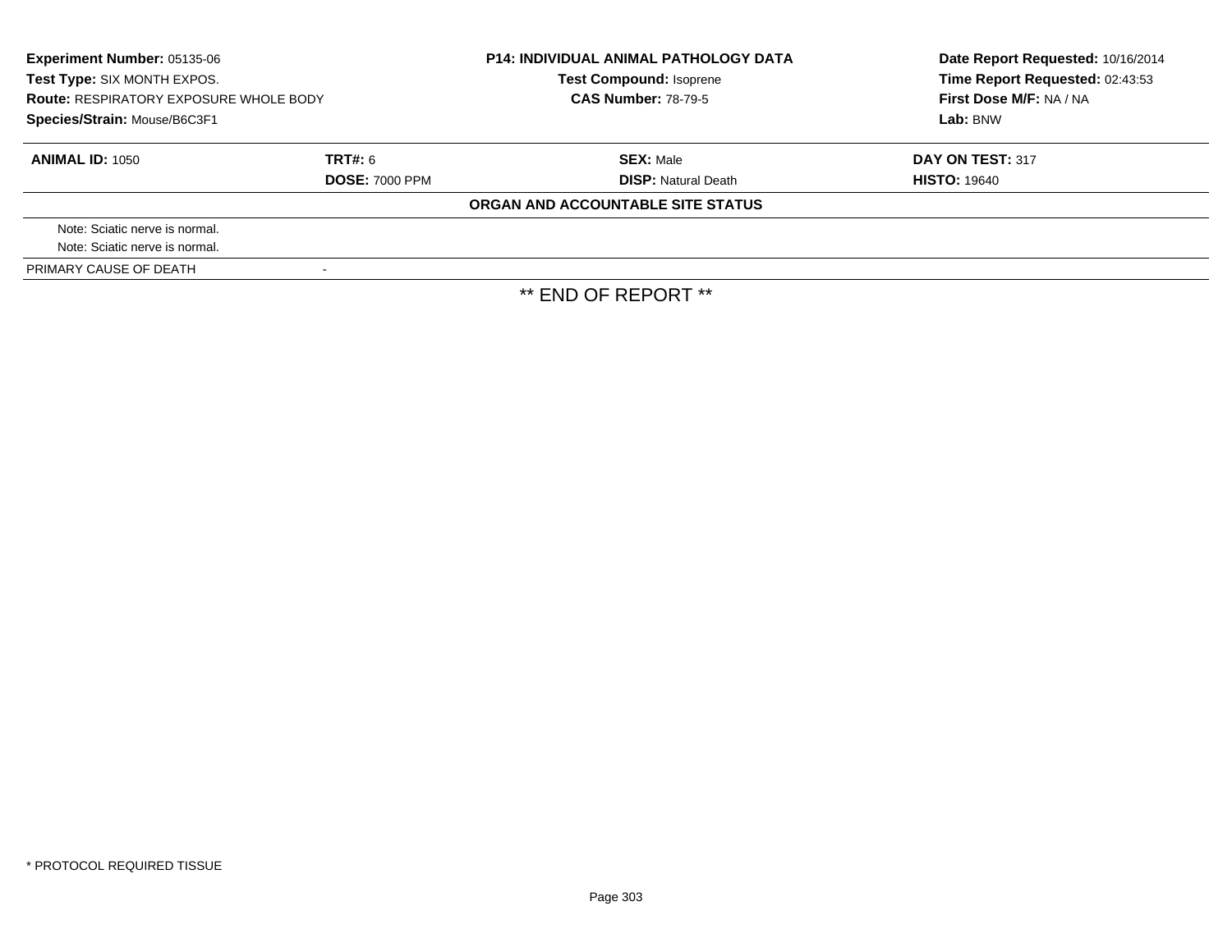**Experiment Number:** 05135-06
**Test Type:** SIX MONTH EXPOS.
**Route:** RESPIRATORY EXPOSURE WHOLE BODY
**Species/Strain:** Mouse/B6C3F1

**P14: INDIVIDUAL ANIMAL PATHOLOGY DATA**
**Test Compound:** Isoprene
**CAS Number:** 78-79-5

**Date Report Requested:** 10/16/2014
**Time Report Requested:** 02:43:53
**First Dose M/F:** NA / NA
**Lab:** BNW

| | | | |
|---|---|---|---|
| **ANIMAL ID:** 1050 | **TRT#:** 6 | **SEX:** Male | **DAY ON TEST:** 317 |
| | **DOSE:** 7000 PPM | **DISP:** Natural Death | **HISTO:** 19640 |

**ORGAN AND ACCOUNTABLE SITE STATUS**

Note: Sciatic nerve is normal.
Note: Sciatic nerve is normal.

| | |
|---|---|
| PRIMARY CAUSE OF DEATH | - |

** END OF REPORT **

* PROTOCOL REQUIRED TISSUE